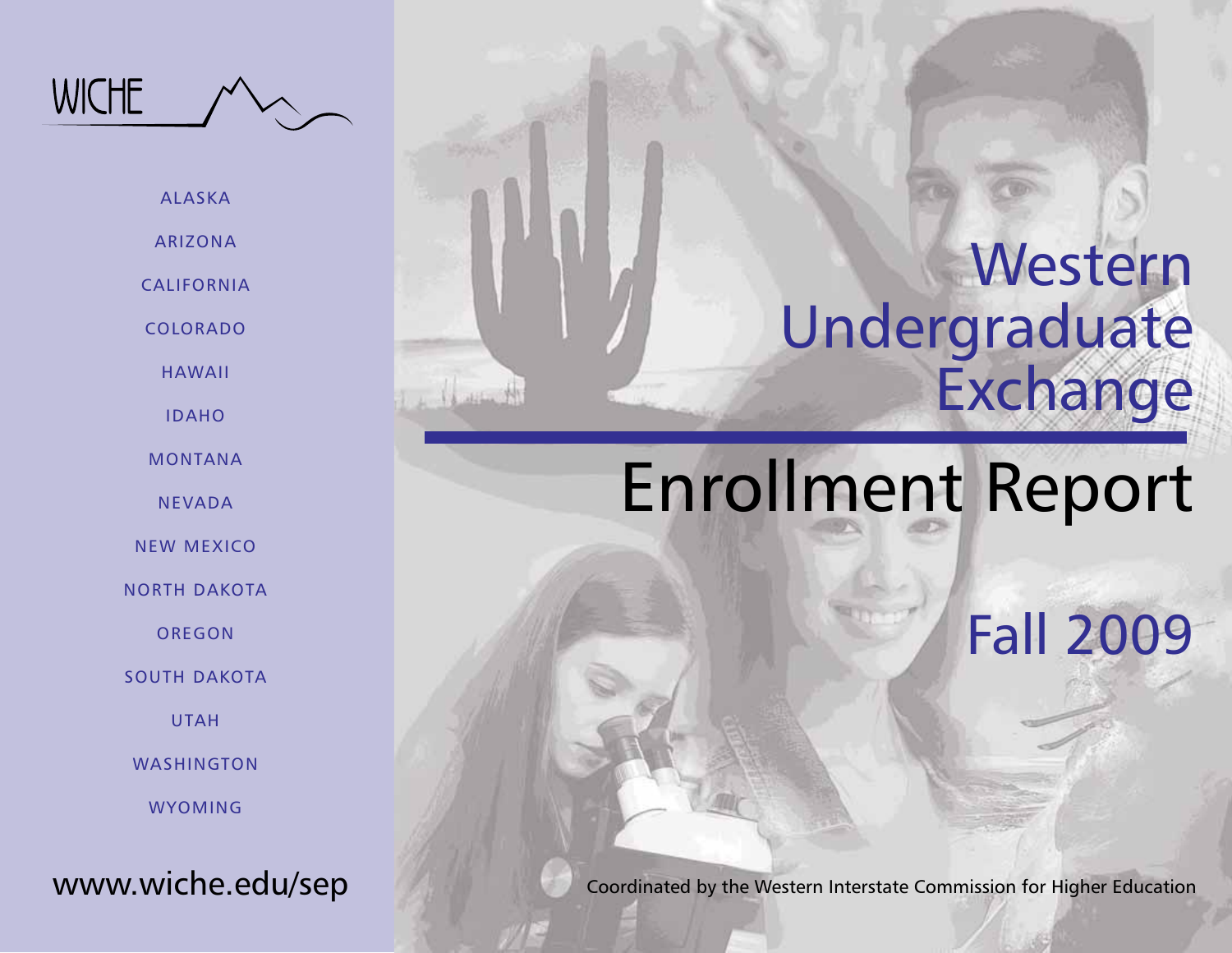WICHE

ALASKA

ARIZONA

CALIFORNIA

COLORADO

HAWAII

IDAHO

MONTANA

NEVADA

NEW MEXICO

NORTH DAKOTA

OREGON

SOUTH DAKOTA

UTAH

WASHINGTON

WYOMING

www.wiche.edu/sep

# Western Undergraduate Exchange

# Enrollment Report

## Fall 2009

Coordinated by the Western Interstate Commission for Higher Education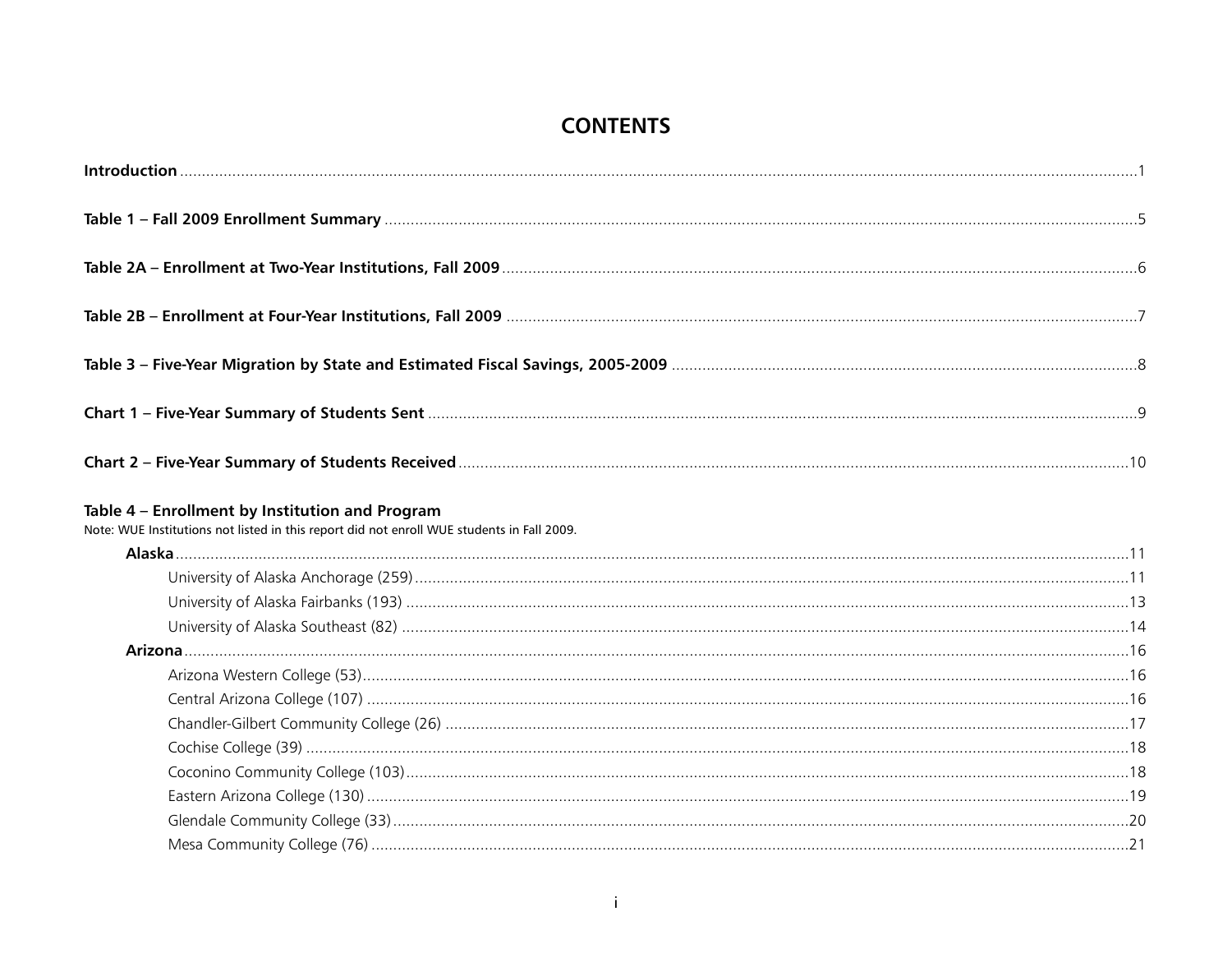# CONTENTS

**Introduction** ... 1

**Table 1 – Fall 2009 Enrollment Summary** ... 5

**Table 2A – Enrollment at Two-Year Institutions, Fall 2009** ... 6

**Table 2B – Enrollment at Four-Year Institutions, Fall 2009** ... 7

**Table 3 – Five-Year Migration by State and Estimated Fiscal Savings, 2005-2009** ... 8

**Chart 1 – Five-Year Summary of Students Sent** ... 9

**Chart 2 – Five-Year Summary of Students Received** ... 10

**Table 4 – Enrollment by Institution and Program**

Note: WUE Institutions not listed in this report did not enroll WUE students in Fall 2009.

- **Alaska** ... 11
  - University of Alaska Anchorage (259) ... 11
  - University of Alaska Fairbanks (193) ... 13
  - University of Alaska Southeast (82) ... 14
- **Arizona** ... 16
  - Arizona Western College (53) ... 16
  - Central Arizona College (107) ... 16
  - Chandler-Gilbert Community College (26) ... 17
  - Cochise College (39) ... 18
  - Coconino Community College (103) ... 18
  - Eastern Arizona College (130) ... 19
  - Glendale Community College (33) ... 20
  - Mesa Community College (76) ... 21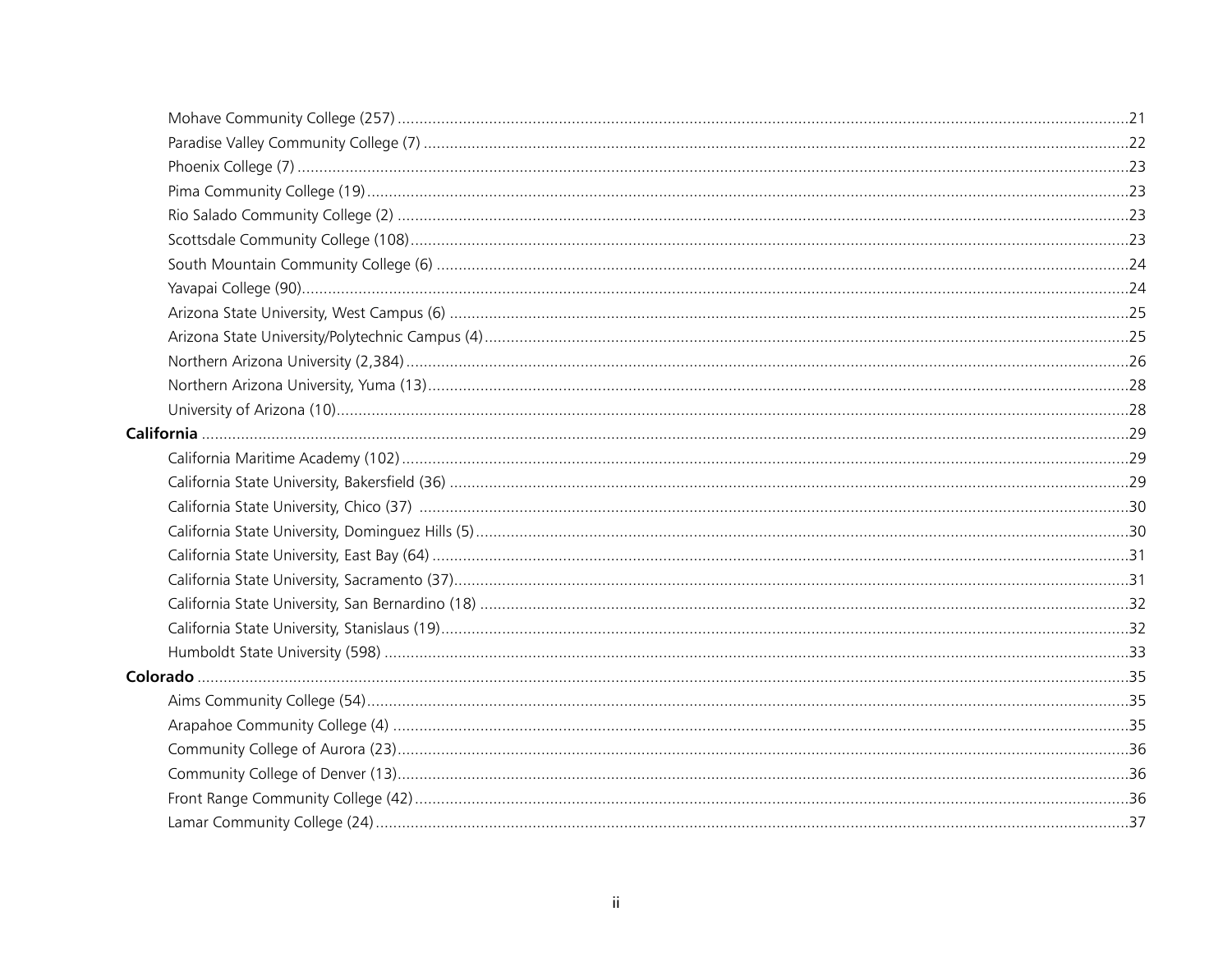Mohave Community College (257) ....................................................................................................................21

Paradise Valley Community College (7) ....................................................................................................22

Phoenix College (7) ....................................................................................................................................23

Pima Community College (19)....................................................................................................................23

Rio Salado Community College (2) ............................................................................................................23

Scottsdale Community College (108)..........................................................................................................23

South Mountain Community College (6) ....................................................................................................24

Yavapai College (90)...................................................................................................................................24

Arizona State University, West Campus (6) ...............................................................................................25

Arizona State University/Polytechnic Campus (4).......................................................................................25

Northern Arizona University (2,384)..........................................................................................................26

Northern Arizona University, Yuma (13).....................................................................................................28

University of Arizona (10)...........................................................................................................................28

**California** ..................................................................................................................................................29

California Maritime Academy (102)............................................................................................................29

California State University, Bakersfield (36) ...............................................................................................29

California State University, Chico (37) .......................................................................................................30

California State University, Dominguez Hills (5).........................................................................................30

California State University, East Bay (64) ..................................................................................................31

California State University, Sacramento (37)..............................................................................................31

California State University, San Bernardino (18) ........................................................................................32

California State University, Stanislaus (19)..................................................................................................32

Humboldt State University (598) ...............................................................................................................33

**Colorado** ...................................................................................................................................................35

Aims Community College (54)....................................................................................................................35

Arapahoe Community College (4) ..............................................................................................................35

Community College of Aurora (23).............................................................................................................36

Community College of Denver (13).............................................................................................................36

Front Range Community College (42).........................................................................................................36

Lamar Community College (24)..................................................................................................................37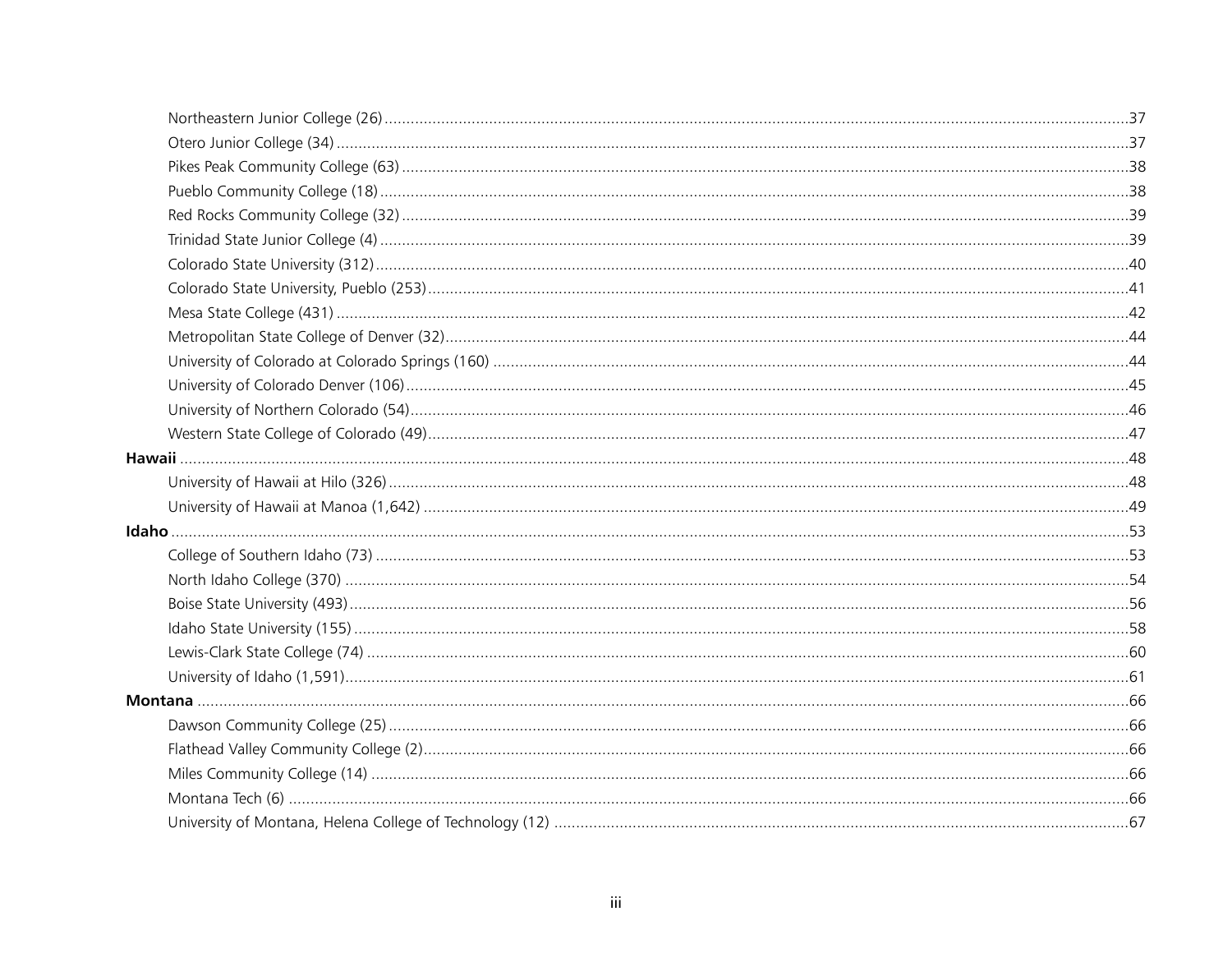Northeastern Junior College (26) ........ 37
Otero Junior College (34) ........ 37
Pikes Peak Community College (63) ........ 38
Pueblo Community College (18) ........ 38
Red Rocks Community College (32) ........ 39
Trinidad State Junior College (4) ........ 39
Colorado State University (312) ........ 40
Colorado State University, Pueblo (253) ........ 41
Mesa State College (431) ........ 42
Metropolitan State College of Denver (32) ........ 44
University of Colorado at Colorado Springs (160) ........ 44
University of Colorado Denver (106) ........ 45
University of Northern Colorado (54) ........ 46
Western State College of Colorado (49) ........ 47

**Hawaii** ........ 48

University of Hawaii at Hilo (326) ........ 48
University of Hawaii at Manoa (1,642) ........ 49

**Idaho** ........ 53

College of Southern Idaho (73) ........ 53
North Idaho College (370) ........ 54
Boise State University (493) ........ 56
Idaho State University (155) ........ 58
Lewis-Clark State College (74) ........ 60
University of Idaho (1,591) ........ 61

**Montana** ........ 66

Dawson Community College (25) ........ 66
Flathead Valley Community College (2) ........ 66
Miles Community College (14) ........ 66
Montana Tech (6) ........ 66
University of Montana, Helena College of Technology (12) ........ 67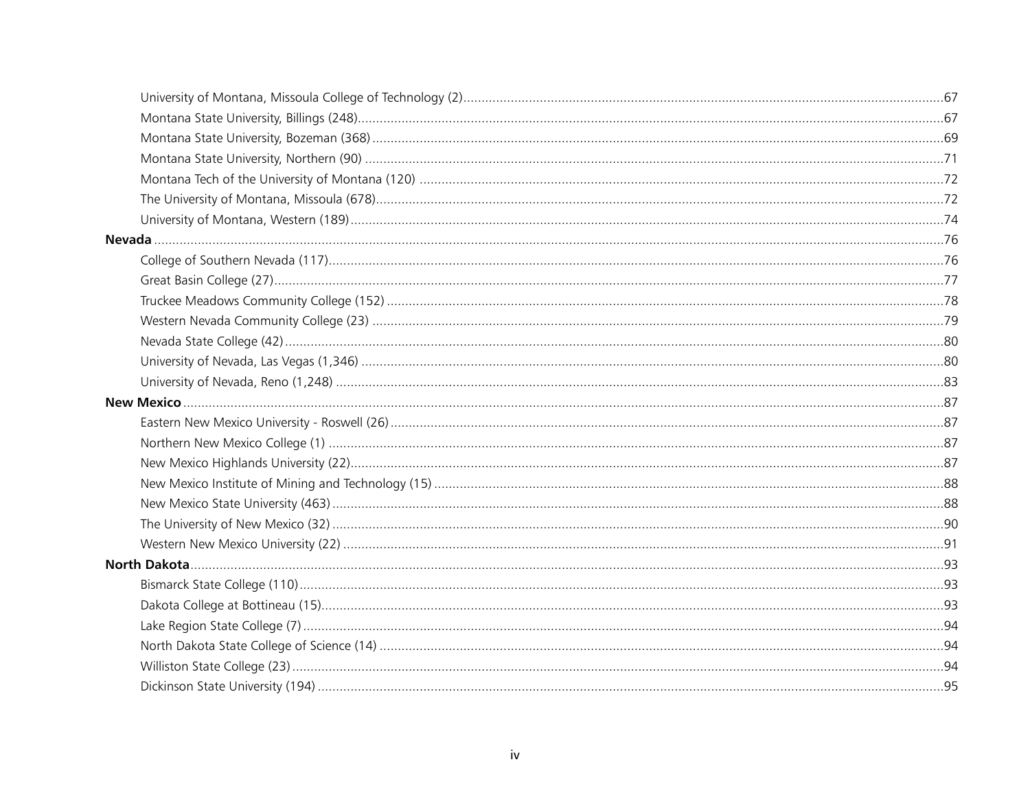University of Montana, Missoula College of Technology (2) ... 67
Montana State University, Billings (248) ... 67
Montana State University, Bozeman (368) ... 69
Montana State University, Northern (90) ... 71
Montana Tech of the University of Montana (120) ... 72
The University of Montana, Missoula (678) ... 72
University of Montana, Western (189) ... 74

**Nevada** ... 76
College of Southern Nevada (117) ... 76
Great Basin College (27) ... 77
Truckee Meadows Community College (152) ... 78
Western Nevada Community College (23) ... 79
Nevada State College (42) ... 80
University of Nevada, Las Vegas (1,346) ... 80
University of Nevada, Reno (1,248) ... 83

**New Mexico** ... 87
Eastern New Mexico University - Roswell (26) ... 87
Northern New Mexico College (1) ... 87
New Mexico Highlands University (22) ... 87
New Mexico Institute of Mining and Technology (15) ... 88
New Mexico State University (463) ... 88
The University of New Mexico (32) ... 90
Western New Mexico University (22) ... 91

**North Dakota** ... 93
Bismarck State College (110) ... 93
Dakota College at Bottineau (15) ... 93
Lake Region State College (7) ... 94
North Dakota State College of Science (14) ... 94
Williston State College (23) ... 94
Dickinson State University (194) ... 95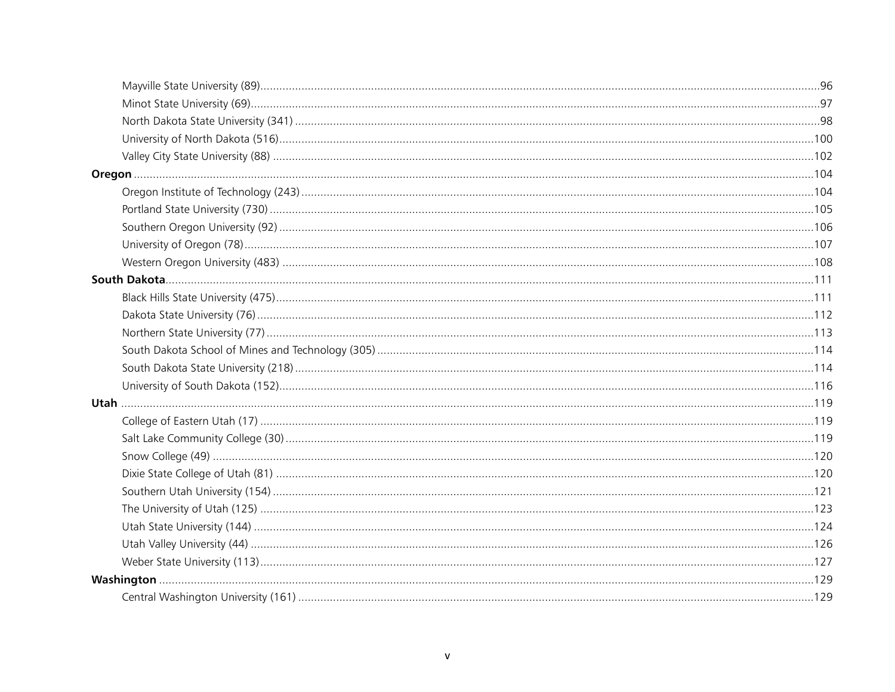Mayville State University (89)...........96
Minot State University (69)...........97
North Dakota State University (341)...........98
University of North Dakota (516)...........100
Valley City State University (88)...........102

**Oregon**...........104

Oregon Institute of Technology (243)...........104
Portland State University (730)...........105
Southern Oregon University (92)...........106
University of Oregon (78)...........107
Western Oregon University (483)...........108

**South Dakota**...........111

Black Hills State University (475)...........111
Dakota State University (76)...........112
Northern State University (77)...........113
South Dakota School of Mines and Technology (305)...........114
South Dakota State University (218)...........114
University of South Dakota (152)...........116

**Utah**...........119

College of Eastern Utah (17)...........119
Salt Lake Community College (30)...........119
Snow College (49)...........120
Dixie State College of Utah (81)...........120
Southern Utah University (154)...........121
The University of Utah (125)...........123
Utah State University (144)...........124
Utah Valley University (44)...........126
Weber State University (113)...........127

**Washington**...........129

Central Washington University (161)...........129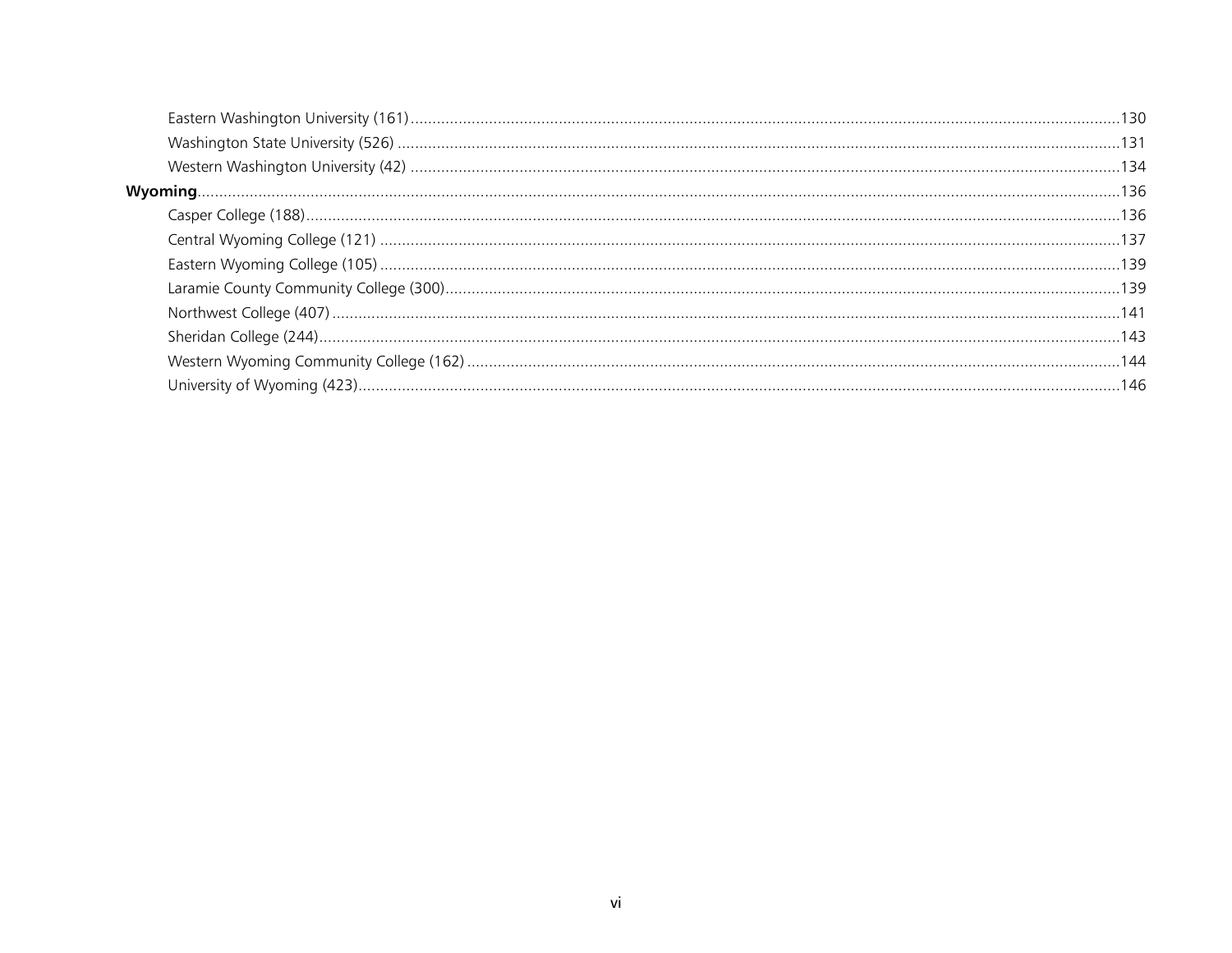Eastern Washington University (161) ........ 130
Washington State University (526) ........ 131
Western Washington University (42) ........ 134

**Wyoming** ........ 136
Casper College (188) ........ 136
Central Wyoming College (121) ........ 137
Eastern Wyoming College (105) ........ 139
Laramie County Community College (300) ........ 139
Northwest College (407) ........ 141
Sheridan College (244) ........ 143
Western Wyoming Community College (162) ........ 144
University of Wyoming (423) ........ 146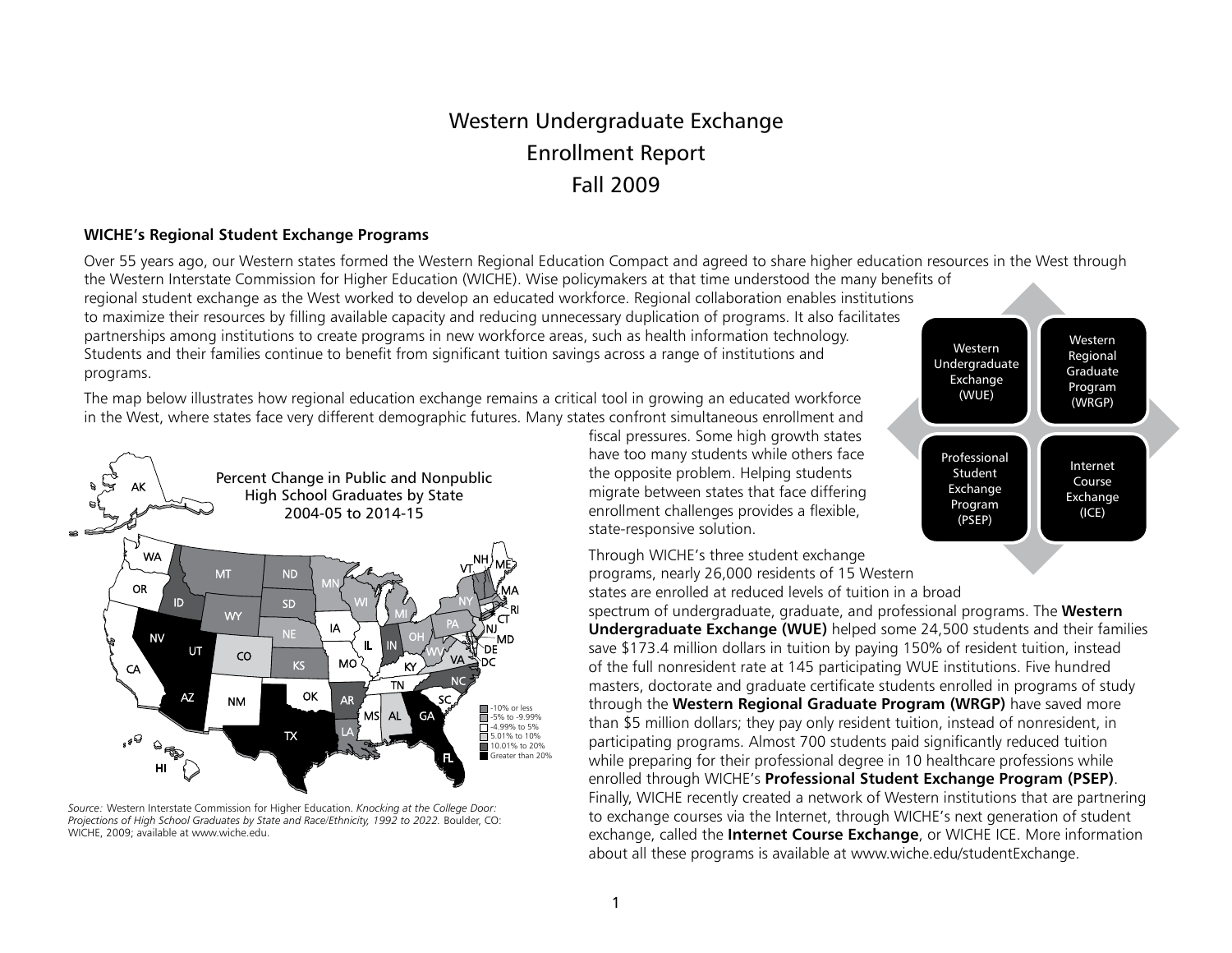# Western Undergraduate Exchange
# Enrollment Report
# Fall 2009

## WICHE's Regional Student Exchange Programs

Over 55 years ago, our Western states formed the Western Regional Education Compact and agreed to share higher education resources in the West through the Western Interstate Commission for Higher Education (WICHE). Wise policymakers at that time understood the many benefits of regional student exchange as the West worked to develop an educated workforce. Regional collaboration enables institutions to maximize their resources by filling available capacity and reducing unnecessary duplication of programs. It also facilitates partnerships among institutions to create programs in new workforce areas, such as health information technology. Students and their families continue to benefit from significant tuition savings across a range of institutions and programs.

The map below illustrates how regional education exchange remains a critical tool in growing an educated workforce in the West, where states face very different demographic futures. Many states confront simultaneous enrollment and fiscal pressures. Some high growth states have too many students while others face the opposite problem. Helping students migrate between states that face differing enrollment challenges provides a flexible, state-responsive solution.

Western Undergraduate Exchange (WUE) | Western Regional Graduate Program (WRGP) | Professional Student Exchange Program (PSEP) | Internet Course Exchange (ICE)

Percent Change in Public and Nonpublic High School Graduates by State 2004-05 to 2014-15

Legend: -10% or less; -5% to -9.99%; -4.99% to 5%; 5.01% to 10%; 10.01% to 20%; Greater than 20%

*Source:* Western Interstate Commission for Higher Education. *Knocking at the College Door: Projections of High School Graduates by State and Race/Ethnicity, 1992 to 2022.* Boulder, CO: WICHE, 2009; available at www.wiche.edu.

Through WICHE's three student exchange programs, nearly 26,000 residents of 15 Western states are enrolled at reduced levels of tuition in a broad spectrum of undergraduate, graduate, and professional programs. The **Western Undergraduate Exchange (WUE)** helped some 24,500 students and their families save $173.4 million dollars in tuition by paying 150% of resident tuition, instead of the full nonresident rate at 145 participating WUE institutions. Five hundred masters, doctorate and graduate certificate students enrolled in programs of study through the **Western Regional Graduate Program (WRGP)** have saved more than $5 million dollars; they pay only resident tuition, instead of nonresident, in participating programs. Almost 700 students paid significantly reduced tuition while preparing for their professional degree in 10 healthcare professions while enrolled through WICHE's **Professional Student Exchange Program (PSEP)**. Finally, WICHE recently created a network of Western institutions that are partnering to exchange courses via the Internet, through WICHE's next generation of student exchange, called the **Internet Course Exchange**, or WICHE ICE. More information about all these programs is available at www.wiche.edu/studentExchange.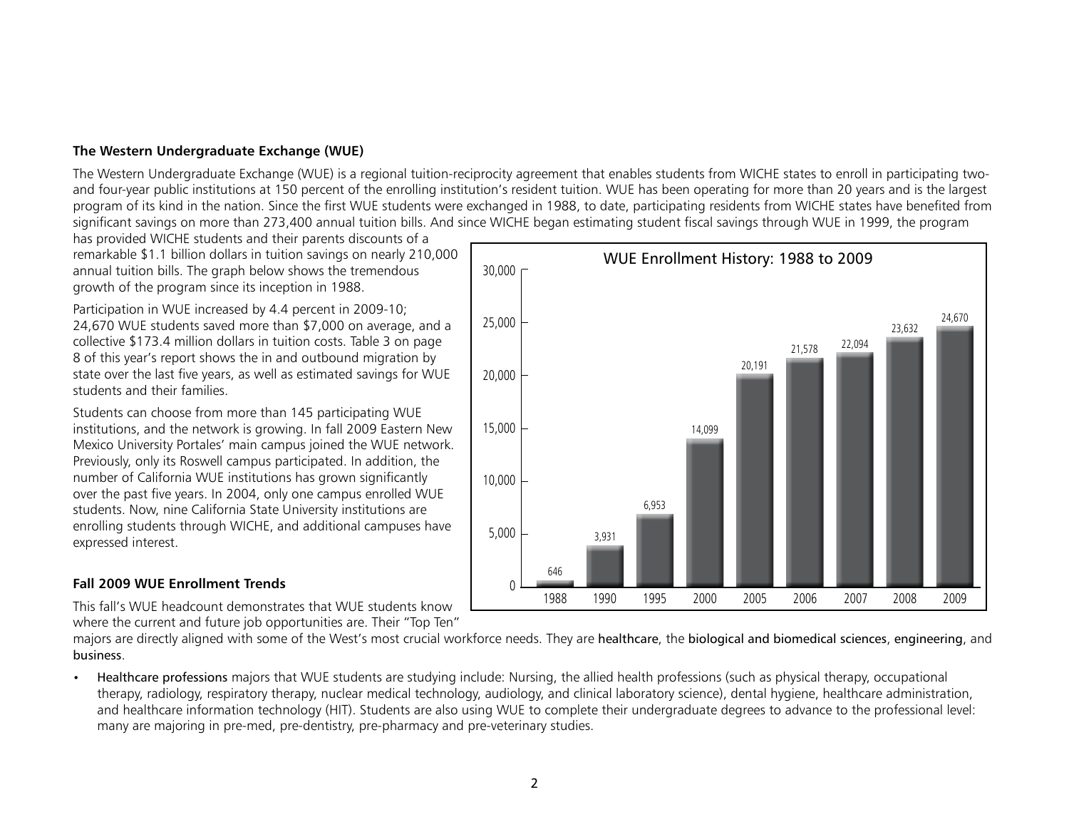### The Western Undergraduate Exchange (WUE)

The Western Undergraduate Exchange (WUE) is a regional tuition-reciprocity agreement that enables students from WICHE states to enroll in participating two- and four-year public institutions at 150 percent of the enrolling institution's resident tuition. WUE has been operating for more than 20 years and is the largest program of its kind in the nation. Since the first WUE students were exchanged in 1988, to date, participating residents from WICHE states have benefited from significant savings on more than 273,400 annual tuition bills. And since WICHE began estimating student fiscal savings through WUE in 1999, the program has provided WICHE students and their parents discounts of a remarkable $1.1 billion dollars in tuition savings on nearly 210,000 annual tuition bills. The graph below shows the tremendous growth of the program since its inception in 1988.

Participation in WUE increased by 4.4 percent in 2009-10; 24,670 WUE students saved more than $7,000 on average, and a collective $173.4 million dollars in tuition costs. Table 3 on page 8 of this year's report shows the in and outbound migration by state over the last five years, as well as estimated savings for WUE students and their families.

Students can choose from more than 145 participating WUE institutions, and the network is growing. In fall 2009 Eastern New Mexico University Portales' main campus joined the WUE network. Previously, only its Roswell campus participated. In addition, the number of California WUE institutions has grown significantly over the past five years. In 2004, only one campus enrolled WUE students. Now, nine California State University institutions are enrolling students through WICHE, and additional campuses have expressed interest.

**WUE Enrollment History: 1988 to 2009**

| Year | Enrollment |
|---|---|
| 1988 | 646 |
| 1990 | 3,931 |
| 1995 | 6,953 |
| 2000 | 14,099 |
| 2005 | 20,191 |
| 2006 | 21,578 |
| 2007 | 22,094 |
| 2008 | 23,632 |
| 2009 | 24,670 |

### Fall 2009 WUE Enrollment Trends

This fall's WUE headcount demonstrates that WUE students know where the current and future job opportunities are. Their "Top Ten" majors are directly aligned with some of the West's most crucial workforce needs. They are healthcare, the biological and biomedical sciences, engineering, and business.

- Healthcare professions majors that WUE students are studying include: Nursing, the allied health professions (such as physical therapy, occupational therapy, radiology, respiratory therapy, nuclear medical technology, audiology, and clinical laboratory science), dental hygiene, healthcare administration, and healthcare information technology (HIT). Students are also using WUE to complete their undergraduate degrees to advance to the professional level: many are majoring in pre-med, pre-dentistry, pre-pharmacy and pre-veterinary studies.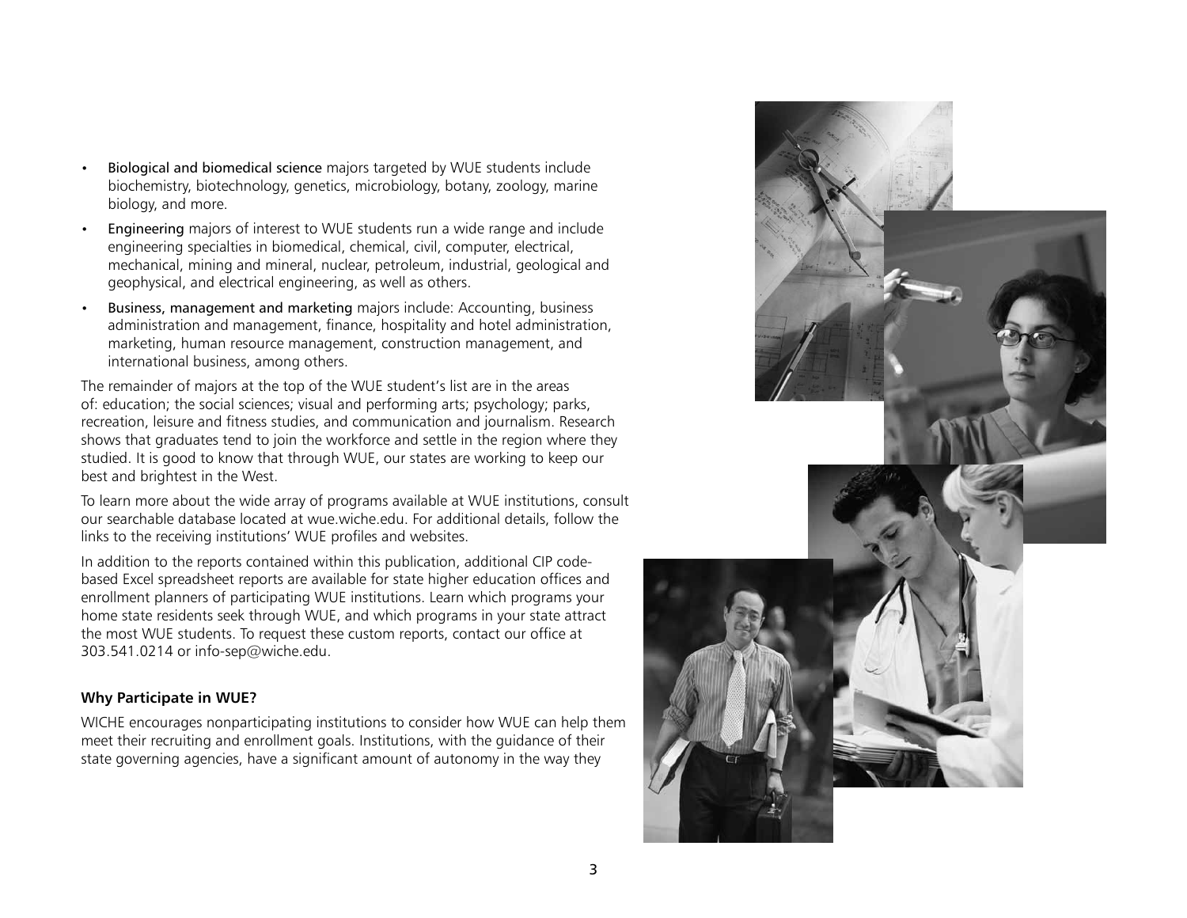- Biological and biomedical science majors targeted by WUE students include biochemistry, biotechnology, genetics, microbiology, botany, zoology, marine biology, and more.
- Engineering majors of interest to WUE students run a wide range and include engineering specialties in biomedical, chemical, civil, computer, electrical, mechanical, mining and mineral, nuclear, petroleum, industrial, geological and geophysical, and electrical engineering, as well as others.
- Business, management and marketing majors include: Accounting, business administration and management, finance, hospitality and hotel administration, marketing, human resource management, construction management, and international business, among others.

The remainder of majors at the top of the WUE student's list are in the areas of: education; the social sciences; visual and performing arts; psychology; parks, recreation, leisure and fitness studies, and communication and journalism. Research shows that graduates tend to join the workforce and settle in the region where they studied. It is good to know that through WUE, our states are working to keep our best and brightest in the West.

To learn more about the wide array of programs available at WUE institutions, consult our searchable database located at wue.wiche.edu. For additional details, follow the links to the receiving institutions' WUE profiles and websites.

In addition to the reports contained within this publication, additional CIP code-based Excel spreadsheet reports are available for state higher education offices and enrollment planners of participating WUE institutions. Learn which programs your home state residents seek through WUE, and which programs in your state attract the most WUE students. To request these custom reports, contact our office at 303.541.0214 or info-sep@wiche.edu.

**Why Participate in WUE?**

WICHE encourages nonparticipating institutions to consider how WUE can help them meet their recruiting and enrollment goals. Institutions, with the guidance of their state governing agencies, have a significant amount of autonomy in the way they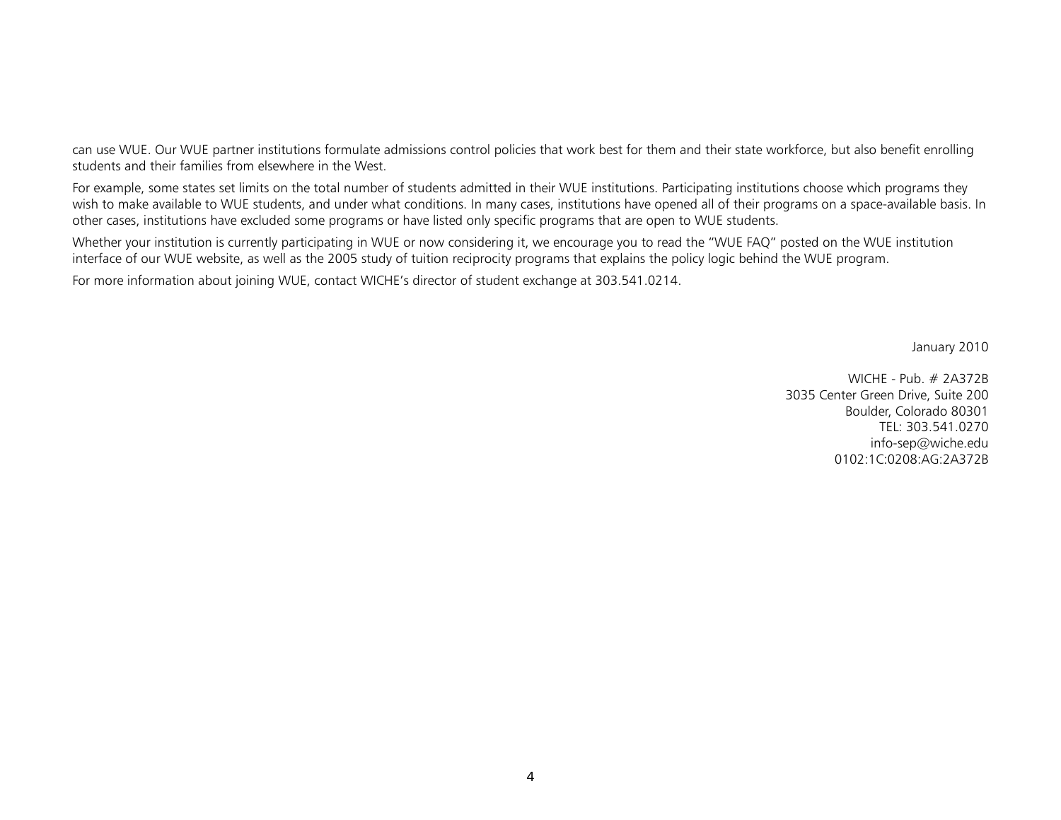can use WUE. Our WUE partner institutions formulate admissions control policies that work best for them and their state workforce, but also benefit enrolling students and their families from elsewhere in the West.

For example, some states set limits on the total number of students admitted in their WUE institutions. Participating institutions choose which programs they wish to make available to WUE students, and under what conditions. In many cases, institutions have opened all of their programs on a space-available basis. In other cases, institutions have excluded some programs or have listed only specific programs that are open to WUE students.

Whether your institution is currently participating in WUE or now considering it, we encourage you to read the "WUE FAQ" posted on the WUE institution interface of our WUE website, as well as the 2005 study of tuition reciprocity programs that explains the policy logic behind the WUE program.

For more information about joining WUE, contact WICHE's director of student exchange at 303.541.0214.

January 2010

WICHE - Pub. # 2A372B
3035 Center Green Drive, Suite 200
Boulder, Colorado 80301
TEL: 303.541.0270
info-sep@wiche.edu
0102:1C:0208:AG:2A372B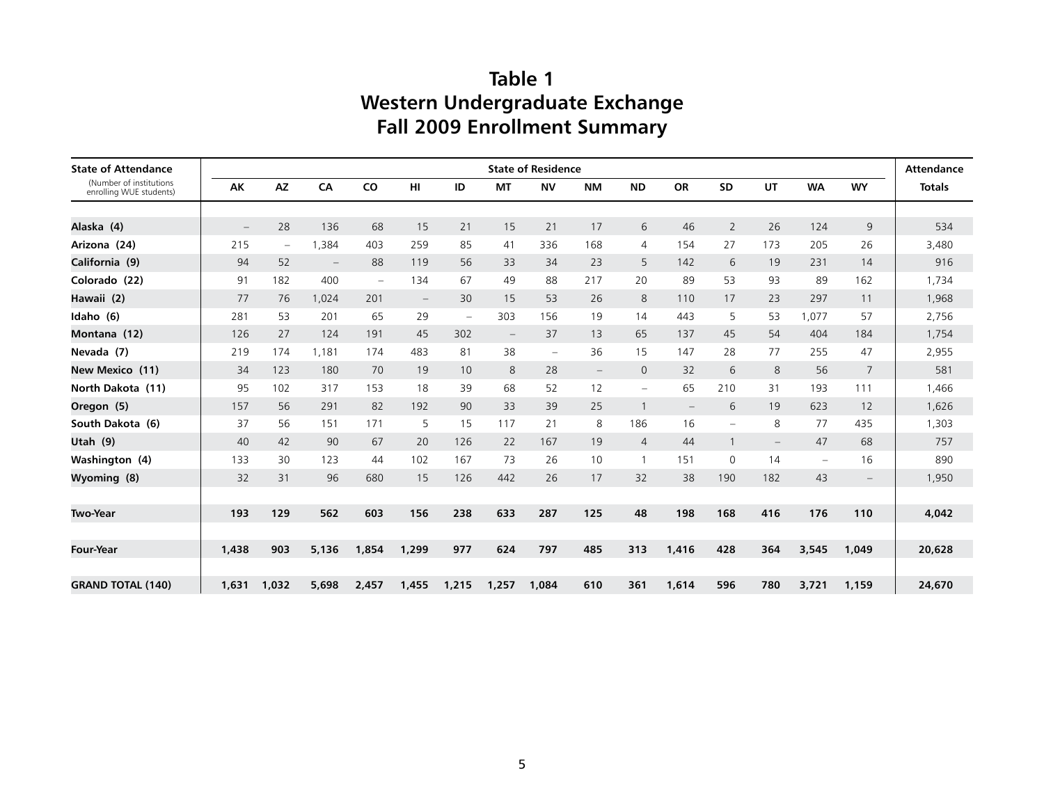# Table 1
# Western Undergraduate Exchange
# Fall 2009 Enrollment Summary

| State of Attendance (Number of institutions enrolling WUE students) | State of Residence | | | | | | | | | | | | | | | Attendance |
|---|---|---|---|---|---|---|---|---|---|---|---|---|---|---|---|---|
| | AK | AZ | CA | CO | HI | ID | MT | NV | NM | ND | OR | SD | UT | WA | WY | Totals |
| **Alaska (4)** | – | 28 | 136 | 68 | 15 | 21 | 15 | 21 | 17 | 6 | 46 | 2 | 26 | 124 | 9 | 534 |
| **Arizona (24)** | 215 | – | 1,384 | 403 | 259 | 85 | 41 | 336 | 168 | 4 | 154 | 27 | 173 | 205 | 26 | 3,480 |
| **California (9)** | 94 | 52 | – | 88 | 119 | 56 | 33 | 34 | 23 | 5 | 142 | 6 | 19 | 231 | 14 | 916 |
| **Colorado (22)** | 91 | 182 | 400 | – | 134 | 67 | 49 | 88 | 217 | 20 | 89 | 53 | 93 | 89 | 162 | 1,734 |
| **Hawaii (2)** | 77 | 76 | 1,024 | 201 | – | 30 | 15 | 53 | 26 | 8 | 110 | 17 | 23 | 297 | 11 | 1,968 |
| **Idaho (6)** | 281 | 53 | 201 | 65 | 29 | – | 303 | 156 | 19 | 14 | 443 | 5 | 53 | 1,077 | 57 | 2,756 |
| **Montana (12)** | 126 | 27 | 124 | 191 | 45 | 302 | – | 37 | 13 | 65 | 137 | 45 | 54 | 404 | 184 | 1,754 |
| **Nevada (7)** | 219 | 174 | 1,181 | 174 | 483 | 81 | 38 | – | 36 | 15 | 147 | 28 | 77 | 255 | 47 | 2,955 |
| **New Mexico (11)** | 34 | 123 | 180 | 70 | 19 | 10 | 8 | 28 | – | 0 | 32 | 6 | 8 | 56 | 7 | 581 |
| **North Dakota (11)** | 95 | 102 | 317 | 153 | 18 | 39 | 68 | 52 | 12 | – | 65 | 210 | 31 | 193 | 111 | 1,466 |
| **Oregon (5)** | 157 | 56 | 291 | 82 | 192 | 90 | 33 | 39 | 25 | 1 | – | 6 | 19 | 623 | 12 | 1,626 |
| **South Dakota (6)** | 37 | 56 | 151 | 171 | 5 | 15 | 117 | 21 | 8 | 186 | 16 | – | 8 | 77 | 435 | 1,303 |
| **Utah (9)** | 40 | 42 | 90 | 67 | 20 | 126 | 22 | 167 | 19 | 4 | 44 | 1 | – | 47 | 68 | 757 |
| **Washington (4)** | 133 | 30 | 123 | 44 | 102 | 167 | 73 | 26 | 10 | 1 | 151 | 0 | 14 | – | 16 | 890 |
| **Wyoming (8)** | 32 | 31 | 96 | 680 | 15 | 126 | 442 | 26 | 17 | 32 | 38 | 190 | 182 | 43 | – | 1,950 |
| **Two-Year** | **193** | **129** | **562** | **603** | **156** | **238** | **633** | **287** | **125** | **48** | **198** | **168** | **416** | **176** | **110** | **4,042** |
| **Four-Year** | **1,438** | **903** | **5,136** | **1,854** | **1,299** | **977** | **624** | **797** | **485** | **313** | **1,416** | **428** | **364** | **3,545** | **1,049** | **20,628** |
| **GRAND TOTAL (140)** | **1,631** | **1,032** | **5,698** | **2,457** | **1,455** | **1,215** | **1,257** | **1,084** | **610** | **361** | **1,614** | **596** | **780** | **3,721** | **1,159** | **24,670** |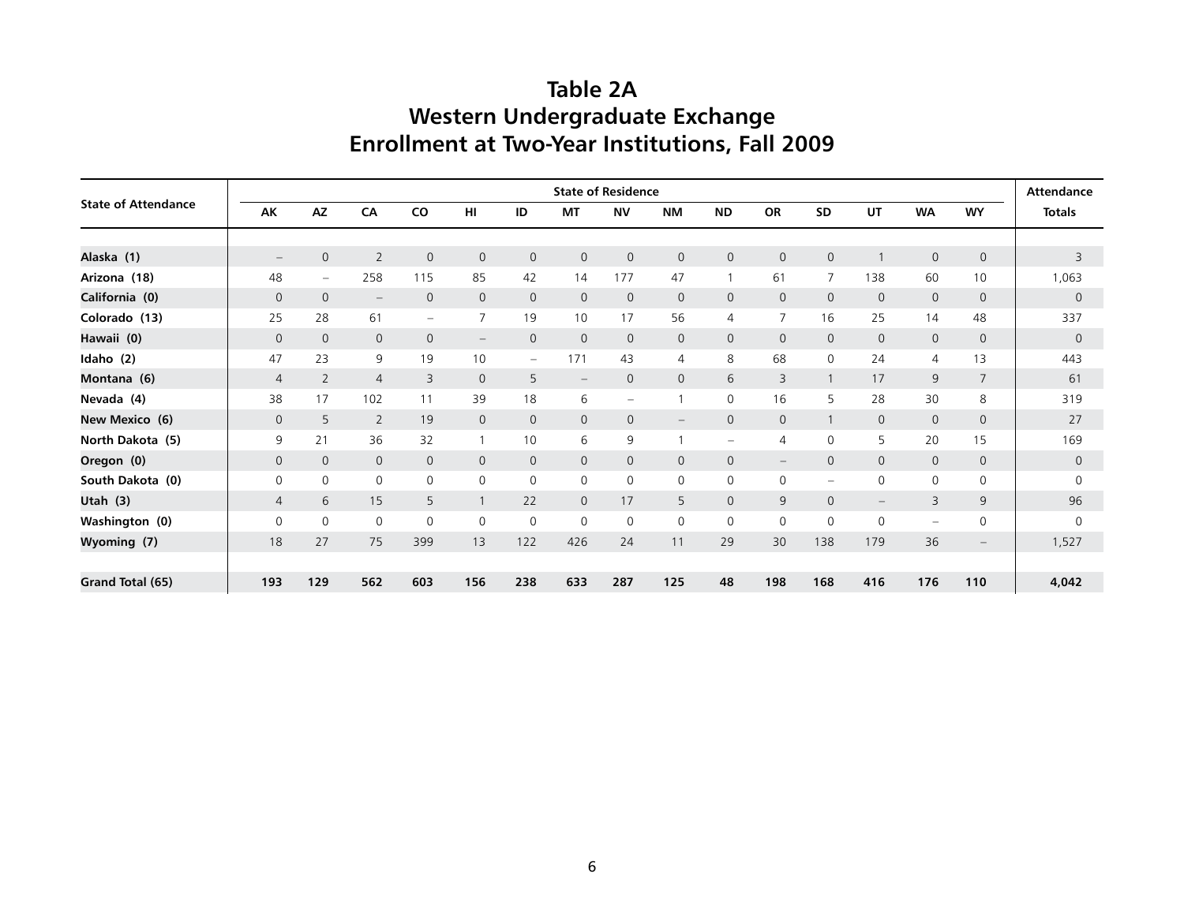# Table 2A
## Western Undergraduate Exchange
## Enrollment at Two-Year Institutions, Fall 2009

| State of Attendance | State of Residence | | | | | | | | | | | | | | | Attendance |
|---|---|---|---|---|---|---|---|---|---|---|---|---|---|---|---|---|
| | AK | AZ | CA | CO | HI | ID | MT | NV | NM | ND | OR | SD | UT | WA | WY | Totals |
| **Alaska (1)** | – | 0 | 2 | 0 | 0 | 0 | 0 | 0 | 0 | 0 | 0 | 0 | 1 | 0 | 0 | 3 |
| **Arizona (18)** | 48 | – | 258 | 115 | 85 | 42 | 14 | 177 | 47 | 1 | 61 | 7 | 138 | 60 | 10 | 1,063 |
| **California (0)** | 0 | 0 | – | 0 | 0 | 0 | 0 | 0 | 0 | 0 | 0 | 0 | 0 | 0 | 0 | 0 |
| **Colorado (13)** | 25 | 28 | 61 | – | 7 | 19 | 10 | 17 | 56 | 4 | 7 | 16 | 25 | 14 | 48 | 337 |
| **Hawaii (0)** | 0 | 0 | 0 | 0 | – | 0 | 0 | 0 | 0 | 0 | 0 | 0 | 0 | 0 | 0 | 0 |
| **Idaho (2)** | 47 | 23 | 9 | 19 | 10 | – | 171 | 43 | 4 | 8 | 68 | 0 | 24 | 4 | 13 | 443 |
| **Montana (6)** | 4 | 2 | 4 | 3 | 0 | 5 | – | 0 | 0 | 6 | 3 | 1 | 17 | 9 | 7 | 61 |
| **Nevada (4)** | 38 | 17 | 102 | 11 | 39 | 18 | 6 | – | 1 | 0 | 16 | 5 | 28 | 30 | 8 | 319 |
| **New Mexico (6)** | 0 | 5 | 2 | 19 | 0 | 0 | 0 | 0 | – | 0 | 0 | 1 | 0 | 0 | 0 | 27 |
| **North Dakota (5)** | 9 | 21 | 36 | 32 | 1 | 10 | 6 | 9 | 1 | – | 4 | 0 | 5 | 20 | 15 | 169 |
| **Oregon (0)** | 0 | 0 | 0 | 0 | 0 | 0 | 0 | 0 | 0 | 0 | – | 0 | 0 | 0 | 0 | 0 |
| **South Dakota (0)** | 0 | 0 | 0 | 0 | 0 | 0 | 0 | 0 | 0 | 0 | 0 | – | 0 | 0 | 0 | 0 |
| **Utah (3)** | 4 | 6 | 15 | 5 | 1 | 22 | 0 | 17 | 5 | 0 | 9 | 0 | – | 3 | 9 | 96 |
| **Washington (0)** | 0 | 0 | 0 | 0 | 0 | 0 | 0 | 0 | 0 | 0 | 0 | 0 | 0 | – | 0 | 0 |
| **Wyoming (7)** | 18 | 27 | 75 | 399 | 13 | 122 | 426 | 24 | 11 | 29 | 30 | 138 | 179 | 36 | – | 1,527 |
| **Grand Total (65)** | **193** | **129** | **562** | **603** | **156** | **238** | **633** | **287** | **125** | **48** | **198** | **168** | **416** | **176** | **110** | **4,042** |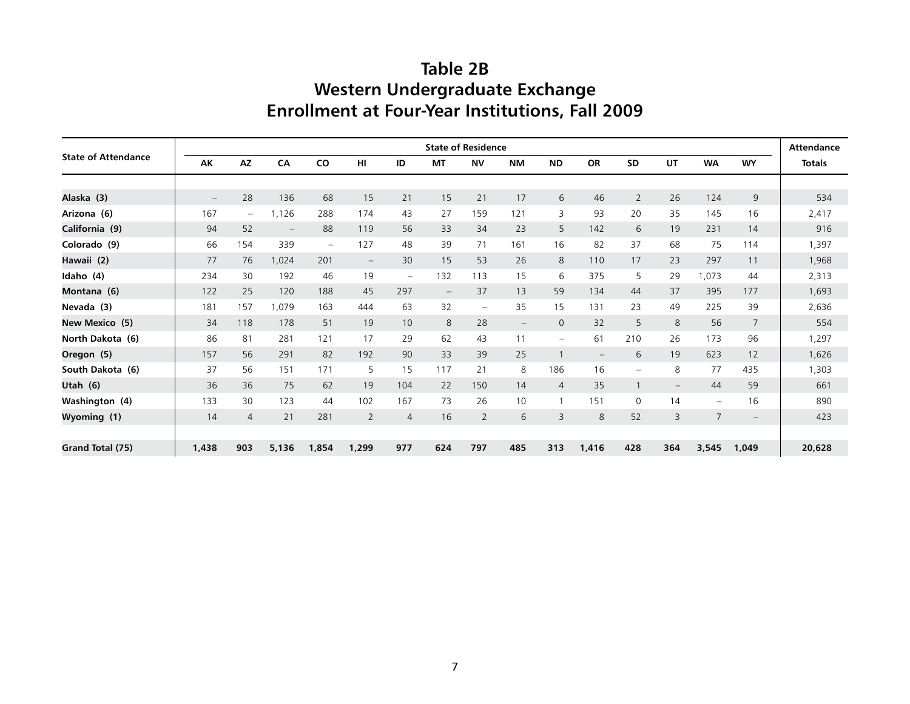# Table 2B
# Western Undergraduate Exchange
# Enrollment at Four-Year Institutions, Fall 2009

| State of Attendance | State of Residence | | | | | | | | | | | | | | | Attendance |
|---|---|---|---|---|---|---|---|---|---|---|---|---|---|---|---|---|
| | AK | AZ | CA | CO | HI | ID | MT | NV | NM | ND | OR | SD | UT | WA | WY | Totals |
| **Alaska (3)** | – | 28 | 136 | 68 | 15 | 21 | 15 | 21 | 17 | 6 | 46 | 2 | 26 | 124 | 9 | 534 |
| **Arizona (6)** | 167 | – | 1,126 | 288 | 174 | 43 | 27 | 159 | 121 | 3 | 93 | 20 | 35 | 145 | 16 | 2,417 |
| **California (9)** | 94 | 52 | – | 88 | 119 | 56 | 33 | 34 | 23 | 5 | 142 | 6 | 19 | 231 | 14 | 916 |
| **Colorado (9)** | 66 | 154 | 339 | – | 127 | 48 | 39 | 71 | 161 | 16 | 82 | 37 | 68 | 75 | 114 | 1,397 |
| **Hawaii (2)** | 77 | 76 | 1,024 | 201 | – | 30 | 15 | 53 | 26 | 8 | 110 | 17 | 23 | 297 | 11 | 1,968 |
| **Idaho (4)** | 234 | 30 | 192 | 46 | 19 | – | 132 | 113 | 15 | 6 | 375 | 5 | 29 | 1,073 | 44 | 2,313 |
| **Montana (6)** | 122 | 25 | 120 | 188 | 45 | 297 | – | 37 | 13 | 59 | 134 | 44 | 37 | 395 | 177 | 1,693 |
| **Nevada (3)** | 181 | 157 | 1,079 | 163 | 444 | 63 | 32 | – | 35 | 15 | 131 | 23 | 49 | 225 | 39 | 2,636 |
| **New Mexico (5)** | 34 | 118 | 178 | 51 | 19 | 10 | 8 | 28 | – | 0 | 32 | 5 | 8 | 56 | 7 | 554 |
| **North Dakota (6)** | 86 | 81 | 281 | 121 | 17 | 29 | 62 | 43 | 11 | – | 61 | 210 | 26 | 173 | 96 | 1,297 |
| **Oregon (5)** | 157 | 56 | 291 | 82 | 192 | 90 | 33 | 39 | 25 | 1 | – | 6 | 19 | 623 | 12 | 1,626 |
| **South Dakota (6)** | 37 | 56 | 151 | 171 | 5 | 15 | 117 | 21 | 8 | 186 | 16 | – | 8 | 77 | 435 | 1,303 |
| **Utah (6)** | 36 | 36 | 75 | 62 | 19 | 104 | 22 | 150 | 14 | 4 | 35 | 1 | – | 44 | 59 | 661 |
| **Washington (4)** | 133 | 30 | 123 | 44 | 102 | 167 | 73 | 26 | 10 | 1 | 151 | 0 | 14 | – | 16 | 890 |
| **Wyoming (1)** | 14 | 4 | 21 | 281 | 2 | 4 | 16 | 2 | 6 | 3 | 8 | 52 | 3 | 7 | – | 423 |
| **Grand Total (75)** | **1,438** | **903** | **5,136** | **1,854** | **1,299** | **977** | **624** | **797** | **485** | **313** | **1,416** | **428** | **364** | **3,545** | **1,049** | **20,628** |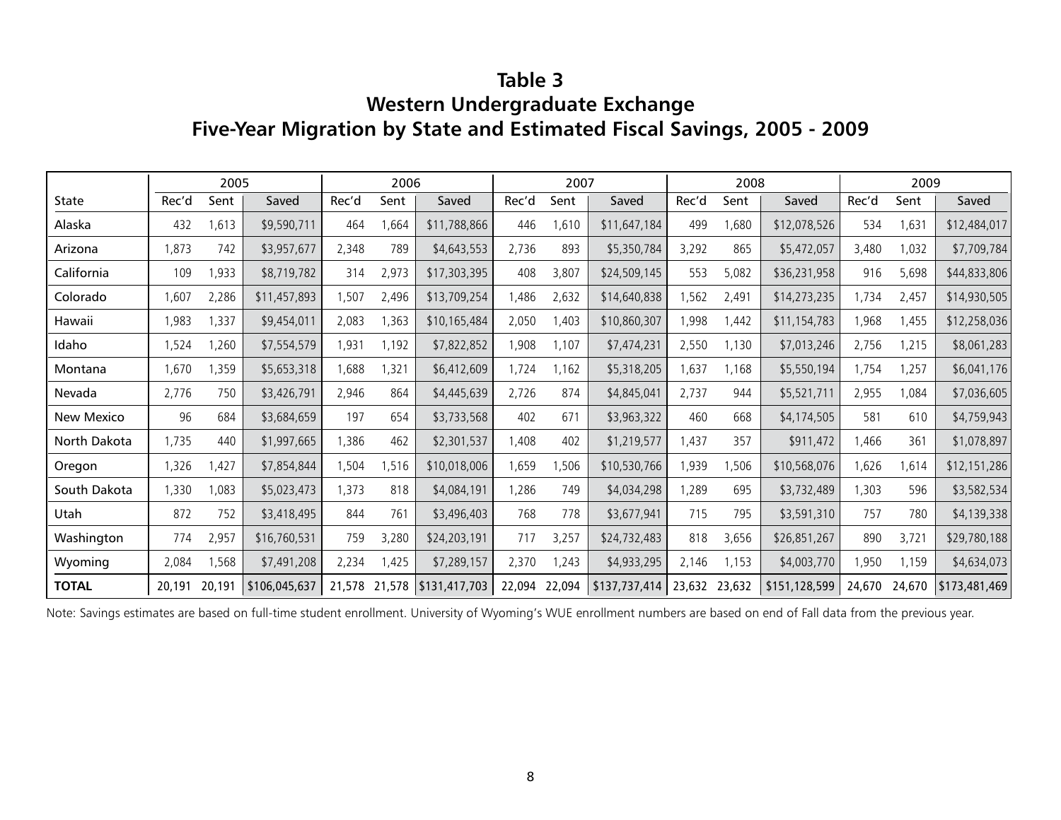# Table 3
## Western Undergraduate Exchange
## Five-Year Migration by State and Estimated Fiscal Savings, 2005 - 2009

| | 2005 | | | 2006 | | | 2007 | | | 2008 | | | 2009 | | |
|---|---|---|---|---|---|---|---|---|---|---|---|---|---|---|---|
| State | Rec'd | Sent | Saved | Rec'd | Sent | Saved | Rec'd | Sent | Saved | Rec'd | Sent | Saved | Rec'd | Sent | Saved |
| Alaska | 432 | 1,613 | $9,590,711 | 464 | 1,664 | $11,788,866 | 446 | 1,610 | $11,647,184 | 499 | 1,680 | $12,078,526 | 534 | 1,631 | $12,484,017 |
| Arizona | 1,873 | 742 | $3,957,677 | 2,348 | 789 | $4,643,553 | 2,736 | 893 | $5,350,784 | 3,292 | 865 | $5,472,057 | 3,480 | 1,032 | $7,709,784 |
| California | 109 | 1,933 | $8,719,782 | 314 | 2,973 | $17,303,395 | 408 | 3,807 | $24,509,145 | 553 | 5,082 | $36,231,958 | 916 | 5,698 | $44,833,806 |
| Colorado | 1,607 | 2,286 | $11,457,893 | 1,507 | 2,496 | $13,709,254 | 1,486 | 2,632 | $14,640,838 | 1,562 | 2,491 | $14,273,235 | 1,734 | 2,457 | $14,930,505 |
| Hawaii | 1,983 | 1,337 | $9,454,011 | 2,083 | 1,363 | $10,165,484 | 2,050 | 1,403 | $10,860,307 | 1,998 | 1,442 | $11,154,783 | 1,968 | 1,455 | $12,258,036 |
| Idaho | 1,524 | 1,260 | $7,554,579 | 1,931 | 1,192 | $7,822,852 | 1,908 | 1,107 | $7,474,231 | 2,550 | 1,130 | $7,013,246 | 2,756 | 1,215 | $8,061,283 |
| Montana | 1,670 | 1,359 | $5,653,318 | 1,688 | 1,321 | $6,412,609 | 1,724 | 1,162 | $5,318,205 | 1,637 | 1,168 | $5,550,194 | 1,754 | 1,257 | $6,041,176 |
| Nevada | 2,776 | 750 | $3,426,791 | 2,946 | 864 | $4,445,639 | 2,726 | 874 | $4,845,041 | 2,737 | 944 | $5,521,711 | 2,955 | 1,084 | $7,036,605 |
| New Mexico | 96 | 684 | $3,684,659 | 197 | 654 | $3,733,568 | 402 | 671 | $3,963,322 | 460 | 668 | $4,174,505 | 581 | 610 | $4,759,943 |
| North Dakota | 1,735 | 440 | $1,997,665 | 1,386 | 462 | $2,301,537 | 1,408 | 402 | $1,219,577 | 1,437 | 357 | $911,472 | 1,466 | 361 | $1,078,897 |
| Oregon | 1,326 | 1,427 | $7,854,844 | 1,504 | 1,516 | $10,018,006 | 1,659 | 1,506 | $10,530,766 | 1,939 | 1,506 | $10,568,076 | 1,626 | 1,614 | $12,151,286 |
| South Dakota | 1,330 | 1,083 | $5,023,473 | 1,373 | 818 | $4,084,191 | 1,286 | 749 | $4,034,298 | 1,289 | 695 | $3,732,489 | 1,303 | 596 | $3,582,534 |
| Utah | 872 | 752 | $3,418,495 | 844 | 761 | $3,496,403 | 768 | 778 | $3,677,941 | 715 | 795 | $3,591,310 | 757 | 780 | $4,139,338 |
| Washington | 774 | 2,957 | $16,760,531 | 759 | 3,280 | $24,203,191 | 717 | 3,257 | $24,732,483 | 818 | 3,656 | $26,851,267 | 890 | 3,721 | $29,780,188 |
| Wyoming | 2,084 | 1,568 | $7,491,208 | 2,234 | 1,425 | $7,289,157 | 2,370 | 1,243 | $4,933,295 | 2,146 | 1,153 | $4,003,770 | 1,950 | 1,159 | $4,634,073 |
| **TOTAL** | 20,191 | 20,191 | $106,045,637 | 21,578 | 21,578 | $131,417,703 | 22,094 | 22,094 | $137,737,414 | 23,632 | 23,632 | $151,128,599 | 24,670 | 24,670 | $173,481,469 |

Note: Savings estimates are based on full-time student enrollment. University of Wyoming's WUE enrollment numbers are based on end of Fall data from the previous year.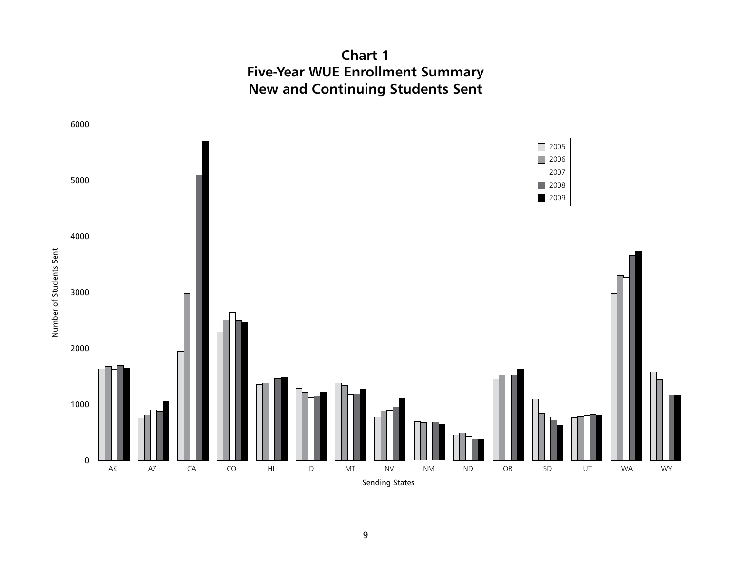# Chart 1
## Five-Year WUE Enrollment Summary
## New and Continuing Students Sent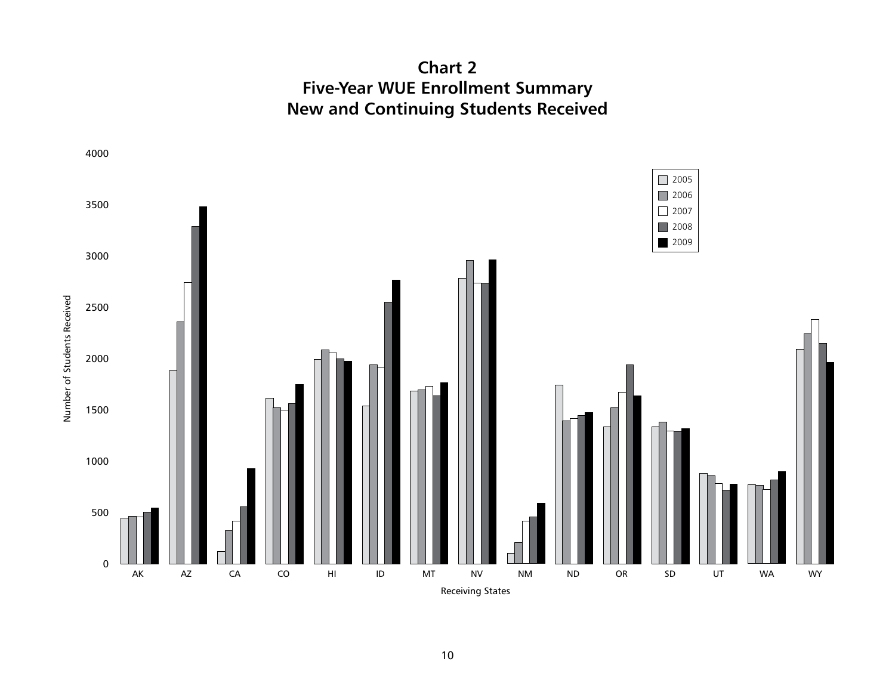# Chart 2
## Five-Year WUE Enrollment Summary
## New and Continuing Students Received

Number of Students Received

Receiving States

AK, AZ, CA, CO, HI, ID, MT, NV, NM, ND, OR, SD, UT, WA, WY

Legend: 2005, 2006, 2007, 2008, 2009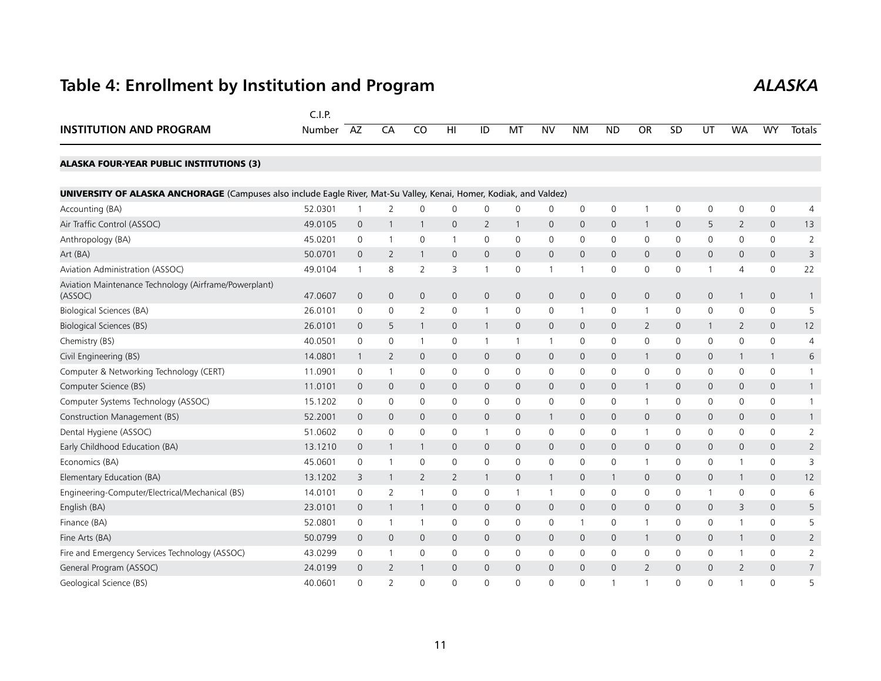# Table 4: Enrollment by Institution and Program

*ALASKA*

| INSTITUTION AND PROGRAM | C.I.P. Number | AZ | CA | CO | HI | ID | MT | NV | NM | ND | OR | SD | UT | WA | WY | Totals |
|---|---|---|---|---|---|---|---|---|---|---|---|---|---|---|---|---|
| **ALASKA FOUR-YEAR PUBLIC INSTITUTIONS (3)** | | | | | | | | | | | | | | | | |
| **UNIVERSITY OF ALASKA ANCHORAGE** (Campuses also include Eagle River, Mat-Su Valley, Kenai, Homer, Kodiak, and Valdez) | | | | | | | | | | | | | | | | |
| Accounting (BA) | 52.0301 | 1 | 2 | 0 | 0 | 0 | 0 | 0 | 0 | 0 | 1 | 0 | 0 | 0 | 0 | 4 |
| Air Traffic Control (ASSOC) | 49.0105 | 0 | 1 | 1 | 0 | 2 | 1 | 0 | 0 | 0 | 1 | 0 | 5 | 2 | 0 | 13 |
| Anthropology (BA) | 45.0201 | 0 | 1 | 0 | 1 | 0 | 0 | 0 | 0 | 0 | 0 | 0 | 0 | 0 | 0 | 2 |
| Art (BA) | 50.0701 | 0 | 2 | 1 | 0 | 0 | 0 | 0 | 0 | 0 | 0 | 0 | 0 | 0 | 0 | 3 |
| Aviation Administration (ASSOC) | 49.0104 | 1 | 8 | 2 | 3 | 1 | 0 | 1 | 1 | 0 | 0 | 0 | 1 | 4 | 0 | 22 |
| Aviation Maintenance Technology (Airframe/Powerplant) (ASSOC) | 47.0607 | 0 | 0 | 0 | 0 | 0 | 0 | 0 | 0 | 0 | 0 | 0 | 0 | 1 | 0 | 1 |
| Biological Sciences (BA) | 26.0101 | 0 | 0 | 2 | 0 | 1 | 0 | 0 | 1 | 0 | 1 | 0 | 0 | 0 | 0 | 5 |
| Biological Sciences (BS) | 26.0101 | 0 | 5 | 1 | 0 | 1 | 0 | 0 | 0 | 0 | 2 | 0 | 1 | 2 | 0 | 12 |
| Chemistry (BS) | 40.0501 | 0 | 0 | 1 | 0 | 1 | 1 | 1 | 0 | 0 | 0 | 0 | 0 | 0 | 0 | 4 |
| Civil Engineering (BS) | 14.0801 | 1 | 2 | 0 | 0 | 0 | 0 | 0 | 0 | 0 | 1 | 0 | 0 | 1 | 1 | 6 |
| Computer & Networking Technology (CERT) | 11.0901 | 0 | 1 | 0 | 0 | 0 | 0 | 0 | 0 | 0 | 0 | 0 | 0 | 0 | 0 | 1 |
| Computer Science (BS) | 11.0101 | 0 | 0 | 0 | 0 | 0 | 0 | 0 | 0 | 0 | 1 | 0 | 0 | 0 | 0 | 1 |
| Computer Systems Technology (ASSOC) | 15.1202 | 0 | 0 | 0 | 0 | 0 | 0 | 0 | 0 | 0 | 1 | 0 | 0 | 0 | 0 | 1 |
| Construction Management (BS) | 52.2001 | 0 | 0 | 0 | 0 | 0 | 0 | 1 | 0 | 0 | 0 | 0 | 0 | 0 | 0 | 1 |
| Dental Hygiene (ASSOC) | 51.0602 | 0 | 0 | 0 | 0 | 1 | 0 | 0 | 0 | 0 | 1 | 0 | 0 | 0 | 0 | 2 |
| Early Childhood Education (BA) | 13.1210 | 0 | 1 | 1 | 0 | 0 | 0 | 0 | 0 | 0 | 0 | 0 | 0 | 0 | 0 | 2 |
| Economics (BA) | 45.0601 | 0 | 1 | 0 | 0 | 0 | 0 | 0 | 0 | 0 | 1 | 0 | 0 | 1 | 0 | 3 |
| Elementary Education (BA) | 13.1202 | 3 | 1 | 2 | 2 | 1 | 0 | 1 | 0 | 1 | 0 | 0 | 0 | 1 | 0 | 12 |
| Engineering-Computer/Electrical/Mechanical (BS) | 14.0101 | 0 | 2 | 1 | 0 | 0 | 1 | 1 | 0 | 0 | 0 | 0 | 1 | 0 | 0 | 6 |
| English (BA) | 23.0101 | 0 | 1 | 1 | 0 | 0 | 0 | 0 | 0 | 0 | 0 | 0 | 0 | 3 | 0 | 5 |
| Finance (BA) | 52.0801 | 0 | 1 | 1 | 0 | 0 | 0 | 0 | 1 | 0 | 1 | 0 | 0 | 1 | 0 | 5 |
| Fine Arts (BA) | 50.0799 | 0 | 0 | 0 | 0 | 0 | 0 | 0 | 0 | 0 | 1 | 0 | 0 | 1 | 0 | 2 |
| Fire and Emergency Services Technology (ASSOC) | 43.0299 | 0 | 1 | 0 | 0 | 0 | 0 | 0 | 0 | 0 | 0 | 0 | 0 | 1 | 0 | 2 |
| General Program (ASSOC) | 24.0199 | 0 | 2 | 1 | 0 | 0 | 0 | 0 | 0 | 0 | 2 | 0 | 0 | 2 | 0 | 7 |
| Geological Science (BS) | 40.0601 | 0 | 2 | 0 | 0 | 0 | 0 | 0 | 0 | 1 | 1 | 0 | 0 | 1 | 0 | 5 |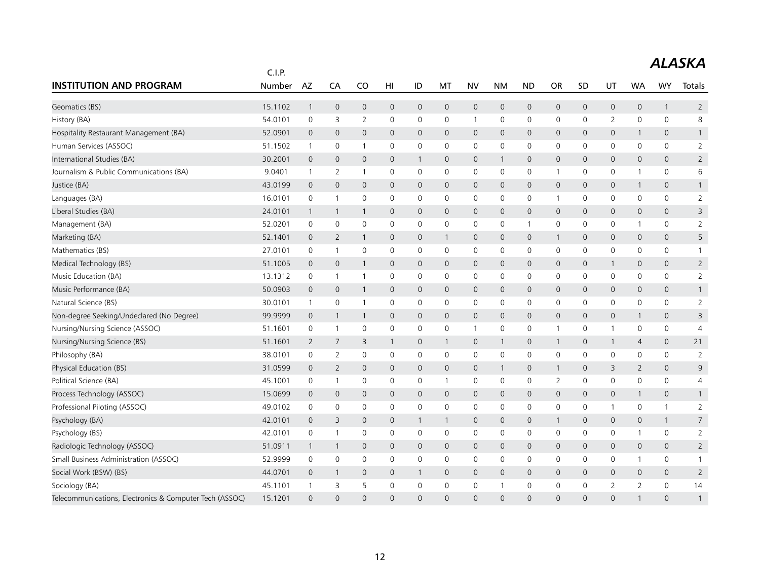# ALASKA

| INSTITUTION AND PROGRAM | C.I.P. Number | AZ | CA | CO | HI | ID | MT | NV | NM | ND | OR | SD | UT | WA | WY | Totals |
|---|---|---|---|---|---|---|---|---|---|---|---|---|---|---|---|---|
| Geomatics (BS) | 15.1102 | 1 | 0 | 0 | 0 | 0 | 0 | 0 | 0 | 0 | 0 | 0 | 0 | 0 | 1 | 2 |
| History (BA) | 54.0101 | 0 | 3 | 2 | 0 | 0 | 0 | 1 | 0 | 0 | 0 | 0 | 2 | 0 | 0 | 8 |
| Hospitality Restaurant Management (BA) | 52.0901 | 0 | 0 | 0 | 0 | 0 | 0 | 0 | 0 | 0 | 0 | 0 | 0 | 1 | 0 | 1 |
| Human Services (ASSOC) | 51.1502 | 1 | 0 | 1 | 0 | 0 | 0 | 0 | 0 | 0 | 0 | 0 | 0 | 0 | 0 | 2 |
| International Studies (BA) | 30.2001 | 0 | 0 | 0 | 0 | 1 | 0 | 0 | 1 | 0 | 0 | 0 | 0 | 0 | 0 | 2 |
| Journalism & Public Communications (BA) | 9.0401 | 1 | 2 | 1 | 0 | 0 | 0 | 0 | 0 | 0 | 1 | 0 | 0 | 1 | 0 | 6 |
| Justice (BA) | 43.0199 | 0 | 0 | 0 | 0 | 0 | 0 | 0 | 0 | 0 | 0 | 0 | 0 | 1 | 0 | 1 |
| Languages (BA) | 16.0101 | 0 | 1 | 0 | 0 | 0 | 0 | 0 | 0 | 0 | 1 | 0 | 0 | 0 | 0 | 2 |
| Liberal Studies (BA) | 24.0101 | 1 | 1 | 1 | 0 | 0 | 0 | 0 | 0 | 0 | 0 | 0 | 0 | 0 | 0 | 3 |
| Management (BA) | 52.0201 | 0 | 0 | 0 | 0 | 0 | 0 | 0 | 0 | 1 | 0 | 0 | 0 | 1 | 0 | 2 |
| Marketing (BA) | 52.1401 | 0 | 2 | 1 | 0 | 0 | 1 | 0 | 0 | 0 | 1 | 0 | 0 | 0 | 0 | 5 |
| Mathematics (BS) | 27.0101 | 0 | 1 | 0 | 0 | 0 | 0 | 0 | 0 | 0 | 0 | 0 | 0 | 0 | 0 | 1 |
| Medical Technology (BS) | 51.1005 | 0 | 0 | 1 | 0 | 0 | 0 | 0 | 0 | 0 | 0 | 0 | 1 | 0 | 0 | 2 |
| Music Education (BA) | 13.1312 | 0 | 1 | 1 | 0 | 0 | 0 | 0 | 0 | 0 | 0 | 0 | 0 | 0 | 0 | 2 |
| Music Performance (BA) | 50.0903 | 0 | 0 | 1 | 0 | 0 | 0 | 0 | 0 | 0 | 0 | 0 | 0 | 0 | 0 | 1 |
| Natural Science (BS) | 30.0101 | 1 | 0 | 1 | 0 | 0 | 0 | 0 | 0 | 0 | 0 | 0 | 0 | 0 | 0 | 2 |
| Non-degree Seeking/Undeclared (No Degree) | 99.9999 | 0 | 1 | 1 | 0 | 0 | 0 | 0 | 0 | 0 | 0 | 0 | 0 | 1 | 0 | 3 |
| Nursing/Nursing Science (ASSOC) | 51.1601 | 0 | 1 | 0 | 0 | 0 | 0 | 1 | 0 | 0 | 1 | 0 | 1 | 0 | 0 | 4 |
| Nursing/Nursing Science (BS) | 51.1601 | 2 | 7 | 3 | 1 | 0 | 1 | 0 | 1 | 0 | 1 | 0 | 1 | 4 | 0 | 21 |
| Philosophy (BA) | 38.0101 | 0 | 2 | 0 | 0 | 0 | 0 | 0 | 0 | 0 | 0 | 0 | 0 | 0 | 0 | 2 |
| Physical Education (BS) | 31.0599 | 0 | 2 | 0 | 0 | 0 | 0 | 0 | 1 | 0 | 1 | 0 | 3 | 2 | 0 | 9 |
| Political Science (BA) | 45.1001 | 0 | 1 | 0 | 0 | 0 | 1 | 0 | 0 | 0 | 2 | 0 | 0 | 0 | 0 | 4 |
| Process Technology (ASSOC) | 15.0699 | 0 | 0 | 0 | 0 | 0 | 0 | 0 | 0 | 0 | 0 | 0 | 0 | 1 | 0 | 1 |
| Professional Piloting (ASSOC) | 49.0102 | 0 | 0 | 0 | 0 | 0 | 0 | 0 | 0 | 0 | 0 | 0 | 1 | 0 | 1 | 2 |
| Psychology (BA) | 42.0101 | 0 | 3 | 0 | 0 | 1 | 1 | 0 | 0 | 0 | 1 | 0 | 0 | 0 | 1 | 7 |
| Psychology (BS) | 42.0101 | 0 | 1 | 0 | 0 | 0 | 0 | 0 | 0 | 0 | 0 | 0 | 0 | 1 | 0 | 2 |
| Radiologic Technology (ASSOC) | 51.0911 | 1 | 1 | 0 | 0 | 0 | 0 | 0 | 0 | 0 | 0 | 0 | 0 | 0 | 0 | 2 |
| Small Business Administration (ASSOC) | 52.9999 | 0 | 0 | 0 | 0 | 0 | 0 | 0 | 0 | 0 | 0 | 0 | 0 | 1 | 0 | 1 |
| Social Work (BSW) (BS) | 44.0701 | 0 | 1 | 0 | 0 | 1 | 0 | 0 | 0 | 0 | 0 | 0 | 0 | 0 | 0 | 2 |
| Sociology (BA) | 45.1101 | 1 | 3 | 5 | 0 | 0 | 0 | 0 | 1 | 0 | 0 | 0 | 2 | 2 | 0 | 14 |
| Telecommunications, Electronics & Computer Tech (ASSOC) | 15.1201 | 0 | 0 | 0 | 0 | 0 | 0 | 0 | 0 | 0 | 0 | 0 | 0 | 1 | 0 | 1 |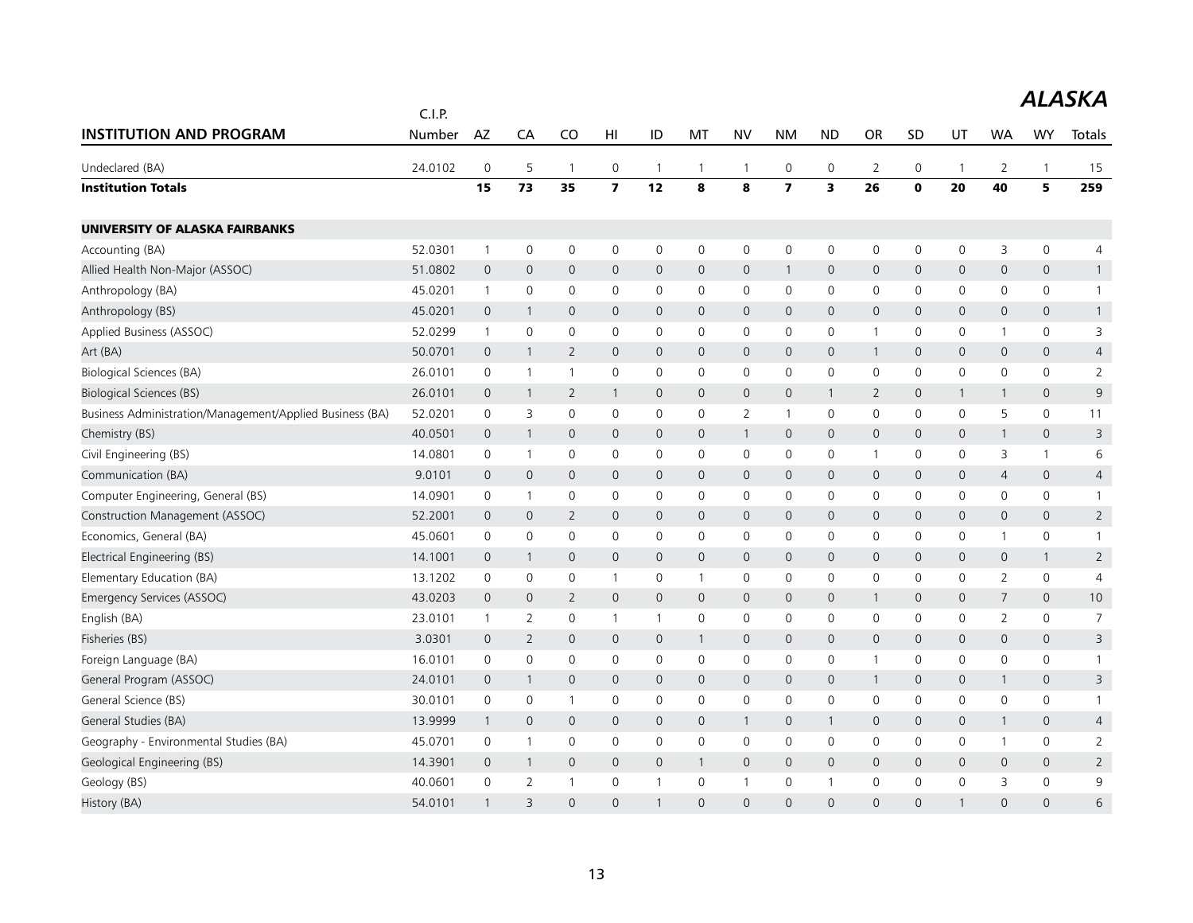# ALASKA

| INSTITUTION AND PROGRAM | C.I.P. Number | AZ | CA | CO | HI | ID | MT | NV | NM | ND | OR | SD | UT | WA | WY | Totals |
|---|---|---|---|---|---|---|---|---|---|---|---|---|---|---|---|---|
| Undeclared (BA) | 24.0102 | 0 | 5 | 1 | 0 | 1 | 1 | 1 | 0 | 0 | 2 | 0 | 1 | 2 | 1 | 15 |
| **Institution Totals** | | **15** | **73** | **35** | **7** | **12** | **8** | **8** | **7** | **3** | **26** | **0** | **20** | **40** | **5** | **259** |
| **UNIVERSITY OF ALASKA FAIRBANKS** | | | | | | | | | | | | | | | | |
| Accounting (BA) | 52.0301 | 1 | 0 | 0 | 0 | 0 | 0 | 0 | 0 | 0 | 0 | 0 | 0 | 3 | 0 | 4 |
| Allied Health Non-Major (ASSOC) | 51.0802 | 0 | 0 | 0 | 0 | 0 | 0 | 0 | 1 | 0 | 0 | 0 | 0 | 0 | 0 | 1 |
| Anthropology (BA) | 45.0201 | 1 | 0 | 0 | 0 | 0 | 0 | 0 | 0 | 0 | 0 | 0 | 0 | 0 | 0 | 1 |
| Anthropology (BS) | 45.0201 | 0 | 1 | 0 | 0 | 0 | 0 | 0 | 0 | 0 | 0 | 0 | 0 | 0 | 0 | 1 |
| Applied Business (ASSOC) | 52.0299 | 1 | 0 | 0 | 0 | 0 | 0 | 0 | 0 | 0 | 1 | 0 | 0 | 1 | 0 | 3 |
| Art (BA) | 50.0701 | 0 | 1 | 2 | 0 | 0 | 0 | 0 | 0 | 0 | 1 | 0 | 0 | 0 | 0 | 4 |
| Biological Sciences (BA) | 26.0101 | 0 | 1 | 1 | 0 | 0 | 0 | 0 | 0 | 0 | 0 | 0 | 0 | 0 | 0 | 2 |
| Biological Sciences (BS) | 26.0101 | 0 | 1 | 2 | 1 | 0 | 0 | 0 | 0 | 1 | 2 | 0 | 1 | 1 | 0 | 9 |
| Business Administration/Management/Applied Business (BA) | 52.0201 | 0 | 3 | 0 | 0 | 0 | 0 | 2 | 1 | 0 | 0 | 0 | 0 | 5 | 0 | 11 |
| Chemistry (BS) | 40.0501 | 0 | 1 | 0 | 0 | 0 | 0 | 1 | 0 | 0 | 0 | 0 | 0 | 1 | 0 | 3 |
| Civil Engineering (BS) | 14.0801 | 0 | 1 | 0 | 0 | 0 | 0 | 0 | 0 | 0 | 1 | 0 | 0 | 3 | 1 | 6 |
| Communication (BA) | 9.0101 | 0 | 0 | 0 | 0 | 0 | 0 | 0 | 0 | 0 | 0 | 0 | 0 | 4 | 0 | 4 |
| Computer Engineering, General (BS) | 14.0901 | 0 | 1 | 0 | 0 | 0 | 0 | 0 | 0 | 0 | 0 | 0 | 0 | 0 | 0 | 1 |
| Construction Management (ASSOC) | 52.2001 | 0 | 0 | 2 | 0 | 0 | 0 | 0 | 0 | 0 | 0 | 0 | 0 | 0 | 0 | 2 |
| Economics, General (BA) | 45.0601 | 0 | 0 | 0 | 0 | 0 | 0 | 0 | 0 | 0 | 0 | 0 | 0 | 1 | 0 | 1 |
| Electrical Engineering (BS) | 14.1001 | 0 | 1 | 0 | 0 | 0 | 0 | 0 | 0 | 0 | 0 | 0 | 0 | 0 | 1 | 2 |
| Elementary Education (BA) | 13.1202 | 0 | 0 | 0 | 1 | 0 | 1 | 0 | 0 | 0 | 0 | 0 | 0 | 2 | 0 | 4 |
| Emergency Services (ASSOC) | 43.0203 | 0 | 0 | 2 | 0 | 0 | 0 | 0 | 0 | 0 | 1 | 0 | 0 | 7 | 0 | 10 |
| English (BA) | 23.0101 | 1 | 2 | 0 | 1 | 1 | 0 | 0 | 0 | 0 | 0 | 0 | 0 | 2 | 0 | 7 |
| Fisheries (BS) | 3.0301 | 0 | 2 | 0 | 0 | 0 | 1 | 0 | 0 | 0 | 0 | 0 | 0 | 0 | 0 | 3 |
| Foreign Language (BA) | 16.0101 | 0 | 0 | 0 | 0 | 0 | 0 | 0 | 0 | 0 | 1 | 0 | 0 | 0 | 0 | 1 |
| General Program (ASSOC) | 24.0101 | 0 | 1 | 0 | 0 | 0 | 0 | 0 | 0 | 0 | 1 | 0 | 0 | 1 | 0 | 3 |
| General Science (BS) | 30.0101 | 0 | 0 | 1 | 0 | 0 | 0 | 0 | 0 | 0 | 0 | 0 | 0 | 0 | 0 | 1 |
| General Studies (BA) | 13.9999 | 1 | 0 | 0 | 0 | 0 | 0 | 1 | 0 | 1 | 0 | 0 | 0 | 1 | 0 | 4 |
| Geography - Environmental Studies (BA) | 45.0701 | 0 | 1 | 0 | 0 | 0 | 0 | 0 | 0 | 0 | 0 | 0 | 0 | 1 | 0 | 2 |
| Geological Engineering (BS) | 14.3901 | 0 | 1 | 0 | 0 | 0 | 1 | 0 | 0 | 0 | 0 | 0 | 0 | 0 | 0 | 2 |
| Geology (BS) | 40.0601 | 0 | 2 | 1 | 0 | 1 | 0 | 1 | 0 | 1 | 0 | 0 | 0 | 3 | 0 | 9 |
| History (BA) | 54.0101 | 1 | 3 | 0 | 0 | 1 | 0 | 0 | 0 | 0 | 0 | 0 | 1 | 0 | 0 | 6 |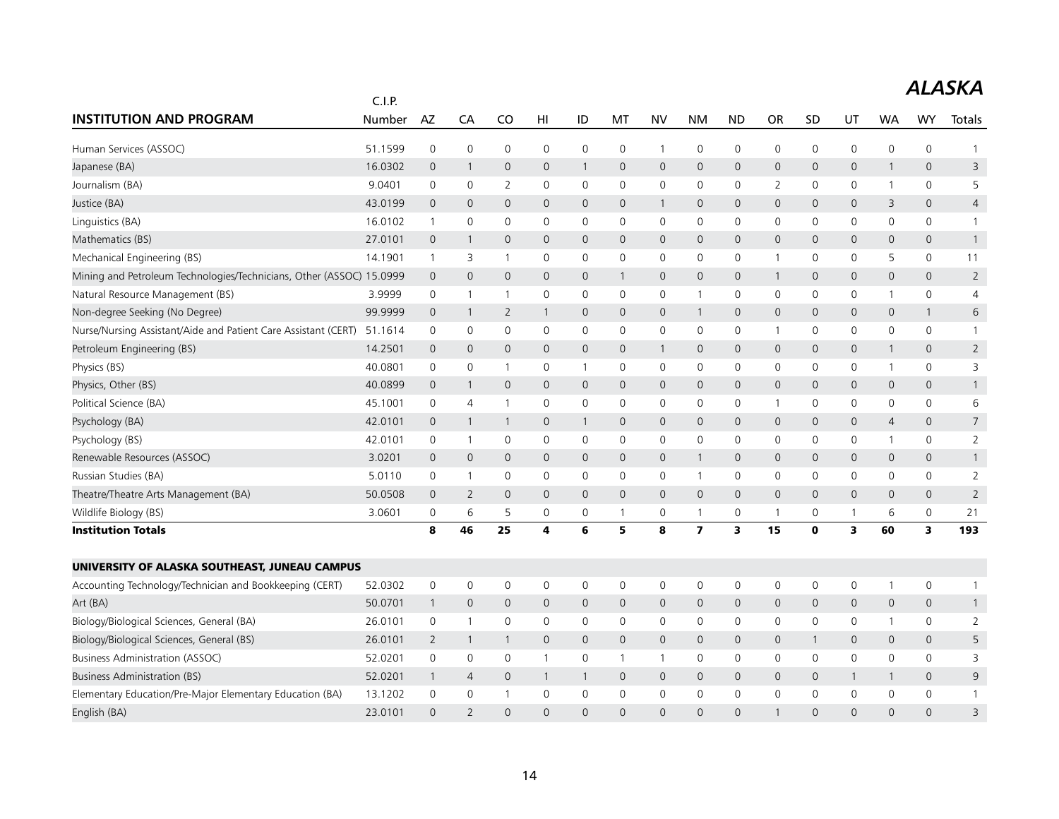## ALASKA

| INSTITUTION AND PROGRAM | C.I.P. Number | AZ | CA | CO | HI | ID | MT | NV | NM | ND | OR | SD | UT | WA | WY | Totals |
|---|---|---|---|---|---|---|---|---|---|---|---|---|---|---|---|---|
| Human Services (ASSOC) | 51.1599 | 0 | 0 | 0 | 0 | 0 | 0 | 1 | 0 | 0 | 0 | 0 | 0 | 0 | 0 | 1 |
| Japanese (BA) | 16.0302 | 0 | 1 | 0 | 0 | 1 | 0 | 0 | 0 | 0 | 0 | 0 | 0 | 1 | 0 | 3 |
| Journalism (BA) | 9.0401 | 0 | 0 | 2 | 0 | 0 | 0 | 0 | 0 | 0 | 2 | 0 | 0 | 1 | 0 | 5 |
| Justice (BA) | 43.0199 | 0 | 0 | 0 | 0 | 0 | 0 | 1 | 0 | 0 | 0 | 0 | 0 | 3 | 0 | 4 |
| Linguistics (BA) | 16.0102 | 1 | 0 | 0 | 0 | 0 | 0 | 0 | 0 | 0 | 0 | 0 | 0 | 0 | 0 | 1 |
| Mathematics (BS) | 27.0101 | 0 | 1 | 0 | 0 | 0 | 0 | 0 | 0 | 0 | 0 | 0 | 0 | 0 | 0 | 1 |
| Mechanical Engineering (BS) | 14.1901 | 1 | 3 | 1 | 0 | 0 | 0 | 0 | 0 | 0 | 1 | 0 | 0 | 5 | 0 | 11 |
| Mining and Petroleum Technologies/Technicians, Other (ASSOC) | 15.0999 | 0 | 0 | 0 | 0 | 0 | 1 | 0 | 0 | 0 | 1 | 0 | 0 | 0 | 0 | 2 |
| Natural Resource Management (BS) | 3.9999 | 0 | 1 | 1 | 0 | 0 | 0 | 0 | 1 | 0 | 0 | 0 | 0 | 1 | 0 | 4 |
| Non-degree Seeking (No Degree) | 99.9999 | 0 | 1 | 2 | 1 | 0 | 0 | 0 | 1 | 0 | 0 | 0 | 0 | 0 | 1 | 6 |
| Nurse/Nursing Assistant/Aide and Patient Care Assistant (CERT) | 51.1614 | 0 | 0 | 0 | 0 | 0 | 0 | 0 | 0 | 0 | 1 | 0 | 0 | 0 | 0 | 1 |
| Petroleum Engineering (BS) | 14.2501 | 0 | 0 | 0 | 0 | 0 | 0 | 1 | 0 | 0 | 0 | 0 | 0 | 1 | 0 | 2 |
| Physics (BS) | 40.0801 | 0 | 0 | 1 | 0 | 1 | 0 | 0 | 0 | 0 | 0 | 0 | 0 | 1 | 0 | 3 |
| Physics, Other (BS) | 40.0899 | 0 | 1 | 0 | 0 | 0 | 0 | 0 | 0 | 0 | 0 | 0 | 0 | 0 | 0 | 1 |
| Political Science (BA) | 45.1001 | 0 | 4 | 1 | 0 | 0 | 0 | 0 | 0 | 0 | 1 | 0 | 0 | 0 | 0 | 6 |
| Psychology (BA) | 42.0101 | 0 | 1 | 1 | 0 | 1 | 0 | 0 | 0 | 0 | 0 | 0 | 0 | 4 | 0 | 7 |
| Psychology (BS) | 42.0101 | 0 | 1 | 0 | 0 | 0 | 0 | 0 | 0 | 0 | 0 | 0 | 0 | 1 | 0 | 2 |
| Renewable Resources (ASSOC) | 3.0201 | 0 | 0 | 0 | 0 | 0 | 0 | 0 | 1 | 0 | 0 | 0 | 0 | 0 | 0 | 1 |
| Russian Studies (BA) | 5.0110 | 0 | 1 | 0 | 0 | 0 | 0 | 0 | 1 | 0 | 0 | 0 | 0 | 0 | 0 | 2 |
| Theatre/Theatre Arts Management (BA) | 50.0508 | 0 | 2 | 0 | 0 | 0 | 0 | 0 | 0 | 0 | 0 | 0 | 0 | 0 | 0 | 2 |
| Wildlife Biology (BS) | 3.0601 | 0 | 6 | 5 | 0 | 0 | 1 | 0 | 1 | 0 | 1 | 0 | 1 | 6 | 0 | 21 |
| **Institution Totals** | | **8** | **46** | **25** | **4** | **6** | **5** | **8** | **7** | **3** | **15** | **0** | **3** | **60** | **3** | **193** |
| **UNIVERSITY OF ALASKA SOUTHEAST, JUNEAU CAMPUS** | | | | | | | | | | | | | | | | |
| Accounting Technology/Technician and Bookkeeping (CERT) | 52.0302 | 0 | 0 | 0 | 0 | 0 | 0 | 0 | 0 | 0 | 0 | 0 | 0 | 1 | 0 | 1 |
| Art (BA) | 50.0701 | 1 | 0 | 0 | 0 | 0 | 0 | 0 | 0 | 0 | 0 | 0 | 0 | 0 | 0 | 1 |
| Biology/Biological Sciences, General (BA) | 26.0101 | 0 | 1 | 0 | 0 | 0 | 0 | 0 | 0 | 0 | 0 | 0 | 0 | 1 | 0 | 2 |
| Biology/Biological Sciences, General (BS) | 26.0101 | 2 | 1 | 1 | 0 | 0 | 0 | 0 | 0 | 0 | 0 | 1 | 0 | 0 | 0 | 5 |
| Business Administration (ASSOC) | 52.0201 | 0 | 0 | 0 | 1 | 0 | 1 | 1 | 0 | 0 | 0 | 0 | 0 | 0 | 0 | 3 |
| Business Administration (BS) | 52.0201 | 1 | 4 | 0 | 1 | 1 | 0 | 0 | 0 | 0 | 0 | 0 | 1 | 1 | 0 | 9 |
| Elementary Education/Pre-Major Elementary Education (BA) | 13.1202 | 0 | 0 | 1 | 0 | 0 | 0 | 0 | 0 | 0 | 0 | 0 | 0 | 0 | 0 | 1 |
| English (BA) | 23.0101 | 0 | 2 | 0 | 0 | 0 | 0 | 0 | 0 | 0 | 1 | 0 | 0 | 0 | 0 | 3 |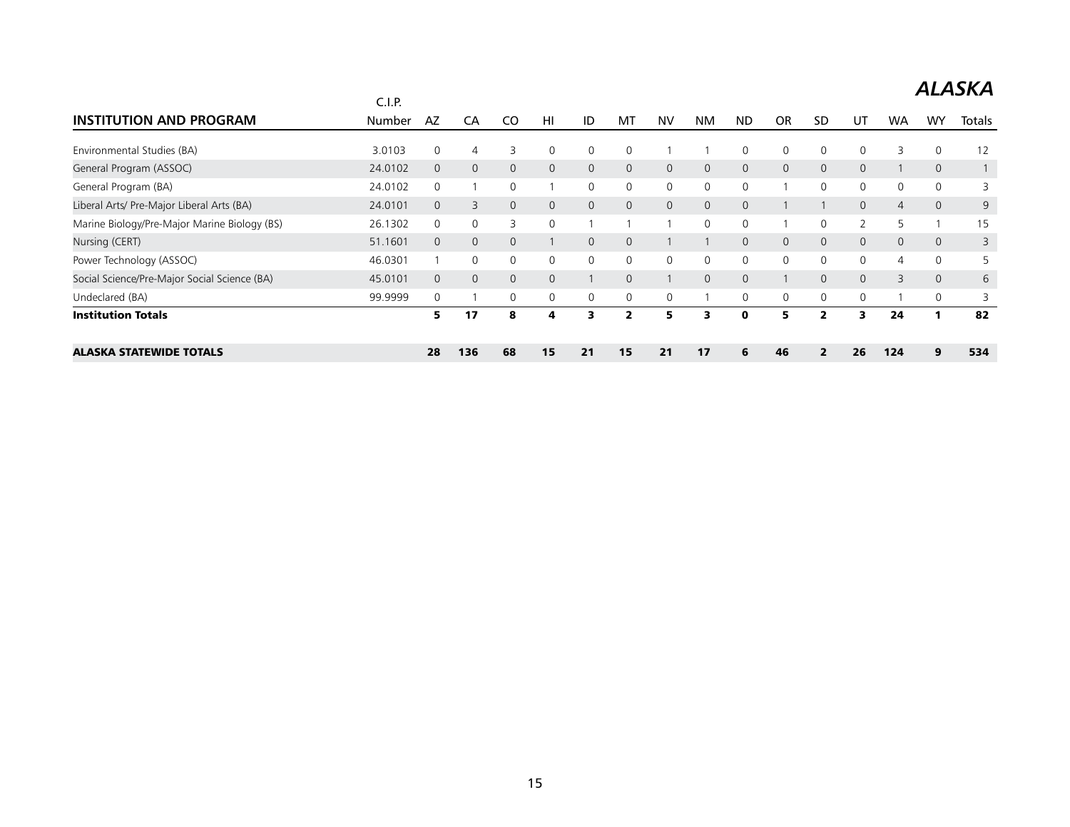# ALASKA

| INSTITUTION AND PROGRAM | C.I.P. Number | AZ | CA | CO | HI | ID | MT | NV | NM | ND | OR | SD | UT | WA | WY | Totals |
|---|---|---|---|---|---|---|---|---|---|---|---|---|---|---|---|---|
| Environmental Studies (BA) | 3.0103 | 0 | 4 | 3 | 0 | 0 | 0 | 1 | 1 | 0 | 0 | 0 | 0 | 3 | 0 | 12 |
| General Program (ASSOC) | 24.0102 | 0 | 0 | 0 | 0 | 0 | 0 | 0 | 0 | 0 | 0 | 0 | 0 | 1 | 0 | 1 |
| General Program (BA) | 24.0102 | 0 | 1 | 0 | 1 | 0 | 0 | 0 | 0 | 0 | 1 | 0 | 0 | 0 | 0 | 3 |
| Liberal Arts/ Pre-Major Liberal Arts (BA) | 24.0101 | 0 | 3 | 0 | 0 | 0 | 0 | 0 | 0 | 0 | 1 | 1 | 0 | 4 | 0 | 9 |
| Marine Biology/Pre-Major Marine Biology (BS) | 26.1302 | 0 | 0 | 3 | 0 | 1 | 1 | 1 | 0 | 0 | 1 | 0 | 2 | 5 | 1 | 15 |
| Nursing (CERT) | 51.1601 | 0 | 0 | 0 | 1 | 0 | 0 | 1 | 1 | 0 | 0 | 0 | 0 | 0 | 0 | 3 |
| Power Technology (ASSOC) | 46.0301 | 1 | 0 | 0 | 0 | 0 | 0 | 0 | 0 | 0 | 0 | 0 | 0 | 4 | 0 | 5 |
| Social Science/Pre-Major Social Science (BA) | 45.0101 | 0 | 0 | 0 | 0 | 1 | 0 | 1 | 0 | 0 | 1 | 0 | 0 | 3 | 0 | 6 |
| Undeclared (BA) | 99.9999 | 0 | 1 | 0 | 0 | 0 | 0 | 0 | 1 | 0 | 0 | 0 | 0 | 1 | 0 | 3 |
| **Institution Totals** | | **5** | **17** | **8** | **4** | **3** | **2** | **5** | **3** | **0** | **5** | **2** | **3** | **24** | **1** | **82** |
| **ALASKA STATEWIDE TOTALS** | | **28** | **136** | **68** | **15** | **21** | **15** | **21** | **17** | **6** | **46** | **2** | **26** | **124** | **9** | **534** |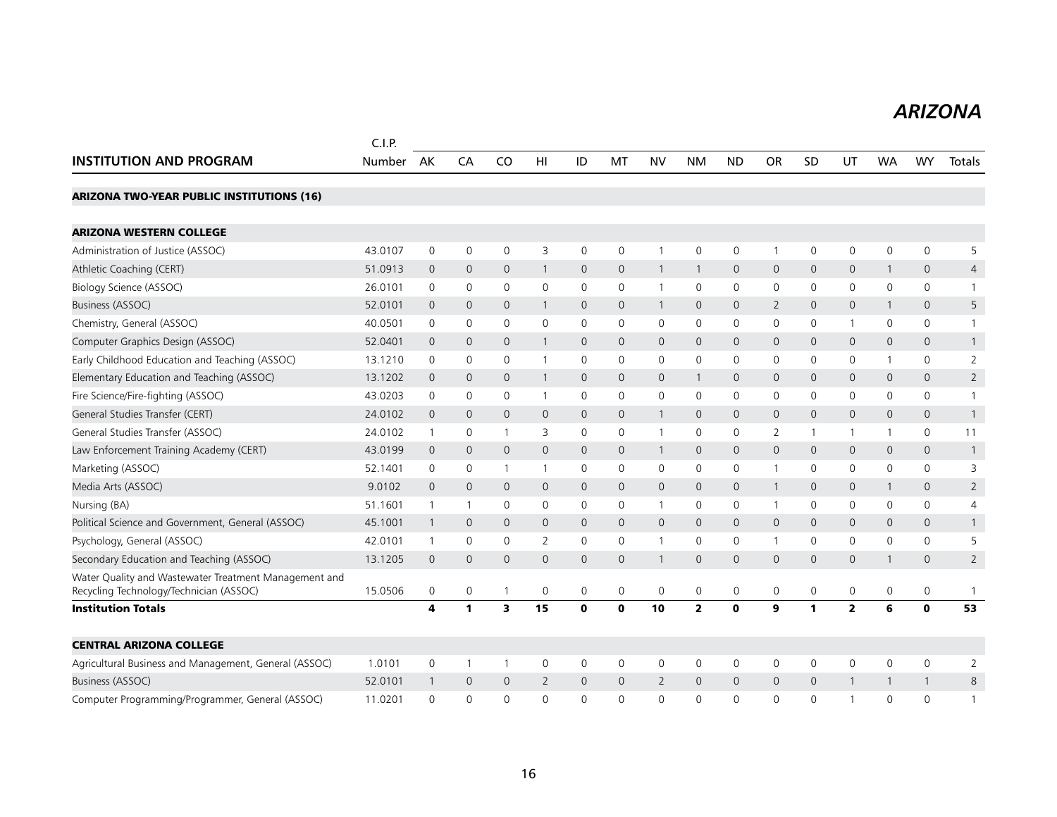# ARIZONA

| INSTITUTION AND PROGRAM | C.I.P. Number | AK | CA | CO | HI | ID | MT | NV | NM | ND | OR | SD | UT | WA | WY | Totals |
|---|---|---|---|---|---|---|---|---|---|---|---|---|---|---|---|---|
| **ARIZONA TWO-YEAR PUBLIC INSTITUTIONS (16)** | | | | | | | | | | | | | | | | |
| **ARIZONA WESTERN COLLEGE** | | | | | | | | | | | | | | | | |
| Administration of Justice (ASSOC) | 43.0107 | 0 | 0 | 0 | 3 | 0 | 0 | 1 | 0 | 0 | 1 | 0 | 0 | 0 | 0 | 5 |
| Athletic Coaching (CERT) | 51.0913 | 0 | 0 | 0 | 1 | 0 | 0 | 1 | 1 | 0 | 0 | 0 | 0 | 1 | 0 | 4 |
| Biology Science (ASSOC) | 26.0101 | 0 | 0 | 0 | 0 | 0 | 0 | 1 | 0 | 0 | 0 | 0 | 0 | 0 | 0 | 1 |
| Business (ASSOC) | 52.0101 | 0 | 0 | 0 | 1 | 0 | 0 | 1 | 0 | 0 | 2 | 0 | 0 | 1 | 0 | 5 |
| Chemistry, General (ASSOC) | 40.0501 | 0 | 0 | 0 | 0 | 0 | 0 | 0 | 0 | 0 | 0 | 0 | 1 | 0 | 0 | 1 |
| Computer Graphics Design (ASSOC) | 52.0401 | 0 | 0 | 0 | 1 | 0 | 0 | 0 | 0 | 0 | 0 | 0 | 0 | 0 | 0 | 1 |
| Early Childhood Education and Teaching (ASSOC) | 13.1210 | 0 | 0 | 0 | 1 | 0 | 0 | 0 | 0 | 0 | 0 | 0 | 0 | 1 | 0 | 2 |
| Elementary Education and Teaching (ASSOC) | 13.1202 | 0 | 0 | 0 | 1 | 0 | 0 | 0 | 1 | 0 | 0 | 0 | 0 | 0 | 0 | 2 |
| Fire Science/Fire-fighting (ASSOC) | 43.0203 | 0 | 0 | 0 | 1 | 0 | 0 | 0 | 0 | 0 | 0 | 0 | 0 | 0 | 0 | 1 |
| General Studies Transfer (CERT) | 24.0102 | 0 | 0 | 0 | 0 | 0 | 0 | 1 | 0 | 0 | 0 | 0 | 0 | 0 | 0 | 1 |
| General Studies Transfer (ASSOC) | 24.0102 | 1 | 0 | 1 | 3 | 0 | 0 | 1 | 0 | 0 | 2 | 1 | 1 | 1 | 0 | 11 |
| Law Enforcement Training Academy (CERT) | 43.0199 | 0 | 0 | 0 | 0 | 0 | 0 | 1 | 0 | 0 | 0 | 0 | 0 | 0 | 0 | 1 |
| Marketing (ASSOC) | 52.1401 | 0 | 0 | 1 | 1 | 0 | 0 | 0 | 0 | 0 | 1 | 0 | 0 | 0 | 0 | 3 |
| Media Arts (ASSOC) | 9.0102 | 0 | 0 | 0 | 0 | 0 | 0 | 0 | 0 | 0 | 1 | 0 | 0 | 1 | 0 | 2 |
| Nursing (BA) | 51.1601 | 1 | 1 | 0 | 0 | 0 | 0 | 1 | 0 | 0 | 1 | 0 | 0 | 0 | 0 | 4 |
| Political Science and Government, General (ASSOC) | 45.1001 | 1 | 0 | 0 | 0 | 0 | 0 | 0 | 0 | 0 | 0 | 0 | 0 | 0 | 0 | 1 |
| Psychology, General (ASSOC) | 42.0101 | 1 | 0 | 0 | 2 | 0 | 0 | 1 | 0 | 0 | 1 | 0 | 0 | 0 | 0 | 5 |
| Secondary Education and Teaching (ASSOC) | 13.1205 | 0 | 0 | 0 | 0 | 0 | 0 | 1 | 0 | 0 | 0 | 0 | 0 | 1 | 0 | 2 |
| Water Quality and Wastewater Treatment Management and Recycling Technology/Technician (ASSOC) | 15.0506 | 0 | 0 | 1 | 0 | 0 | 0 | 0 | 0 | 0 | 0 | 0 | 0 | 0 | 0 | 1 |
| **Institution Totals** | | **4** | **1** | **3** | **15** | **0** | **0** | **10** | **2** | **0** | **9** | **1** | **2** | **6** | **0** | **53** |
| **CENTRAL ARIZONA COLLEGE** | | | | | | | | | | | | | | | | |
| Agricultural Business and Management, General (ASSOC) | 1.0101 | 0 | 1 | 1 | 0 | 0 | 0 | 0 | 0 | 0 | 0 | 0 | 0 | 0 | 0 | 2 |
| Business (ASSOC) | 52.0101 | 1 | 0 | 0 | 2 | 0 | 0 | 2 | 0 | 0 | 0 | 0 | 1 | 1 | 1 | 8 |
| Computer Programming/Programmer, General (ASSOC) | 11.0201 | 0 | 0 | 0 | 0 | 0 | 0 | 0 | 0 | 0 | 0 | 0 | 1 | 0 | 0 | 1 |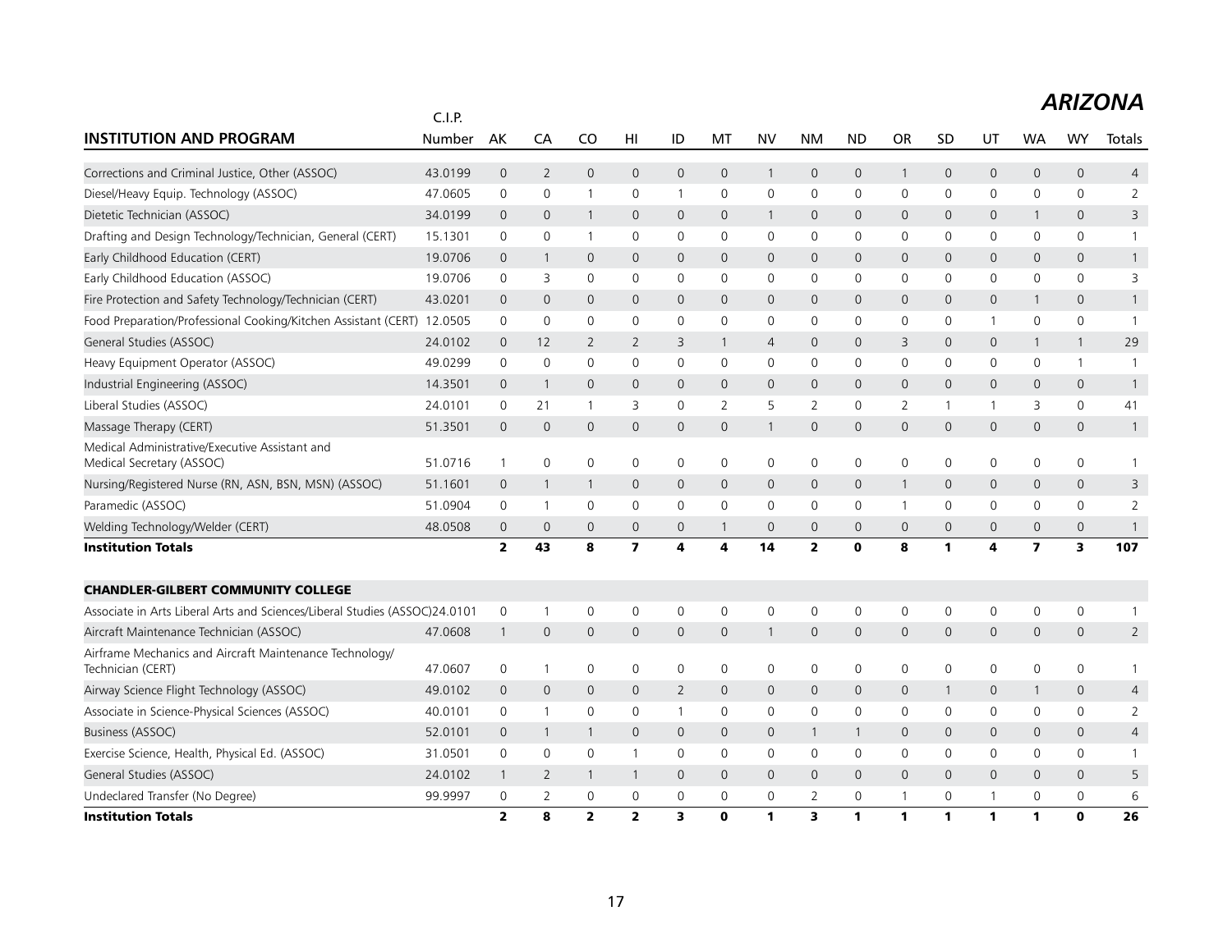# ARIZONA

| INSTITUTION AND PROGRAM | C.I.P. Number | AK | CA | CO | HI | ID | MT | NV | NM | ND | OR | SD | UT | WA | WY | Totals |
|---|---|---|---|---|---|---|---|---|---|---|---|---|---|---|---|---|
| Corrections and Criminal Justice, Other (ASSOC) | 43.0199 | 0 | 2 | 0 | 0 | 0 | 0 | 1 | 0 | 0 | 1 | 0 | 0 | 0 | 0 | 4 |
| Diesel/Heavy Equip. Technology (ASSOC) | 47.0605 | 0 | 0 | 1 | 0 | 1 | 0 | 0 | 0 | 0 | 0 | 0 | 0 | 0 | 0 | 2 |
| Dietetic Technician (ASSOC) | 34.0199 | 0 | 0 | 1 | 0 | 0 | 0 | 1 | 0 | 0 | 0 | 0 | 0 | 1 | 0 | 3 |
| Drafting and Design Technology/Technician, General (CERT) | 15.1301 | 0 | 0 | 1 | 0 | 0 | 0 | 0 | 0 | 0 | 0 | 0 | 0 | 0 | 0 | 1 |
| Early Childhood Education (CERT) | 19.0706 | 0 | 1 | 0 | 0 | 0 | 0 | 0 | 0 | 0 | 0 | 0 | 0 | 0 | 0 | 1 |
| Early Childhood Education (ASSOC) | 19.0706 | 0 | 3 | 0 | 0 | 0 | 0 | 0 | 0 | 0 | 0 | 0 | 0 | 0 | 0 | 3 |
| Fire Protection and Safety Technology/Technician (CERT) | 43.0201 | 0 | 0 | 0 | 0 | 0 | 0 | 0 | 0 | 0 | 0 | 0 | 0 | 1 | 0 | 1 |
| Food Preparation/Professional Cooking/Kitchen Assistant (CERT) | 12.0505 | 0 | 0 | 0 | 0 | 0 | 0 | 0 | 0 | 0 | 0 | 0 | 1 | 0 | 0 | 1 |
| General Studies (ASSOC) | 24.0102 | 0 | 12 | 2 | 2 | 3 | 1 | 4 | 0 | 0 | 3 | 0 | 0 | 1 | 1 | 29 |
| Heavy Equipment Operator (ASSOC) | 49.0299 | 0 | 0 | 0 | 0 | 0 | 0 | 0 | 0 | 0 | 0 | 0 | 0 | 0 | 1 | 1 |
| Industrial Engineering (ASSOC) | 14.3501 | 0 | 1 | 0 | 0 | 0 | 0 | 0 | 0 | 0 | 0 | 0 | 0 | 0 | 0 | 1 |
| Liberal Studies (ASSOC) | 24.0101 | 0 | 21 | 1 | 3 | 0 | 2 | 5 | 2 | 0 | 2 | 1 | 1 | 3 | 0 | 41 |
| Massage Therapy (CERT) | 51.3501 | 0 | 0 | 0 | 0 | 0 | 0 | 1 | 0 | 0 | 0 | 0 | 0 | 0 | 0 | 1 |
| Medical Administrative/Executive Assistant and Medical Secretary (ASSOC) | 51.0716 | 1 | 0 | 0 | 0 | 0 | 0 | 0 | 0 | 0 | 0 | 0 | 0 | 0 | 0 | 1 |
| Nursing/Registered Nurse (RN, ASN, BSN, MSN) (ASSOC) | 51.1601 | 0 | 1 | 1 | 0 | 0 | 0 | 0 | 0 | 0 | 1 | 0 | 0 | 0 | 0 | 3 |
| Paramedic (ASSOC) | 51.0904 | 0 | 1 | 0 | 0 | 0 | 0 | 0 | 0 | 0 | 1 | 0 | 0 | 0 | 0 | 2 |
| Welding Technology/Welder (CERT) | 48.0508 | 0 | 0 | 0 | 0 | 0 | 1 | 0 | 0 | 0 | 0 | 0 | 0 | 0 | 0 | 1 |
| **Institution Totals** | | **2** | **43** | **8** | **7** | **4** | **4** | **14** | **2** | **0** | **8** | **1** | **4** | **7** | **3** | **107** |
| **CHANDLER-GILBERT COMMUNITY COLLEGE** | | | | | | | | | | | | | | | | |
| Associate in Arts Liberal Arts and Sciences/Liberal Studies (ASSOC) | 24.0101 | 0 | 1 | 0 | 0 | 0 | 0 | 0 | 0 | 0 | 0 | 0 | 0 | 0 | 0 | 1 |
| Aircraft Maintenance Technician (ASSOC) | 47.0608 | 1 | 0 | 0 | 0 | 0 | 0 | 1 | 0 | 0 | 0 | 0 | 0 | 0 | 0 | 2 |
| Airframe Mechanics and Aircraft Maintenance Technology/ Technician (CERT) | 47.0607 | 0 | 1 | 0 | 0 | 0 | 0 | 0 | 0 | 0 | 0 | 0 | 0 | 0 | 0 | 1 |
| Airway Science Flight Technology (ASSOC) | 49.0102 | 0 | 0 | 0 | 0 | 2 | 0 | 0 | 0 | 0 | 0 | 1 | 0 | 1 | 0 | 4 |
| Associate in Science-Physical Sciences (ASSOC) | 40.0101 | 0 | 1 | 0 | 0 | 1 | 0 | 0 | 0 | 0 | 0 | 0 | 0 | 0 | 0 | 2 |
| Business (ASSOC) | 52.0101 | 0 | 1 | 1 | 0 | 0 | 0 | 0 | 1 | 1 | 0 | 0 | 0 | 0 | 0 | 4 |
| Exercise Science, Health, Physical Ed. (ASSOC) | 31.0501 | 0 | 0 | 0 | 1 | 0 | 0 | 0 | 0 | 0 | 0 | 0 | 0 | 0 | 0 | 1 |
| General Studies (ASSOC) | 24.0102 | 1 | 2 | 1 | 1 | 0 | 0 | 0 | 0 | 0 | 0 | 0 | 0 | 0 | 0 | 5 |
| Undeclared Transfer (No Degree) | 99.9997 | 0 | 2 | 0 | 0 | 0 | 0 | 0 | 2 | 0 | 1 | 0 | 1 | 0 | 0 | 6 |
| **Institution Totals** | | **2** | **8** | **2** | **2** | **3** | **0** | **1** | **3** | **1** | **1** | **1** | **1** | **1** | **0** | **26** |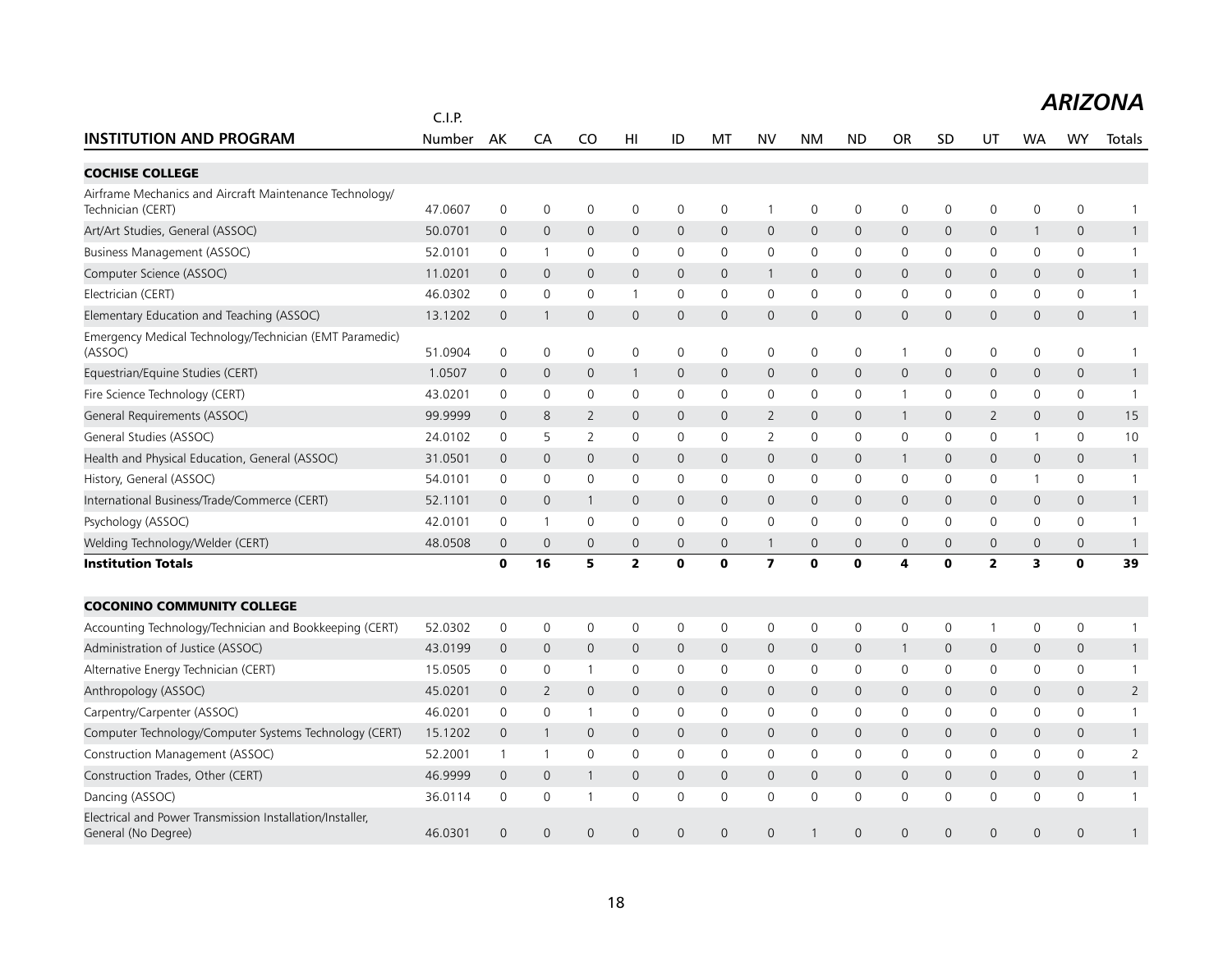## ARIZONA

| INSTITUTION AND PROGRAM | C.I.P. Number | AK | CA | CO | HI | ID | MT | NV | NM | ND | OR | SD | UT | WA | WY | Totals |
|---|---|---|---|---|---|---|---|---|---|---|---|---|---|---|---|---|
| **COCHISE COLLEGE** | | | | | | | | | | | | | | | | |
| Airframe Mechanics and Aircraft Maintenance Technology/ Technician (CERT) | 47.0607 | 0 | 0 | 0 | 0 | 0 | 0 | 1 | 0 | 0 | 0 | 0 | 0 | 0 | 0 | 1 |
| Art/Art Studies, General (ASSOC) | 50.0701 | 0 | 0 | 0 | 0 | 0 | 0 | 0 | 0 | 0 | 0 | 0 | 0 | 1 | 0 | 1 |
| Business Management (ASSOC) | 52.0101 | 0 | 1 | 0 | 0 | 0 | 0 | 0 | 0 | 0 | 0 | 0 | 0 | 0 | 0 | 1 |
| Computer Science (ASSOC) | 11.0201 | 0 | 0 | 0 | 0 | 0 | 0 | 1 | 0 | 0 | 0 | 0 | 0 | 0 | 0 | 1 |
| Electrician (CERT) | 46.0302 | 0 | 0 | 0 | 1 | 0 | 0 | 0 | 0 | 0 | 0 | 0 | 0 | 0 | 0 | 1 |
| Elementary Education and Teaching (ASSOC) | 13.1202 | 0 | 1 | 0 | 0 | 0 | 0 | 0 | 0 | 0 | 0 | 0 | 0 | 0 | 0 | 1 |
| Emergency Medical Technology/Technician (EMT Paramedic) (ASSOC) | 51.0904 | 0 | 0 | 0 | 0 | 0 | 0 | 0 | 0 | 0 | 1 | 0 | 0 | 0 | 0 | 1 |
| Equestrian/Equine Studies (CERT) | 1.0507 | 0 | 0 | 0 | 1 | 0 | 0 | 0 | 0 | 0 | 0 | 0 | 0 | 0 | 0 | 1 |
| Fire Science Technology (CERT) | 43.0201 | 0 | 0 | 0 | 0 | 0 | 0 | 0 | 0 | 0 | 1 | 0 | 0 | 0 | 0 | 1 |
| General Requirements (ASSOC) | 99.9999 | 0 | 8 | 2 | 0 | 0 | 0 | 2 | 0 | 0 | 1 | 0 | 2 | 0 | 0 | 15 |
| General Studies (ASSOC) | 24.0102 | 0 | 5 | 2 | 0 | 0 | 0 | 2 | 0 | 0 | 0 | 0 | 0 | 1 | 0 | 10 |
| Health and Physical Education, General (ASSOC) | 31.0501 | 0 | 0 | 0 | 0 | 0 | 0 | 0 | 0 | 0 | 1 | 0 | 0 | 0 | 0 | 1 |
| History, General (ASSOC) | 54.0101 | 0 | 0 | 0 | 0 | 0 | 0 | 0 | 0 | 0 | 0 | 0 | 0 | 1 | 0 | 1 |
| International Business/Trade/Commerce (CERT) | 52.1101 | 0 | 0 | 1 | 0 | 0 | 0 | 0 | 0 | 0 | 0 | 0 | 0 | 0 | 0 | 1 |
| Psychology (ASSOC) | 42.0101 | 0 | 1 | 0 | 0 | 0 | 0 | 0 | 0 | 0 | 0 | 0 | 0 | 0 | 0 | 1 |
| Welding Technology/Welder (CERT) | 48.0508 | 0 | 0 | 0 | 0 | 0 | 0 | 1 | 0 | 0 | 0 | 0 | 0 | 0 | 0 | 1 |
| **Institution Totals** | | **0** | **16** | **5** | **2** | **0** | **0** | **7** | **0** | **0** | **4** | **0** | **2** | **3** | **0** | **39** |
| **COCONINO COMMUNITY COLLEGE** | | | | | | | | | | | | | | | | |
| Accounting Technology/Technician and Bookkeeping (CERT) | 52.0302 | 0 | 0 | 0 | 0 | 0 | 0 | 0 | 0 | 0 | 0 | 0 | 1 | 0 | 0 | 1 |
| Administration of Justice (ASSOC) | 43.0199 | 0 | 0 | 0 | 0 | 0 | 0 | 0 | 0 | 0 | 1 | 0 | 0 | 0 | 0 | 1 |
| Alternative Energy Technician (CERT) | 15.0505 | 0 | 0 | 1 | 0 | 0 | 0 | 0 | 0 | 0 | 0 | 0 | 0 | 0 | 0 | 1 |
| Anthropology (ASSOC) | 45.0201 | 0 | 2 | 0 | 0 | 0 | 0 | 0 | 0 | 0 | 0 | 0 | 0 | 0 | 0 | 2 |
| Carpentry/Carpenter (ASSOC) | 46.0201 | 0 | 0 | 1 | 0 | 0 | 0 | 0 | 0 | 0 | 0 | 0 | 0 | 0 | 0 | 1 |
| Computer Technology/Computer Systems Technology (CERT) | 15.1202 | 0 | 1 | 0 | 0 | 0 | 0 | 0 | 0 | 0 | 0 | 0 | 0 | 0 | 0 | 1 |
| Construction Management (ASSOC) | 52.2001 | 1 | 1 | 0 | 0 | 0 | 0 | 0 | 0 | 0 | 0 | 0 | 0 | 0 | 0 | 2 |
| Construction Trades, Other (CERT) | 46.9999 | 0 | 0 | 1 | 0 | 0 | 0 | 0 | 0 | 0 | 0 | 0 | 0 | 0 | 0 | 1 |
| Dancing (ASSOC) | 36.0114 | 0 | 0 | 1 | 0 | 0 | 0 | 0 | 0 | 0 | 0 | 0 | 0 | 0 | 0 | 1 |
| Electrical and Power Transmission Installation/Installer, General (No Degree) | 46.0301 | 0 | 0 | 0 | 0 | 0 | 0 | 0 | 1 | 0 | 0 | 0 | 0 | 0 | 0 | 1 |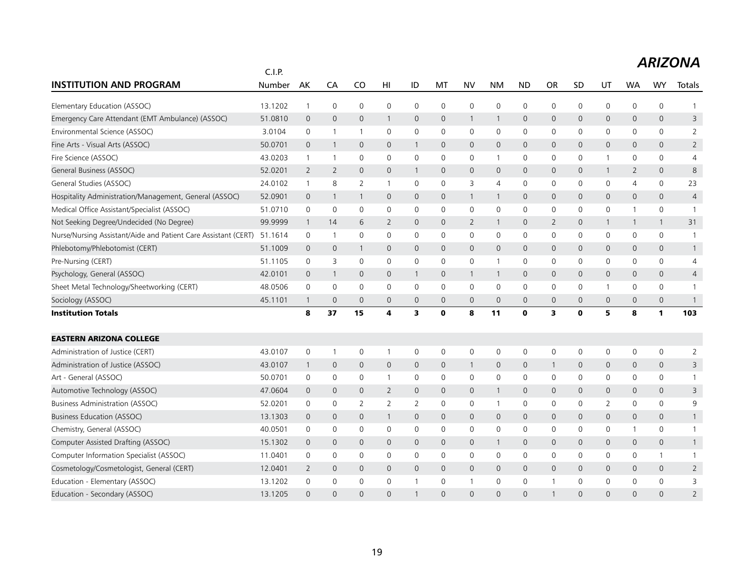# ARIZONA

| INSTITUTION AND PROGRAM | C.I.P. Number | AK | CA | CO | HI | ID | MT | NV | NM | ND | OR | SD | UT | WA | WY | Totals |
|---|---|---|---|---|---|---|---|---|---|---|---|---|---|---|---|---|
| Elementary Education (ASSOC) | 13.1202 | 1 | 0 | 0 | 0 | 0 | 0 | 0 | 0 | 0 | 0 | 0 | 0 | 0 | 0 | 1 |
| Emergency Care Attendant (EMT Ambulance) (ASSOC) | 51.0810 | 0 | 0 | 0 | 1 | 0 | 0 | 1 | 1 | 0 | 0 | 0 | 0 | 0 | 0 | 3 |
| Environmental Science (ASSOC) | 3.0104 | 0 | 1 | 1 | 0 | 0 | 0 | 0 | 0 | 0 | 0 | 0 | 0 | 0 | 0 | 2 |
| Fine Arts - Visual Arts (ASSOC) | 50.0701 | 0 | 1 | 0 | 0 | 1 | 0 | 0 | 0 | 0 | 0 | 0 | 0 | 0 | 0 | 2 |
| Fire Science (ASSOC) | 43.0203 | 1 | 1 | 0 | 0 | 0 | 0 | 0 | 1 | 0 | 0 | 0 | 1 | 0 | 0 | 4 |
| General Business (ASSOC) | 52.0201 | 2 | 2 | 0 | 0 | 1 | 0 | 0 | 0 | 0 | 0 | 0 | 1 | 2 | 0 | 8 |
| General Studies (ASSOC) | 24.0102 | 1 | 8 | 2 | 1 | 0 | 0 | 3 | 4 | 0 | 0 | 0 | 0 | 4 | 0 | 23 |
| Hospitality Administration/Management, General (ASSOC) | 52.0901 | 0 | 1 | 1 | 0 | 0 | 0 | 1 | 1 | 0 | 0 | 0 | 0 | 0 | 0 | 4 |
| Medical Office Assistant/Specialist (ASSOC) | 51.0710 | 0 | 0 | 0 | 0 | 0 | 0 | 0 | 0 | 0 | 0 | 0 | 0 | 1 | 0 | 1 |
| Not Seeking Degree/Undecided (No Degree) | 99.9999 | 1 | 14 | 6 | 2 | 0 | 0 | 2 | 1 | 0 | 2 | 0 | 1 | 1 | 1 | 31 |
| Nurse/Nursing Assistant/Aide and Patient Care Assistant (CERT) | 51.1614 | 0 | 1 | 0 | 0 | 0 | 0 | 0 | 0 | 0 | 0 | 0 | 0 | 0 | 0 | 1 |
| Phlebotomy/Phlebotomist (CERT) | 51.1009 | 0 | 0 | 1 | 0 | 0 | 0 | 0 | 0 | 0 | 0 | 0 | 0 | 0 | 0 | 1 |
| Pre-Nursing (CERT) | 51.1105 | 0 | 3 | 0 | 0 | 0 | 0 | 0 | 1 | 0 | 0 | 0 | 0 | 0 | 0 | 4 |
| Psychology, General (ASSOC) | 42.0101 | 0 | 1 | 0 | 0 | 1 | 0 | 1 | 1 | 0 | 0 | 0 | 0 | 0 | 0 | 4 |
| Sheet Metal Technology/Sheetworking (CERT) | 48.0506 | 0 | 0 | 0 | 0 | 0 | 0 | 0 | 0 | 0 | 0 | 0 | 1 | 0 | 0 | 1 |
| Sociology (ASSOC) | 45.1101 | 1 | 0 | 0 | 0 | 0 | 0 | 0 | 0 | 0 | 0 | 0 | 0 | 0 | 0 | 1 |
| **Institution Totals** | | **8** | **37** | **15** | **4** | **3** | **0** | **8** | **11** | **0** | **3** | **0** | **5** | **8** | **1** | **103** |
| **EASTERN ARIZONA COLLEGE** | | | | | | | | | | | | | | | | |
| Administration of Justice (CERT) | 43.0107 | 0 | 1 | 0 | 1 | 0 | 0 | 0 | 0 | 0 | 0 | 0 | 0 | 0 | 0 | 2 |
| Administration of Justice (ASSOC) | 43.0107 | 1 | 0 | 0 | 0 | 0 | 0 | 1 | 0 | 0 | 1 | 0 | 0 | 0 | 0 | 3 |
| Art - General (ASSOC) | 50.0701 | 0 | 0 | 0 | 1 | 0 | 0 | 0 | 0 | 0 | 0 | 0 | 0 | 0 | 0 | 1 |
| Automotive Technology (ASSOC) | 47.0604 | 0 | 0 | 0 | 2 | 0 | 0 | 0 | 1 | 0 | 0 | 0 | 0 | 0 | 0 | 3 |
| Business Administration (ASSOC) | 52.0201 | 0 | 0 | 2 | 2 | 2 | 0 | 0 | 1 | 0 | 0 | 0 | 2 | 0 | 0 | 9 |
| Business Education (ASSOC) | 13.1303 | 0 | 0 | 0 | 1 | 0 | 0 | 0 | 0 | 0 | 0 | 0 | 0 | 0 | 0 | 1 |
| Chemistry, General (ASSOC) | 40.0501 | 0 | 0 | 0 | 0 | 0 | 0 | 0 | 0 | 0 | 0 | 0 | 0 | 1 | 0 | 1 |
| Computer Assisted Drafting (ASSOC) | 15.1302 | 0 | 0 | 0 | 0 | 0 | 0 | 0 | 1 | 0 | 0 | 0 | 0 | 0 | 0 | 1 |
| Computer Information Specialist (ASSOC) | 11.0401 | 0 | 0 | 0 | 0 | 0 | 0 | 0 | 0 | 0 | 0 | 0 | 0 | 0 | 1 | 1 |
| Cosmetology/Cosmetologist, General (CERT) | 12.0401 | 2 | 0 | 0 | 0 | 0 | 0 | 0 | 0 | 0 | 0 | 0 | 0 | 0 | 0 | 2 |
| Education - Elementary (ASSOC) | 13.1202 | 0 | 0 | 0 | 0 | 1 | 0 | 1 | 0 | 0 | 1 | 0 | 0 | 0 | 0 | 3 |
| Education - Secondary (ASSOC) | 13.1205 | 0 | 0 | 0 | 0 | 1 | 0 | 0 | 0 | 0 | 1 | 0 | 0 | 0 | 0 | 2 |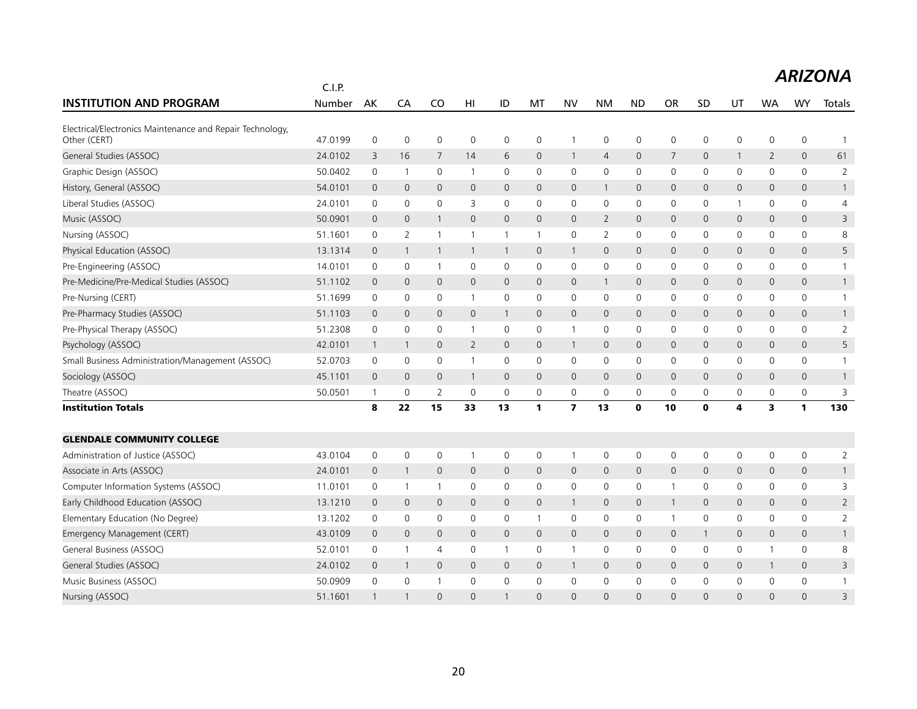# ARIZONA

| INSTITUTION AND PROGRAM | C.I.P. Number | AK | CA | CO | HI | ID | MT | NV | NM | ND | OR | SD | UT | WA | WY | Totals |
|---|---|---|---|---|---|---|---|---|---|---|---|---|---|---|---|---|
| Electrical/Electronics Maintenance and Repair Technology, Other (CERT) | 47.0199 | 0 | 0 | 0 | 0 | 0 | 0 | 1 | 0 | 0 | 0 | 0 | 0 | 0 | 0 | 1 |
| General Studies (ASSOC) | 24.0102 | 3 | 16 | 7 | 14 | 6 | 0 | 1 | 4 | 0 | 7 | 0 | 1 | 2 | 0 | 61 |
| Graphic Design (ASSOC) | 50.0402 | 0 | 1 | 0 | 1 | 0 | 0 | 0 | 0 | 0 | 0 | 0 | 0 | 0 | 0 | 2 |
| History, General (ASSOC) | 54.0101 | 0 | 0 | 0 | 0 | 0 | 0 | 0 | 1 | 0 | 0 | 0 | 0 | 0 | 0 | 1 |
| Liberal Studies (ASSOC) | 24.0101 | 0 | 0 | 0 | 3 | 0 | 0 | 0 | 0 | 0 | 0 | 0 | 1 | 0 | 0 | 4 |
| Music (ASSOC) | 50.0901 | 0 | 0 | 1 | 0 | 0 | 0 | 0 | 2 | 0 | 0 | 0 | 0 | 0 | 0 | 3 |
| Nursing (ASSOC) | 51.1601 | 0 | 2 | 1 | 1 | 1 | 1 | 0 | 2 | 0 | 0 | 0 | 0 | 0 | 0 | 8 |
| Physical Education (ASSOC) | 13.1314 | 0 | 1 | 1 | 1 | 1 | 0 | 1 | 0 | 0 | 0 | 0 | 0 | 0 | 0 | 5 |
| Pre-Engineering (ASSOC) | 14.0101 | 0 | 0 | 1 | 0 | 0 | 0 | 0 | 0 | 0 | 0 | 0 | 0 | 0 | 0 | 1 |
| Pre-Medicine/Pre-Medical Studies (ASSOC) | 51.1102 | 0 | 0 | 0 | 0 | 0 | 0 | 0 | 1 | 0 | 0 | 0 | 0 | 0 | 0 | 1 |
| Pre-Nursing (CERT) | 51.1699 | 0 | 0 | 0 | 1 | 0 | 0 | 0 | 0 | 0 | 0 | 0 | 0 | 0 | 0 | 1 |
| Pre-Pharmacy Studies (ASSOC) | 51.1103 | 0 | 0 | 0 | 0 | 1 | 0 | 0 | 0 | 0 | 0 | 0 | 0 | 0 | 0 | 1 |
| Pre-Physical Therapy (ASSOC) | 51.2308 | 0 | 0 | 0 | 1 | 0 | 0 | 1 | 0 | 0 | 0 | 0 | 0 | 0 | 0 | 2 |
| Psychology (ASSOC) | 42.0101 | 1 | 1 | 0 | 2 | 0 | 0 | 1 | 0 | 0 | 0 | 0 | 0 | 0 | 0 | 5 |
| Small Business Administration/Management (ASSOC) | 52.0703 | 0 | 0 | 0 | 1 | 0 | 0 | 0 | 0 | 0 | 0 | 0 | 0 | 0 | 0 | 1 |
| Sociology (ASSOC) | 45.1101 | 0 | 0 | 0 | 1 | 0 | 0 | 0 | 0 | 0 | 0 | 0 | 0 | 0 | 0 | 1 |
| Theatre (ASSOC) | 50.0501 | 1 | 0 | 2 | 0 | 0 | 0 | 0 | 0 | 0 | 0 | 0 | 0 | 0 | 0 | 3 |
| **Institution Totals** | | **8** | **22** | **15** | **33** | **13** | **1** | **7** | **13** | **0** | **10** | **0** | **4** | **3** | **1** | **130** |
| **GLENDALE COMMUNITY COLLEGE** | | | | | | | | | | | | | | | | |
| Administration of Justice (ASSOC) | 43.0104 | 0 | 0 | 0 | 1 | 0 | 0 | 1 | 0 | 0 | 0 | 0 | 0 | 0 | 0 | 2 |
| Associate in Arts (ASSOC) | 24.0101 | 0 | 1 | 0 | 0 | 0 | 0 | 0 | 0 | 0 | 0 | 0 | 0 | 0 | 0 | 1 |
| Computer Information Systems (ASSOC) | 11.0101 | 0 | 1 | 1 | 0 | 0 | 0 | 0 | 0 | 0 | 1 | 0 | 0 | 0 | 0 | 3 |
| Early Childhood Education (ASSOC) | 13.1210 | 0 | 0 | 0 | 0 | 0 | 0 | 1 | 0 | 0 | 1 | 0 | 0 | 0 | 0 | 2 |
| Elementary Education (No Degree) | 13.1202 | 0 | 0 | 0 | 0 | 0 | 1 | 0 | 0 | 0 | 1 | 0 | 0 | 0 | 0 | 2 |
| Emergency Management (CERT) | 43.0109 | 0 | 0 | 0 | 0 | 0 | 0 | 0 | 0 | 0 | 0 | 1 | 0 | 0 | 0 | 1 |
| General Business (ASSOC) | 52.0101 | 0 | 1 | 4 | 0 | 1 | 0 | 1 | 0 | 0 | 0 | 0 | 0 | 1 | 0 | 8 |
| General Studies (ASSOC) | 24.0102 | 0 | 1 | 0 | 0 | 0 | 0 | 1 | 0 | 0 | 0 | 0 | 0 | 1 | 0 | 3 |
| Music Business (ASSOC) | 50.0909 | 0 | 0 | 1 | 0 | 0 | 0 | 0 | 0 | 0 | 0 | 0 | 0 | 0 | 0 | 1 |
| Nursing (ASSOC) | 51.1601 | 1 | 1 | 0 | 0 | 1 | 0 | 0 | 0 | 0 | 0 | 0 | 0 | 0 | 0 | 3 |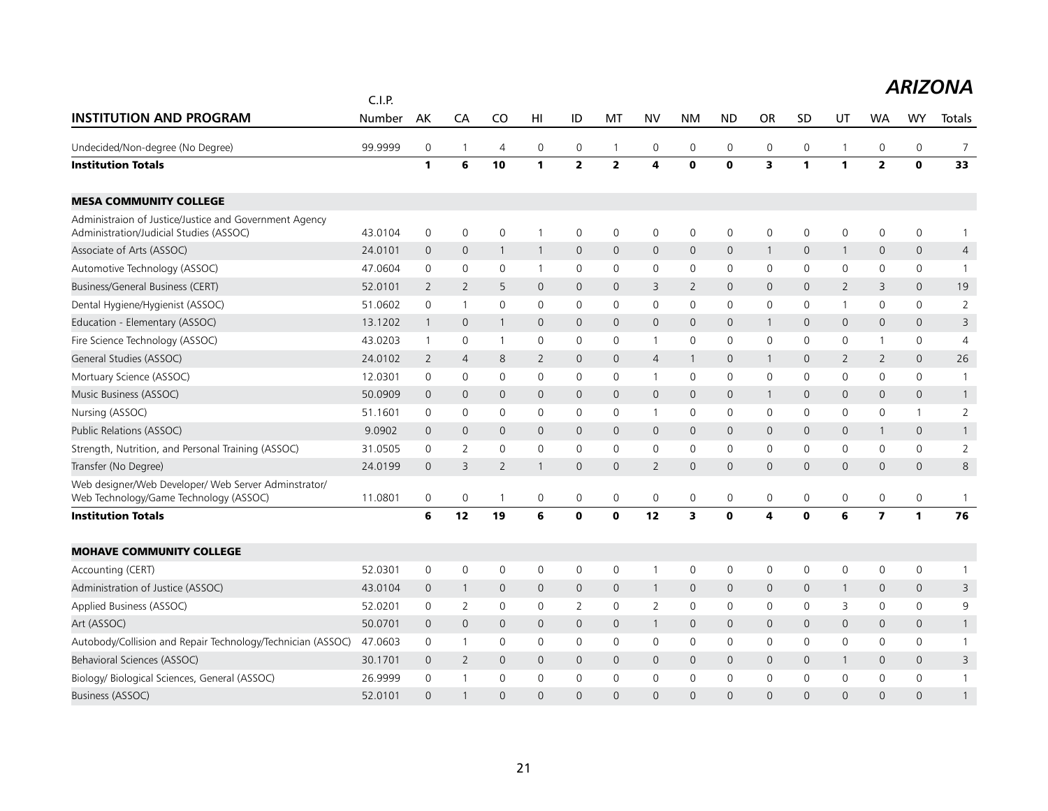## ARIZONA

| INSTITUTION AND PROGRAM | C.I.P. Number | AK | CA | CO | HI | ID | MT | NV | NM | ND | OR | SD | UT | WA | WY | Totals |
|---|---|---|---|---|---|---|---|---|---|---|---|---|---|---|---|---|
| Undecided/Non-degree (No Degree) | 99.9999 | 0 | 1 | 4 | 0 | 0 | 1 | 0 | 0 | 0 | 0 | 0 | 1 | 0 | 0 | 7 |
| **Institution Totals** | | **1** | **6** | **10** | **1** | **2** | **2** | **4** | **0** | **0** | **3** | **1** | **1** | **2** | **0** | **33** |
| **MESA COMMUNITY COLLEGE** | | | | | | | | | | | | | | | | |
| Administraion of Justice/Justice and Government Agency Administration/Judicial Studies (ASSOC) | 43.0104 | 0 | 0 | 0 | 1 | 0 | 0 | 0 | 0 | 0 | 0 | 0 | 0 | 0 | 0 | 1 |
| Associate of Arts (ASSOC) | 24.0101 | 0 | 0 | 1 | 1 | 0 | 0 | 0 | 0 | 0 | 1 | 0 | 1 | 0 | 0 | 4 |
| Automotive Technology (ASSOC) | 47.0604 | 0 | 0 | 0 | 1 | 0 | 0 | 0 | 0 | 0 | 0 | 0 | 0 | 0 | 0 | 1 |
| Business/General Business (CERT) | 52.0101 | 2 | 2 | 5 | 0 | 0 | 0 | 3 | 2 | 0 | 0 | 0 | 2 | 3 | 0 | 19 |
| Dental Hygiene/Hygienist (ASSOC) | 51.0602 | 0 | 1 | 0 | 0 | 0 | 0 | 0 | 0 | 0 | 0 | 0 | 1 | 0 | 0 | 2 |
| Education - Elementary (ASSOC) | 13.1202 | 1 | 0 | 1 | 0 | 0 | 0 | 0 | 0 | 0 | 1 | 0 | 0 | 0 | 0 | 3 |
| Fire Science Technology (ASSOC) | 43.0203 | 1 | 0 | 1 | 0 | 0 | 0 | 1 | 0 | 0 | 0 | 0 | 0 | 1 | 0 | 4 |
| General Studies (ASSOC) | 24.0102 | 2 | 4 | 8 | 2 | 0 | 0 | 4 | 1 | 0 | 1 | 0 | 2 | 2 | 0 | 26 |
| Mortuary Science (ASSOC) | 12.0301 | 0 | 0 | 0 | 0 | 0 | 0 | 1 | 0 | 0 | 0 | 0 | 0 | 0 | 0 | 1 |
| Music Business (ASSOC) | 50.0909 | 0 | 0 | 0 | 0 | 0 | 0 | 0 | 0 | 0 | 1 | 0 | 0 | 0 | 0 | 1 |
| Nursing (ASSOC) | 51.1601 | 0 | 0 | 0 | 0 | 0 | 0 | 1 | 0 | 0 | 0 | 0 | 0 | 0 | 1 | 2 |
| Public Relations (ASSOC) | 9.0902 | 0 | 0 | 0 | 0 | 0 | 0 | 0 | 0 | 0 | 0 | 0 | 0 | 1 | 0 | 1 |
| Strength, Nutrition, and Personal Training (ASSOC) | 31.0505 | 0 | 2 | 0 | 0 | 0 | 0 | 0 | 0 | 0 | 0 | 0 | 0 | 0 | 0 | 2 |
| Transfer (No Degree) | 24.0199 | 0 | 3 | 2 | 1 | 0 | 0 | 2 | 0 | 0 | 0 | 0 | 0 | 0 | 0 | 8 |
| Web designer/Web Developer/ Web Server Adminstrator/ Web Technology/Game Technology (ASSOC) | 11.0801 | 0 | 0 | 1 | 0 | 0 | 0 | 0 | 0 | 0 | 0 | 0 | 0 | 0 | 0 | 1 |
| **Institution Totals** | | **6** | **12** | **19** | **6** | **0** | **0** | **12** | **3** | **0** | **4** | **0** | **6** | **7** | **1** | **76** |
| **MOHAVE COMMUNITY COLLEGE** | | | | | | | | | | | | | | | | |
| Accounting (CERT) | 52.0301 | 0 | 0 | 0 | 0 | 0 | 0 | 1 | 0 | 0 | 0 | 0 | 0 | 0 | 0 | 1 |
| Administration of Justice (ASSOC) | 43.0104 | 0 | 1 | 0 | 0 | 0 | 0 | 1 | 0 | 0 | 0 | 0 | 1 | 0 | 0 | 3 |
| Applied Business (ASSOC) | 52.0201 | 0 | 2 | 0 | 0 | 2 | 0 | 2 | 0 | 0 | 0 | 0 | 3 | 0 | 0 | 9 |
| Art (ASSOC) | 50.0701 | 0 | 0 | 0 | 0 | 0 | 0 | 1 | 0 | 0 | 0 | 0 | 0 | 0 | 0 | 1 |
| Autobody/Collision and Repair Technology/Technician (ASSOC) | 47.0603 | 0 | 1 | 0 | 0 | 0 | 0 | 0 | 0 | 0 | 0 | 0 | 0 | 0 | 0 | 1 |
| Behavioral Sciences (ASSOC) | 30.1701 | 0 | 2 | 0 | 0 | 0 | 0 | 0 | 0 | 0 | 0 | 0 | 1 | 0 | 0 | 3 |
| Biology/ Biological Sciences, General (ASSOC) | 26.9999 | 0 | 1 | 0 | 0 | 0 | 0 | 0 | 0 | 0 | 0 | 0 | 0 | 0 | 0 | 1 |
| Business (ASSOC) | 52.0101 | 0 | 1 | 0 | 0 | 0 | 0 | 0 | 0 | 0 | 0 | 0 | 0 | 0 | 0 | 1 |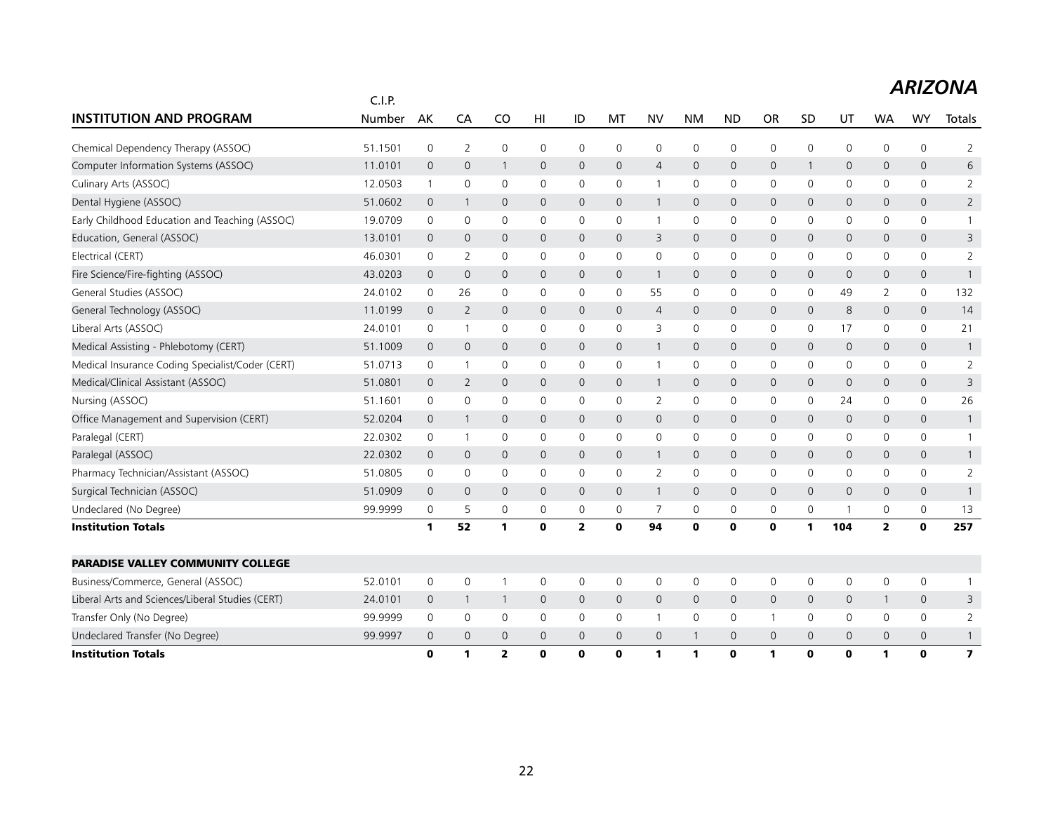# ARIZONA

| INSTITUTION AND PROGRAM | C.I.P. Number | AK | CA | CO | HI | ID | MT | NV | NM | ND | OR | SD | UT | WA | WY | Totals |
|---|---|---|---|---|---|---|---|---|---|---|---|---|---|---|---|---|
| Chemical Dependency Therapy (ASSOC) | 51.1501 | 0 | 2 | 0 | 0 | 0 | 0 | 0 | 0 | 0 | 0 | 0 | 0 | 0 | 0 | 2 |
| Computer Information Systems (ASSOC) | 11.0101 | 0 | 0 | 1 | 0 | 0 | 0 | 4 | 0 | 0 | 0 | 1 | 0 | 0 | 0 | 6 |
| Culinary Arts (ASSOC) | 12.0503 | 1 | 0 | 0 | 0 | 0 | 0 | 1 | 0 | 0 | 0 | 0 | 0 | 0 | 0 | 2 |
| Dental Hygiene (ASSOC) | 51.0602 | 0 | 1 | 0 | 0 | 0 | 0 | 1 | 0 | 0 | 0 | 0 | 0 | 0 | 0 | 2 |
| Early Childhood Education and Teaching (ASSOC) | 19.0709 | 0 | 0 | 0 | 0 | 0 | 0 | 1 | 0 | 0 | 0 | 0 | 0 | 0 | 0 | 1 |
| Education, General (ASSOC) | 13.0101 | 0 | 0 | 0 | 0 | 0 | 0 | 3 | 0 | 0 | 0 | 0 | 0 | 0 | 0 | 3 |
| Electrical (CERT) | 46.0301 | 0 | 2 | 0 | 0 | 0 | 0 | 0 | 0 | 0 | 0 | 0 | 0 | 0 | 0 | 2 |
| Fire Science/Fire-fighting (ASSOC) | 43.0203 | 0 | 0 | 0 | 0 | 0 | 0 | 1 | 0 | 0 | 0 | 0 | 0 | 0 | 0 | 1 |
| General Studies (ASSOC) | 24.0102 | 0 | 26 | 0 | 0 | 0 | 0 | 55 | 0 | 0 | 0 | 0 | 49 | 2 | 0 | 132 |
| General Technology (ASSOC) | 11.0199 | 0 | 2 | 0 | 0 | 0 | 0 | 4 | 0 | 0 | 0 | 0 | 8 | 0 | 0 | 14 |
| Liberal Arts (ASSOC) | 24.0101 | 0 | 1 | 0 | 0 | 0 | 0 | 3 | 0 | 0 | 0 | 0 | 17 | 0 | 0 | 21 |
| Medical Assisting - Phlebotomy (CERT) | 51.1009 | 0 | 0 | 0 | 0 | 0 | 0 | 1 | 0 | 0 | 0 | 0 | 0 | 0 | 0 | 1 |
| Medical Insurance Coding Specialist/Coder (CERT) | 51.0713 | 0 | 1 | 0 | 0 | 0 | 0 | 1 | 0 | 0 | 0 | 0 | 0 | 0 | 0 | 2 |
| Medical/Clinical Assistant (ASSOC) | 51.0801 | 0 | 2 | 0 | 0 | 0 | 0 | 1 | 0 | 0 | 0 | 0 | 0 | 0 | 0 | 3 |
| Nursing (ASSOC) | 51.1601 | 0 | 0 | 0 | 0 | 0 | 0 | 2 | 0 | 0 | 0 | 0 | 24 | 0 | 0 | 26 |
| Office Management and Supervision (CERT) | 52.0204 | 0 | 1 | 0 | 0 | 0 | 0 | 0 | 0 | 0 | 0 | 0 | 0 | 0 | 0 | 1 |
| Paralegal (CERT) | 22.0302 | 0 | 1 | 0 | 0 | 0 | 0 | 0 | 0 | 0 | 0 | 0 | 0 | 0 | 0 | 1 |
| Paralegal (ASSOC) | 22.0302 | 0 | 0 | 0 | 0 | 0 | 0 | 1 | 0 | 0 | 0 | 0 | 0 | 0 | 0 | 1 |
| Pharmacy Technician/Assistant (ASSOC) | 51.0805 | 0 | 0 | 0 | 0 | 0 | 0 | 2 | 0 | 0 | 0 | 0 | 0 | 0 | 0 | 2 |
| Surgical Technician (ASSOC) | 51.0909 | 0 | 0 | 0 | 0 | 0 | 0 | 1 | 0 | 0 | 0 | 0 | 0 | 0 | 0 | 1 |
| Undeclared (No Degree) | 99.9999 | 0 | 5 | 0 | 0 | 0 | 0 | 7 | 0 | 0 | 0 | 0 | 1 | 0 | 0 | 13 |
| **Institution Totals** | | **1** | **52** | **1** | **0** | **2** | **0** | **94** | **0** | **0** | **0** | **1** | **104** | **2** | **0** | **257** |
| | | | | | | | | | | | | | | | | |
| **PARADISE VALLEY COMMUNITY COLLEGE** | | | | | | | | | | | | | | | | |
| Business/Commerce, General (ASSOC) | 52.0101 | 0 | 0 | 1 | 0 | 0 | 0 | 0 | 0 | 0 | 0 | 0 | 0 | 0 | 0 | 1 |
| Liberal Arts and Sciences/Liberal Studies (CERT) | 24.0101 | 0 | 1 | 1 | 0 | 0 | 0 | 0 | 0 | 0 | 0 | 0 | 0 | 1 | 0 | 3 |
| Transfer Only (No Degree) | 99.9999 | 0 | 0 | 0 | 0 | 0 | 0 | 1 | 0 | 0 | 1 | 0 | 0 | 0 | 0 | 2 |
| Undeclared Transfer (No Degree) | 99.9997 | 0 | 0 | 0 | 0 | 0 | 0 | 0 | 1 | 0 | 0 | 0 | 0 | 0 | 0 | 1 |
| **Institution Totals** | | **0** | **1** | **2** | **0** | **0** | **0** | **1** | **1** | **0** | **1** | **0** | **0** | **1** | **0** | **7** |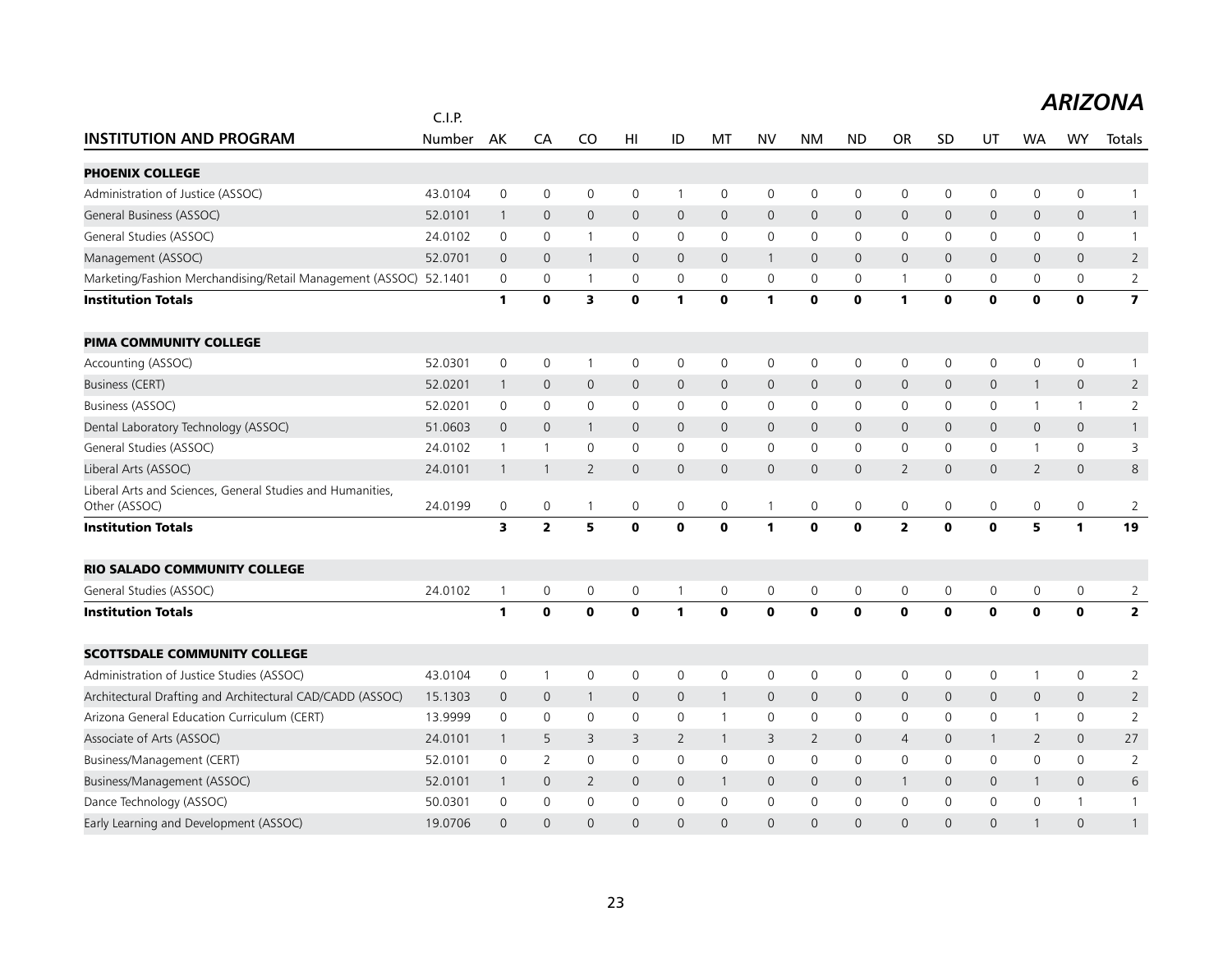## ARIZONA

| INSTITUTION AND PROGRAM | C.I.P. Number | AK | CA | CO | HI | ID | MT | NV | NM | ND | OR | SD | UT | WA | WY | Totals |
|---|---|---|---|---|---|---|---|---|---|---|---|---|---|---|---|---|
| **PHOENIX COLLEGE** | | | | | | | | | | | | | | | | |
| Administration of Justice (ASSOC) | 43.0104 | 0 | 0 | 0 | 0 | 1 | 0 | 0 | 0 | 0 | 0 | 0 | 0 | 0 | 0 | 1 |
| General Business (ASSOC) | 52.0101 | 1 | 0 | 0 | 0 | 0 | 0 | 0 | 0 | 0 | 0 | 0 | 0 | 0 | 0 | 1 |
| General Studies (ASSOC) | 24.0102 | 0 | 0 | 1 | 0 | 0 | 0 | 0 | 0 | 0 | 0 | 0 | 0 | 0 | 0 | 1 |
| Management (ASSOC) | 52.0701 | 0 | 0 | 1 | 0 | 0 | 0 | 1 | 0 | 0 | 0 | 0 | 0 | 0 | 0 | 2 |
| Marketing/Fashion Merchandising/Retail Management (ASSOC) | 52.1401 | 0 | 0 | 1 | 0 | 0 | 0 | 0 | 0 | 0 | 1 | 0 | 0 | 0 | 0 | 2 |
| **Institution Totals** | | **1** | **0** | **3** | **0** | **1** | **0** | **1** | **0** | **0** | **1** | **0** | **0** | **0** | **0** | **7** |
| **PIMA COMMUNITY COLLEGE** | | | | | | | | | | | | | | | | |
| Accounting (ASSOC) | 52.0301 | 0 | 0 | 1 | 0 | 0 | 0 | 0 | 0 | 0 | 0 | 0 | 0 | 0 | 0 | 1 |
| Business (CERT) | 52.0201 | 1 | 0 | 0 | 0 | 0 | 0 | 0 | 0 | 0 | 0 | 0 | 0 | 1 | 0 | 2 |
| Business (ASSOC) | 52.0201 | 0 | 0 | 0 | 0 | 0 | 0 | 0 | 0 | 0 | 0 | 0 | 0 | 1 | 1 | 2 |
| Dental Laboratory Technology (ASSOC) | 51.0603 | 0 | 0 | 1 | 0 | 0 | 0 | 0 | 0 | 0 | 0 | 0 | 0 | 0 | 0 | 1 |
| General Studies (ASSOC) | 24.0102 | 1 | 1 | 0 | 0 | 0 | 0 | 0 | 0 | 0 | 0 | 0 | 0 | 1 | 0 | 3 |
| Liberal Arts (ASSOC) | 24.0101 | 1 | 1 | 2 | 0 | 0 | 0 | 0 | 0 | 0 | 2 | 0 | 0 | 2 | 0 | 8 |
| Liberal Arts and Sciences, General Studies and Humanities, Other (ASSOC) | 24.0199 | 0 | 0 | 1 | 0 | 0 | 0 | 1 | 0 | 0 | 0 | 0 | 0 | 0 | 0 | 2 |
| **Institution Totals** | | **3** | **2** | **5** | **0** | **0** | **0** | **1** | **0** | **0** | **2** | **0** | **0** | **5** | **1** | **19** |
| **RIO SALADO COMMUNITY COLLEGE** | | | | | | | | | | | | | | | | |
| General Studies (ASSOC) | 24.0102 | 1 | 0 | 0 | 0 | 1 | 0 | 0 | 0 | 0 | 0 | 0 | 0 | 0 | 0 | 2 |
| **Institution Totals** | | **1** | **0** | **0** | **0** | **1** | **0** | **0** | **0** | **0** | **0** | **0** | **0** | **0** | **0** | **2** |
| **SCOTTSDALE COMMUNITY COLLEGE** | | | | | | | | | | | | | | | | |
| Administration of Justice Studies (ASSOC) | 43.0104 | 0 | 1 | 0 | 0 | 0 | 0 | 0 | 0 | 0 | 0 | 0 | 0 | 1 | 0 | 2 |
| Architectural Drafting and Architectural CAD/CADD (ASSOC) | 15.1303 | 0 | 0 | 1 | 0 | 0 | 1 | 0 | 0 | 0 | 0 | 0 | 0 | 0 | 0 | 2 |
| Arizona General Education Curriculum (CERT) | 13.9999 | 0 | 0 | 0 | 0 | 0 | 1 | 0 | 0 | 0 | 0 | 0 | 0 | 1 | 0 | 2 |
| Associate of Arts (ASSOC) | 24.0101 | 1 | 5 | 3 | 3 | 2 | 1 | 3 | 2 | 0 | 4 | 0 | 1 | 2 | 0 | 27 |
| Business/Management (CERT) | 52.0101 | 0 | 2 | 0 | 0 | 0 | 0 | 0 | 0 | 0 | 0 | 0 | 0 | 0 | 0 | 2 |
| Business/Management (ASSOC) | 52.0101 | 1 | 0 | 2 | 0 | 0 | 1 | 0 | 0 | 0 | 1 | 0 | 0 | 1 | 0 | 6 |
| Dance Technology (ASSOC) | 50.0301 | 0 | 0 | 0 | 0 | 0 | 0 | 0 | 0 | 0 | 0 | 0 | 0 | 0 | 1 | 1 |
| Early Learning and Development (ASSOC) | 19.0706 | 0 | 0 | 0 | 0 | 0 | 0 | 0 | 0 | 0 | 0 | 0 | 0 | 1 | 0 | 1 |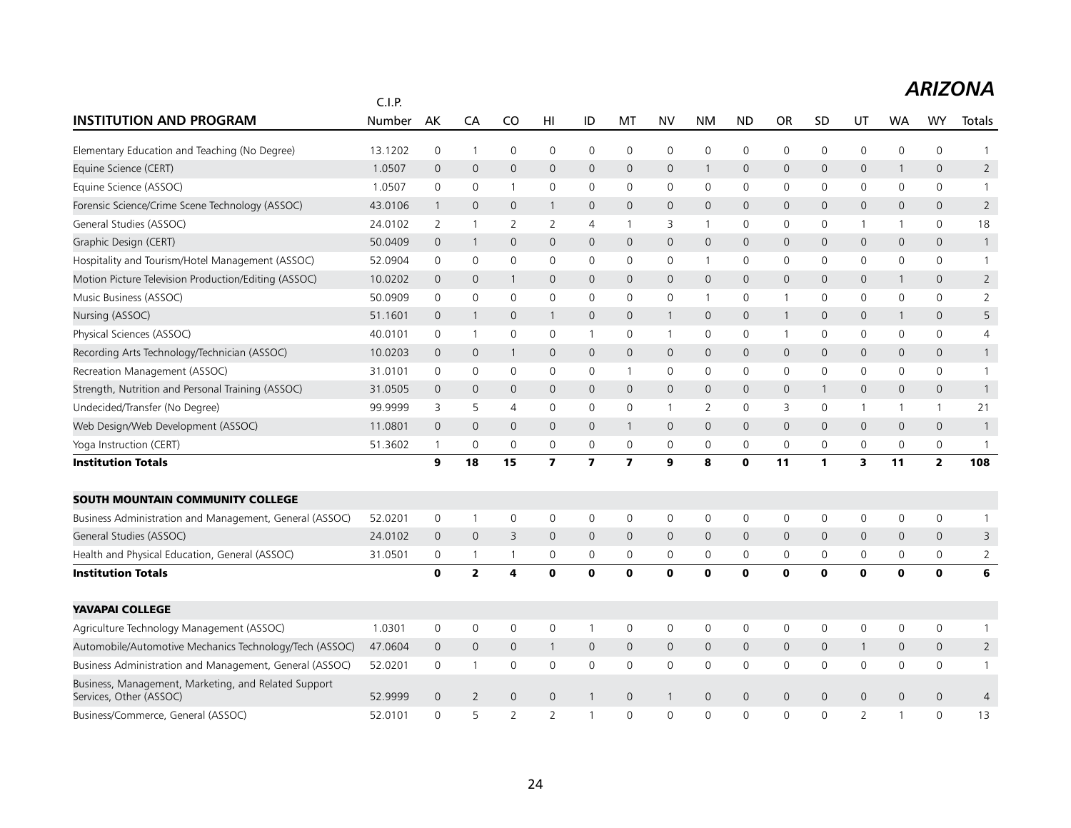# ARIZONA

| INSTITUTION AND PROGRAM | C.I.P. Number | AK | CA | CO | HI | ID | MT | NV | NM | ND | OR | SD | UT | WA | WY | Totals |
|---|---|---|---|---|---|---|---|---|---|---|---|---|---|---|---|---|
| Elementary Education and Teaching (No Degree) | 13.1202 | 0 | 1 | 0 | 0 | 0 | 0 | 0 | 0 | 0 | 0 | 0 | 0 | 0 | 0 | 1 |
| Equine Science (CERT) | 1.0507 | 0 | 0 | 0 | 0 | 0 | 0 | 0 | 1 | 0 | 0 | 0 | 0 | 1 | 0 | 2 |
| Equine Science (ASSOC) | 1.0507 | 0 | 0 | 1 | 0 | 0 | 0 | 0 | 0 | 0 | 0 | 0 | 0 | 0 | 0 | 1 |
| Forensic Science/Crime Scene Technology (ASSOC) | 43.0106 | 1 | 0 | 0 | 1 | 0 | 0 | 0 | 0 | 0 | 0 | 0 | 0 | 0 | 0 | 2 |
| General Studies (ASSOC) | 24.0102 | 2 | 1 | 2 | 2 | 4 | 1 | 3 | 1 | 0 | 0 | 0 | 1 | 1 | 0 | 18 |
| Graphic Design (CERT) | 50.0409 | 0 | 1 | 0 | 0 | 0 | 0 | 0 | 0 | 0 | 0 | 0 | 0 | 0 | 0 | 1 |
| Hospitality and Tourism/Hotel Management (ASSOC) | 52.0904 | 0 | 0 | 0 | 0 | 0 | 0 | 0 | 1 | 0 | 0 | 0 | 0 | 0 | 0 | 1 |
| Motion Picture Television Production/Editing (ASSOC) | 10.0202 | 0 | 0 | 1 | 0 | 0 | 0 | 0 | 0 | 0 | 0 | 0 | 0 | 1 | 0 | 2 |
| Music Business (ASSOC) | 50.0909 | 0 | 0 | 0 | 0 | 0 | 0 | 0 | 1 | 0 | 1 | 0 | 0 | 0 | 0 | 2 |
| Nursing (ASSOC) | 51.1601 | 0 | 1 | 0 | 1 | 0 | 0 | 1 | 0 | 0 | 1 | 0 | 0 | 1 | 0 | 5 |
| Physical Sciences (ASSOC) | 40.0101 | 0 | 1 | 0 | 0 | 1 | 0 | 1 | 0 | 0 | 1 | 0 | 0 | 0 | 0 | 4 |
| Recording Arts Technology/Technician (ASSOC) | 10.0203 | 0 | 0 | 1 | 0 | 0 | 0 | 0 | 0 | 0 | 0 | 0 | 0 | 0 | 0 | 1 |
| Recreation Management (ASSOC) | 31.0101 | 0 | 0 | 0 | 0 | 0 | 1 | 0 | 0 | 0 | 0 | 0 | 0 | 0 | 0 | 1 |
| Strength, Nutrition and Personal Training (ASSOC) | 31.0505 | 0 | 0 | 0 | 0 | 0 | 0 | 0 | 0 | 0 | 0 | 1 | 0 | 0 | 0 | 1 |
| Undecided/Transfer (No Degree) | 99.9999 | 3 | 5 | 4 | 0 | 0 | 0 | 1 | 2 | 0 | 3 | 0 | 1 | 1 | 1 | 21 |
| Web Design/Web Development (ASSOC) | 11.0801 | 0 | 0 | 0 | 0 | 0 | 1 | 0 | 0 | 0 | 0 | 0 | 0 | 0 | 0 | 1 |
| Yoga Instruction (CERT) | 51.3602 | 1 | 0 | 0 | 0 | 0 | 0 | 0 | 0 | 0 | 0 | 0 | 0 | 0 | 0 | 1 |
| **Institution Totals** | | **9** | **18** | **15** | **7** | **7** | **7** | **9** | **8** | **0** | **11** | **1** | **3** | **11** | **2** | **108** |
| **SOUTH MOUNTAIN COMMUNITY COLLEGE** | | | | | | | | | | | | | | | | |
| Business Administration and Management, General (ASSOC) | 52.0201 | 0 | 1 | 0 | 0 | 0 | 0 | 0 | 0 | 0 | 0 | 0 | 0 | 0 | 0 | 1 |
| General Studies (ASSOC) | 24.0102 | 0 | 0 | 3 | 0 | 0 | 0 | 0 | 0 | 0 | 0 | 0 | 0 | 0 | 0 | 3 |
| Health and Physical Education, General (ASSOC) | 31.0501 | 0 | 1 | 1 | 0 | 0 | 0 | 0 | 0 | 0 | 0 | 0 | 0 | 0 | 0 | 2 |
| **Institution Totals** | | **0** | **2** | **4** | **0** | **0** | **0** | **0** | **0** | **0** | **0** | **0** | **0** | **0** | **0** | **6** |
| **YAVAPAI COLLEGE** | | | | | | | | | | | | | | | | |
| Agriculture Technology Management (ASSOC) | 1.0301 | 0 | 0 | 0 | 0 | 1 | 0 | 0 | 0 | 0 | 0 | 0 | 0 | 0 | 0 | 1 |
| Automobile/Automotive Mechanics Technology/Tech (ASSOC) | 47.0604 | 0 | 0 | 0 | 1 | 0 | 0 | 0 | 0 | 0 | 0 | 0 | 1 | 0 | 0 | 2 |
| Business Administration and Management, General (ASSOC) | 52.0201 | 0 | 1 | 0 | 0 | 0 | 0 | 0 | 0 | 0 | 0 | 0 | 0 | 0 | 0 | 1 |
| Business, Management, Marketing, and Related Support Services, Other (ASSOC) | 52.9999 | 0 | 2 | 0 | 0 | 1 | 0 | 1 | 0 | 0 | 0 | 0 | 0 | 0 | 0 | 4 |
| Business/Commerce, General (ASSOC) | 52.0101 | 0 | 5 | 2 | 2 | 1 | 0 | 0 | 0 | 0 | 0 | 0 | 2 | 1 | 0 | 13 |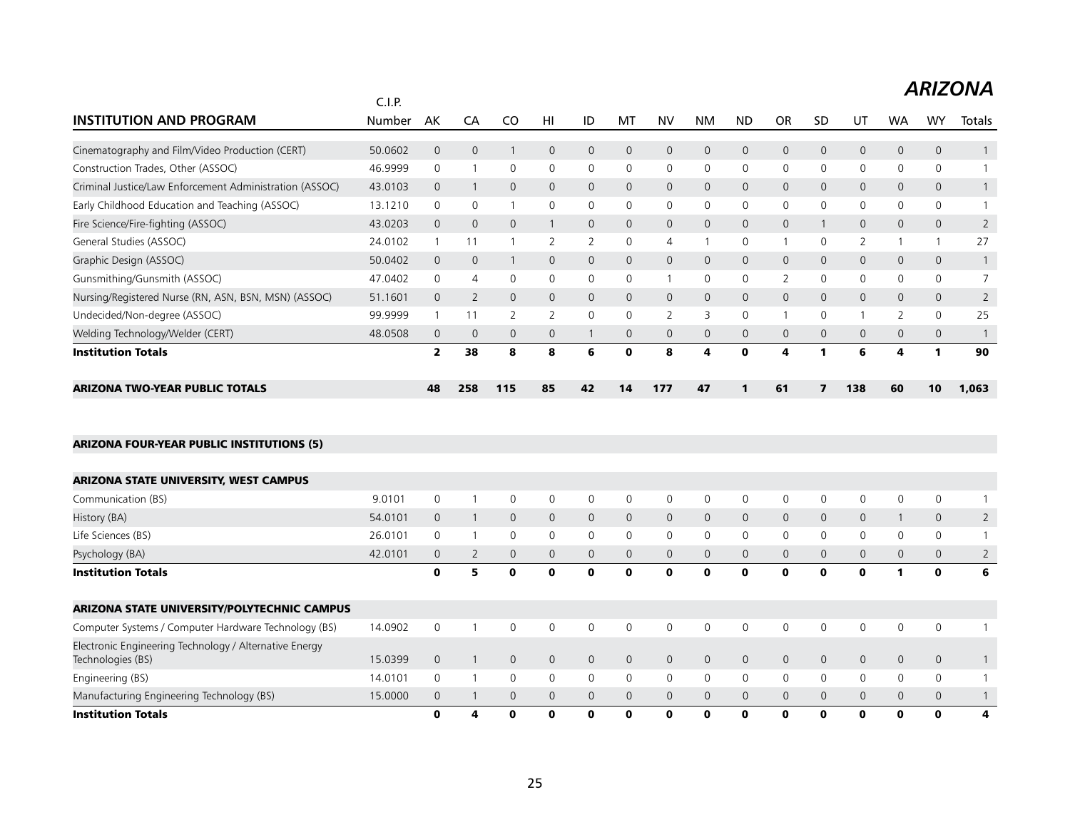## ARIZONA

| INSTITUTION AND PROGRAM | C.I.P. Number | AK | CA | CO | HI | ID | MT | NV | NM | ND | OR | SD | UT | WA | WY | Totals |
|---|---|---|---|---|---|---|---|---|---|---|---|---|---|---|---|---|
| Cinematography and Film/Video Production (CERT) | 50.0602 | 0 | 0 | 1 | 0 | 0 | 0 | 0 | 0 | 0 | 0 | 0 | 0 | 0 | 0 | 1 |
| Construction Trades, Other (ASSOC) | 46.9999 | 0 | 1 | 0 | 0 | 0 | 0 | 0 | 0 | 0 | 0 | 0 | 0 | 0 | 0 | 1 |
| Criminal Justice/Law Enforcement Administration (ASSOC) | 43.0103 | 0 | 1 | 0 | 0 | 0 | 0 | 0 | 0 | 0 | 0 | 0 | 0 | 0 | 0 | 1 |
| Early Childhood Education and Teaching (ASSOC) | 13.1210 | 0 | 0 | 1 | 0 | 0 | 0 | 0 | 0 | 0 | 0 | 0 | 0 | 0 | 0 | 1 |
| Fire Science/Fire-fighting (ASSOC) | 43.0203 | 0 | 0 | 0 | 1 | 0 | 0 | 0 | 0 | 0 | 0 | 1 | 0 | 0 | 0 | 2 |
| General Studies (ASSOC) | 24.0102 | 1 | 11 | 1 | 2 | 2 | 0 | 4 | 1 | 0 | 1 | 0 | 2 | 1 | 1 | 27 |
| Graphic Design (ASSOC) | 50.0402 | 0 | 0 | 1 | 0 | 0 | 0 | 0 | 0 | 0 | 0 | 0 | 0 | 0 | 0 | 1 |
| Gunsmithing/Gunsmith (ASSOC) | 47.0402 | 0 | 4 | 0 | 0 | 0 | 0 | 1 | 0 | 0 | 2 | 0 | 0 | 0 | 0 | 7 |
| Nursing/Registered Nurse (RN, ASN, BSN, MSN) (ASSOC) | 51.1601 | 0 | 2 | 0 | 0 | 0 | 0 | 0 | 0 | 0 | 0 | 0 | 0 | 0 | 0 | 2 |
| Undecided/Non-degree (ASSOC) | 99.9999 | 1 | 11 | 2 | 2 | 0 | 0 | 2 | 3 | 0 | 1 | 0 | 1 | 2 | 0 | 25 |
| Welding Technology/Welder (CERT) | 48.0508 | 0 | 0 | 0 | 0 | 1 | 0 | 0 | 0 | 0 | 0 | 0 | 0 | 0 | 0 | 1 |
| **Institution Totals** | | **2** | **38** | **8** | **8** | **6** | **0** | **8** | **4** | **0** | **4** | **1** | **6** | **4** | **1** | **90** |
| | | | | | | | | | | | | | | | | |
| **ARIZONA TWO-YEAR PUBLIC TOTALS** | | **48** | **258** | **115** | **85** | **42** | **14** | **177** | **47** | **1** | **61** | **7** | **138** | **60** | **10** | **1,063** |
| | | | | | | | | | | | | | | | | |
| **ARIZONA FOUR-YEAR PUBLIC INSTITUTIONS (5)** | | | | | | | | | | | | | | | | |
| | | | | | | | | | | | | | | | | |
| **ARIZONA STATE UNIVERSITY, WEST CAMPUS** | | | | | | | | | | | | | | | | |
| Communication (BS) | 9.0101 | 0 | 1 | 0 | 0 | 0 | 0 | 0 | 0 | 0 | 0 | 0 | 0 | 0 | 0 | 1 |
| History (BA) | 54.0101 | 0 | 1 | 0 | 0 | 0 | 0 | 0 | 0 | 0 | 0 | 0 | 0 | 1 | 0 | 2 |
| Life Sciences (BS) | 26.0101 | 0 | 1 | 0 | 0 | 0 | 0 | 0 | 0 | 0 | 0 | 0 | 0 | 0 | 0 | 1 |
| Psychology (BA) | 42.0101 | 0 | 2 | 0 | 0 | 0 | 0 | 0 | 0 | 0 | 0 | 0 | 0 | 0 | 0 | 2 |
| **Institution Totals** | | **0** | **5** | **0** | **0** | **0** | **0** | **0** | **0** | **0** | **0** | **0** | **0** | **1** | **0** | **6** |
| | | | | | | | | | | | | | | | | |
| **ARIZONA STATE UNIVERSITY/POLYTECHNIC CAMPUS** | | | | | | | | | | | | | | | | |
| Computer Systems / Computer Hardware Technology (BS) | 14.0902 | 0 | 1 | 0 | 0 | 0 | 0 | 0 | 0 | 0 | 0 | 0 | 0 | 0 | 0 | 1 |
| Electronic Engineering Technology / Alternative Energy Technologies (BS) | 15.0399 | 0 | 1 | 0 | 0 | 0 | 0 | 0 | 0 | 0 | 0 | 0 | 0 | 0 | 0 | 1 |
| Engineering (BS) | 14.0101 | 0 | 1 | 0 | 0 | 0 | 0 | 0 | 0 | 0 | 0 | 0 | 0 | 0 | 0 | 1 |
| Manufacturing Engineering Technology (BS) | 15.0000 | 0 | 1 | 0 | 0 | 0 | 0 | 0 | 0 | 0 | 0 | 0 | 0 | 0 | 0 | 1 |
| **Institution Totals** | | **0** | **4** | **0** | **0** | **0** | **0** | **0** | **0** | **0** | **0** | **0** | **0** | **0** | **0** | **4** |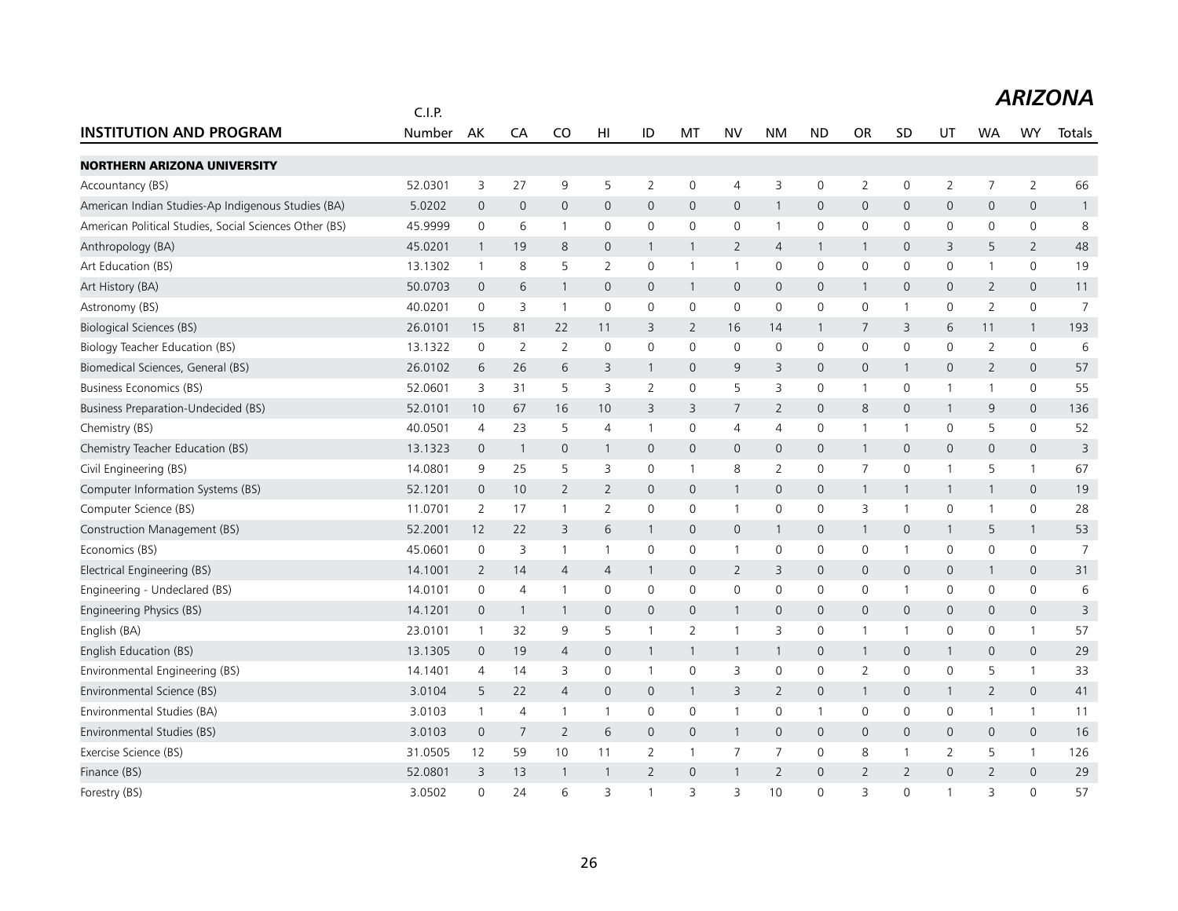# ARIZONA

| INSTITUTION AND PROGRAM | C.I.P. Number | AK | CA | CO | HI | ID | MT | NV | NM | ND | OR | SD | UT | WA | WY | Totals |
|---|---|---|---|---|---|---|---|---|---|---|---|---|---|---|---|---|
| **NORTHERN ARIZONA UNIVERSITY** | | | | | | | | | | | | | | | | |
| Accountancy (BS) | 52.0301 | 3 | 27 | 9 | 5 | 2 | 0 | 4 | 3 | 0 | 2 | 0 | 2 | 7 | 2 | 66 |
| American Indian Studies-Ap Indigenous Studies (BA) | 5.0202 | 0 | 0 | 0 | 0 | 0 | 0 | 0 | 1 | 0 | 0 | 0 | 0 | 0 | 0 | 1 |
| American Political Studies, Social Sciences Other (BS) | 45.9999 | 0 | 6 | 1 | 0 | 0 | 0 | 0 | 1 | 0 | 0 | 0 | 0 | 0 | 0 | 8 |
| Anthropology (BA) | 45.0201 | 1 | 19 | 8 | 0 | 1 | 1 | 2 | 4 | 1 | 1 | 0 | 3 | 5 | 2 | 48 |
| Art Education (BS) | 13.1302 | 1 | 8 | 5 | 2 | 0 | 1 | 1 | 0 | 0 | 0 | 0 | 0 | 1 | 0 | 19 |
| Art History (BA) | 50.0703 | 0 | 6 | 1 | 0 | 0 | 1 | 0 | 0 | 0 | 1 | 0 | 0 | 2 | 0 | 11 |
| Astronomy (BS) | 40.0201 | 0 | 3 | 1 | 0 | 0 | 0 | 0 | 0 | 0 | 0 | 1 | 0 | 2 | 0 | 7 |
| Biological Sciences (BS) | 26.0101 | 15 | 81 | 22 | 11 | 3 | 2 | 16 | 14 | 1 | 7 | 3 | 6 | 11 | 1 | 193 |
| Biology Teacher Education (BS) | 13.1322 | 0 | 2 | 2 | 0 | 0 | 0 | 0 | 0 | 0 | 0 | 0 | 0 | 2 | 0 | 6 |
| Biomedical Sciences, General (BS) | 26.0102 | 6 | 26 | 6 | 3 | 1 | 0 | 9 | 3 | 0 | 0 | 1 | 0 | 2 | 0 | 57 |
| Business Economics (BS) | 52.0601 | 3 | 31 | 5 | 3 | 2 | 0 | 5 | 3 | 0 | 1 | 0 | 1 | 1 | 0 | 55 |
| Business Preparation-Undecided (BS) | 52.0101 | 10 | 67 | 16 | 10 | 3 | 3 | 7 | 2 | 0 | 8 | 0 | 1 | 9 | 0 | 136 |
| Chemistry (BS) | 40.0501 | 4 | 23 | 5 | 4 | 1 | 0 | 4 | 4 | 0 | 1 | 1 | 0 | 5 | 0 | 52 |
| Chemistry Teacher Education (BS) | 13.1323 | 0 | 1 | 0 | 1 | 0 | 0 | 0 | 0 | 0 | 1 | 0 | 0 | 0 | 0 | 3 |
| Civil Engineering (BS) | 14.0801 | 9 | 25 | 5 | 3 | 0 | 1 | 8 | 2 | 0 | 7 | 0 | 1 | 5 | 1 | 67 |
| Computer Information Systems (BS) | 52.1201 | 0 | 10 | 2 | 2 | 0 | 0 | 1 | 0 | 0 | 1 | 1 | 1 | 1 | 0 | 19 |
| Computer Science (BS) | 11.0701 | 2 | 17 | 1 | 2 | 0 | 0 | 1 | 0 | 0 | 3 | 1 | 0 | 1 | 0 | 28 |
| Construction Management (BS) | 52.2001 | 12 | 22 | 3 | 6 | 1 | 0 | 0 | 1 | 0 | 1 | 0 | 1 | 5 | 1 | 53 |
| Economics (BS) | 45.0601 | 0 | 3 | 1 | 1 | 0 | 0 | 1 | 0 | 0 | 0 | 1 | 0 | 0 | 0 | 7 |
| Electrical Engineering (BS) | 14.1001 | 2 | 14 | 4 | 4 | 1 | 0 | 2 | 3 | 0 | 0 | 0 | 0 | 1 | 0 | 31 |
| Engineering - Undeclared (BS) | 14.0101 | 0 | 4 | 1 | 0 | 0 | 0 | 0 | 0 | 0 | 0 | 1 | 0 | 0 | 0 | 6 |
| Engineering Physics (BS) | 14.1201 | 0 | 1 | 1 | 0 | 0 | 0 | 1 | 0 | 0 | 0 | 0 | 0 | 0 | 0 | 3 |
| English (BA) | 23.0101 | 1 | 32 | 9 | 5 | 1 | 2 | 1 | 3 | 0 | 1 | 1 | 0 | 0 | 1 | 57 |
| English Education (BS) | 13.1305 | 0 | 19 | 4 | 0 | 1 | 1 | 1 | 1 | 0 | 1 | 0 | 1 | 0 | 0 | 29 |
| Environmental Engineering (BS) | 14.1401 | 4 | 14 | 3 | 0 | 1 | 0 | 3 | 0 | 0 | 2 | 0 | 0 | 5 | 1 | 33 |
| Environmental Science (BS) | 3.0104 | 5 | 22 | 4 | 0 | 0 | 1 | 3 | 2 | 0 | 1 | 0 | 1 | 2 | 0 | 41 |
| Environmental Studies (BA) | 3.0103 | 1 | 4 | 1 | 1 | 0 | 0 | 1 | 0 | 1 | 0 | 0 | 0 | 1 | 1 | 11 |
| Environmental Studies (BS) | 3.0103 | 0 | 7 | 2 | 6 | 0 | 0 | 1 | 0 | 0 | 0 | 0 | 0 | 0 | 0 | 16 |
| Exercise Science (BS) | 31.0505 | 12 | 59 | 10 | 11 | 2 | 1 | 7 | 7 | 0 | 8 | 1 | 2 | 5 | 1 | 126 |
| Finance (BS) | 52.0801 | 3 | 13 | 1 | 1 | 2 | 0 | 1 | 2 | 0 | 2 | 2 | 0 | 2 | 0 | 29 |
| Forestry (BS) | 3.0502 | 0 | 24 | 6 | 3 | 1 | 3 | 3 | 10 | 0 | 3 | 0 | 1 | 3 | 0 | 57 |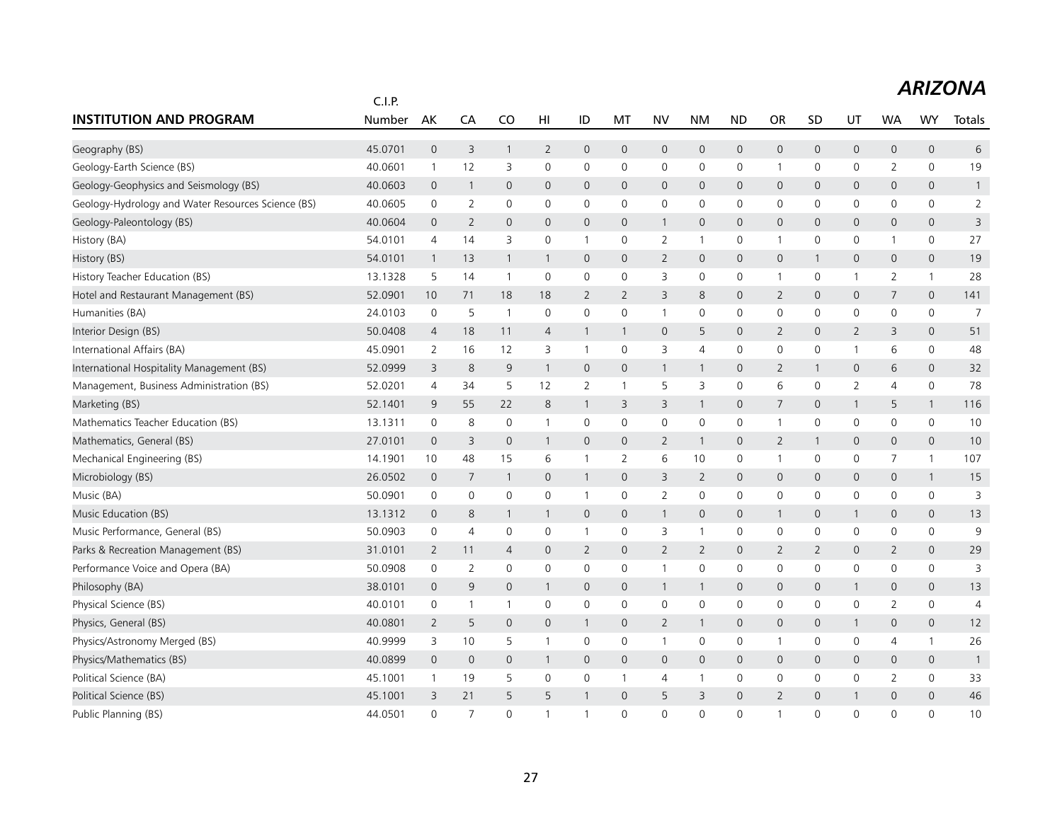## ARIZONA

| INSTITUTION AND PROGRAM | C.I.P. Number | AK | CA | CO | HI | ID | MT | NV | NM | ND | OR | SD | UT | WA | WY | Totals |
|---|---|---|---|---|---|---|---|---|---|---|---|---|---|---|---|---|
| Geography (BS) | 45.0701 | 0 | 3 | 1 | 2 | 0 | 0 | 0 | 0 | 0 | 0 | 0 | 0 | 0 | 0 | 6 |
| Geology-Earth Science (BS) | 40.0601 | 1 | 12 | 3 | 0 | 0 | 0 | 0 | 0 | 0 | 1 | 0 | 0 | 2 | 0 | 19 |
| Geology-Geophysics and Seismology (BS) | 40.0603 | 0 | 1 | 0 | 0 | 0 | 0 | 0 | 0 | 0 | 0 | 0 | 0 | 0 | 0 | 1 |
| Geology-Hydrology and Water Resources Science (BS) | 40.0605 | 0 | 2 | 0 | 0 | 0 | 0 | 0 | 0 | 0 | 0 | 0 | 0 | 0 | 0 | 2 |
| Geology-Paleontology (BS) | 40.0604 | 0 | 2 | 0 | 0 | 0 | 0 | 1 | 0 | 0 | 0 | 0 | 0 | 0 | 0 | 3 |
| History (BA) | 54.0101 | 4 | 14 | 3 | 0 | 1 | 0 | 2 | 1 | 0 | 1 | 0 | 0 | 1 | 0 | 27 |
| History (BS) | 54.0101 | 1 | 13 | 1 | 1 | 0 | 0 | 2 | 0 | 0 | 0 | 1 | 0 | 0 | 0 | 19 |
| History Teacher Education (BS) | 13.1328 | 5 | 14 | 1 | 0 | 0 | 0 | 3 | 0 | 0 | 1 | 0 | 1 | 2 | 1 | 28 |
| Hotel and Restaurant Management (BS) | 52.0901 | 10 | 71 | 18 | 18 | 2 | 2 | 3 | 8 | 0 | 2 | 0 | 0 | 7 | 0 | 141 |
| Humanities (BA) | 24.0103 | 0 | 5 | 1 | 0 | 0 | 0 | 1 | 0 | 0 | 0 | 0 | 0 | 0 | 0 | 7 |
| Interior Design (BS) | 50.0408 | 4 | 18 | 11 | 4 | 1 | 1 | 0 | 5 | 0 | 2 | 0 | 2 | 3 | 0 | 51 |
| International Affairs (BA) | 45.0901 | 2 | 16 | 12 | 3 | 1 | 0 | 3 | 4 | 0 | 0 | 0 | 1 | 6 | 0 | 48 |
| International Hospitality Management (BS) | 52.0999 | 3 | 8 | 9 | 1 | 0 | 0 | 1 | 1 | 0 | 2 | 1 | 0 | 6 | 0 | 32 |
| Management, Business Administration (BS) | 52.0201 | 4 | 34 | 5 | 12 | 2 | 1 | 5 | 3 | 0 | 6 | 0 | 2 | 4 | 0 | 78 |
| Marketing (BS) | 52.1401 | 9 | 55 | 22 | 8 | 1 | 3 | 3 | 1 | 0 | 7 | 0 | 1 | 5 | 1 | 116 |
| Mathematics Teacher Education (BS) | 13.1311 | 0 | 8 | 0 | 1 | 0 | 0 | 0 | 0 | 0 | 1 | 0 | 0 | 0 | 0 | 10 |
| Mathematics, General (BS) | 27.0101 | 0 | 3 | 0 | 1 | 0 | 0 | 2 | 1 | 0 | 2 | 1 | 0 | 0 | 0 | 10 |
| Mechanical Engineering (BS) | 14.1901 | 10 | 48 | 15 | 6 | 1 | 2 | 6 | 10 | 0 | 1 | 0 | 0 | 7 | 1 | 107 |
| Microbiology (BS) | 26.0502 | 0 | 7 | 1 | 0 | 1 | 0 | 3 | 2 | 0 | 0 | 0 | 0 | 0 | 1 | 15 |
| Music (BA) | 50.0901 | 0 | 0 | 0 | 0 | 1 | 0 | 2 | 0 | 0 | 0 | 0 | 0 | 0 | 0 | 3 |
| Music Education (BS) | 13.1312 | 0 | 8 | 1 | 1 | 0 | 0 | 1 | 0 | 0 | 1 | 0 | 1 | 0 | 0 | 13 |
| Music Performance, General (BS) | 50.0903 | 0 | 4 | 0 | 0 | 1 | 0 | 3 | 1 | 0 | 0 | 0 | 0 | 0 | 0 | 9 |
| Parks & Recreation Management (BS) | 31.0101 | 2 | 11 | 4 | 0 | 2 | 0 | 2 | 2 | 0 | 2 | 2 | 0 | 2 | 0 | 29 |
| Performance Voice and Opera (BA) | 50.0908 | 0 | 2 | 0 | 0 | 0 | 0 | 1 | 0 | 0 | 0 | 0 | 0 | 0 | 0 | 3 |
| Philosophy (BA) | 38.0101 | 0 | 9 | 0 | 1 | 0 | 0 | 1 | 1 | 0 | 0 | 0 | 1 | 0 | 0 | 13 |
| Physical Science (BS) | 40.0101 | 0 | 1 | 1 | 0 | 0 | 0 | 0 | 0 | 0 | 0 | 0 | 0 | 2 | 0 | 4 |
| Physics, General (BS) | 40.0801 | 2 | 5 | 0 | 0 | 1 | 0 | 2 | 1 | 0 | 0 | 0 | 1 | 0 | 0 | 12 |
| Physics/Astronomy Merged (BS) | 40.9999 | 3 | 10 | 5 | 1 | 0 | 0 | 1 | 0 | 0 | 1 | 0 | 0 | 4 | 1 | 26 |
| Physics/Mathematics (BS) | 40.0899 | 0 | 0 | 0 | 1 | 0 | 0 | 0 | 0 | 0 | 0 | 0 | 0 | 0 | 0 | 1 |
| Political Science (BA) | 45.1001 | 1 | 19 | 5 | 0 | 0 | 1 | 4 | 1 | 0 | 0 | 0 | 0 | 2 | 0 | 33 |
| Political Science (BS) | 45.1001 | 3 | 21 | 5 | 5 | 1 | 0 | 5 | 3 | 0 | 2 | 0 | 1 | 0 | 0 | 46 |
| Public Planning (BS) | 44.0501 | 0 | 7 | 0 | 1 | 1 | 0 | 0 | 0 | 0 | 1 | 0 | 0 | 0 | 0 | 10 |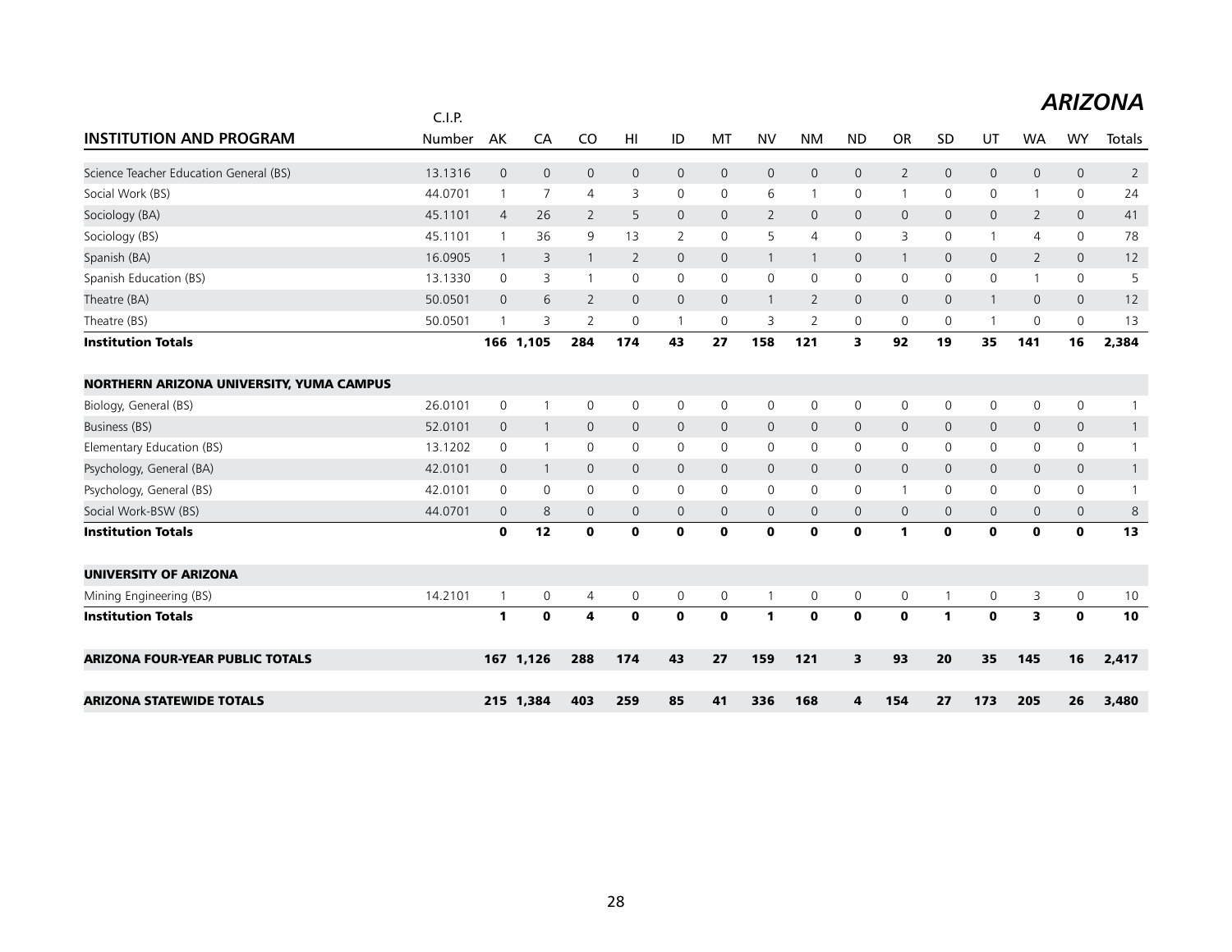# ARIZONA

| INSTITUTION AND PROGRAM | C.I.P. Number | AK | CA | CO | HI | ID | MT | NV | NM | ND | OR | SD | UT | WA | WY | Totals |
|---|---|---|---|---|---|---|---|---|---|---|---|---|---|---|---|---|
| Science Teacher Education General (BS) | 13.1316 | 0 | 0 | 0 | 0 | 0 | 0 | 0 | 0 | 0 | 2 | 0 | 0 | 0 | 0 | 2 |
| Social Work (BS) | 44.0701 | 1 | 7 | 4 | 3 | 0 | 0 | 6 | 1 | 0 | 1 | 0 | 0 | 1 | 0 | 24 |
| Sociology (BA) | 45.1101 | 4 | 26 | 2 | 5 | 0 | 0 | 2 | 0 | 0 | 0 | 0 | 0 | 2 | 0 | 41 |
| Sociology (BS) | 45.1101 | 1 | 36 | 9 | 13 | 2 | 0 | 5 | 4 | 0 | 3 | 0 | 1 | 4 | 0 | 78 |
| Spanish (BA) | 16.0905 | 1 | 3 | 1 | 2 | 0 | 0 | 1 | 1 | 0 | 1 | 0 | 0 | 2 | 0 | 12 |
| Spanish Education (BS) | 13.1330 | 0 | 3 | 1 | 0 | 0 | 0 | 0 | 0 | 0 | 0 | 0 | 0 | 1 | 0 | 5 |
| Theatre (BA) | 50.0501 | 0 | 6 | 2 | 0 | 0 | 0 | 1 | 2 | 0 | 0 | 0 | 1 | 0 | 0 | 12 |
| Theatre (BS) | 50.0501 | 1 | 3 | 2 | 0 | 1 | 0 | 3 | 2 | 0 | 0 | 0 | 1 | 0 | 0 | 13 |
| **Institution Totals** | | **166** | **1,105** | **284** | **174** | **43** | **27** | **158** | **121** | **3** | **92** | **19** | **35** | **141** | **16** | **2,384** |
| **NORTHERN ARIZONA UNIVERSITY, YUMA CAMPUS** | | | | | | | | | | | | | | | | |
| Biology, General (BS) | 26.0101 | 0 | 1 | 0 | 0 | 0 | 0 | 0 | 0 | 0 | 0 | 0 | 0 | 0 | 0 | 1 |
| Business (BS) | 52.0101 | 0 | 1 | 0 | 0 | 0 | 0 | 0 | 0 | 0 | 0 | 0 | 0 | 0 | 0 | 1 |
| Elementary Education (BS) | 13.1202 | 0 | 1 | 0 | 0 | 0 | 0 | 0 | 0 | 0 | 0 | 0 | 0 | 0 | 0 | 1 |
| Psychology, General (BA) | 42.0101 | 0 | 1 | 0 | 0 | 0 | 0 | 0 | 0 | 0 | 0 | 0 | 0 | 0 | 0 | 1 |
| Psychology, General (BS) | 42.0101 | 0 | 0 | 0 | 0 | 0 | 0 | 0 | 0 | 0 | 1 | 0 | 0 | 0 | 0 | 1 |
| Social Work-BSW (BS) | 44.0701 | 0 | 8 | 0 | 0 | 0 | 0 | 0 | 0 | 0 | 0 | 0 | 0 | 0 | 0 | 8 |
| **Institution Totals** | | **0** | **12** | **0** | **0** | **0** | **0** | **0** | **0** | **0** | **1** | **0** | **0** | **0** | **0** | **13** |
| **UNIVERSITY OF ARIZONA** | | | | | | | | | | | | | | | | |
| Mining Engineering (BS) | 14.2101 | 1 | 0 | 4 | 0 | 0 | 0 | 1 | 0 | 0 | 0 | 1 | 0 | 3 | 0 | 10 |
| **Institution Totals** | | **1** | **0** | **4** | **0** | **0** | **0** | **1** | **0** | **0** | **0** | **1** | **0** | **3** | **0** | **10** |
| **ARIZONA FOUR-YEAR PUBLIC TOTALS** | | **167** | **1,126** | **288** | **174** | **43** | **27** | **159** | **121** | **3** | **93** | **20** | **35** | **145** | **16** | **2,417** |
| **ARIZONA STATEWIDE TOTALS** | | **215** | **1,384** | **403** | **259** | **85** | **41** | **336** | **168** | **4** | **154** | **27** | **173** | **205** | **26** | **3,480** |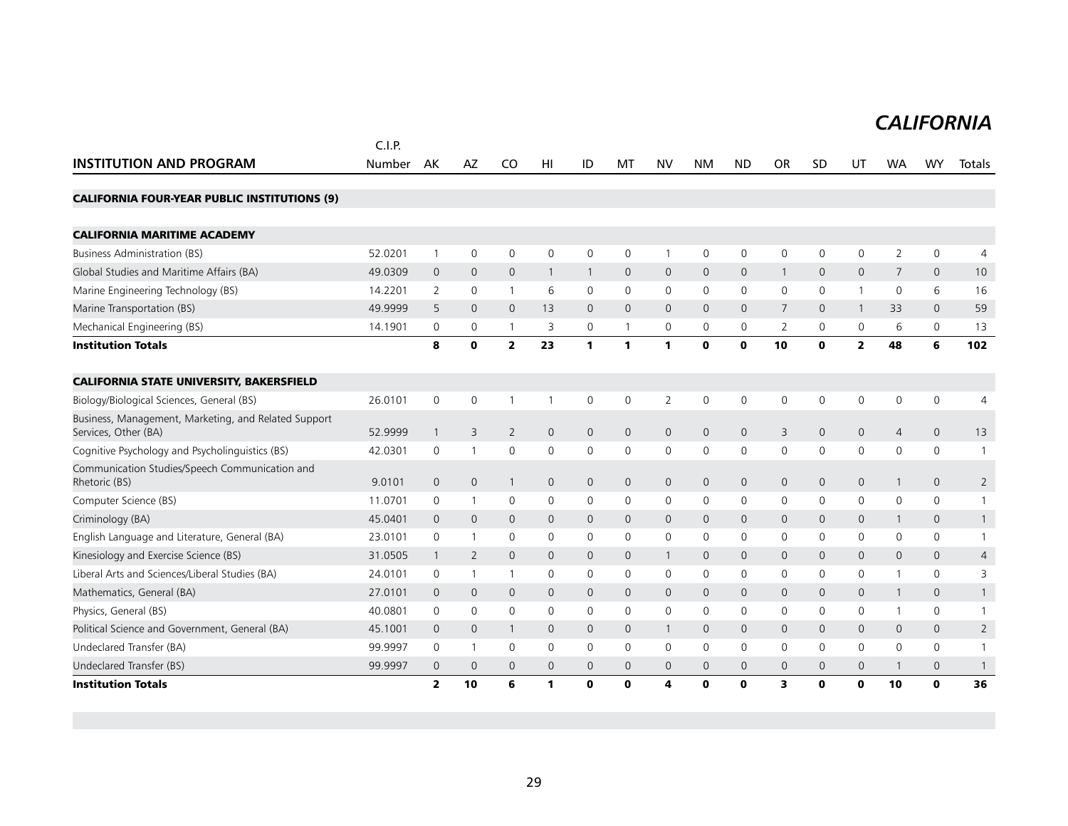# CALIFORNIA

| INSTITUTION AND PROGRAM | C.I.P. Number | AK | AZ | CO | HI | ID | MT | NV | NM | ND | OR | SD | UT | WA | WY | Totals |
|---|---|---|---|---|---|---|---|---|---|---|---|---|---|---|---|---|
| **CALIFORNIA FOUR-YEAR PUBLIC INSTITUTIONS (9)** | | | | | | | | | | | | | | | | |
| **CALIFORNIA MARITIME ACADEMY** | | | | | | | | | | | | | | | | |
| Business Administration (BS) | 52.0201 | 1 | 0 | 0 | 0 | 0 | 0 | 1 | 0 | 0 | 0 | 0 | 0 | 2 | 0 | 4 |
| Global Studies and Maritime Affairs (BA) | 49.0309 | 0 | 0 | 0 | 1 | 1 | 0 | 0 | 0 | 0 | 1 | 0 | 0 | 7 | 0 | 10 |
| Marine Engineering Technology (BS) | 14.2201 | 2 | 0 | 1 | 6 | 0 | 0 | 0 | 0 | 0 | 0 | 0 | 1 | 0 | 6 | 16 |
| Marine Transportation (BS) | 49.9999 | 5 | 0 | 0 | 13 | 0 | 0 | 0 | 0 | 0 | 7 | 0 | 1 | 33 | 0 | 59 |
| Mechanical Engineering (BS) | 14.1901 | 0 | 0 | 1 | 3 | 0 | 1 | 0 | 0 | 0 | 2 | 0 | 0 | 6 | 0 | 13 |
| **Institution Totals** | | **8** | **0** | **2** | **23** | **1** | **1** | **1** | **0** | **0** | **10** | **0** | **2** | **48** | **6** | **102** |
| **CALIFORNIA STATE UNIVERSITY, BAKERSFIELD** | | | | | | | | | | | | | | | | |
| Biology/Biological Sciences, General (BS) | 26.0101 | 0 | 0 | 1 | 1 | 0 | 0 | 2 | 0 | 0 | 0 | 0 | 0 | 0 | 0 | 4 |
| Business, Management, Marketing, and Related Support Services, Other (BA) | 52.9999 | 1 | 3 | 2 | 0 | 0 | 0 | 0 | 0 | 0 | 3 | 0 | 0 | 4 | 0 | 13 |
| Cognitive Psychology and Psycholinguistics (BS) | 42.0301 | 0 | 1 | 0 | 0 | 0 | 0 | 0 | 0 | 0 | 0 | 0 | 0 | 0 | 0 | 1 |
| Communication Studies/Speech Communication and Rhetoric (BS) | 9.0101 | 0 | 0 | 1 | 0 | 0 | 0 | 0 | 0 | 0 | 0 | 0 | 0 | 1 | 0 | 2 |
| Computer Science (BS) | 11.0701 | 0 | 1 | 0 | 0 | 0 | 0 | 0 | 0 | 0 | 0 | 0 | 0 | 0 | 0 | 1 |
| Criminology (BA) | 45.0401 | 0 | 0 | 0 | 0 | 0 | 0 | 0 | 0 | 0 | 0 | 0 | 0 | 1 | 0 | 1 |
| English Language and Literature, General (BA) | 23.0101 | 0 | 1 | 0 | 0 | 0 | 0 | 0 | 0 | 0 | 0 | 0 | 0 | 0 | 0 | 1 |
| Kinesiology and Exercise Science (BS) | 31.0505 | 1 | 2 | 0 | 0 | 0 | 0 | 1 | 0 | 0 | 0 | 0 | 0 | 0 | 0 | 4 |
| Liberal Arts and Sciences/Liberal Studies (BA) | 24.0101 | 0 | 1 | 1 | 0 | 0 | 0 | 0 | 0 | 0 | 0 | 0 | 0 | 1 | 0 | 3 |
| Mathematics, General (BA) | 27.0101 | 0 | 0 | 0 | 0 | 0 | 0 | 0 | 0 | 0 | 0 | 0 | 0 | 1 | 0 | 1 |
| Physics, General (BS) | 40.0801 | 0 | 0 | 0 | 0 | 0 | 0 | 0 | 0 | 0 | 0 | 0 | 0 | 1 | 0 | 1 |
| Political Science and Government, General (BA) | 45.1001 | 0 | 0 | 1 | 0 | 0 | 0 | 1 | 0 | 0 | 0 | 0 | 0 | 0 | 0 | 2 |
| Undeclared Transfer (BA) | 99.9997 | 0 | 1 | 0 | 0 | 0 | 0 | 0 | 0 | 0 | 0 | 0 | 0 | 0 | 0 | 1 |
| Undeclared Transfer (BS) | 99.9997 | 0 | 0 | 0 | 0 | 0 | 0 | 0 | 0 | 0 | 0 | 0 | 0 | 1 | 0 | 1 |
| **Institution Totals** | | **2** | **10** | **6** | **1** | **0** | **0** | **4** | **0** | **0** | **3** | **0** | **0** | **10** | **0** | **36** |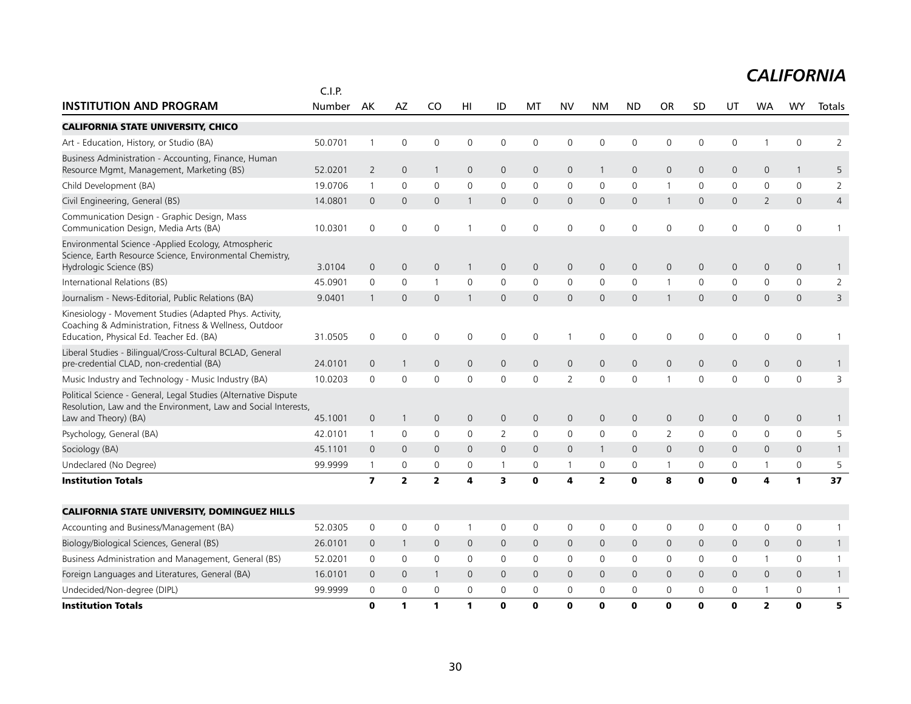# CALIFORNIA

| INSTITUTION AND PROGRAM | C.I.P. Number | AK | AZ | CO | HI | ID | MT | NV | NM | ND | OR | SD | UT | WA | WY | Totals |
|---|---|---|---|---|---|---|---|---|---|---|---|---|---|---|---|---|
| **CALIFORNIA STATE UNIVERSITY, CHICO** | | | | | | | | | | | | | | | | |
| Art - Education, History, or Studio (BA) | 50.0701 | 1 | 0 | 0 | 0 | 0 | 0 | 0 | 0 | 0 | 0 | 0 | 0 | 1 | 0 | 2 |
| Business Administration - Accounting, Finance, Human Resource Mgmt, Management, Marketing (BS) | 52.0201 | 2 | 0 | 1 | 0 | 0 | 0 | 0 | 1 | 0 | 0 | 0 | 0 | 0 | 1 | 5 |
| Child Development (BA) | 19.0706 | 1 | 0 | 0 | 0 | 0 | 0 | 0 | 0 | 0 | 1 | 0 | 0 | 0 | 0 | 2 |
| Civil Engineering, General (BS) | 14.0801 | 0 | 0 | 0 | 1 | 0 | 0 | 0 | 0 | 0 | 1 | 0 | 0 | 2 | 0 | 4 |
| Communication Design - Graphic Design, Mass Communication Design, Media Arts (BA) | 10.0301 | 0 | 0 | 0 | 1 | 0 | 0 | 0 | 0 | 0 | 0 | 0 | 0 | 0 | 0 | 1 |
| Environmental Science -Applied Ecology, Atmospheric Science, Earth Resource Science, Environmental Chemistry, Hydrologic Science (BS) | 3.0104 | 0 | 0 | 0 | 1 | 0 | 0 | 0 | 0 | 0 | 0 | 0 | 0 | 0 | 0 | 1 |
| International Relations (BS) | 45.0901 | 0 | 0 | 1 | 0 | 0 | 0 | 0 | 0 | 0 | 1 | 0 | 0 | 0 | 0 | 2 |
| Journalism - News-Editorial, Public Relations (BA) | 9.0401 | 1 | 0 | 0 | 1 | 0 | 0 | 0 | 0 | 0 | 1 | 0 | 0 | 0 | 0 | 3 |
| Kinesiology - Movement Studies (Adapted Phys. Activity, Coaching & Administration, Fitness & Wellness, Outdoor Education, Physical Ed. Teacher Ed. (BA) | 31.0505 | 0 | 0 | 0 | 0 | 0 | 0 | 1 | 0 | 0 | 0 | 0 | 0 | 0 | 0 | 1 |
| Liberal Studies - Bilingual/Cross-Cultural BCLAD, General pre-credential CLAD, non-credential (BA) | 24.0101 | 0 | 1 | 0 | 0 | 0 | 0 | 0 | 0 | 0 | 0 | 0 | 0 | 0 | 0 | 1 |
| Music Industry and Technology - Music Industry (BA) | 10.0203 | 0 | 0 | 0 | 0 | 0 | 0 | 2 | 0 | 0 | 1 | 0 | 0 | 0 | 0 | 3 |
| Political Science - General, Legal Studies (Alternative Dispute Resolution, Law and the Environment, Law and Social Interests, Law and Theory) (BA) | 45.1001 | 0 | 1 | 0 | 0 | 0 | 0 | 0 | 0 | 0 | 0 | 0 | 0 | 0 | 0 | 1 |
| Psychology, General (BA) | 42.0101 | 1 | 0 | 0 | 0 | 2 | 0 | 0 | 0 | 0 | 2 | 0 | 0 | 0 | 0 | 5 |
| Sociology (BA) | 45.1101 | 0 | 0 | 0 | 0 | 0 | 0 | 0 | 1 | 0 | 0 | 0 | 0 | 0 | 0 | 1 |
| Undeclared (No Degree) | 99.9999 | 1 | 0 | 0 | 0 | 1 | 0 | 1 | 0 | 0 | 1 | 0 | 0 | 1 | 0 | 5 |
| **Institution Totals** | | **7** | **2** | **2** | **4** | **3** | **0** | **4** | **2** | **0** | **8** | **0** | **0** | **4** | **1** | **37** |
| **CALIFORNIA STATE UNIVERSITY, DOMINGUEZ HILLS** | | | | | | | | | | | | | | | | |
| Accounting and Business/Management (BA) | 52.0305 | 0 | 0 | 0 | 1 | 0 | 0 | 0 | 0 | 0 | 0 | 0 | 0 | 0 | 0 | 1 |
| Biology/Biological Sciences, General (BS) | 26.0101 | 0 | 1 | 0 | 0 | 0 | 0 | 0 | 0 | 0 | 0 | 0 | 0 | 0 | 0 | 1 |
| Business Administration and Management, General (BS) | 52.0201 | 0 | 0 | 0 | 0 | 0 | 0 | 0 | 0 | 0 | 0 | 0 | 0 | 1 | 0 | 1 |
| Foreign Languages and Literatures, General (BA) | 16.0101 | 0 | 0 | 1 | 0 | 0 | 0 | 0 | 0 | 0 | 0 | 0 | 0 | 0 | 0 | 1 |
| Undecided/Non-degree (DIPL) | 99.9999 | 0 | 0 | 0 | 0 | 0 | 0 | 0 | 0 | 0 | 0 | 0 | 0 | 1 | 0 | 1 |
| **Institution Totals** | | **0** | **1** | **1** | **1** | **0** | **0** | **0** | **0** | **0** | **0** | **0** | **0** | **2** | **0** | **5** |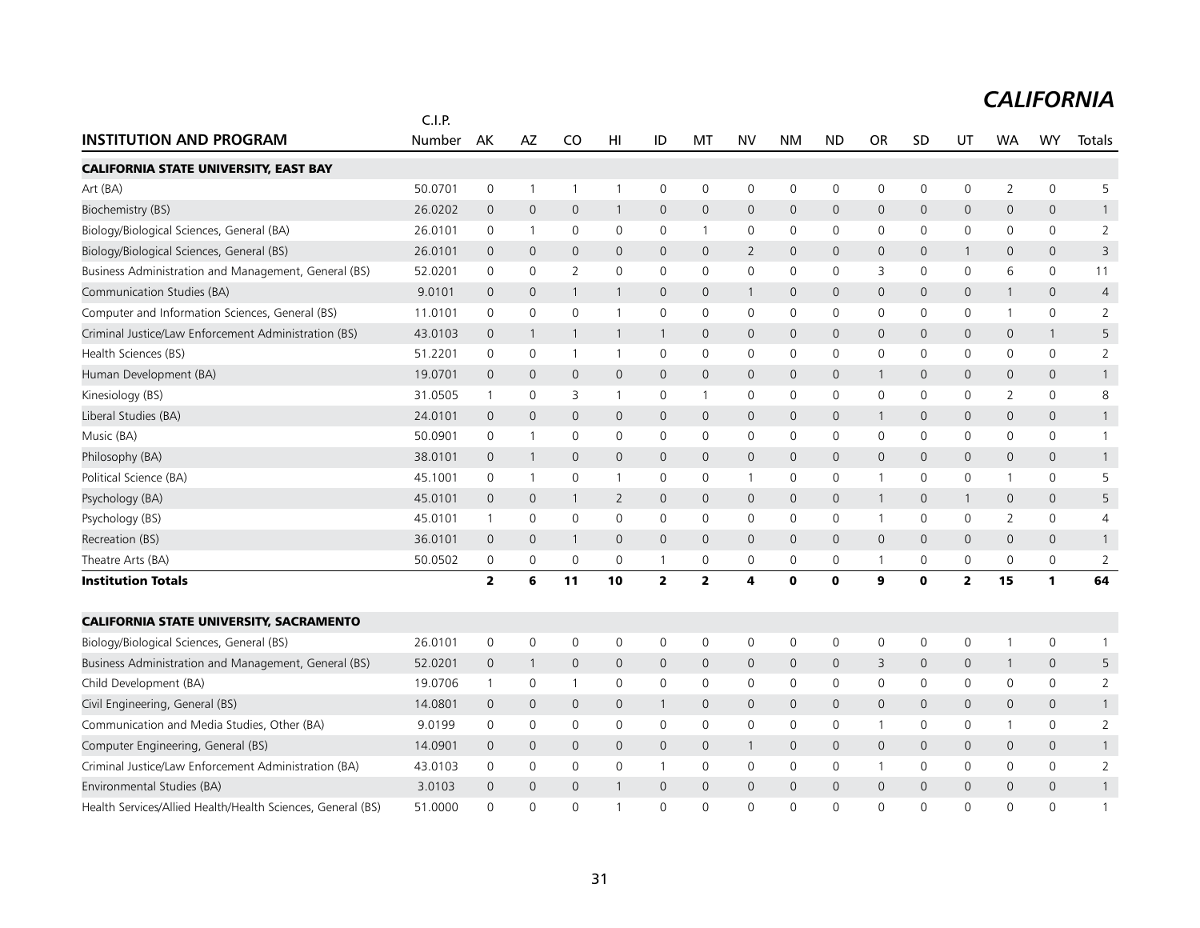# CALIFORNIA

| INSTITUTION AND PROGRAM | C.I.P. Number | AK | AZ | CO | HI | ID | MT | NV | NM | ND | OR | SD | UT | WA | WY | Totals |
|---|---|---|---|---|---|---|---|---|---|---|---|---|---|---|---|---|
| **CALIFORNIA STATE UNIVERSITY, EAST BAY** | | | | | | | | | | | | | | | | |
| Art (BA) | 50.0701 | 0 | 1 | 1 | 1 | 0 | 0 | 0 | 0 | 0 | 0 | 0 | 0 | 2 | 0 | 5 |
| Biochemistry (BS) | 26.0202 | 0 | 0 | 0 | 1 | 0 | 0 | 0 | 0 | 0 | 0 | 0 | 0 | 0 | 0 | 1 |
| Biology/Biological Sciences, General (BA) | 26.0101 | 0 | 1 | 0 | 0 | 0 | 1 | 0 | 0 | 0 | 0 | 0 | 0 | 0 | 0 | 2 |
| Biology/Biological Sciences, General (BS) | 26.0101 | 0 | 0 | 0 | 0 | 0 | 0 | 2 | 0 | 0 | 0 | 0 | 1 | 0 | 0 | 3 |
| Business Administration and Management, General (BS) | 52.0201 | 0 | 0 | 2 | 0 | 0 | 0 | 0 | 0 | 0 | 3 | 0 | 0 | 6 | 0 | 11 |
| Communication Studies (BA) | 9.0101 | 0 | 0 | 1 | 1 | 0 | 0 | 1 | 0 | 0 | 0 | 0 | 0 | 1 | 0 | 4 |
| Computer and Information Sciences, General (BS) | 11.0101 | 0 | 0 | 0 | 1 | 0 | 0 | 0 | 0 | 0 | 0 | 0 | 0 | 1 | 0 | 2 |
| Criminal Justice/Law Enforcement Administration (BS) | 43.0103 | 0 | 1 | 1 | 1 | 1 | 0 | 0 | 0 | 0 | 0 | 0 | 0 | 0 | 1 | 5 |
| Health Sciences (BS) | 51.2201 | 0 | 0 | 1 | 1 | 0 | 0 | 0 | 0 | 0 | 0 | 0 | 0 | 0 | 0 | 2 |
| Human Development (BA) | 19.0701 | 0 | 0 | 0 | 0 | 0 | 0 | 0 | 0 | 0 | 1 | 0 | 0 | 0 | 0 | 1 |
| Kinesiology (BS) | 31.0505 | 1 | 0 | 3 | 1 | 0 | 1 | 0 | 0 | 0 | 0 | 0 | 0 | 2 | 0 | 8 |
| Liberal Studies (BA) | 24.0101 | 0 | 0 | 0 | 0 | 0 | 0 | 0 | 0 | 0 | 1 | 0 | 0 | 0 | 0 | 1 |
| Music (BA) | 50.0901 | 0 | 1 | 0 | 0 | 0 | 0 | 0 | 0 | 0 | 0 | 0 | 0 | 0 | 0 | 1 |
| Philosophy (BA) | 38.0101 | 0 | 1 | 0 | 0 | 0 | 0 | 0 | 0 | 0 | 0 | 0 | 0 | 0 | 0 | 1 |
| Political Science (BA) | 45.1001 | 0 | 1 | 0 | 1 | 0 | 0 | 1 | 0 | 0 | 1 | 0 | 0 | 1 | 0 | 5 |
| Psychology (BA) | 45.0101 | 0 | 0 | 1 | 2 | 0 | 0 | 0 | 0 | 0 | 1 | 0 | 1 | 0 | 0 | 5 |
| Psychology (BS) | 45.0101 | 1 | 0 | 0 | 0 | 0 | 0 | 0 | 0 | 0 | 1 | 0 | 0 | 2 | 0 | 4 |
| Recreation (BS) | 36.0101 | 0 | 0 | 1 | 0 | 0 | 0 | 0 | 0 | 0 | 0 | 0 | 0 | 0 | 0 | 1 |
| Theatre Arts (BA) | 50.0502 | 0 | 0 | 0 | 0 | 1 | 0 | 0 | 0 | 0 | 1 | 0 | 0 | 0 | 0 | 2 |
| **Institution Totals** | | **2** | **6** | **11** | **10** | **2** | **2** | **4** | **0** | **0** | **9** | **0** | **2** | **15** | **1** | **64** |
| **CALIFORNIA STATE UNIVERSITY, SACRAMENTO** | | | | | | | | | | | | | | | | |
| Biology/Biological Sciences, General (BS) | 26.0101 | 0 | 0 | 0 | 0 | 0 | 0 | 0 | 0 | 0 | 0 | 0 | 0 | 1 | 0 | 1 |
| Business Administration and Management, General (BS) | 52.0201 | 0 | 1 | 0 | 0 | 0 | 0 | 0 | 0 | 0 | 3 | 0 | 0 | 1 | 0 | 5 |
| Child Development (BA) | 19.0706 | 1 | 0 | 1 | 0 | 0 | 0 | 0 | 0 | 0 | 0 | 0 | 0 | 0 | 0 | 2 |
| Civil Engineering, General (BS) | 14.0801 | 0 | 0 | 0 | 0 | 1 | 0 | 0 | 0 | 0 | 0 | 0 | 0 | 0 | 0 | 1 |
| Communication and Media Studies, Other (BA) | 9.0199 | 0 | 0 | 0 | 0 | 0 | 0 | 0 | 0 | 0 | 1 | 0 | 0 | 1 | 0 | 2 |
| Computer Engineering, General (BS) | 14.0901 | 0 | 0 | 0 | 0 | 0 | 0 | 1 | 0 | 0 | 0 | 0 | 0 | 0 | 0 | 1 |
| Criminal Justice/Law Enforcement Administration (BA) | 43.0103 | 0 | 0 | 0 | 0 | 1 | 0 | 0 | 0 | 0 | 1 | 0 | 0 | 0 | 0 | 2 |
| Environmental Studies (BA) | 3.0103 | 0 | 0 | 0 | 1 | 0 | 0 | 0 | 0 | 0 | 0 | 0 | 0 | 0 | 0 | 1 |
| Health Services/Allied Health/Health Sciences, General (BS) | 51.0000 | 0 | 0 | 0 | 1 | 0 | 0 | 0 | 0 | 0 | 0 | 0 | 0 | 0 | 0 | 1 |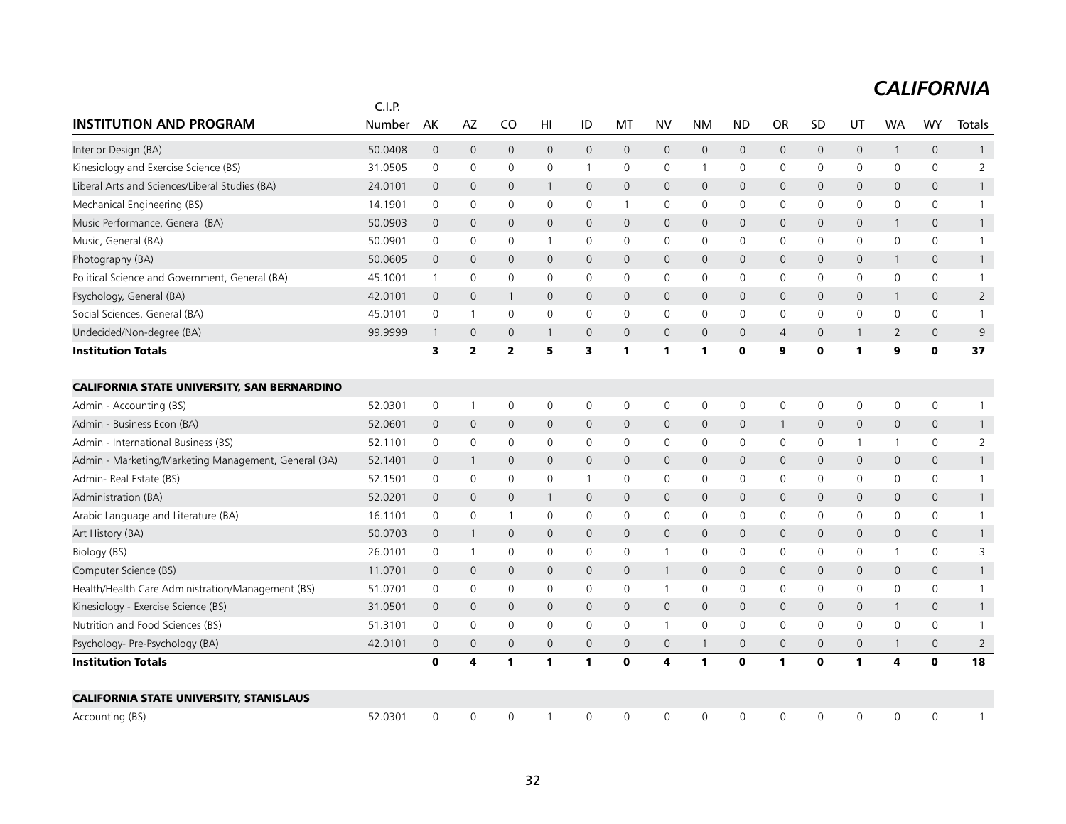# CALIFORNIA

| INSTITUTION AND PROGRAM | C.I.P. Number | AK | AZ | CO | HI | ID | MT | NV | NM | ND | OR | SD | UT | WA | WY | Totals |
|---|---|---|---|---|---|---|---|---|---|---|---|---|---|---|---|---|
| Interior Design (BA) | 50.0408 | 0 | 0 | 0 | 0 | 0 | 0 | 0 | 0 | 0 | 0 | 0 | 0 | 1 | 0 | 1 |
| Kinesiology and Exercise Science (BS) | 31.0505 | 0 | 0 | 0 | 0 | 1 | 0 | 0 | 1 | 0 | 0 | 0 | 0 | 0 | 0 | 2 |
| Liberal Arts and Sciences/Liberal Studies (BA) | 24.0101 | 0 | 0 | 0 | 1 | 0 | 0 | 0 | 0 | 0 | 0 | 0 | 0 | 0 | 0 | 1 |
| Mechanical Engineering (BS) | 14.1901 | 0 | 0 | 0 | 0 | 0 | 1 | 0 | 0 | 0 | 0 | 0 | 0 | 0 | 0 | 1 |
| Music Performance, General (BA) | 50.0903 | 0 | 0 | 0 | 0 | 0 | 0 | 0 | 0 | 0 | 0 | 0 | 0 | 1 | 0 | 1 |
| Music, General (BA) | 50.0901 | 0 | 0 | 0 | 1 | 0 | 0 | 0 | 0 | 0 | 0 | 0 | 0 | 0 | 0 | 1 |
| Photography (BA) | 50.0605 | 0 | 0 | 0 | 0 | 0 | 0 | 0 | 0 | 0 | 0 | 0 | 0 | 1 | 0 | 1 |
| Political Science and Government, General (BA) | 45.1001 | 1 | 0 | 0 | 0 | 0 | 0 | 0 | 0 | 0 | 0 | 0 | 0 | 0 | 0 | 1 |
| Psychology, General (BA) | 42.0101 | 0 | 0 | 1 | 0 | 0 | 0 | 0 | 0 | 0 | 0 | 0 | 0 | 1 | 0 | 2 |
| Social Sciences, General (BA) | 45.0101 | 0 | 1 | 0 | 0 | 0 | 0 | 0 | 0 | 0 | 0 | 0 | 0 | 0 | 0 | 1 |
| Undecided/Non-degree (BA) | 99.9999 | 1 | 0 | 0 | 1 | 0 | 0 | 0 | 0 | 0 | 4 | 0 | 1 | 2 | 0 | 9 |
| **Institution Totals** | | **3** | **2** | **2** | **5** | **3** | **1** | **1** | **1** | **0** | **9** | **0** | **1** | **9** | **0** | **37** |
| **CALIFORNIA STATE UNIVERSITY, SAN BERNARDINO** | | | | | | | | | | | | | | | | |
| Admin - Accounting (BS) | 52.0301 | 0 | 1 | 0 | 0 | 0 | 0 | 0 | 0 | 0 | 0 | 0 | 0 | 0 | 0 | 1 |
| Admin - Business Econ (BA) | 52.0601 | 0 | 0 | 0 | 0 | 0 | 0 | 0 | 0 | 0 | 1 | 0 | 0 | 0 | 0 | 1 |
| Admin - International Business (BS) | 52.1101 | 0 | 0 | 0 | 0 | 0 | 0 | 0 | 0 | 0 | 0 | 0 | 1 | 1 | 0 | 2 |
| Admin - Marketing/Marketing Management, General (BA) | 52.1401 | 0 | 1 | 0 | 0 | 0 | 0 | 0 | 0 | 0 | 0 | 0 | 0 | 0 | 0 | 1 |
| Admin- Real Estate (BS) | 52.1501 | 0 | 0 | 0 | 0 | 1 | 0 | 0 | 0 | 0 | 0 | 0 | 0 | 0 | 0 | 1 |
| Administration (BA) | 52.0201 | 0 | 0 | 0 | 1 | 0 | 0 | 0 | 0 | 0 | 0 | 0 | 0 | 0 | 0 | 1 |
| Arabic Language and Literature (BA) | 16.1101 | 0 | 0 | 1 | 0 | 0 | 0 | 0 | 0 | 0 | 0 | 0 | 0 | 0 | 0 | 1 |
| Art History (BA) | 50.0703 | 0 | 1 | 0 | 0 | 0 | 0 | 0 | 0 | 0 | 0 | 0 | 0 | 0 | 0 | 1 |
| Biology (BS) | 26.0101 | 0 | 1 | 0 | 0 | 0 | 0 | 1 | 0 | 0 | 0 | 0 | 0 | 1 | 0 | 3 |
| Computer Science (BS) | 11.0701 | 0 | 0 | 0 | 0 | 0 | 0 | 1 | 0 | 0 | 0 | 0 | 0 | 0 | 0 | 1 |
| Health/Health Care Administration/Management (BS) | 51.0701 | 0 | 0 | 0 | 0 | 0 | 0 | 1 | 0 | 0 | 0 | 0 | 0 | 0 | 0 | 1 |
| Kinesiology - Exercise Science (BS) | 31.0501 | 0 | 0 | 0 | 0 | 0 | 0 | 0 | 0 | 0 | 0 | 0 | 0 | 1 | 0 | 1 |
| Nutrition and Food Sciences (BS) | 51.3101 | 0 | 0 | 0 | 0 | 0 | 0 | 1 | 0 | 0 | 0 | 0 | 0 | 0 | 0 | 1 |
| Psychology- Pre-Psychology (BA) | 42.0101 | 0 | 0 | 0 | 0 | 0 | 0 | 0 | 1 | 0 | 0 | 0 | 0 | 1 | 0 | 2 |
| **Institution Totals** | | **0** | **4** | **1** | **1** | **1** | **0** | **4** | **1** | **0** | **1** | **0** | **1** | **4** | **0** | **18** |
| **CALIFORNIA STATE UNIVERSITY, STANISLAUS** | | | | | | | | | | | | | | | | |
| Accounting (BS) | 52.0301 | 0 | 0 | 0 | 1 | 0 | 0 | 0 | 0 | 0 | 0 | 0 | 0 | 0 | 0 | 1 |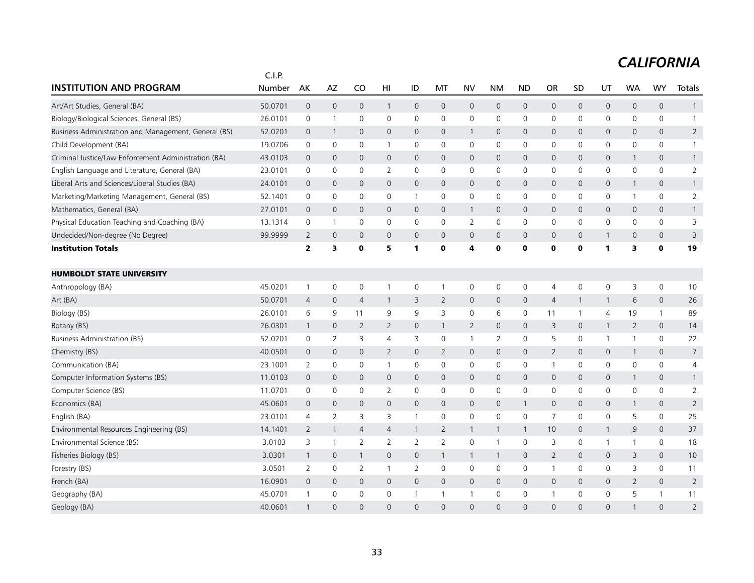# *CALIFORNIA*

| INSTITUTION AND PROGRAM | C.I.P. Number | AK | AZ | CO | HI | ID | MT | NV | NM | ND | OR | SD | UT | WA | WY | Totals |
|---|---|---|---|---|---|---|---|---|---|---|---|---|---|---|---|---|
| Art/Art Studies, General (BA) | 50.0701 | 0 | 0 | 0 | 1 | 0 | 0 | 0 | 0 | 0 | 0 | 0 | 0 | 0 | 0 | 1 |
| Biology/Biological Sciences, General (BS) | 26.0101 | 0 | 1 | 0 | 0 | 0 | 0 | 0 | 0 | 0 | 0 | 0 | 0 | 0 | 0 | 1 |
| Business Administration and Management, General (BS) | 52.0201 | 0 | 1 | 0 | 0 | 0 | 0 | 1 | 0 | 0 | 0 | 0 | 0 | 0 | 0 | 2 |
| Child Development (BA) | 19.0706 | 0 | 0 | 0 | 1 | 0 | 0 | 0 | 0 | 0 | 0 | 0 | 0 | 0 | 0 | 1 |
| Criminal Justice/Law Enforcement Administration (BA) | 43.0103 | 0 | 0 | 0 | 0 | 0 | 0 | 0 | 0 | 0 | 0 | 0 | 0 | 1 | 0 | 1 |
| English Language and Literature, General (BA) | 23.0101 | 0 | 0 | 0 | 2 | 0 | 0 | 0 | 0 | 0 | 0 | 0 | 0 | 0 | 0 | 2 |
| Liberal Arts and Sciences/Liberal Studies (BA) | 24.0101 | 0 | 0 | 0 | 0 | 0 | 0 | 0 | 0 | 0 | 0 | 0 | 0 | 1 | 0 | 1 |
| Marketing/Marketing Management, General (BS) | 52.1401 | 0 | 0 | 0 | 0 | 1 | 0 | 0 | 0 | 0 | 0 | 0 | 0 | 1 | 0 | 2 |
| Mathematics, General (BA) | 27.0101 | 0 | 0 | 0 | 0 | 0 | 0 | 1 | 0 | 0 | 0 | 0 | 0 | 0 | 0 | 1 |
| Physical Education Teaching and Coaching (BA) | 13.1314 | 0 | 1 | 0 | 0 | 0 | 0 | 2 | 0 | 0 | 0 | 0 | 0 | 0 | 0 | 3 |
| Undecided/Non-degree (No Degree) | 99.9999 | 2 | 0 | 0 | 0 | 0 | 0 | 0 | 0 | 0 | 0 | 0 | 1 | 0 | 0 | 3 |
| **Institution Totals** | | **2** | **3** | **0** | **5** | **1** | **0** | **4** | **0** | **0** | **0** | **0** | **1** | **3** | **0** | **19** |
| | | | | | | | | | | | | | | | | |
| **HUMBOLDT STATE UNIVERSITY** | | | | | | | | | | | | | | | | |
| Anthropology (BA) | 45.0201 | 1 | 0 | 0 | 1 | 0 | 1 | 0 | 0 | 0 | 4 | 0 | 0 | 3 | 0 | 10 |
| Art (BA) | 50.0701 | 4 | 0 | 4 | 1 | 3 | 2 | 0 | 0 | 0 | 4 | 1 | 1 | 6 | 0 | 26 |
| Biology (BS) | 26.0101 | 6 | 9 | 11 | 9 | 9 | 3 | 0 | 6 | 0 | 11 | 1 | 4 | 19 | 1 | 89 |
| Botany (BS) | 26.0301 | 1 | 0 | 2 | 2 | 0 | 1 | 2 | 0 | 0 | 3 | 0 | 1 | 2 | 0 | 14 |
| Business Administration (BS) | 52.0201 | 0 | 2 | 3 | 4 | 3 | 0 | 1 | 2 | 0 | 5 | 0 | 1 | 1 | 0 | 22 |
| Chemistry (BS) | 40.0501 | 0 | 0 | 0 | 2 | 0 | 2 | 0 | 0 | 0 | 2 | 0 | 0 | 1 | 0 | 7 |
| Communication (BA) | 23.1001 | 2 | 0 | 0 | 1 | 0 | 0 | 0 | 0 | 0 | 1 | 0 | 0 | 0 | 0 | 4 |
| Computer Information Systems (BS) | 11.0103 | 0 | 0 | 0 | 0 | 0 | 0 | 0 | 0 | 0 | 0 | 0 | 0 | 1 | 0 | 1 |
| Computer Science (BS) | 11.0701 | 0 | 0 | 0 | 2 | 0 | 0 | 0 | 0 | 0 | 0 | 0 | 0 | 0 | 0 | 2 |
| Economics (BA) | 45.0601 | 0 | 0 | 0 | 0 | 0 | 0 | 0 | 0 | 1 | 0 | 0 | 0 | 1 | 0 | 2 |
| English (BA) | 23.0101 | 4 | 2 | 3 | 3 | 1 | 0 | 0 | 0 | 0 | 7 | 0 | 0 | 5 | 0 | 25 |
| Environmental Resources Engineering (BS) | 14.1401 | 2 | 1 | 4 | 4 | 1 | 2 | 1 | 1 | 1 | 10 | 0 | 1 | 9 | 0 | 37 |
| Environmental Science (BS) | 3.0103 | 3 | 1 | 2 | 2 | 2 | 2 | 0 | 1 | 0 | 3 | 0 | 1 | 1 | 0 | 18 |
| Fisheries Biology (BS) | 3.0301 | 1 | 0 | 1 | 0 | 0 | 1 | 1 | 1 | 0 | 2 | 0 | 0 | 3 | 0 | 10 |
| Forestry (BS) | 3.0501 | 2 | 0 | 2 | 1 | 2 | 0 | 0 | 0 | 0 | 1 | 0 | 0 | 3 | 0 | 11 |
| French (BA) | 16.0901 | 0 | 0 | 0 | 0 | 0 | 0 | 0 | 0 | 0 | 0 | 0 | 0 | 2 | 0 | 2 |
| Geography (BA) | 45.0701 | 1 | 0 | 0 | 0 | 1 | 1 | 1 | 0 | 0 | 1 | 0 | 0 | 5 | 1 | 11 |
| Geology (BA) | 40.0601 | 1 | 0 | 0 | 0 | 0 | 0 | 0 | 0 | 0 | 0 | 0 | 0 | 1 | 0 | 2 |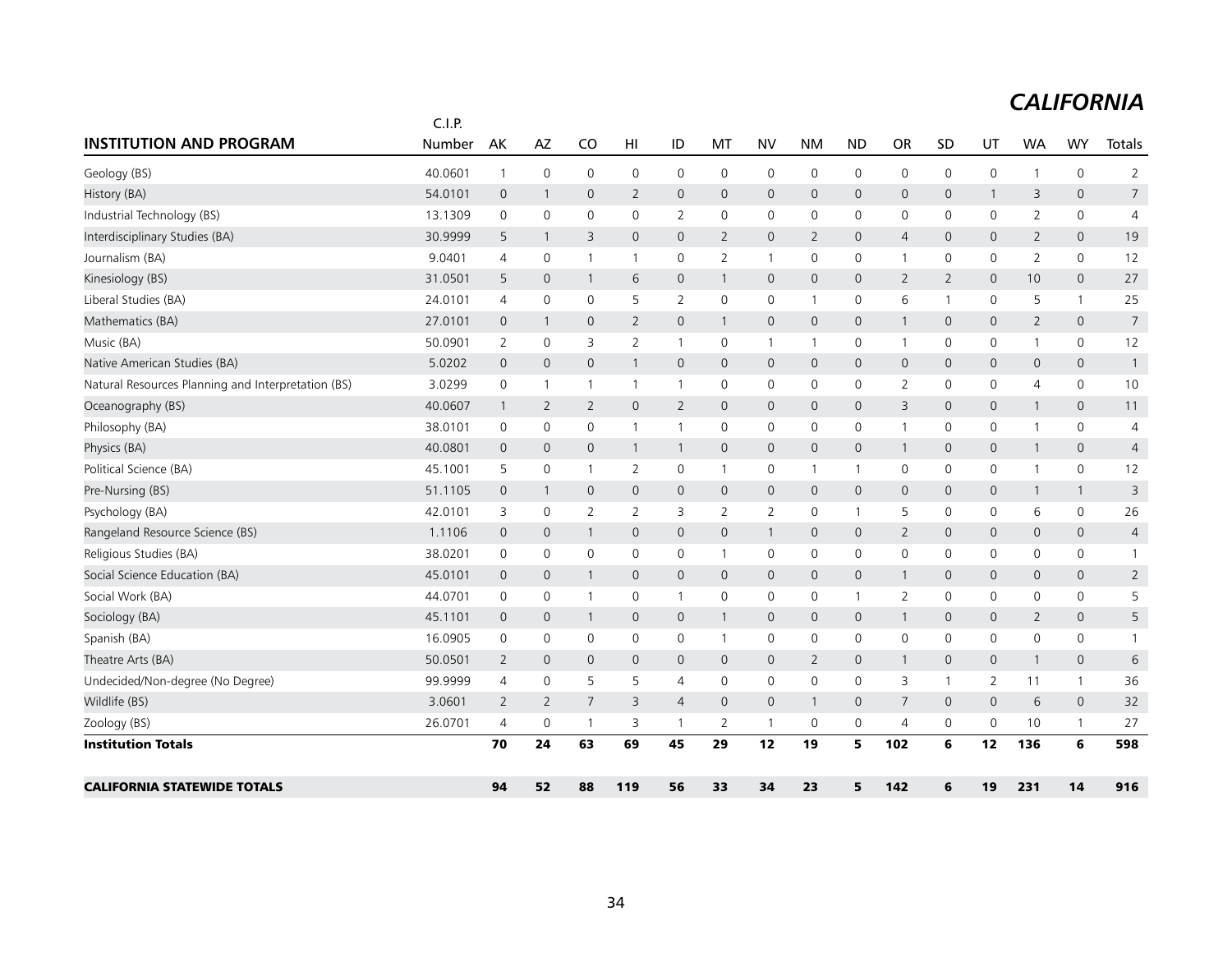# CALIFORNIA

| INSTITUTION AND PROGRAM | C.I.P. Number | AK | AZ | CO | HI | ID | MT | NV | NM | ND | OR | SD | UT | WA | WY | Totals |
|---|---|---|---|---|---|---|---|---|---|---|---|---|---|---|---|---|
| Geology (BS) | 40.0601 | 1 | 0 | 0 | 0 | 0 | 0 | 0 | 0 | 0 | 0 | 0 | 0 | 1 | 0 | 2 |
| History (BA) | 54.0101 | 0 | 1 | 0 | 2 | 0 | 0 | 0 | 0 | 0 | 0 | 0 | 1 | 3 | 0 | 7 |
| Industrial Technology (BS) | 13.1309 | 0 | 0 | 0 | 0 | 2 | 0 | 0 | 0 | 0 | 0 | 0 | 0 | 2 | 0 | 4 |
| Interdisciplinary Studies (BA) | 30.9999 | 5 | 1 | 3 | 0 | 0 | 2 | 0 | 2 | 0 | 4 | 0 | 0 | 2 | 0 | 19 |
| Journalism (BA) | 9.0401 | 4 | 0 | 1 | 1 | 0 | 2 | 1 | 0 | 0 | 1 | 0 | 0 | 2 | 0 | 12 |
| Kinesiology (BS) | 31.0501 | 5 | 0 | 1 | 6 | 0 | 1 | 0 | 0 | 0 | 2 | 2 | 0 | 10 | 0 | 27 |
| Liberal Studies (BA) | 24.0101 | 4 | 0 | 0 | 5 | 2 | 0 | 0 | 1 | 0 | 6 | 1 | 0 | 5 | 1 | 25 |
| Mathematics (BA) | 27.0101 | 0 | 1 | 0 | 2 | 0 | 1 | 0 | 0 | 0 | 1 | 0 | 0 | 2 | 0 | 7 |
| Music (BA) | 50.0901 | 2 | 0 | 3 | 2 | 1 | 0 | 1 | 1 | 0 | 1 | 0 | 0 | 1 | 0 | 12 |
| Native American Studies (BA) | 5.0202 | 0 | 0 | 0 | 1 | 0 | 0 | 0 | 0 | 0 | 0 | 0 | 0 | 0 | 0 | 1 |
| Natural Resources Planning and Interpretation (BS) | 3.0299 | 0 | 1 | 1 | 1 | 1 | 0 | 0 | 0 | 0 | 2 | 0 | 0 | 4 | 0 | 10 |
| Oceanography (BS) | 40.0607 | 1 | 2 | 2 | 0 | 2 | 0 | 0 | 0 | 0 | 3 | 0 | 0 | 1 | 0 | 11 |
| Philosophy (BA) | 38.0101 | 0 | 0 | 0 | 1 | 1 | 0 | 0 | 0 | 0 | 1 | 0 | 0 | 1 | 0 | 4 |
| Physics (BA) | 40.0801 | 0 | 0 | 0 | 1 | 1 | 0 | 0 | 0 | 0 | 1 | 0 | 0 | 1 | 0 | 4 |
| Political Science (BA) | 45.1001 | 5 | 0 | 1 | 2 | 0 | 1 | 0 | 1 | 1 | 0 | 0 | 0 | 1 | 0 | 12 |
| Pre-Nursing (BS) | 51.1105 | 0 | 1 | 0 | 0 | 0 | 0 | 0 | 0 | 0 | 0 | 0 | 0 | 1 | 1 | 3 |
| Psychology (BA) | 42.0101 | 3 | 0 | 2 | 2 | 3 | 2 | 2 | 0 | 1 | 5 | 0 | 0 | 6 | 0 | 26 |
| Rangeland Resource Science (BS) | 1.1106 | 0 | 0 | 1 | 0 | 0 | 0 | 1 | 0 | 0 | 2 | 0 | 0 | 0 | 0 | 4 |
| Religious Studies (BA) | 38.0201 | 0 | 0 | 0 | 0 | 0 | 1 | 0 | 0 | 0 | 0 | 0 | 0 | 0 | 0 | 1 |
| Social Science Education (BA) | 45.0101 | 0 | 0 | 1 | 0 | 0 | 0 | 0 | 0 | 0 | 1 | 0 | 0 | 0 | 0 | 2 |
| Social Work (BA) | 44.0701 | 0 | 0 | 1 | 0 | 1 | 0 | 0 | 0 | 1 | 2 | 0 | 0 | 0 | 0 | 5 |
| Sociology (BA) | 45.1101 | 0 | 0 | 1 | 0 | 0 | 1 | 0 | 0 | 0 | 1 | 0 | 0 | 2 | 0 | 5 |
| Spanish (BA) | 16.0905 | 0 | 0 | 0 | 0 | 0 | 1 | 0 | 0 | 0 | 0 | 0 | 0 | 0 | 0 | 1 |
| Theatre Arts (BA) | 50.0501 | 2 | 0 | 0 | 0 | 0 | 0 | 0 | 2 | 0 | 1 | 0 | 0 | 1 | 0 | 6 |
| Undecided/Non-degree (No Degree) | 99.9999 | 4 | 0 | 5 | 5 | 4 | 0 | 0 | 0 | 0 | 3 | 1 | 2 | 11 | 1 | 36 |
| Wildlife (BS) | 3.0601 | 2 | 2 | 7 | 3 | 4 | 0 | 0 | 1 | 0 | 7 | 0 | 0 | 6 | 0 | 32 |
| Zoology (BS) | 26.0701 | 4 | 0 | 1 | 3 | 1 | 2 | 1 | 0 | 0 | 4 | 0 | 0 | 10 | 1 | 27 |
| **Institution Totals** | | **70** | **24** | **63** | **69** | **45** | **29** | **12** | **19** | **5** | **102** | **6** | **12** | **136** | **6** | **598** |
| **CALIFORNIA STATEWIDE TOTALS** | | **94** | **52** | **88** | **119** | **56** | **33** | **34** | **23** | **5** | **142** | **6** | **19** | **231** | **14** | **916** |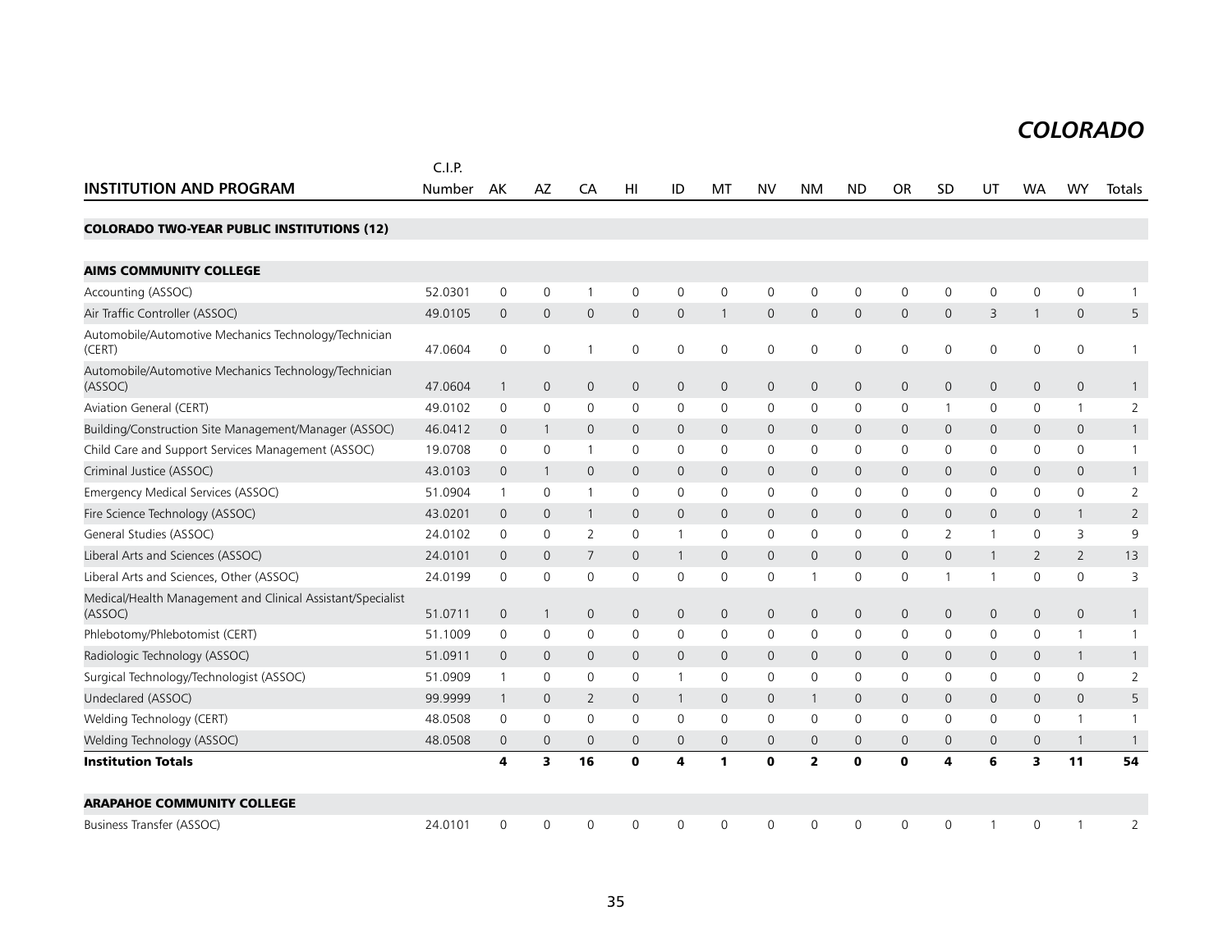# COLORADO

| INSTITUTION AND PROGRAM | C.I.P. Number | AK | AZ | CA | HI | ID | MT | NV | NM | ND | OR | SD | UT | WA | WY | Totals |
|---|---|---|---|---|---|---|---|---|---|---|---|---|---|---|---|---|
| **COLORADO TWO-YEAR PUBLIC INSTITUTIONS (12)** | | | | | | | | | | | | | | | | |
| **AIMS COMMUNITY COLLEGE** | | | | | | | | | | | | | | | | |
| Accounting (ASSOC) | 52.0301 | 0 | 0 | 1 | 0 | 0 | 0 | 0 | 0 | 0 | 0 | 0 | 0 | 0 | 0 | 1 |
| Air Traffic Controller (ASSOC) | 49.0105 | 0 | 0 | 0 | 0 | 0 | 1 | 0 | 0 | 0 | 0 | 0 | 3 | 1 | 0 | 5 |
| Automobile/Automotive Mechanics Technology/Technician (CERT) | 47.0604 | 0 | 0 | 1 | 0 | 0 | 0 | 0 | 0 | 0 | 0 | 0 | 0 | 0 | 0 | 1 |
| Automobile/Automotive Mechanics Technology/Technician (ASSOC) | 47.0604 | 1 | 0 | 0 | 0 | 0 | 0 | 0 | 0 | 0 | 0 | 0 | 0 | 0 | 0 | 1 |
| Aviation General (CERT) | 49.0102 | 0 | 0 | 0 | 0 | 0 | 0 | 0 | 0 | 0 | 0 | 1 | 0 | 0 | 1 | 2 |
| Building/Construction Site Management/Manager (ASSOC) | 46.0412 | 0 | 1 | 0 | 0 | 0 | 0 | 0 | 0 | 0 | 0 | 0 | 0 | 0 | 0 | 1 |
| Child Care and Support Services Management (ASSOC) | 19.0708 | 0 | 0 | 1 | 0 | 0 | 0 | 0 | 0 | 0 | 0 | 0 | 0 | 0 | 0 | 1 |
| Criminal Justice (ASSOC) | 43.0103 | 0 | 1 | 0 | 0 | 0 | 0 | 0 | 0 | 0 | 0 | 0 | 0 | 0 | 0 | 1 |
| Emergency Medical Services (ASSOC) | 51.0904 | 1 | 0 | 1 | 0 | 0 | 0 | 0 | 0 | 0 | 0 | 0 | 0 | 0 | 0 | 2 |
| Fire Science Technology (ASSOC) | 43.0201 | 0 | 0 | 1 | 0 | 0 | 0 | 0 | 0 | 0 | 0 | 0 | 0 | 0 | 1 | 2 |
| General Studies (ASSOC) | 24.0102 | 0 | 0 | 2 | 0 | 1 | 0 | 0 | 0 | 0 | 0 | 2 | 1 | 0 | 3 | 9 |
| Liberal Arts and Sciences (ASSOC) | 24.0101 | 0 | 0 | 7 | 0 | 1 | 0 | 0 | 0 | 0 | 0 | 0 | 1 | 2 | 2 | 13 |
| Liberal Arts and Sciences, Other (ASSOC) | 24.0199 | 0 | 0 | 0 | 0 | 0 | 0 | 0 | 1 | 0 | 0 | 1 | 1 | 0 | 0 | 3 |
| Medical/Health Management and Clinical Assistant/Specialist (ASSOC) | 51.0711 | 0 | 1 | 0 | 0 | 0 | 0 | 0 | 0 | 0 | 0 | 0 | 0 | 0 | 0 | 1 |
| Phlebotomy/Phlebotomist (CERT) | 51.1009 | 0 | 0 | 0 | 0 | 0 | 0 | 0 | 0 | 0 | 0 | 0 | 0 | 0 | 1 | 1 |
| Radiologic Technology (ASSOC) | 51.0911 | 0 | 0 | 0 | 0 | 0 | 0 | 0 | 0 | 0 | 0 | 0 | 0 | 0 | 1 | 1 |
| Surgical Technology/Technologist (ASSOC) | 51.0909 | 1 | 0 | 0 | 0 | 1 | 0 | 0 | 0 | 0 | 0 | 0 | 0 | 0 | 0 | 2 |
| Undeclared (ASSOC) | 99.9999 | 1 | 0 | 2 | 0 | 1 | 0 | 0 | 1 | 0 | 0 | 0 | 0 | 0 | 0 | 5 |
| Welding Technology (CERT) | 48.0508 | 0 | 0 | 0 | 0 | 0 | 0 | 0 | 0 | 0 | 0 | 0 | 0 | 0 | 1 | 1 |
| Welding Technology (ASSOC) | 48.0508 | 0 | 0 | 0 | 0 | 0 | 0 | 0 | 0 | 0 | 0 | 0 | 0 | 0 | 1 | 1 |
| **Institution Totals** | | **4** | **3** | **16** | **0** | **4** | **1** | **0** | **2** | **0** | **0** | **4** | **6** | **3** | **11** | **54** |
| **ARAPAHOE COMMUNITY COLLEGE** | | | | | | | | | | | | | | | | |
| Business Transfer (ASSOC) | 24.0101 | 0 | 0 | 0 | 0 | 0 | 0 | 0 | 0 | 0 | 0 | 0 | 1 | 0 | 1 | 2 |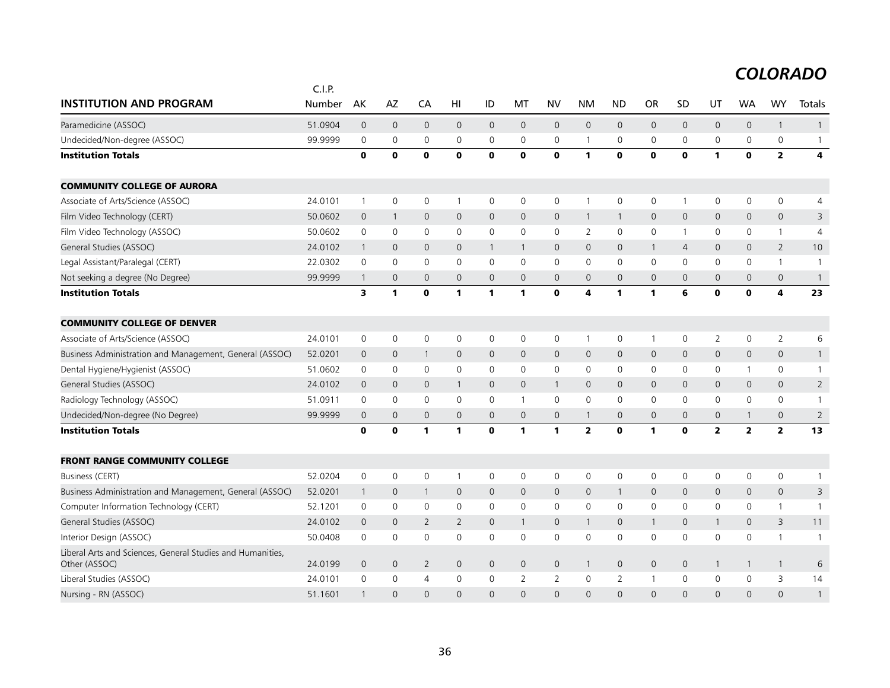# COLORADO

| INSTITUTION AND PROGRAM | C.I.P. Number | AK | AZ | CA | HI | ID | MT | NV | NM | ND | OR | SD | UT | WA | WY | Totals |
|---|---|---|---|---|---|---|---|---|---|---|---|---|---|---|---|---|
| Paramedicine (ASSOC) | 51.0904 | 0 | 0 | 0 | 0 | 0 | 0 | 0 | 0 | 0 | 0 | 0 | 0 | 0 | 1 | 1 |
| Undecided/Non-degree (ASSOC) | 99.9999 | 0 | 0 | 0 | 0 | 0 | 0 | 0 | 1 | 0 | 0 | 0 | 0 | 0 | 0 | 1 |
| **Institution Totals** | | **0** | **0** | **0** | **0** | **0** | **0** | **0** | **1** | **0** | **0** | **0** | **1** | **0** | **2** | **4** |
| **COMMUNITY COLLEGE OF AURORA** | | | | | | | | | | | | | | | | |
| Associate of Arts/Science (ASSOC) | 24.0101 | 1 | 0 | 0 | 1 | 0 | 0 | 0 | 1 | 0 | 0 | 1 | 0 | 0 | 0 | 4 |
| Film Video Technology (CERT) | 50.0602 | 0 | 1 | 0 | 0 | 0 | 0 | 0 | 1 | 1 | 0 | 0 | 0 | 0 | 0 | 3 |
| Film Video Technology (ASSOC) | 50.0602 | 0 | 0 | 0 | 0 | 0 | 0 | 0 | 2 | 0 | 0 | 1 | 0 | 0 | 1 | 4 |
| General Studies (ASSOC) | 24.0102 | 1 | 0 | 0 | 0 | 1 | 1 | 0 | 0 | 0 | 1 | 4 | 0 | 0 | 2 | 10 |
| Legal Assistant/Paralegal (CERT) | 22.0302 | 0 | 0 | 0 | 0 | 0 | 0 | 0 | 0 | 0 | 0 | 0 | 0 | 0 | 1 | 1 |
| Not seeking a degree (No Degree) | 99.9999 | 1 | 0 | 0 | 0 | 0 | 0 | 0 | 0 | 0 | 0 | 0 | 0 | 0 | 0 | 1 |
| **Institution Totals** | | **3** | **1** | **0** | **1** | **1** | **1** | **0** | **4** | **1** | **1** | **6** | **0** | **0** | **4** | **23** |
| **COMMUNITY COLLEGE OF DENVER** | | | | | | | | | | | | | | | | |
| Associate of Arts/Science (ASSOC) | 24.0101 | 0 | 0 | 0 | 0 | 0 | 0 | 0 | 1 | 0 | 1 | 0 | 2 | 0 | 2 | 6 |
| Business Administration and Management, General (ASSOC) | 52.0201 | 0 | 0 | 1 | 0 | 0 | 0 | 0 | 0 | 0 | 0 | 0 | 0 | 0 | 0 | 1 |
| Dental Hygiene/Hygienist (ASSOC) | 51.0602 | 0 | 0 | 0 | 0 | 0 | 0 | 0 | 0 | 0 | 0 | 0 | 0 | 1 | 0 | 1 |
| General Studies (ASSOC) | 24.0102 | 0 | 0 | 0 | 1 | 0 | 0 | 1 | 0 | 0 | 0 | 0 | 0 | 0 | 0 | 2 |
| Radiology Technology (ASSOC) | 51.0911 | 0 | 0 | 0 | 0 | 0 | 1 | 0 | 0 | 0 | 0 | 0 | 0 | 0 | 0 | 1 |
| Undecided/Non-degree (No Degree) | 99.9999 | 0 | 0 | 0 | 0 | 0 | 0 | 0 | 1 | 0 | 0 | 0 | 0 | 1 | 0 | 2 |
| **Institution Totals** | | **0** | **0** | **1** | **1** | **0** | **1** | **1** | **2** | **0** | **1** | **0** | **2** | **2** | **2** | **13** |
| **FRONT RANGE COMMUNITY COLLEGE** | | | | | | | | | | | | | | | | |
| Business (CERT) | 52.0204 | 0 | 0 | 0 | 1 | 0 | 0 | 0 | 0 | 0 | 0 | 0 | 0 | 0 | 0 | 1 |
| Business Administration and Management, General (ASSOC) | 52.0201 | 1 | 0 | 1 | 0 | 0 | 0 | 0 | 0 | 1 | 0 | 0 | 0 | 0 | 0 | 3 |
| Computer Information Technology (CERT) | 52.1201 | 0 | 0 | 0 | 0 | 0 | 0 | 0 | 0 | 0 | 0 | 0 | 0 | 0 | 1 | 1 |
| General Studies (ASSOC) | 24.0102 | 0 | 0 | 2 | 2 | 0 | 1 | 0 | 1 | 0 | 1 | 0 | 1 | 0 | 3 | 11 |
| Interior Design (ASSOC) | 50.0408 | 0 | 0 | 0 | 0 | 0 | 0 | 0 | 0 | 0 | 0 | 0 | 0 | 0 | 1 | 1 |
| Liberal Arts and Sciences, General Studies and Humanities, Other (ASSOC) | 24.0199 | 0 | 0 | 2 | 0 | 0 | 0 | 0 | 1 | 0 | 0 | 0 | 1 | 1 | 1 | 6 |
| Liberal Studies (ASSOC) | 24.0101 | 0 | 0 | 4 | 0 | 0 | 2 | 2 | 0 | 2 | 1 | 0 | 0 | 0 | 3 | 14 |
| Nursing - RN (ASSOC) | 51.1601 | 1 | 0 | 0 | 0 | 0 | 0 | 0 | 0 | 0 | 0 | 0 | 0 | 0 | 0 | 1 |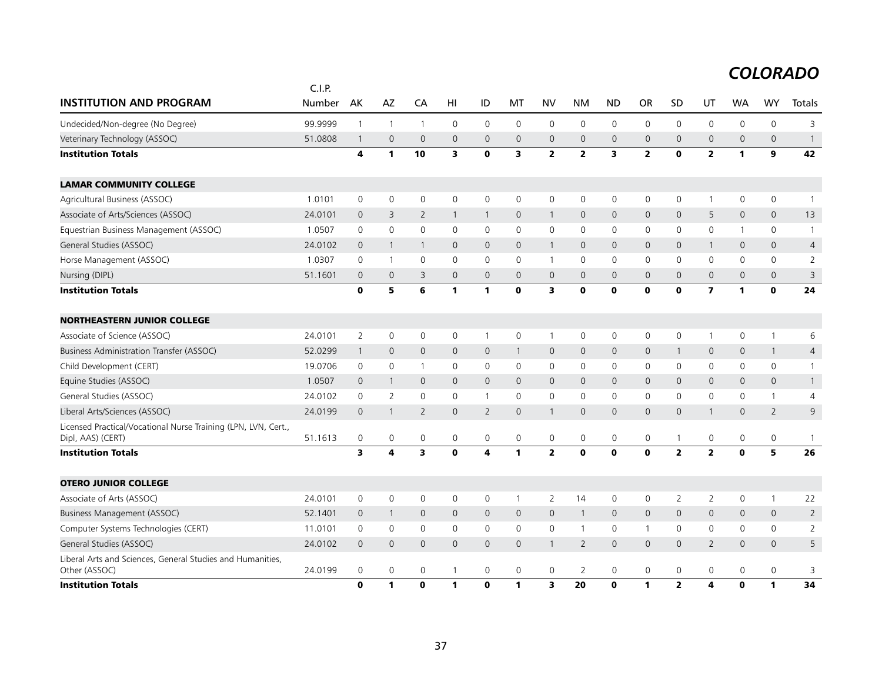# COLORADO

| INSTITUTION AND PROGRAM | C.I.P. Number | AK | AZ | CA | HI | ID | MT | NV | NM | ND | OR | SD | UT | WA | WY | Totals |
|---|---|---|---|---|---|---|---|---|---|---|---|---|---|---|---|---|
| Undecided/Non-degree (No Degree) | 99.9999 | 1 | 1 | 1 | 0 | 0 | 0 | 0 | 0 | 0 | 0 | 0 | 0 | 0 | 0 | 3 |
| Veterinary Technology (ASSOC) | 51.0808 | 1 | 0 | 0 | 0 | 0 | 0 | 0 | 0 | 0 | 0 | 0 | 0 | 0 | 0 | 1 |
| **Institution Totals** | | **4** | **1** | **10** | **3** | **0** | **3** | **2** | **2** | **3** | **2** | **0** | **2** | **1** | **9** | **42** |
| **LAMAR COMMUNITY COLLEGE** | | | | | | | | | | | | | | | | |
| Agricultural Business (ASSOC) | 1.0101 | 0 | 0 | 0 | 0 | 0 | 0 | 0 | 0 | 0 | 0 | 0 | 1 | 0 | 0 | 1 |
| Associate of Arts/Sciences (ASSOC) | 24.0101 | 0 | 3 | 2 | 1 | 1 | 0 | 1 | 0 | 0 | 0 | 0 | 5 | 0 | 0 | 13 |
| Equestrian Business Management (ASSOC) | 1.0507 | 0 | 0 | 0 | 0 | 0 | 0 | 0 | 0 | 0 | 0 | 0 | 0 | 1 | 0 | 1 |
| General Studies (ASSOC) | 24.0102 | 0 | 1 | 1 | 0 | 0 | 0 | 1 | 0 | 0 | 0 | 0 | 1 | 0 | 0 | 4 |
| Horse Management (ASSOC) | 1.0307 | 0 | 1 | 0 | 0 | 0 | 0 | 1 | 0 | 0 | 0 | 0 | 0 | 0 | 0 | 2 |
| Nursing (DIPL) | 51.1601 | 0 | 0 | 3 | 0 | 0 | 0 | 0 | 0 | 0 | 0 | 0 | 0 | 0 | 0 | 3 |
| **Institution Totals** | | **0** | **5** | **6** | **1** | **1** | **0** | **3** | **0** | **0** | **0** | **0** | **7** | **1** | **0** | **24** |
| **NORTHEASTERN JUNIOR COLLEGE** | | | | | | | | | | | | | | | | |
| Associate of Science (ASSOC) | 24.0101 | 2 | 0 | 0 | 0 | 1 | 0 | 1 | 0 | 0 | 0 | 0 | 1 | 0 | 1 | 6 |
| Business Administration Transfer (ASSOC) | 52.0299 | 1 | 0 | 0 | 0 | 0 | 1 | 0 | 0 | 0 | 0 | 1 | 0 | 0 | 1 | 4 |
| Child Development (CERT) | 19.0706 | 0 | 0 | 1 | 0 | 0 | 0 | 0 | 0 | 0 | 0 | 0 | 0 | 0 | 0 | 1 |
| Equine Studies (ASSOC) | 1.0507 | 0 | 1 | 0 | 0 | 0 | 0 | 0 | 0 | 0 | 0 | 0 | 0 | 0 | 0 | 1 |
| General Studies (ASSOC) | 24.0102 | 0 | 2 | 0 | 0 | 1 | 0 | 0 | 0 | 0 | 0 | 0 | 0 | 0 | 1 | 4 |
| Liberal Arts/Sciences (ASSOC) | 24.0199 | 0 | 1 | 2 | 0 | 2 | 0 | 1 | 0 | 0 | 0 | 0 | 1 | 0 | 2 | 9 |
| Licensed Practical/Vocational Nurse Training (LPN, LVN, Cert., Dipl, AAS) (CERT) | 51.1613 | 0 | 0 | 0 | 0 | 0 | 0 | 0 | 0 | 0 | 0 | 1 | 0 | 0 | 0 | 1 |
| **Institution Totals** | | **3** | **4** | **3** | **0** | **4** | **1** | **2** | **0** | **0** | **0** | **2** | **2** | **0** | **5** | **26** |
| **OTERO JUNIOR COLLEGE** | | | | | | | | | | | | | | | | |
| Associate of Arts (ASSOC) | 24.0101 | 0 | 0 | 0 | 0 | 0 | 1 | 2 | 14 | 0 | 0 | 2 | 2 | 0 | 1 | 22 |
| Business Management (ASSOC) | 52.1401 | 0 | 1 | 0 | 0 | 0 | 0 | 0 | 1 | 0 | 0 | 0 | 0 | 0 | 0 | 2 |
| Computer Systems Technologies (CERT) | 11.0101 | 0 | 0 | 0 | 0 | 0 | 0 | 0 | 1 | 0 | 1 | 0 | 0 | 0 | 0 | 2 |
| General Studies (ASSOC) | 24.0102 | 0 | 0 | 0 | 0 | 0 | 0 | 1 | 2 | 0 | 0 | 0 | 2 | 0 | 0 | 5 |
| Liberal Arts and Sciences, General Studies and Humanities, Other (ASSOC) | 24.0199 | 0 | 0 | 0 | 1 | 0 | 0 | 0 | 2 | 0 | 0 | 0 | 0 | 0 | 0 | 3 |
| **Institution Totals** | | **0** | **1** | **0** | **1** | **0** | **1** | **3** | **20** | **0** | **1** | **2** | **4** | **0** | **1** | **34** |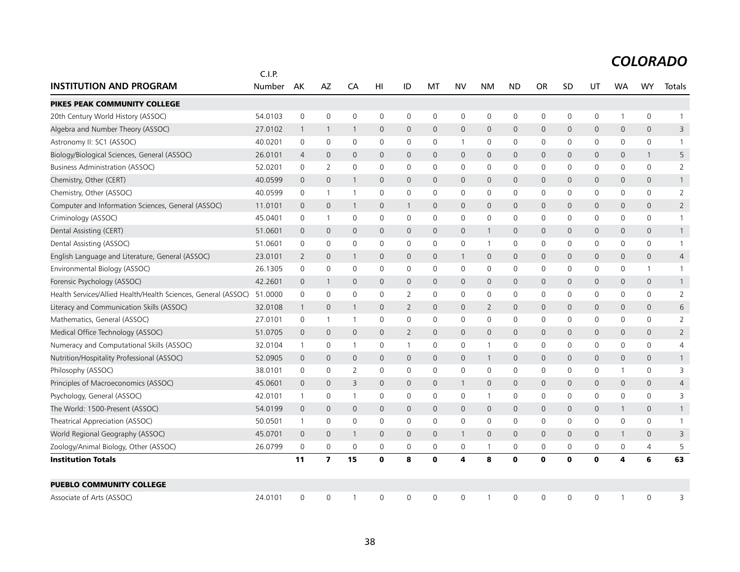# COLORADO

| INSTITUTION AND PROGRAM | C.I.P. Number | AK | AZ | CA | HI | ID | MT | NV | NM | ND | OR | SD | UT | WA | WY | Totals |
|---|---|---|---|---|---|---|---|---|---|---|---|---|---|---|---|---|
| **PIKES PEAK COMMUNITY COLLEGE** | | | | | | | | | | | | | | | | |
| 20th Century World History (ASSOC) | 54.0103 | 0 | 0 | 0 | 0 | 0 | 0 | 0 | 0 | 0 | 0 | 0 | 0 | 1 | 0 | 1 |
| Algebra and Number Theory (ASSOC) | 27.0102 | 1 | 1 | 1 | 0 | 0 | 0 | 0 | 0 | 0 | 0 | 0 | 0 | 0 | 0 | 3 |
| Astronomy II: SC1 (ASSOC) | 40.0201 | 0 | 0 | 0 | 0 | 0 | 0 | 1 | 0 | 0 | 0 | 0 | 0 | 0 | 0 | 1 |
| Biology/Biological Sciences, General (ASSOC) | 26.0101 | 4 | 0 | 0 | 0 | 0 | 0 | 0 | 0 | 0 | 0 | 0 | 0 | 0 | 1 | 5 |
| Business Administration (ASSOC) | 52.0201 | 0 | 2 | 0 | 0 | 0 | 0 | 0 | 0 | 0 | 0 | 0 | 0 | 0 | 0 | 2 |
| Chemistry, Other (CERT) | 40.0599 | 0 | 0 | 1 | 0 | 0 | 0 | 0 | 0 | 0 | 0 | 0 | 0 | 0 | 0 | 1 |
| Chemistry, Other (ASSOC) | 40.0599 | 0 | 1 | 1 | 0 | 0 | 0 | 0 | 0 | 0 | 0 | 0 | 0 | 0 | 0 | 2 |
| Computer and Information Sciences, General (ASSOC) | 11.0101 | 0 | 0 | 1 | 0 | 1 | 0 | 0 | 0 | 0 | 0 | 0 | 0 | 0 | 0 | 2 |
| Criminology (ASSOC) | 45.0401 | 0 | 1 | 0 | 0 | 0 | 0 | 0 | 0 | 0 | 0 | 0 | 0 | 0 | 0 | 1 |
| Dental Assisting (CERT) | 51.0601 | 0 | 0 | 0 | 0 | 0 | 0 | 0 | 1 | 0 | 0 | 0 | 0 | 0 | 0 | 1 |
| Dental Assisting (ASSOC) | 51.0601 | 0 | 0 | 0 | 0 | 0 | 0 | 0 | 1 | 0 | 0 | 0 | 0 | 0 | 0 | 1 |
| English Language and Literature, General (ASSOC) | 23.0101 | 2 | 0 | 1 | 0 | 0 | 0 | 1 | 0 | 0 | 0 | 0 | 0 | 0 | 0 | 4 |
| Environmental Biology (ASSOC) | 26.1305 | 0 | 0 | 0 | 0 | 0 | 0 | 0 | 0 | 0 | 0 | 0 | 0 | 0 | 1 | 1 |
| Forensic Psychology (ASSOC) | 42.2601 | 0 | 1 | 0 | 0 | 0 | 0 | 0 | 0 | 0 | 0 | 0 | 0 | 0 | 0 | 1 |
| Health Services/Allied Health/Health Sciences, General (ASSOC) | 51.0000 | 0 | 0 | 0 | 0 | 2 | 0 | 0 | 0 | 0 | 0 | 0 | 0 | 0 | 0 | 2 |
| Literacy and Communication Skills (ASSOC) | 32.0108 | 1 | 0 | 1 | 0 | 2 | 0 | 0 | 2 | 0 | 0 | 0 | 0 | 0 | 0 | 6 |
| Mathematics, General (ASSOC) | 27.0101 | 0 | 1 | 1 | 0 | 0 | 0 | 0 | 0 | 0 | 0 | 0 | 0 | 0 | 0 | 2 |
| Medical Office Technology (ASSOC) | 51.0705 | 0 | 0 | 0 | 0 | 2 | 0 | 0 | 0 | 0 | 0 | 0 | 0 | 0 | 0 | 2 |
| Numeracy and Computational Skills (ASSOC) | 32.0104 | 1 | 0 | 1 | 0 | 1 | 0 | 0 | 1 | 0 | 0 | 0 | 0 | 0 | 0 | 4 |
| Nutrition/Hospitality Professional (ASSOC) | 52.0905 | 0 | 0 | 0 | 0 | 0 | 0 | 0 | 1 | 0 | 0 | 0 | 0 | 0 | 0 | 1 |
| Philosophy (ASSOC) | 38.0101 | 0 | 0 | 2 | 0 | 0 | 0 | 0 | 0 | 0 | 0 | 0 | 0 | 1 | 0 | 3 |
| Principles of Macroeconomics (ASSOC) | 45.0601 | 0 | 0 | 3 | 0 | 0 | 0 | 1 | 0 | 0 | 0 | 0 | 0 | 0 | 0 | 4 |
| Psychology, General (ASSOC) | 42.0101 | 1 | 0 | 1 | 0 | 0 | 0 | 0 | 1 | 0 | 0 | 0 | 0 | 0 | 0 | 3 |
| The World: 1500-Present (ASSOC) | 54.0199 | 0 | 0 | 0 | 0 | 0 | 0 | 0 | 0 | 0 | 0 | 0 | 0 | 1 | 0 | 1 |
| Theatrical Appreciation (ASSOC) | 50.0501 | 1 | 0 | 0 | 0 | 0 | 0 | 0 | 0 | 0 | 0 | 0 | 0 | 0 | 0 | 1 |
| World Regional Geography (ASSOC) | 45.0701 | 0 | 0 | 1 | 0 | 0 | 0 | 1 | 0 | 0 | 0 | 0 | 0 | 1 | 0 | 3 |
| Zoology/Animal Biology, Other (ASSOC) | 26.0799 | 0 | 0 | 0 | 0 | 0 | 0 | 0 | 1 | 0 | 0 | 0 | 0 | 0 | 4 | 5 |
| **Institution Totals** | | **11** | **7** | **15** | **0** | **8** | **0** | **4** | **8** | **0** | **0** | **0** | **0** | **4** | **6** | **63** |
| **PUEBLO COMMUNITY COLLEGE** | | | | | | | | | | | | | | | | |
| Associate of Arts (ASSOC) | 24.0101 | 0 | 0 | 1 | 0 | 0 | 0 | 0 | 1 | 0 | 0 | 0 | 0 | 1 | 0 | 3 |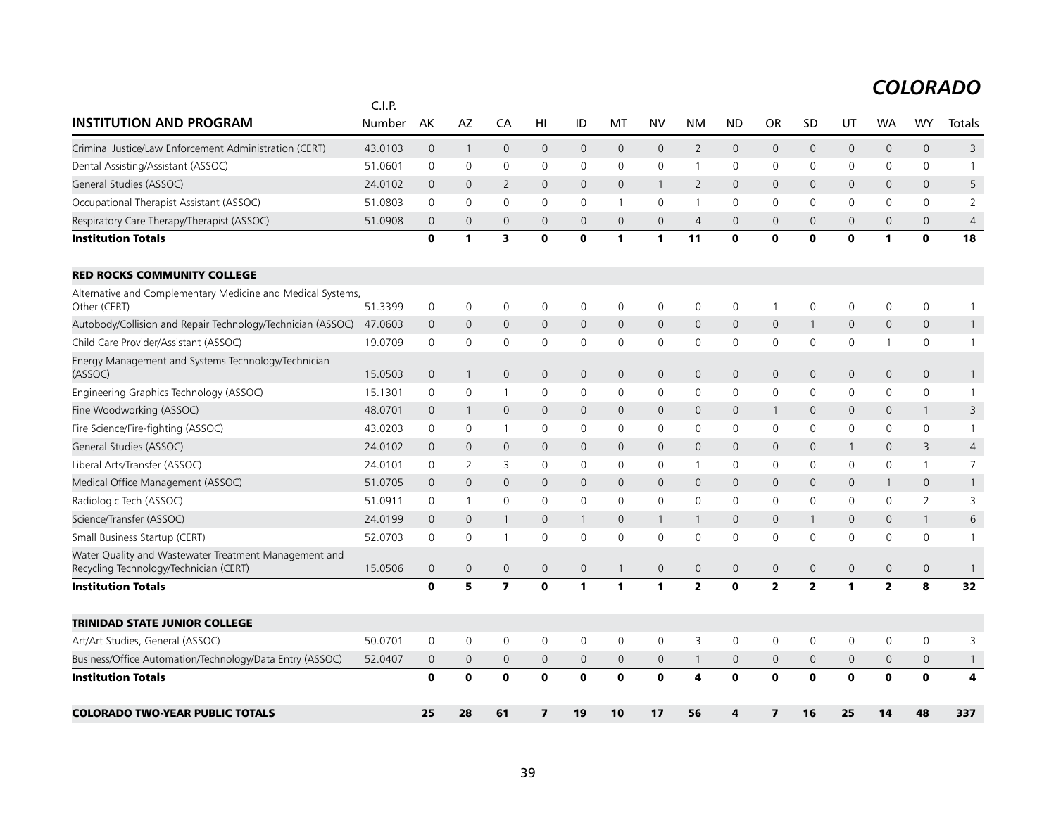# COLORADO

| INSTITUTION AND PROGRAM | C.I.P. Number | AK | AZ | CA | HI | ID | MT | NV | NM | ND | OR | SD | UT | WA | WY | Totals |
|---|---|---|---|---|---|---|---|---|---|---|---|---|---|---|---|---|
| Criminal Justice/Law Enforcement Administration (CERT) | 43.0103 | 0 | 1 | 0 | 0 | 0 | 0 | 0 | 2 | 0 | 0 | 0 | 0 | 0 | 0 | 3 |
| Dental Assisting/Assistant (ASSOC) | 51.0601 | 0 | 0 | 0 | 0 | 0 | 0 | 0 | 1 | 0 | 0 | 0 | 0 | 0 | 0 | 1 |
| General Studies (ASSOC) | 24.0102 | 0 | 0 | 2 | 0 | 0 | 0 | 1 | 2 | 0 | 0 | 0 | 0 | 0 | 0 | 5 |
| Occupational Therapist Assistant (ASSOC) | 51.0803 | 0 | 0 | 0 | 0 | 0 | 1 | 0 | 1 | 0 | 0 | 0 | 0 | 0 | 0 | 2 |
| Respiratory Care Therapy/Therapist (ASSOC) | 51.0908 | 0 | 0 | 0 | 0 | 0 | 0 | 0 | 4 | 0 | 0 | 0 | 0 | 0 | 0 | 4 |
| **Institution Totals** | | **0** | **1** | **3** | **0** | **0** | **1** | **1** | **11** | **0** | **0** | **0** | **0** | **1** | **0** | **18** |
| **RED ROCKS COMMUNITY COLLEGE** | | | | | | | | | | | | | | | | |
| Alternative and Complementary Medicine and Medical Systems, Other (CERT) | 51.3399 | 0 | 0 | 0 | 0 | 0 | 0 | 0 | 0 | 0 | 1 | 0 | 0 | 0 | 0 | 1 |
| Autobody/Collision and Repair Technology/Technician (ASSOC) | 47.0603 | 0 | 0 | 0 | 0 | 0 | 0 | 0 | 0 | 0 | 0 | 1 | 0 | 0 | 0 | 1 |
| Child Care Provider/Assistant (ASSOC) | 19.0709 | 0 | 0 | 0 | 0 | 0 | 0 | 0 | 0 | 0 | 0 | 0 | 0 | 1 | 0 | 1 |
| Energy Management and Systems Technology/Technician (ASSOC) | 15.0503 | 0 | 1 | 0 | 0 | 0 | 0 | 0 | 0 | 0 | 0 | 0 | 0 | 0 | 0 | 1 |
| Engineering Graphics Technology (ASSOC) | 15.1301 | 0 | 0 | 1 | 0 | 0 | 0 | 0 | 0 | 0 | 0 | 0 | 0 | 0 | 0 | 1 |
| Fine Woodworking (ASSOC) | 48.0701 | 0 | 1 | 0 | 0 | 0 | 0 | 0 | 0 | 0 | 1 | 0 | 0 | 0 | 1 | 3 |
| Fire Science/Fire-fighting (ASSOC) | 43.0203 | 0 | 0 | 1 | 0 | 0 | 0 | 0 | 0 | 0 | 0 | 0 | 0 | 0 | 0 | 1 |
| General Studies (ASSOC) | 24.0102 | 0 | 0 | 0 | 0 | 0 | 0 | 0 | 0 | 0 | 0 | 0 | 1 | 0 | 3 | 4 |
| Liberal Arts/Transfer (ASSOC) | 24.0101 | 0 | 2 | 3 | 0 | 0 | 0 | 0 | 1 | 0 | 0 | 0 | 0 | 0 | 1 | 7 |
| Medical Office Management (ASSOC) | 51.0705 | 0 | 0 | 0 | 0 | 0 | 0 | 0 | 0 | 0 | 0 | 0 | 0 | 1 | 0 | 1 |
| Radiologic Tech (ASSOC) | 51.0911 | 0 | 1 | 0 | 0 | 0 | 0 | 0 | 0 | 0 | 0 | 0 | 0 | 0 | 2 | 3 |
| Science/Transfer (ASSOC) | 24.0199 | 0 | 0 | 1 | 0 | 1 | 0 | 1 | 1 | 0 | 0 | 1 | 0 | 0 | 1 | 6 |
| Small Business Startup (CERT) | 52.0703 | 0 | 0 | 1 | 0 | 0 | 0 | 0 | 0 | 0 | 0 | 0 | 0 | 0 | 0 | 1 |
| Water Quality and Wastewater Treatment Management and Recycling Technology/Technician (CERT) | 15.0506 | 0 | 0 | 0 | 0 | 0 | 1 | 0 | 0 | 0 | 0 | 0 | 0 | 0 | 0 | 1 |
| **Institution Totals** | | **0** | **5** | **7** | **0** | **1** | **1** | **1** | **2** | **0** | **2** | **2** | **1** | **2** | **8** | **32** |
| **TRINIDAD STATE JUNIOR COLLEGE** | | | | | | | | | | | | | | | | |
| Art/Art Studies, General (ASSOC) | 50.0701 | 0 | 0 | 0 | 0 | 0 | 0 | 0 | 3 | 0 | 0 | 0 | 0 | 0 | 0 | 3 |
| Business/Office Automation/Technology/Data Entry (ASSOC) | 52.0407 | 0 | 0 | 0 | 0 | 0 | 0 | 0 | 1 | 0 | 0 | 0 | 0 | 0 | 0 | 1 |
| **Institution Totals** | | **0** | **0** | **0** | **0** | **0** | **0** | **0** | **4** | **0** | **0** | **0** | **0** | **0** | **0** | **4** |
| **COLORADO TWO-YEAR PUBLIC TOTALS** | | **25** | **28** | **61** | **7** | **19** | **10** | **17** | **56** | **4** | **7** | **16** | **25** | **14** | **48** | **337** |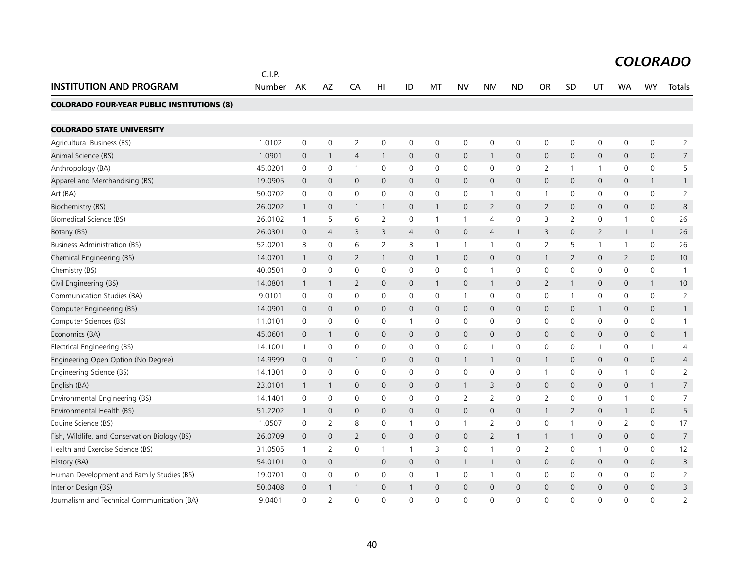# COLORADO

| INSTITUTION AND PROGRAM | C.I.P. Number | AK | AZ | CA | HI | ID | MT | NV | NM | ND | OR | SD | UT | WA | WY | Totals |
|---|---|---|---|---|---|---|---|---|---|---|---|---|---|---|---|---|
| **COLORADO FOUR-YEAR PUBLIC INSTITUTIONS (8)** | | | | | | | | | | | | | | | | |
| **COLORADO STATE UNIVERSITY** | | | | | | | | | | | | | | | | |
| Agricultural Business (BS) | 1.0102 | 0 | 0 | 2 | 0 | 0 | 0 | 0 | 0 | 0 | 0 | 0 | 0 | 0 | 0 | 2 |
| Animal Science (BS) | 1.0901 | 0 | 1 | 4 | 1 | 0 | 0 | 0 | 1 | 0 | 0 | 0 | 0 | 0 | 0 | 7 |
| Anthropology (BA) | 45.0201 | 0 | 0 | 1 | 0 | 0 | 0 | 0 | 0 | 0 | 2 | 1 | 1 | 0 | 0 | 5 |
| Apparel and Merchandising (BS) | 19.0905 | 0 | 0 | 0 | 0 | 0 | 0 | 0 | 0 | 0 | 0 | 0 | 0 | 0 | 1 | 1 |
| Art (BA) | 50.0702 | 0 | 0 | 0 | 0 | 0 | 0 | 0 | 1 | 0 | 1 | 0 | 0 | 0 | 0 | 2 |
| Biochemistry (BS) | 26.0202 | 1 | 0 | 1 | 1 | 0 | 1 | 0 | 2 | 0 | 2 | 0 | 0 | 0 | 0 | 8 |
| Biomedical Science (BS) | 26.0102 | 1 | 5 | 6 | 2 | 0 | 1 | 1 | 4 | 0 | 3 | 2 | 0 | 1 | 0 | 26 |
| Botany (BS) | 26.0301 | 0 | 4 | 3 | 3 | 4 | 0 | 0 | 4 | 1 | 3 | 0 | 2 | 1 | 1 | 26 |
| Business Administration (BS) | 52.0201 | 3 | 0 | 6 | 2 | 3 | 1 | 1 | 1 | 0 | 2 | 5 | 1 | 1 | 0 | 26 |
| Chemical Engineering (BS) | 14.0701 | 1 | 0 | 2 | 1 | 0 | 1 | 0 | 0 | 0 | 1 | 2 | 0 | 2 | 0 | 10 |
| Chemistry (BS) | 40.0501 | 0 | 0 | 0 | 0 | 0 | 0 | 0 | 1 | 0 | 0 | 0 | 0 | 0 | 0 | 1 |
| Civil Engineering (BS) | 14.0801 | 1 | 1 | 2 | 0 | 0 | 1 | 0 | 1 | 0 | 2 | 1 | 0 | 0 | 1 | 10 |
| Communication Studies (BA) | 9.0101 | 0 | 0 | 0 | 0 | 0 | 0 | 1 | 0 | 0 | 0 | 1 | 0 | 0 | 0 | 2 |
| Computer Engineering (BS) | 14.0901 | 0 | 0 | 0 | 0 | 0 | 0 | 0 | 0 | 0 | 0 | 0 | 1 | 0 | 0 | 1 |
| Computer Sciences (BS) | 11.0101 | 0 | 0 | 0 | 0 | 1 | 0 | 0 | 0 | 0 | 0 | 0 | 0 | 0 | 0 | 1 |
| Economics (BA) | 45.0601 | 0 | 1 | 0 | 0 | 0 | 0 | 0 | 0 | 0 | 0 | 0 | 0 | 0 | 0 | 1 |
| Electrical Engineering (BS) | 14.1001 | 1 | 0 | 0 | 0 | 0 | 0 | 0 | 1 | 0 | 0 | 0 | 1 | 0 | 1 | 4 |
| Engineering Open Option (No Degree) | 14.9999 | 0 | 0 | 1 | 0 | 0 | 0 | 1 | 1 | 0 | 1 | 0 | 0 | 0 | 0 | 4 |
| Engineering Science (BS) | 14.1301 | 0 | 0 | 0 | 0 | 0 | 0 | 0 | 0 | 0 | 1 | 0 | 0 | 1 | 0 | 2 |
| English (BA) | 23.0101 | 1 | 1 | 0 | 0 | 0 | 0 | 1 | 3 | 0 | 0 | 0 | 0 | 0 | 1 | 7 |
| Environmental Engineering (BS) | 14.1401 | 0 | 0 | 0 | 0 | 0 | 0 | 2 | 2 | 0 | 2 | 0 | 0 | 1 | 0 | 7 |
| Environmental Health (BS) | 51.2202 | 1 | 0 | 0 | 0 | 0 | 0 | 0 | 0 | 0 | 1 | 2 | 0 | 1 | 0 | 5 |
| Equine Science (BS) | 1.0507 | 0 | 2 | 8 | 0 | 1 | 0 | 1 | 2 | 0 | 0 | 1 | 0 | 2 | 0 | 17 |
| Fish, Wildlife, and Conservation Biology (BS) | 26.0709 | 0 | 0 | 2 | 0 | 0 | 0 | 0 | 2 | 1 | 1 | 1 | 0 | 0 | 0 | 7 |
| Health and Exercise Science (BS) | 31.0505 | 1 | 2 | 0 | 1 | 1 | 3 | 0 | 1 | 0 | 2 | 0 | 1 | 0 | 0 | 12 |
| History (BA) | 54.0101 | 0 | 0 | 1 | 0 | 0 | 0 | 1 | 1 | 0 | 0 | 0 | 0 | 0 | 0 | 3 |
| Human Development and Family Studies (BS) | 19.0701 | 0 | 0 | 0 | 0 | 0 | 1 | 0 | 1 | 0 | 0 | 0 | 0 | 0 | 0 | 2 |
| Interior Design (BS) | 50.0408 | 0 | 1 | 1 | 0 | 1 | 0 | 0 | 0 | 0 | 0 | 0 | 0 | 0 | 0 | 3 |
| Journalism and Technical Communication (BA) | 9.0401 | 0 | 2 | 0 | 0 | 0 | 0 | 0 | 0 | 0 | 0 | 0 | 0 | 0 | 0 | 2 |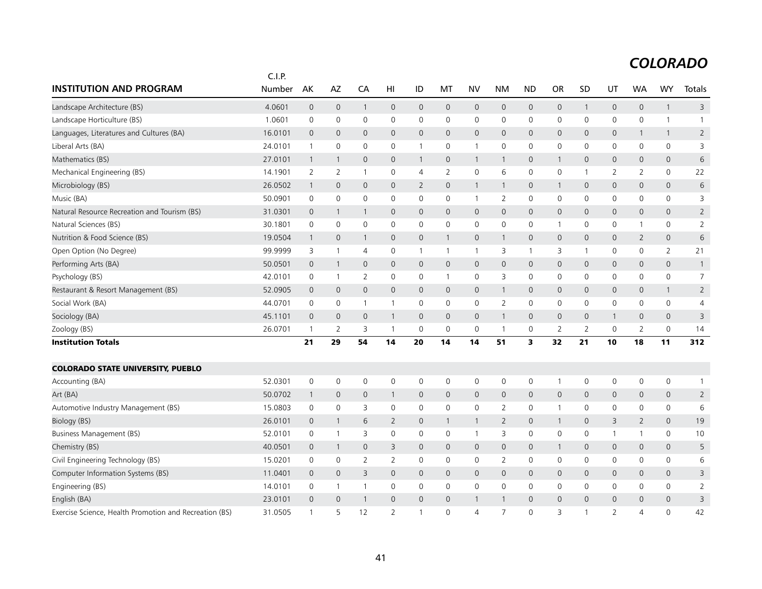# COLORADO

| INSTITUTION AND PROGRAM | C.I.P. Number | AK | AZ | CA | HI | ID | MT | NV | NM | ND | OR | SD | UT | WA | WY | Totals |
|---|---|---|---|---|---|---|---|---|---|---|---|---|---|---|---|---|
| Landscape Architecture (BS) | 4.0601 | 0 | 0 | 1 | 0 | 0 | 0 | 0 | 0 | 0 | 0 | 1 | 0 | 0 | 1 | 3 |
| Landscape Horticulture (BS) | 1.0601 | 0 | 0 | 0 | 0 | 0 | 0 | 0 | 0 | 0 | 0 | 0 | 0 | 0 | 1 | 1 |
| Languages, Literatures and Cultures (BA) | 16.0101 | 0 | 0 | 0 | 0 | 0 | 0 | 0 | 0 | 0 | 0 | 0 | 0 | 1 | 1 | 2 |
| Liberal Arts (BA) | 24.0101 | 1 | 0 | 0 | 0 | 1 | 0 | 1 | 0 | 0 | 0 | 0 | 0 | 0 | 0 | 3 |
| Mathematics (BS) | 27.0101 | 1 | 1 | 0 | 0 | 1 | 0 | 1 | 1 | 0 | 1 | 0 | 0 | 0 | 0 | 6 |
| Mechanical Engineering (BS) | 14.1901 | 2 | 2 | 1 | 0 | 4 | 2 | 0 | 6 | 0 | 0 | 1 | 2 | 2 | 0 | 22 |
| Microbiology (BS) | 26.0502 | 1 | 0 | 0 | 0 | 2 | 0 | 1 | 1 | 0 | 1 | 0 | 0 | 0 | 0 | 6 |
| Music (BA) | 50.0901 | 0 | 0 | 0 | 0 | 0 | 0 | 1 | 2 | 0 | 0 | 0 | 0 | 0 | 0 | 3 |
| Natural Resource Recreation and Tourism (BS) | 31.0301 | 0 | 1 | 1 | 0 | 0 | 0 | 0 | 0 | 0 | 0 | 0 | 0 | 0 | 0 | 2 |
| Natural Sciences (BS) | 30.1801 | 0 | 0 | 0 | 0 | 0 | 0 | 0 | 0 | 0 | 1 | 0 | 0 | 1 | 0 | 2 |
| Nutrition & Food Science (BS) | 19.0504 | 1 | 0 | 1 | 0 | 0 | 1 | 0 | 1 | 0 | 0 | 0 | 0 | 2 | 0 | 6 |
| Open Option (No Degree) | 99.9999 | 3 | 1 | 4 | 0 | 1 | 1 | 1 | 3 | 1 | 3 | 1 | 0 | 0 | 2 | 21 |
| Performing Arts (BA) | 50.0501 | 0 | 1 | 0 | 0 | 0 | 0 | 0 | 0 | 0 | 0 | 0 | 0 | 0 | 0 | 1 |
| Psychology (BS) | 42.0101 | 0 | 1 | 2 | 0 | 0 | 1 | 0 | 3 | 0 | 0 | 0 | 0 | 0 | 0 | 7 |
| Restaurant & Resort Management (BS) | 52.0905 | 0 | 0 | 0 | 0 | 0 | 0 | 0 | 1 | 0 | 0 | 0 | 0 | 0 | 1 | 2 |
| Social Work (BA) | 44.0701 | 0 | 0 | 1 | 1 | 0 | 0 | 0 | 2 | 0 | 0 | 0 | 0 | 0 | 0 | 4 |
| Sociology (BA) | 45.1101 | 0 | 0 | 0 | 1 | 0 | 0 | 0 | 1 | 0 | 0 | 0 | 1 | 0 | 0 | 3 |
| Zoology (BS) | 26.0701 | 1 | 2 | 3 | 1 | 0 | 0 | 0 | 1 | 0 | 2 | 2 | 0 | 2 | 0 | 14 |
| **Institution Totals** | | **21** | **29** | **54** | **14** | **20** | **14** | **14** | **51** | **3** | **32** | **21** | **10** | **18** | **11** | **312** |
| | | | | | | | | | | | | | | | | |
| **COLORADO STATE UNIVERSITY, PUEBLO** | | | | | | | | | | | | | | | | |
| Accounting (BA) | 52.0301 | 0 | 0 | 0 | 0 | 0 | 0 | 0 | 0 | 0 | 1 | 0 | 0 | 0 | 0 | 1 |
| Art (BA) | 50.0702 | 1 | 0 | 0 | 1 | 0 | 0 | 0 | 0 | 0 | 0 | 0 | 0 | 0 | 0 | 2 |
| Automotive Industry Management (BS) | 15.0803 | 0 | 0 | 3 | 0 | 0 | 0 | 0 | 2 | 0 | 1 | 0 | 0 | 0 | 0 | 6 |
| Biology (BS) | 26.0101 | 0 | 1 | 6 | 2 | 0 | 1 | 1 | 2 | 0 | 1 | 0 | 3 | 2 | 0 | 19 |
| Business Management (BS) | 52.0101 | 0 | 1 | 3 | 0 | 0 | 0 | 1 | 3 | 0 | 0 | 0 | 1 | 1 | 0 | 10 |
| Chemistry (BS) | 40.0501 | 0 | 1 | 0 | 3 | 0 | 0 | 0 | 0 | 0 | 1 | 0 | 0 | 0 | 0 | 5 |
| Civil Engineering Technology (BS) | 15.0201 | 0 | 0 | 2 | 2 | 0 | 0 | 0 | 2 | 0 | 0 | 0 | 0 | 0 | 0 | 6 |
| Computer Information Systems (BS) | 11.0401 | 0 | 0 | 3 | 0 | 0 | 0 | 0 | 0 | 0 | 0 | 0 | 0 | 0 | 0 | 3 |
| Engineering (BS) | 14.0101 | 0 | 1 | 1 | 0 | 0 | 0 | 0 | 0 | 0 | 0 | 0 | 0 | 0 | 0 | 2 |
| English (BA) | 23.0101 | 0 | 0 | 1 | 0 | 0 | 0 | 1 | 1 | 0 | 0 | 0 | 0 | 0 | 0 | 3 |
| Exercise Science, Health Promotion and Recreation (BS) | 31.0505 | 1 | 5 | 12 | 2 | 1 | 0 | 4 | 7 | 0 | 3 | 1 | 2 | 4 | 0 | 42 |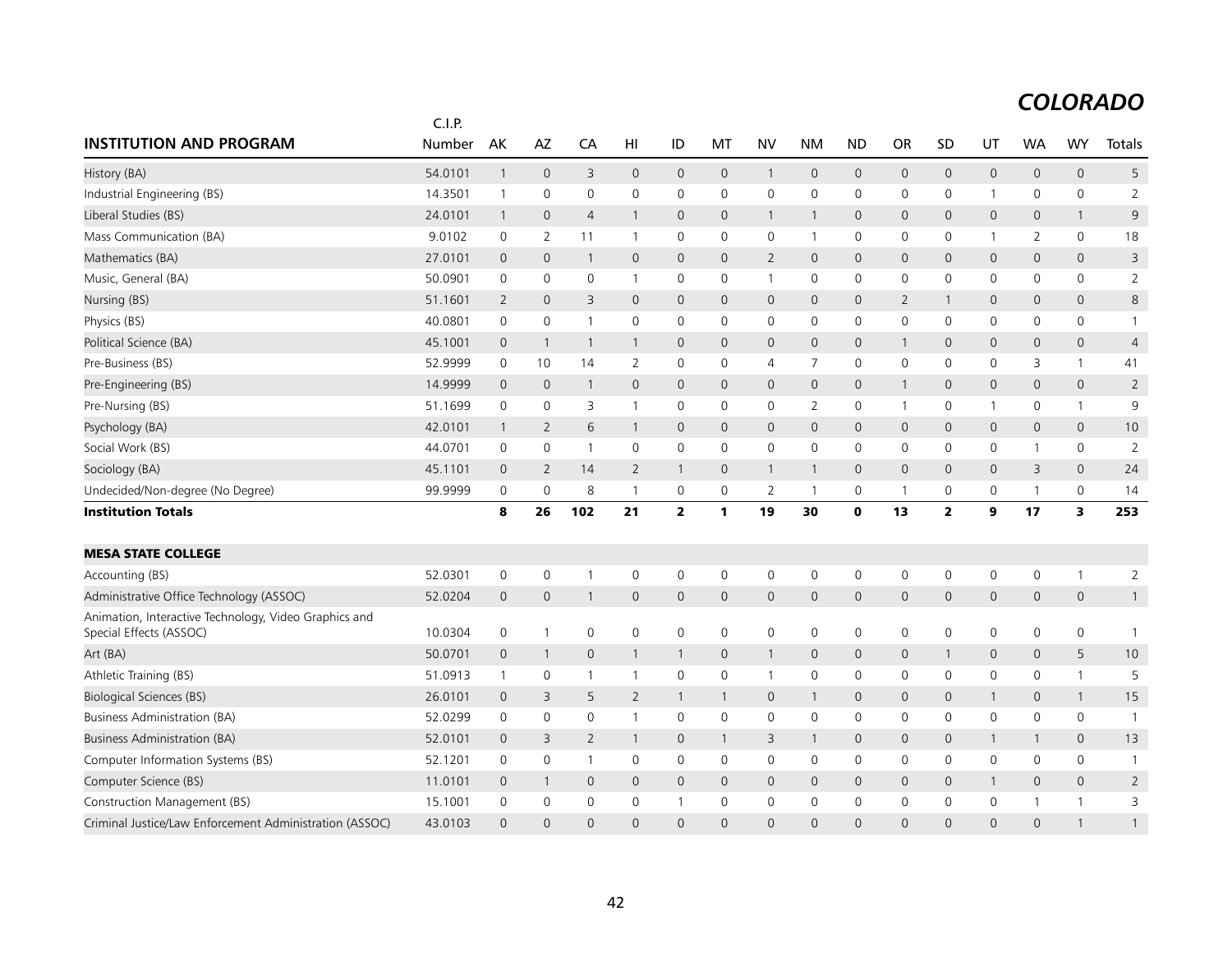# COLORADO

| INSTITUTION AND PROGRAM | C.I.P. Number | AK | AZ | CA | HI | ID | MT | NV | NM | ND | OR | SD | UT | WA | WY | Totals |
|---|---|---|---|---|---|---|---|---|---|---|---|---|---|---|---|---|
| History (BA) | 54.0101 | 1 | 0 | 3 | 0 | 0 | 0 | 1 | 0 | 0 | 0 | 0 | 0 | 0 | 0 | 5 |
| Industrial Engineering (BS) | 14.3501 | 1 | 0 | 0 | 0 | 0 | 0 | 0 | 0 | 0 | 0 | 0 | 1 | 0 | 0 | 2 |
| Liberal Studies (BS) | 24.0101 | 1 | 0 | 4 | 1 | 0 | 0 | 1 | 1 | 0 | 0 | 0 | 0 | 0 | 1 | 9 |
| Mass Communication (BA) | 9.0102 | 0 | 2 | 11 | 1 | 0 | 0 | 0 | 1 | 0 | 0 | 0 | 1 | 2 | 0 | 18 |
| Mathematics (BA) | 27.0101 | 0 | 0 | 1 | 0 | 0 | 0 | 2 | 0 | 0 | 0 | 0 | 0 | 0 | 0 | 3 |
| Music, General (BA) | 50.0901 | 0 | 0 | 0 | 1 | 0 | 0 | 1 | 0 | 0 | 0 | 0 | 0 | 0 | 0 | 2 |
| Nursing (BS) | 51.1601 | 2 | 0 | 3 | 0 | 0 | 0 | 0 | 0 | 0 | 2 | 1 | 0 | 0 | 0 | 8 |
| Physics (BS) | 40.0801 | 0 | 0 | 1 | 0 | 0 | 0 | 0 | 0 | 0 | 0 | 0 | 0 | 0 | 0 | 1 |
| Political Science (BA) | 45.1001 | 0 | 1 | 1 | 1 | 0 | 0 | 0 | 0 | 0 | 1 | 0 | 0 | 0 | 0 | 4 |
| Pre-Business (BS) | 52.9999 | 0 | 10 | 14 | 2 | 0 | 0 | 4 | 7 | 0 | 0 | 0 | 0 | 3 | 1 | 41 |
| Pre-Engineering (BS) | 14.9999 | 0 | 0 | 1 | 0 | 0 | 0 | 0 | 0 | 0 | 1 | 0 | 0 | 0 | 0 | 2 |
| Pre-Nursing (BS) | 51.1699 | 0 | 0 | 3 | 1 | 0 | 0 | 0 | 2 | 0 | 1 | 0 | 1 | 0 | 1 | 9 |
| Psychology (BA) | 42.0101 | 1 | 2 | 6 | 1 | 0 | 0 | 0 | 0 | 0 | 0 | 0 | 0 | 0 | 0 | 10 |
| Social Work (BS) | 44.0701 | 0 | 0 | 1 | 0 | 0 | 0 | 0 | 0 | 0 | 0 | 0 | 0 | 1 | 0 | 2 |
| Sociology (BA) | 45.1101 | 0 | 2 | 14 | 2 | 1 | 0 | 1 | 1 | 0 | 0 | 0 | 0 | 3 | 0 | 24 |
| Undecided/Non-degree (No Degree) | 99.9999 | 0 | 0 | 8 | 1 | 0 | 0 | 2 | 1 | 0 | 1 | 0 | 0 | 1 | 0 | 14 |
| **Institution Totals** | | **8** | **26** | **102** | **21** | **2** | **1** | **19** | **30** | **0** | **13** | **2** | **9** | **17** | **3** | **253** |
| | | | | | | | | | | | | | | | | |
| **MESA STATE COLLEGE** | | | | | | | | | | | | | | | | |
| Accounting (BS) | 52.0301 | 0 | 0 | 1 | 0 | 0 | 0 | 0 | 0 | 0 | 0 | 0 | 0 | 0 | 1 | 2 |
| Administrative Office Technology (ASSOC) | 52.0204 | 0 | 0 | 1 | 0 | 0 | 0 | 0 | 0 | 0 | 0 | 0 | 0 | 0 | 0 | 1 |
| Animation, Interactive Technology, Video Graphics and Special Effects (ASSOC) | 10.0304 | 0 | 1 | 0 | 0 | 0 | 0 | 0 | 0 | 0 | 0 | 0 | 0 | 0 | 0 | 1 |
| Art (BA) | 50.0701 | 0 | 1 | 0 | 1 | 1 | 0 | 1 | 0 | 0 | 0 | 1 | 0 | 0 | 5 | 10 |
| Athletic Training (BS) | 51.0913 | 1 | 0 | 1 | 1 | 0 | 0 | 1 | 0 | 0 | 0 | 0 | 0 | 0 | 1 | 5 |
| Biological Sciences (BS) | 26.0101 | 0 | 3 | 5 | 2 | 1 | 1 | 0 | 1 | 0 | 0 | 0 | 1 | 0 | 1 | 15 |
| Business Administration (BA) | 52.0299 | 0 | 0 | 0 | 1 | 0 | 0 | 0 | 0 | 0 | 0 | 0 | 0 | 0 | 0 | 1 |
| Business Administration (BA) | 52.0101 | 0 | 3 | 2 | 1 | 0 | 1 | 3 | 1 | 0 | 0 | 0 | 1 | 1 | 0 | 13 |
| Computer Information Systems (BS) | 52.1201 | 0 | 0 | 1 | 0 | 0 | 0 | 0 | 0 | 0 | 0 | 0 | 0 | 0 | 0 | 1 |
| Computer Science (BS) | 11.0101 | 0 | 1 | 0 | 0 | 0 | 0 | 0 | 0 | 0 | 0 | 0 | 1 | 0 | 0 | 2 |
| Construction Management (BS) | 15.1001 | 0 | 0 | 0 | 0 | 1 | 0 | 0 | 0 | 0 | 0 | 0 | 0 | 1 | 1 | 3 |
| Criminal Justice/Law Enforcement Administration (ASSOC) | 43.0103 | 0 | 0 | 0 | 0 | 0 | 0 | 0 | 0 | 0 | 0 | 0 | 0 | 0 | 1 | 1 |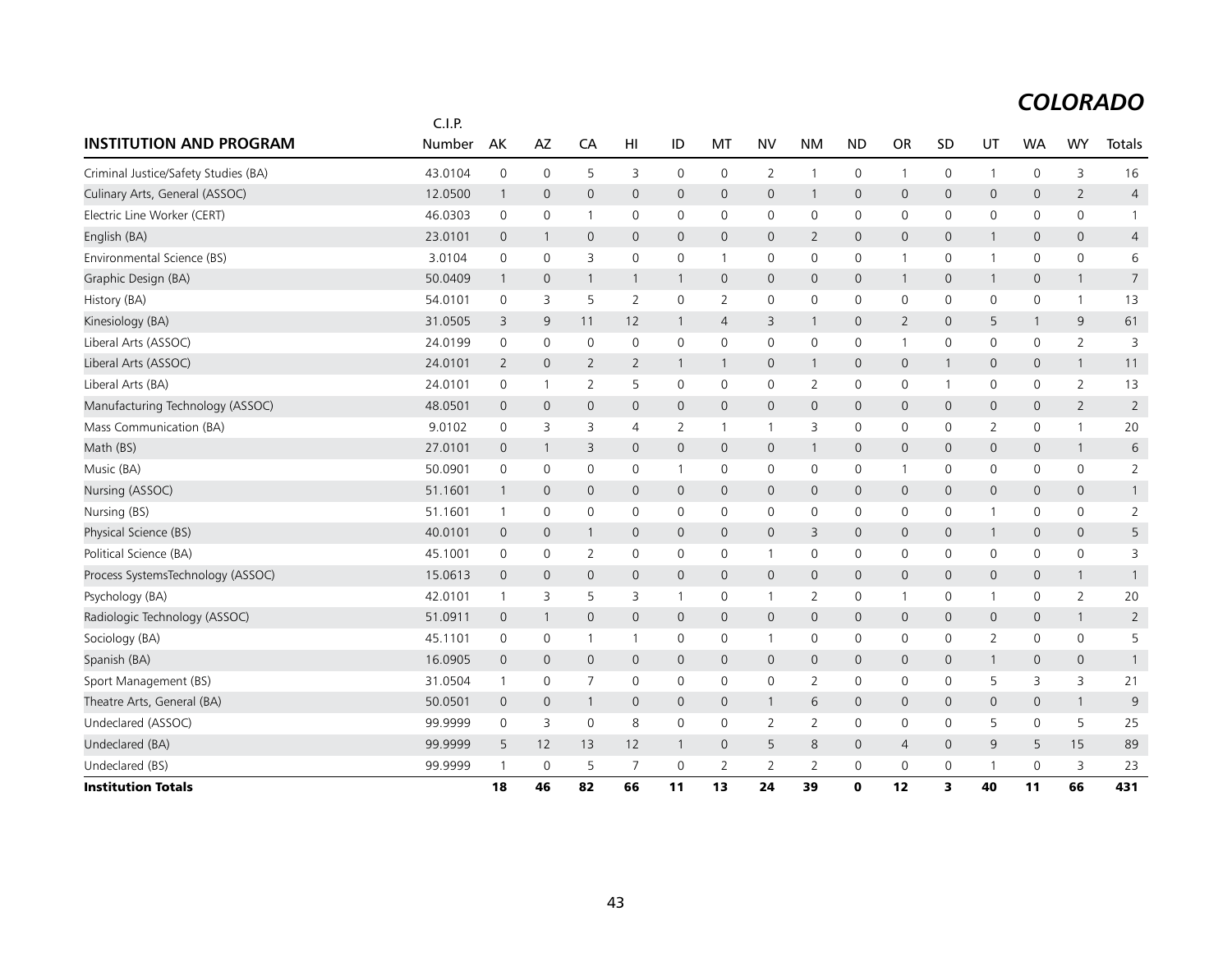## *COLORADO*

| INSTITUTION AND PROGRAM | C.I.P. Number | AK | AZ | CA | HI | ID | MT | NV | NM | ND | OR | SD | UT | WA | WY | Totals |
|---|---|---|---|---|---|---|---|---|---|---|---|---|---|---|---|---|
| Criminal Justice/Safety Studies (BA) | 43.0104 | 0 | 0 | 5 | 3 | 0 | 0 | 2 | 1 | 0 | 1 | 0 | 1 | 0 | 3 | 16 |
| Culinary Arts, General (ASSOC) | 12.0500 | 1 | 0 | 0 | 0 | 0 | 0 | 0 | 1 | 0 | 0 | 0 | 0 | 0 | 2 | 4 |
| Electric Line Worker (CERT) | 46.0303 | 0 | 0 | 1 | 0 | 0 | 0 | 0 | 0 | 0 | 0 | 0 | 0 | 0 | 0 | 1 |
| English (BA) | 23.0101 | 0 | 1 | 0 | 0 | 0 | 0 | 0 | 2 | 0 | 0 | 0 | 1 | 0 | 0 | 4 |
| Environmental Science (BS) | 3.0104 | 0 | 0 | 3 | 0 | 0 | 1 | 0 | 0 | 0 | 1 | 0 | 1 | 0 | 0 | 6 |
| Graphic Design (BA) | 50.0409 | 1 | 0 | 1 | 1 | 1 | 0 | 0 | 0 | 0 | 1 | 0 | 1 | 0 | 1 | 7 |
| History (BA) | 54.0101 | 0 | 3 | 5 | 2 | 0 | 2 | 0 | 0 | 0 | 0 | 0 | 0 | 0 | 1 | 13 |
| Kinesiology (BA) | 31.0505 | 3 | 9 | 11 | 12 | 1 | 4 | 3 | 1 | 0 | 2 | 0 | 5 | 1 | 9 | 61 |
| Liberal Arts (ASSOC) | 24.0199 | 0 | 0 | 0 | 0 | 0 | 0 | 0 | 0 | 0 | 1 | 0 | 0 | 0 | 2 | 3 |
| Liberal Arts (ASSOC) | 24.0101 | 2 | 0 | 2 | 2 | 1 | 1 | 0 | 1 | 0 | 0 | 1 | 0 | 0 | 1 | 11 |
| Liberal Arts (BA) | 24.0101 | 0 | 1 | 2 | 5 | 0 | 0 | 0 | 2 | 0 | 0 | 1 | 0 | 0 | 2 | 13 |
| Manufacturing Technology (ASSOC) | 48.0501 | 0 | 0 | 0 | 0 | 0 | 0 | 0 | 0 | 0 | 0 | 0 | 0 | 0 | 2 | 2 |
| Mass Communication (BA) | 9.0102 | 0 | 3 | 3 | 4 | 2 | 1 | 1 | 3 | 0 | 0 | 0 | 2 | 0 | 1 | 20 |
| Math (BS) | 27.0101 | 0 | 1 | 3 | 0 | 0 | 0 | 0 | 1 | 0 | 0 | 0 | 0 | 0 | 1 | 6 |
| Music (BA) | 50.0901 | 0 | 0 | 0 | 0 | 1 | 0 | 0 | 0 | 0 | 1 | 0 | 0 | 0 | 0 | 2 |
| Nursing (ASSOC) | 51.1601 | 1 | 0 | 0 | 0 | 0 | 0 | 0 | 0 | 0 | 0 | 0 | 0 | 0 | 0 | 1 |
| Nursing (BS) | 51.1601 | 1 | 0 | 0 | 0 | 0 | 0 | 0 | 0 | 0 | 0 | 0 | 1 | 0 | 0 | 2 |
| Physical Science (BS) | 40.0101 | 0 | 0 | 1 | 0 | 0 | 0 | 0 | 3 | 0 | 0 | 0 | 1 | 0 | 0 | 5 |
| Political Science (BA) | 45.1001 | 0 | 0 | 2 | 0 | 0 | 0 | 1 | 0 | 0 | 0 | 0 | 0 | 0 | 0 | 3 |
| Process SystemsTechnology (ASSOC) | 15.0613 | 0 | 0 | 0 | 0 | 0 | 0 | 0 | 0 | 0 | 0 | 0 | 0 | 0 | 1 | 1 |
| Psychology (BA) | 42.0101 | 1 | 3 | 5 | 3 | 1 | 0 | 1 | 2 | 0 | 1 | 0 | 1 | 0 | 2 | 20 |
| Radiologic Technology (ASSOC) | 51.0911 | 0 | 1 | 0 | 0 | 0 | 0 | 0 | 0 | 0 | 0 | 0 | 0 | 0 | 1 | 2 |
| Sociology (BA) | 45.1101 | 0 | 0 | 1 | 1 | 0 | 0 | 1 | 0 | 0 | 0 | 0 | 2 | 0 | 0 | 5 |
| Spanish (BA) | 16.0905 | 0 | 0 | 0 | 0 | 0 | 0 | 0 | 0 | 0 | 0 | 0 | 1 | 0 | 0 | 1 |
| Sport Management (BS) | 31.0504 | 1 | 0 | 7 | 0 | 0 | 0 | 0 | 2 | 0 | 0 | 0 | 5 | 3 | 3 | 21 |
| Theatre Arts, General (BA) | 50.0501 | 0 | 0 | 1 | 0 | 0 | 0 | 1 | 6 | 0 | 0 | 0 | 0 | 0 | 1 | 9 |
| Undeclared (ASSOC) | 99.9999 | 0 | 3 | 0 | 8 | 0 | 0 | 2 | 2 | 0 | 0 | 0 | 5 | 0 | 5 | 25 |
| Undeclared (BA) | 99.9999 | 5 | 12 | 13 | 12 | 1 | 0 | 5 | 8 | 0 | 4 | 0 | 9 | 5 | 15 | 89 |
| Undeclared (BS) | 99.9999 | 1 | 0 | 5 | 7 | 0 | 2 | 2 | 2 | 0 | 0 | 0 | 1 | 0 | 3 | 23 |
| **Institution Totals** | | **18** | **46** | **82** | **66** | **11** | **13** | **24** | **39** | **0** | **12** | **3** | **40** | **11** | **66** | **431** |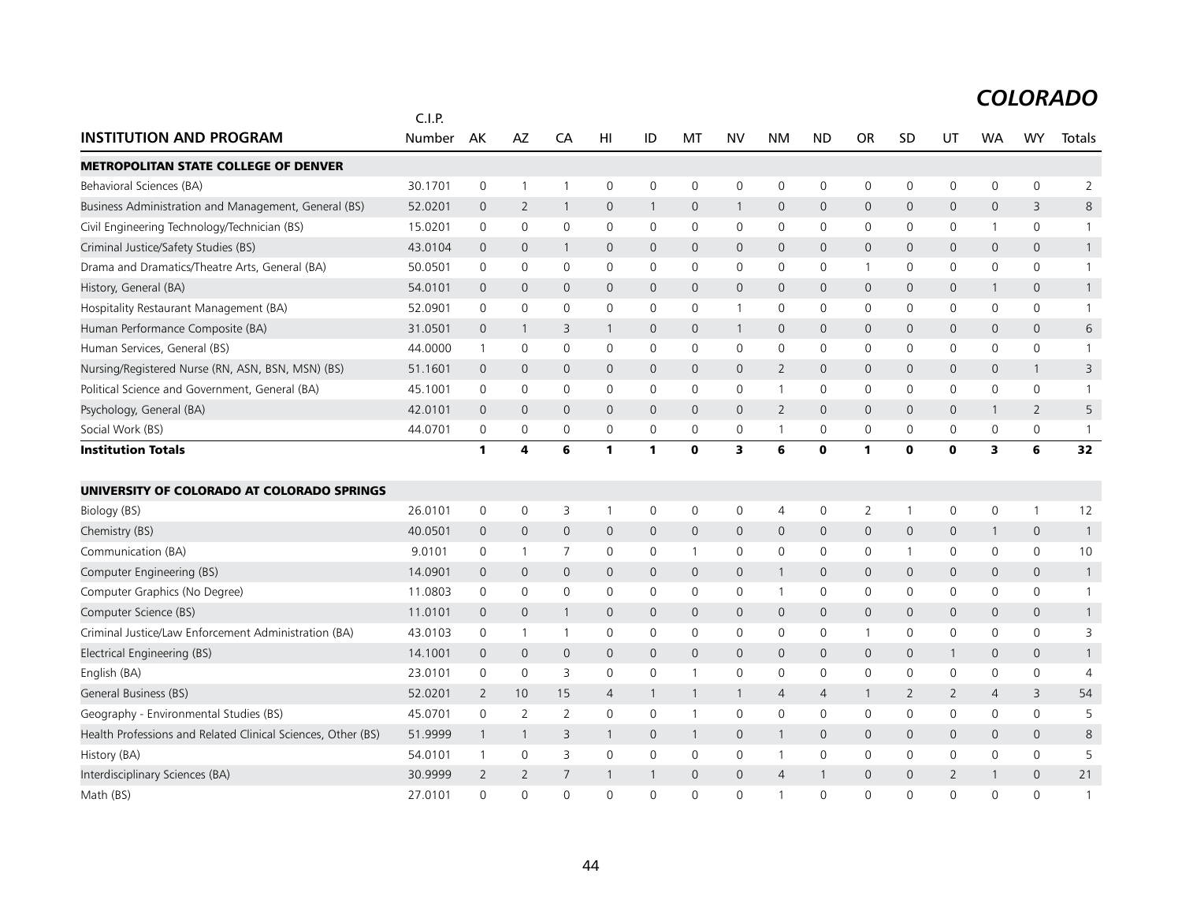# COLORADO

| INSTITUTION AND PROGRAM | C.I.P. Number | AK | AZ | CA | HI | ID | MT | NV | NM | ND | OR | SD | UT | WA | WY | Totals |
|---|---|---|---|---|---|---|---|---|---|---|---|---|---|---|---|---|
| **METROPOLITAN STATE COLLEGE OF DENVER** | | | | | | | | | | | | | | | | |
| Behavioral Sciences (BA) | 30.1701 | 0 | 1 | 1 | 0 | 0 | 0 | 0 | 0 | 0 | 0 | 0 | 0 | 0 | 0 | 2 |
| Business Administration and Management, General (BS) | 52.0201 | 0 | 2 | 1 | 0 | 1 | 0 | 1 | 0 | 0 | 0 | 0 | 0 | 0 | 3 | 8 |
| Civil Engineering Technology/Technician (BS) | 15.0201 | 0 | 0 | 0 | 0 | 0 | 0 | 0 | 0 | 0 | 0 | 0 | 0 | 1 | 0 | 1 |
| Criminal Justice/Safety Studies (BS) | 43.0104 | 0 | 0 | 1 | 0 | 0 | 0 | 0 | 0 | 0 | 0 | 0 | 0 | 0 | 0 | 1 |
| Drama and Dramatics/Theatre Arts, General (BA) | 50.0501 | 0 | 0 | 0 | 0 | 0 | 0 | 0 | 0 | 0 | 1 | 0 | 0 | 0 | 0 | 1 |
| History, General (BA) | 54.0101 | 0 | 0 | 0 | 0 | 0 | 0 | 0 | 0 | 0 | 0 | 0 | 0 | 1 | 0 | 1 |
| Hospitality Restaurant Management (BA) | 52.0901 | 0 | 0 | 0 | 0 | 0 | 0 | 1 | 0 | 0 | 0 | 0 | 0 | 0 | 0 | 1 |
| Human Performance Composite (BA) | 31.0501 | 0 | 1 | 3 | 1 | 0 | 0 | 1 | 0 | 0 | 0 | 0 | 0 | 0 | 0 | 6 |
| Human Services, General (BS) | 44.0000 | 1 | 0 | 0 | 0 | 0 | 0 | 0 | 0 | 0 | 0 | 0 | 0 | 0 | 0 | 1 |
| Nursing/Registered Nurse (RN, ASN, BSN, MSN) (BS) | 51.1601 | 0 | 0 | 0 | 0 | 0 | 0 | 0 | 2 | 0 | 0 | 0 | 0 | 0 | 1 | 3 |
| Political Science and Government, General (BA) | 45.1001 | 0 | 0 | 0 | 0 | 0 | 0 | 0 | 1 | 0 | 0 | 0 | 0 | 0 | 0 | 1 |
| Psychology, General (BA) | 42.0101 | 0 | 0 | 0 | 0 | 0 | 0 | 0 | 2 | 0 | 0 | 0 | 0 | 1 | 2 | 5 |
| Social Work (BS) | 44.0701 | 0 | 0 | 0 | 0 | 0 | 0 | 0 | 1 | 0 | 0 | 0 | 0 | 0 | 0 | 1 |
| **Institution Totals** | | **1** | **4** | **6** | **1** | **1** | **0** | **3** | **6** | **0** | **1** | **0** | **0** | **3** | **6** | **32** |
| **UNIVERSITY OF COLORADO AT COLORADO SPRINGS** | | | | | | | | | | | | | | | | |
| Biology (BS) | 26.0101 | 0 | 0 | 3 | 1 | 0 | 0 | 0 | 4 | 0 | 2 | 1 | 0 | 0 | 1 | 12 |
| Chemistry (BS) | 40.0501 | 0 | 0 | 0 | 0 | 0 | 0 | 0 | 0 | 0 | 0 | 0 | 0 | 1 | 0 | 1 |
| Communication (BA) | 9.0101 | 0 | 1 | 7 | 0 | 0 | 1 | 0 | 0 | 0 | 0 | 1 | 0 | 0 | 0 | 10 |
| Computer Engineering (BS) | 14.0901 | 0 | 0 | 0 | 0 | 0 | 0 | 0 | 1 | 0 | 0 | 0 | 0 | 0 | 0 | 1 |
| Computer Graphics (No Degree) | 11.0803 | 0 | 0 | 0 | 0 | 0 | 0 | 0 | 1 | 0 | 0 | 0 | 0 | 0 | 0 | 1 |
| Computer Science (BS) | 11.0101 | 0 | 0 | 1 | 0 | 0 | 0 | 0 | 0 | 0 | 0 | 0 | 0 | 0 | 0 | 1 |
| Criminal Justice/Law Enforcement Administration (BA) | 43.0103 | 0 | 1 | 1 | 0 | 0 | 0 | 0 | 0 | 0 | 1 | 0 | 0 | 0 | 0 | 3 |
| Electrical Engineering (BS) | 14.1001 | 0 | 0 | 0 | 0 | 0 | 0 | 0 | 0 | 0 | 0 | 0 | 1 | 0 | 0 | 1 |
| English (BA) | 23.0101 | 0 | 0 | 3 | 0 | 0 | 1 | 0 | 0 | 0 | 0 | 0 | 0 | 0 | 0 | 4 |
| General Business (BS) | 52.0201 | 2 | 10 | 15 | 4 | 1 | 1 | 1 | 4 | 4 | 1 | 2 | 2 | 4 | 3 | 54 |
| Geography - Environmental Studies (BS) | 45.0701 | 0 | 2 | 2 | 0 | 0 | 1 | 0 | 0 | 0 | 0 | 0 | 0 | 0 | 0 | 5 |
| Health Professions and Related Clinical Sciences, Other (BS) | 51.9999 | 1 | 1 | 3 | 1 | 0 | 1 | 0 | 1 | 0 | 0 | 0 | 0 | 0 | 0 | 8 |
| History (BA) | 54.0101 | 1 | 0 | 3 | 0 | 0 | 0 | 0 | 1 | 0 | 0 | 0 | 0 | 0 | 0 | 5 |
| Interdisciplinary Sciences (BA) | 30.9999 | 2 | 2 | 7 | 1 | 1 | 0 | 0 | 4 | 1 | 0 | 0 | 2 | 1 | 0 | 21 |
| Math (BS) | 27.0101 | 0 | 0 | 0 | 0 | 0 | 0 | 0 | 1 | 0 | 0 | 0 | 0 | 0 | 0 | 1 |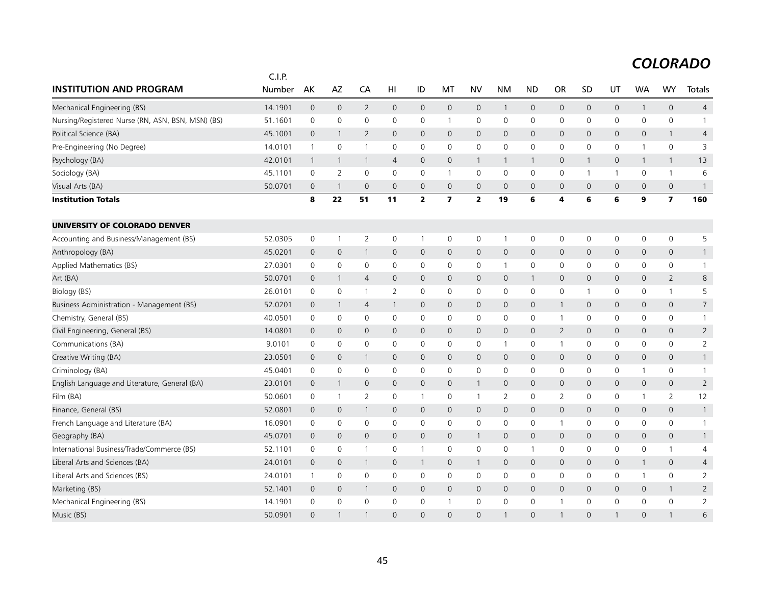# COLORADO

| INSTITUTION AND PROGRAM | C.I.P. Number | AK | AZ | CA | HI | ID | MT | NV | NM | ND | OR | SD | UT | WA | WY | Totals |
|---|---|---|---|---|---|---|---|---|---|---|---|---|---|---|---|---|
| Mechanical Engineering (BS) | 14.1901 | 0 | 0 | 2 | 0 | 0 | 0 | 0 | 1 | 0 | 0 | 0 | 0 | 1 | 0 | 4 |
| Nursing/Registered Nurse (RN, ASN, BSN, MSN) (BS) | 51.1601 | 0 | 0 | 0 | 0 | 0 | 1 | 0 | 0 | 0 | 0 | 0 | 0 | 0 | 0 | 1 |
| Political Science (BA) | 45.1001 | 0 | 1 | 2 | 0 | 0 | 0 | 0 | 0 | 0 | 0 | 0 | 0 | 0 | 1 | 4 |
| Pre-Engineering (No Degree) | 14.0101 | 1 | 0 | 1 | 0 | 0 | 0 | 0 | 0 | 0 | 0 | 0 | 0 | 1 | 0 | 3 |
| Psychology (BA) | 42.0101 | 1 | 1 | 1 | 4 | 0 | 0 | 1 | 1 | 1 | 0 | 1 | 0 | 1 | 1 | 13 |
| Sociology (BA) | 45.1101 | 0 | 2 | 0 | 0 | 0 | 1 | 0 | 0 | 0 | 0 | 1 | 1 | 0 | 1 | 6 |
| Visual Arts (BA) | 50.0701 | 0 | 1 | 0 | 0 | 0 | 0 | 0 | 0 | 0 | 0 | 0 | 0 | 0 | 0 | 1 |
| **Institution Totals** | | **8** | **22** | **51** | **11** | **2** | **7** | **2** | **19** | **6** | **4** | **6** | **6** | **9** | **7** | **160** |
| | | | | | | | | | | | | | | | | |
| **UNIVERSITY OF COLORADO DENVER** | | | | | | | | | | | | | | | | |
| Accounting and Business/Management (BS) | 52.0305 | 0 | 1 | 2 | 0 | 1 | 0 | 0 | 1 | 0 | 0 | 0 | 0 | 0 | 0 | 5 |
| Anthropology (BA) | 45.0201 | 0 | 0 | 1 | 0 | 0 | 0 | 0 | 0 | 0 | 0 | 0 | 0 | 0 | 0 | 1 |
| Applied Mathematics (BS) | 27.0301 | 0 | 0 | 0 | 0 | 0 | 0 | 0 | 1 | 0 | 0 | 0 | 0 | 0 | 0 | 1 |
| Art (BA) | 50.0701 | 0 | 1 | 4 | 0 | 0 | 0 | 0 | 0 | 1 | 0 | 0 | 0 | 0 | 2 | 8 |
| Biology (BS) | 26.0101 | 0 | 0 | 1 | 2 | 0 | 0 | 0 | 0 | 0 | 0 | 1 | 0 | 0 | 1 | 5 |
| Business Administration - Management (BS) | 52.0201 | 0 | 1 | 4 | 1 | 0 | 0 | 0 | 0 | 0 | 1 | 0 | 0 | 0 | 0 | 7 |
| Chemistry, General (BS) | 40.0501 | 0 | 0 | 0 | 0 | 0 | 0 | 0 | 0 | 0 | 1 | 0 | 0 | 0 | 0 | 1 |
| Civil Engineering, General (BS) | 14.0801 | 0 | 0 | 0 | 0 | 0 | 0 | 0 | 0 | 0 | 2 | 0 | 0 | 0 | 0 | 2 |
| Communications (BA) | 9.0101 | 0 | 0 | 0 | 0 | 0 | 0 | 0 | 1 | 0 | 1 | 0 | 0 | 0 | 0 | 2 |
| Creative Writing (BA) | 23.0501 | 0 | 0 | 1 | 0 | 0 | 0 | 0 | 0 | 0 | 0 | 0 | 0 | 0 | 0 | 1 |
| Criminology (BA) | 45.0401 | 0 | 0 | 0 | 0 | 0 | 0 | 0 | 0 | 0 | 0 | 0 | 0 | 1 | 0 | 1 |
| English Language and Literature, General (BA) | 23.0101 | 0 | 1 | 0 | 0 | 0 | 0 | 1 | 0 | 0 | 0 | 0 | 0 | 0 | 0 | 2 |
| Film (BA) | 50.0601 | 0 | 1 | 2 | 0 | 1 | 0 | 1 | 2 | 0 | 2 | 0 | 0 | 1 | 2 | 12 |
| Finance, General (BS) | 52.0801 | 0 | 0 | 1 | 0 | 0 | 0 | 0 | 0 | 0 | 0 | 0 | 0 | 0 | 0 | 1 |
| French Language and Literature (BA) | 16.0901 | 0 | 0 | 0 | 0 | 0 | 0 | 0 | 0 | 0 | 1 | 0 | 0 | 0 | 0 | 1 |
| Geography (BA) | 45.0701 | 0 | 0 | 0 | 0 | 0 | 0 | 1 | 0 | 0 | 0 | 0 | 0 | 0 | 0 | 1 |
| International Business/Trade/Commerce (BS) | 52.1101 | 0 | 0 | 1 | 0 | 1 | 0 | 0 | 0 | 1 | 0 | 0 | 0 | 0 | 1 | 4 |
| Liberal Arts and Sciences (BA) | 24.0101 | 0 | 0 | 1 | 0 | 1 | 0 | 1 | 0 | 0 | 0 | 0 | 0 | 1 | 0 | 4 |
| Liberal Arts and Sciences (BS) | 24.0101 | 1 | 0 | 0 | 0 | 0 | 0 | 0 | 0 | 0 | 0 | 0 | 0 | 1 | 0 | 2 |
| Marketing (BS) | 52.1401 | 0 | 0 | 1 | 0 | 0 | 0 | 0 | 0 | 0 | 0 | 0 | 0 | 0 | 1 | 2 |
| Mechanical Engineering (BS) | 14.1901 | 0 | 0 | 0 | 0 | 0 | 1 | 0 | 0 | 0 | 1 | 0 | 0 | 0 | 0 | 2 |
| Music (BS) | 50.0901 | 0 | 1 | 1 | 0 | 0 | 0 | 0 | 1 | 0 | 1 | 0 | 1 | 0 | 1 | 6 |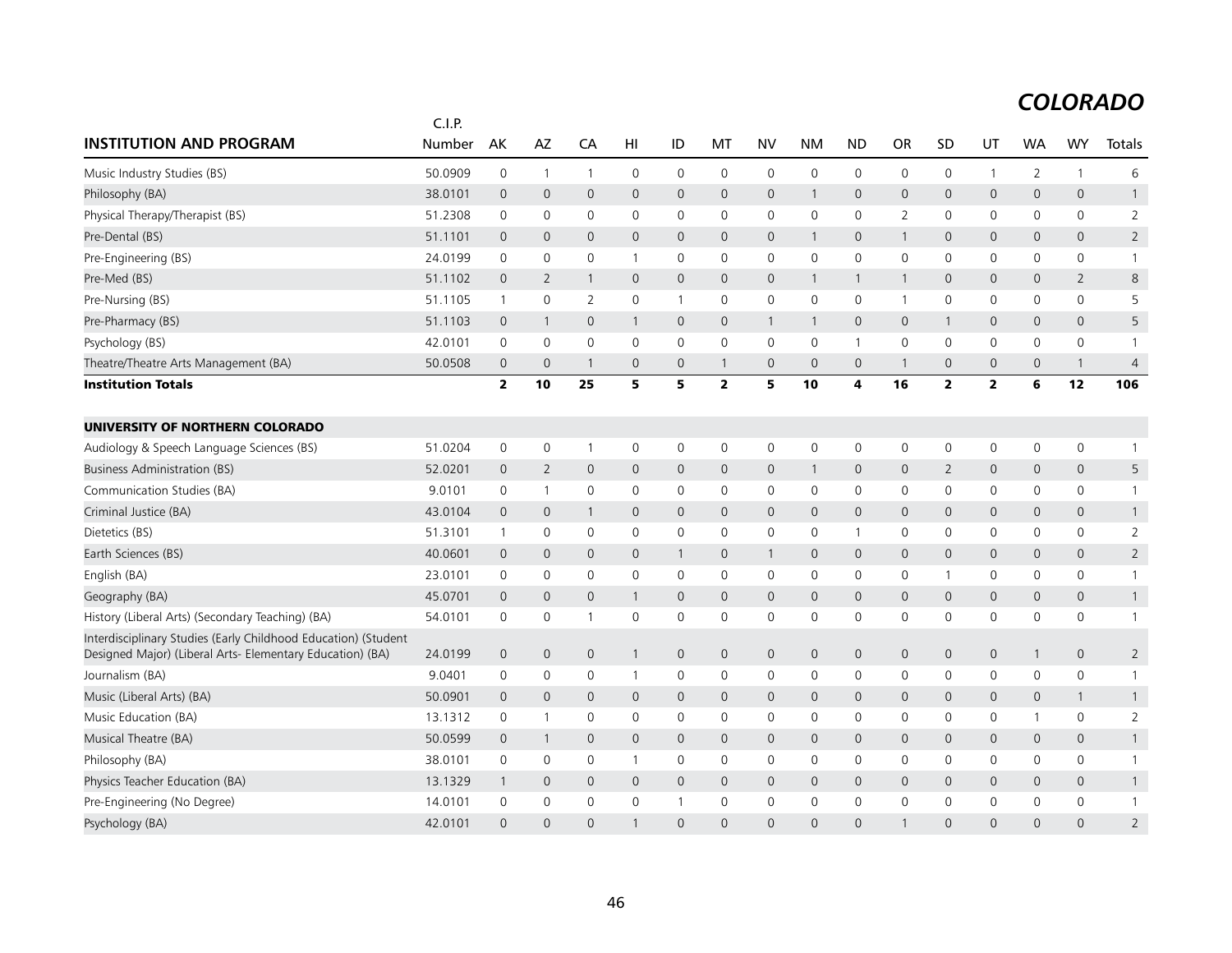# COLORADO

| INSTITUTION AND PROGRAM | C.I.P. Number | AK | AZ | CA | HI | ID | MT | NV | NM | ND | OR | SD | UT | WA | WY | Totals |
|---|---|---|---|---|---|---|---|---|---|---|---|---|---|---|---|---|
| Music Industry Studies (BS) | 50.0909 | 0 | 1 | 1 | 0 | 0 | 0 | 0 | 0 | 0 | 0 | 0 | 1 | 2 | 1 | 6 |
| Philosophy (BA) | 38.0101 | 0 | 0 | 0 | 0 | 0 | 0 | 0 | 1 | 0 | 0 | 0 | 0 | 0 | 0 | 1 |
| Physical Therapy/Therapist (BS) | 51.2308 | 0 | 0 | 0 | 0 | 0 | 0 | 0 | 0 | 0 | 2 | 0 | 0 | 0 | 0 | 2 |
| Pre-Dental (BS) | 51.1101 | 0 | 0 | 0 | 0 | 0 | 0 | 0 | 1 | 0 | 1 | 0 | 0 | 0 | 0 | 2 |
| Pre-Engineering (BS) | 24.0199 | 0 | 0 | 0 | 1 | 0 | 0 | 0 | 0 | 0 | 0 | 0 | 0 | 0 | 0 | 1 |
| Pre-Med (BS) | 51.1102 | 0 | 2 | 1 | 0 | 0 | 0 | 0 | 1 | 1 | 1 | 0 | 0 | 0 | 2 | 8 |
| Pre-Nursing (BS) | 51.1105 | 1 | 0 | 2 | 0 | 1 | 0 | 0 | 0 | 0 | 1 | 0 | 0 | 0 | 0 | 5 |
| Pre-Pharmacy (BS) | 51.1103 | 0 | 1 | 0 | 1 | 0 | 0 | 1 | 1 | 0 | 0 | 1 | 0 | 0 | 0 | 5 |
| Psychology (BS) | 42.0101 | 0 | 0 | 0 | 0 | 0 | 0 | 0 | 0 | 1 | 0 | 0 | 0 | 0 | 0 | 1 |
| Theatre/Theatre Arts Management (BA) | 50.0508 | 0 | 0 | 1 | 0 | 0 | 1 | 0 | 0 | 0 | 1 | 0 | 0 | 0 | 1 | 4 |
| **Institution Totals** | | **2** | **10** | **25** | **5** | **5** | **2** | **5** | **10** | **4** | **16** | **2** | **2** | **6** | **12** | **106** |
| | | | | | | | | | | | | | | | | |
| **UNIVERSITY OF NORTHERN COLORADO** | | | | | | | | | | | | | | | | |
| Audiology & Speech Language Sciences (BS) | 51.0204 | 0 | 0 | 1 | 0 | 0 | 0 | 0 | 0 | 0 | 0 | 0 | 0 | 0 | 0 | 1 |
| Business Administration (BS) | 52.0201 | 0 | 2 | 0 | 0 | 0 | 0 | 0 | 1 | 0 | 0 | 2 | 0 | 0 | 0 | 5 |
| Communication Studies (BA) | 9.0101 | 0 | 1 | 0 | 0 | 0 | 0 | 0 | 0 | 0 | 0 | 0 | 0 | 0 | 0 | 1 |
| Criminal Justice (BA) | 43.0104 | 0 | 0 | 1 | 0 | 0 | 0 | 0 | 0 | 0 | 0 | 0 | 0 | 0 | 0 | 1 |
| Dietetics (BS) | 51.3101 | 1 | 0 | 0 | 0 | 0 | 0 | 0 | 0 | 1 | 0 | 0 | 0 | 0 | 0 | 2 |
| Earth Sciences (BS) | 40.0601 | 0 | 0 | 0 | 0 | 1 | 0 | 1 | 0 | 0 | 0 | 0 | 0 | 0 | 0 | 2 |
| English (BA) | 23.0101 | 0 | 0 | 0 | 0 | 0 | 0 | 0 | 0 | 0 | 0 | 1 | 0 | 0 | 0 | 1 |
| Geography (BA) | 45.0701 | 0 | 0 | 0 | 1 | 0 | 0 | 0 | 0 | 0 | 0 | 0 | 0 | 0 | 0 | 1 |
| History (Liberal Arts) (Secondary Teaching) (BA) | 54.0101 | 0 | 0 | 1 | 0 | 0 | 0 | 0 | 0 | 0 | 0 | 0 | 0 | 0 | 0 | 1 |
| Interdisciplinary Studies (Early Childhood Education) (Student Designed Major) (Liberal Arts- Elementary Education) (BA) | 24.0199 | 0 | 0 | 0 | 1 | 0 | 0 | 0 | 0 | 0 | 0 | 0 | 0 | 1 | 0 | 2 |
| Journalism (BA) | 9.0401 | 0 | 0 | 0 | 1 | 0 | 0 | 0 | 0 | 0 | 0 | 0 | 0 | 0 | 0 | 1 |
| Music (Liberal Arts) (BA) | 50.0901 | 0 | 0 | 0 | 0 | 0 | 0 | 0 | 0 | 0 | 0 | 0 | 0 | 0 | 1 | 1 |
| Music Education (BA) | 13.1312 | 0 | 1 | 0 | 0 | 0 | 0 | 0 | 0 | 0 | 0 | 0 | 0 | 1 | 0 | 2 |
| Musical Theatre (BA) | 50.0599 | 0 | 1 | 0 | 0 | 0 | 0 | 0 | 0 | 0 | 0 | 0 | 0 | 0 | 0 | 1 |
| Philosophy (BA) | 38.0101 | 0 | 0 | 0 | 1 | 0 | 0 | 0 | 0 | 0 | 0 | 0 | 0 | 0 | 0 | 1 |
| Physics Teacher Education (BA) | 13.1329 | 1 | 0 | 0 | 0 | 0 | 0 | 0 | 0 | 0 | 0 | 0 | 0 | 0 | 0 | 1 |
| Pre-Engineering (No Degree) | 14.0101 | 0 | 0 | 0 | 0 | 1 | 0 | 0 | 0 | 0 | 0 | 0 | 0 | 0 | 0 | 1 |
| Psychology (BA) | 42.0101 | 0 | 0 | 0 | 1 | 0 | 0 | 0 | 0 | 0 | 1 | 0 | 0 | 0 | 0 | 2 |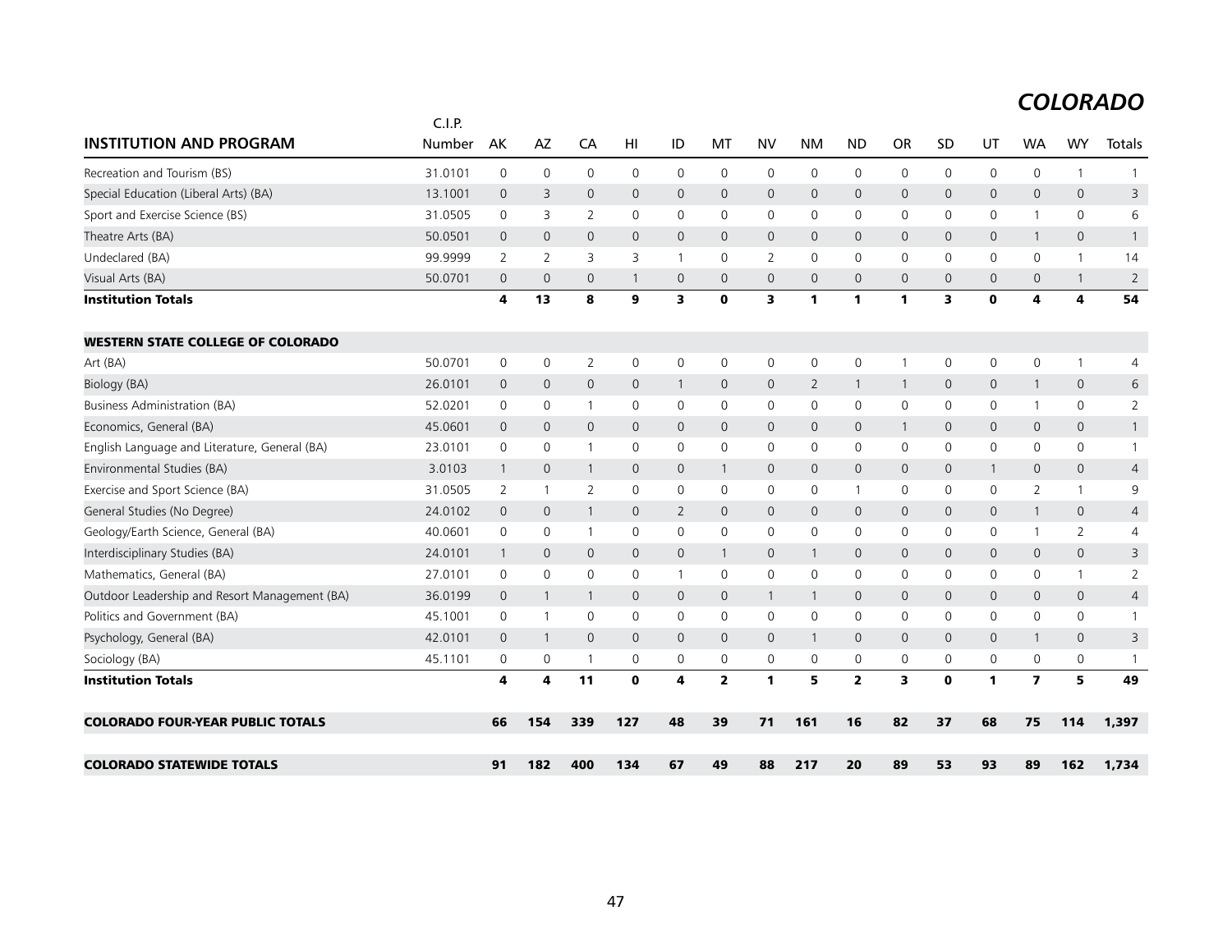# COLORADO

| INSTITUTION AND PROGRAM | C.I.P. Number | AK | AZ | CA | HI | ID | MT | NV | NM | ND | OR | SD | UT | WA | WY | Totals |
|---|---|---|---|---|---|---|---|---|---|---|---|---|---|---|---|---|
| Recreation and Tourism (BS) | 31.0101 | 0 | 0 | 0 | 0 | 0 | 0 | 0 | 0 | 0 | 0 | 0 | 0 | 0 | 1 | 1 |
| Special Education (Liberal Arts) (BA) | 13.1001 | 0 | 3 | 0 | 0 | 0 | 0 | 0 | 0 | 0 | 0 | 0 | 0 | 0 | 0 | 3 |
| Sport and Exercise Science (BS) | 31.0505 | 0 | 3 | 2 | 0 | 0 | 0 | 0 | 0 | 0 | 0 | 0 | 0 | 1 | 0 | 6 |
| Theatre Arts (BA) | 50.0501 | 0 | 0 | 0 | 0 | 0 | 0 | 0 | 0 | 0 | 0 | 0 | 0 | 1 | 0 | 1 |
| Undeclared (BA) | 99.9999 | 2 | 2 | 3 | 3 | 1 | 0 | 2 | 0 | 0 | 0 | 0 | 0 | 0 | 1 | 14 |
| Visual Arts (BA) | 50.0701 | 0 | 0 | 0 | 1 | 0 | 0 | 0 | 0 | 0 | 0 | 0 | 0 | 0 | 1 | 2 |
| **Institution Totals** | | **4** | **13** | **8** | **9** | **3** | **0** | **3** | **1** | **1** | **1** | **3** | **0** | **4** | **4** | **54** |
| | | | | | | | | | | | | | | | | |
| **WESTERN STATE COLLEGE OF COLORADO** | | | | | | | | | | | | | | | | |
| Art (BA) | 50.0701 | 0 | 0 | 2 | 0 | 0 | 0 | 0 | 0 | 0 | 1 | 0 | 0 | 0 | 1 | 4 |
| Biology (BA) | 26.0101 | 0 | 0 | 0 | 0 | 1 | 0 | 0 | 2 | 1 | 1 | 0 | 0 | 1 | 0 | 6 |
| Business Administration (BA) | 52.0201 | 0 | 0 | 1 | 0 | 0 | 0 | 0 | 0 | 0 | 0 | 0 | 0 | 1 | 0 | 2 |
| Economics, General (BA) | 45.0601 | 0 | 0 | 0 | 0 | 0 | 0 | 0 | 0 | 0 | 1 | 0 | 0 | 0 | 0 | 1 |
| English Language and Literature, General (BA) | 23.0101 | 0 | 0 | 1 | 0 | 0 | 0 | 0 | 0 | 0 | 0 | 0 | 0 | 0 | 0 | 1 |
| Environmental Studies (BA) | 3.0103 | 1 | 0 | 1 | 0 | 0 | 1 | 0 | 0 | 0 | 0 | 0 | 1 | 0 | 0 | 4 |
| Exercise and Sport Science (BA) | 31.0505 | 2 | 1 | 2 | 0 | 0 | 0 | 0 | 0 | 1 | 0 | 0 | 0 | 2 | 1 | 9 |
| General Studies (No Degree) | 24.0102 | 0 | 0 | 1 | 0 | 2 | 0 | 0 | 0 | 0 | 0 | 0 | 0 | 1 | 0 | 4 |
| Geology/Earth Science, General (BA) | 40.0601 | 0 | 0 | 1 | 0 | 0 | 0 | 0 | 0 | 0 | 0 | 0 | 0 | 1 | 2 | 4 |
| Interdisciplinary Studies (BA) | 24.0101 | 1 | 0 | 0 | 0 | 0 | 1 | 0 | 1 | 0 | 0 | 0 | 0 | 0 | 0 | 3 |
| Mathematics, General (BA) | 27.0101 | 0 | 0 | 0 | 0 | 1 | 0 | 0 | 0 | 0 | 0 | 0 | 0 | 0 | 1 | 2 |
| Outdoor Leadership and Resort Management (BA) | 36.0199 | 0 | 1 | 1 | 0 | 0 | 0 | 1 | 1 | 0 | 0 | 0 | 0 | 0 | 0 | 4 |
| Politics and Government (BA) | 45.1001 | 0 | 1 | 0 | 0 | 0 | 0 | 0 | 0 | 0 | 0 | 0 | 0 | 0 | 0 | 1 |
| Psychology, General (BA) | 42.0101 | 0 | 1 | 0 | 0 | 0 | 0 | 0 | 1 | 0 | 0 | 0 | 0 | 1 | 0 | 3 |
| Sociology (BA) | 45.1101 | 0 | 0 | 1 | 0 | 0 | 0 | 0 | 0 | 0 | 0 | 0 | 0 | 0 | 0 | 1 |
| **Institution Totals** | | **4** | **4** | **11** | **0** | **4** | **2** | **1** | **5** | **2** | **3** | **0** | **1** | **7** | **5** | **49** |
| | | | | | | | | | | | | | | | | |
| **COLORADO FOUR-YEAR PUBLIC TOTALS** | | **66** | **154** | **339** | **127** | **48** | **39** | **71** | **161** | **16** | **82** | **37** | **68** | **75** | **114** | **1,397** |
| | | | | | | | | | | | | | | | | |
| **COLORADO STATEWIDE TOTALS** | | **91** | **182** | **400** | **134** | **67** | **49** | **88** | **217** | **20** | **89** | **53** | **93** | **89** | **162** | **1,734** |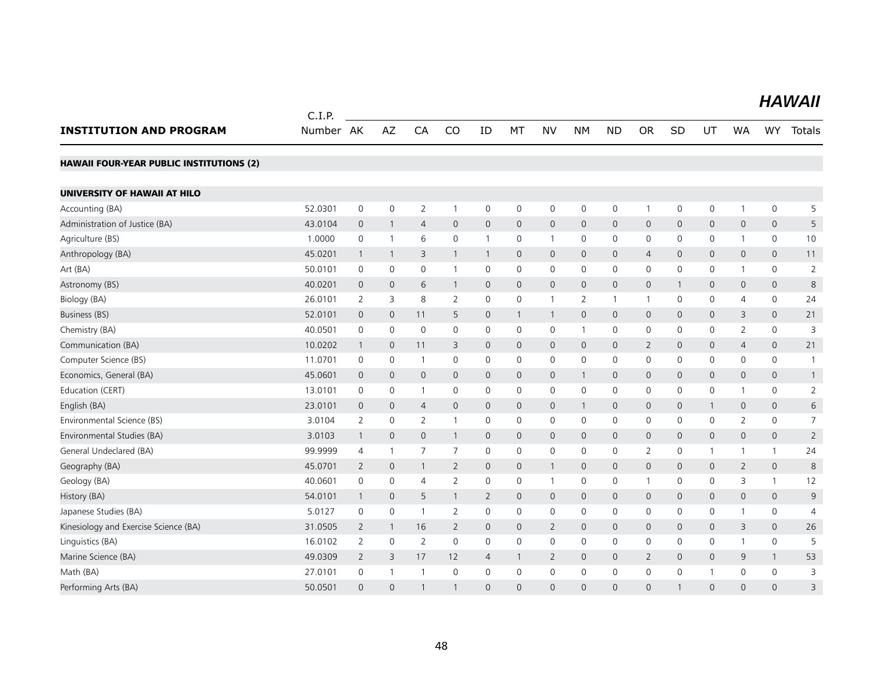# HAWAII

| INSTITUTION AND PROGRAM | C.I.P. Number | AK | AZ | CA | CO | ID | MT | NV | NM | ND | OR | SD | UT | WA | WY | Totals |
|---|---|---|---|---|---|---|---|---|---|---|---|---|---|---|---|---|
| **HAWAII FOUR-YEAR PUBLIC INSTITUTIONS (2)** | | | | | | | | | | | | | | | | |
| **UNIVERSITY OF HAWAII AT HILO** | | | | | | | | | | | | | | | | |
| Accounting (BA) | 52.0301 | 0 | 0 | 2 | 1 | 0 | 0 | 0 | 0 | 0 | 1 | 0 | 0 | 1 | 0 | 5 |
| Administration of Justice (BA) | 43.0104 | 0 | 1 | 4 | 0 | 0 | 0 | 0 | 0 | 0 | 0 | 0 | 0 | 0 | 0 | 5 |
| Agriculture (BS) | 1.0000 | 0 | 1 | 6 | 0 | 1 | 0 | 1 | 0 | 0 | 0 | 0 | 0 | 1 | 0 | 10 |
| Anthropology (BA) | 45.0201 | 1 | 1 | 3 | 1 | 1 | 0 | 0 | 0 | 0 | 4 | 0 | 0 | 0 | 0 | 11 |
| Art (BA) | 50.0101 | 0 | 0 | 0 | 1 | 0 | 0 | 0 | 0 | 0 | 0 | 0 | 0 | 1 | 0 | 2 |
| Astronomy (BS) | 40.0201 | 0 | 0 | 6 | 1 | 0 | 0 | 0 | 0 | 0 | 0 | 1 | 0 | 0 | 0 | 8 |
| Biology (BA) | 26.0101 | 2 | 3 | 8 | 2 | 0 | 0 | 1 | 2 | 1 | 1 | 0 | 0 | 4 | 0 | 24 |
| Business (BS) | 52.0101 | 0 | 0 | 11 | 5 | 0 | 1 | 1 | 0 | 0 | 0 | 0 | 0 | 3 | 0 | 21 |
| Chemistry (BA) | 40.0501 | 0 | 0 | 0 | 0 | 0 | 0 | 0 | 1 | 0 | 0 | 0 | 0 | 2 | 0 | 3 |
| Communication (BA) | 10.0202 | 1 | 0 | 11 | 3 | 0 | 0 | 0 | 0 | 0 | 2 | 0 | 0 | 4 | 0 | 21 |
| Computer Science (BS) | 11.0701 | 0 | 0 | 1 | 0 | 0 | 0 | 0 | 0 | 0 | 0 | 0 | 0 | 0 | 0 | 1 |
| Economics, General (BA) | 45.0601 | 0 | 0 | 0 | 0 | 0 | 0 | 0 | 1 | 0 | 0 | 0 | 0 | 0 | 0 | 1 |
| Education (CERT) | 13.0101 | 0 | 0 | 1 | 0 | 0 | 0 | 0 | 0 | 0 | 0 | 0 | 0 | 1 | 0 | 2 |
| English (BA) | 23.0101 | 0 | 0 | 4 | 0 | 0 | 0 | 0 | 1 | 0 | 0 | 0 | 1 | 0 | 0 | 6 |
| Environmental Science (BS) | 3.0104 | 2 | 0 | 2 | 1 | 0 | 0 | 0 | 0 | 0 | 0 | 0 | 0 | 2 | 0 | 7 |
| Environmental Studies (BA) | 3.0103 | 1 | 0 | 0 | 1 | 0 | 0 | 0 | 0 | 0 | 0 | 0 | 0 | 0 | 0 | 2 |
| General Undeclared (BA) | 99.9999 | 4 | 1 | 7 | 7 | 0 | 0 | 0 | 0 | 0 | 2 | 0 | 1 | 1 | 1 | 24 |
| Geography (BA) | 45.0701 | 2 | 0 | 1 | 2 | 0 | 0 | 1 | 0 | 0 | 0 | 0 | 0 | 2 | 0 | 8 |
| Geology (BA) | 40.0601 | 0 | 0 | 4 | 2 | 0 | 0 | 1 | 0 | 0 | 1 | 0 | 0 | 3 | 1 | 12 |
| History (BA) | 54.0101 | 1 | 0 | 5 | 1 | 2 | 0 | 0 | 0 | 0 | 0 | 0 | 0 | 0 | 0 | 9 |
| Japanese Studies (BA) | 5.0127 | 0 | 0 | 1 | 2 | 0 | 0 | 0 | 0 | 0 | 0 | 0 | 0 | 1 | 0 | 4 |
| Kinesiology and Exercise Science (BA) | 31.0505 | 2 | 1 | 16 | 2 | 0 | 0 | 2 | 0 | 0 | 0 | 0 | 0 | 3 | 0 | 26 |
| Linguistics (BA) | 16.0102 | 2 | 0 | 2 | 0 | 0 | 0 | 0 | 0 | 0 | 0 | 0 | 0 | 1 | 0 | 5 |
| Marine Science (BA) | 49.0309 | 2 | 3 | 17 | 12 | 4 | 1 | 2 | 0 | 0 | 2 | 0 | 0 | 9 | 1 | 53 |
| Math (BA) | 27.0101 | 0 | 1 | 1 | 0 | 0 | 0 | 0 | 0 | 0 | 0 | 0 | 1 | 0 | 0 | 3 |
| Performing Arts (BA) | 50.0501 | 0 | 0 | 1 | 1 | 0 | 0 | 0 | 0 | 0 | 0 | 1 | 0 | 0 | 0 | 3 |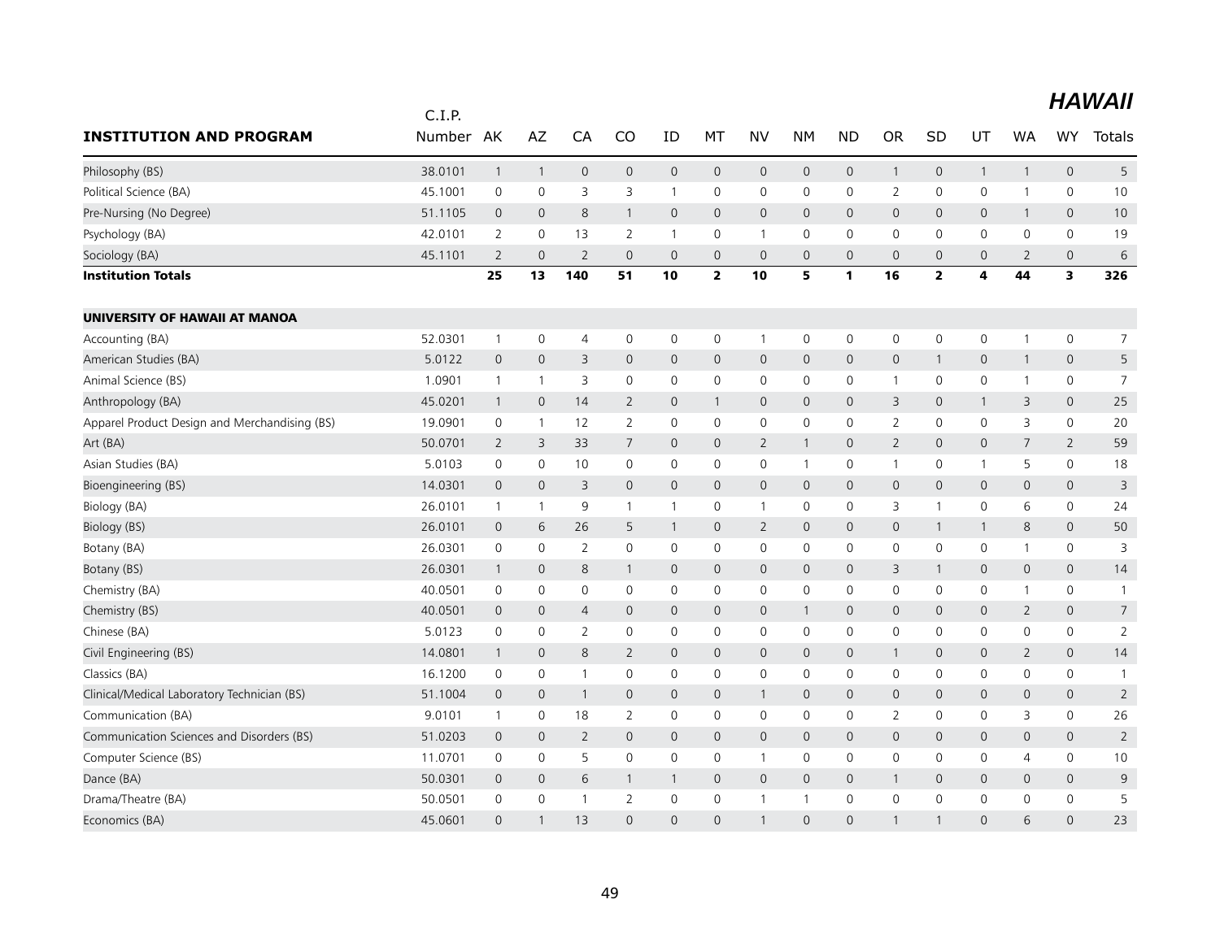## HAWAII

| INSTITUTION AND PROGRAM | C.I.P. Number | AK | AZ | CA | CO | ID | MT | NV | NM | ND | OR | SD | UT | WA | WY | Totals |
|---|---|---|---|---|---|---|---|---|---|---|---|---|---|---|---|---|
| Philosophy (BS) | 38.0101 | 1 | 1 | 0 | 0 | 0 | 0 | 0 | 0 | 0 | 1 | 0 | 1 | 1 | 0 | 5 |
| Political Science (BA) | 45.1001 | 0 | 0 | 3 | 3 | 1 | 0 | 0 | 0 | 0 | 2 | 0 | 0 | 1 | 0 | 10 |
| Pre-Nursing (No Degree) | 51.1105 | 0 | 0 | 8 | 1 | 0 | 0 | 0 | 0 | 0 | 0 | 0 | 0 | 1 | 0 | 10 |
| Psychology (BA) | 42.0101 | 2 | 0 | 13 | 2 | 1 | 0 | 1 | 0 | 0 | 0 | 0 | 0 | 0 | 0 | 19 |
| Sociology (BA) | 45.1101 | 2 | 0 | 2 | 0 | 0 | 0 | 0 | 0 | 0 | 0 | 0 | 0 | 2 | 0 | 6 |
| **Institution Totals** | | **25** | **13** | **140** | **51** | **10** | **2** | **10** | **5** | **1** | **16** | **2** | **4** | **44** | **3** | **326** |
| **UNIVERSITY OF HAWAII AT MANOA** | | | | | | | | | | | | | | | | |
| Accounting (BA) | 52.0301 | 1 | 0 | 4 | 0 | 0 | 0 | 1 | 0 | 0 | 0 | 0 | 0 | 1 | 0 | 7 |
| American Studies (BA) | 5.0122 | 0 | 0 | 3 | 0 | 0 | 0 | 0 | 0 | 0 | 0 | 1 | 0 | 1 | 0 | 5 |
| Animal Science (BS) | 1.0901 | 1 | 1 | 3 | 0 | 0 | 0 | 0 | 0 | 0 | 1 | 0 | 0 | 1 | 0 | 7 |
| Anthropology (BA) | 45.0201 | 1 | 0 | 14 | 2 | 0 | 1 | 0 | 0 | 0 | 3 | 0 | 1 | 3 | 0 | 25 |
| Apparel Product Design and Merchandising (BS) | 19.0901 | 0 | 1 | 12 | 2 | 0 | 0 | 0 | 0 | 0 | 2 | 0 | 0 | 3 | 0 | 20 |
| Art (BA) | 50.0701 | 2 | 3 | 33 | 7 | 0 | 0 | 2 | 1 | 0 | 2 | 0 | 0 | 7 | 2 | 59 |
| Asian Studies (BA) | 5.0103 | 0 | 0 | 10 | 0 | 0 | 0 | 0 | 1 | 0 | 1 | 0 | 1 | 5 | 0 | 18 |
| Bioengineering (BS) | 14.0301 | 0 | 0 | 3 | 0 | 0 | 0 | 0 | 0 | 0 | 0 | 0 | 0 | 0 | 0 | 3 |
| Biology (BA) | 26.0101 | 1 | 1 | 9 | 1 | 1 | 0 | 1 | 0 | 0 | 3 | 1 | 0 | 6 | 0 | 24 |
| Biology (BS) | 26.0101 | 0 | 6 | 26 | 5 | 1 | 0 | 2 | 0 | 0 | 0 | 1 | 1 | 8 | 0 | 50 |
| Botany (BA) | 26.0301 | 0 | 0 | 2 | 0 | 0 | 0 | 0 | 0 | 0 | 0 | 0 | 0 | 1 | 0 | 3 |
| Botany (BS) | 26.0301 | 1 | 0 | 8 | 1 | 0 | 0 | 0 | 0 | 0 | 3 | 1 | 0 | 0 | 0 | 14 |
| Chemistry (BA) | 40.0501 | 0 | 0 | 0 | 0 | 0 | 0 | 0 | 0 | 0 | 0 | 0 | 0 | 1 | 0 | 1 |
| Chemistry (BS) | 40.0501 | 0 | 0 | 4 | 0 | 0 | 0 | 0 | 1 | 0 | 0 | 0 | 0 | 2 | 0 | 7 |
| Chinese (BA) | 5.0123 | 0 | 0 | 2 | 0 | 0 | 0 | 0 | 0 | 0 | 0 | 0 | 0 | 0 | 0 | 2 |
| Civil Engineering (BS) | 14.0801 | 1 | 0 | 8 | 2 | 0 | 0 | 0 | 0 | 0 | 1 | 0 | 0 | 2 | 0 | 14 |
| Classics (BA) | 16.1200 | 0 | 0 | 1 | 0 | 0 | 0 | 0 | 0 | 0 | 0 | 0 | 0 | 0 | 0 | 1 |
| Clinical/Medical Laboratory Technician (BS) | 51.1004 | 0 | 0 | 1 | 0 | 0 | 0 | 1 | 0 | 0 | 0 | 0 | 0 | 0 | 0 | 2 |
| Communication (BA) | 9.0101 | 1 | 0 | 18 | 2 | 0 | 0 | 0 | 0 | 0 | 2 | 0 | 0 | 3 | 0 | 26 |
| Communication Sciences and Disorders (BS) | 51.0203 | 0 | 0 | 2 | 0 | 0 | 0 | 0 | 0 | 0 | 0 | 0 | 0 | 0 | 0 | 2 |
| Computer Science (BS) | 11.0701 | 0 | 0 | 5 | 0 | 0 | 0 | 1 | 0 | 0 | 0 | 0 | 0 | 4 | 0 | 10 |
| Dance (BA) | 50.0301 | 0 | 0 | 6 | 1 | 1 | 0 | 0 | 0 | 0 | 1 | 0 | 0 | 0 | 0 | 9 |
| Drama/Theatre (BA) | 50.0501 | 0 | 0 | 1 | 2 | 0 | 0 | 1 | 1 | 0 | 0 | 0 | 0 | 0 | 0 | 5 |
| Economics (BA) | 45.0601 | 0 | 1 | 13 | 0 | 0 | 0 | 1 | 0 | 0 | 1 | 1 | 0 | 6 | 0 | 23 |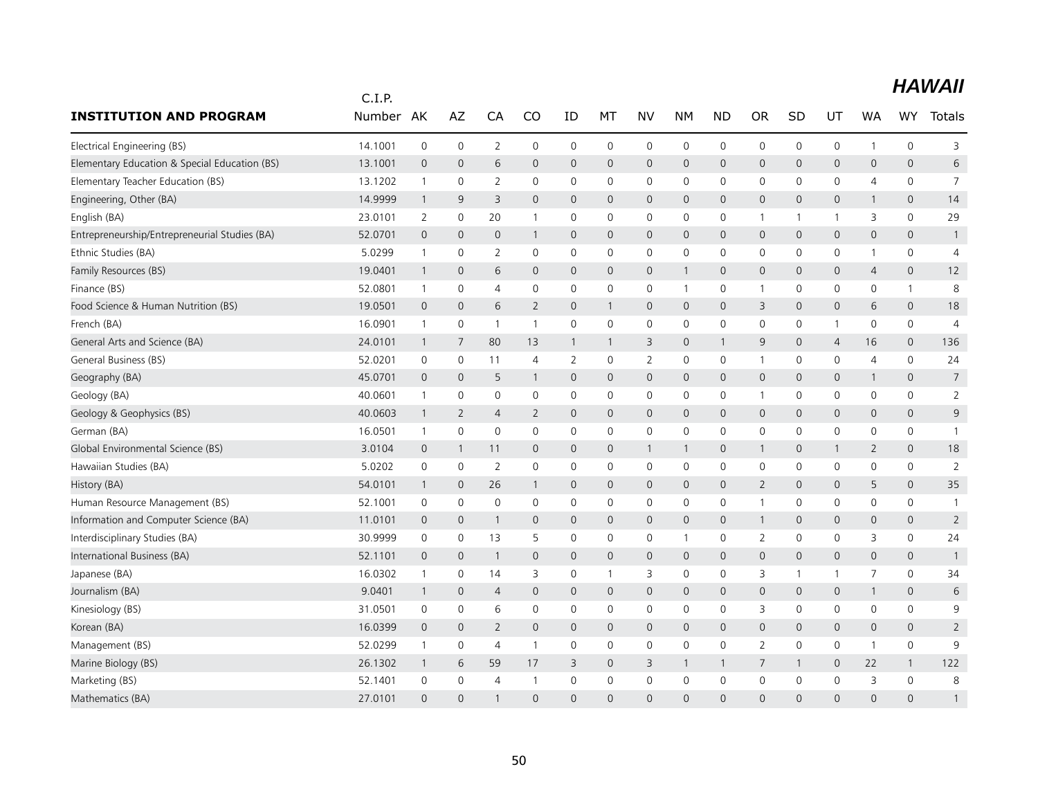## HAWAII

| INSTITUTION AND PROGRAM | C.I.P. Number | AK | AZ | CA | CO | ID | MT | NV | NM | ND | OR | SD | UT | WA | WY | Totals |
|---|---|---|---|---|---|---|---|---|---|---|---|---|---|---|---|---|
| Electrical Engineering (BS) | 14.1001 | 0 | 0 | 2 | 0 | 0 | 0 | 0 | 0 | 0 | 0 | 0 | 0 | 1 | 0 | 3 |
| Elementary Education & Special Education (BS) | 13.1001 | 0 | 0 | 6 | 0 | 0 | 0 | 0 | 0 | 0 | 0 | 0 | 0 | 0 | 0 | 6 |
| Elementary Teacher Education (BS) | 13.1202 | 1 | 0 | 2 | 0 | 0 | 0 | 0 | 0 | 0 | 0 | 0 | 0 | 4 | 0 | 7 |
| Engineering, Other (BA) | 14.9999 | 1 | 9 | 3 | 0 | 0 | 0 | 0 | 0 | 0 | 0 | 0 | 0 | 1 | 0 | 14 |
| English (BA) | 23.0101 | 2 | 0 | 20 | 1 | 0 | 0 | 0 | 0 | 0 | 1 | 1 | 1 | 3 | 0 | 29 |
| Entrepreneurship/Entrepreneurial Studies (BA) | 52.0701 | 0 | 0 | 0 | 1 | 0 | 0 | 0 | 0 | 0 | 0 | 0 | 0 | 0 | 0 | 1 |
| Ethnic Studies (BA) | 5.0299 | 1 | 0 | 2 | 0 | 0 | 0 | 0 | 0 | 0 | 0 | 0 | 0 | 1 | 0 | 4 |
| Family Resources (BS) | 19.0401 | 1 | 0 | 6 | 0 | 0 | 0 | 0 | 1 | 0 | 0 | 0 | 0 | 4 | 0 | 12 |
| Finance (BS) | 52.0801 | 1 | 0 | 4 | 0 | 0 | 0 | 0 | 1 | 0 | 1 | 0 | 0 | 0 | 1 | 8 |
| Food Science & Human Nutrition (BS) | 19.0501 | 0 | 0 | 6 | 2 | 0 | 1 | 0 | 0 | 0 | 3 | 0 | 0 | 6 | 0 | 18 |
| French (BA) | 16.0901 | 1 | 0 | 1 | 1 | 0 | 0 | 0 | 0 | 0 | 0 | 0 | 1 | 0 | 0 | 4 |
| General Arts and Science (BA) | 24.0101 | 1 | 7 | 80 | 13 | 1 | 1 | 3 | 0 | 1 | 9 | 0 | 4 | 16 | 0 | 136 |
| General Business (BS) | 52.0201 | 0 | 0 | 11 | 4 | 2 | 0 | 2 | 0 | 0 | 1 | 0 | 0 | 4 | 0 | 24 |
| Geography (BA) | 45.0701 | 0 | 0 | 5 | 1 | 0 | 0 | 0 | 0 | 0 | 0 | 0 | 0 | 1 | 0 | 7 |
| Geology (BA) | 40.0601 | 1 | 0 | 0 | 0 | 0 | 0 | 0 | 0 | 0 | 1 | 0 | 0 | 0 | 0 | 2 |
| Geology & Geophysics (BS) | 40.0603 | 1 | 2 | 4 | 2 | 0 | 0 | 0 | 0 | 0 | 0 | 0 | 0 | 0 | 0 | 9 |
| German (BA) | 16.0501 | 1 | 0 | 0 | 0 | 0 | 0 | 0 | 0 | 0 | 0 | 0 | 0 | 0 | 0 | 1 |
| Global Environmental Science (BS) | 3.0104 | 0 | 1 | 11 | 0 | 0 | 0 | 1 | 1 | 0 | 1 | 0 | 1 | 2 | 0 | 18 |
| Hawaiian Studies (BA) | 5.0202 | 0 | 0 | 2 | 0 | 0 | 0 | 0 | 0 | 0 | 0 | 0 | 0 | 0 | 0 | 2 |
| History (BA) | 54.0101 | 1 | 0 | 26 | 1 | 0 | 0 | 0 | 0 | 0 | 2 | 0 | 0 | 5 | 0 | 35 |
| Human Resource Management (BS) | 52.1001 | 0 | 0 | 0 | 0 | 0 | 0 | 0 | 0 | 0 | 1 | 0 | 0 | 0 | 0 | 1 |
| Information and Computer Science (BA) | 11.0101 | 0 | 0 | 1 | 0 | 0 | 0 | 0 | 0 | 0 | 1 | 0 | 0 | 0 | 0 | 2 |
| Interdisciplinary Studies (BA) | 30.9999 | 0 | 0 | 13 | 5 | 0 | 0 | 0 | 1 | 0 | 2 | 0 | 0 | 3 | 0 | 24 |
| International Business (BA) | 52.1101 | 0 | 0 | 1 | 0 | 0 | 0 | 0 | 0 | 0 | 0 | 0 | 0 | 0 | 0 | 1 |
| Japanese (BA) | 16.0302 | 1 | 0 | 14 | 3 | 0 | 1 | 3 | 0 | 0 | 3 | 1 | 1 | 7 | 0 | 34 |
| Journalism (BA) | 9.0401 | 1 | 0 | 4 | 0 | 0 | 0 | 0 | 0 | 0 | 0 | 0 | 0 | 1 | 0 | 6 |
| Kinesiology (BS) | 31.0501 | 0 | 0 | 6 | 0 | 0 | 0 | 0 | 0 | 0 | 3 | 0 | 0 | 0 | 0 | 9 |
| Korean (BA) | 16.0399 | 0 | 0 | 2 | 0 | 0 | 0 | 0 | 0 | 0 | 0 | 0 | 0 | 0 | 0 | 2 |
| Management (BS) | 52.0299 | 1 | 0 | 4 | 1 | 0 | 0 | 0 | 0 | 0 | 2 | 0 | 0 | 1 | 0 | 9 |
| Marine Biology (BS) | 26.1302 | 1 | 6 | 59 | 17 | 3 | 0 | 3 | 1 | 1 | 7 | 1 | 0 | 22 | 1 | 122 |
| Marketing (BS) | 52.1401 | 0 | 0 | 4 | 1 | 0 | 0 | 0 | 0 | 0 | 0 | 0 | 0 | 3 | 0 | 8 |
| Mathematics (BA) | 27.0101 | 0 | 0 | 1 | 0 | 0 | 0 | 0 | 0 | 0 | 0 | 0 | 0 | 0 | 0 | 1 |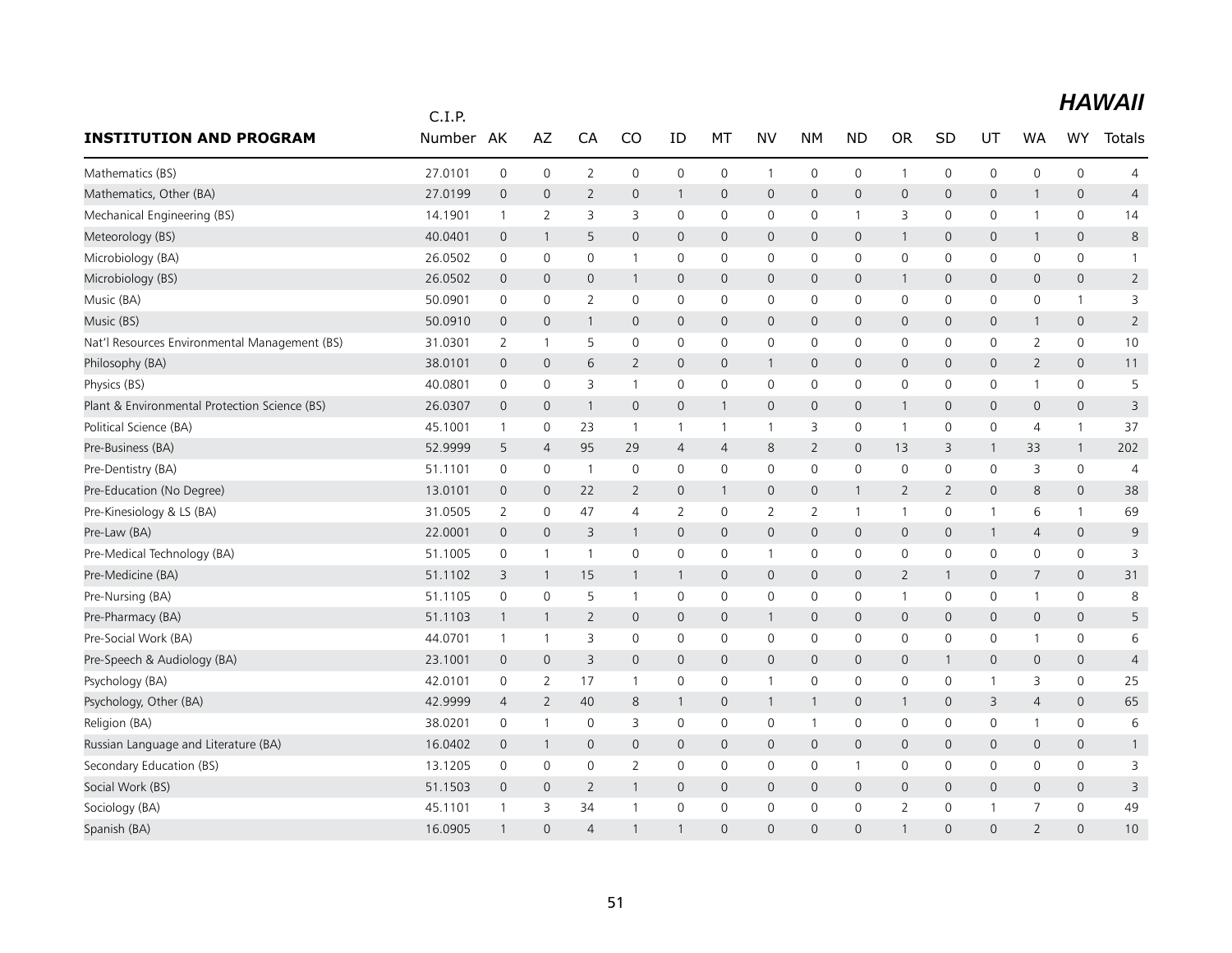## HAWAII

| INSTITUTION AND PROGRAM | C.I.P. Number | AK | AZ | CA | CO | ID | MT | NV | NM | ND | OR | SD | UT | WA | WY | Totals |
|---|---|---|---|---|---|---|---|---|---|---|---|---|---|---|---|---|
| Mathematics (BS) | 27.0101 | 0 | 0 | 2 | 0 | 0 | 0 | 1 | 0 | 0 | 1 | 0 | 0 | 0 | 0 | 4 |
| Mathematics, Other (BA) | 27.0199 | 0 | 0 | 2 | 0 | 1 | 0 | 0 | 0 | 0 | 0 | 0 | 0 | 1 | 0 | 4 |
| Mechanical Engineering (BS) | 14.1901 | 1 | 2 | 3 | 3 | 0 | 0 | 0 | 0 | 1 | 3 | 0 | 0 | 1 | 0 | 14 |
| Meteorology (BS) | 40.0401 | 0 | 1 | 5 | 0 | 0 | 0 | 0 | 0 | 0 | 1 | 0 | 0 | 1 | 0 | 8 |
| Microbiology (BA) | 26.0502 | 0 | 0 | 0 | 1 | 0 | 0 | 0 | 0 | 0 | 0 | 0 | 0 | 0 | 0 | 1 |
| Microbiology (BS) | 26.0502 | 0 | 0 | 0 | 1 | 0 | 0 | 0 | 0 | 0 | 1 | 0 | 0 | 0 | 0 | 2 |
| Music (BA) | 50.0901 | 0 | 0 | 2 | 0 | 0 | 0 | 0 | 0 | 0 | 0 | 0 | 0 | 0 | 1 | 3 |
| Music (BS) | 50.0910 | 0 | 0 | 1 | 0 | 0 | 0 | 0 | 0 | 0 | 0 | 0 | 0 | 1 | 0 | 2 |
| Nat'l Resources Environmental Management (BS) | 31.0301 | 2 | 1 | 5 | 0 | 0 | 0 | 0 | 0 | 0 | 0 | 0 | 0 | 2 | 0 | 10 |
| Philosophy (BA) | 38.0101 | 0 | 0 | 6 | 2 | 0 | 0 | 1 | 0 | 0 | 0 | 0 | 0 | 2 | 0 | 11 |
| Physics (BS) | 40.0801 | 0 | 0 | 3 | 1 | 0 | 0 | 0 | 0 | 0 | 0 | 0 | 0 | 1 | 0 | 5 |
| Plant & Environmental Protection Science (BS) | 26.0307 | 0 | 0 | 1 | 0 | 0 | 1 | 0 | 0 | 0 | 1 | 0 | 0 | 0 | 0 | 3 |
| Political Science (BA) | 45.1001 | 1 | 0 | 23 | 1 | 1 | 1 | 1 | 3 | 0 | 1 | 0 | 0 | 4 | 1 | 37 |
| Pre-Business (BA) | 52.9999 | 5 | 4 | 95 | 29 | 4 | 4 | 8 | 2 | 0 | 13 | 3 | 1 | 33 | 1 | 202 |
| Pre-Dentistry (BA) | 51.1101 | 0 | 0 | 1 | 0 | 0 | 0 | 0 | 0 | 0 | 0 | 0 | 0 | 3 | 0 | 4 |
| Pre-Education (No Degree) | 13.0101 | 0 | 0 | 22 | 2 | 0 | 1 | 0 | 0 | 1 | 2 | 2 | 0 | 8 | 0 | 38 |
| Pre-Kinesiology & LS (BA) | 31.0505 | 2 | 0 | 47 | 4 | 2 | 0 | 2 | 2 | 1 | 1 | 0 | 1 | 6 | 1 | 69 |
| Pre-Law (BA) | 22.0001 | 0 | 0 | 3 | 1 | 0 | 0 | 0 | 0 | 0 | 0 | 0 | 1 | 4 | 0 | 9 |
| Pre-Medical Technology (BA) | 51.1005 | 0 | 1 | 1 | 0 | 0 | 0 | 1 | 0 | 0 | 0 | 0 | 0 | 0 | 0 | 3 |
| Pre-Medicine (BA) | 51.1102 | 3 | 1 | 15 | 1 | 1 | 0 | 0 | 0 | 0 | 2 | 1 | 0 | 7 | 0 | 31 |
| Pre-Nursing (BA) | 51.1105 | 0 | 0 | 5 | 1 | 0 | 0 | 0 | 0 | 0 | 1 | 0 | 0 | 1 | 0 | 8 |
| Pre-Pharmacy (BA) | 51.1103 | 1 | 1 | 2 | 0 | 0 | 0 | 1 | 0 | 0 | 0 | 0 | 0 | 0 | 0 | 5 |
| Pre-Social Work (BA) | 44.0701 | 1 | 1 | 3 | 0 | 0 | 0 | 0 | 0 | 0 | 0 | 0 | 0 | 1 | 0 | 6 |
| Pre-Speech & Audiology (BA) | 23.1001 | 0 | 0 | 3 | 0 | 0 | 0 | 0 | 0 | 0 | 0 | 1 | 0 | 0 | 0 | 4 |
| Psychology (BA) | 42.0101 | 0 | 2 | 17 | 1 | 0 | 0 | 1 | 0 | 0 | 0 | 0 | 1 | 3 | 0 | 25 |
| Psychology, Other (BA) | 42.9999 | 4 | 2 | 40 | 8 | 1 | 0 | 1 | 1 | 0 | 1 | 0 | 3 | 4 | 0 | 65 |
| Religion (BA) | 38.0201 | 0 | 1 | 0 | 3 | 0 | 0 | 0 | 1 | 0 | 0 | 0 | 0 | 1 | 0 | 6 |
| Russian Language and Literature (BA) | 16.0402 | 0 | 1 | 0 | 0 | 0 | 0 | 0 | 0 | 0 | 0 | 0 | 0 | 0 | 0 | 1 |
| Secondary Education (BS) | 13.1205 | 0 | 0 | 0 | 2 | 0 | 0 | 0 | 0 | 1 | 0 | 0 | 0 | 0 | 0 | 3 |
| Social Work (BS) | 51.1503 | 0 | 0 | 2 | 1 | 0 | 0 | 0 | 0 | 0 | 0 | 0 | 0 | 0 | 0 | 3 |
| Sociology (BA) | 45.1101 | 1 | 3 | 34 | 1 | 0 | 0 | 0 | 0 | 0 | 2 | 0 | 1 | 7 | 0 | 49 |
| Spanish (BA) | 16.0905 | 1 | 0 | 4 | 1 | 1 | 0 | 0 | 0 | 0 | 1 | 0 | 0 | 2 | 0 | 10 |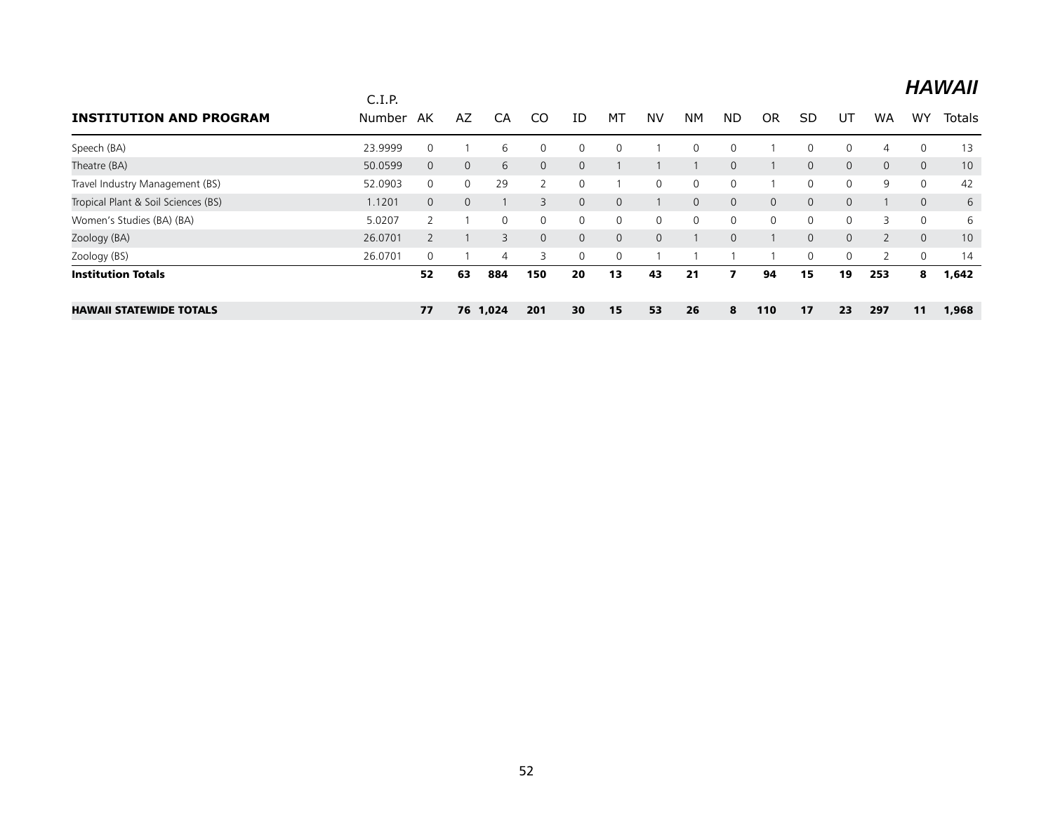# HAWAII

| INSTITUTION AND PROGRAM | C.I.P. Number | AK | AZ | CA | CO | ID | MT | NV | NM | ND | OR | SD | UT | WA | WY | Totals |
|---|---|---|---|---|---|---|---|---|---|---|---|---|---|---|---|---|
| Speech (BA) | 23.9999 | 0 | 1 | 6 | 0 | 0 | 0 | 1 | 0 | 0 | 1 | 0 | 0 | 4 | 0 | 13 |
| Theatre (BA) | 50.0599 | 0 | 0 | 6 | 0 | 0 | 1 | 1 | 1 | 0 | 1 | 0 | 0 | 0 | 0 | 10 |
| Travel Industry Management (BS) | 52.0903 | 0 | 0 | 29 | 2 | 0 | 1 | 0 | 0 | 0 | 1 | 0 | 0 | 9 | 0 | 42 |
| Tropical Plant & Soil Sciences (BS) | 1.1201 | 0 | 0 | 1 | 3 | 0 | 0 | 1 | 0 | 0 | 0 | 0 | 0 | 1 | 0 | 6 |
| Women's Studies (BA) (BA) | 5.0207 | 2 | 1 | 0 | 0 | 0 | 0 | 0 | 0 | 0 | 0 | 0 | 0 | 3 | 0 | 6 |
| Zoology (BA) | 26.0701 | 2 | 1 | 3 | 0 | 0 | 0 | 0 | 1 | 0 | 1 | 0 | 0 | 2 | 0 | 10 |
| Zoology (BS) | 26.0701 | 0 | 1 | 4 | 3 | 0 | 0 | 1 | 1 | 1 | 1 | 0 | 0 | 2 | 0 | 14 |
| **Institution Totals** | | **52** | **63** | **884** | **150** | **20** | **13** | **43** | **21** | **7** | **94** | **15** | **19** | **253** | **8** | **1,642** |
| **HAWAII STATEWIDE TOTALS** | | **77** | **76** | **1,024** | **201** | **30** | **15** | **53** | **26** | **8** | **110** | **17** | **23** | **297** | **11** | **1,968** |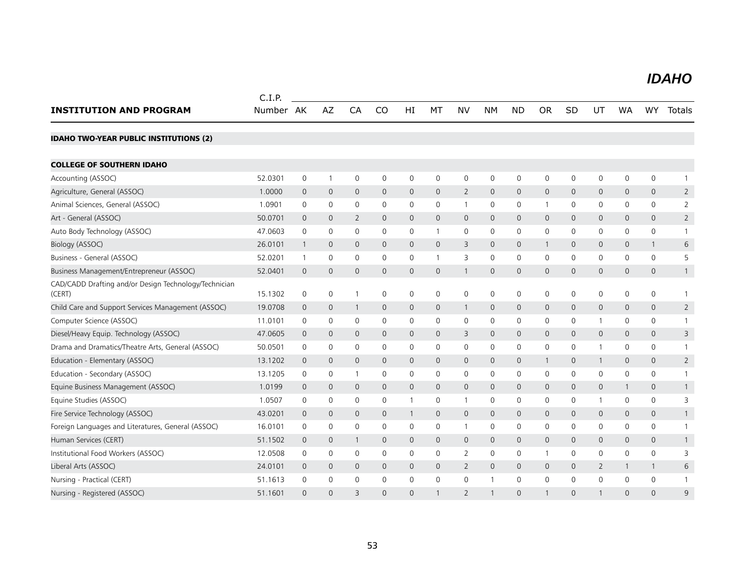# IDAHO

| INSTITUTION AND PROGRAM | C.I.P. Number | AK | AZ | CA | CO | HI | MT | NV | NM | ND | OR | SD | UT | WA | WY | Totals |
|---|---|---|---|---|---|---|---|---|---|---|---|---|---|---|---|---|
| **IDAHO TWO-YEAR PUBLIC INSTITUTIONS (2)** | | | | | | | | | | | | | | | | |
| **COLLEGE OF SOUTHERN IDAHO** | | | | | | | | | | | | | | | | |
| Accounting (ASSOC) | 52.0301 | 0 | 1 | 0 | 0 | 0 | 0 | 0 | 0 | 0 | 0 | 0 | 0 | 0 | 0 | 1 |
| Agriculture, General (ASSOC) | 1.0000 | 0 | 0 | 0 | 0 | 0 | 0 | 2 | 0 | 0 | 0 | 0 | 0 | 0 | 0 | 2 |
| Animal Sciences, General (ASSOC) | 1.0901 | 0 | 0 | 0 | 0 | 0 | 0 | 1 | 0 | 0 | 1 | 0 | 0 | 0 | 0 | 2 |
| Art - General (ASSOC) | 50.0701 | 0 | 0 | 2 | 0 | 0 | 0 | 0 | 0 | 0 | 0 | 0 | 0 | 0 | 0 | 2 |
| Auto Body Technology (ASSOC) | 47.0603 | 0 | 0 | 0 | 0 | 0 | 1 | 0 | 0 | 0 | 0 | 0 | 0 | 0 | 0 | 1 |
| Biology (ASSOC) | 26.0101 | 1 | 0 | 0 | 0 | 0 | 0 | 3 | 0 | 0 | 1 | 0 | 0 | 0 | 1 | 6 |
| Business - General (ASSOC) | 52.0201 | 1 | 0 | 0 | 0 | 0 | 1 | 3 | 0 | 0 | 0 | 0 | 0 | 0 | 0 | 5 |
| Business Management/Entrepreneur (ASSOC) | 52.0401 | 0 | 0 | 0 | 0 | 0 | 0 | 1 | 0 | 0 | 0 | 0 | 0 | 0 | 0 | 1 |
| CAD/CADD Drafting and/or Design Technology/Technician (CERT) | 15.1302 | 0 | 0 | 1 | 0 | 0 | 0 | 0 | 0 | 0 | 0 | 0 | 0 | 0 | 0 | 1 |
| Child Care and Support Services Management (ASSOC) | 19.0708 | 0 | 0 | 1 | 0 | 0 | 0 | 1 | 0 | 0 | 0 | 0 | 0 | 0 | 0 | 2 |
| Computer Science (ASSOC) | 11.0101 | 0 | 0 | 0 | 0 | 0 | 0 | 0 | 0 | 0 | 0 | 0 | 1 | 0 | 0 | 1 |
| Diesel/Heavy Equip. Technology (ASSOC) | 47.0605 | 0 | 0 | 0 | 0 | 0 | 0 | 3 | 0 | 0 | 0 | 0 | 0 | 0 | 0 | 3 |
| Drama and Dramatics/Theatre Arts, General (ASSOC) | 50.0501 | 0 | 0 | 0 | 0 | 0 | 0 | 0 | 0 | 0 | 0 | 0 | 1 | 0 | 0 | 1 |
| Education - Elementary (ASSOC) | 13.1202 | 0 | 0 | 0 | 0 | 0 | 0 | 0 | 0 | 0 | 1 | 0 | 1 | 0 | 0 | 2 |
| Education - Secondary (ASSOC) | 13.1205 | 0 | 0 | 1 | 0 | 0 | 0 | 0 | 0 | 0 | 0 | 0 | 0 | 0 | 0 | 1 |
| Equine Business Management (ASSOC) | 1.0199 | 0 | 0 | 0 | 0 | 0 | 0 | 0 | 0 | 0 | 0 | 0 | 0 | 1 | 0 | 1 |
| Equine Studies (ASSOC) | 1.0507 | 0 | 0 | 0 | 0 | 1 | 0 | 1 | 0 | 0 | 0 | 0 | 1 | 0 | 0 | 3 |
| Fire Service Technology (ASSOC) | 43.0201 | 0 | 0 | 0 | 0 | 1 | 0 | 0 | 0 | 0 | 0 | 0 | 0 | 0 | 0 | 1 |
| Foreign Languages and Literatures, General (ASSOC) | 16.0101 | 0 | 0 | 0 | 0 | 0 | 0 | 1 | 0 | 0 | 0 | 0 | 0 | 0 | 0 | 1 |
| Human Services (CERT) | 51.1502 | 0 | 0 | 1 | 0 | 0 | 0 | 0 | 0 | 0 | 0 | 0 | 0 | 0 | 0 | 1 |
| Institutional Food Workers (ASSOC) | 12.0508 | 0 | 0 | 0 | 0 | 0 | 0 | 2 | 0 | 0 | 1 | 0 | 0 | 0 | 0 | 3 |
| Liberal Arts (ASSOC) | 24.0101 | 0 | 0 | 0 | 0 | 0 | 0 | 2 | 0 | 0 | 0 | 0 | 2 | 1 | 1 | 6 |
| Nursing - Practical (CERT) | 51.1613 | 0 | 0 | 0 | 0 | 0 | 0 | 0 | 1 | 0 | 0 | 0 | 0 | 0 | 0 | 1 |
| Nursing - Registered (ASSOC) | 51.1601 | 0 | 0 | 3 | 0 | 0 | 1 | 2 | 1 | 0 | 1 | 0 | 1 | 0 | 0 | 9 |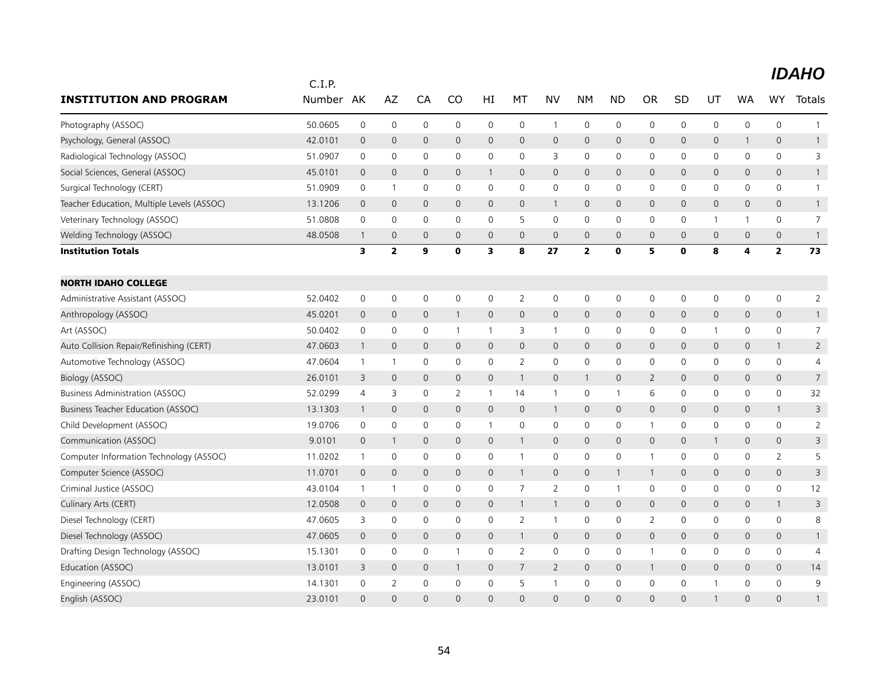## IDAHO

| INSTITUTION AND PROGRAM | C.I.P. Number | AK | AZ | CA | CO | HI | MT | NV | NM | ND | OR | SD | UT | WA | WY | Totals |
|---|---|---|---|---|---|---|---|---|---|---|---|---|---|---|---|---|
| Photography (ASSOC) | 50.0605 | 0 | 0 | 0 | 0 | 0 | 0 | 1 | 0 | 0 | 0 | 0 | 0 | 0 | 0 | 1 |
| Psychology, General (ASSOC) | 42.0101 | 0 | 0 | 0 | 0 | 0 | 0 | 0 | 0 | 0 | 0 | 0 | 0 | 1 | 0 | 1 |
| Radiological Technology (ASSOC) | 51.0907 | 0 | 0 | 0 | 0 | 0 | 0 | 3 | 0 | 0 | 0 | 0 | 0 | 0 | 0 | 3 |
| Social Sciences, General (ASSOC) | 45.0101 | 0 | 0 | 0 | 0 | 1 | 0 | 0 | 0 | 0 | 0 | 0 | 0 | 0 | 0 | 1 |
| Surgical Technology (CERT) | 51.0909 | 0 | 1 | 0 | 0 | 0 | 0 | 0 | 0 | 0 | 0 | 0 | 0 | 0 | 0 | 1 |
| Teacher Education, Multiple Levels (ASSOC) | 13.1206 | 0 | 0 | 0 | 0 | 0 | 0 | 1 | 0 | 0 | 0 | 0 | 0 | 0 | 0 | 1 |
| Veterinary Technology (ASSOC) | 51.0808 | 0 | 0 | 0 | 0 | 0 | 5 | 0 | 0 | 0 | 0 | 0 | 1 | 1 | 0 | 7 |
| Welding Technology (ASSOC) | 48.0508 | 1 | 0 | 0 | 0 | 0 | 0 | 0 | 0 | 0 | 0 | 0 | 0 | 0 | 0 | 1 |
| **Institution Totals** | | **3** | **2** | **9** | **0** | **3** | **8** | **27** | **2** | **0** | **5** | **0** | **8** | **4** | **2** | **73** |
| | | | | | | | | | | | | | | | | |
| **NORTH IDAHO COLLEGE** | | | | | | | | | | | | | | | | |
| Administrative Assistant (ASSOC) | 52.0402 | 0 | 0 | 0 | 0 | 0 | 2 | 0 | 0 | 0 | 0 | 0 | 0 | 0 | 0 | 2 |
| Anthropology (ASSOC) | 45.0201 | 0 | 0 | 0 | 1 | 0 | 0 | 0 | 0 | 0 | 0 | 0 | 0 | 0 | 0 | 1 |
| Art (ASSOC) | 50.0402 | 0 | 0 | 0 | 1 | 1 | 3 | 1 | 0 | 0 | 0 | 0 | 1 | 0 | 0 | 7 |
| Auto Collision Repair/Refinishing (CERT) | 47.0603 | 1 | 0 | 0 | 0 | 0 | 0 | 0 | 0 | 0 | 0 | 0 | 0 | 0 | 1 | 2 |
| Automotive Technology (ASSOC) | 47.0604 | 1 | 1 | 0 | 0 | 0 | 2 | 0 | 0 | 0 | 0 | 0 | 0 | 0 | 0 | 4 |
| Biology (ASSOC) | 26.0101 | 3 | 0 | 0 | 0 | 0 | 1 | 0 | 1 | 0 | 2 | 0 | 0 | 0 | 0 | 7 |
| Business Administration (ASSOC) | 52.0299 | 4 | 3 | 0 | 2 | 1 | 14 | 1 | 0 | 1 | 6 | 0 | 0 | 0 | 0 | 32 |
| Business Teacher Education (ASSOC) | 13.1303 | 1 | 0 | 0 | 0 | 0 | 0 | 1 | 0 | 0 | 0 | 0 | 0 | 0 | 1 | 3 |
| Child Development (ASSOC) | 19.0706 | 0 | 0 | 0 | 0 | 1 | 0 | 0 | 0 | 0 | 1 | 0 | 0 | 0 | 0 | 2 |
| Communication (ASSOC) | 9.0101 | 0 | 1 | 0 | 0 | 0 | 1 | 0 | 0 | 0 | 0 | 0 | 1 | 0 | 0 | 3 |
| Computer Information Technology (ASSOC) | 11.0202 | 1 | 0 | 0 | 0 | 0 | 1 | 0 | 0 | 0 | 1 | 0 | 0 | 0 | 2 | 5 |
| Computer Science (ASSOC) | 11.0701 | 0 | 0 | 0 | 0 | 0 | 1 | 0 | 0 | 1 | 1 | 0 | 0 | 0 | 0 | 3 |
| Criminal Justice (ASSOC) | 43.0104 | 1 | 1 | 0 | 0 | 0 | 7 | 2 | 0 | 1 | 0 | 0 | 0 | 0 | 0 | 12 |
| Culinary Arts (CERT) | 12.0508 | 0 | 0 | 0 | 0 | 0 | 1 | 1 | 0 | 0 | 0 | 0 | 0 | 0 | 1 | 3 |
| Diesel Technology (CERT) | 47.0605 | 3 | 0 | 0 | 0 | 0 | 2 | 1 | 0 | 0 | 2 | 0 | 0 | 0 | 0 | 8 |
| Diesel Technology (ASSOC) | 47.0605 | 0 | 0 | 0 | 0 | 0 | 1 | 0 | 0 | 0 | 0 | 0 | 0 | 0 | 0 | 1 |
| Drafting Design Technology (ASSOC) | 15.1301 | 0 | 0 | 0 | 1 | 0 | 2 | 0 | 0 | 0 | 1 | 0 | 0 | 0 | 0 | 4 |
| Education (ASSOC) | 13.0101 | 3 | 0 | 0 | 1 | 0 | 7 | 2 | 0 | 0 | 1 | 0 | 0 | 0 | 0 | 14 |
| Engineering (ASSOC) | 14.1301 | 0 | 2 | 0 | 0 | 0 | 5 | 1 | 0 | 0 | 0 | 0 | 1 | 0 | 0 | 9 |
| English (ASSOC) | 23.0101 | 0 | 0 | 0 | 0 | 0 | 0 | 0 | 0 | 0 | 0 | 0 | 1 | 0 | 0 | 1 |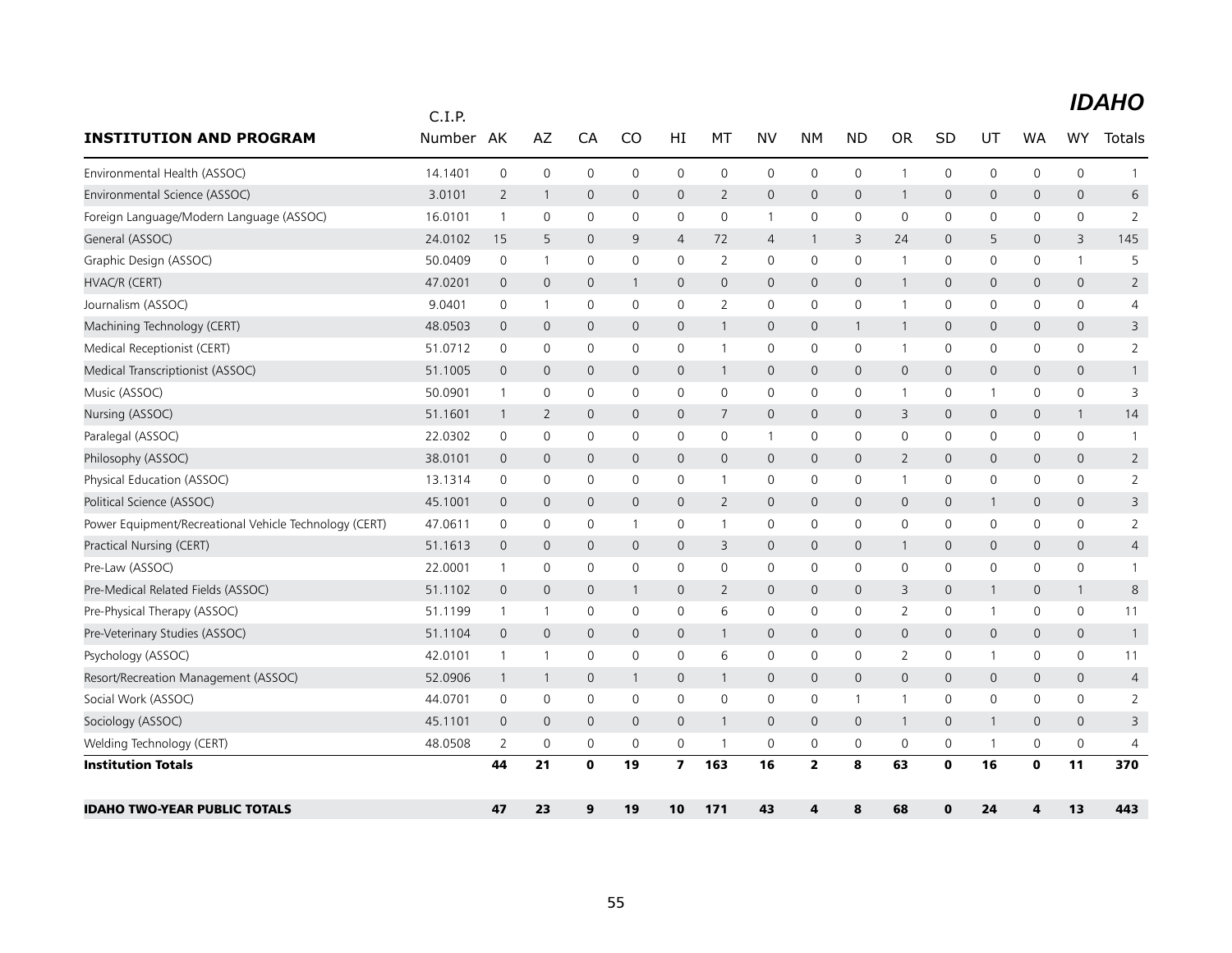## IDAHO

| INSTITUTION AND PROGRAM | C.I.P. Number | AK | AZ | CA | CO | HI | MT | NV | NM | ND | OR | SD | UT | WA | WY | Totals |
|---|---|---|---|---|---|---|---|---|---|---|---|---|---|---|---|---|
| Environmental Health (ASSOC) | 14.1401 | 0 | 0 | 0 | 0 | 0 | 0 | 0 | 0 | 0 | 1 | 0 | 0 | 0 | 0 | 1 |
| Environmental Science (ASSOC) | 3.0101 | 2 | 1 | 0 | 0 | 0 | 2 | 0 | 0 | 0 | 1 | 0 | 0 | 0 | 0 | 6 |
| Foreign Language/Modern Language (ASSOC) | 16.0101 | 1 | 0 | 0 | 0 | 0 | 0 | 1 | 0 | 0 | 0 | 0 | 0 | 0 | 0 | 2 |
| General (ASSOC) | 24.0102 | 15 | 5 | 0 | 9 | 4 | 72 | 4 | 1 | 3 | 24 | 0 | 5 | 0 | 3 | 145 |
| Graphic Design (ASSOC) | 50.0409 | 0 | 1 | 0 | 0 | 0 | 2 | 0 | 0 | 0 | 1 | 0 | 0 | 0 | 1 | 5 |
| HVAC/R (CERT) | 47.0201 | 0 | 0 | 0 | 1 | 0 | 0 | 0 | 0 | 0 | 1 | 0 | 0 | 0 | 0 | 2 |
| Journalism (ASSOC) | 9.0401 | 0 | 1 | 0 | 0 | 0 | 2 | 0 | 0 | 0 | 1 | 0 | 0 | 0 | 0 | 4 |
| Machining Technology (CERT) | 48.0503 | 0 | 0 | 0 | 0 | 0 | 1 | 0 | 0 | 1 | 1 | 0 | 0 | 0 | 0 | 3 |
| Medical Receptionist (CERT) | 51.0712 | 0 | 0 | 0 | 0 | 0 | 1 | 0 | 0 | 0 | 1 | 0 | 0 | 0 | 0 | 2 |
| Medical Transcriptionist (ASSOC) | 51.1005 | 0 | 0 | 0 | 0 | 0 | 1 | 0 | 0 | 0 | 0 | 0 | 0 | 0 | 0 | 1 |
| Music (ASSOC) | 50.0901 | 1 | 0 | 0 | 0 | 0 | 0 | 0 | 0 | 0 | 1 | 0 | 1 | 0 | 0 | 3 |
| Nursing (ASSOC) | 51.1601 | 1 | 2 | 0 | 0 | 0 | 7 | 0 | 0 | 0 | 3 | 0 | 0 | 0 | 1 | 14 |
| Paralegal (ASSOC) | 22.0302 | 0 | 0 | 0 | 0 | 0 | 0 | 1 | 0 | 0 | 0 | 0 | 0 | 0 | 0 | 1 |
| Philosophy (ASSOC) | 38.0101 | 0 | 0 | 0 | 0 | 0 | 0 | 0 | 0 | 0 | 2 | 0 | 0 | 0 | 0 | 2 |
| Physical Education (ASSOC) | 13.1314 | 0 | 0 | 0 | 0 | 0 | 1 | 0 | 0 | 0 | 1 | 0 | 0 | 0 | 0 | 2 |
| Political Science (ASSOC) | 45.1001 | 0 | 0 | 0 | 0 | 0 | 2 | 0 | 0 | 0 | 0 | 0 | 1 | 0 | 0 | 3 |
| Power Equipment/Recreational Vehicle Technology (CERT) | 47.0611 | 0 | 0 | 0 | 1 | 0 | 1 | 0 | 0 | 0 | 0 | 0 | 0 | 0 | 0 | 2 |
| Practical Nursing (CERT) | 51.1613 | 0 | 0 | 0 | 0 | 0 | 3 | 0 | 0 | 0 | 1 | 0 | 0 | 0 | 0 | 4 |
| Pre-Law (ASSOC) | 22.0001 | 1 | 0 | 0 | 0 | 0 | 0 | 0 | 0 | 0 | 0 | 0 | 0 | 0 | 0 | 1 |
| Pre-Medical Related Fields (ASSOC) | 51.1102 | 0 | 0 | 0 | 1 | 0 | 2 | 0 | 0 | 0 | 3 | 0 | 1 | 0 | 1 | 8 |
| Pre-Physical Therapy (ASSOC) | 51.1199 | 1 | 1 | 0 | 0 | 0 | 6 | 0 | 0 | 0 | 2 | 0 | 1 | 0 | 0 | 11 |
| Pre-Veterinary Studies (ASSOC) | 51.1104 | 0 | 0 | 0 | 0 | 0 | 1 | 0 | 0 | 0 | 0 | 0 | 0 | 0 | 0 | 1 |
| Psychology (ASSOC) | 42.0101 | 1 | 1 | 0 | 0 | 0 | 6 | 0 | 0 | 0 | 2 | 0 | 1 | 0 | 0 | 11 |
| Resort/Recreation Management (ASSOC) | 52.0906 | 1 | 1 | 0 | 1 | 0 | 1 | 0 | 0 | 0 | 0 | 0 | 0 | 0 | 0 | 4 |
| Social Work (ASSOC) | 44.0701 | 0 | 0 | 0 | 0 | 0 | 0 | 0 | 0 | 1 | 1 | 0 | 0 | 0 | 0 | 2 |
| Sociology (ASSOC) | 45.1101 | 0 | 0 | 0 | 0 | 0 | 1 | 0 | 0 | 0 | 1 | 0 | 1 | 0 | 0 | 3 |
| Welding Technology (CERT) | 48.0508 | 2 | 0 | 0 | 0 | 0 | 1 | 0 | 0 | 0 | 0 | 0 | 1 | 0 | 0 | 4 |
| **Institution Totals** | | **44** | **21** | **0** | **19** | **7** | **163** | **16** | **2** | **8** | **63** | **0** | **16** | **0** | **11** | **370** |
| **IDAHO TWO-YEAR PUBLIC TOTALS** | | **47** | **23** | **9** | **19** | **10** | **171** | **43** | **4** | **8** | **68** | **0** | **24** | **4** | **13** | **443** |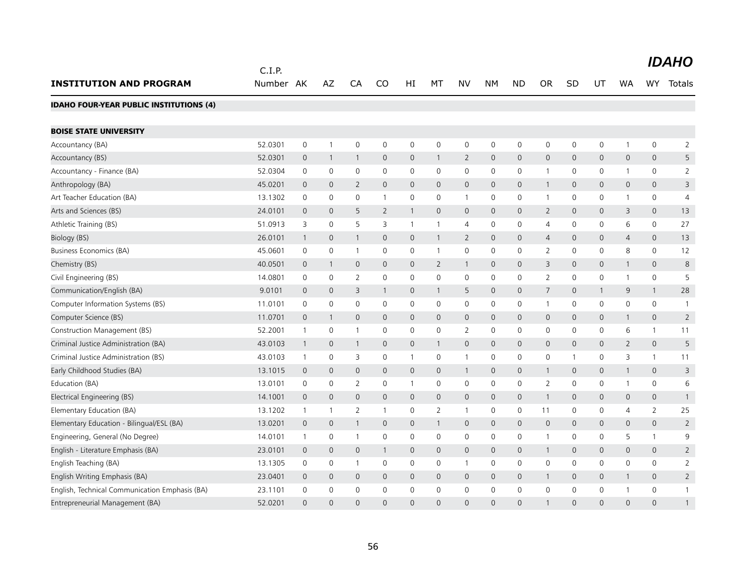# IDAHO

| INSTITUTION AND PROGRAM | C.I.P. Number | AK | AZ | CA | CO | HI | MT | NV | NM | ND | OR | SD | UT | WA | WY | Totals |
|---|---|---|---|---|---|---|---|---|---|---|---|---|---|---|---|---|
| **IDAHO FOUR-YEAR PUBLIC INSTITUTIONS (4)** | | | | | | | | | | | | | | | | |
| **BOISE STATE UNIVERSITY** | | | | | | | | | | | | | | | | |
| Accountancy (BA) | 52.0301 | 0 | 1 | 0 | 0 | 0 | 0 | 0 | 0 | 0 | 0 | 0 | 0 | 1 | 0 | 2 |
| Accountancy (BS) | 52.0301 | 0 | 1 | 1 | 0 | 0 | 1 | 2 | 0 | 0 | 0 | 0 | 0 | 0 | 0 | 5 |
| Accountancy - Finance (BA) | 52.0304 | 0 | 0 | 0 | 0 | 0 | 0 | 0 | 0 | 0 | 1 | 0 | 0 | 1 | 0 | 2 |
| Anthropology (BA) | 45.0201 | 0 | 0 | 2 | 0 | 0 | 0 | 0 | 0 | 0 | 1 | 0 | 0 | 0 | 0 | 3 |
| Art Teacher Education (BA) | 13.1302 | 0 | 0 | 0 | 1 | 0 | 0 | 1 | 0 | 0 | 1 | 0 | 0 | 1 | 0 | 4 |
| Arts and Sciences (BS) | 24.0101 | 0 | 0 | 5 | 2 | 1 | 0 | 0 | 0 | 0 | 2 | 0 | 0 | 3 | 0 | 13 |
| Athletic Training (BS) | 51.0913 | 3 | 0 | 5 | 3 | 1 | 1 | 4 | 0 | 0 | 4 | 0 | 0 | 6 | 0 | 27 |
| Biology (BS) | 26.0101 | 1 | 0 | 1 | 0 | 0 | 1 | 2 | 0 | 0 | 4 | 0 | 0 | 4 | 0 | 13 |
| Business Economics (BA) | 45.0601 | 0 | 0 | 1 | 0 | 0 | 1 | 0 | 0 | 0 | 2 | 0 | 0 | 8 | 0 | 12 |
| Chemistry (BS) | 40.0501 | 0 | 1 | 0 | 0 | 0 | 2 | 1 | 0 | 0 | 3 | 0 | 0 | 1 | 0 | 8 |
| Civil Engineering (BS) | 14.0801 | 0 | 0 | 2 | 0 | 0 | 0 | 0 | 0 | 0 | 2 | 0 | 0 | 1 | 0 | 5 |
| Communication/English (BA) | 9.0101 | 0 | 0 | 3 | 1 | 0 | 1 | 5 | 0 | 0 | 7 | 0 | 1 | 9 | 1 | 28 |
| Computer Information Systems (BS) | 11.0101 | 0 | 0 | 0 | 0 | 0 | 0 | 0 | 0 | 0 | 1 | 0 | 0 | 0 | 0 | 1 |
| Computer Science (BS) | 11.0701 | 0 | 1 | 0 | 0 | 0 | 0 | 0 | 0 | 0 | 0 | 0 | 0 | 1 | 0 | 2 |
| Construction Management (BS) | 52.2001 | 1 | 0 | 1 | 0 | 0 | 0 | 2 | 0 | 0 | 0 | 0 | 0 | 6 | 1 | 11 |
| Criminal Justice Administration (BA) | 43.0103 | 1 | 0 | 1 | 0 | 0 | 1 | 0 | 0 | 0 | 0 | 0 | 0 | 2 | 0 | 5 |
| Criminal Justice Administration (BS) | 43.0103 | 1 | 0 | 3 | 0 | 1 | 0 | 1 | 0 | 0 | 0 | 1 | 0 | 3 | 1 | 11 |
| Early Childhood Studies (BA) | 13.1015 | 0 | 0 | 0 | 0 | 0 | 0 | 1 | 0 | 0 | 1 | 0 | 0 | 1 | 0 | 3 |
| Education (BA) | 13.0101 | 0 | 0 | 2 | 0 | 1 | 0 | 0 | 0 | 0 | 2 | 0 | 0 | 1 | 0 | 6 |
| Electrical Engineering (BS) | 14.1001 | 0 | 0 | 0 | 0 | 0 | 0 | 0 | 0 | 0 | 1 | 0 | 0 | 0 | 0 | 1 |
| Elementary Education (BA) | 13.1202 | 1 | 1 | 2 | 1 | 0 | 2 | 1 | 0 | 0 | 11 | 0 | 0 | 4 | 2 | 25 |
| Elementary Education - Bilingual/ESL (BA) | 13.0201 | 0 | 0 | 1 | 0 | 0 | 1 | 0 | 0 | 0 | 0 | 0 | 0 | 0 | 0 | 2 |
| Engineering, General (No Degree) | 14.0101 | 1 | 0 | 1 | 0 | 0 | 0 | 0 | 0 | 0 | 1 | 0 | 0 | 5 | 1 | 9 |
| English - Literature Emphasis (BA) | 23.0101 | 0 | 0 | 0 | 1 | 0 | 0 | 0 | 0 | 0 | 1 | 0 | 0 | 0 | 0 | 2 |
| English Teaching (BA) | 13.1305 | 0 | 0 | 1 | 0 | 0 | 0 | 1 | 0 | 0 | 0 | 0 | 0 | 0 | 0 | 2 |
| English Writing Emphasis (BA) | 23.0401 | 0 | 0 | 0 | 0 | 0 | 0 | 0 | 0 | 0 | 1 | 0 | 0 | 1 | 0 | 2 |
| English, Technical Communication Emphasis (BA) | 23.1101 | 0 | 0 | 0 | 0 | 0 | 0 | 0 | 0 | 0 | 0 | 0 | 0 | 1 | 0 | 1 |
| Entrepreneurial Management (BA) | 52.0201 | 0 | 0 | 0 | 0 | 0 | 0 | 0 | 0 | 0 | 1 | 0 | 0 | 0 | 0 | 1 |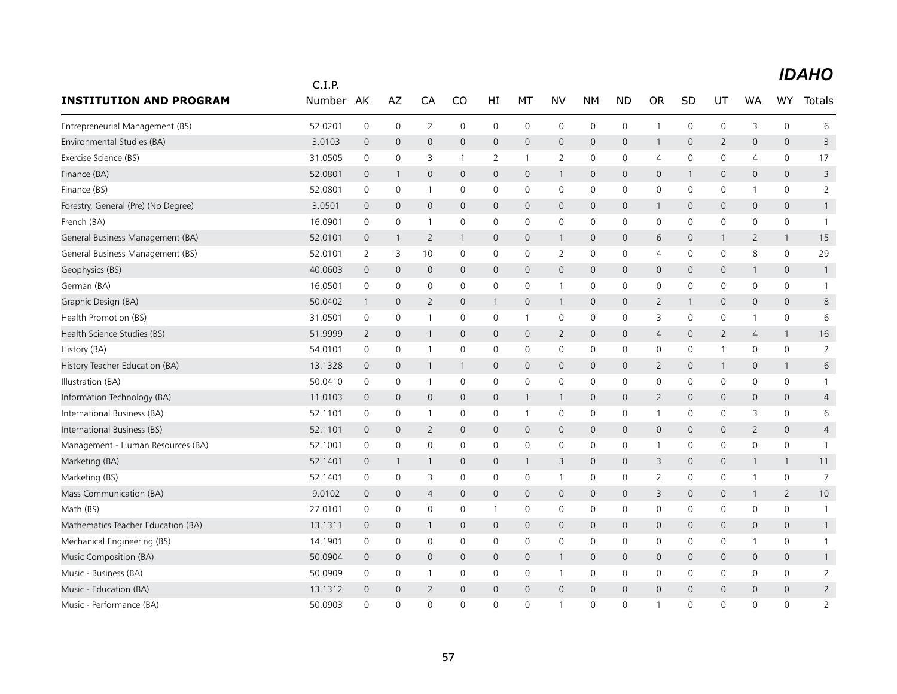# IDAHO

| INSTITUTION AND PROGRAM | C.I.P. Number | AK | AZ | CA | CO | HI | MT | NV | NM | ND | OR | SD | UT | WA | WY | Totals |
|---|---|---|---|---|---|---|---|---|---|---|---|---|---|---|---|---|
| Entrepreneurial Management (BS) | 52.0201 | 0 | 0 | 2 | 0 | 0 | 0 | 0 | 0 | 0 | 1 | 0 | 0 | 3 | 0 | 6 |
| Environmental Studies (BA) | 3.0103 | 0 | 0 | 0 | 0 | 0 | 0 | 0 | 0 | 0 | 1 | 0 | 2 | 0 | 0 | 3 |
| Exercise Science (BS) | 31.0505 | 0 | 0 | 3 | 1 | 2 | 1 | 2 | 0 | 0 | 4 | 0 | 0 | 4 | 0 | 17 |
| Finance (BA) | 52.0801 | 0 | 1 | 0 | 0 | 0 | 0 | 1 | 0 | 0 | 0 | 1 | 0 | 0 | 0 | 3 |
| Finance (BS) | 52.0801 | 0 | 0 | 1 | 0 | 0 | 0 | 0 | 0 | 0 | 0 | 0 | 0 | 1 | 0 | 2 |
| Forestry, General (Pre) (No Degree) | 3.0501 | 0 | 0 | 0 | 0 | 0 | 0 | 0 | 0 | 0 | 1 | 0 | 0 | 0 | 0 | 1 |
| French (BA) | 16.0901 | 0 | 0 | 1 | 0 | 0 | 0 | 0 | 0 | 0 | 0 | 0 | 0 | 0 | 0 | 1 |
| General Business Management (BA) | 52.0101 | 0 | 1 | 2 | 1 | 0 | 0 | 1 | 0 | 0 | 6 | 0 | 1 | 2 | 1 | 15 |
| General Business Management (BS) | 52.0101 | 2 | 3 | 10 | 0 | 0 | 0 | 2 | 0 | 0 | 4 | 0 | 0 | 8 | 0 | 29 |
| Geophysics (BS) | 40.0603 | 0 | 0 | 0 | 0 | 0 | 0 | 0 | 0 | 0 | 0 | 0 | 0 | 1 | 0 | 1 |
| German (BA) | 16.0501 | 0 | 0 | 0 | 0 | 0 | 0 | 1 | 0 | 0 | 0 | 0 | 0 | 0 | 0 | 1 |
| Graphic Design (BA) | 50.0402 | 1 | 0 | 2 | 0 | 1 | 0 | 1 | 0 | 0 | 2 | 1 | 0 | 0 | 0 | 8 |
| Health Promotion (BS) | 31.0501 | 0 | 0 | 1 | 0 | 0 | 1 | 0 | 0 | 0 | 3 | 0 | 0 | 1 | 0 | 6 |
| Health Science Studies (BS) | 51.9999 | 2 | 0 | 1 | 0 | 0 | 0 | 2 | 0 | 0 | 4 | 0 | 2 | 4 | 1 | 16 |
| History (BA) | 54.0101 | 0 | 0 | 1 | 0 | 0 | 0 | 0 | 0 | 0 | 0 | 0 | 1 | 0 | 0 | 2 |
| History Teacher Education (BA) | 13.1328 | 0 | 0 | 1 | 1 | 0 | 0 | 0 | 0 | 0 | 2 | 0 | 1 | 0 | 1 | 6 |
| Illustration (BA) | 50.0410 | 0 | 0 | 1 | 0 | 0 | 0 | 0 | 0 | 0 | 0 | 0 | 0 | 0 | 0 | 1 |
| Information Technology (BA) | 11.0103 | 0 | 0 | 0 | 0 | 0 | 1 | 1 | 0 | 0 | 2 | 0 | 0 | 0 | 0 | 4 |
| International Business (BA) | 52.1101 | 0 | 0 | 1 | 0 | 0 | 1 | 0 | 0 | 0 | 1 | 0 | 0 | 3 | 0 | 6 |
| International Business (BS) | 52.1101 | 0 | 0 | 2 | 0 | 0 | 0 | 0 | 0 | 0 | 0 | 0 | 0 | 2 | 0 | 4 |
| Management - Human Resources (BA) | 52.1001 | 0 | 0 | 0 | 0 | 0 | 0 | 0 | 0 | 0 | 1 | 0 | 0 | 0 | 0 | 1 |
| Marketing (BA) | 52.1401 | 0 | 1 | 1 | 0 | 0 | 1 | 3 | 0 | 0 | 3 | 0 | 0 | 1 | 1 | 11 |
| Marketing (BS) | 52.1401 | 0 | 0 | 3 | 0 | 0 | 0 | 1 | 0 | 0 | 2 | 0 | 0 | 1 | 0 | 7 |
| Mass Communication (BA) | 9.0102 | 0 | 0 | 4 | 0 | 0 | 0 | 0 | 0 | 0 | 3 | 0 | 0 | 1 | 2 | 10 |
| Math (BS) | 27.0101 | 0 | 0 | 0 | 0 | 1 | 0 | 0 | 0 | 0 | 0 | 0 | 0 | 0 | 0 | 1 |
| Mathematics Teacher Education (BA) | 13.1311 | 0 | 0 | 1 | 0 | 0 | 0 | 0 | 0 | 0 | 0 | 0 | 0 | 0 | 0 | 1 |
| Mechanical Engineering (BS) | 14.1901 | 0 | 0 | 0 | 0 | 0 | 0 | 0 | 0 | 0 | 0 | 0 | 0 | 1 | 0 | 1 |
| Music Composition (BA) | 50.0904 | 0 | 0 | 0 | 0 | 0 | 0 | 1 | 0 | 0 | 0 | 0 | 0 | 0 | 0 | 1 |
| Music - Business (BA) | 50.0909 | 0 | 0 | 1 | 0 | 0 | 0 | 1 | 0 | 0 | 0 | 0 | 0 | 0 | 0 | 2 |
| Music - Education (BA) | 13.1312 | 0 | 0 | 2 | 0 | 0 | 0 | 0 | 0 | 0 | 0 | 0 | 0 | 0 | 0 | 2 |
| Music - Performance (BA) | 50.0903 | 0 | 0 | 0 | 0 | 0 | 0 | 1 | 0 | 0 | 1 | 0 | 0 | 0 | 0 | 2 |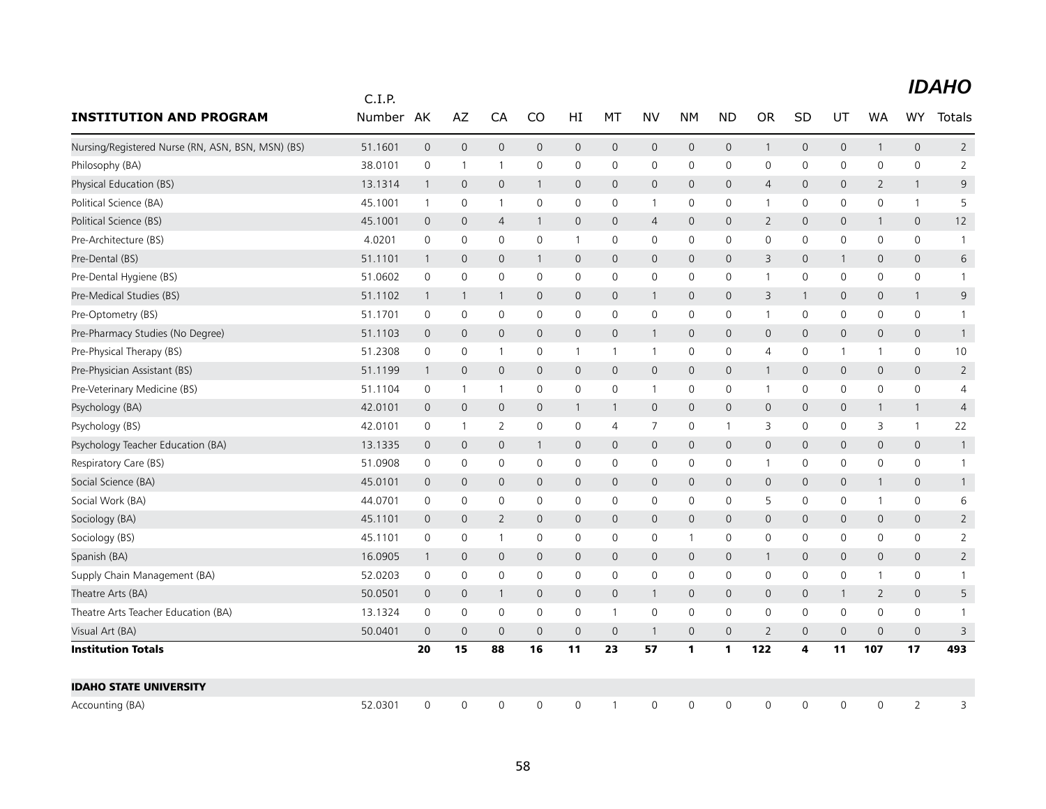## IDAHO

| INSTITUTION AND PROGRAM | C.I.P. Number | AK | AZ | CA | CO | HI | MT | NV | NM | ND | OR | SD | UT | WA | WY | Totals |
|---|---|---|---|---|---|---|---|---|---|---|---|---|---|---|---|---|
| Nursing/Registered Nurse (RN, ASN, BSN, MSN) (BS) | 51.1601 | 0 | 0 | 0 | 0 | 0 | 0 | 0 | 0 | 0 | 1 | 0 | 0 | 1 | 0 | 2 |
| Philosophy (BA) | 38.0101 | 0 | 1 | 1 | 0 | 0 | 0 | 0 | 0 | 0 | 0 | 0 | 0 | 0 | 0 | 2 |
| Physical Education (BS) | 13.1314 | 1 | 0 | 0 | 1 | 0 | 0 | 0 | 0 | 0 | 4 | 0 | 0 | 2 | 1 | 9 |
| Political Science (BA) | 45.1001 | 1 | 0 | 1 | 0 | 0 | 0 | 1 | 0 | 0 | 1 | 0 | 0 | 0 | 1 | 5 |
| Political Science (BS) | 45.1001 | 0 | 0 | 4 | 1 | 0 | 0 | 4 | 0 | 0 | 2 | 0 | 0 | 1 | 0 | 12 |
| Pre-Architecture (BS) | 4.0201 | 0 | 0 | 0 | 0 | 1 | 0 | 0 | 0 | 0 | 0 | 0 | 0 | 0 | 0 | 1 |
| Pre-Dental (BS) | 51.1101 | 1 | 0 | 0 | 1 | 0 | 0 | 0 | 0 | 0 | 3 | 0 | 1 | 0 | 0 | 6 |
| Pre-Dental Hygiene (BS) | 51.0602 | 0 | 0 | 0 | 0 | 0 | 0 | 0 | 0 | 0 | 1 | 0 | 0 | 0 | 0 | 1 |
| Pre-Medical Studies (BS) | 51.1102 | 1 | 1 | 1 | 0 | 0 | 0 | 1 | 0 | 0 | 3 | 1 | 0 | 0 | 1 | 9 |
| Pre-Optometry (BS) | 51.1701 | 0 | 0 | 0 | 0 | 0 | 0 | 0 | 0 | 0 | 1 | 0 | 0 | 0 | 0 | 1 |
| Pre-Pharmacy Studies (No Degree) | 51.1103 | 0 | 0 | 0 | 0 | 0 | 0 | 1 | 0 | 0 | 0 | 0 | 0 | 0 | 0 | 1 |
| Pre-Physical Therapy (BS) | 51.2308 | 0 | 0 | 1 | 0 | 1 | 1 | 1 | 0 | 0 | 4 | 0 | 1 | 1 | 0 | 10 |
| Pre-Physician Assistant (BS) | 51.1199 | 1 | 0 | 0 | 0 | 0 | 0 | 0 | 0 | 0 | 1 | 0 | 0 | 0 | 0 | 2 |
| Pre-Veterinary Medicine (BS) | 51.1104 | 0 | 1 | 1 | 0 | 0 | 0 | 1 | 0 | 0 | 1 | 0 | 0 | 0 | 0 | 4 |
| Psychology (BA) | 42.0101 | 0 | 0 | 0 | 0 | 1 | 1 | 0 | 0 | 0 | 0 | 0 | 0 | 1 | 1 | 4 |
| Psychology (BS) | 42.0101 | 0 | 1 | 2 | 0 | 0 | 4 | 7 | 0 | 1 | 3 | 0 | 0 | 3 | 1 | 22 |
| Psychology Teacher Education (BA) | 13.1335 | 0 | 0 | 0 | 1 | 0 | 0 | 0 | 0 | 0 | 0 | 0 | 0 | 0 | 0 | 1 |
| Respiratory Care (BS) | 51.0908 | 0 | 0 | 0 | 0 | 0 | 0 | 0 | 0 | 0 | 1 | 0 | 0 | 0 | 0 | 1 |
| Social Science (BA) | 45.0101 | 0 | 0 | 0 | 0 | 0 | 0 | 0 | 0 | 0 | 0 | 0 | 0 | 1 | 0 | 1 |
| Social Work (BA) | 44.0701 | 0 | 0 | 0 | 0 | 0 | 0 | 0 | 0 | 0 | 5 | 0 | 0 | 1 | 0 | 6 |
| Sociology (BA) | 45.1101 | 0 | 0 | 2 | 0 | 0 | 0 | 0 | 0 | 0 | 0 | 0 | 0 | 0 | 0 | 2 |
| Sociology (BS) | 45.1101 | 0 | 0 | 1 | 0 | 0 | 0 | 0 | 1 | 0 | 0 | 0 | 0 | 0 | 0 | 2 |
| Spanish (BA) | 16.0905 | 1 | 0 | 0 | 0 | 0 | 0 | 0 | 0 | 0 | 1 | 0 | 0 | 0 | 0 | 2 |
| Supply Chain Management (BA) | 52.0203 | 0 | 0 | 0 | 0 | 0 | 0 | 0 | 0 | 0 | 0 | 0 | 0 | 1 | 0 | 1 |
| Theatre Arts (BA) | 50.0501 | 0 | 0 | 1 | 0 | 0 | 0 | 1 | 0 | 0 | 0 | 0 | 1 | 2 | 0 | 5 |
| Theatre Arts Teacher Education (BA) | 13.1324 | 0 | 0 | 0 | 0 | 0 | 1 | 0 | 0 | 0 | 0 | 0 | 0 | 0 | 0 | 1 |
| Visual Art (BA) | 50.0401 | 0 | 0 | 0 | 0 | 0 | 0 | 1 | 0 | 0 | 2 | 0 | 0 | 0 | 0 | 3 |
| **Institution Totals** | | **20** | **15** | **88** | **16** | **11** | **23** | **57** | **1** | **1** | **122** | **4** | **11** | **107** | **17** | **493** |
| | | | | | | | | | | | | | | | | |
| **IDAHO STATE UNIVERSITY** | | | | | | | | | | | | | | | | |
| Accounting (BA) | 52.0301 | 0 | 0 | 0 | 0 | 0 | 1 | 0 | 0 | 0 | 0 | 0 | 0 | 0 | 2 | 3 |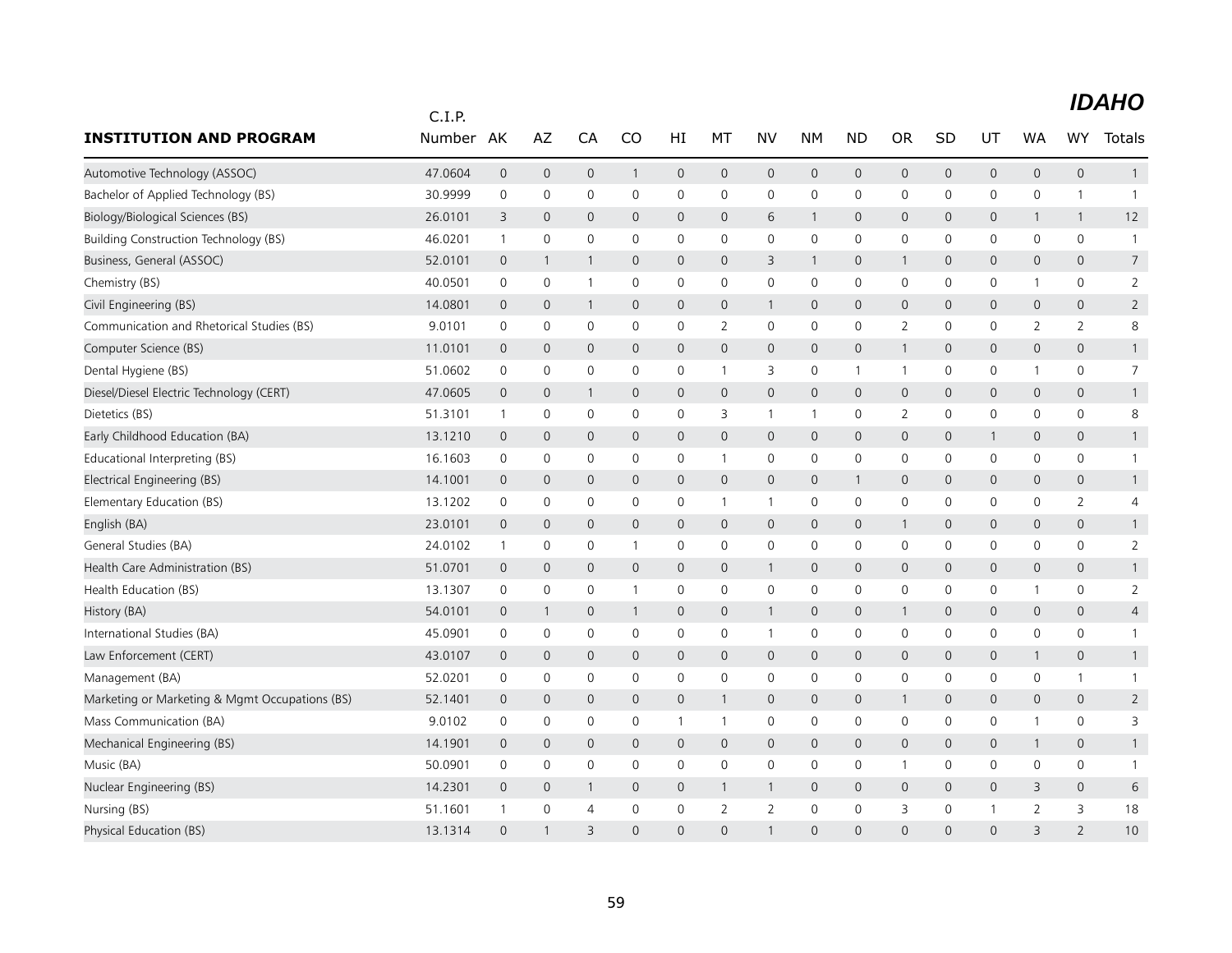# IDAHO

| INSTITUTION AND PROGRAM | C.I.P. Number | AK | AZ | CA | CO | HI | MT | NV | NM | ND | OR | SD | UT | WA | WY | Totals |
|---|---|---|---|---|---|---|---|---|---|---|---|---|---|---|---|---|
| Automotive Technology (ASSOC) | 47.0604 | 0 | 0 | 0 | 1 | 0 | 0 | 0 | 0 | 0 | 0 | 0 | 0 | 0 | 0 | 1 |
| Bachelor of Applied Technology (BS) | 30.9999 | 0 | 0 | 0 | 0 | 0 | 0 | 0 | 0 | 0 | 0 | 0 | 0 | 0 | 1 | 1 |
| Biology/Biological Sciences (BS) | 26.0101 | 3 | 0 | 0 | 0 | 0 | 0 | 6 | 1 | 0 | 0 | 0 | 0 | 1 | 1 | 12 |
| Building Construction Technology (BS) | 46.0201 | 1 | 0 | 0 | 0 | 0 | 0 | 0 | 0 | 0 | 0 | 0 | 0 | 0 | 0 | 1 |
| Business, General (ASSOC) | 52.0101 | 0 | 1 | 1 | 0 | 0 | 0 | 3 | 1 | 0 | 1 | 0 | 0 | 0 | 0 | 7 |
| Chemistry (BS) | 40.0501 | 0 | 0 | 1 | 0 | 0 | 0 | 0 | 0 | 0 | 0 | 0 | 0 | 1 | 0 | 2 |
| Civil Engineering (BS) | 14.0801 | 0 | 0 | 1 | 0 | 0 | 0 | 1 | 0 | 0 | 0 | 0 | 0 | 0 | 0 | 2 |
| Communication and Rhetorical Studies (BS) | 9.0101 | 0 | 0 | 0 | 0 | 0 | 2 | 0 | 0 | 0 | 2 | 0 | 0 | 2 | 2 | 8 |
| Computer Science (BS) | 11.0101 | 0 | 0 | 0 | 0 | 0 | 0 | 0 | 0 | 0 | 1 | 0 | 0 | 0 | 0 | 1 |
| Dental Hygiene (BS) | 51.0602 | 0 | 0 | 0 | 0 | 0 | 1 | 3 | 0 | 1 | 1 | 0 | 0 | 1 | 0 | 7 |
| Diesel/Diesel Electric Technology (CERT) | 47.0605 | 0 | 0 | 1 | 0 | 0 | 0 | 0 | 0 | 0 | 0 | 0 | 0 | 0 | 0 | 1 |
| Dietetics (BS) | 51.3101 | 1 | 0 | 0 | 0 | 0 | 3 | 1 | 1 | 0 | 2 | 0 | 0 | 0 | 0 | 8 |
| Early Childhood Education (BA) | 13.1210 | 0 | 0 | 0 | 0 | 0 | 0 | 0 | 0 | 0 | 0 | 0 | 1 | 0 | 0 | 1 |
| Educational Interpreting (BS) | 16.1603 | 0 | 0 | 0 | 0 | 0 | 1 | 0 | 0 | 0 | 0 | 0 | 0 | 0 | 0 | 1 |
| Electrical Engineering (BS) | 14.1001 | 0 | 0 | 0 | 0 | 0 | 0 | 0 | 0 | 1 | 0 | 0 | 0 | 0 | 0 | 1 |
| Elementary Education (BS) | 13.1202 | 0 | 0 | 0 | 0 | 0 | 1 | 1 | 0 | 0 | 0 | 0 | 0 | 0 | 2 | 4 |
| English (BA) | 23.0101 | 0 | 0 | 0 | 0 | 0 | 0 | 0 | 0 | 0 | 1 | 0 | 0 | 0 | 0 | 1 |
| General Studies (BA) | 24.0102 | 1 | 0 | 0 | 1 | 0 | 0 | 0 | 0 | 0 | 0 | 0 | 0 | 0 | 0 | 2 |
| Health Care Administration (BS) | 51.0701 | 0 | 0 | 0 | 0 | 0 | 0 | 1 | 0 | 0 | 0 | 0 | 0 | 0 | 0 | 1 |
| Health Education (BS) | 13.1307 | 0 | 0 | 0 | 1 | 0 | 0 | 0 | 0 | 0 | 0 | 0 | 0 | 1 | 0 | 2 |
| History (BA) | 54.0101 | 0 | 1 | 0 | 1 | 0 | 0 | 1 | 0 | 0 | 1 | 0 | 0 | 0 | 0 | 4 |
| International Studies (BA) | 45.0901 | 0 | 0 | 0 | 0 | 0 | 0 | 1 | 0 | 0 | 0 | 0 | 0 | 0 | 0 | 1 |
| Law Enforcement (CERT) | 43.0107 | 0 | 0 | 0 | 0 | 0 | 0 | 0 | 0 | 0 | 0 | 0 | 0 | 1 | 0 | 1 |
| Management (BA) | 52.0201 | 0 | 0 | 0 | 0 | 0 | 0 | 0 | 0 | 0 | 0 | 0 | 0 | 0 | 1 | 1 |
| Marketing or Marketing & Mgmt Occupations (BS) | 52.1401 | 0 | 0 | 0 | 0 | 0 | 1 | 0 | 0 | 0 | 1 | 0 | 0 | 0 | 0 | 2 |
| Mass Communication (BA) | 9.0102 | 0 | 0 | 0 | 0 | 1 | 1 | 0 | 0 | 0 | 0 | 0 | 0 | 1 | 0 | 3 |
| Mechanical Engineering (BS) | 14.1901 | 0 | 0 | 0 | 0 | 0 | 0 | 0 | 0 | 0 | 0 | 0 | 0 | 1 | 0 | 1 |
| Music (BA) | 50.0901 | 0 | 0 | 0 | 0 | 0 | 0 | 0 | 0 | 0 | 1 | 0 | 0 | 0 | 0 | 1 |
| Nuclear Engineering (BS) | 14.2301 | 0 | 0 | 1 | 0 | 0 | 1 | 1 | 0 | 0 | 0 | 0 | 0 | 3 | 0 | 6 |
| Nursing (BS) | 51.1601 | 1 | 0 | 4 | 0 | 0 | 2 | 2 | 0 | 0 | 3 | 0 | 1 | 2 | 3 | 18 |
| Physical Education (BS) | 13.1314 | 0 | 1 | 3 | 0 | 0 | 0 | 1 | 0 | 0 | 0 | 0 | 0 | 3 | 2 | 10 |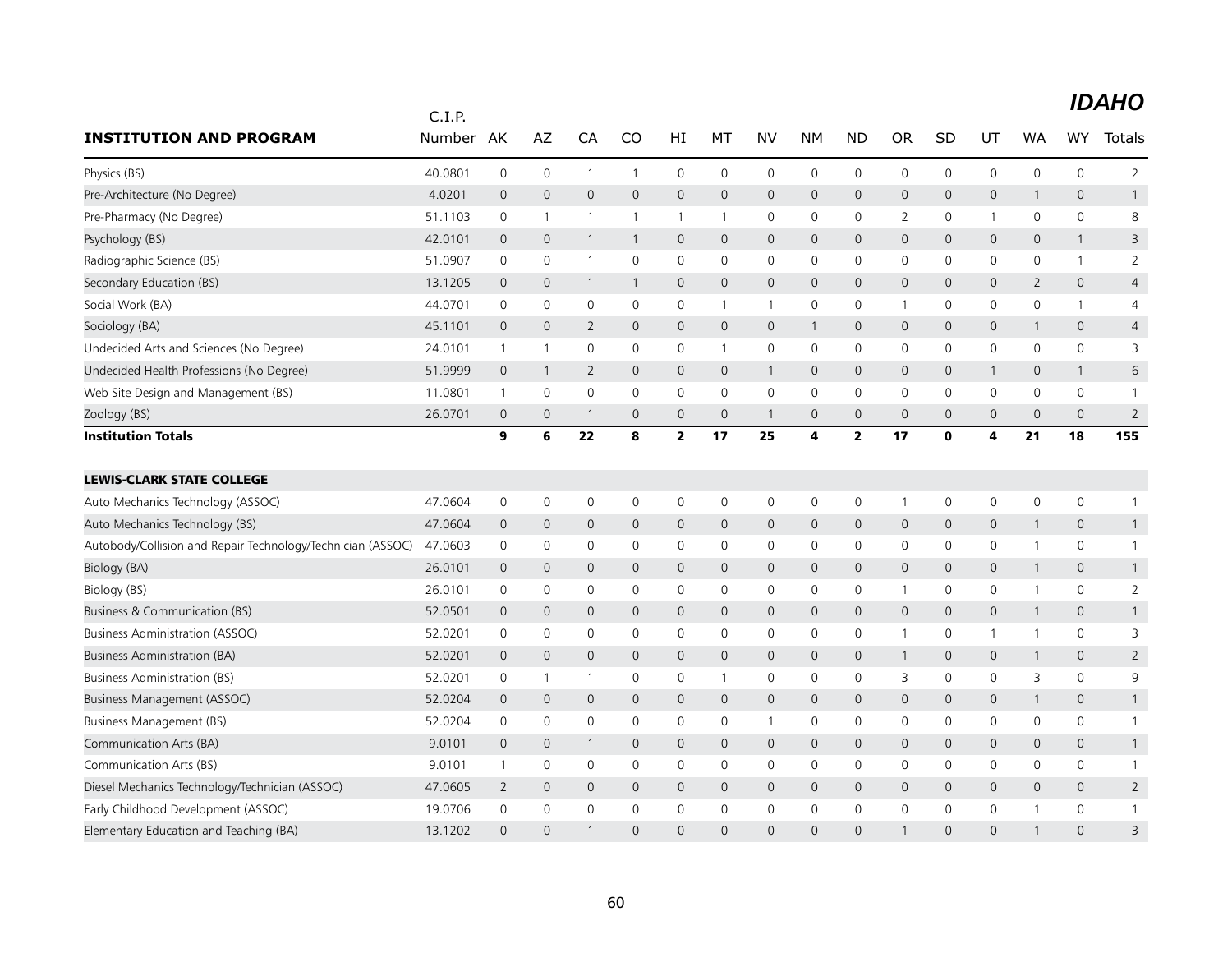# IDAHO

| INSTITUTION AND PROGRAM | C.I.P. Number | AK | AZ | CA | CO | HI | MT | NV | NM | ND | OR | SD | UT | WA | WY | Totals |
|---|---|---|---|---|---|---|---|---|---|---|---|---|---|---|---|---|
| Physics (BS) | 40.0801 | 0 | 0 | 1 | 1 | 0 | 0 | 0 | 0 | 0 | 0 | 0 | 0 | 0 | 0 | 2 |
| Pre-Architecture (No Degree) | 4.0201 | 0 | 0 | 0 | 0 | 0 | 0 | 0 | 0 | 0 | 0 | 0 | 0 | 1 | 0 | 1 |
| Pre-Pharmacy (No Degree) | 51.1103 | 0 | 1 | 1 | 1 | 1 | 1 | 0 | 0 | 0 | 2 | 0 | 1 | 0 | 0 | 8 |
| Psychology (BS) | 42.0101 | 0 | 0 | 1 | 1 | 0 | 0 | 0 | 0 | 0 | 0 | 0 | 0 | 0 | 1 | 3 |
| Radiographic Science (BS) | 51.0907 | 0 | 0 | 1 | 0 | 0 | 0 | 0 | 0 | 0 | 0 | 0 | 0 | 0 | 1 | 2 |
| Secondary Education (BS) | 13.1205 | 0 | 0 | 1 | 1 | 0 | 0 | 0 | 0 | 0 | 0 | 0 | 0 | 2 | 0 | 4 |
| Social Work (BA) | 44.0701 | 0 | 0 | 0 | 0 | 0 | 1 | 1 | 0 | 0 | 1 | 0 | 0 | 0 | 1 | 4 |
| Sociology (BA) | 45.1101 | 0 | 0 | 2 | 0 | 0 | 0 | 0 | 1 | 0 | 0 | 0 | 0 | 1 | 0 | 4 |
| Undecided Arts and Sciences (No Degree) | 24.0101 | 1 | 1 | 0 | 0 | 0 | 1 | 0 | 0 | 0 | 0 | 0 | 0 | 0 | 0 | 3 |
| Undecided Health Professions (No Degree) | 51.9999 | 0 | 1 | 2 | 0 | 0 | 0 | 1 | 0 | 0 | 0 | 0 | 1 | 0 | 1 | 6 |
| Web Site Design and Management (BS) | 11.0801 | 1 | 0 | 0 | 0 | 0 | 0 | 0 | 0 | 0 | 0 | 0 | 0 | 0 | 0 | 1 |
| Zoology (BS) | 26.0701 | 0 | 0 | 1 | 0 | 0 | 0 | 1 | 0 | 0 | 0 | 0 | 0 | 0 | 0 | 2 |
| **Institution Totals** | | **9** | **6** | **22** | **8** | **2** | **17** | **25** | **4** | **2** | **17** | **0** | **4** | **21** | **18** | **155** |
| | | | | | | | | | | | | | | | | |
| **LEWIS-CLARK STATE COLLEGE** | | | | | | | | | | | | | | | | |
| Auto Mechanics Technology (ASSOC) | 47.0604 | 0 | 0 | 0 | 0 | 0 | 0 | 0 | 0 | 0 | 1 | 0 | 0 | 0 | 0 | 1 |
| Auto Mechanics Technology (BS) | 47.0604 | 0 | 0 | 0 | 0 | 0 | 0 | 0 | 0 | 0 | 0 | 0 | 0 | 1 | 0 | 1 |
| Autobody/Collision and Repair Technology/Technician (ASSOC) | 47.0603 | 0 | 0 | 0 | 0 | 0 | 0 | 0 | 0 | 0 | 0 | 0 | 0 | 1 | 0 | 1 |
| Biology (BA) | 26.0101 | 0 | 0 | 0 | 0 | 0 | 0 | 0 | 0 | 0 | 0 | 0 | 0 | 1 | 0 | 1 |
| Biology (BS) | 26.0101 | 0 | 0 | 0 | 0 | 0 | 0 | 0 | 0 | 0 | 1 | 0 | 0 | 1 | 0 | 2 |
| Business & Communication (BS) | 52.0501 | 0 | 0 | 0 | 0 | 0 | 0 | 0 | 0 | 0 | 0 | 0 | 0 | 1 | 0 | 1 |
| Business Administration (ASSOC) | 52.0201 | 0 | 0 | 0 | 0 | 0 | 0 | 0 | 0 | 0 | 1 | 0 | 1 | 1 | 0 | 3 |
| Business Administration (BA) | 52.0201 | 0 | 0 | 0 | 0 | 0 | 0 | 0 | 0 | 0 | 1 | 0 | 0 | 1 | 0 | 2 |
| Business Administration (BS) | 52.0201 | 0 | 1 | 1 | 0 | 0 | 1 | 0 | 0 | 0 | 3 | 0 | 0 | 3 | 0 | 9 |
| Business Management (ASSOC) | 52.0204 | 0 | 0 | 0 | 0 | 0 | 0 | 0 | 0 | 0 | 0 | 0 | 0 | 1 | 0 | 1 |
| Business Management (BS) | 52.0204 | 0 | 0 | 0 | 0 | 0 | 0 | 1 | 0 | 0 | 0 | 0 | 0 | 0 | 0 | 1 |
| Communication Arts (BA) | 9.0101 | 0 | 0 | 1 | 0 | 0 | 0 | 0 | 0 | 0 | 0 | 0 | 0 | 0 | 0 | 1 |
| Communication Arts (BS) | 9.0101 | 1 | 0 | 0 | 0 | 0 | 0 | 0 | 0 | 0 | 0 | 0 | 0 | 0 | 0 | 1 |
| Diesel Mechanics Technology/Technician (ASSOC) | 47.0605 | 2 | 0 | 0 | 0 | 0 | 0 | 0 | 0 | 0 | 0 | 0 | 0 | 0 | 0 | 2 |
| Early Childhood Development (ASSOC) | 19.0706 | 0 | 0 | 0 | 0 | 0 | 0 | 0 | 0 | 0 | 0 | 0 | 0 | 1 | 0 | 1 |
| Elementary Education and Teaching (BA) | 13.1202 | 0 | 0 | 1 | 0 | 0 | 0 | 0 | 0 | 0 | 1 | 0 | 0 | 1 | 0 | 3 |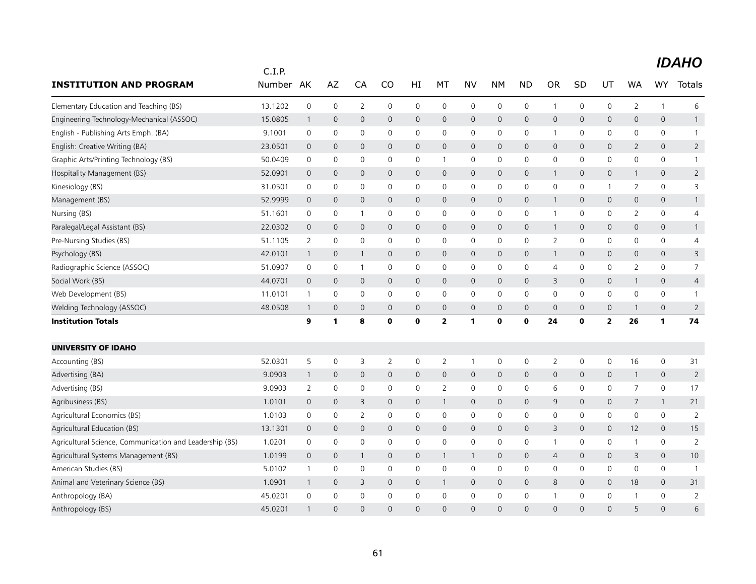# IDAHO

| INSTITUTION AND PROGRAM | C.I.P. Number | AK | AZ | CA | CO | HI | MT | NV | NM | ND | OR | SD | UT | WA | WY | Totals |
|---|---|---|---|---|---|---|---|---|---|---|---|---|---|---|---|---|
| Elementary Education and Teaching (BS) | 13.1202 | 0 | 0 | 2 | 0 | 0 | 0 | 0 | 0 | 0 | 1 | 0 | 0 | 2 | 1 | 6 |
| Engineering Technology-Mechanical (ASSOC) | 15.0805 | 1 | 0 | 0 | 0 | 0 | 0 | 0 | 0 | 0 | 0 | 0 | 0 | 0 | 0 | 1 |
| English - Publishing Arts Emph. (BA) | 9.1001 | 0 | 0 | 0 | 0 | 0 | 0 | 0 | 0 | 0 | 1 | 0 | 0 | 0 | 0 | 1 |
| English: Creative Writing (BA) | 23.0501 | 0 | 0 | 0 | 0 | 0 | 0 | 0 | 0 | 0 | 0 | 0 | 0 | 2 | 0 | 2 |
| Graphic Arts/Printing Technology (BS) | 50.0409 | 0 | 0 | 0 | 0 | 0 | 1 | 0 | 0 | 0 | 0 | 0 | 0 | 0 | 0 | 1 |
| Hospitality Management (BS) | 52.0901 | 0 | 0 | 0 | 0 | 0 | 0 | 0 | 0 | 0 | 1 | 0 | 0 | 1 | 0 | 2 |
| Kinesiology (BS) | 31.0501 | 0 | 0 | 0 | 0 | 0 | 0 | 0 | 0 | 0 | 0 | 0 | 1 | 2 | 0 | 3 |
| Management (BS) | 52.9999 | 0 | 0 | 0 | 0 | 0 | 0 | 0 | 0 | 0 | 1 | 0 | 0 | 0 | 0 | 1 |
| Nursing (BS) | 51.1601 | 0 | 0 | 1 | 0 | 0 | 0 | 0 | 0 | 0 | 1 | 0 | 0 | 2 | 0 | 4 |
| Paralegal/Legal Assistant (BS) | 22.0302 | 0 | 0 | 0 | 0 | 0 | 0 | 0 | 0 | 0 | 1 | 0 | 0 | 0 | 0 | 1 |
| Pre-Nursing Studies (BS) | 51.1105 | 2 | 0 | 0 | 0 | 0 | 0 | 0 | 0 | 0 | 2 | 0 | 0 | 0 | 0 | 4 |
| Psychology (BS) | 42.0101 | 1 | 0 | 1 | 0 | 0 | 0 | 0 | 0 | 0 | 1 | 0 | 0 | 0 | 0 | 3 |
| Radiographic Science (ASSOC) | 51.0907 | 0 | 0 | 1 | 0 | 0 | 0 | 0 | 0 | 0 | 4 | 0 | 0 | 2 | 0 | 7 |
| Social Work (BS) | 44.0701 | 0 | 0 | 0 | 0 | 0 | 0 | 0 | 0 | 0 | 3 | 0 | 0 | 1 | 0 | 4 |
| Web Development (BS) | 11.0101 | 1 | 0 | 0 | 0 | 0 | 0 | 0 | 0 | 0 | 0 | 0 | 0 | 0 | 0 | 1 |
| Welding Technology (ASSOC) | 48.0508 | 1 | 0 | 0 | 0 | 0 | 0 | 0 | 0 | 0 | 0 | 0 | 0 | 1 | 0 | 2 |
| **Institution Totals** | | **9** | **1** | **8** | **0** | **0** | **2** | **1** | **0** | **0** | **24** | **0** | **2** | **26** | **1** | **74** |
| | | | | | | | | | | | | | | | | |
| **UNIVERSITY OF IDAHO** | | | | | | | | | | | | | | | | |
| Accounting (BS) | 52.0301 | 5 | 0 | 3 | 2 | 0 | 2 | 1 | 0 | 0 | 2 | 0 | 0 | 16 | 0 | 31 |
| Advertising (BA) | 9.0903 | 1 | 0 | 0 | 0 | 0 | 0 | 0 | 0 | 0 | 0 | 0 | 0 | 1 | 0 | 2 |
| Advertising (BS) | 9.0903 | 2 | 0 | 0 | 0 | 0 | 2 | 0 | 0 | 0 | 6 | 0 | 0 | 7 | 0 | 17 |
| Agribusiness (BS) | 1.0101 | 0 | 0 | 3 | 0 | 0 | 1 | 0 | 0 | 0 | 9 | 0 | 0 | 7 | 1 | 21 |
| Agricultural Economics (BS) | 1.0103 | 0 | 0 | 2 | 0 | 0 | 0 | 0 | 0 | 0 | 0 | 0 | 0 | 0 | 0 | 2 |
| Agricultural Education (BS) | 13.1301 | 0 | 0 | 0 | 0 | 0 | 0 | 0 | 0 | 0 | 3 | 0 | 0 | 12 | 0 | 15 |
| Agricultural Science, Communication and Leadership (BS) | 1.0201 | 0 | 0 | 0 | 0 | 0 | 0 | 0 | 0 | 0 | 1 | 0 | 0 | 1 | 0 | 2 |
| Agricultural Systems Management (BS) | 1.0199 | 0 | 0 | 1 | 0 | 0 | 1 | 1 | 0 | 0 | 4 | 0 | 0 | 3 | 0 | 10 |
| American Studies (BS) | 5.0102 | 1 | 0 | 0 | 0 | 0 | 0 | 0 | 0 | 0 | 0 | 0 | 0 | 0 | 0 | 1 |
| Animal and Veterinary Science (BS) | 1.0901 | 1 | 0 | 3 | 0 | 0 | 1 | 0 | 0 | 0 | 8 | 0 | 0 | 18 | 0 | 31 |
| Anthropology (BA) | 45.0201 | 0 | 0 | 0 | 0 | 0 | 0 | 0 | 0 | 0 | 1 | 0 | 0 | 1 | 0 | 2 |
| Anthropology (BS) | 45.0201 | 1 | 0 | 0 | 0 | 0 | 0 | 0 | 0 | 0 | 0 | 0 | 0 | 5 | 0 | 6 |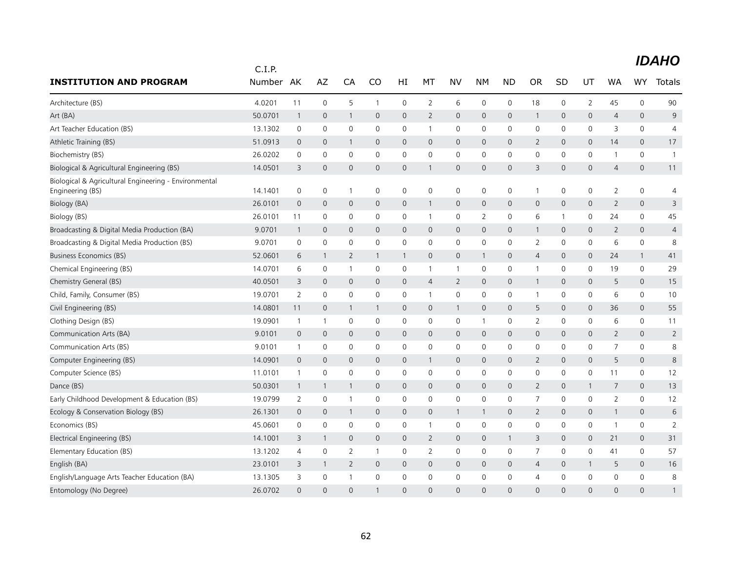# IDAHO

| INSTITUTION AND PROGRAM | C.I.P. Number | AK | AZ | CA | CO | HI | MT | NV | NM | ND | OR | SD | UT | WA | WY | Totals |
|---|---|---|---|---|---|---|---|---|---|---|---|---|---|---|---|---|
| Architecture (BS) | 4.0201 | 11 | 0 | 5 | 1 | 0 | 2 | 6 | 0 | 0 | 18 | 0 | 2 | 45 | 0 | 90 |
| Art (BA) | 50.0701 | 1 | 0 | 1 | 0 | 0 | 2 | 0 | 0 | 0 | 1 | 0 | 0 | 4 | 0 | 9 |
| Art Teacher Education (BS) | 13.1302 | 0 | 0 | 0 | 0 | 0 | 1 | 0 | 0 | 0 | 0 | 0 | 0 | 3 | 0 | 4 |
| Athletic Training (BS) | 51.0913 | 0 | 0 | 1 | 0 | 0 | 0 | 0 | 0 | 0 | 2 | 0 | 0 | 14 | 0 | 17 |
| Biochemistry (BS) | 26.0202 | 0 | 0 | 0 | 0 | 0 | 0 | 0 | 0 | 0 | 0 | 0 | 0 | 1 | 0 | 1 |
| Biological & Agricultural Engineering (BS) | 14.0501 | 3 | 0 | 0 | 0 | 0 | 1 | 0 | 0 | 0 | 3 | 0 | 0 | 4 | 0 | 11 |
| Biological & Agricultural Engineering - Environmental Engineering (BS) | 14.1401 | 0 | 0 | 1 | 0 | 0 | 0 | 0 | 0 | 0 | 1 | 0 | 0 | 2 | 0 | 4 |
| Biology (BA) | 26.0101 | 0 | 0 | 0 | 0 | 0 | 1 | 0 | 0 | 0 | 0 | 0 | 0 | 2 | 0 | 3 |
| Biology (BS) | 26.0101 | 11 | 0 | 0 | 0 | 0 | 1 | 0 | 2 | 0 | 6 | 1 | 0 | 24 | 0 | 45 |
| Broadcasting & Digital Media Production (BA) | 9.0701 | 1 | 0 | 0 | 0 | 0 | 0 | 0 | 0 | 0 | 1 | 0 | 0 | 2 | 0 | 4 |
| Broadcasting & Digital Media Production (BS) | 9.0701 | 0 | 0 | 0 | 0 | 0 | 0 | 0 | 0 | 0 | 2 | 0 | 0 | 6 | 0 | 8 |
| Business Economics (BS) | 52.0601 | 6 | 1 | 2 | 1 | 1 | 0 | 0 | 1 | 0 | 4 | 0 | 0 | 24 | 1 | 41 |
| Chemical Engineering (BS) | 14.0701 | 6 | 0 | 1 | 0 | 0 | 1 | 1 | 0 | 0 | 1 | 0 | 0 | 19 | 0 | 29 |
| Chemistry General (BS) | 40.0501 | 3 | 0 | 0 | 0 | 0 | 4 | 2 | 0 | 0 | 1 | 0 | 0 | 5 | 0 | 15 |
| Child, Family, Consumer (BS) | 19.0701 | 2 | 0 | 0 | 0 | 0 | 1 | 0 | 0 | 0 | 1 | 0 | 0 | 6 | 0 | 10 |
| Civil Engineering (BS) | 14.0801 | 11 | 0 | 1 | 1 | 0 | 0 | 1 | 0 | 0 | 5 | 0 | 0 | 36 | 0 | 55 |
| Clothing Design (BS) | 19.0901 | 1 | 1 | 0 | 0 | 0 | 0 | 0 | 1 | 0 | 2 | 0 | 0 | 6 | 0 | 11 |
| Communication Arts (BA) | 9.0101 | 0 | 0 | 0 | 0 | 0 | 0 | 0 | 0 | 0 | 0 | 0 | 0 | 2 | 0 | 2 |
| Communication Arts (BS) | 9.0101 | 1 | 0 | 0 | 0 | 0 | 0 | 0 | 0 | 0 | 0 | 0 | 0 | 7 | 0 | 8 |
| Computer Engineering (BS) | 14.0901 | 0 | 0 | 0 | 0 | 0 | 1 | 0 | 0 | 0 | 2 | 0 | 0 | 5 | 0 | 8 |
| Computer Science (BS) | 11.0101 | 1 | 0 | 0 | 0 | 0 | 0 | 0 | 0 | 0 | 0 | 0 | 0 | 11 | 0 | 12 |
| Dance (BS) | 50.0301 | 1 | 1 | 1 | 0 | 0 | 0 | 0 | 0 | 0 | 2 | 0 | 1 | 7 | 0 | 13 |
| Early Childhood Development & Education (BS) | 19.0799 | 2 | 0 | 1 | 0 | 0 | 0 | 0 | 0 | 0 | 7 | 0 | 0 | 2 | 0 | 12 |
| Ecology & Conservation Biology (BS) | 26.1301 | 0 | 0 | 1 | 0 | 0 | 0 | 1 | 1 | 0 | 2 | 0 | 0 | 1 | 0 | 6 |
| Economics (BS) | 45.0601 | 0 | 0 | 0 | 0 | 0 | 1 | 0 | 0 | 0 | 0 | 0 | 0 | 1 | 0 | 2 |
| Electrical Engineering (BS) | 14.1001 | 3 | 1 | 0 | 0 | 0 | 2 | 0 | 0 | 1 | 3 | 0 | 0 | 21 | 0 | 31 |
| Elementary Education (BS) | 13.1202 | 4 | 0 | 2 | 1 | 0 | 2 | 0 | 0 | 0 | 7 | 0 | 0 | 41 | 0 | 57 |
| English (BA) | 23.0101 | 3 | 1 | 2 | 0 | 0 | 0 | 0 | 0 | 0 | 4 | 0 | 1 | 5 | 0 | 16 |
| English/Language Arts Teacher Education (BA) | 13.1305 | 3 | 0 | 1 | 0 | 0 | 0 | 0 | 0 | 0 | 4 | 0 | 0 | 0 | 0 | 8 |
| Entomology (No Degree) | 26.0702 | 0 | 0 | 0 | 1 | 0 | 0 | 0 | 0 | 0 | 0 | 0 | 0 | 0 | 0 | 1 |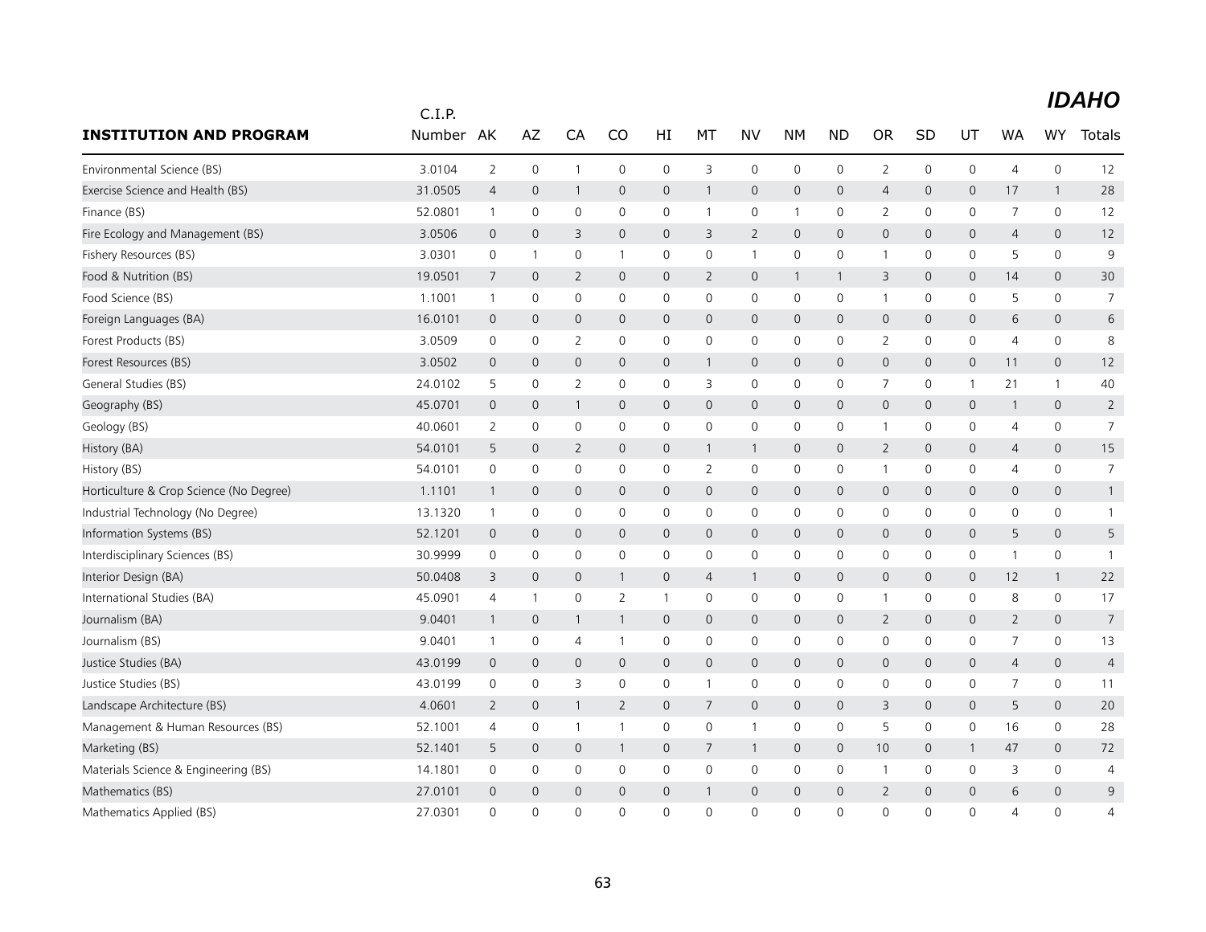# IDAHO

| INSTITUTION AND PROGRAM | C.I.P. Number | AK | AZ | CA | CO | HI | MT | NV | NM | ND | OR | SD | UT | WA | WY | Totals |
|---|---|---|---|---|---|---|---|---|---|---|---|---|---|---|---|---|
| Environmental Science (BS) | 3.0104 | 2 | 0 | 1 | 0 | 0 | 3 | 0 | 0 | 0 | 2 | 0 | 0 | 4 | 0 | 12 |
| Exercise Science and Health (BS) | 31.0505 | 4 | 0 | 1 | 0 | 0 | 1 | 0 | 0 | 0 | 4 | 0 | 0 | 17 | 1 | 28 |
| Finance (BS) | 52.0801 | 1 | 0 | 0 | 0 | 0 | 1 | 0 | 1 | 0 | 2 | 0 | 0 | 7 | 0 | 12 |
| Fire Ecology and Management (BS) | 3.0506 | 0 | 0 | 3 | 0 | 0 | 3 | 2 | 0 | 0 | 0 | 0 | 0 | 4 | 0 | 12 |
| Fishery Resources (BS) | 3.0301 | 0 | 1 | 0 | 1 | 0 | 0 | 1 | 0 | 0 | 1 | 0 | 0 | 5 | 0 | 9 |
| Food & Nutrition (BS) | 19.0501 | 7 | 0 | 2 | 0 | 0 | 2 | 0 | 1 | 1 | 3 | 0 | 0 | 14 | 0 | 30 |
| Food Science (BS) | 1.1001 | 1 | 0 | 0 | 0 | 0 | 0 | 0 | 0 | 0 | 1 | 0 | 0 | 5 | 0 | 7 |
| Foreign Languages (BA) | 16.0101 | 0 | 0 | 0 | 0 | 0 | 0 | 0 | 0 | 0 | 0 | 0 | 0 | 6 | 0 | 6 |
| Forest Products (BS) | 3.0509 | 0 | 0 | 2 | 0 | 0 | 0 | 0 | 0 | 0 | 2 | 0 | 0 | 4 | 0 | 8 |
| Forest Resources (BS) | 3.0502 | 0 | 0 | 0 | 0 | 0 | 1 | 0 | 0 | 0 | 0 | 0 | 0 | 11 | 0 | 12 |
| General Studies (BS) | 24.0102 | 5 | 0 | 2 | 0 | 0 | 3 | 0 | 0 | 0 | 7 | 0 | 1 | 21 | 1 | 40 |
| Geography (BS) | 45.0701 | 0 | 0 | 1 | 0 | 0 | 0 | 0 | 0 | 0 | 0 | 0 | 0 | 1 | 0 | 2 |
| Geology (BS) | 40.0601 | 2 | 0 | 0 | 0 | 0 | 0 | 0 | 0 | 0 | 1 | 0 | 0 | 4 | 0 | 7 |
| History (BA) | 54.0101 | 5 | 0 | 2 | 0 | 0 | 1 | 1 | 0 | 0 | 2 | 0 | 0 | 4 | 0 | 15 |
| History (BS) | 54.0101 | 0 | 0 | 0 | 0 | 0 | 2 | 0 | 0 | 0 | 1 | 0 | 0 | 4 | 0 | 7 |
| Horticulture & Crop Science (No Degree) | 1.1101 | 1 | 0 | 0 | 0 | 0 | 0 | 0 | 0 | 0 | 0 | 0 | 0 | 0 | 0 | 1 |
| Industrial Technology (No Degree) | 13.1320 | 1 | 0 | 0 | 0 | 0 | 0 | 0 | 0 | 0 | 0 | 0 | 0 | 0 | 0 | 1 |
| Information Systems (BS) | 52.1201 | 0 | 0 | 0 | 0 | 0 | 0 | 0 | 0 | 0 | 0 | 0 | 0 | 5 | 0 | 5 |
| Interdisciplinary Sciences (BS) | 30.9999 | 0 | 0 | 0 | 0 | 0 | 0 | 0 | 0 | 0 | 0 | 0 | 0 | 1 | 0 | 1 |
| Interior Design (BA) | 50.0408 | 3 | 0 | 0 | 1 | 0 | 4 | 1 | 0 | 0 | 0 | 0 | 0 | 12 | 1 | 22 |
| International Studies (BA) | 45.0901 | 4 | 1 | 0 | 2 | 1 | 0 | 0 | 0 | 0 | 1 | 0 | 0 | 8 | 0 | 17 |
| Journalism (BA) | 9.0401 | 1 | 0 | 1 | 1 | 0 | 0 | 0 | 0 | 0 | 2 | 0 | 0 | 2 | 0 | 7 |
| Journalism (BS) | 9.0401 | 1 | 0 | 4 | 1 | 0 | 0 | 0 | 0 | 0 | 0 | 0 | 0 | 7 | 0 | 13 |
| Justice Studies (BA) | 43.0199 | 0 | 0 | 0 | 0 | 0 | 0 | 0 | 0 | 0 | 0 | 0 | 0 | 4 | 0 | 4 |
| Justice Studies (BS) | 43.0199 | 0 | 0 | 3 | 0 | 0 | 1 | 0 | 0 | 0 | 0 | 0 | 0 | 7 | 0 | 11 |
| Landscape Architecture (BS) | 4.0601 | 2 | 0 | 1 | 2 | 0 | 7 | 0 | 0 | 0 | 3 | 0 | 0 | 5 | 0 | 20 |
| Management & Human Resources (BS) | 52.1001 | 4 | 0 | 1 | 1 | 0 | 0 | 1 | 0 | 0 | 5 | 0 | 0 | 16 | 0 | 28 |
| Marketing (BS) | 52.1401 | 5 | 0 | 0 | 1 | 0 | 7 | 1 | 0 | 0 | 10 | 0 | 1 | 47 | 0 | 72 |
| Materials Science & Engineering (BS) | 14.1801 | 0 | 0 | 0 | 0 | 0 | 0 | 0 | 0 | 0 | 1 | 0 | 0 | 3 | 0 | 4 |
| Mathematics (BS) | 27.0101 | 0 | 0 | 0 | 0 | 0 | 1 | 0 | 0 | 0 | 2 | 0 | 0 | 6 | 0 | 9 |
| Mathematics Applied (BS) | 27.0301 | 0 | 0 | 0 | 0 | 0 | 0 | 0 | 0 | 0 | 0 | 0 | 0 | 4 | 0 | 4 |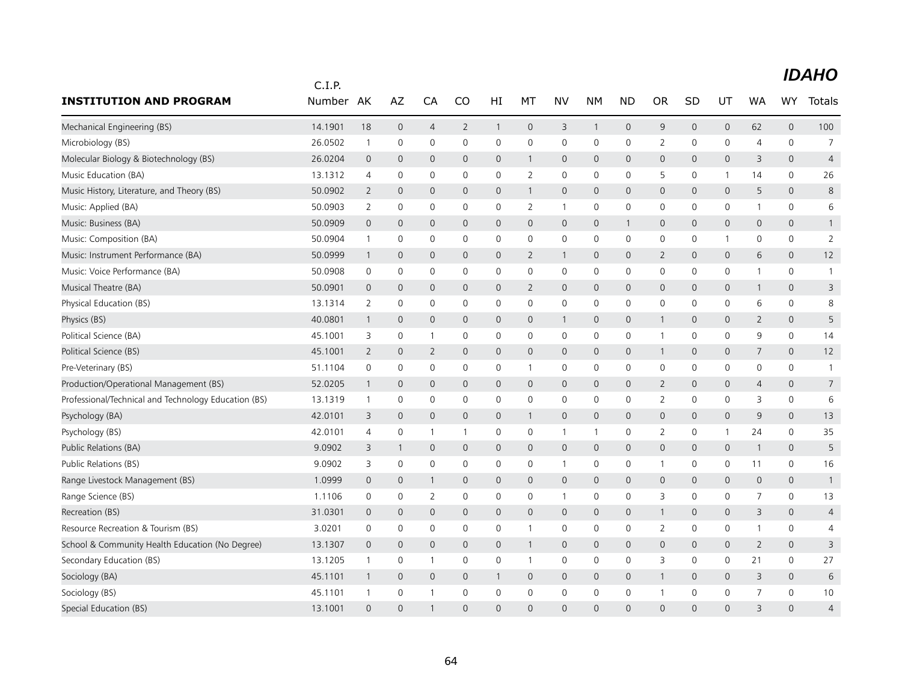# IDAHO

| INSTITUTION AND PROGRAM | C.I.P. Number | AK | AZ | CA | CO | HI | MT | NV | NM | ND | OR | SD | UT | WA | WY | Totals |
|---|---|---|---|---|---|---|---|---|---|---|---|---|---|---|---|---|
| Mechanical Engineering (BS) | 14.1901 | 18 | 0 | 4 | 2 | 1 | 0 | 3 | 1 | 0 | 9 | 0 | 0 | 62 | 0 | 100 |
| Microbiology (BS) | 26.0502 | 1 | 0 | 0 | 0 | 0 | 0 | 0 | 0 | 0 | 2 | 0 | 0 | 4 | 0 | 7 |
| Molecular Biology & Biotechnology (BS) | 26.0204 | 0 | 0 | 0 | 0 | 0 | 1 | 0 | 0 | 0 | 0 | 0 | 0 | 3 | 0 | 4 |
| Music Education (BA) | 13.1312 | 4 | 0 | 0 | 0 | 0 | 2 | 0 | 0 | 0 | 5 | 0 | 1 | 14 | 0 | 26 |
| Music History, Literature, and Theory (BS) | 50.0902 | 2 | 0 | 0 | 0 | 0 | 1 | 0 | 0 | 0 | 0 | 0 | 0 | 5 | 0 | 8 |
| Music: Applied (BA) | 50.0903 | 2 | 0 | 0 | 0 | 0 | 2 | 1 | 0 | 0 | 0 | 0 | 0 | 1 | 0 | 6 |
| Music: Business (BA) | 50.0909 | 0 | 0 | 0 | 0 | 0 | 0 | 0 | 0 | 1 | 0 | 0 | 0 | 0 | 0 | 1 |
| Music: Composition (BA) | 50.0904 | 1 | 0 | 0 | 0 | 0 | 0 | 0 | 0 | 0 | 0 | 0 | 1 | 0 | 0 | 2 |
| Music: Instrument Performance (BA) | 50.0999 | 1 | 0 | 0 | 0 | 0 | 2 | 1 | 0 | 0 | 2 | 0 | 0 | 6 | 0 | 12 |
| Music: Voice Performance (BA) | 50.0908 | 0 | 0 | 0 | 0 | 0 | 0 | 0 | 0 | 0 | 0 | 0 | 0 | 1 | 0 | 1 |
| Musical Theatre (BA) | 50.0901 | 0 | 0 | 0 | 0 | 0 | 2 | 0 | 0 | 0 | 0 | 0 | 0 | 1 | 0 | 3 |
| Physical Education (BS) | 13.1314 | 2 | 0 | 0 | 0 | 0 | 0 | 0 | 0 | 0 | 0 | 0 | 0 | 6 | 0 | 8 |
| Physics (BS) | 40.0801 | 1 | 0 | 0 | 0 | 0 | 0 | 1 | 0 | 0 | 1 | 0 | 0 | 2 | 0 | 5 |
| Political Science (BA) | 45.1001 | 3 | 0 | 1 | 0 | 0 | 0 | 0 | 0 | 0 | 1 | 0 | 0 | 9 | 0 | 14 |
| Political Science (BS) | 45.1001 | 2 | 0 | 2 | 0 | 0 | 0 | 0 | 0 | 0 | 1 | 0 | 0 | 7 | 0 | 12 |
| Pre-Veterinary (BS) | 51.1104 | 0 | 0 | 0 | 0 | 0 | 1 | 0 | 0 | 0 | 0 | 0 | 0 | 0 | 0 | 1 |
| Production/Operational Management (BS) | 52.0205 | 1 | 0 | 0 | 0 | 0 | 0 | 0 | 0 | 0 | 2 | 0 | 0 | 4 | 0 | 7 |
| Professional/Technical and Technology Education (BS) | 13.1319 | 1 | 0 | 0 | 0 | 0 | 0 | 0 | 0 | 0 | 2 | 0 | 0 | 3 | 0 | 6 |
| Psychology (BA) | 42.0101 | 3 | 0 | 0 | 0 | 0 | 1 | 0 | 0 | 0 | 0 | 0 | 0 | 9 | 0 | 13 |
| Psychology (BS) | 42.0101 | 4 | 0 | 1 | 1 | 0 | 0 | 1 | 1 | 0 | 2 | 0 | 1 | 24 | 0 | 35 |
| Public Relations (BA) | 9.0902 | 3 | 1 | 0 | 0 | 0 | 0 | 0 | 0 | 0 | 0 | 0 | 0 | 1 | 0 | 5 |
| Public Relations (BS) | 9.0902 | 3 | 0 | 0 | 0 | 0 | 0 | 1 | 0 | 0 | 1 | 0 | 0 | 11 | 0 | 16 |
| Range Livestock Management (BS) | 1.0999 | 0 | 0 | 1 | 0 | 0 | 0 | 0 | 0 | 0 | 0 | 0 | 0 | 0 | 0 | 1 |
| Range Science (BS) | 1.1106 | 0 | 0 | 2 | 0 | 0 | 0 | 1 | 0 | 0 | 3 | 0 | 0 | 7 | 0 | 13 |
| Recreation (BS) | 31.0301 | 0 | 0 | 0 | 0 | 0 | 0 | 0 | 0 | 0 | 1 | 0 | 0 | 3 | 0 | 4 |
| Resource Recreation & Tourism (BS) | 3.0201 | 0 | 0 | 0 | 0 | 0 | 1 | 0 | 0 | 0 | 2 | 0 | 0 | 1 | 0 | 4 |
| School & Community Health Education (No Degree) | 13.1307 | 0 | 0 | 0 | 0 | 0 | 1 | 0 | 0 | 0 | 0 | 0 | 0 | 2 | 0 | 3 |
| Secondary Education (BS) | 13.1205 | 1 | 0 | 1 | 0 | 0 | 1 | 0 | 0 | 0 | 3 | 0 | 0 | 21 | 0 | 27 |
| Sociology (BA) | 45.1101 | 1 | 0 | 0 | 0 | 1 | 0 | 0 | 0 | 0 | 1 | 0 | 0 | 3 | 0 | 6 |
| Sociology (BS) | 45.1101 | 1 | 0 | 1 | 0 | 0 | 0 | 0 | 0 | 0 | 1 | 0 | 0 | 7 | 0 | 10 |
| Special Education (BS) | 13.1001 | 0 | 0 | 1 | 0 | 0 | 0 | 0 | 0 | 0 | 0 | 0 | 0 | 3 | 0 | 4 |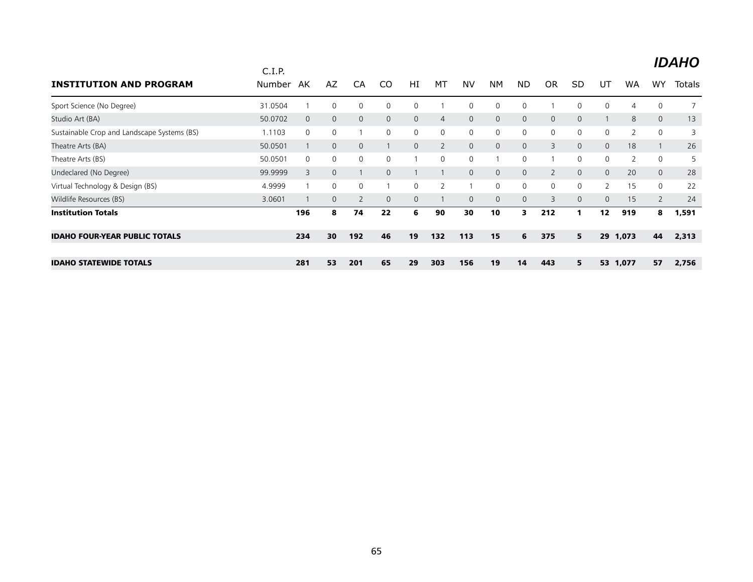## IDAHO

| INSTITUTION AND PROGRAM | C.I.P. Number | AK | AZ | CA | CO | HI | MT | NV | NM | ND | OR | SD | UT | WA | WY | Totals |
|---|---|---|---|---|---|---|---|---|---|---|---|---|---|---|---|---|
| Sport Science (No Degree) | 31.0504 | 1 | 0 | 0 | 0 | 0 | 1 | 0 | 0 | 0 | 1 | 0 | 0 | 4 | 0 | 7 |
| Studio Art (BA) | 50.0702 | 0 | 0 | 0 | 0 | 0 | 4 | 0 | 0 | 0 | 0 | 0 | 1 | 8 | 0 | 13 |
| Sustainable Crop and Landscape Systems (BS) | 1.1103 | 0 | 0 | 1 | 0 | 0 | 0 | 0 | 0 | 0 | 0 | 0 | 0 | 2 | 0 | 3 |
| Theatre Arts (BA) | 50.0501 | 1 | 0 | 0 | 1 | 0 | 2 | 0 | 0 | 0 | 3 | 0 | 0 | 18 | 1 | 26 |
| Theatre Arts (BS) | 50.0501 | 0 | 0 | 0 | 0 | 1 | 0 | 0 | 1 | 0 | 1 | 0 | 0 | 2 | 0 | 5 |
| Undeclared (No Degree) | 99.9999 | 3 | 0 | 1 | 0 | 1 | 1 | 0 | 0 | 0 | 2 | 0 | 0 | 20 | 0 | 28 |
| Virtual Technology & Design (BS) | 4.9999 | 1 | 0 | 0 | 1 | 0 | 2 | 1 | 0 | 0 | 0 | 0 | 2 | 15 | 0 | 22 |
| Wildlife Resources (BS) | 3.0601 | 1 | 0 | 2 | 0 | 0 | 1 | 0 | 0 | 0 | 3 | 0 | 0 | 15 | 2 | 24 |
| **Institution Totals** | | **196** | **8** | **74** | **22** | **6** | **90** | **30** | **10** | **3** | **212** | **1** | **12** | **919** | **8** | **1,591** |
| **IDAHO FOUR-YEAR PUBLIC TOTALS** | | **234** | **30** | **192** | **46** | **19** | **132** | **113** | **15** | **6** | **375** | **5** | **29** | **1,073** | **44** | **2,313** |
| **IDAHO STATEWIDE TOTALS** | | **281** | **53** | **201** | **65** | **29** | **303** | **156** | **19** | **14** | **443** | **5** | **53** | **1,077** | **57** | **2,756** |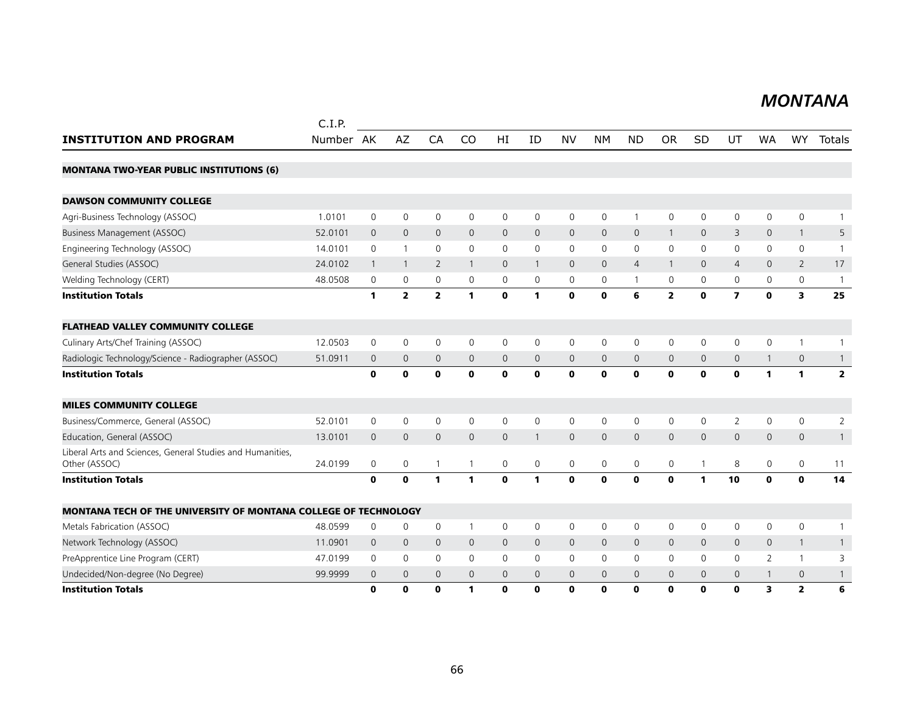# MONTANA

| INSTITUTION AND PROGRAM | C.I.P. Number | AK | AZ | CA | CO | HI | ID | NV | NM | ND | OR | SD | UT | WA | WY | Totals |
|---|---|---|---|---|---|---|---|---|---|---|---|---|---|---|---|---|
| **MONTANA TWO-YEAR PUBLIC INSTITUTIONS (6)** | | | | | | | | | | | | | | | | |
| **DAWSON COMMUNITY COLLEGE** | | | | | | | | | | | | | | | | |
| Agri-Business Technology (ASSOC) | 1.0101 | 0 | 0 | 0 | 0 | 0 | 0 | 0 | 0 | 1 | 0 | 0 | 0 | 0 | 0 | 1 |
| Business Management (ASSOC) | 52.0101 | 0 | 0 | 0 | 0 | 0 | 0 | 0 | 0 | 0 | 1 | 0 | 3 | 0 | 1 | 5 |
| Engineering Technology (ASSOC) | 14.0101 | 0 | 1 | 0 | 0 | 0 | 0 | 0 | 0 | 0 | 0 | 0 | 0 | 0 | 0 | 1 |
| General Studies (ASSOC) | 24.0102 | 1 | 1 | 2 | 1 | 0 | 1 | 0 | 0 | 4 | 1 | 0 | 4 | 0 | 2 | 17 |
| Welding Technology (CERT) | 48.0508 | 0 | 0 | 0 | 0 | 0 | 0 | 0 | 0 | 1 | 0 | 0 | 0 | 0 | 0 | 1 |
| **Institution Totals** | | **1** | **2** | **2** | **1** | **0** | **1** | **0** | **0** | **6** | **2** | **0** | **7** | **0** | **3** | **25** |
| **FLATHEAD VALLEY COMMUNITY COLLEGE** | | | | | | | | | | | | | | | | |
| Culinary Arts/Chef Training (ASSOC) | 12.0503 | 0 | 0 | 0 | 0 | 0 | 0 | 0 | 0 | 0 | 0 | 0 | 0 | 0 | 1 | 1 |
| Radiologic Technology/Science - Radiographer (ASSOC) | 51.0911 | 0 | 0 | 0 | 0 | 0 | 0 | 0 | 0 | 0 | 0 | 0 | 0 | 1 | 0 | 1 |
| **Institution Totals** | | **0** | **0** | **0** | **0** | **0** | **0** | **0** | **0** | **0** | **0** | **0** | **0** | **1** | **1** | **2** |
| **MILES COMMUNITY COLLEGE** | | | | | | | | | | | | | | | | |
| Business/Commerce, General (ASSOC) | 52.0101 | 0 | 0 | 0 | 0 | 0 | 0 | 0 | 0 | 0 | 0 | 0 | 2 | 0 | 0 | 2 |
| Education, General (ASSOC) | 13.0101 | 0 | 0 | 0 | 0 | 0 | 1 | 0 | 0 | 0 | 0 | 0 | 0 | 0 | 0 | 1 |
| Liberal Arts and Sciences, General Studies and Humanities, Other (ASSOC) | 24.0199 | 0 | 0 | 1 | 1 | 0 | 0 | 0 | 0 | 0 | 0 | 1 | 8 | 0 | 0 | 11 |
| **Institution Totals** | | **0** | **0** | **1** | **1** | **0** | **1** | **0** | **0** | **0** | **0** | **1** | **10** | **0** | **0** | **14** |
| **MONTANA TECH OF THE UNIVERSITY OF MONTANA COLLEGE OF TECHNOLOGY** | | | | | | | | | | | | | | | | |
| Metals Fabrication (ASSOC) | 48.0599 | 0 | 0 | 0 | 1 | 0 | 0 | 0 | 0 | 0 | 0 | 0 | 0 | 0 | 0 | 1 |
| Network Technology (ASSOC) | 11.0901 | 0 | 0 | 0 | 0 | 0 | 0 | 0 | 0 | 0 | 0 | 0 | 0 | 0 | 1 | 1 |
| PreApprentice Line Program (CERT) | 47.0199 | 0 | 0 | 0 | 0 | 0 | 0 | 0 | 0 | 0 | 0 | 0 | 0 | 2 | 1 | 3 |
| Undecided/Non-degree (No Degree) | 99.9999 | 0 | 0 | 0 | 0 | 0 | 0 | 0 | 0 | 0 | 0 | 0 | 0 | 1 | 0 | 1 |
| **Institution Totals** | | **0** | **0** | **0** | **1** | **0** | **0** | **0** | **0** | **0** | **0** | **0** | **0** | **3** | **2** | **6** |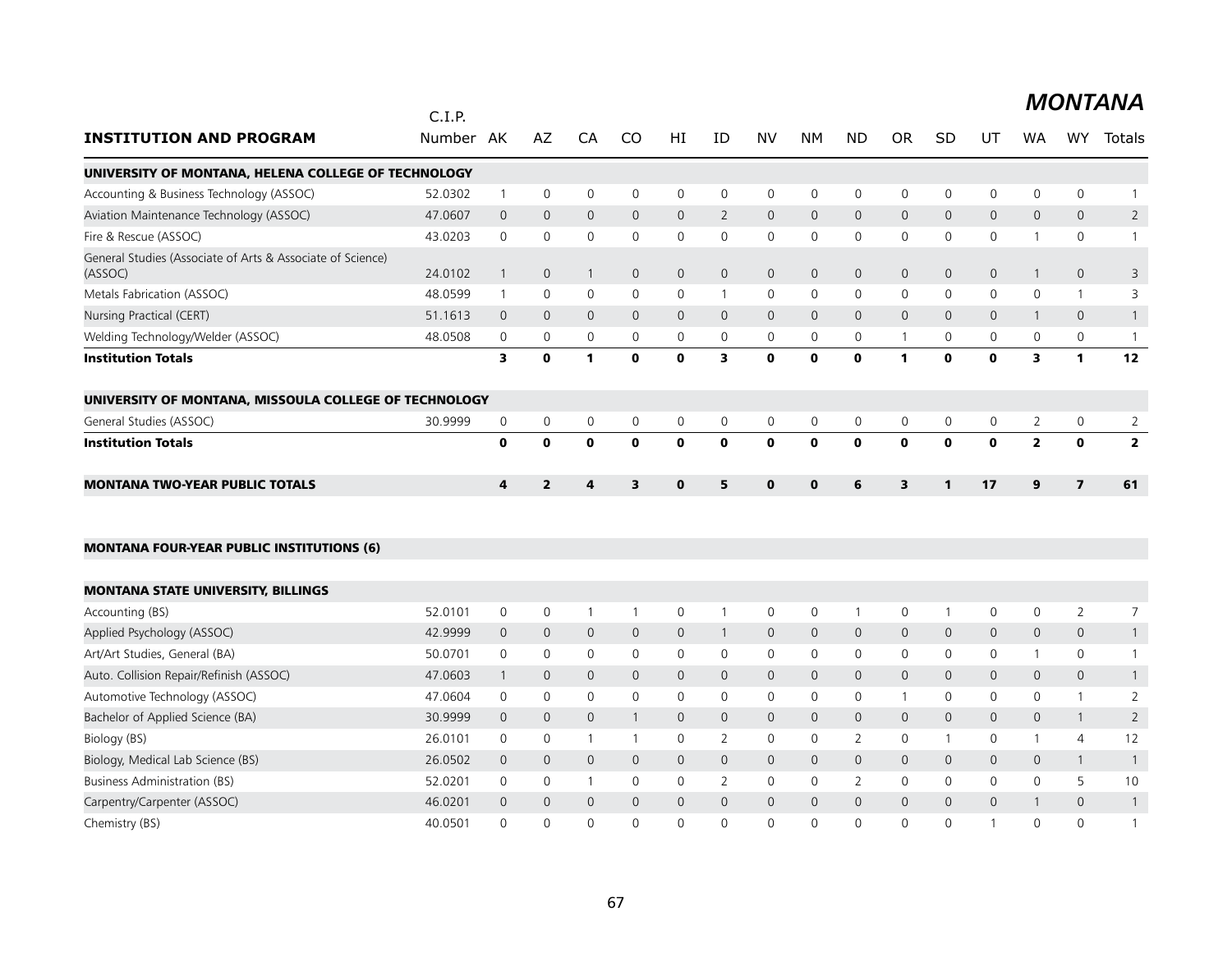## MONTANA

| INSTITUTION AND PROGRAM | C.I.P. Number | AK | AZ | CA | CO | HI | ID | NV | NM | ND | OR | SD | UT | WA | WY | Totals |
|---|---|---|---|---|---|---|---|---|---|---|---|---|---|---|---|---|
| **UNIVERSITY OF MONTANA, HELENA COLLEGE OF TECHNOLOGY** | | | | | | | | | | | | | | | | |
| Accounting & Business Technology (ASSOC) | 52.0302 | 1 | 0 | 0 | 0 | 0 | 0 | 0 | 0 | 0 | 0 | 0 | 0 | 0 | 0 | 1 |
| Aviation Maintenance Technology (ASSOC) | 47.0607 | 0 | 0 | 0 | 0 | 0 | 2 | 0 | 0 | 0 | 0 | 0 | 0 | 0 | 0 | 2 |
| Fire & Rescue (ASSOC) | 43.0203 | 0 | 0 | 0 | 0 | 0 | 0 | 0 | 0 | 0 | 0 | 0 | 0 | 1 | 0 | 1 |
| General Studies (Associate of Arts & Associate of Science) (ASSOC) | 24.0102 | 1 | 0 | 1 | 0 | 0 | 0 | 0 | 0 | 0 | 0 | 0 | 0 | 1 | 0 | 3 |
| Metals Fabrication (ASSOC) | 48.0599 | 1 | 0 | 0 | 0 | 0 | 1 | 0 | 0 | 0 | 0 | 0 | 0 | 0 | 1 | 3 |
| Nursing Practical (CERT) | 51.1613 | 0 | 0 | 0 | 0 | 0 | 0 | 0 | 0 | 0 | 0 | 0 | 0 | 1 | 0 | 1 |
| Welding Technology/Welder (ASSOC) | 48.0508 | 0 | 0 | 0 | 0 | 0 | 0 | 0 | 0 | 0 | 1 | 0 | 0 | 0 | 0 | 1 |
| **Institution Totals** | | **3** | **0** | **1** | **0** | **0** | **3** | **0** | **0** | **0** | **1** | **0** | **0** | **3** | **1** | **12** |
| **UNIVERSITY OF MONTANA, MISSOULA COLLEGE OF TECHNOLOGY** | | | | | | | | | | | | | | | | |
| General Studies (ASSOC) | 30.9999 | 0 | 0 | 0 | 0 | 0 | 0 | 0 | 0 | 0 | 0 | 0 | 0 | 2 | 0 | 2 |
| **Institution Totals** | | **0** | **0** | **0** | **0** | **0** | **0** | **0** | **0** | **0** | **0** | **0** | **0** | **2** | **0** | **2** |
| **MONTANA TWO-YEAR PUBLIC TOTALS** | | **4** | **2** | **4** | **3** | **0** | **5** | **0** | **0** | **6** | **3** | **1** | **17** | **9** | **7** | **61** |
| **MONTANA FOUR-YEAR PUBLIC INSTITUTIONS (6)** | | | | | | | | | | | | | | | | |
| **MONTANA STATE UNIVERSITY, BILLINGS** | | | | | | | | | | | | | | | | |
| Accounting (BS) | 52.0101 | 0 | 0 | 1 | 1 | 0 | 1 | 0 | 0 | 1 | 0 | 1 | 0 | 0 | 2 | 7 |
| Applied Psychology (ASSOC) | 42.9999 | 0 | 0 | 0 | 0 | 0 | 1 | 0 | 0 | 0 | 0 | 0 | 0 | 0 | 0 | 1 |
| Art/Art Studies, General (BA) | 50.0701 | 0 | 0 | 0 | 0 | 0 | 0 | 0 | 0 | 0 | 0 | 0 | 0 | 1 | 0 | 1 |
| Auto. Collision Repair/Refinish (ASSOC) | 47.0603 | 1 | 0 | 0 | 0 | 0 | 0 | 0 | 0 | 0 | 0 | 0 | 0 | 0 | 0 | 1 |
| Automotive Technology (ASSOC) | 47.0604 | 0 | 0 | 0 | 0 | 0 | 0 | 0 | 0 | 0 | 1 | 0 | 0 | 0 | 1 | 2 |
| Bachelor of Applied Science (BA) | 30.9999 | 0 | 0 | 0 | 1 | 0 | 0 | 0 | 0 | 0 | 0 | 0 | 0 | 0 | 1 | 2 |
| Biology (BS) | 26.0101 | 0 | 0 | 1 | 1 | 0 | 2 | 0 | 0 | 2 | 0 | 1 | 0 | 1 | 4 | 12 |
| Biology, Medical Lab Science (BS) | 26.0502 | 0 | 0 | 0 | 0 | 0 | 0 | 0 | 0 | 0 | 0 | 0 | 0 | 0 | 1 | 1 |
| Business Administration (BS) | 52.0201 | 0 | 0 | 1 | 0 | 0 | 2 | 0 | 0 | 2 | 0 | 0 | 0 | 0 | 5 | 10 |
| Carpentry/Carpenter (ASSOC) | 46.0201 | 0 | 0 | 0 | 0 | 0 | 0 | 0 | 0 | 0 | 0 | 0 | 0 | 1 | 0 | 1 |
| Chemistry (BS) | 40.0501 | 0 | 0 | 0 | 0 | 0 | 0 | 0 | 0 | 0 | 0 | 0 | 1 | 0 | 0 | 1 |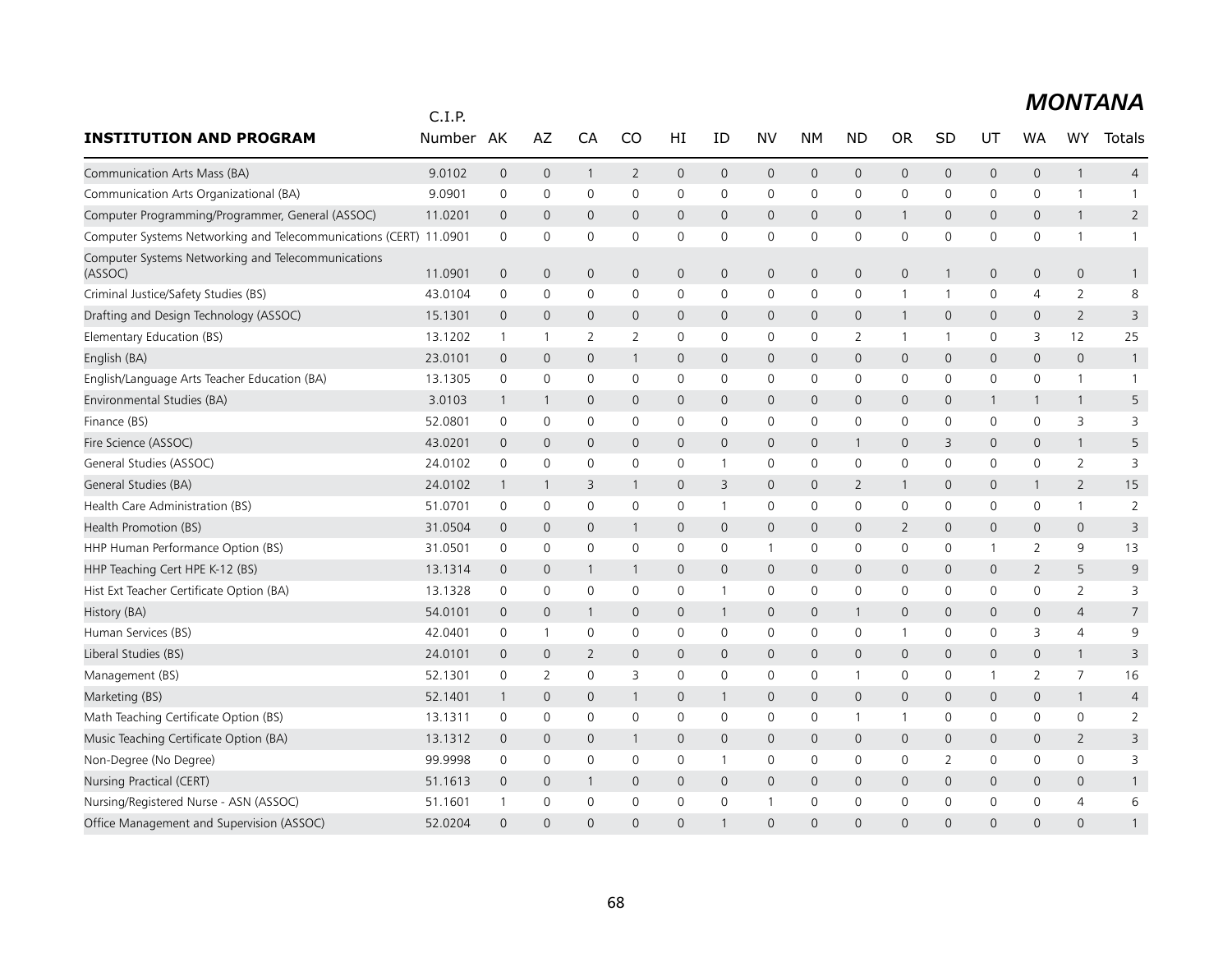## MONTANA

| INSTITUTION AND PROGRAM | C.I.P. Number | AK | AZ | CA | CO | HI | ID | NV | NM | ND | OR | SD | UT | WA | WY | Totals |
|---|---|---|---|---|---|---|---|---|---|---|---|---|---|---|---|---|
| Communication Arts Mass (BA) | 9.0102 | 0 | 0 | 1 | 2 | 0 | 0 | 0 | 0 | 0 | 0 | 0 | 0 | 0 | 1 | 4 |
| Communication Arts Organizational (BA) | 9.0901 | 0 | 0 | 0 | 0 | 0 | 0 | 0 | 0 | 0 | 0 | 0 | 0 | 0 | 1 | 1 |
| Computer Programming/Programmer, General (ASSOC) | 11.0201 | 0 | 0 | 0 | 0 | 0 | 0 | 0 | 0 | 0 | 1 | 0 | 0 | 0 | 1 | 2 |
| Computer Systems Networking and Telecommunications (CERT) | 11.0901 | 0 | 0 | 0 | 0 | 0 | 0 | 0 | 0 | 0 | 0 | 0 | 0 | 0 | 1 | 1 |
| Computer Systems Networking and Telecommunications (ASSOC) | 11.0901 | 0 | 0 | 0 | 0 | 0 | 0 | 0 | 0 | 0 | 0 | 1 | 0 | 0 | 0 | 1 |
| Criminal Justice/Safety Studies (BS) | 43.0104 | 0 | 0 | 0 | 0 | 0 | 0 | 0 | 0 | 0 | 1 | 1 | 0 | 4 | 2 | 8 |
| Drafting and Design Technology (ASSOC) | 15.1301 | 0 | 0 | 0 | 0 | 0 | 0 | 0 | 0 | 0 | 1 | 0 | 0 | 0 | 2 | 3 |
| Elementary Education (BS) | 13.1202 | 1 | 1 | 2 | 2 | 0 | 0 | 0 | 0 | 2 | 1 | 1 | 0 | 3 | 12 | 25 |
| English (BA) | 23.0101 | 0 | 0 | 0 | 1 | 0 | 0 | 0 | 0 | 0 | 0 | 0 | 0 | 0 | 0 | 1 |
| English/Language Arts Teacher Education (BA) | 13.1305 | 0 | 0 | 0 | 0 | 0 | 0 | 0 | 0 | 0 | 0 | 0 | 0 | 0 | 1 | 1 |
| Environmental Studies (BA) | 3.0103 | 1 | 1 | 0 | 0 | 0 | 0 | 0 | 0 | 0 | 0 | 0 | 1 | 1 | 1 | 5 |
| Finance (BS) | 52.0801 | 0 | 0 | 0 | 0 | 0 | 0 | 0 | 0 | 0 | 0 | 0 | 0 | 0 | 3 | 3 |
| Fire Science (ASSOC) | 43.0201 | 0 | 0 | 0 | 0 | 0 | 0 | 0 | 0 | 1 | 0 | 3 | 0 | 0 | 1 | 5 |
| General Studies (ASSOC) | 24.0102 | 0 | 0 | 0 | 0 | 0 | 1 | 0 | 0 | 0 | 0 | 0 | 0 | 0 | 2 | 3 |
| General Studies (BA) | 24.0102 | 1 | 1 | 3 | 1 | 0 | 3 | 0 | 0 | 2 | 1 | 0 | 0 | 1 | 2 | 15 |
| Health Care Administration (BS) | 51.0701 | 0 | 0 | 0 | 0 | 0 | 1 | 0 | 0 | 0 | 0 | 0 | 0 | 0 | 1 | 2 |
| Health Promotion (BS) | 31.0504 | 0 | 0 | 0 | 1 | 0 | 0 | 0 | 0 | 0 | 2 | 0 | 0 | 0 | 0 | 3 |
| HHP Human Performance Option (BS) | 31.0501 | 0 | 0 | 0 | 0 | 0 | 0 | 1 | 0 | 0 | 0 | 0 | 1 | 2 | 9 | 13 |
| HHP Teaching Cert HPE K-12 (BS) | 13.1314 | 0 | 0 | 1 | 1 | 0 | 0 | 0 | 0 | 0 | 0 | 0 | 0 | 2 | 5 | 9 |
| Hist Ext Teacher Certificate Option (BA) | 13.1328 | 0 | 0 | 0 | 0 | 0 | 1 | 0 | 0 | 0 | 0 | 0 | 0 | 0 | 2 | 3 |
| History (BA) | 54.0101 | 0 | 0 | 1 | 0 | 0 | 1 | 0 | 0 | 1 | 0 | 0 | 0 | 0 | 4 | 7 |
| Human Services (BS) | 42.0401 | 0 | 1 | 0 | 0 | 0 | 0 | 0 | 0 | 0 | 1 | 0 | 0 | 3 | 4 | 9 |
| Liberal Studies (BS) | 24.0101 | 0 | 0 | 2 | 0 | 0 | 0 | 0 | 0 | 0 | 0 | 0 | 0 | 0 | 1 | 3 |
| Management (BS) | 52.1301 | 0 | 2 | 0 | 3 | 0 | 0 | 0 | 0 | 1 | 0 | 0 | 1 | 2 | 7 | 16 |
| Marketing (BS) | 52.1401 | 1 | 0 | 0 | 1 | 0 | 1 | 0 | 0 | 0 | 0 | 0 | 0 | 0 | 1 | 4 |
| Math Teaching Certificate Option (BS) | 13.1311 | 0 | 0 | 0 | 0 | 0 | 0 | 0 | 0 | 1 | 1 | 0 | 0 | 0 | 0 | 2 |
| Music Teaching Certificate Option (BA) | 13.1312 | 0 | 0 | 0 | 1 | 0 | 0 | 0 | 0 | 0 | 0 | 0 | 0 | 0 | 2 | 3 |
| Non-Degree (No Degree) | 99.9998 | 0 | 0 | 0 | 0 | 0 | 1 | 0 | 0 | 0 | 0 | 2 | 0 | 0 | 0 | 3 |
| Nursing Practical (CERT) | 51.1613 | 0 | 0 | 1 | 0 | 0 | 0 | 0 | 0 | 0 | 0 | 0 | 0 | 0 | 0 | 1 |
| Nursing/Registered Nurse - ASN (ASSOC) | 51.1601 | 1 | 0 | 0 | 0 | 0 | 0 | 1 | 0 | 0 | 0 | 0 | 0 | 0 | 4 | 6 |
| Office Management and Supervision (ASSOC) | 52.0204 | 0 | 0 | 0 | 0 | 0 | 1 | 0 | 0 | 0 | 0 | 0 | 0 | 0 | 0 | 1 |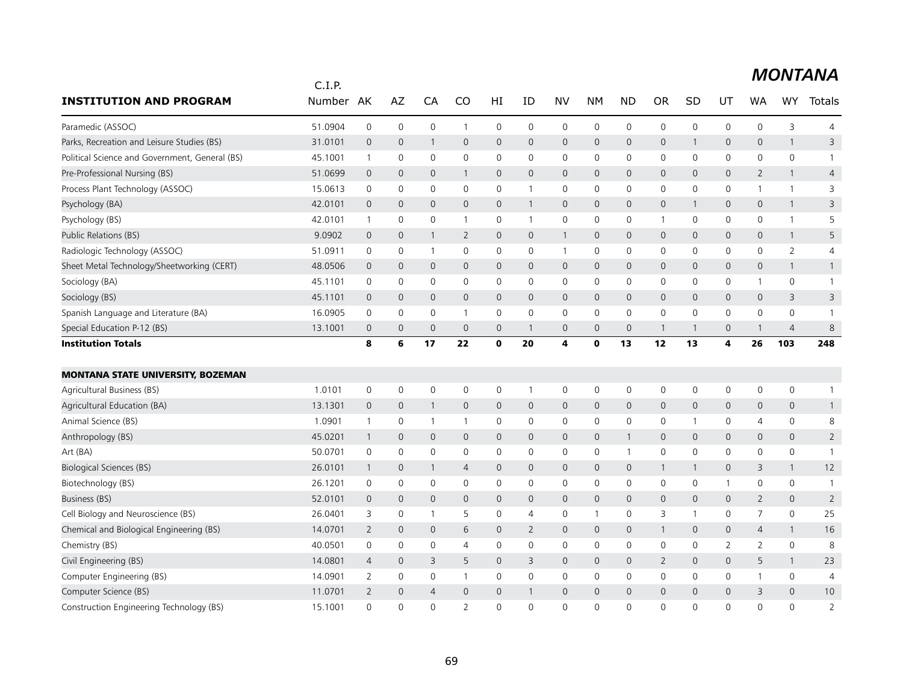## MONTANA

| INSTITUTION AND PROGRAM | C.I.P. Number | AK | AZ | CA | CO | HI | ID | NV | NM | ND | OR | SD | UT | WA | WY | Totals |
|---|---|---|---|---|---|---|---|---|---|---|---|---|---|---|---|---|
| Paramedic (ASSOC) | 51.0904 | 0 | 0 | 0 | 1 | 0 | 0 | 0 | 0 | 0 | 0 | 0 | 0 | 0 | 3 | 4 |
| Parks, Recreation and Leisure Studies (BS) | 31.0101 | 0 | 0 | 1 | 0 | 0 | 0 | 0 | 0 | 0 | 0 | 1 | 0 | 0 | 1 | 3 |
| Political Science and Government, General (BS) | 45.1001 | 1 | 0 | 0 | 0 | 0 | 0 | 0 | 0 | 0 | 0 | 0 | 0 | 0 | 0 | 1 |
| Pre-Professional Nursing (BS) | 51.0699 | 0 | 0 | 0 | 1 | 0 | 0 | 0 | 0 | 0 | 0 | 0 | 0 | 2 | 1 | 4 |
| Process Plant Technology (ASSOC) | 15.0613 | 0 | 0 | 0 | 0 | 0 | 1 | 0 | 0 | 0 | 0 | 0 | 0 | 1 | 1 | 3 |
| Psychology (BA) | 42.0101 | 0 | 0 | 0 | 0 | 0 | 1 | 0 | 0 | 0 | 0 | 1 | 0 | 0 | 1 | 3 |
| Psychology (BS) | 42.0101 | 1 | 0 | 0 | 1 | 0 | 1 | 0 | 0 | 0 | 1 | 0 | 0 | 0 | 1 | 5 |
| Public Relations (BS) | 9.0902 | 0 | 0 | 1 | 2 | 0 | 0 | 1 | 0 | 0 | 0 | 0 | 0 | 0 | 1 | 5 |
| Radiologic Technology (ASSOC) | 51.0911 | 0 | 0 | 1 | 0 | 0 | 0 | 1 | 0 | 0 | 0 | 0 | 0 | 0 | 2 | 4 |
| Sheet Metal Technology/Sheetworking (CERT) | 48.0506 | 0 | 0 | 0 | 0 | 0 | 0 | 0 | 0 | 0 | 0 | 0 | 0 | 0 | 1 | 1 |
| Sociology (BA) | 45.1101 | 0 | 0 | 0 | 0 | 0 | 0 | 0 | 0 | 0 | 0 | 0 | 0 | 1 | 0 | 1 |
| Sociology (BS) | 45.1101 | 0 | 0 | 0 | 0 | 0 | 0 | 0 | 0 | 0 | 0 | 0 | 0 | 0 | 3 | 3 |
| Spanish Language and Literature (BA) | 16.0905 | 0 | 0 | 0 | 1 | 0 | 0 | 0 | 0 | 0 | 0 | 0 | 0 | 0 | 0 | 1 |
| Special Education P-12 (BS) | 13.1001 | 0 | 0 | 0 | 0 | 0 | 1 | 0 | 0 | 0 | 1 | 1 | 0 | 1 | 4 | 8 |
| **Institution Totals** | | **8** | **6** | **17** | **22** | **0** | **20** | **4** | **0** | **13** | **12** | **13** | **4** | **26** | **103** | **248** |
| | | | | | | | | | | | | | | | | |
| **MONTANA STATE UNIVERSITY, BOZEMAN** | | | | | | | | | | | | | | | | |
| Agricultural Business (BS) | 1.0101 | 0 | 0 | 0 | 0 | 0 | 1 | 0 | 0 | 0 | 0 | 0 | 0 | 0 | 0 | 1 |
| Agricultural Education (BA) | 13.1301 | 0 | 0 | 1 | 0 | 0 | 0 | 0 | 0 | 0 | 0 | 0 | 0 | 0 | 0 | 1 |
| Animal Science (BS) | 1.0901 | 1 | 0 | 1 | 1 | 0 | 0 | 0 | 0 | 0 | 0 | 1 | 0 | 4 | 0 | 8 |
| Anthropology (BS) | 45.0201 | 1 | 0 | 0 | 0 | 0 | 0 | 0 | 0 | 1 | 0 | 0 | 0 | 0 | 0 | 2 |
| Art (BA) | 50.0701 | 0 | 0 | 0 | 0 | 0 | 0 | 0 | 0 | 1 | 0 | 0 | 0 | 0 | 0 | 1 |
| Biological Sciences (BS) | 26.0101 | 1 | 0 | 1 | 4 | 0 | 0 | 0 | 0 | 0 | 1 | 1 | 0 | 3 | 1 | 12 |
| Biotechnology (BS) | 26.1201 | 0 | 0 | 0 | 0 | 0 | 0 | 0 | 0 | 0 | 0 | 0 | 1 | 0 | 0 | 1 |
| Business (BS) | 52.0101 | 0 | 0 | 0 | 0 | 0 | 0 | 0 | 0 | 0 | 0 | 0 | 0 | 2 | 0 | 2 |
| Cell Biology and Neuroscience (BS) | 26.0401 | 3 | 0 | 1 | 5 | 0 | 4 | 0 | 1 | 0 | 3 | 1 | 0 | 7 | 0 | 25 |
| Chemical and Biological Engineering (BS) | 14.0701 | 2 | 0 | 0 | 6 | 0 | 2 | 0 | 0 | 0 | 1 | 0 | 0 | 4 | 1 | 16 |
| Chemistry (BS) | 40.0501 | 0 | 0 | 0 | 4 | 0 | 0 | 0 | 0 | 0 | 0 | 0 | 2 | 2 | 0 | 8 |
| Civil Engineering (BS) | 14.0801 | 4 | 0 | 3 | 5 | 0 | 3 | 0 | 0 | 0 | 2 | 0 | 0 | 5 | 1 | 23 |
| Computer Engineering (BS) | 14.0901 | 2 | 0 | 0 | 1 | 0 | 0 | 0 | 0 | 0 | 0 | 0 | 0 | 1 | 0 | 4 |
| Computer Science (BS) | 11.0701 | 2 | 0 | 4 | 0 | 0 | 1 | 0 | 0 | 0 | 0 | 0 | 0 | 3 | 0 | 10 |
| Construction Engineering Technology (BS) | 15.1001 | 0 | 0 | 0 | 2 | 0 | 0 | 0 | 0 | 0 | 0 | 0 | 0 | 0 | 0 | 2 |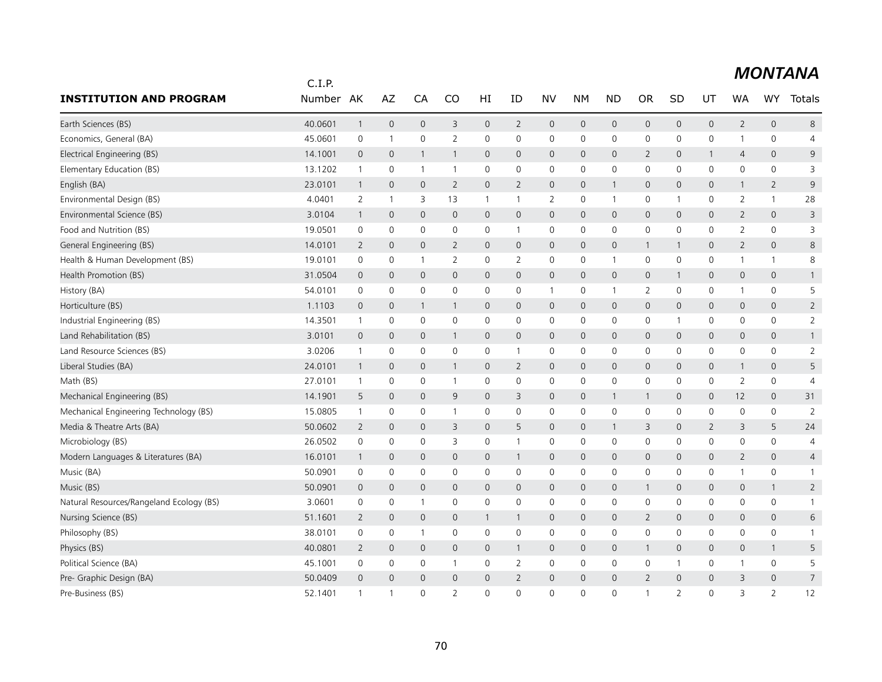# MONTANA

| INSTITUTION AND PROGRAM | C.I.P. Number | AK | AZ | CA | CO | HI | ID | NV | NM | ND | OR | SD | UT | WA | WY | Totals |
|---|---|---|---|---|---|---|---|---|---|---|---|---|---|---|---|---|
| Earth Sciences (BS) | 40.0601 | 1 | 0 | 0 | 3 | 0 | 2 | 0 | 0 | 0 | 0 | 0 | 0 | 2 | 0 | 8 |
| Economics, General (BA) | 45.0601 | 0 | 1 | 0 | 2 | 0 | 0 | 0 | 0 | 0 | 0 | 0 | 0 | 1 | 0 | 4 |
| Electrical Engineering (BS) | 14.1001 | 0 | 0 | 1 | 1 | 0 | 0 | 0 | 0 | 0 | 2 | 0 | 1 | 4 | 0 | 9 |
| Elementary Education (BS) | 13.1202 | 1 | 0 | 1 | 1 | 0 | 0 | 0 | 0 | 0 | 0 | 0 | 0 | 0 | 0 | 3 |
| English (BA) | 23.0101 | 1 | 0 | 0 | 2 | 0 | 2 | 0 | 0 | 1 | 0 | 0 | 0 | 1 | 2 | 9 |
| Environmental Design (BS) | 4.0401 | 2 | 1 | 3 | 13 | 1 | 1 | 2 | 0 | 1 | 0 | 1 | 0 | 2 | 1 | 28 |
| Environmental Science (BS) | 3.0104 | 1 | 0 | 0 | 0 | 0 | 0 | 0 | 0 | 0 | 0 | 0 | 0 | 2 | 0 | 3 |
| Food and Nutrition (BS) | 19.0501 | 0 | 0 | 0 | 0 | 0 | 1 | 0 | 0 | 0 | 0 | 0 | 0 | 2 | 0 | 3 |
| General Engineering (BS) | 14.0101 | 2 | 0 | 0 | 2 | 0 | 0 | 0 | 0 | 0 | 1 | 1 | 0 | 2 | 0 | 8 |
| Health & Human Development (BS) | 19.0101 | 0 | 0 | 1 | 2 | 0 | 2 | 0 | 0 | 1 | 0 | 0 | 0 | 1 | 1 | 8 |
| Health Promotion (BS) | 31.0504 | 0 | 0 | 0 | 0 | 0 | 0 | 0 | 0 | 0 | 0 | 1 | 0 | 0 | 0 | 1 |
| History (BA) | 54.0101 | 0 | 0 | 0 | 0 | 0 | 0 | 1 | 0 | 1 | 2 | 0 | 0 | 1 | 0 | 5 |
| Horticulture (BS) | 1.1103 | 0 | 0 | 1 | 1 | 0 | 0 | 0 | 0 | 0 | 0 | 0 | 0 | 0 | 0 | 2 |
| Industrial Engineering (BS) | 14.3501 | 1 | 0 | 0 | 0 | 0 | 0 | 0 | 0 | 0 | 0 | 1 | 0 | 0 | 0 | 2 |
| Land Rehabilitation (BS) | 3.0101 | 0 | 0 | 0 | 1 | 0 | 0 | 0 | 0 | 0 | 0 | 0 | 0 | 0 | 0 | 1 |
| Land Resource Sciences (BS) | 3.0206 | 1 | 0 | 0 | 0 | 0 | 1 | 0 | 0 | 0 | 0 | 0 | 0 | 0 | 0 | 2 |
| Liberal Studies (BA) | 24.0101 | 1 | 0 | 0 | 1 | 0 | 2 | 0 | 0 | 0 | 0 | 0 | 0 | 1 | 0 | 5 |
| Math (BS) | 27.0101 | 1 | 0 | 0 | 1 | 0 | 0 | 0 | 0 | 0 | 0 | 0 | 0 | 2 | 0 | 4 |
| Mechanical Engineering (BS) | 14.1901 | 5 | 0 | 0 | 9 | 0 | 3 | 0 | 0 | 1 | 1 | 0 | 0 | 12 | 0 | 31 |
| Mechanical Engineering Technology (BS) | 15.0805 | 1 | 0 | 0 | 1 | 0 | 0 | 0 | 0 | 0 | 0 | 0 | 0 | 0 | 0 | 2 |
| Media & Theatre Arts (BA) | 50.0602 | 2 | 0 | 0 | 3 | 0 | 5 | 0 | 0 | 1 | 3 | 0 | 2 | 3 | 5 | 24 |
| Microbiology (BS) | 26.0502 | 0 | 0 | 0 | 3 | 0 | 1 | 0 | 0 | 0 | 0 | 0 | 0 | 0 | 0 | 4 |
| Modern Languages & Literatures (BA) | 16.0101 | 1 | 0 | 0 | 0 | 0 | 1 | 0 | 0 | 0 | 0 | 0 | 0 | 2 | 0 | 4 |
| Music (BA) | 50.0901 | 0 | 0 | 0 | 0 | 0 | 0 | 0 | 0 | 0 | 0 | 0 | 0 | 1 | 0 | 1 |
| Music (BS) | 50.0901 | 0 | 0 | 0 | 0 | 0 | 0 | 0 | 0 | 0 | 1 | 0 | 0 | 0 | 1 | 2 |
| Natural Resources/Rangeland Ecology (BS) | 3.0601 | 0 | 0 | 1 | 0 | 0 | 0 | 0 | 0 | 0 | 0 | 0 | 0 | 0 | 0 | 1 |
| Nursing Science (BS) | 51.1601 | 2 | 0 | 0 | 0 | 1 | 1 | 0 | 0 | 0 | 2 | 0 | 0 | 0 | 0 | 6 |
| Philosophy (BS) | 38.0101 | 0 | 0 | 1 | 0 | 0 | 0 | 0 | 0 | 0 | 0 | 0 | 0 | 0 | 0 | 1 |
| Physics (BS) | 40.0801 | 2 | 0 | 0 | 0 | 0 | 1 | 0 | 0 | 0 | 1 | 0 | 0 | 0 | 1 | 5 |
| Political Science (BA) | 45.1001 | 0 | 0 | 0 | 1 | 0 | 2 | 0 | 0 | 0 | 0 | 1 | 0 | 1 | 0 | 5 |
| Pre- Graphic Design (BA) | 50.0409 | 0 | 0 | 0 | 0 | 0 | 2 | 0 | 0 | 0 | 2 | 0 | 0 | 3 | 0 | 7 |
| Pre-Business (BS) | 52.1401 | 1 | 1 | 0 | 2 | 0 | 0 | 0 | 0 | 0 | 1 | 2 | 0 | 3 | 2 | 12 |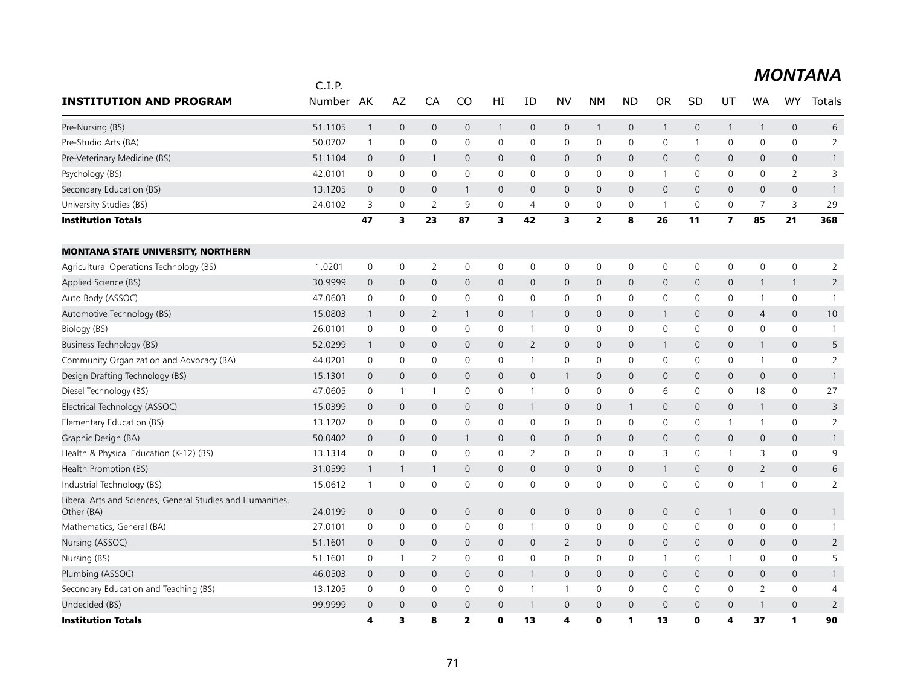## MONTANA

| INSTITUTION AND PROGRAM | C.I.P. Number | AK | AZ | CA | CO | HI | ID | NV | NM | ND | OR | SD | UT | WA | WY | Totals |
|---|---|---|---|---|---|---|---|---|---|---|---|---|---|---|---|---|
| Pre-Nursing (BS) | 51.1105 | 1 | 0 | 0 | 0 | 1 | 0 | 0 | 1 | 0 | 1 | 0 | 1 | 1 | 0 | 6 |
| Pre-Studio Arts (BA) | 50.0702 | 1 | 0 | 0 | 0 | 0 | 0 | 0 | 0 | 0 | 0 | 1 | 0 | 0 | 0 | 2 |
| Pre-Veterinary Medicine (BS) | 51.1104 | 0 | 0 | 1 | 0 | 0 | 0 | 0 | 0 | 0 | 0 | 0 | 0 | 0 | 0 | 1 |
| Psychology (BS) | 42.0101 | 0 | 0 | 0 | 0 | 0 | 0 | 0 | 0 | 0 | 1 | 0 | 0 | 0 | 2 | 3 |
| Secondary Education (BS) | 13.1205 | 0 | 0 | 0 | 1 | 0 | 0 | 0 | 0 | 0 | 0 | 0 | 0 | 0 | 0 | 1 |
| University Studies (BS) | 24.0102 | 3 | 0 | 2 | 9 | 0 | 4 | 0 | 0 | 0 | 1 | 0 | 0 | 7 | 3 | 29 |
| **Institution Totals** | | **47** | **3** | **23** | **87** | **3** | **42** | **3** | **2** | **8** | **26** | **11** | **7** | **85** | **21** | **368** |
| | | | | | | | | | | | | | | | | |
| **MONTANA STATE UNIVERSITY, NORTHERN** | | | | | | | | | | | | | | | | |
| Agricultural Operations Technology (BS) | 1.0201 | 0 | 0 | 2 | 0 | 0 | 0 | 0 | 0 | 0 | 0 | 0 | 0 | 0 | 0 | 2 |
| Applied Science (BS) | 30.9999 | 0 | 0 | 0 | 0 | 0 | 0 | 0 | 0 | 0 | 0 | 0 | 0 | 1 | 1 | 2 |
| Auto Body (ASSOC) | 47.0603 | 0 | 0 | 0 | 0 | 0 | 0 | 0 | 0 | 0 | 0 | 0 | 0 | 1 | 0 | 1 |
| Automotive Technology (BS) | 15.0803 | 1 | 0 | 2 | 1 | 0 | 1 | 0 | 0 | 0 | 1 | 0 | 0 | 4 | 0 | 10 |
| Biology (BS) | 26.0101 | 0 | 0 | 0 | 0 | 0 | 1 | 0 | 0 | 0 | 0 | 0 | 0 | 0 | 0 | 1 |
| Business Technology (BS) | 52.0299 | 1 | 0 | 0 | 0 | 0 | 2 | 0 | 0 | 0 | 1 | 0 | 0 | 1 | 0 | 5 |
| Community Organization and Advocacy (BA) | 44.0201 | 0 | 0 | 0 | 0 | 0 | 1 | 0 | 0 | 0 | 0 | 0 | 0 | 1 | 0 | 2 |
| Design Drafting Technology (BS) | 15.1301 | 0 | 0 | 0 | 0 | 0 | 0 | 1 | 0 | 0 | 0 | 0 | 0 | 0 | 0 | 1 |
| Diesel Technology (BS) | 47.0605 | 0 | 1 | 1 | 0 | 0 | 1 | 0 | 0 | 0 | 6 | 0 | 0 | 18 | 0 | 27 |
| Electrical Technology (ASSOC) | 15.0399 | 0 | 0 | 0 | 0 | 0 | 1 | 0 | 0 | 1 | 0 | 0 | 0 | 1 | 0 | 3 |
| Elementary Education (BS) | 13.1202 | 0 | 0 | 0 | 0 | 0 | 0 | 0 | 0 | 0 | 0 | 0 | 1 | 1 | 0 | 2 |
| Graphic Design (BA) | 50.0402 | 0 | 0 | 0 | 1 | 0 | 0 | 0 | 0 | 0 | 0 | 0 | 0 | 0 | 0 | 1 |
| Health & Physical Education (K-12) (BS) | 13.1314 | 0 | 0 | 0 | 0 | 0 | 2 | 0 | 0 | 0 | 3 | 0 | 1 | 3 | 0 | 9 |
| Health Promotion (BS) | 31.0599 | 1 | 1 | 1 | 0 | 0 | 0 | 0 | 0 | 0 | 1 | 0 | 0 | 2 | 0 | 6 |
| Industrial Technology (BS) | 15.0612 | 1 | 0 | 0 | 0 | 0 | 0 | 0 | 0 | 0 | 0 | 0 | 0 | 1 | 0 | 2 |
| Liberal Arts and Sciences, General Studies and Humanities, Other (BA) | 24.0199 | 0 | 0 | 0 | 0 | 0 | 0 | 0 | 0 | 0 | 0 | 0 | 1 | 0 | 0 | 1 |
| Mathematics, General (BA) | 27.0101 | 0 | 0 | 0 | 0 | 0 | 1 | 0 | 0 | 0 | 0 | 0 | 0 | 0 | 0 | 1 |
| Nursing (ASSOC) | 51.1601 | 0 | 0 | 0 | 0 | 0 | 0 | 2 | 0 | 0 | 0 | 0 | 0 | 0 | 0 | 2 |
| Nursing (BS) | 51.1601 | 0 | 1 | 2 | 0 | 0 | 0 | 0 | 0 | 0 | 1 | 0 | 1 | 0 | 0 | 5 |
| Plumbing (ASSOC) | 46.0503 | 0 | 0 | 0 | 0 | 0 | 1 | 0 | 0 | 0 | 0 | 0 | 0 | 0 | 0 | 1 |
| Secondary Education and Teaching (BS) | 13.1205 | 0 | 0 | 0 | 0 | 0 | 1 | 1 | 0 | 0 | 0 | 0 | 0 | 2 | 0 | 4 |
| Undecided (BS) | 99.9999 | 0 | 0 | 0 | 0 | 0 | 1 | 0 | 0 | 0 | 0 | 0 | 0 | 1 | 0 | 2 |
| **Institution Totals** | | **4** | **3** | **8** | **2** | **0** | **13** | **4** | **0** | **1** | **13** | **0** | **4** | **37** | **1** | **90** |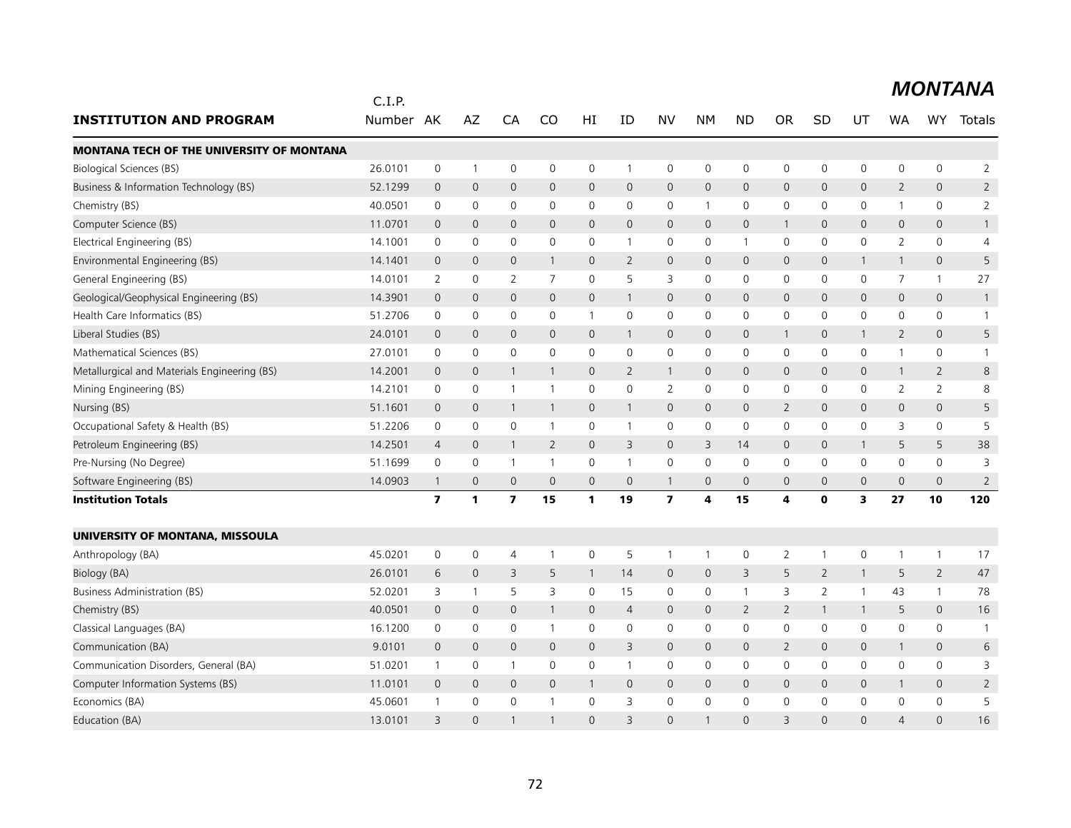# MONTANA

| INSTITUTION AND PROGRAM | C.I.P. Number | AK | AZ | CA | CO | HI | ID | NV | NM | ND | OR | SD | UT | WA | WY | Totals |
|---|---|---|---|---|---|---|---|---|---|---|---|---|---|---|---|---|
| **MONTANA TECH OF THE UNIVERSITY OF MONTANA** | | | | | | | | | | | | | | | | |
| Biological Sciences (BS) | 26.0101 | 0 | 1 | 0 | 0 | 0 | 1 | 0 | 0 | 0 | 0 | 0 | 0 | 0 | 0 | 2 |
| Business & Information Technology (BS) | 52.1299 | 0 | 0 | 0 | 0 | 0 | 0 | 0 | 0 | 0 | 0 | 0 | 0 | 2 | 0 | 2 |
| Chemistry (BS) | 40.0501 | 0 | 0 | 0 | 0 | 0 | 0 | 0 | 1 | 0 | 0 | 0 | 0 | 1 | 0 | 2 |
| Computer Science (BS) | 11.0701 | 0 | 0 | 0 | 0 | 0 | 0 | 0 | 0 | 0 | 1 | 0 | 0 | 0 | 0 | 1 |
| Electrical Engineering (BS) | 14.1001 | 0 | 0 | 0 | 0 | 0 | 1 | 0 | 0 | 1 | 0 | 0 | 0 | 2 | 0 | 4 |
| Environmental Engineering (BS) | 14.1401 | 0 | 0 | 0 | 1 | 0 | 2 | 0 | 0 | 0 | 0 | 0 | 1 | 1 | 0 | 5 |
| General Engineering (BS) | 14.0101 | 2 | 0 | 2 | 7 | 0 | 5 | 3 | 0 | 0 | 0 | 0 | 0 | 7 | 1 | 27 |
| Geological/Geophysical Engineering (BS) | 14.3901 | 0 | 0 | 0 | 0 | 0 | 1 | 0 | 0 | 0 | 0 | 0 | 0 | 0 | 0 | 1 |
| Health Care Informatics (BS) | 51.2706 | 0 | 0 | 0 | 0 | 1 | 0 | 0 | 0 | 0 | 0 | 0 | 0 | 0 | 0 | 1 |
| Liberal Studies (BS) | 24.0101 | 0 | 0 | 0 | 0 | 0 | 1 | 0 | 0 | 0 | 1 | 0 | 1 | 2 | 0 | 5 |
| Mathematical Sciences (BS) | 27.0101 | 0 | 0 | 0 | 0 | 0 | 0 | 0 | 0 | 0 | 0 | 0 | 0 | 1 | 0 | 1 |
| Metallurgical and Materials Engineering (BS) | 14.2001 | 0 | 0 | 1 | 1 | 0 | 2 | 1 | 0 | 0 | 0 | 0 | 0 | 1 | 2 | 8 |
| Mining Engineering (BS) | 14.2101 | 0 | 0 | 1 | 1 | 0 | 0 | 2 | 0 | 0 | 0 | 0 | 0 | 2 | 2 | 8 |
| Nursing (BS) | 51.1601 | 0 | 0 | 1 | 1 | 0 | 1 | 0 | 0 | 0 | 2 | 0 | 0 | 0 | 0 | 5 |
| Occupational Safety & Health (BS) | 51.2206 | 0 | 0 | 0 | 1 | 0 | 1 | 0 | 0 | 0 | 0 | 0 | 0 | 3 | 0 | 5 |
| Petroleum Engineering (BS) | 14.2501 | 4 | 0 | 1 | 2 | 0 | 3 | 0 | 3 | 14 | 0 | 0 | 1 | 5 | 5 | 38 |
| Pre-Nursing (No Degree) | 51.1699 | 0 | 0 | 1 | 1 | 0 | 1 | 0 | 0 | 0 | 0 | 0 | 0 | 0 | 0 | 3 |
| Software Engineering (BS) | 14.0903 | 1 | 0 | 0 | 0 | 0 | 0 | 1 | 0 | 0 | 0 | 0 | 0 | 0 | 0 | 2 |
| **Institution Totals** | | **7** | **1** | **7** | **15** | **1** | **19** | **7** | **4** | **15** | **4** | **0** | **3** | **27** | **10** | **120** |
| **UNIVERSITY OF MONTANA, MISSOULA** | | | | | | | | | | | | | | | | |
| Anthropology (BA) | 45.0201 | 0 | 0 | 4 | 1 | 0 | 5 | 1 | 1 | 0 | 2 | 1 | 0 | 1 | 1 | 17 |
| Biology (BA) | 26.0101 | 6 | 0 | 3 | 5 | 1 | 14 | 0 | 0 | 3 | 5 | 2 | 1 | 5 | 2 | 47 |
| Business Administration (BS) | 52.0201 | 3 | 1 | 5 | 3 | 0 | 15 | 0 | 0 | 1 | 3 | 2 | 1 | 43 | 1 | 78 |
| Chemistry (BS) | 40.0501 | 0 | 0 | 0 | 1 | 0 | 4 | 0 | 0 | 2 | 2 | 1 | 1 | 5 | 0 | 16 |
| Classical Languages (BA) | 16.1200 | 0 | 0 | 0 | 1 | 0 | 0 | 0 | 0 | 0 | 0 | 0 | 0 | 0 | 0 | 1 |
| Communication (BA) | 9.0101 | 0 | 0 | 0 | 0 | 0 | 3 | 0 | 0 | 0 | 2 | 0 | 0 | 1 | 0 | 6 |
| Communication Disorders, General (BA) | 51.0201 | 1 | 0 | 1 | 0 | 0 | 1 | 0 | 0 | 0 | 0 | 0 | 0 | 0 | 0 | 3 |
| Computer Information Systems (BS) | 11.0101 | 0 | 0 | 0 | 0 | 1 | 0 | 0 | 0 | 0 | 0 | 0 | 0 | 1 | 0 | 2 |
| Economics (BA) | 45.0601 | 1 | 0 | 0 | 1 | 0 | 3 | 0 | 0 | 0 | 0 | 0 | 0 | 0 | 0 | 5 |
| Education (BA) | 13.0101 | 3 | 0 | 1 | 1 | 0 | 3 | 0 | 1 | 0 | 3 | 0 | 0 | 4 | 0 | 16 |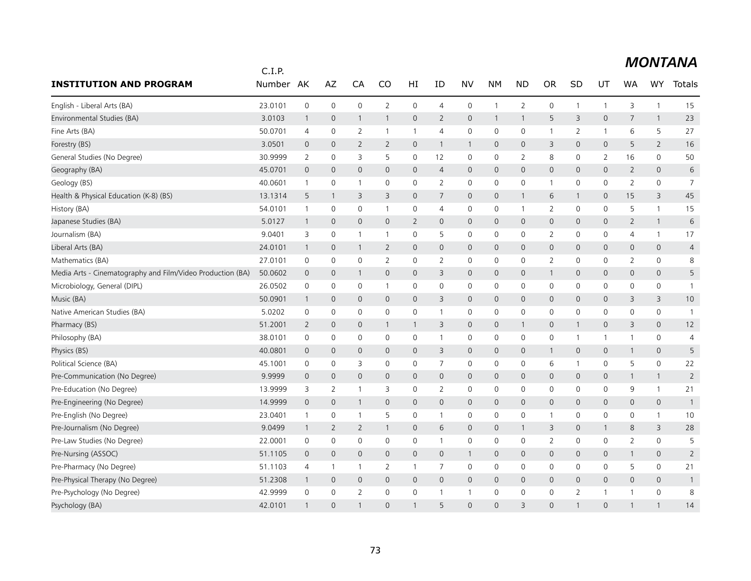# MONTANA

| INSTITUTION AND PROGRAM | C.I.P. Number | AK | AZ | CA | CO | HI | ID | NV | NM | ND | OR | SD | UT | WA | WY | Totals |
|---|---|---|---|---|---|---|---|---|---|---|---|---|---|---|---|---|
| English - Liberal Arts (BA) | 23.0101 | 0 | 0 | 0 | 2 | 0 | 4 | 0 | 1 | 2 | 0 | 1 | 1 | 3 | 1 | 15 |
| Environmental Studies (BA) | 3.0103 | 1 | 0 | 1 | 1 | 0 | 2 | 0 | 1 | 1 | 5 | 3 | 0 | 7 | 1 | 23 |
| Fine Arts (BA) | 50.0701 | 4 | 0 | 2 | 1 | 1 | 4 | 0 | 0 | 0 | 1 | 2 | 1 | 6 | 5 | 27 |
| Forestry (BS) | 3.0501 | 0 | 0 | 2 | 2 | 0 | 1 | 1 | 0 | 0 | 3 | 0 | 0 | 5 | 2 | 16 |
| General Studies (No Degree) | 30.9999 | 2 | 0 | 3 | 5 | 0 | 12 | 0 | 0 | 2 | 8 | 0 | 2 | 16 | 0 | 50 |
| Geography (BA) | 45.0701 | 0 | 0 | 0 | 0 | 0 | 4 | 0 | 0 | 0 | 0 | 0 | 0 | 2 | 0 | 6 |
| Geology (BS) | 40.0601 | 1 | 0 | 1 | 0 | 0 | 2 | 0 | 0 | 0 | 1 | 0 | 0 | 2 | 0 | 7 |
| Health & Physical Education (K-8) (BS) | 13.1314 | 5 | 1 | 3 | 3 | 0 | 7 | 0 | 0 | 1 | 6 | 1 | 0 | 15 | 3 | 45 |
| History (BA) | 54.0101 | 1 | 0 | 0 | 1 | 0 | 4 | 0 | 0 | 1 | 2 | 0 | 0 | 5 | 1 | 15 |
| Japanese Studies (BA) | 5.0127 | 1 | 0 | 0 | 0 | 2 | 0 | 0 | 0 | 0 | 0 | 0 | 0 | 2 | 1 | 6 |
| Journalism (BA) | 9.0401 | 3 | 0 | 1 | 1 | 0 | 5 | 0 | 0 | 0 | 2 | 0 | 0 | 4 | 1 | 17 |
| Liberal Arts (BA) | 24.0101 | 1 | 0 | 1 | 2 | 0 | 0 | 0 | 0 | 0 | 0 | 0 | 0 | 0 | 0 | 4 |
| Mathematics (BA) | 27.0101 | 0 | 0 | 0 | 2 | 0 | 2 | 0 | 0 | 0 | 2 | 0 | 0 | 2 | 0 | 8 |
| Media Arts - Cinematography and Film/Video Production (BA) | 50.0602 | 0 | 0 | 1 | 0 | 0 | 3 | 0 | 0 | 0 | 1 | 0 | 0 | 0 | 0 | 5 |
| Microbiology, General (DIPL) | 26.0502 | 0 | 0 | 0 | 1 | 0 | 0 | 0 | 0 | 0 | 0 | 0 | 0 | 0 | 0 | 1 |
| Music (BA) | 50.0901 | 1 | 0 | 0 | 0 | 0 | 3 | 0 | 0 | 0 | 0 | 0 | 0 | 3 | 3 | 10 |
| Native American Studies (BA) | 5.0202 | 0 | 0 | 0 | 0 | 0 | 1 | 0 | 0 | 0 | 0 | 0 | 0 | 0 | 0 | 1 |
| Pharmacy (BS) | 51.2001 | 2 | 0 | 0 | 1 | 1 | 3 | 0 | 0 | 1 | 0 | 1 | 0 | 3 | 0 | 12 |
| Philosophy (BA) | 38.0101 | 0 | 0 | 0 | 0 | 0 | 1 | 0 | 0 | 0 | 0 | 1 | 1 | 1 | 0 | 4 |
| Physics (BS) | 40.0801 | 0 | 0 | 0 | 0 | 0 | 3 | 0 | 0 | 0 | 1 | 0 | 0 | 1 | 0 | 5 |
| Political Science (BA) | 45.1001 | 0 | 0 | 3 | 0 | 0 | 7 | 0 | 0 | 0 | 6 | 1 | 0 | 5 | 0 | 22 |
| Pre-Communication (No Degree) | 9.9999 | 0 | 0 | 0 | 0 | 0 | 0 | 0 | 0 | 0 | 0 | 0 | 0 | 1 | 1 | 2 |
| Pre-Education (No Degree) | 13.9999 | 3 | 2 | 1 | 3 | 0 | 2 | 0 | 0 | 0 | 0 | 0 | 0 | 9 | 1 | 21 |
| Pre-Engineering (No Degree) | 14.9999 | 0 | 0 | 1 | 0 | 0 | 0 | 0 | 0 | 0 | 0 | 0 | 0 | 0 | 0 | 1 |
| Pre-English (No Degree) | 23.0401 | 1 | 0 | 1 | 5 | 0 | 1 | 0 | 0 | 0 | 1 | 0 | 0 | 0 | 1 | 10 |
| Pre-Journalism (No Degree) | 9.0499 | 1 | 2 | 2 | 1 | 0 | 6 | 0 | 0 | 1 | 3 | 0 | 1 | 8 | 3 | 28 |
| Pre-Law Studies (No Degree) | 22.0001 | 0 | 0 | 0 | 0 | 0 | 1 | 0 | 0 | 0 | 2 | 0 | 0 | 2 | 0 | 5 |
| Pre-Nursing (ASSOC) | 51.1105 | 0 | 0 | 0 | 0 | 0 | 0 | 1 | 0 | 0 | 0 | 0 | 0 | 1 | 0 | 2 |
| Pre-Pharmacy (No Degree) | 51.1103 | 4 | 1 | 1 | 2 | 1 | 7 | 0 | 0 | 0 | 0 | 0 | 0 | 5 | 0 | 21 |
| Pre-Physical Therapy (No Degree) | 51.2308 | 1 | 0 | 0 | 0 | 0 | 0 | 0 | 0 | 0 | 0 | 0 | 0 | 0 | 0 | 1 |
| Pre-Psychology (No Degree) | 42.9999 | 0 | 0 | 2 | 0 | 0 | 1 | 1 | 0 | 0 | 0 | 2 | 1 | 1 | 0 | 8 |
| Psychology (BA) | 42.0101 | 1 | 0 | 1 | 0 | 1 | 5 | 0 | 0 | 3 | 0 | 1 | 0 | 1 | 1 | 14 |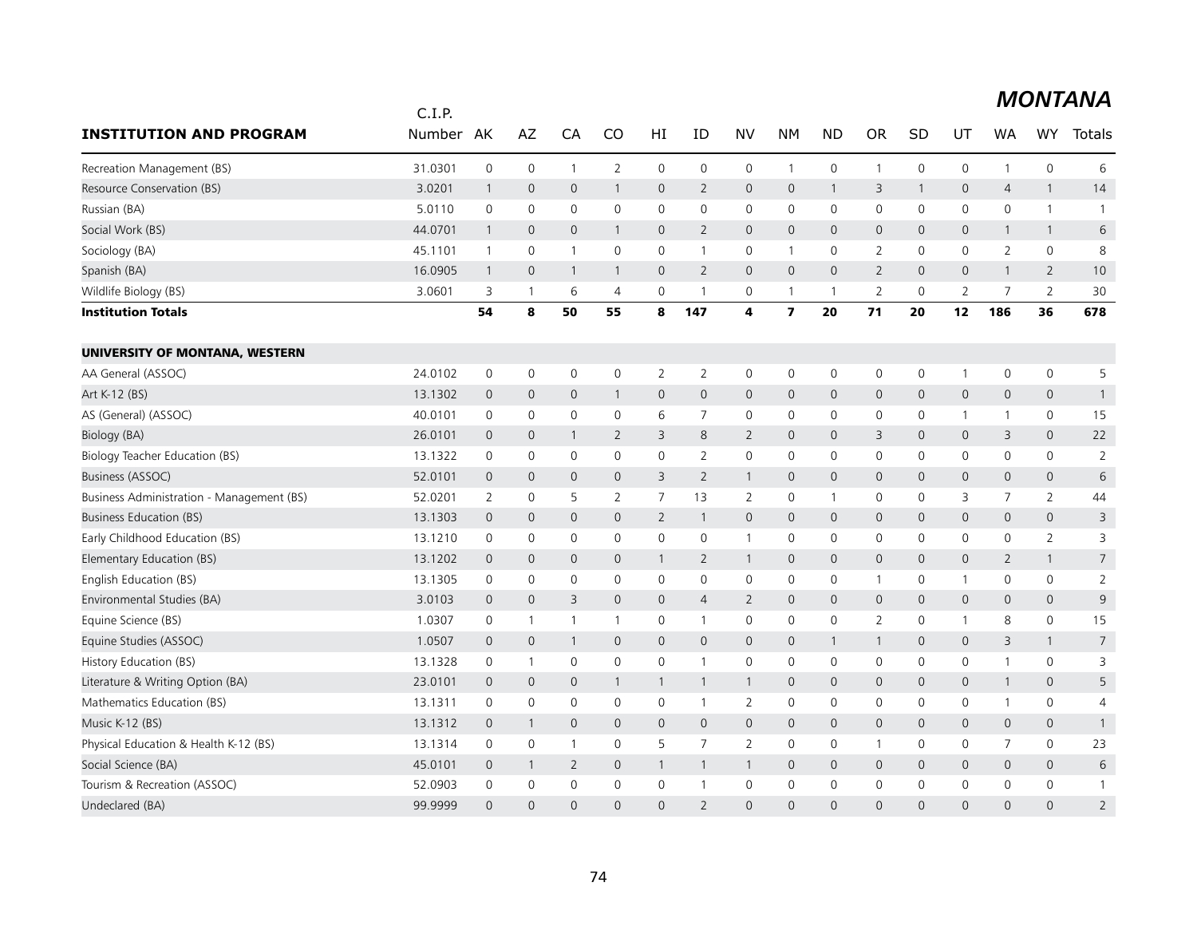# MONTANA

| INSTITUTION AND PROGRAM | C.I.P. Number | AK | AZ | CA | CO | HI | ID | NV | NM | ND | OR | SD | UT | WA | WY | Totals |
|---|---|---|---|---|---|---|---|---|---|---|---|---|---|---|---|---|
| Recreation Management (BS) | 31.0301 | 0 | 0 | 1 | 2 | 0 | 0 | 0 | 1 | 0 | 1 | 0 | 0 | 1 | 0 | 6 |
| Resource Conservation (BS) | 3.0201 | 1 | 0 | 0 | 1 | 0 | 2 | 0 | 0 | 1 | 3 | 1 | 0 | 4 | 1 | 14 |
| Russian (BA) | 5.0110 | 0 | 0 | 0 | 0 | 0 | 0 | 0 | 0 | 0 | 0 | 0 | 0 | 0 | 1 | 1 |
| Social Work (BS) | 44.0701 | 1 | 0 | 0 | 1 | 0 | 2 | 0 | 0 | 0 | 0 | 0 | 0 | 1 | 1 | 6 |
| Sociology (BA) | 45.1101 | 1 | 0 | 1 | 0 | 0 | 1 | 0 | 1 | 0 | 2 | 0 | 0 | 2 | 0 | 8 |
| Spanish (BA) | 16.0905 | 1 | 0 | 1 | 1 | 0 | 2 | 0 | 0 | 0 | 2 | 0 | 0 | 1 | 2 | 10 |
| Wildlife Biology (BS) | 3.0601 | 3 | 1 | 6 | 4 | 0 | 1 | 0 | 1 | 1 | 2 | 0 | 2 | 7 | 2 | 30 |
| **Institution Totals** | | **54** | **8** | **50** | **55** | **8** | **147** | **4** | **7** | **20** | **71** | **20** | **12** | **186** | **36** | **678** |
| | | | | | | | | | | | | | | | | |
| **UNIVERSITY OF MONTANA, WESTERN** | | | | | | | | | | | | | | | | |
| AA General (ASSOC) | 24.0102 | 0 | 0 | 0 | 0 | 2 | 2 | 0 | 0 | 0 | 0 | 0 | 1 | 0 | 0 | 5 |
| Art K-12 (BS) | 13.1302 | 0 | 0 | 0 | 1 | 0 | 0 | 0 | 0 | 0 | 0 | 0 | 0 | 0 | 0 | 1 |
| AS (General) (ASSOC) | 40.0101 | 0 | 0 | 0 | 0 | 6 | 7 | 0 | 0 | 0 | 0 | 0 | 1 | 1 | 0 | 15 |
| Biology (BA) | 26.0101 | 0 | 0 | 1 | 2 | 3 | 8 | 2 | 0 | 0 | 3 | 0 | 0 | 3 | 0 | 22 |
| Biology Teacher Education (BS) | 13.1322 | 0 | 0 | 0 | 0 | 0 | 2 | 0 | 0 | 0 | 0 | 0 | 0 | 0 | 0 | 2 |
| Business (ASSOC) | 52.0101 | 0 | 0 | 0 | 0 | 3 | 2 | 1 | 0 | 0 | 0 | 0 | 0 | 0 | 0 | 6 |
| Business Administration - Management (BS) | 52.0201 | 2 | 0 | 5 | 2 | 7 | 13 | 2 | 0 | 1 | 0 | 0 | 3 | 7 | 2 | 44 |
| Business Education (BS) | 13.1303 | 0 | 0 | 0 | 0 | 2 | 1 | 0 | 0 | 0 | 0 | 0 | 0 | 0 | 0 | 3 |
| Early Childhood Education (BS) | 13.1210 | 0 | 0 | 0 | 0 | 0 | 0 | 1 | 0 | 0 | 0 | 0 | 0 | 0 | 2 | 3 |
| Elementary Education (BS) | 13.1202 | 0 | 0 | 0 | 0 | 1 | 2 | 1 | 0 | 0 | 0 | 0 | 0 | 2 | 1 | 7 |
| English Education (BS) | 13.1305 | 0 | 0 | 0 | 0 | 0 | 0 | 0 | 0 | 0 | 1 | 0 | 1 | 0 | 0 | 2 |
| Environmental Studies (BA) | 3.0103 | 0 | 0 | 3 | 0 | 0 | 4 | 2 | 0 | 0 | 0 | 0 | 0 | 0 | 0 | 9 |
| Equine Science (BS) | 1.0307 | 0 | 1 | 1 | 1 | 0 | 1 | 0 | 0 | 0 | 2 | 0 | 1 | 8 | 0 | 15 |
| Equine Studies (ASSOC) | 1.0507 | 0 | 0 | 1 | 0 | 0 | 0 | 0 | 0 | 1 | 1 | 0 | 0 | 3 | 1 | 7 |
| History Education (BS) | 13.1328 | 0 | 1 | 0 | 0 | 0 | 1 | 0 | 0 | 0 | 0 | 0 | 0 | 1 | 0 | 3 |
| Literature & Writing Option (BA) | 23.0101 | 0 | 0 | 0 | 1 | 1 | 1 | 1 | 0 | 0 | 0 | 0 | 0 | 1 | 0 | 5 |
| Mathematics Education (BS) | 13.1311 | 0 | 0 | 0 | 0 | 0 | 1 | 2 | 0 | 0 | 0 | 0 | 0 | 1 | 0 | 4 |
| Music K-12 (BS) | 13.1312 | 0 | 1 | 0 | 0 | 0 | 0 | 0 | 0 | 0 | 0 | 0 | 0 | 0 | 0 | 1 |
| Physical Education & Health K-12 (BS) | 13.1314 | 0 | 0 | 1 | 0 | 5 | 7 | 2 | 0 | 0 | 1 | 0 | 0 | 7 | 0 | 23 |
| Social Science (BA) | 45.0101 | 0 | 1 | 2 | 0 | 1 | 1 | 1 | 0 | 0 | 0 | 0 | 0 | 0 | 0 | 6 |
| Tourism & Recreation (ASSOC) | 52.0903 | 0 | 0 | 0 | 0 | 0 | 1 | 0 | 0 | 0 | 0 | 0 | 0 | 0 | 0 | 1 |
| Undeclared (BA) | 99.9999 | 0 | 0 | 0 | 0 | 0 | 2 | 0 | 0 | 0 | 0 | 0 | 0 | 0 | 0 | 2 |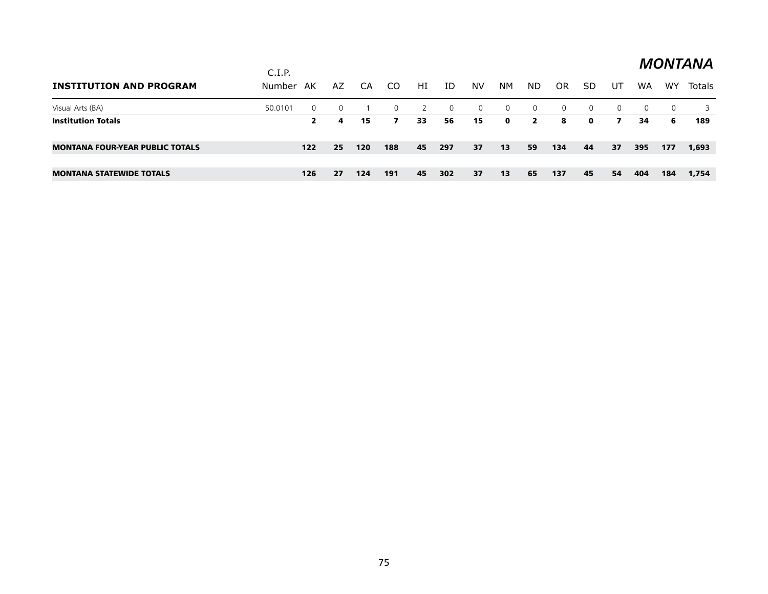# MONTANA

| INSTITUTION AND PROGRAM | C.I.P. Number | AK | AZ | CA | CO | HI | ID | NV | NM | ND | OR | SD | UT | WA | WY | Totals |
|---|---|---|---|---|---|---|---|---|---|---|---|---|---|---|---|---|
| Visual Arts (BA) | 50.0101 | 0 | 0 | 1 | 0 | 2 | 0 | 0 | 0 | 0 | 0 | 0 | 0 | 0 | 0 | 3 |
| **Institution Totals** | | **2** | **4** | **15** | **7** | **33** | **56** | **15** | **0** | **2** | **8** | **0** | **7** | **34** | **6** | **189** |
| **MONTANA FOUR-YEAR PUBLIC TOTALS** | | **122** | **25** | **120** | **188** | **45** | **297** | **37** | **13** | **59** | **134** | **44** | **37** | **395** | **177** | **1,693** |
| **MONTANA STATEWIDE TOTALS** | | **126** | **27** | **124** | **191** | **45** | **302** | **37** | **13** | **65** | **137** | **45** | **54** | **404** | **184** | **1,754** |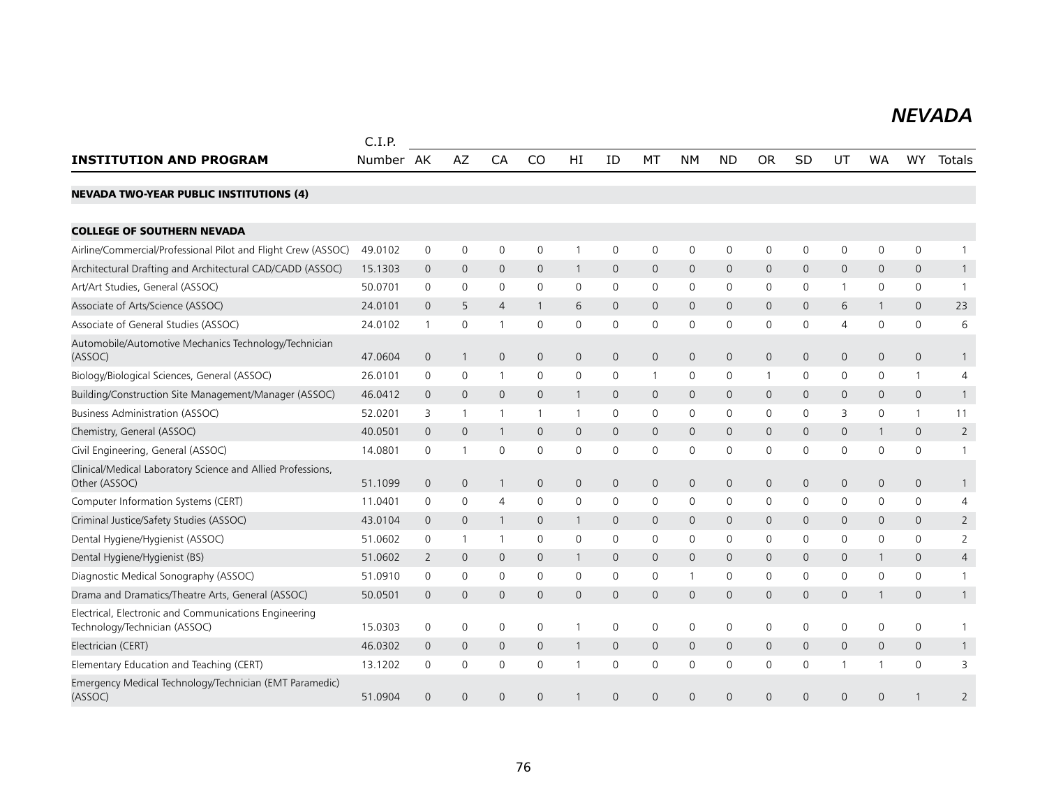# NEVADA

| INSTITUTION AND PROGRAM | C.I.P. Number | AK | AZ | CA | CO | HI | ID | MT | NM | ND | OR | SD | UT | WA | WY | Totals |
|---|---|---|---|---|---|---|---|---|---|---|---|---|---|---|---|---|
| **NEVADA TWO-YEAR PUBLIC INSTITUTIONS (4)** | | | | | | | | | | | | | | | | |
| **COLLEGE OF SOUTHERN NEVADA** | | | | | | | | | | | | | | | | |
| Airline/Commercial/Professional Pilot and Flight Crew (ASSOC) | 49.0102 | 0 | 0 | 0 | 0 | 1 | 0 | 0 | 0 | 0 | 0 | 0 | 0 | 0 | 0 | 1 |
| Architectural Drafting and Architectural CAD/CADD (ASSOC) | 15.1303 | 0 | 0 | 0 | 0 | 1 | 0 | 0 | 0 | 0 | 0 | 0 | 0 | 0 | 0 | 1 |
| Art/Art Studies, General (ASSOC) | 50.0701 | 0 | 0 | 0 | 0 | 0 | 0 | 0 | 0 | 0 | 0 | 0 | 1 | 0 | 0 | 1 |
| Associate of Arts/Science (ASSOC) | 24.0101 | 0 | 5 | 4 | 1 | 6 | 0 | 0 | 0 | 0 | 0 | 0 | 6 | 1 | 0 | 23 |
| Associate of General Studies (ASSOC) | 24.0102 | 1 | 0 | 1 | 0 | 0 | 0 | 0 | 0 | 0 | 0 | 0 | 4 | 0 | 0 | 6 |
| Automobile/Automotive Mechanics Technology/Technician (ASSOC) | 47.0604 | 0 | 1 | 0 | 0 | 0 | 0 | 0 | 0 | 0 | 0 | 0 | 0 | 0 | 0 | 1 |
| Biology/Biological Sciences, General (ASSOC) | 26.0101 | 0 | 0 | 1 | 0 | 0 | 0 | 1 | 0 | 0 | 1 | 0 | 0 | 0 | 1 | 4 |
| Building/Construction Site Management/Manager (ASSOC) | 46.0412 | 0 | 0 | 0 | 0 | 1 | 0 | 0 | 0 | 0 | 0 | 0 | 0 | 0 | 0 | 1 |
| Business Administration (ASSOC) | 52.0201 | 3 | 1 | 1 | 1 | 1 | 0 | 0 | 0 | 0 | 0 | 0 | 3 | 0 | 1 | 11 |
| Chemistry, General (ASSOC) | 40.0501 | 0 | 0 | 1 | 0 | 0 | 0 | 0 | 0 | 0 | 0 | 0 | 0 | 1 | 0 | 2 |
| Civil Engineering, General (ASSOC) | 14.0801 | 0 | 1 | 0 | 0 | 0 | 0 | 0 | 0 | 0 | 0 | 0 | 0 | 0 | 0 | 1 |
| Clinical/Medical Laboratory Science and Allied Professions, Other (ASSOC) | 51.1099 | 0 | 0 | 1 | 0 | 0 | 0 | 0 | 0 | 0 | 0 | 0 | 0 | 0 | 0 | 1 |
| Computer Information Systems (CERT) | 11.0401 | 0 | 0 | 4 | 0 | 0 | 0 | 0 | 0 | 0 | 0 | 0 | 0 | 0 | 0 | 4 |
| Criminal Justice/Safety Studies (ASSOC) | 43.0104 | 0 | 0 | 1 | 0 | 1 | 0 | 0 | 0 | 0 | 0 | 0 | 0 | 0 | 0 | 2 |
| Dental Hygiene/Hygienist (ASSOC) | 51.0602 | 0 | 1 | 1 | 0 | 0 | 0 | 0 | 0 | 0 | 0 | 0 | 0 | 0 | 0 | 2 |
| Dental Hygiene/Hygienist (BS) | 51.0602 | 2 | 0 | 0 | 0 | 1 | 0 | 0 | 0 | 0 | 0 | 0 | 0 | 1 | 0 | 4 |
| Diagnostic Medical Sonography (ASSOC) | 51.0910 | 0 | 0 | 0 | 0 | 0 | 0 | 0 | 1 | 0 | 0 | 0 | 0 | 0 | 0 | 1 |
| Drama and Dramatics/Theatre Arts, General (ASSOC) | 50.0501 | 0 | 0 | 0 | 0 | 0 | 0 | 0 | 0 | 0 | 0 | 0 | 0 | 1 | 0 | 1 |
| Electrical, Electronic and Communications Engineering Technology/Technician (ASSOC) | 15.0303 | 0 | 0 | 0 | 0 | 1 | 0 | 0 | 0 | 0 | 0 | 0 | 0 | 0 | 0 | 1 |
| Electrician (CERT) | 46.0302 | 0 | 0 | 0 | 0 | 1 | 0 | 0 | 0 | 0 | 0 | 0 | 0 | 0 | 0 | 1 |
| Elementary Education and Teaching (CERT) | 13.1202 | 0 | 0 | 0 | 0 | 1 | 0 | 0 | 0 | 0 | 0 | 0 | 1 | 1 | 0 | 3 |
| Emergency Medical Technology/Technician (EMT Paramedic) (ASSOC) | 51.0904 | 0 | 0 | 0 | 0 | 1 | 0 | 0 | 0 | 0 | 0 | 0 | 0 | 0 | 1 | 2 |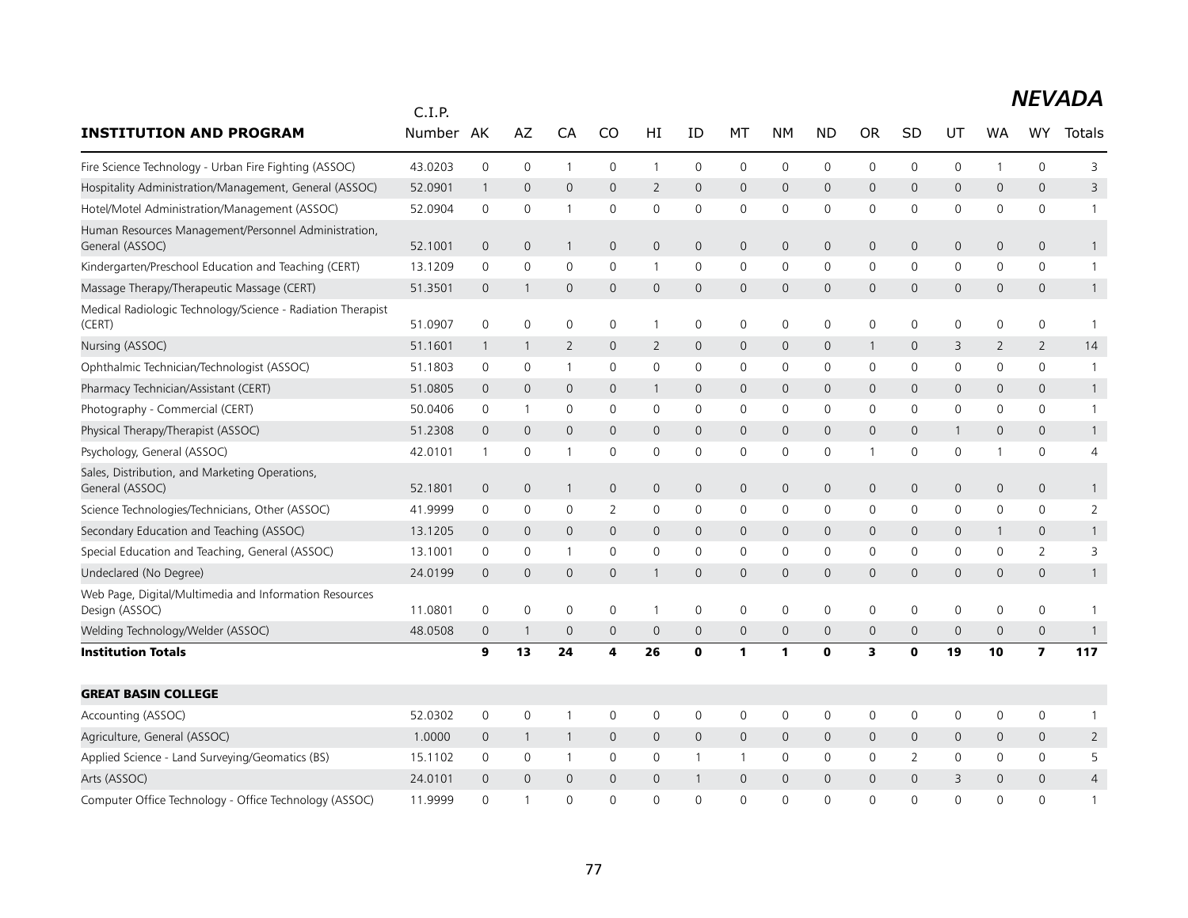# NEVADA

| INSTITUTION AND PROGRAM | C.I.P. Number | AK | AZ | CA | CO | HI | ID | MT | NM | ND | OR | SD | UT | WA | WY | Totals |
|---|---|---|---|---|---|---|---|---|---|---|---|---|---|---|---|---|
| Fire Science Technology - Urban Fire Fighting (ASSOC) | 43.0203 | 0 | 0 | 1 | 0 | 1 | 0 | 0 | 0 | 0 | 0 | 0 | 0 | 1 | 0 | 3 |
| Hospitality Administration/Management, General (ASSOC) | 52.0901 | 1 | 0 | 0 | 0 | 2 | 0 | 0 | 0 | 0 | 0 | 0 | 0 | 0 | 0 | 3 |
| Hotel/Motel Administration/Management (ASSOC) | 52.0904 | 0 | 0 | 1 | 0 | 0 | 0 | 0 | 0 | 0 | 0 | 0 | 0 | 0 | 0 | 1 |
| Human Resources Management/Personnel Administration, General (ASSOC) | 52.1001 | 0 | 0 | 1 | 0 | 0 | 0 | 0 | 0 | 0 | 0 | 0 | 0 | 0 | 0 | 1 |
| Kindergarten/Preschool Education and Teaching (CERT) | 13.1209 | 0 | 0 | 0 | 0 | 1 | 0 | 0 | 0 | 0 | 0 | 0 | 0 | 0 | 0 | 1 |
| Massage Therapy/Therapeutic Massage (CERT) | 51.3501 | 0 | 1 | 0 | 0 | 0 | 0 | 0 | 0 | 0 | 0 | 0 | 0 | 0 | 0 | 1 |
| Medical Radiologic Technology/Science - Radiation Therapist (CERT) | 51.0907 | 0 | 0 | 0 | 0 | 1 | 0 | 0 | 0 | 0 | 0 | 0 | 0 | 0 | 0 | 1 |
| Nursing (ASSOC) | 51.1601 | 1 | 1 | 2 | 0 | 2 | 0 | 0 | 0 | 0 | 1 | 0 | 3 | 2 | 2 | 14 |
| Ophthalmic Technician/Technologist (ASSOC) | 51.1803 | 0 | 0 | 1 | 0 | 0 | 0 | 0 | 0 | 0 | 0 | 0 | 0 | 0 | 0 | 1 |
| Pharmacy Technician/Assistant (CERT) | 51.0805 | 0 | 0 | 0 | 0 | 1 | 0 | 0 | 0 | 0 | 0 | 0 | 0 | 0 | 0 | 1 |
| Photography - Commercial (CERT) | 50.0406 | 0 | 1 | 0 | 0 | 0 | 0 | 0 | 0 | 0 | 0 | 0 | 0 | 0 | 0 | 1 |
| Physical Therapy/Therapist (ASSOC) | 51.2308 | 0 | 0 | 0 | 0 | 0 | 0 | 0 | 0 | 0 | 0 | 0 | 1 | 0 | 0 | 1 |
| Psychology, General (ASSOC) | 42.0101 | 1 | 0 | 1 | 0 | 0 | 0 | 0 | 0 | 0 | 1 | 0 | 0 | 1 | 0 | 4 |
| Sales, Distribution, and Marketing Operations, General (ASSOC) | 52.1801 | 0 | 0 | 1 | 0 | 0 | 0 | 0 | 0 | 0 | 0 | 0 | 0 | 0 | 0 | 1 |
| Science Technologies/Technicians, Other (ASSOC) | 41.9999 | 0 | 0 | 0 | 2 | 0 | 0 | 0 | 0 | 0 | 0 | 0 | 0 | 0 | 0 | 2 |
| Secondary Education and Teaching (ASSOC) | 13.1205 | 0 | 0 | 0 | 0 | 0 | 0 | 0 | 0 | 0 | 0 | 0 | 0 | 1 | 0 | 1 |
| Special Education and Teaching, General (ASSOC) | 13.1001 | 0 | 0 | 1 | 0 | 0 | 0 | 0 | 0 | 0 | 0 | 0 | 0 | 0 | 2 | 3 |
| Undeclared (No Degree) | 24.0199 | 0 | 0 | 0 | 0 | 1 | 0 | 0 | 0 | 0 | 0 | 0 | 0 | 0 | 0 | 1 |
| Web Page, Digital/Multimedia and Information Resources Design (ASSOC) | 11.0801 | 0 | 0 | 0 | 0 | 1 | 0 | 0 | 0 | 0 | 0 | 0 | 0 | 0 | 0 | 1 |
| Welding Technology/Welder (ASSOC) | 48.0508 | 0 | 1 | 0 | 0 | 0 | 0 | 0 | 0 | 0 | 0 | 0 | 0 | 0 | 0 | 1 |
| **Institution Totals** | | **9** | **13** | **24** | **4** | **26** | **0** | **1** | **1** | **0** | **3** | **0** | **19** | **10** | **7** | **117** |
| **GREAT BASIN COLLEGE** | | | | | | | | | | | | | | | | |
| Accounting (ASSOC) | 52.0302 | 0 | 0 | 1 | 0 | 0 | 0 | 0 | 0 | 0 | 0 | 0 | 0 | 0 | 0 | 1 |
| Agriculture, General (ASSOC) | 1.0000 | 0 | 1 | 1 | 0 | 0 | 0 | 0 | 0 | 0 | 0 | 0 | 0 | 0 | 0 | 2 |
| Applied Science - Land Surveying/Geomatics (BS) | 15.1102 | 0 | 0 | 1 | 0 | 0 | 1 | 1 | 0 | 0 | 0 | 2 | 0 | 0 | 0 | 5 |
| Arts (ASSOC) | 24.0101 | 0 | 0 | 0 | 0 | 0 | 1 | 0 | 0 | 0 | 0 | 0 | 3 | 0 | 0 | 4 |
| Computer Office Technology - Office Technology (ASSOC) | 11.9999 | 0 | 1 | 0 | 0 | 0 | 0 | 0 | 0 | 0 | 0 | 0 | 0 | 0 | 0 | 1 |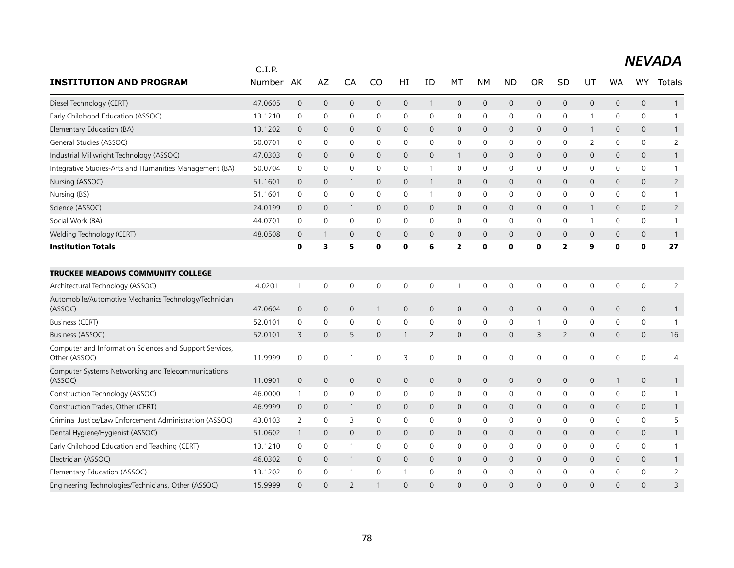# *NEVADA*

| INSTITUTION AND PROGRAM | C.I.P. Number | AK | AZ | CA | CO | HI | ID | MT | NM | ND | OR | SD | UT | WA | WY | Totals |
|---|---|---|---|---|---|---|---|---|---|---|---|---|---|---|---|---|
| Diesel Technology (CERT) | 47.0605 | 0 | 0 | 0 | 0 | 0 | 1 | 0 | 0 | 0 | 0 | 0 | 0 | 0 | 0 | 1 |
| Early Childhood Education (ASSOC) | 13.1210 | 0 | 0 | 0 | 0 | 0 | 0 | 0 | 0 | 0 | 0 | 0 | 1 | 0 | 0 | 1 |
| Elementary Education (BA) | 13.1202 | 0 | 0 | 0 | 0 | 0 | 0 | 0 | 0 | 0 | 0 | 0 | 1 | 0 | 0 | 1 |
| General Studies (ASSOC) | 50.0701 | 0 | 0 | 0 | 0 | 0 | 0 | 0 | 0 | 0 | 0 | 0 | 2 | 0 | 0 | 2 |
| Industrial Millwright Technology (ASSOC) | 47.0303 | 0 | 0 | 0 | 0 | 0 | 0 | 1 | 0 | 0 | 0 | 0 | 0 | 0 | 0 | 1 |
| Integrative Studies-Arts and Humanities Management (BA) | 50.0704 | 0 | 0 | 0 | 0 | 0 | 1 | 0 | 0 | 0 | 0 | 0 | 0 | 0 | 0 | 1 |
| Nursing (ASSOC) | 51.1601 | 0 | 0 | 1 | 0 | 0 | 1 | 0 | 0 | 0 | 0 | 0 | 0 | 0 | 0 | 2 |
| Nursing (BS) | 51.1601 | 0 | 0 | 0 | 0 | 0 | 1 | 0 | 0 | 0 | 0 | 0 | 0 | 0 | 0 | 1 |
| Science (ASSOC) | 24.0199 | 0 | 0 | 1 | 0 | 0 | 0 | 0 | 0 | 0 | 0 | 0 | 1 | 0 | 0 | 2 |
| Social Work (BA) | 44.0701 | 0 | 0 | 0 | 0 | 0 | 0 | 0 | 0 | 0 | 0 | 0 | 1 | 0 | 0 | 1 |
| Welding Technology (CERT) | 48.0508 | 0 | 1 | 0 | 0 | 0 | 0 | 0 | 0 | 0 | 0 | 0 | 0 | 0 | 0 | 1 |
| **Institution Totals** | | **0** | **3** | **5** | **0** | **0** | **6** | **2** | **0** | **0** | **0** | **2** | **9** | **0** | **0** | **27** |
| | | | | | | | | | | | | | | | | |
| **TRUCKEE MEADOWS COMMUNITY COLLEGE** | | | | | | | | | | | | | | | | |
| Architectural Technology (ASSOC) | 4.0201 | 1 | 0 | 0 | 0 | 0 | 0 | 1 | 0 | 0 | 0 | 0 | 0 | 0 | 0 | 2 |
| Automobile/Automotive Mechanics Technology/Technician (ASSOC) | 47.0604 | 0 | 0 | 0 | 1 | 0 | 0 | 0 | 0 | 0 | 0 | 0 | 0 | 0 | 0 | 1 |
| Business (CERT) | 52.0101 | 0 | 0 | 0 | 0 | 0 | 0 | 0 | 0 | 0 | 1 | 0 | 0 | 0 | 0 | 1 |
| Business (ASSOC) | 52.0101 | 3 | 0 | 5 | 0 | 1 | 2 | 0 | 0 | 0 | 3 | 2 | 0 | 0 | 0 | 16 |
| Computer and Information Sciences and Support Services, Other (ASSOC) | 11.9999 | 0 | 0 | 1 | 0 | 3 | 0 | 0 | 0 | 0 | 0 | 0 | 0 | 0 | 0 | 4 |
| Computer Systems Networking and Telecommunications (ASSOC) | 11.0901 | 0 | 0 | 0 | 0 | 0 | 0 | 0 | 0 | 0 | 0 | 0 | 0 | 1 | 0 | 1 |
| Construction Technology (ASSOC) | 46.0000 | 1 | 0 | 0 | 0 | 0 | 0 | 0 | 0 | 0 | 0 | 0 | 0 | 0 | 0 | 1 |
| Construction Trades, Other (CERT) | 46.9999 | 0 | 0 | 1 | 0 | 0 | 0 | 0 | 0 | 0 | 0 | 0 | 0 | 0 | 0 | 1 |
| Criminal Justice/Law Enforcement Administration (ASSOC) | 43.0103 | 2 | 0 | 3 | 0 | 0 | 0 | 0 | 0 | 0 | 0 | 0 | 0 | 0 | 0 | 5 |
| Dental Hygiene/Hygienist (ASSOC) | 51.0602 | 1 | 0 | 0 | 0 | 0 | 0 | 0 | 0 | 0 | 0 | 0 | 0 | 0 | 0 | 1 |
| Early Childhood Education and Teaching (CERT) | 13.1210 | 0 | 0 | 1 | 0 | 0 | 0 | 0 | 0 | 0 | 0 | 0 | 0 | 0 | 0 | 1 |
| Electrician (ASSOC) | 46.0302 | 0 | 0 | 1 | 0 | 0 | 0 | 0 | 0 | 0 | 0 | 0 | 0 | 0 | 0 | 1 |
| Elementary Education (ASSOC) | 13.1202 | 0 | 0 | 1 | 0 | 1 | 0 | 0 | 0 | 0 | 0 | 0 | 0 | 0 | 0 | 2 |
| Engineering Technologies/Technicians, Other (ASSOC) | 15.9999 | 0 | 0 | 2 | 1 | 0 | 0 | 0 | 0 | 0 | 0 | 0 | 0 | 0 | 0 | 3 |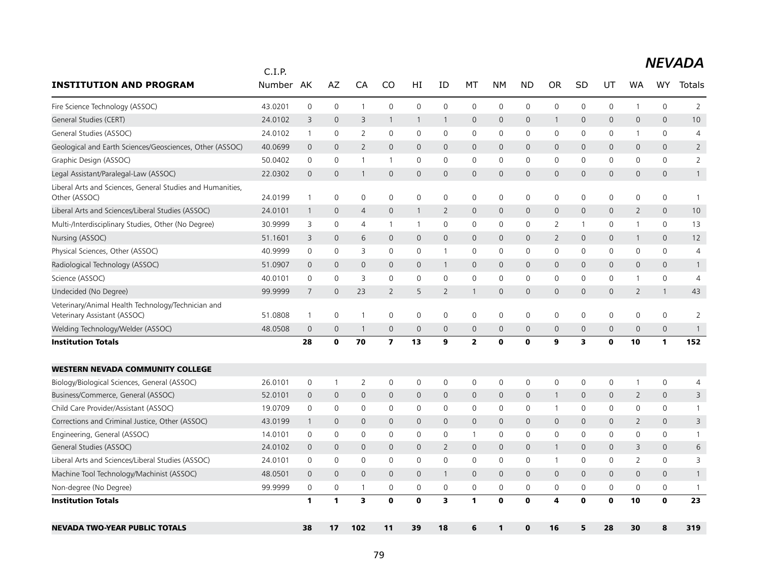# NEVADA

| INSTITUTION AND PROGRAM | C.I.P. Number | AK | AZ | CA | CO | HI | ID | MT | NM | ND | OR | SD | UT | WA | WY | Totals |
|---|---|---|---|---|---|---|---|---|---|---|---|---|---|---|---|---|
| Fire Science Technology (ASSOC) | 43.0201 | 0 | 0 | 1 | 0 | 0 | 0 | 0 | 0 | 0 | 0 | 0 | 0 | 1 | 0 | 2 |
| General Studies (CERT) | 24.0102 | 3 | 0 | 3 | 1 | 1 | 1 | 0 | 0 | 0 | 1 | 0 | 0 | 0 | 0 | 10 |
| General Studies (ASSOC) | 24.0102 | 1 | 0 | 2 | 0 | 0 | 0 | 0 | 0 | 0 | 0 | 0 | 0 | 1 | 0 | 4 |
| Geological and Earth Sciences/Geosciences, Other (ASSOC) | 40.0699 | 0 | 0 | 2 | 0 | 0 | 0 | 0 | 0 | 0 | 0 | 0 | 0 | 0 | 0 | 2 |
| Graphic Design (ASSOC) | 50.0402 | 0 | 0 | 1 | 1 | 0 | 0 | 0 | 0 | 0 | 0 | 0 | 0 | 0 | 0 | 2 |
| Legal Assistant/Paralegal-Law (ASSOC) | 22.0302 | 0 | 0 | 1 | 0 | 0 | 0 | 0 | 0 | 0 | 0 | 0 | 0 | 0 | 0 | 1 |
| Liberal Arts and Sciences, General Studies and Humanities, Other (ASSOC) | 24.0199 | 1 | 0 | 0 | 0 | 0 | 0 | 0 | 0 | 0 | 0 | 0 | 0 | 0 | 0 | 1 |
| Liberal Arts and Sciences/Liberal Studies (ASSOC) | 24.0101 | 1 | 0 | 4 | 0 | 1 | 2 | 0 | 0 | 0 | 0 | 0 | 0 | 2 | 0 | 10 |
| Multi-/Interdisciplinary Studies, Other (No Degree) | 30.9999 | 3 | 0 | 4 | 1 | 1 | 0 | 0 | 0 | 0 | 2 | 1 | 0 | 1 | 0 | 13 |
| Nursing (ASSOC) | 51.1601 | 3 | 0 | 6 | 0 | 0 | 0 | 0 | 0 | 0 | 2 | 0 | 0 | 1 | 0 | 12 |
| Physical Sciences, Other (ASSOC) | 40.9999 | 0 | 0 | 3 | 0 | 0 | 1 | 0 | 0 | 0 | 0 | 0 | 0 | 0 | 0 | 4 |
| Radiological Technology (ASSOC) | 51.0907 | 0 | 0 | 0 | 0 | 0 | 1 | 0 | 0 | 0 | 0 | 0 | 0 | 0 | 0 | 1 |
| Science (ASSOC) | 40.0101 | 0 | 0 | 3 | 0 | 0 | 0 | 0 | 0 | 0 | 0 | 0 | 0 | 1 | 0 | 4 |
| Undecided (No Degree) | 99.9999 | 7 | 0 | 23 | 2 | 5 | 2 | 1 | 0 | 0 | 0 | 0 | 0 | 2 | 1 | 43 |
| Veterinary/Animal Health Technology/Technician and Veterinary Assistant (ASSOC) | 51.0808 | 1 | 0 | 1 | 0 | 0 | 0 | 0 | 0 | 0 | 0 | 0 | 0 | 0 | 0 | 2 |
| Welding Technology/Welder (ASSOC) | 48.0508 | 0 | 0 | 1 | 0 | 0 | 0 | 0 | 0 | 0 | 0 | 0 | 0 | 0 | 0 | 1 |
| **Institution Totals** | | **28** | **0** | **70** | **7** | **13** | **9** | **2** | **0** | **0** | **9** | **3** | **0** | **10** | **1** | **152** |
| **WESTERN NEVADA COMMUNITY COLLEGE** | | | | | | | | | | | | | | | | |
| Biology/Biological Sciences, General (ASSOC) | 26.0101 | 0 | 1 | 2 | 0 | 0 | 0 | 0 | 0 | 0 | 0 | 0 | 0 | 1 | 0 | 4 |
| Business/Commerce, General (ASSOC) | 52.0101 | 0 | 0 | 0 | 0 | 0 | 0 | 0 | 0 | 0 | 1 | 0 | 0 | 2 | 0 | 3 |
| Child Care Provider/Assistant (ASSOC) | 19.0709 | 0 | 0 | 0 | 0 | 0 | 0 | 0 | 0 | 0 | 1 | 0 | 0 | 0 | 0 | 1 |
| Corrections and Criminal Justice, Other (ASSOC) | 43.0199 | 1 | 0 | 0 | 0 | 0 | 0 | 0 | 0 | 0 | 0 | 0 | 0 | 2 | 0 | 3 |
| Engineering, General (ASSOC) | 14.0101 | 0 | 0 | 0 | 0 | 0 | 0 | 1 | 0 | 0 | 0 | 0 | 0 | 0 | 0 | 1 |
| General Studies (ASSOC) | 24.0102 | 0 | 0 | 0 | 0 | 0 | 2 | 0 | 0 | 0 | 1 | 0 | 0 | 3 | 0 | 6 |
| Liberal Arts and Sciences/Liberal Studies (ASSOC) | 24.0101 | 0 | 0 | 0 | 0 | 0 | 0 | 0 | 0 | 0 | 1 | 0 | 0 | 2 | 0 | 3 |
| Machine Tool Technology/Machinist (ASSOC) | 48.0501 | 0 | 0 | 0 | 0 | 0 | 1 | 0 | 0 | 0 | 0 | 0 | 0 | 0 | 0 | 1 |
| Non-degree (No Degree) | 99.9999 | 0 | 0 | 1 | 0 | 0 | 0 | 0 | 0 | 0 | 0 | 0 | 0 | 0 | 0 | 1 |
| **Institution Totals** | | **1** | **1** | **3** | **0** | **0** | **3** | **1** | **0** | **0** | **4** | **0** | **0** | **10** | **0** | **23** |
| **NEVADA TWO-YEAR PUBLIC TOTALS** | | **38** | **17** | **102** | **11** | **39** | **18** | **6** | **1** | **0** | **16** | **5** | **28** | **30** | **8** | **319** |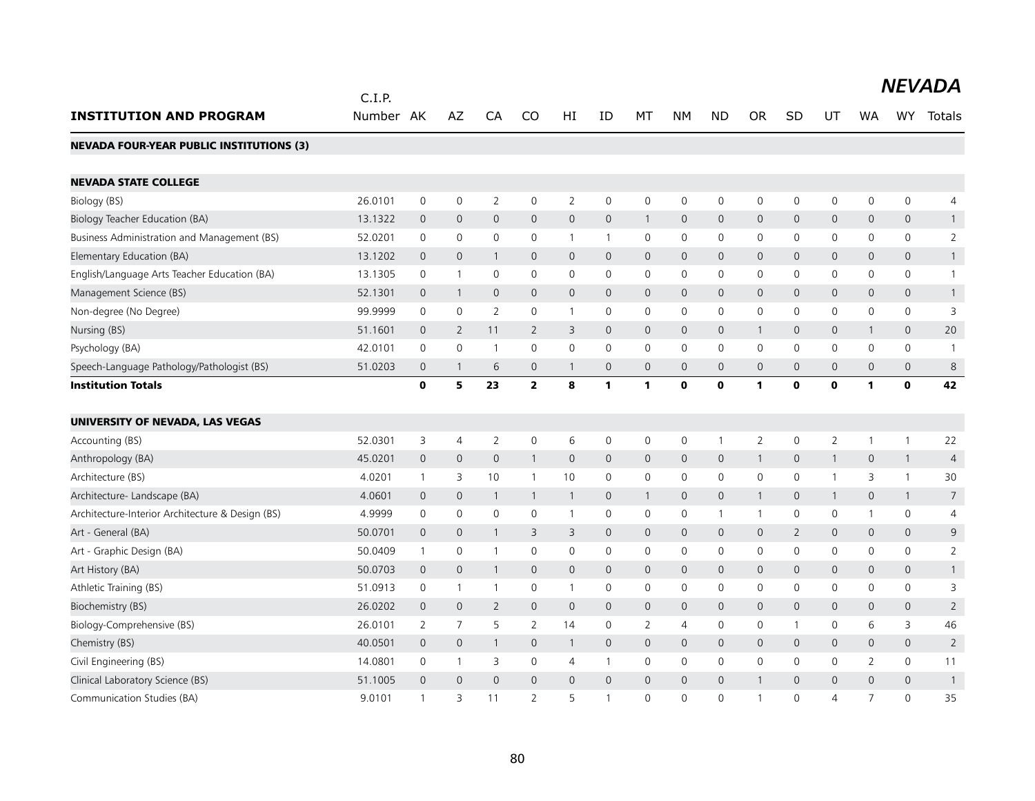# NEVADA

| INSTITUTION AND PROGRAM | C.I.P. Number | AK | AZ | CA | CO | HI | ID | MT | NM | ND | OR | SD | UT | WA | WY | Totals |
|---|---|---|---|---|---|---|---|---|---|---|---|---|---|---|---|---|
| **NEVADA FOUR-YEAR PUBLIC INSTITUTIONS (3)** | | | | | | | | | | | | | | | | |
| **NEVADA STATE COLLEGE** | | | | | | | | | | | | | | | | |
| Biology (BS) | 26.0101 | 0 | 0 | 2 | 0 | 2 | 0 | 0 | 0 | 0 | 0 | 0 | 0 | 0 | 0 | 4 |
| Biology Teacher Education (BA) | 13.1322 | 0 | 0 | 0 | 0 | 0 | 0 | 1 | 0 | 0 | 0 | 0 | 0 | 0 | 0 | 1 |
| Business Administration and Management (BS) | 52.0201 | 0 | 0 | 0 | 0 | 1 | 1 | 0 | 0 | 0 | 0 | 0 | 0 | 0 | 0 | 2 |
| Elementary Education (BA) | 13.1202 | 0 | 0 | 1 | 0 | 0 | 0 | 0 | 0 | 0 | 0 | 0 | 0 | 0 | 0 | 1 |
| English/Language Arts Teacher Education (BA) | 13.1305 | 0 | 1 | 0 | 0 | 0 | 0 | 0 | 0 | 0 | 0 | 0 | 0 | 0 | 0 | 1 |
| Management Science (BS) | 52.1301 | 0 | 1 | 0 | 0 | 0 | 0 | 0 | 0 | 0 | 0 | 0 | 0 | 0 | 0 | 1 |
| Non-degree (No Degree) | 99.9999 | 0 | 0 | 2 | 0 | 1 | 0 | 0 | 0 | 0 | 0 | 0 | 0 | 0 | 0 | 3 |
| Nursing (BS) | 51.1601 | 0 | 2 | 11 | 2 | 3 | 0 | 0 | 0 | 0 | 1 | 0 | 0 | 1 | 0 | 20 |
| Psychology (BA) | 42.0101 | 0 | 0 | 1 | 0 | 0 | 0 | 0 | 0 | 0 | 0 | 0 | 0 | 0 | 0 | 1 |
| Speech-Language Pathology/Pathologist (BS) | 51.0203 | 0 | 1 | 6 | 0 | 1 | 0 | 0 | 0 | 0 | 0 | 0 | 0 | 0 | 0 | 8 |
| **Institution Totals** | | **0** | **5** | **23** | **2** | **8** | **1** | **1** | **0** | **0** | **1** | **0** | **0** | **1** | **0** | **42** |
| **UNIVERSITY OF NEVADA, LAS VEGAS** | | | | | | | | | | | | | | | | |
| Accounting (BS) | 52.0301 | 3 | 4 | 2 | 0 | 6 | 0 | 0 | 0 | 1 | 2 | 0 | 2 | 1 | 1 | 22 |
| Anthropology (BA) | 45.0201 | 0 | 0 | 0 | 1 | 0 | 0 | 0 | 0 | 0 | 1 | 0 | 1 | 0 | 1 | 4 |
| Architecture (BS) | 4.0201 | 1 | 3 | 10 | 1 | 10 | 0 | 0 | 0 | 0 | 0 | 0 | 1 | 3 | 1 | 30 |
| Architecture- Landscape (BA) | 4.0601 | 0 | 0 | 1 | 1 | 1 | 0 | 1 | 0 | 0 | 1 | 0 | 1 | 0 | 1 | 7 |
| Architecture-Interior Architecture & Design (BS) | 4.9999 | 0 | 0 | 0 | 0 | 1 | 0 | 0 | 0 | 1 | 1 | 0 | 0 | 1 | 0 | 4 |
| Art - General (BA) | 50.0701 | 0 | 0 | 1 | 3 | 3 | 0 | 0 | 0 | 0 | 0 | 2 | 0 | 0 | 0 | 9 |
| Art - Graphic Design (BA) | 50.0409 | 1 | 0 | 1 | 0 | 0 | 0 | 0 | 0 | 0 | 0 | 0 | 0 | 0 | 0 | 2 |
| Art History (BA) | 50.0703 | 0 | 0 | 1 | 0 | 0 | 0 | 0 | 0 | 0 | 0 | 0 | 0 | 0 | 0 | 1 |
| Athletic Training (BS) | 51.0913 | 0 | 1 | 1 | 0 | 1 | 0 | 0 | 0 | 0 | 0 | 0 | 0 | 0 | 0 | 3 |
| Biochemistry (BS) | 26.0202 | 0 | 0 | 2 | 0 | 0 | 0 | 0 | 0 | 0 | 0 | 0 | 0 | 0 | 0 | 2 |
| Biology-Comprehensive (BS) | 26.0101 | 2 | 7 | 5 | 2 | 14 | 0 | 2 | 4 | 0 | 0 | 1 | 0 | 6 | 3 | 46 |
| Chemistry (BS) | 40.0501 | 0 | 0 | 1 | 0 | 1 | 0 | 0 | 0 | 0 | 0 | 0 | 0 | 0 | 0 | 2 |
| Civil Engineering (BS) | 14.0801 | 0 | 1 | 3 | 0 | 4 | 1 | 0 | 0 | 0 | 0 | 0 | 0 | 2 | 0 | 11 |
| Clinical Laboratory Science (BS) | 51.1005 | 0 | 0 | 0 | 0 | 0 | 0 | 0 | 0 | 0 | 1 | 0 | 0 | 0 | 0 | 1 |
| Communication Studies (BA) | 9.0101 | 1 | 3 | 11 | 2 | 5 | 1 | 0 | 0 | 0 | 1 | 0 | 4 | 7 | 0 | 35 |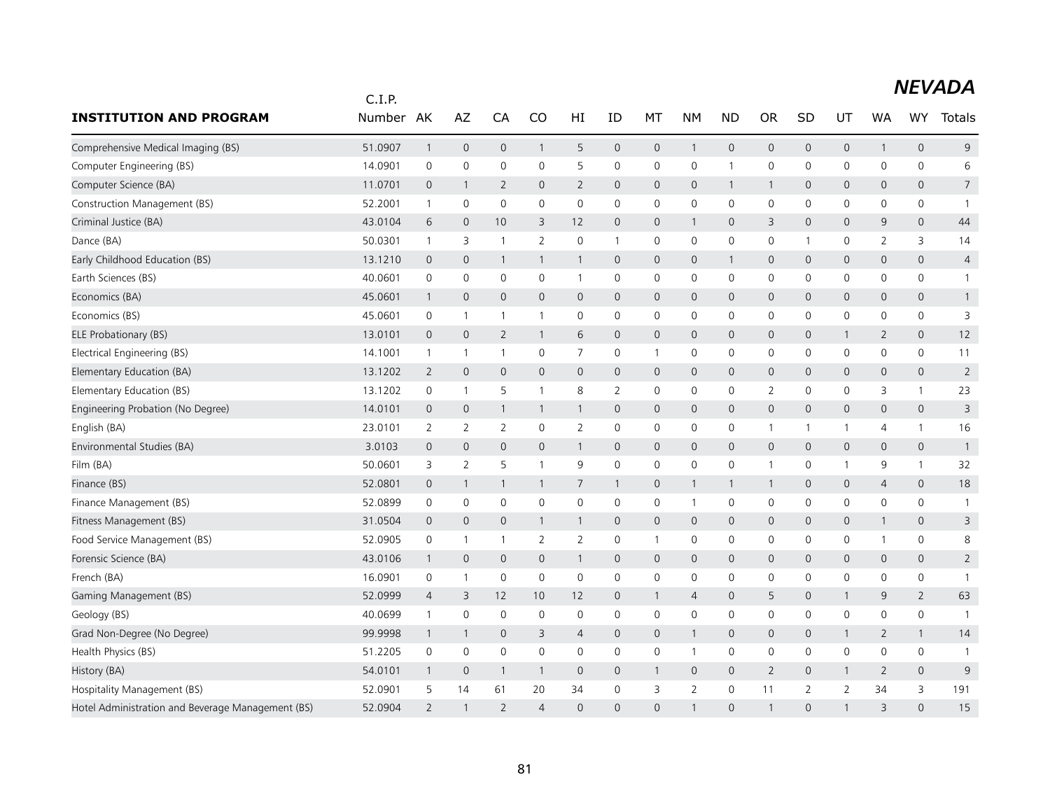## NEVADA

| INSTITUTION AND PROGRAM | C.I.P. Number | AK | AZ | CA | CO | HI | ID | MT | NM | ND | OR | SD | UT | WA | WY | Totals |
|---|---|---|---|---|---|---|---|---|---|---|---|---|---|---|---|---|
| Comprehensive Medical Imaging (BS) | 51.0907 | 1 | 0 | 0 | 1 | 5 | 0 | 0 | 1 | 0 | 0 | 0 | 0 | 1 | 0 | 9 |
| Computer Engineering (BS) | 14.0901 | 0 | 0 | 0 | 0 | 5 | 0 | 0 | 0 | 1 | 0 | 0 | 0 | 0 | 0 | 6 |
| Computer Science (BA) | 11.0701 | 0 | 1 | 2 | 0 | 2 | 0 | 0 | 0 | 1 | 1 | 0 | 0 | 0 | 0 | 7 |
| Construction Management (BS) | 52.2001 | 1 | 0 | 0 | 0 | 0 | 0 | 0 | 0 | 0 | 0 | 0 | 0 | 0 | 0 | 1 |
| Criminal Justice (BA) | 43.0104 | 6 | 0 | 10 | 3 | 12 | 0 | 0 | 1 | 0 | 3 | 0 | 0 | 9 | 0 | 44 |
| Dance (BA) | 50.0301 | 1 | 3 | 1 | 2 | 0 | 1 | 0 | 0 | 0 | 0 | 1 | 0 | 2 | 3 | 14 |
| Early Childhood Education (BS) | 13.1210 | 0 | 0 | 1 | 1 | 1 | 0 | 0 | 0 | 1 | 0 | 0 | 0 | 0 | 0 | 4 |
| Earth Sciences (BS) | 40.0601 | 0 | 0 | 0 | 0 | 1 | 0 | 0 | 0 | 0 | 0 | 0 | 0 | 0 | 0 | 1 |
| Economics (BA) | 45.0601 | 1 | 0 | 0 | 0 | 0 | 0 | 0 | 0 | 0 | 0 | 0 | 0 | 0 | 0 | 1 |
| Economics (BS) | 45.0601 | 0 | 1 | 1 | 1 | 0 | 0 | 0 | 0 | 0 | 0 | 0 | 0 | 0 | 0 | 3 |
| ELE Probationary (BS) | 13.0101 | 0 | 0 | 2 | 1 | 6 | 0 | 0 | 0 | 0 | 0 | 0 | 1 | 2 | 0 | 12 |
| Electrical Engineering (BS) | 14.1001 | 1 | 1 | 1 | 0 | 7 | 0 | 1 | 0 | 0 | 0 | 0 | 0 | 0 | 0 | 11 |
| Elementary Education (BA) | 13.1202 | 2 | 0 | 0 | 0 | 0 | 0 | 0 | 0 | 0 | 0 | 0 | 0 | 0 | 0 | 2 |
| Elementary Education (BS) | 13.1202 | 0 | 1 | 5 | 1 | 8 | 2 | 0 | 0 | 0 | 2 | 0 | 0 | 3 | 1 | 23 |
| Engineering Probation (No Degree) | 14.0101 | 0 | 0 | 1 | 1 | 1 | 0 | 0 | 0 | 0 | 0 | 0 | 0 | 0 | 0 | 3 |
| English (BA) | 23.0101 | 2 | 2 | 2 | 0 | 2 | 0 | 0 | 0 | 0 | 1 | 1 | 1 | 4 | 1 | 16 |
| Environmental Studies (BA) | 3.0103 | 0 | 0 | 0 | 0 | 1 | 0 | 0 | 0 | 0 | 0 | 0 | 0 | 0 | 0 | 1 |
| Film (BA) | 50.0601 | 3 | 2 | 5 | 1 | 9 | 0 | 0 | 0 | 0 | 1 | 0 | 1 | 9 | 1 | 32 |
| Finance (BS) | 52.0801 | 0 | 1 | 1 | 1 | 7 | 1 | 0 | 1 | 1 | 1 | 0 | 0 | 4 | 0 | 18 |
| Finance Management (BS) | 52.0899 | 0 | 0 | 0 | 0 | 0 | 0 | 0 | 1 | 0 | 0 | 0 | 0 | 0 | 0 | 1 |
| Fitness Management (BS) | 31.0504 | 0 | 0 | 0 | 1 | 1 | 0 | 0 | 0 | 0 | 0 | 0 | 0 | 1 | 0 | 3 |
| Food Service Management (BS) | 52.0905 | 0 | 1 | 1 | 2 | 2 | 0 | 1 | 0 | 0 | 0 | 0 | 0 | 1 | 0 | 8 |
| Forensic Science (BA) | 43.0106 | 1 | 0 | 0 | 0 | 1 | 0 | 0 | 0 | 0 | 0 | 0 | 0 | 0 | 0 | 2 |
| French (BA) | 16.0901 | 0 | 1 | 0 | 0 | 0 | 0 | 0 | 0 | 0 | 0 | 0 | 0 | 0 | 0 | 1 |
| Gaming Management (BS) | 52.0999 | 4 | 3 | 12 | 10 | 12 | 0 | 1 | 4 | 0 | 5 | 0 | 1 | 9 | 2 | 63 |
| Geology (BS) | 40.0699 | 1 | 0 | 0 | 0 | 0 | 0 | 0 | 0 | 0 | 0 | 0 | 0 | 0 | 0 | 1 |
| Grad Non-Degree (No Degree) | 99.9998 | 1 | 1 | 0 | 3 | 4 | 0 | 0 | 1 | 0 | 0 | 0 | 1 | 2 | 1 | 14 |
| Health Physics (BS) | 51.2205 | 0 | 0 | 0 | 0 | 0 | 0 | 0 | 1 | 0 | 0 | 0 | 0 | 0 | 0 | 1 |
| History (BA) | 54.0101 | 1 | 0 | 1 | 1 | 0 | 0 | 1 | 0 | 0 | 2 | 0 | 1 | 2 | 0 | 9 |
| Hospitality Management (BS) | 52.0901 | 5 | 14 | 61 | 20 | 34 | 0 | 3 | 2 | 0 | 11 | 2 | 2 | 34 | 3 | 191 |
| Hotel Administration and Beverage Management (BS) | 52.0904 | 2 | 1 | 2 | 4 | 0 | 0 | 0 | 1 | 0 | 1 | 0 | 1 | 3 | 0 | 15 |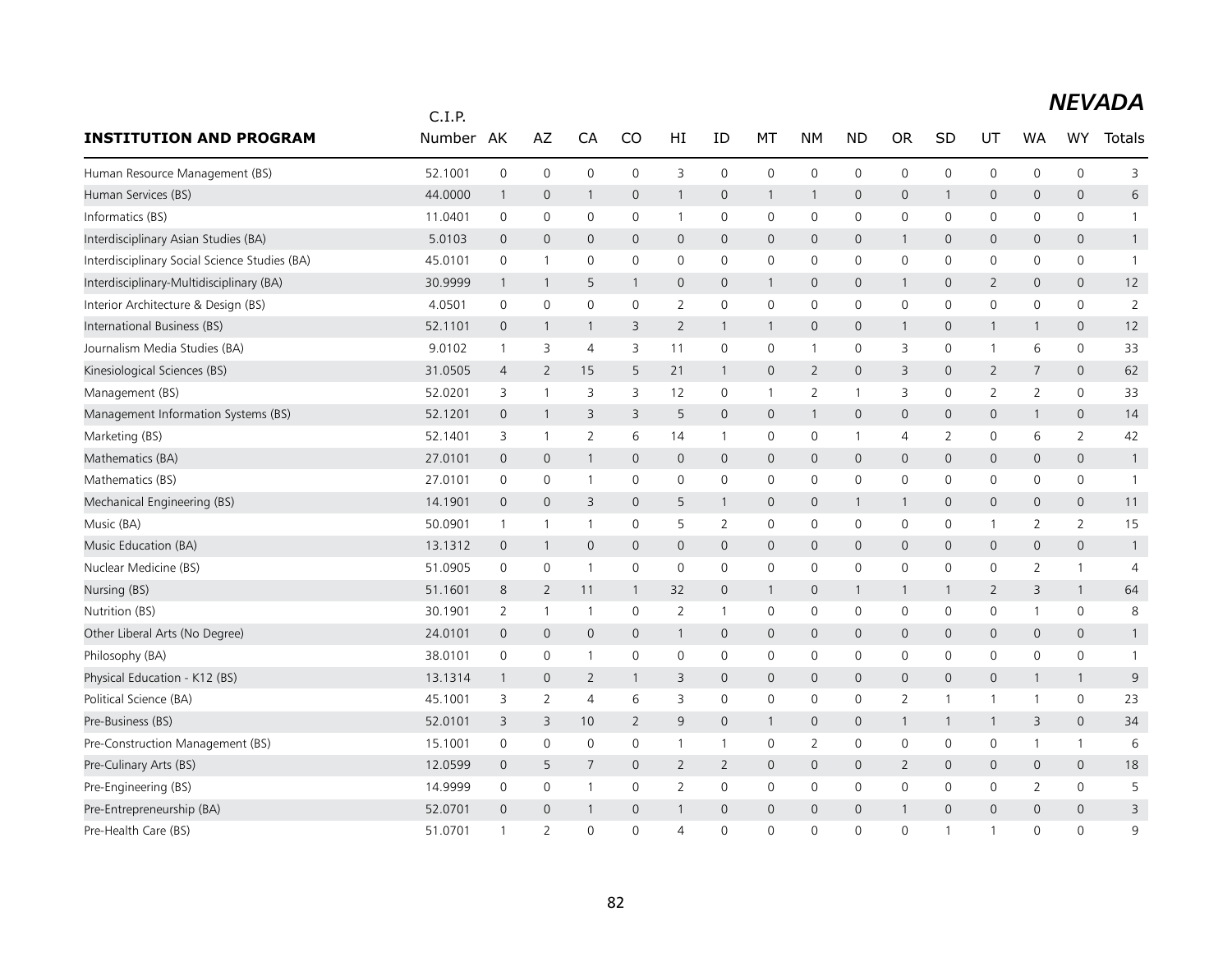## NEVADA

| INSTITUTION AND PROGRAM | C.I.P. Number | AK | AZ | CA | CO | HI | ID | MT | NM | ND | OR | SD | UT | WA | WY | Totals |
|---|---|---|---|---|---|---|---|---|---|---|---|---|---|---|---|---|
| Human Resource Management (BS) | 52.1001 | 0 | 0 | 0 | 0 | 3 | 0 | 0 | 0 | 0 | 0 | 0 | 0 | 0 | 0 | 3 |
| Human Services (BS) | 44.0000 | 1 | 0 | 1 | 0 | 1 | 0 | 1 | 1 | 0 | 0 | 1 | 0 | 0 | 0 | 6 |
| Informatics (BS) | 11.0401 | 0 | 0 | 0 | 0 | 1 | 0 | 0 | 0 | 0 | 0 | 0 | 0 | 0 | 0 | 1 |
| Interdisciplinary Asian Studies (BA) | 5.0103 | 0 | 0 | 0 | 0 | 0 | 0 | 0 | 0 | 0 | 1 | 0 | 0 | 0 | 0 | 1 |
| Interdisciplinary Social Science Studies (BA) | 45.0101 | 0 | 1 | 0 | 0 | 0 | 0 | 0 | 0 | 0 | 0 | 0 | 0 | 0 | 0 | 1 |
| Interdisciplinary-Multidisciplinary (BA) | 30.9999 | 1 | 1 | 5 | 1 | 0 | 0 | 1 | 0 | 0 | 1 | 0 | 2 | 0 | 0 | 12 |
| Interior Architecture & Design (BS) | 4.0501 | 0 | 0 | 0 | 0 | 2 | 0 | 0 | 0 | 0 | 0 | 0 | 0 | 0 | 0 | 2 |
| International Business (BS) | 52.1101 | 0 | 1 | 1 | 3 | 2 | 1 | 1 | 0 | 0 | 1 | 0 | 1 | 1 | 0 | 12 |
| Journalism Media Studies (BA) | 9.0102 | 1 | 3 | 4 | 3 | 11 | 0 | 0 | 1 | 0 | 3 | 0 | 1 | 6 | 0 | 33 |
| Kinesiological Sciences (BS) | 31.0505 | 4 | 2 | 15 | 5 | 21 | 1 | 0 | 2 | 0 | 3 | 0 | 2 | 7 | 0 | 62 |
| Management (BS) | 52.0201 | 3 | 1 | 3 | 3 | 12 | 0 | 1 | 2 | 1 | 3 | 0 | 2 | 2 | 0 | 33 |
| Management Information Systems (BS) | 52.1201 | 0 | 1 | 3 | 3 | 5 | 0 | 0 | 1 | 0 | 0 | 0 | 0 | 1 | 0 | 14 |
| Marketing (BS) | 52.1401 | 3 | 1 | 2 | 6 | 14 | 1 | 0 | 0 | 1 | 4 | 2 | 0 | 6 | 2 | 42 |
| Mathematics (BA) | 27.0101 | 0 | 0 | 1 | 0 | 0 | 0 | 0 | 0 | 0 | 0 | 0 | 0 | 0 | 0 | 1 |
| Mathematics (BS) | 27.0101 | 0 | 0 | 1 | 0 | 0 | 0 | 0 | 0 | 0 | 0 | 0 | 0 | 0 | 0 | 1 |
| Mechanical Engineering (BS) | 14.1901 | 0 | 0 | 3 | 0 | 5 | 1 | 0 | 0 | 1 | 1 | 0 | 0 | 0 | 0 | 11 |
| Music (BA) | 50.0901 | 1 | 1 | 1 | 0 | 5 | 2 | 0 | 0 | 0 | 0 | 0 | 1 | 2 | 2 | 15 |
| Music Education (BA) | 13.1312 | 0 | 1 | 0 | 0 | 0 | 0 | 0 | 0 | 0 | 0 | 0 | 0 | 0 | 0 | 1 |
| Nuclear Medicine (BS) | 51.0905 | 0 | 0 | 1 | 0 | 0 | 0 | 0 | 0 | 0 | 0 | 0 | 0 | 2 | 1 | 4 |
| Nursing (BS) | 51.1601 | 8 | 2 | 11 | 1 | 32 | 0 | 1 | 0 | 1 | 1 | 1 | 2 | 3 | 1 | 64 |
| Nutrition (BS) | 30.1901 | 2 | 1 | 1 | 0 | 2 | 1 | 0 | 0 | 0 | 0 | 0 | 0 | 1 | 0 | 8 |
| Other Liberal Arts (No Degree) | 24.0101 | 0 | 0 | 0 | 0 | 1 | 0 | 0 | 0 | 0 | 0 | 0 | 0 | 0 | 0 | 1 |
| Philosophy (BA) | 38.0101 | 0 | 0 | 1 | 0 | 0 | 0 | 0 | 0 | 0 | 0 | 0 | 0 | 0 | 0 | 1 |
| Physical Education - K12 (BS) | 13.1314 | 1 | 0 | 2 | 1 | 3 | 0 | 0 | 0 | 0 | 0 | 0 | 0 | 1 | 1 | 9 |
| Political Science (BA) | 45.1001 | 3 | 2 | 4 | 6 | 3 | 0 | 0 | 0 | 0 | 2 | 1 | 1 | 1 | 0 | 23 |
| Pre-Business (BS) | 52.0101 | 3 | 3 | 10 | 2 | 9 | 0 | 1 | 0 | 0 | 1 | 1 | 1 | 3 | 0 | 34 |
| Pre-Construction Management (BS) | 15.1001 | 0 | 0 | 0 | 0 | 1 | 1 | 0 | 2 | 0 | 0 | 0 | 0 | 1 | 1 | 6 |
| Pre-Culinary Arts (BS) | 12.0599 | 0 | 5 | 7 | 0 | 2 | 2 | 0 | 0 | 0 | 2 | 0 | 0 | 0 | 0 | 18 |
| Pre-Engineering (BS) | 14.9999 | 0 | 0 | 1 | 0 | 2 | 0 | 0 | 0 | 0 | 0 | 0 | 0 | 2 | 0 | 5 |
| Pre-Entrepreneurship (BA) | 52.0701 | 0 | 0 | 1 | 0 | 1 | 0 | 0 | 0 | 0 | 1 | 0 | 0 | 0 | 0 | 3 |
| Pre-Health Care (BS) | 51.0701 | 1 | 2 | 0 | 0 | 4 | 0 | 0 | 0 | 0 | 0 | 1 | 1 | 0 | 0 | 9 |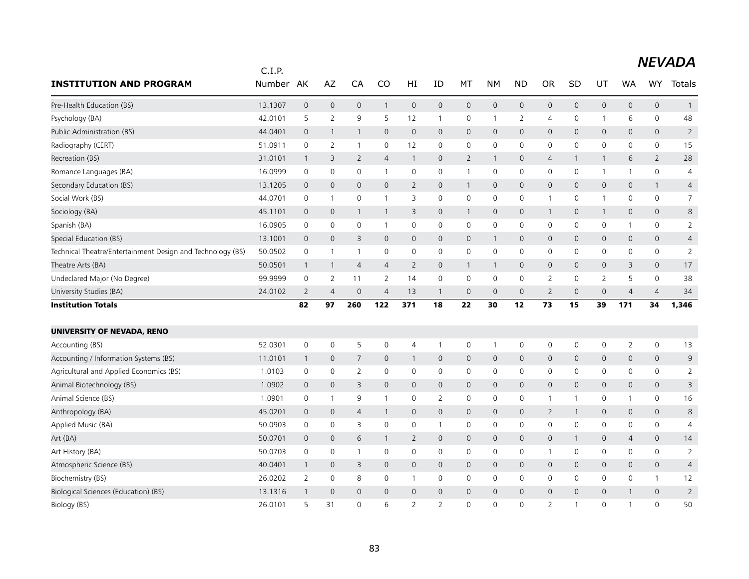## NEVADA

| INSTITUTION AND PROGRAM | C.I.P. Number | AK | AZ | CA | CO | HI | ID | MT | NM | ND | OR | SD | UT | WA | WY | Totals |
|---|---|---|---|---|---|---|---|---|---|---|---|---|---|---|---|---|
| Pre-Health Education (BS) | 13.1307 | 0 | 0 | 0 | 1 | 0 | 0 | 0 | 0 | 0 | 0 | 0 | 0 | 0 | 0 | 1 |
| Psychology (BA) | 42.0101 | 5 | 2 | 9 | 5 | 12 | 1 | 0 | 1 | 2 | 4 | 0 | 1 | 6 | 0 | 48 |
| Public Administration (BS) | 44.0401 | 0 | 1 | 1 | 0 | 0 | 0 | 0 | 0 | 0 | 0 | 0 | 0 | 0 | 0 | 2 |
| Radiography (CERT) | 51.0911 | 0 | 2 | 1 | 0 | 12 | 0 | 0 | 0 | 0 | 0 | 0 | 0 | 0 | 0 | 15 |
| Recreation (BS) | 31.0101 | 1 | 3 | 2 | 4 | 1 | 0 | 2 | 1 | 0 | 4 | 1 | 1 | 6 | 2 | 28 |
| Romance Languages (BA) | 16.0999 | 0 | 0 | 0 | 1 | 0 | 0 | 1 | 0 | 0 | 0 | 0 | 1 | 1 | 0 | 4 |
| Secondary Education (BS) | 13.1205 | 0 | 0 | 0 | 0 | 2 | 0 | 1 | 0 | 0 | 0 | 0 | 0 | 0 | 1 | 4 |
| Social Work (BS) | 44.0701 | 0 | 1 | 0 | 1 | 3 | 0 | 0 | 0 | 0 | 1 | 0 | 1 | 0 | 0 | 7 |
| Sociology (BA) | 45.1101 | 0 | 0 | 1 | 1 | 3 | 0 | 1 | 0 | 0 | 1 | 0 | 1 | 0 | 0 | 8 |
| Spanish (BA) | 16.0905 | 0 | 0 | 0 | 1 | 0 | 0 | 0 | 0 | 0 | 0 | 0 | 0 | 1 | 0 | 2 |
| Special Education (BS) | 13.1001 | 0 | 0 | 3 | 0 | 0 | 0 | 0 | 1 | 0 | 0 | 0 | 0 | 0 | 0 | 4 |
| Technical Theatre/Entertainment Design and Technology (BS) | 50.0502 | 0 | 1 | 1 | 0 | 0 | 0 | 0 | 0 | 0 | 0 | 0 | 0 | 0 | 0 | 2 |
| Theatre Arts (BA) | 50.0501 | 1 | 1 | 4 | 4 | 2 | 0 | 1 | 1 | 0 | 0 | 0 | 0 | 3 | 0 | 17 |
| Undeclared Major (No Degree) | 99.9999 | 0 | 2 | 11 | 2 | 14 | 0 | 0 | 0 | 0 | 2 | 0 | 2 | 5 | 0 | 38 |
| University Studies (BA) | 24.0102 | 2 | 4 | 0 | 4 | 13 | 1 | 0 | 0 | 0 | 2 | 0 | 0 | 4 | 4 | 34 |
| **Institution Totals** | | **82** | **97** | **260** | **122** | **371** | **18** | **22** | **30** | **12** | **73** | **15** | **39** | **171** | **34** | **1,346** |
| | | | | | | | | | | | | | | | | |
| **UNIVERSITY OF NEVADA, RENO** | | | | | | | | | | | | | | | | |
| Accounting (BS) | 52.0301 | 0 | 0 | 5 | 0 | 4 | 1 | 0 | 1 | 0 | 0 | 0 | 0 | 2 | 0 | 13 |
| Accounting / Information Systems (BS) | 11.0101 | 1 | 0 | 7 | 0 | 1 | 0 | 0 | 0 | 0 | 0 | 0 | 0 | 0 | 0 | 9 |
| Agricultural and Applied Economics (BS) | 1.0103 | 0 | 0 | 2 | 0 | 0 | 0 | 0 | 0 | 0 | 0 | 0 | 0 | 0 | 0 | 2 |
| Animal Biotechnology (BS) | 1.0902 | 0 | 0 | 3 | 0 | 0 | 0 | 0 | 0 | 0 | 0 | 0 | 0 | 0 | 0 | 3 |
| Animal Science (BS) | 1.0901 | 0 | 1 | 9 | 1 | 0 | 2 | 0 | 0 | 0 | 1 | 1 | 0 | 1 | 0 | 16 |
| Anthropology (BA) | 45.0201 | 0 | 0 | 4 | 1 | 0 | 0 | 0 | 0 | 0 | 2 | 1 | 0 | 0 | 0 | 8 |
| Applied Music (BA) | 50.0903 | 0 | 0 | 3 | 0 | 0 | 1 | 0 | 0 | 0 | 0 | 0 | 0 | 0 | 0 | 4 |
| Art (BA) | 50.0701 | 0 | 0 | 6 | 1 | 2 | 0 | 0 | 0 | 0 | 0 | 1 | 0 | 4 | 0 | 14 |
| Art History (BA) | 50.0703 | 0 | 0 | 1 | 0 | 0 | 0 | 0 | 0 | 0 | 1 | 0 | 0 | 0 | 0 | 2 |
| Atmospheric Science (BS) | 40.0401 | 1 | 0 | 3 | 0 | 0 | 0 | 0 | 0 | 0 | 0 | 0 | 0 | 0 | 0 | 4 |
| Biochemistry (BS) | 26.0202 | 2 | 0 | 8 | 0 | 1 | 0 | 0 | 0 | 0 | 0 | 0 | 0 | 0 | 1 | 12 |
| Biological Sciences (Education) (BS) | 13.1316 | 1 | 0 | 0 | 0 | 0 | 0 | 0 | 0 | 0 | 0 | 0 | 0 | 1 | 0 | 2 |
| Biology (BS) | 26.0101 | 5 | 31 | 0 | 6 | 2 | 2 | 0 | 0 | 0 | 2 | 1 | 0 | 1 | 0 | 50 |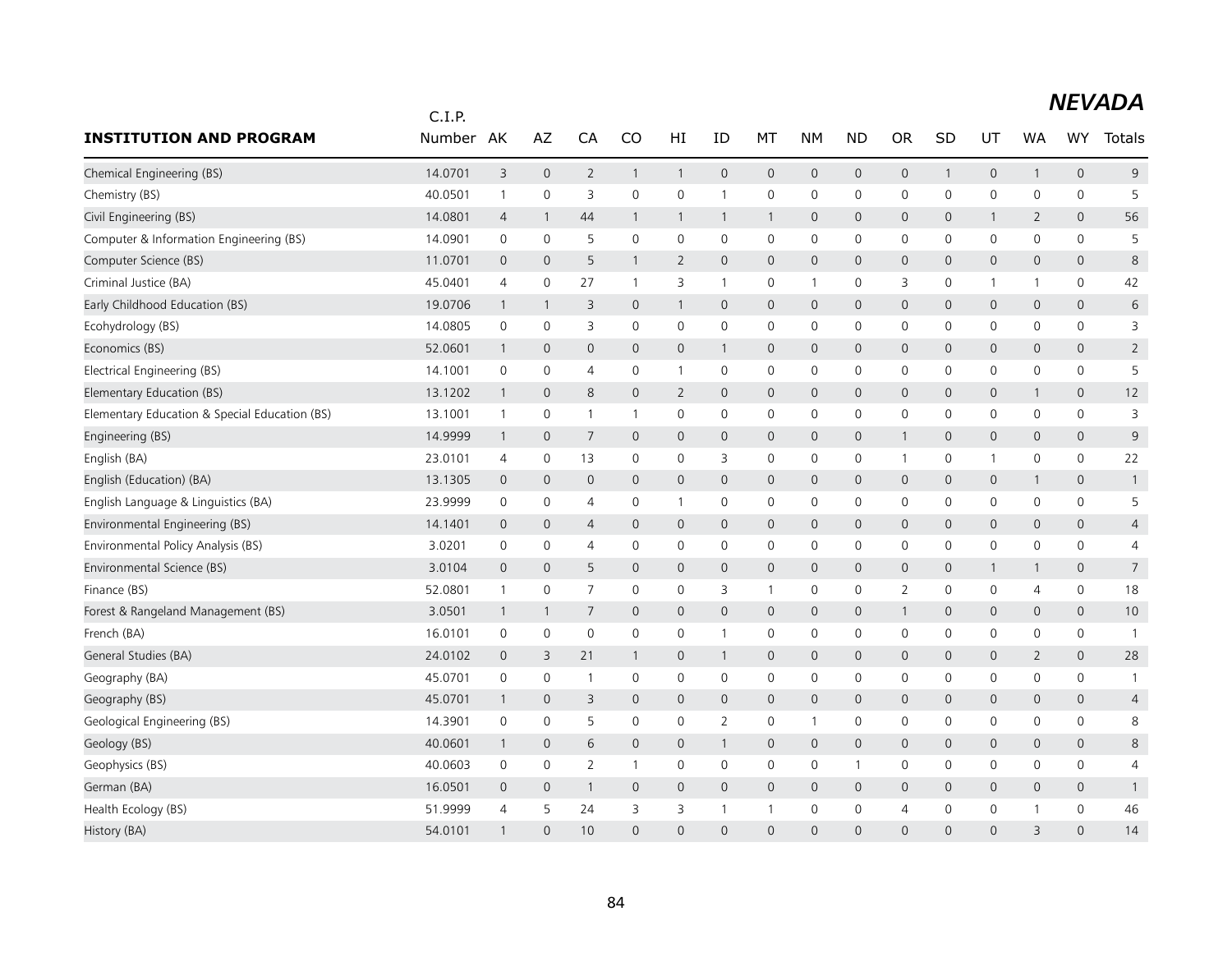# NEVADA

| INSTITUTION AND PROGRAM | C.I.P. Number | AK | AZ | CA | CO | HI | ID | MT | NM | ND | OR | SD | UT | WA | WY | Totals |
|---|---|---|---|---|---|---|---|---|---|---|---|---|---|---|---|---|
| Chemical Engineering (BS) | 14.0701 | 3 | 0 | 2 | 1 | 1 | 0 | 0 | 0 | 0 | 0 | 1 | 0 | 1 | 0 | 9 |
| Chemistry (BS) | 40.0501 | 1 | 0 | 3 | 0 | 0 | 1 | 0 | 0 | 0 | 0 | 0 | 0 | 0 | 0 | 5 |
| Civil Engineering (BS) | 14.0801 | 4 | 1 | 44 | 1 | 1 | 1 | 1 | 0 | 0 | 0 | 0 | 1 | 2 | 0 | 56 |
| Computer & Information Engineering (BS) | 14.0901 | 0 | 0 | 5 | 0 | 0 | 0 | 0 | 0 | 0 | 0 | 0 | 0 | 0 | 0 | 5 |
| Computer Science (BS) | 11.0701 | 0 | 0 | 5 | 1 | 2 | 0 | 0 | 0 | 0 | 0 | 0 | 0 | 0 | 0 | 8 |
| Criminal Justice (BA) | 45.0401 | 4 | 0 | 27 | 1 | 3 | 1 | 0 | 1 | 0 | 3 | 0 | 1 | 1 | 0 | 42 |
| Early Childhood Education (BS) | 19.0706 | 1 | 1 | 3 | 0 | 1 | 0 | 0 | 0 | 0 | 0 | 0 | 0 | 0 | 0 | 6 |
| Ecohydrology (BS) | 14.0805 | 0 | 0 | 3 | 0 | 0 | 0 | 0 | 0 | 0 | 0 | 0 | 0 | 0 | 0 | 3 |
| Economics (BS) | 52.0601 | 1 | 0 | 0 | 0 | 0 | 1 | 0 | 0 | 0 | 0 | 0 | 0 | 0 | 0 | 2 |
| Electrical Engineering (BS) | 14.1001 | 0 | 0 | 4 | 0 | 1 | 0 | 0 | 0 | 0 | 0 | 0 | 0 | 0 | 0 | 5 |
| Elementary Education (BS) | 13.1202 | 1 | 0 | 8 | 0 | 2 | 0 | 0 | 0 | 0 | 0 | 0 | 0 | 1 | 0 | 12 |
| Elementary Education & Special Education (BS) | 13.1001 | 1 | 0 | 1 | 1 | 0 | 0 | 0 | 0 | 0 | 0 | 0 | 0 | 0 | 0 | 3 |
| Engineering (BS) | 14.9999 | 1 | 0 | 7 | 0 | 0 | 0 | 0 | 0 | 0 | 1 | 0 | 0 | 0 | 0 | 9 |
| English (BA) | 23.0101 | 4 | 0 | 13 | 0 | 0 | 3 | 0 | 0 | 0 | 1 | 0 | 1 | 0 | 0 | 22 |
| English (Education) (BA) | 13.1305 | 0 | 0 | 0 | 0 | 0 | 0 | 0 | 0 | 0 | 0 | 0 | 0 | 1 | 0 | 1 |
| English Language & Linguistics (BA) | 23.9999 | 0 | 0 | 4 | 0 | 1 | 0 | 0 | 0 | 0 | 0 | 0 | 0 | 0 | 0 | 5 |
| Environmental Engineering (BS) | 14.1401 | 0 | 0 | 4 | 0 | 0 | 0 | 0 | 0 | 0 | 0 | 0 | 0 | 0 | 0 | 4 |
| Environmental Policy Analysis (BS) | 3.0201 | 0 | 0 | 4 | 0 | 0 | 0 | 0 | 0 | 0 | 0 | 0 | 0 | 0 | 0 | 4 |
| Environmental Science (BS) | 3.0104 | 0 | 0 | 5 | 0 | 0 | 0 | 0 | 0 | 0 | 0 | 0 | 1 | 1 | 0 | 7 |
| Finance (BS) | 52.0801 | 1 | 0 | 7 | 0 | 0 | 3 | 1 | 0 | 0 | 2 | 0 | 0 | 4 | 0 | 18 |
| Forest & Rangeland Management (BS) | 3.0501 | 1 | 1 | 7 | 0 | 0 | 0 | 0 | 0 | 0 | 1 | 0 | 0 | 0 | 0 | 10 |
| French (BA) | 16.0101 | 0 | 0 | 0 | 0 | 0 | 1 | 0 | 0 | 0 | 0 | 0 | 0 | 0 | 0 | 1 |
| General Studies (BA) | 24.0102 | 0 | 3 | 21 | 1 | 0 | 1 | 0 | 0 | 0 | 0 | 0 | 0 | 2 | 0 | 28 |
| Geography (BA) | 45.0701 | 0 | 0 | 1 | 0 | 0 | 0 | 0 | 0 | 0 | 0 | 0 | 0 | 0 | 0 | 1 |
| Geography (BS) | 45.0701 | 1 | 0 | 3 | 0 | 0 | 0 | 0 | 0 | 0 | 0 | 0 | 0 | 0 | 0 | 4 |
| Geological Engineering (BS) | 14.3901 | 0 | 0 | 5 | 0 | 0 | 2 | 0 | 1 | 0 | 0 | 0 | 0 | 0 | 0 | 8 |
| Geology (BS) | 40.0601 | 1 | 0 | 6 | 0 | 0 | 1 | 0 | 0 | 0 | 0 | 0 | 0 | 0 | 0 | 8 |
| Geophysics (BS) | 40.0603 | 0 | 0 | 2 | 1 | 0 | 0 | 0 | 0 | 1 | 0 | 0 | 0 | 0 | 0 | 4 |
| German (BA) | 16.0501 | 0 | 0 | 1 | 0 | 0 | 0 | 0 | 0 | 0 | 0 | 0 | 0 | 0 | 0 | 1 |
| Health Ecology (BS) | 51.9999 | 4 | 5 | 24 | 3 | 3 | 1 | 1 | 0 | 0 | 4 | 0 | 0 | 1 | 0 | 46 |
| History (BA) | 54.0101 | 1 | 0 | 10 | 0 | 0 | 0 | 0 | 0 | 0 | 0 | 0 | 0 | 3 | 0 | 14 |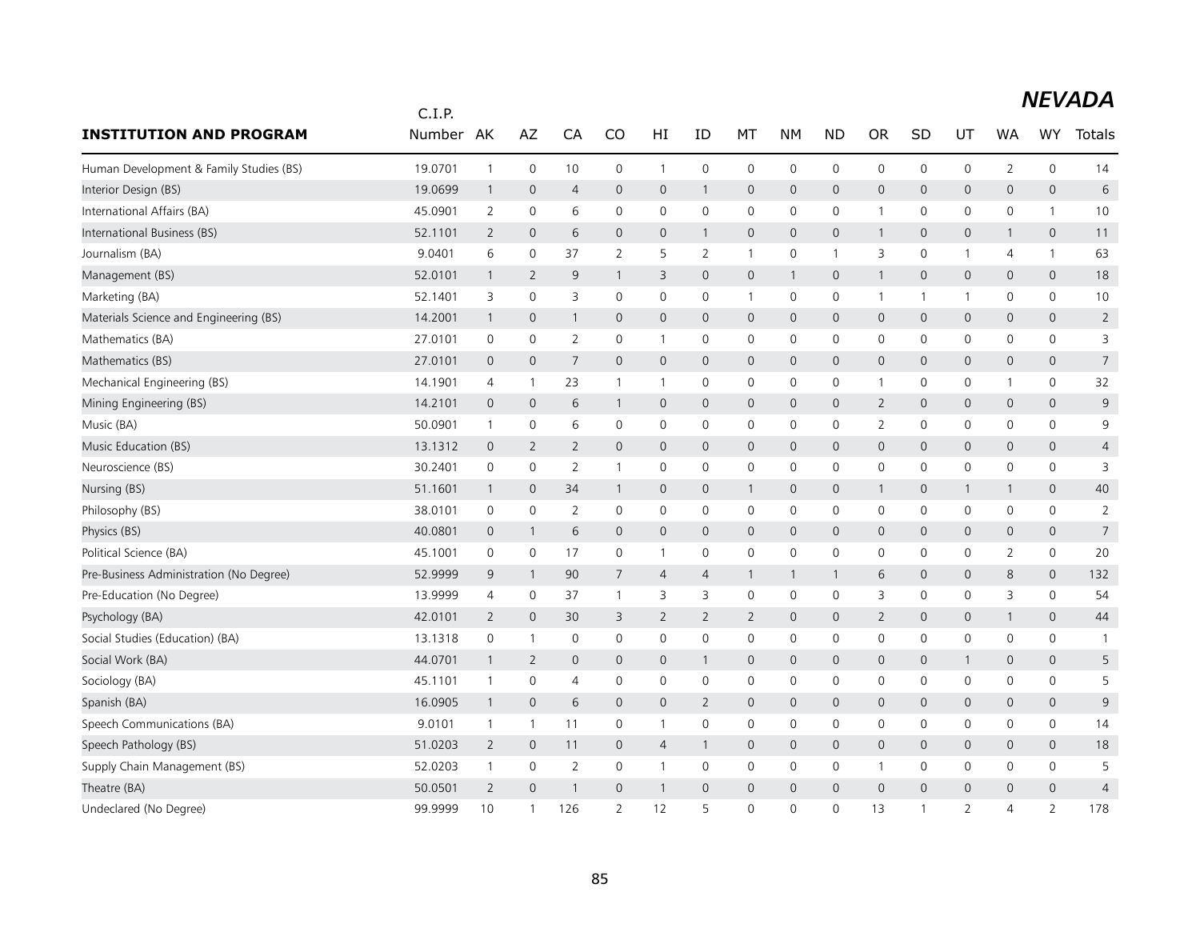# NEVADA

| INSTITUTION AND PROGRAM | C.I.P. Number | AK | AZ | CA | CO | HI | ID | MT | NM | ND | OR | SD | UT | WA | WY | Totals |
|---|---|---|---|---|---|---|---|---|---|---|---|---|---|---|---|---|
| Human Development & Family Studies (BS) | 19.0701 | 1 | 0 | 10 | 0 | 1 | 0 | 0 | 0 | 0 | 0 | 0 | 0 | 2 | 0 | 14 |
| Interior Design (BS) | 19.0699 | 1 | 0 | 4 | 0 | 0 | 1 | 0 | 0 | 0 | 0 | 0 | 0 | 0 | 0 | 6 |
| International Affairs (BA) | 45.0901 | 2 | 0 | 6 | 0 | 0 | 0 | 0 | 0 | 0 | 1 | 0 | 0 | 0 | 1 | 10 |
| International Business (BS) | 52.1101 | 2 | 0 | 6 | 0 | 0 | 1 | 0 | 0 | 0 | 1 | 0 | 0 | 1 | 0 | 11 |
| Journalism (BA) | 9.0401 | 6 | 0 | 37 | 2 | 5 | 2 | 1 | 0 | 1 | 3 | 0 | 1 | 4 | 1 | 63 |
| Management (BS) | 52.0101 | 1 | 2 | 9 | 1 | 3 | 0 | 0 | 1 | 0 | 1 | 0 | 0 | 0 | 0 | 18 |
| Marketing (BA) | 52.1401 | 3 | 0 | 3 | 0 | 0 | 0 | 1 | 0 | 0 | 1 | 1 | 1 | 0 | 0 | 10 |
| Materials Science and Engineering (BS) | 14.2001 | 1 | 0 | 1 | 0 | 0 | 0 | 0 | 0 | 0 | 0 | 0 | 0 | 0 | 0 | 2 |
| Mathematics (BA) | 27.0101 | 0 | 0 | 2 | 0 | 1 | 0 | 0 | 0 | 0 | 0 | 0 | 0 | 0 | 0 | 3 |
| Mathematics (BS) | 27.0101 | 0 | 0 | 7 | 0 | 0 | 0 | 0 | 0 | 0 | 0 | 0 | 0 | 0 | 0 | 7 |
| Mechanical Engineering (BS) | 14.1901 | 4 | 1 | 23 | 1 | 1 | 0 | 0 | 0 | 0 | 1 | 0 | 0 | 1 | 0 | 32 |
| Mining Engineering (BS) | 14.2101 | 0 | 0 | 6 | 1 | 0 | 0 | 0 | 0 | 0 | 2 | 0 | 0 | 0 | 0 | 9 |
| Music (BA) | 50.0901 | 1 | 0 | 6 | 0 | 0 | 0 | 0 | 0 | 0 | 2 | 0 | 0 | 0 | 0 | 9 |
| Music Education (BS) | 13.1312 | 0 | 2 | 2 | 0 | 0 | 0 | 0 | 0 | 0 | 0 | 0 | 0 | 0 | 0 | 4 |
| Neuroscience (BS) | 30.2401 | 0 | 0 | 2 | 1 | 0 | 0 | 0 | 0 | 0 | 0 | 0 | 0 | 0 | 0 | 3 |
| Nursing (BS) | 51.1601 | 1 | 0 | 34 | 1 | 0 | 0 | 1 | 0 | 0 | 1 | 0 | 1 | 1 | 0 | 40 |
| Philosophy (BS) | 38.0101 | 0 | 0 | 2 | 0 | 0 | 0 | 0 | 0 | 0 | 0 | 0 | 0 | 0 | 0 | 2 |
| Physics (BS) | 40.0801 | 0 | 1 | 6 | 0 | 0 | 0 | 0 | 0 | 0 | 0 | 0 | 0 | 0 | 0 | 7 |
| Political Science (BA) | 45.1001 | 0 | 0 | 17 | 0 | 1 | 0 | 0 | 0 | 0 | 0 | 0 | 0 | 2 | 0 | 20 |
| Pre-Business Administration (No Degree) | 52.9999 | 9 | 1 | 90 | 7 | 4 | 4 | 1 | 1 | 1 | 6 | 0 | 0 | 8 | 0 | 132 |
| Pre-Education (No Degree) | 13.9999 | 4 | 0 | 37 | 1 | 3 | 3 | 0 | 0 | 0 | 3 | 0 | 0 | 3 | 0 | 54 |
| Psychology (BA) | 42.0101 | 2 | 0 | 30 | 3 | 2 | 2 | 2 | 0 | 0 | 2 | 0 | 0 | 1 | 0 | 44 |
| Social Studies (Education) (BA) | 13.1318 | 0 | 1 | 0 | 0 | 0 | 0 | 0 | 0 | 0 | 0 | 0 | 0 | 0 | 0 | 1 |
| Social Work (BA) | 44.0701 | 1 | 2 | 0 | 0 | 0 | 1 | 0 | 0 | 0 | 0 | 0 | 1 | 0 | 0 | 5 |
| Sociology (BA) | 45.1101 | 1 | 0 | 4 | 0 | 0 | 0 | 0 | 0 | 0 | 0 | 0 | 0 | 0 | 0 | 5 |
| Spanish (BA) | 16.0905 | 1 | 0 | 6 | 0 | 0 | 2 | 0 | 0 | 0 | 0 | 0 | 0 | 0 | 0 | 9 |
| Speech Communications (BA) | 9.0101 | 1 | 1 | 11 | 0 | 1 | 0 | 0 | 0 | 0 | 0 | 0 | 0 | 0 | 0 | 14 |
| Speech Pathology (BS) | 51.0203 | 2 | 0 | 11 | 0 | 4 | 1 | 0 | 0 | 0 | 0 | 0 | 0 | 0 | 0 | 18 |
| Supply Chain Management (BS) | 52.0203 | 1 | 0 | 2 | 0 | 1 | 0 | 0 | 0 | 0 | 1 | 0 | 0 | 0 | 0 | 5 |
| Theatre (BA) | 50.0501 | 2 | 0 | 1 | 0 | 1 | 0 | 0 | 0 | 0 | 0 | 0 | 0 | 0 | 0 | 4 |
| Undeclared (No Degree) | 99.9999 | 10 | 1 | 126 | 2 | 12 | 5 | 0 | 0 | 0 | 13 | 1 | 2 | 4 | 2 | 178 |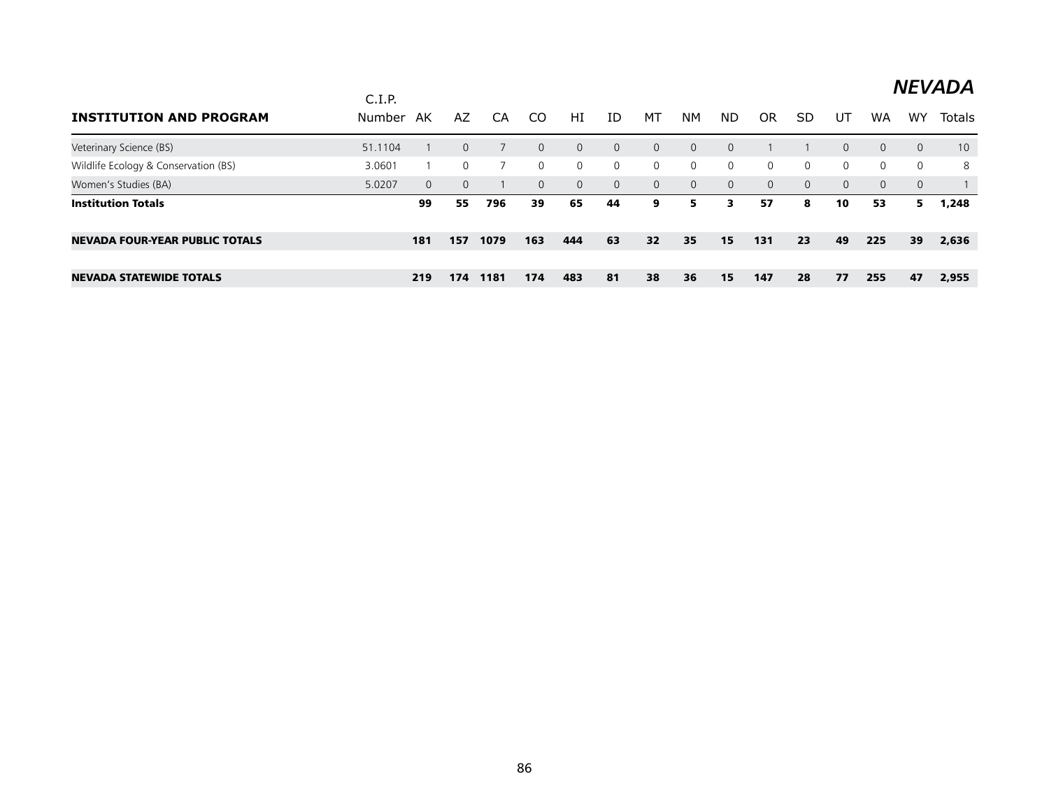## *NEVADA*

| INSTITUTION AND PROGRAM | C.I.P. Number | AK | AZ | CA | CO | HI | ID | MT | NM | ND | OR | SD | UT | WA | WY | Totals |
|---|---|---|---|---|---|---|---|---|---|---|---|---|---|---|---|---|
| Veterinary Science (BS) | 51.1104 | 1 | 0 | 7 | 0 | 0 | 0 | 0 | 0 | 0 | 1 | 1 | 0 | 0 | 0 | 10 |
| Wildlife Ecology & Conservation (BS) | 3.0601 | 1 | 0 | 7 | 0 | 0 | 0 | 0 | 0 | 0 | 0 | 0 | 0 | 0 | 0 | 8 |
| Women's Studies (BA) | 5.0207 | 0 | 0 | 1 | 0 | 0 | 0 | 0 | 0 | 0 | 0 | 0 | 0 | 0 | 0 | 1 |
| **Institution Totals** | | **99** | **55** | **796** | **39** | **65** | **44** | **9** | **5** | **3** | **57** | **8** | **10** | **53** | **5** | **1,248** |
| **NEVADA FOUR-YEAR PUBLIC TOTALS** | | **181** | **157** | **1079** | **163** | **444** | **63** | **32** | **35** | **15** | **131** | **23** | **49** | **225** | **39** | **2,636** |
| **NEVADA STATEWIDE TOTALS** | | **219** | **174** | **1181** | **174** | **483** | **81** | **38** | **36** | **15** | **147** | **28** | **77** | **255** | **47** | **2,955** |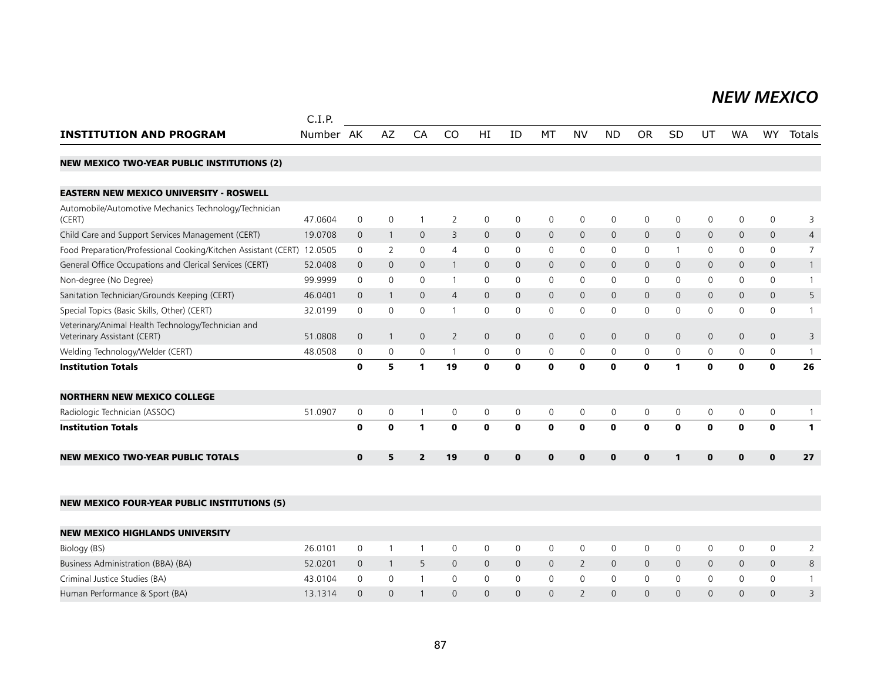# NEW MEXICO

| INSTITUTION AND PROGRAM | C.I.P. Number | AK | AZ | CA | CO | HI | ID | MT | NV | ND | OR | SD | UT | WA | WY | Totals |
|---|---|---|---|---|---|---|---|---|---|---|---|---|---|---|---|---|
| **NEW MEXICO TWO-YEAR PUBLIC INSTITUTIONS (2)** | | | | | | | | | | | | | | | | |
| **EASTERN NEW MEXICO UNIVERSITY - ROSWELL** | | | | | | | | | | | | | | | | |
| Automobile/Automotive Mechanics Technology/Technician (CERT) | 47.0604 | 0 | 0 | 1 | 2 | 0 | 0 | 0 | 0 | 0 | 0 | 0 | 0 | 0 | 0 | 3 |
| Child Care and Support Services Management (CERT) | 19.0708 | 0 | 1 | 0 | 3 | 0 | 0 | 0 | 0 | 0 | 0 | 0 | 0 | 0 | 0 | 4 |
| Food Preparation/Professional Cooking/Kitchen Assistant (CERT) | 12.0505 | 0 | 2 | 0 | 4 | 0 | 0 | 0 | 0 | 0 | 0 | 1 | 0 | 0 | 0 | 7 |
| General Office Occupations and Clerical Services (CERT) | 52.0408 | 0 | 0 | 0 | 1 | 0 | 0 | 0 | 0 | 0 | 0 | 0 | 0 | 0 | 0 | 1 |
| Non-degree (No Degree) | 99.9999 | 0 | 0 | 0 | 1 | 0 | 0 | 0 | 0 | 0 | 0 | 0 | 0 | 0 | 0 | 1 |
| Sanitation Technician/Grounds Keeping (CERT) | 46.0401 | 0 | 1 | 0 | 4 | 0 | 0 | 0 | 0 | 0 | 0 | 0 | 0 | 0 | 0 | 5 |
| Special Topics (Basic Skills, Other) (CERT) | 32.0199 | 0 | 0 | 0 | 1 | 0 | 0 | 0 | 0 | 0 | 0 | 0 | 0 | 0 | 0 | 1 |
| Veterinary/Animal Health Technology/Technician and Veterinary Assistant (CERT) | 51.0808 | 0 | 1 | 0 | 2 | 0 | 0 | 0 | 0 | 0 | 0 | 0 | 0 | 0 | 0 | 3 |
| Welding Technology/Welder (CERT) | 48.0508 | 0 | 0 | 0 | 1 | 0 | 0 | 0 | 0 | 0 | 0 | 0 | 0 | 0 | 0 | 1 |
| **Institution Totals** | | **0** | **5** | **1** | **19** | **0** | **0** | **0** | **0** | **0** | **0** | **1** | **0** | **0** | **0** | **26** |
| **NORTHERN NEW MEXICO COLLEGE** | | | | | | | | | | | | | | | | |
| Radiologic Technician (ASSOC) | 51.0907 | 0 | 0 | 1 | 0 | 0 | 0 | 0 | 0 | 0 | 0 | 0 | 0 | 0 | 0 | 1 |
| **Institution Totals** | | **0** | **0** | **1** | **0** | **0** | **0** | **0** | **0** | **0** | **0** | **0** | **0** | **0** | **0** | **1** |
| **NEW MEXICO TWO-YEAR PUBLIC TOTALS** | | **0** | **5** | **2** | **19** | **0** | **0** | **0** | **0** | **0** | **0** | **1** | **0** | **0** | **0** | **27** |
| **NEW MEXICO FOUR-YEAR PUBLIC INSTITUTIONS (5)** | | | | | | | | | | | | | | | | |
| **NEW MEXICO HIGHLANDS UNIVERSITY** | | | | | | | | | | | | | | | | |
| Biology (BS) | 26.0101 | 0 | 1 | 1 | 0 | 0 | 0 | 0 | 0 | 0 | 0 | 0 | 0 | 0 | 0 | 2 |
| Business Administration (BBA) (BA) | 52.0201 | 0 | 1 | 5 | 0 | 0 | 0 | 0 | 2 | 0 | 0 | 0 | 0 | 0 | 0 | 8 |
| Criminal Justice Studies (BA) | 43.0104 | 0 | 0 | 1 | 0 | 0 | 0 | 0 | 0 | 0 | 0 | 0 | 0 | 0 | 0 | 1 |
| Human Performance & Sport (BA) | 13.1314 | 0 | 0 | 1 | 0 | 0 | 0 | 0 | 2 | 0 | 0 | 0 | 0 | 0 | 0 | 3 |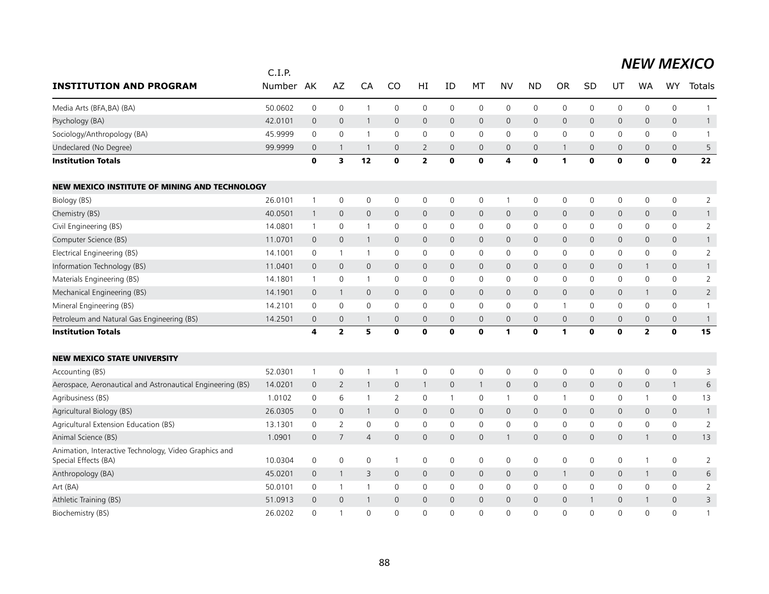## NEW MEXICO

| INSTITUTION AND PROGRAM | C.I.P. Number | AK | AZ | CA | CO | HI | ID | MT | NV | ND | OR | SD | UT | WA | WY | Totals |
|---|---|---|---|---|---|---|---|---|---|---|---|---|---|---|---|---|
| Media Arts (BFA,BA) (BA) | 50.0602 | 0 | 0 | 1 | 0 | 0 | 0 | 0 | 0 | 0 | 0 | 0 | 0 | 0 | 0 | 1 |
| Psychology (BA) | 42.0101 | 0 | 0 | 1 | 0 | 0 | 0 | 0 | 0 | 0 | 0 | 0 | 0 | 0 | 0 | 1 |
| Sociology/Anthropology (BA) | 45.9999 | 0 | 0 | 1 | 0 | 0 | 0 | 0 | 0 | 0 | 0 | 0 | 0 | 0 | 0 | 1 |
| Undeclared (No Degree) | 99.9999 | 0 | 1 | 1 | 0 | 2 | 0 | 0 | 0 | 0 | 1 | 0 | 0 | 0 | 0 | 5 |
| **Institution Totals** | | **0** | **3** | **12** | **0** | **2** | **0** | **0** | **4** | **0** | **1** | **0** | **0** | **0** | **0** | **22** |
| **NEW MEXICO INSTITUTE OF MINING AND TECHNOLOGY** | | | | | | | | | | | | | | | | |
| Biology (BS) | 26.0101 | 1 | 0 | 0 | 0 | 0 | 0 | 0 | 1 | 0 | 0 | 0 | 0 | 0 | 0 | 2 |
| Chemistry (BS) | 40.0501 | 1 | 0 | 0 | 0 | 0 | 0 | 0 | 0 | 0 | 0 | 0 | 0 | 0 | 0 | 1 |
| Civil Engineering (BS) | 14.0801 | 1 | 0 | 1 | 0 | 0 | 0 | 0 | 0 | 0 | 0 | 0 | 0 | 0 | 0 | 2 |
| Computer Science (BS) | 11.0701 | 0 | 0 | 1 | 0 | 0 | 0 | 0 | 0 | 0 | 0 | 0 | 0 | 0 | 0 | 1 |
| Electrical Engineering (BS) | 14.1001 | 0 | 1 | 1 | 0 | 0 | 0 | 0 | 0 | 0 | 0 | 0 | 0 | 0 | 0 | 2 |
| Information Technology (BS) | 11.0401 | 0 | 0 | 0 | 0 | 0 | 0 | 0 | 0 | 0 | 0 | 0 | 0 | 1 | 0 | 1 |
| Materials Engineering (BS) | 14.1801 | 1 | 0 | 1 | 0 | 0 | 0 | 0 | 0 | 0 | 0 | 0 | 0 | 0 | 0 | 2 |
| Mechanical Engineering (BS) | 14.1901 | 0 | 1 | 0 | 0 | 0 | 0 | 0 | 0 | 0 | 0 | 0 | 0 | 1 | 0 | 2 |
| Mineral Engineering (BS) | 14.2101 | 0 | 0 | 0 | 0 | 0 | 0 | 0 | 0 | 0 | 1 | 0 | 0 | 0 | 0 | 1 |
| Petroleum and Natural Gas Engineering (BS) | 14.2501 | 0 | 0 | 1 | 0 | 0 | 0 | 0 | 0 | 0 | 0 | 0 | 0 | 0 | 0 | 1 |
| **Institution Totals** | | **4** | **2** | **5** | **0** | **0** | **0** | **0** | **1** | **0** | **1** | **0** | **0** | **2** | **0** | **15** |
| **NEW MEXICO STATE UNIVERSITY** | | | | | | | | | | | | | | | | |
| Accounting (BS) | 52.0301 | 1 | 0 | 1 | 1 | 0 | 0 | 0 | 0 | 0 | 0 | 0 | 0 | 0 | 0 | 3 |
| Aerospace, Aeronautical and Astronautical Engineering (BS) | 14.0201 | 0 | 2 | 1 | 0 | 1 | 0 | 1 | 0 | 0 | 0 | 0 | 0 | 0 | 1 | 6 |
| Agribusiness (BS) | 1.0102 | 0 | 6 | 1 | 2 | 0 | 1 | 0 | 1 | 0 | 1 | 0 | 0 | 1 | 0 | 13 |
| Agricultural Biology (BS) | 26.0305 | 0 | 0 | 1 | 0 | 0 | 0 | 0 | 0 | 0 | 0 | 0 | 0 | 0 | 0 | 1 |
| Agricultural Extension Education (BS) | 13.1301 | 0 | 2 | 0 | 0 | 0 | 0 | 0 | 0 | 0 | 0 | 0 | 0 | 0 | 0 | 2 |
| Animal Science (BS) | 1.0901 | 0 | 7 | 4 | 0 | 0 | 0 | 0 | 1 | 0 | 0 | 0 | 0 | 1 | 0 | 13 |
| Animation, Interactive Technology, Video Graphics and Special Effects (BA) | 10.0304 | 0 | 0 | 0 | 1 | 0 | 0 | 0 | 0 | 0 | 0 | 0 | 0 | 1 | 0 | 2 |
| Anthropology (BA) | 45.0201 | 0 | 1 | 3 | 0 | 0 | 0 | 0 | 0 | 0 | 1 | 0 | 0 | 1 | 0 | 6 |
| Art (BA) | 50.0101 | 0 | 1 | 1 | 0 | 0 | 0 | 0 | 0 | 0 | 0 | 0 | 0 | 0 | 0 | 2 |
| Athletic Training (BS) | 51.0913 | 0 | 0 | 1 | 0 | 0 | 0 | 0 | 0 | 0 | 0 | 1 | 0 | 1 | 0 | 3 |
| Biochemistry (BS) | 26.0202 | 0 | 1 | 0 | 0 | 0 | 0 | 0 | 0 | 0 | 0 | 0 | 0 | 0 | 0 | 1 |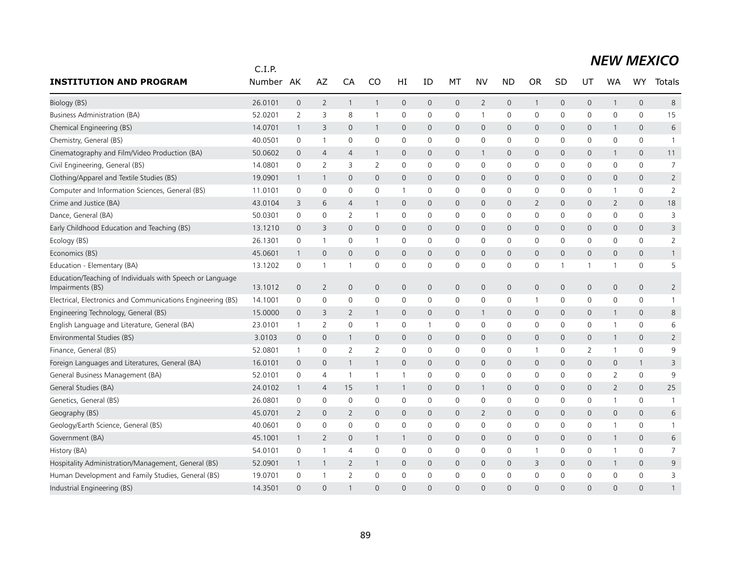## NEW MEXICO

| INSTITUTION AND PROGRAM | C.I.P. Number | AK | AZ | CA | CO | HI | ID | MT | NV | ND | OR | SD | UT | WA | WY | Totals |
|---|---|---|---|---|---|---|---|---|---|---|---|---|---|---|---|---|
| Biology (BS) | 26.0101 | 0 | 2 | 1 | 1 | 0 | 0 | 0 | 2 | 0 | 1 | 0 | 0 | 1 | 0 | 8 |
| Business Administration (BA) | 52.0201 | 2 | 3 | 8 | 1 | 0 | 0 | 0 | 1 | 0 | 0 | 0 | 0 | 0 | 0 | 15 |
| Chemical Engineering (BS) | 14.0701 | 1 | 3 | 0 | 1 | 0 | 0 | 0 | 0 | 0 | 0 | 0 | 0 | 1 | 0 | 6 |
| Chemistry, General (BS) | 40.0501 | 0 | 1 | 0 | 0 | 0 | 0 | 0 | 0 | 0 | 0 | 0 | 0 | 0 | 0 | 1 |
| Cinematography and Film/Video Production (BA) | 50.0602 | 0 | 4 | 4 | 1 | 0 | 0 | 0 | 1 | 0 | 0 | 0 | 0 | 1 | 0 | 11 |
| Civil Engineering, General (BS) | 14.0801 | 0 | 2 | 3 | 2 | 0 | 0 | 0 | 0 | 0 | 0 | 0 | 0 | 0 | 0 | 7 |
| Clothing/Apparel and Textile Studies (BS) | 19.0901 | 1 | 1 | 0 | 0 | 0 | 0 | 0 | 0 | 0 | 0 | 0 | 0 | 0 | 0 | 2 |
| Computer and Information Sciences, General (BS) | 11.0101 | 0 | 0 | 0 | 0 | 1 | 0 | 0 | 0 | 0 | 0 | 0 | 0 | 1 | 0 | 2 |
| Crime and Justice (BA) | 43.0104 | 3 | 6 | 4 | 1 | 0 | 0 | 0 | 0 | 0 | 2 | 0 | 0 | 2 | 0 | 18 |
| Dance, General (BA) | 50.0301 | 0 | 0 | 2 | 1 | 0 | 0 | 0 | 0 | 0 | 0 | 0 | 0 | 0 | 0 | 3 |
| Early Childhood Education and Teaching (BS) | 13.1210 | 0 | 3 | 0 | 0 | 0 | 0 | 0 | 0 | 0 | 0 | 0 | 0 | 0 | 0 | 3 |
| Ecology (BS) | 26.1301 | 0 | 1 | 0 | 1 | 0 | 0 | 0 | 0 | 0 | 0 | 0 | 0 | 0 | 0 | 2 |
| Economics (BS) | 45.0601 | 1 | 0 | 0 | 0 | 0 | 0 | 0 | 0 | 0 | 0 | 0 | 0 | 0 | 0 | 1 |
| Education - Elementary (BA) | 13.1202 | 0 | 1 | 1 | 0 | 0 | 0 | 0 | 0 | 0 | 0 | 1 | 1 | 1 | 0 | 5 |
| Education/Teaching of Individuals with Speech or Language Impairments (BS) | 13.1012 | 0 | 2 | 0 | 0 | 0 | 0 | 0 | 0 | 0 | 0 | 0 | 0 | 0 | 0 | 2 |
| Electrical, Electronics and Communications Engineering (BS) | 14.1001 | 0 | 0 | 0 | 0 | 0 | 0 | 0 | 0 | 0 | 1 | 0 | 0 | 0 | 0 | 1 |
| Engineering Technology, General (BS) | 15.0000 | 0 | 3 | 2 | 1 | 0 | 0 | 0 | 1 | 0 | 0 | 0 | 0 | 1 | 0 | 8 |
| English Language and Literature, General (BA) | 23.0101 | 1 | 2 | 0 | 1 | 0 | 1 | 0 | 0 | 0 | 0 | 0 | 0 | 1 | 0 | 6 |
| Environmental Studies (BS) | 3.0103 | 0 | 0 | 1 | 0 | 0 | 0 | 0 | 0 | 0 | 0 | 0 | 0 | 1 | 0 | 2 |
| Finance, General (BS) | 52.0801 | 1 | 0 | 2 | 2 | 0 | 0 | 0 | 0 | 0 | 1 | 0 | 2 | 1 | 0 | 9 |
| Foreign Languages and Literatures, General (BA) | 16.0101 | 0 | 0 | 1 | 1 | 0 | 0 | 0 | 0 | 0 | 0 | 0 | 0 | 0 | 1 | 3 |
| General Business Management (BA) | 52.0101 | 0 | 4 | 1 | 1 | 1 | 0 | 0 | 0 | 0 | 0 | 0 | 0 | 2 | 0 | 9 |
| General Studies (BA) | 24.0102 | 1 | 4 | 15 | 1 | 1 | 0 | 0 | 1 | 0 | 0 | 0 | 0 | 2 | 0 | 25 |
| Genetics, General (BS) | 26.0801 | 0 | 0 | 0 | 0 | 0 | 0 | 0 | 0 | 0 | 0 | 0 | 0 | 1 | 0 | 1 |
| Geography (BS) | 45.0701 | 2 | 0 | 2 | 0 | 0 | 0 | 0 | 2 | 0 | 0 | 0 | 0 | 0 | 0 | 6 |
| Geology/Earth Science, General (BS) | 40.0601 | 0 | 0 | 0 | 0 | 0 | 0 | 0 | 0 | 0 | 0 | 0 | 0 | 1 | 0 | 1 |
| Government (BA) | 45.1001 | 1 | 2 | 0 | 1 | 1 | 0 | 0 | 0 | 0 | 0 | 0 | 0 | 1 | 0 | 6 |
| History (BA) | 54.0101 | 0 | 1 | 4 | 0 | 0 | 0 | 0 | 0 | 0 | 1 | 0 | 0 | 1 | 0 | 7 |
| Hospitality Administration/Management, General (BS) | 52.0901 | 1 | 1 | 2 | 1 | 0 | 0 | 0 | 0 | 0 | 3 | 0 | 0 | 1 | 0 | 9 |
| Human Development and Family Studies, General (BS) | 19.0701 | 0 | 1 | 2 | 0 | 0 | 0 | 0 | 0 | 0 | 0 | 0 | 0 | 0 | 0 | 3 |
| Industrial Engineering (BS) | 14.3501 | 0 | 0 | 1 | 0 | 0 | 0 | 0 | 0 | 0 | 0 | 0 | 0 | 0 | 0 | 1 |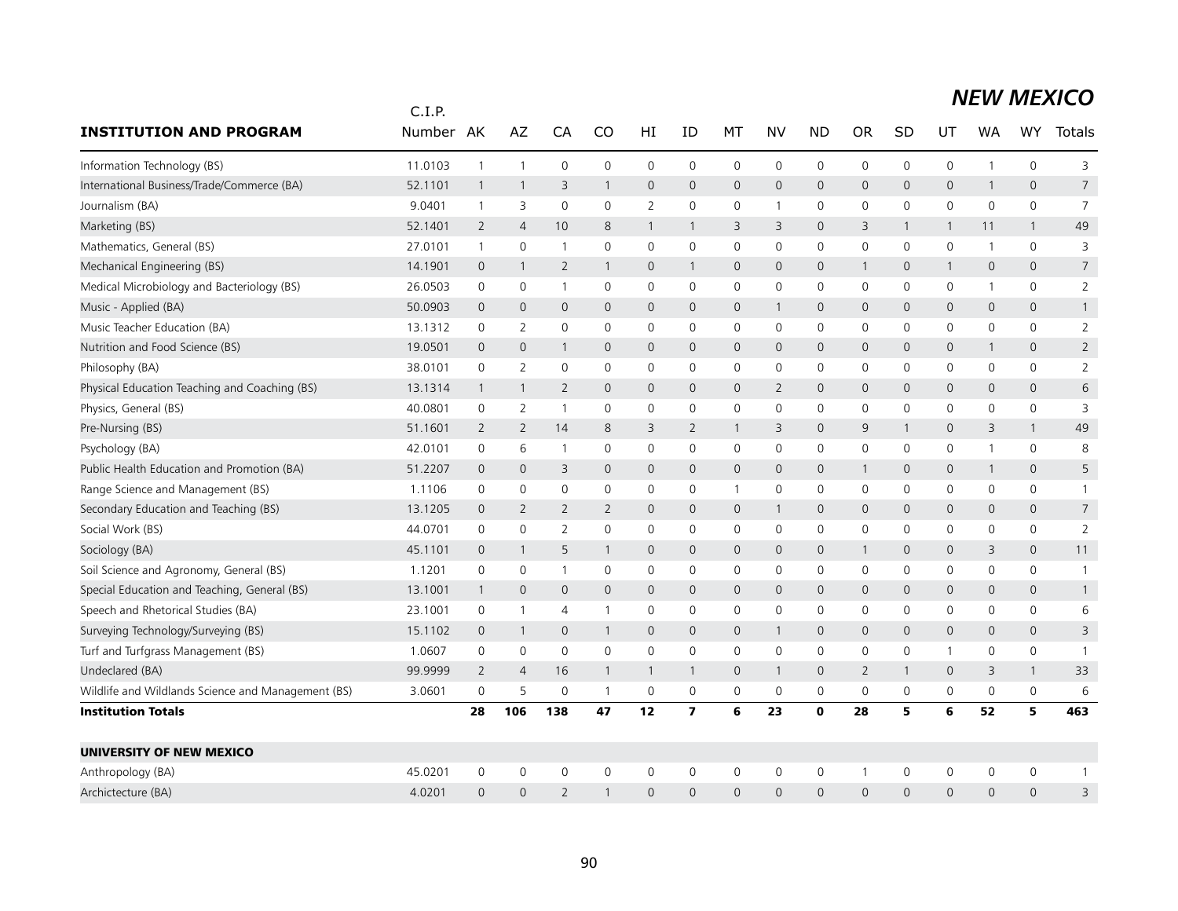# NEW MEXICO

| INSTITUTION AND PROGRAM | C.I.P. Number | AK | AZ | CA | CO | HI | ID | MT | NV | ND | OR | SD | UT | WA | WY | Totals |
|---|---|---|---|---|---|---|---|---|---|---|---|---|---|---|---|---|
| Information Technology (BS) | 11.0103 | 1 | 1 | 0 | 0 | 0 | 0 | 0 | 0 | 0 | 0 | 0 | 0 | 1 | 0 | 3 |
| International Business/Trade/Commerce (BA) | 52.1101 | 1 | 1 | 3 | 1 | 0 | 0 | 0 | 0 | 0 | 0 | 0 | 0 | 1 | 0 | 7 |
| Journalism (BA) | 9.0401 | 1 | 3 | 0 | 0 | 2 | 0 | 0 | 1 | 0 | 0 | 0 | 0 | 0 | 0 | 7 |
| Marketing (BS) | 52.1401 | 2 | 4 | 10 | 8 | 1 | 1 | 3 | 3 | 0 | 3 | 1 | 1 | 11 | 1 | 49 |
| Mathematics, General (BS) | 27.0101 | 1 | 0 | 1 | 0 | 0 | 0 | 0 | 0 | 0 | 0 | 0 | 0 | 1 | 0 | 3 |
| Mechanical Engineering (BS) | 14.1901 | 0 | 1 | 2 | 1 | 0 | 1 | 0 | 0 | 0 | 1 | 0 | 1 | 0 | 0 | 7 |
| Medical Microbiology and Bacteriology (BS) | 26.0503 | 0 | 0 | 1 | 0 | 0 | 0 | 0 | 0 | 0 | 0 | 0 | 0 | 1 | 0 | 2 |
| Music - Applied (BA) | 50.0903 | 0 | 0 | 0 | 0 | 0 | 0 | 0 | 1 | 0 | 0 | 0 | 0 | 0 | 0 | 1 |
| Music Teacher Education (BA) | 13.1312 | 0 | 2 | 0 | 0 | 0 | 0 | 0 | 0 | 0 | 0 | 0 | 0 | 0 | 0 | 2 |
| Nutrition and Food Science (BS) | 19.0501 | 0 | 0 | 1 | 0 | 0 | 0 | 0 | 0 | 0 | 0 | 0 | 0 | 1 | 0 | 2 |
| Philosophy (BA) | 38.0101 | 0 | 2 | 0 | 0 | 0 | 0 | 0 | 0 | 0 | 0 | 0 | 0 | 0 | 0 | 2 |
| Physical Education Teaching and Coaching (BS) | 13.1314 | 1 | 1 | 2 | 0 | 0 | 0 | 0 | 2 | 0 | 0 | 0 | 0 | 0 | 0 | 6 |
| Physics, General (BS) | 40.0801 | 0 | 2 | 1 | 0 | 0 | 0 | 0 | 0 | 0 | 0 | 0 | 0 | 0 | 0 | 3 |
| Pre-Nursing (BS) | 51.1601 | 2 | 2 | 14 | 8 | 3 | 2 | 1 | 3 | 0 | 9 | 1 | 0 | 3 | 1 | 49 |
| Psychology (BA) | 42.0101 | 0 | 6 | 1 | 0 | 0 | 0 | 0 | 0 | 0 | 0 | 0 | 0 | 1 | 0 | 8 |
| Public Health Education and Promotion (BA) | 51.2207 | 0 | 0 | 3 | 0 | 0 | 0 | 0 | 0 | 0 | 1 | 0 | 0 | 1 | 0 | 5 |
| Range Science and Management (BS) | 1.1106 | 0 | 0 | 0 | 0 | 0 | 0 | 1 | 0 | 0 | 0 | 0 | 0 | 0 | 0 | 1 |
| Secondary Education and Teaching (BS) | 13.1205 | 0 | 2 | 2 | 2 | 0 | 0 | 0 | 1 | 0 | 0 | 0 | 0 | 0 | 0 | 7 |
| Social Work (BS) | 44.0701 | 0 | 0 | 2 | 0 | 0 | 0 | 0 | 0 | 0 | 0 | 0 | 0 | 0 | 0 | 2 |
| Sociology (BA) | 45.1101 | 0 | 1 | 5 | 1 | 0 | 0 | 0 | 0 | 0 | 1 | 0 | 0 | 3 | 0 | 11 |
| Soil Science and Agronomy, General (BS) | 1.1201 | 0 | 0 | 1 | 0 | 0 | 0 | 0 | 0 | 0 | 0 | 0 | 0 | 0 | 0 | 1 |
| Special Education and Teaching, General (BS) | 13.1001 | 1 | 0 | 0 | 0 | 0 | 0 | 0 | 0 | 0 | 0 | 0 | 0 | 0 | 0 | 1 |
| Speech and Rhetorical Studies (BA) | 23.1001 | 0 | 1 | 4 | 1 | 0 | 0 | 0 | 0 | 0 | 0 | 0 | 0 | 0 | 0 | 6 |
| Surveying Technology/Surveying (BS) | 15.1102 | 0 | 1 | 0 | 1 | 0 | 0 | 0 | 1 | 0 | 0 | 0 | 0 | 0 | 0 | 3 |
| Turf and Turfgrass Management (BS) | 1.0607 | 0 | 0 | 0 | 0 | 0 | 0 | 0 | 0 | 0 | 0 | 0 | 1 | 0 | 0 | 1 |
| Undeclared (BA) | 99.9999 | 2 | 4 | 16 | 1 | 1 | 1 | 0 | 1 | 0 | 2 | 1 | 0 | 3 | 1 | 33 |
| Wildlife and Wildlands Science and Management (BS) | 3.0601 | 0 | 5 | 0 | 1 | 0 | 0 | 0 | 0 | 0 | 0 | 0 | 0 | 0 | 0 | 6 |
| **Institution Totals** | | **28** | **106** | **138** | **47** | **12** | **7** | **6** | **23** | **0** | **28** | **5** | **6** | **52** | **5** | **463** |
| **UNIVERSITY OF NEW MEXICO** | | | | | | | | | | | | | | | | |
| Anthropology (BA) | 45.0201 | 0 | 0 | 0 | 0 | 0 | 0 | 0 | 0 | 0 | 1 | 0 | 0 | 0 | 0 | 1 |
| Archictecture (BA) | 4.0201 | 0 | 0 | 2 | 1 | 0 | 0 | 0 | 0 | 0 | 0 | 0 | 0 | 0 | 0 | 3 |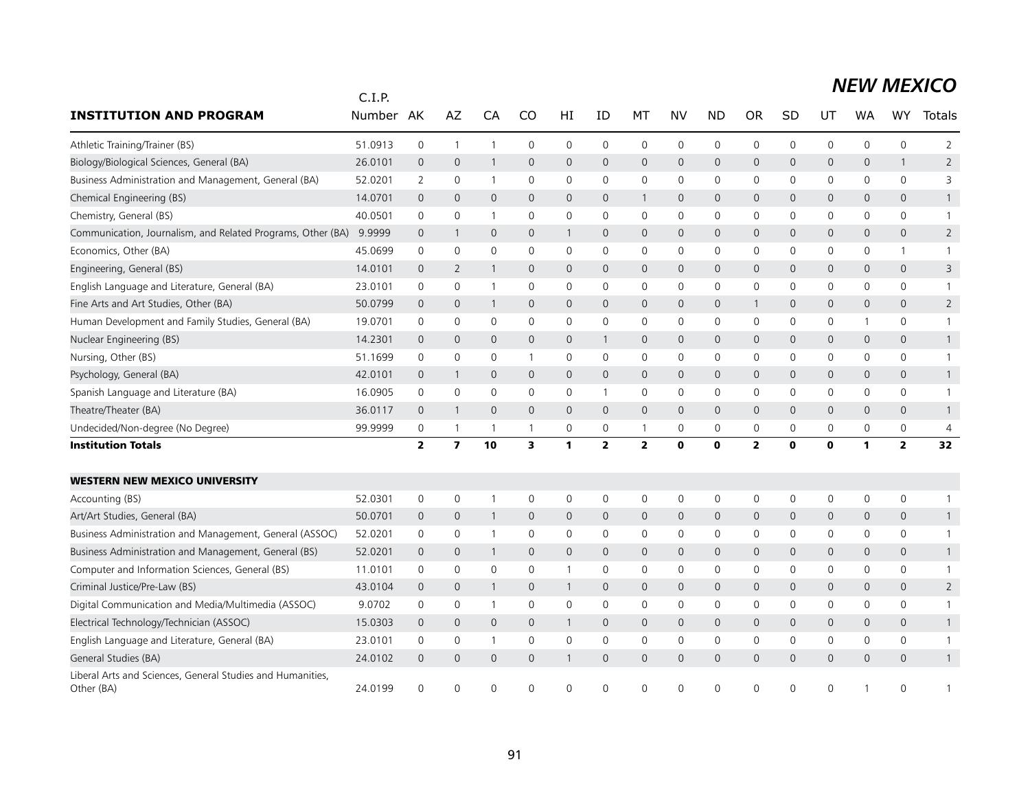## NEW MEXICO

| INSTITUTION AND PROGRAM | C.I.P. Number | AK | AZ | CA | CO | HI | ID | MT | NV | ND | OR | SD | UT | WA | WY | Totals |
|---|---|---|---|---|---|---|---|---|---|---|---|---|---|---|---|---|
| Athletic Training/Trainer (BS) | 51.0913 | 0 | 1 | 1 | 0 | 0 | 0 | 0 | 0 | 0 | 0 | 0 | 0 | 0 | 0 | 2 |
| Biology/Biological Sciences, General (BA) | 26.0101 | 0 | 0 | 1 | 0 | 0 | 0 | 0 | 0 | 0 | 0 | 0 | 0 | 0 | 1 | 2 |
| Business Administration and Management, General (BA) | 52.0201 | 2 | 0 | 1 | 0 | 0 | 0 | 0 | 0 | 0 | 0 | 0 | 0 | 0 | 0 | 3 |
| Chemical Engineering (BS) | 14.0701 | 0 | 0 | 0 | 0 | 0 | 0 | 1 | 0 | 0 | 0 | 0 | 0 | 0 | 0 | 1 |
| Chemistry, General (BS) | 40.0501 | 0 | 0 | 1 | 0 | 0 | 0 | 0 | 0 | 0 | 0 | 0 | 0 | 0 | 0 | 1 |
| Communication, Journalism, and Related Programs, Other (BA) | 9.9999 | 0 | 1 | 0 | 0 | 1 | 0 | 0 | 0 | 0 | 0 | 0 | 0 | 0 | 0 | 2 |
| Economics, Other (BA) | 45.0699 | 0 | 0 | 0 | 0 | 0 | 0 | 0 | 0 | 0 | 0 | 0 | 0 | 0 | 1 | 1 |
| Engineering, General (BS) | 14.0101 | 0 | 2 | 1 | 0 | 0 | 0 | 0 | 0 | 0 | 0 | 0 | 0 | 0 | 0 | 3 |
| English Language and Literature, General (BA) | 23.0101 | 0 | 0 | 1 | 0 | 0 | 0 | 0 | 0 | 0 | 0 | 0 | 0 | 0 | 0 | 1 |
| Fine Arts and Art Studies, Other (BA) | 50.0799 | 0 | 0 | 1 | 0 | 0 | 0 | 0 | 0 | 0 | 1 | 0 | 0 | 0 | 0 | 2 |
| Human Development and Family Studies, General (BA) | 19.0701 | 0 | 0 | 0 | 0 | 0 | 0 | 0 | 0 | 0 | 0 | 0 | 0 | 1 | 0 | 1 |
| Nuclear Engineering (BS) | 14.2301 | 0 | 0 | 0 | 0 | 0 | 1 | 0 | 0 | 0 | 0 | 0 | 0 | 0 | 0 | 1 |
| Nursing, Other (BS) | 51.1699 | 0 | 0 | 0 | 1 | 0 | 0 | 0 | 0 | 0 | 0 | 0 | 0 | 0 | 0 | 1 |
| Psychology, General (BA) | 42.0101 | 0 | 1 | 0 | 0 | 0 | 0 | 0 | 0 | 0 | 0 | 0 | 0 | 0 | 0 | 1 |
| Spanish Language and Literature (BA) | 16.0905 | 0 | 0 | 0 | 0 | 0 | 1 | 0 | 0 | 0 | 0 | 0 | 0 | 0 | 0 | 1 |
| Theatre/Theater (BA) | 36.0117 | 0 | 1 | 0 | 0 | 0 | 0 | 0 | 0 | 0 | 0 | 0 | 0 | 0 | 0 | 1 |
| Undecided/Non-degree (No Degree) | 99.9999 | 0 | 1 | 1 | 1 | 0 | 0 | 1 | 0 | 0 | 0 | 0 | 0 | 0 | 0 | 4 |
| **Institution Totals** | | **2** | **7** | **10** | **3** | **1** | **2** | **2** | **0** | **0** | **2** | **0** | **0** | **1** | **2** | **32** |
| | | | | | | | | | | | | | | | | |
| **WESTERN NEW MEXICO UNIVERSITY** | | | | | | | | | | | | | | | | |
| Accounting (BS) | 52.0301 | 0 | 0 | 1 | 0 | 0 | 0 | 0 | 0 | 0 | 0 | 0 | 0 | 0 | 0 | 1 |
| Art/Art Studies, General (BA) | 50.0701 | 0 | 0 | 1 | 0 | 0 | 0 | 0 | 0 | 0 | 0 | 0 | 0 | 0 | 0 | 1 |
| Business Administration and Management, General (ASSOC) | 52.0201 | 0 | 0 | 1 | 0 | 0 | 0 | 0 | 0 | 0 | 0 | 0 | 0 | 0 | 0 | 1 |
| Business Administration and Management, General (BS) | 52.0201 | 0 | 0 | 1 | 0 | 0 | 0 | 0 | 0 | 0 | 0 | 0 | 0 | 0 | 0 | 1 |
| Computer and Information Sciences, General (BS) | 11.0101 | 0 | 0 | 0 | 0 | 1 | 0 | 0 | 0 | 0 | 0 | 0 | 0 | 0 | 0 | 1 |
| Criminal Justice/Pre-Law (BS) | 43.0104 | 0 | 0 | 1 | 0 | 1 | 0 | 0 | 0 | 0 | 0 | 0 | 0 | 0 | 0 | 2 |
| Digital Communication and Media/Multimedia (ASSOC) | 9.0702 | 0 | 0 | 1 | 0 | 0 | 0 | 0 | 0 | 0 | 0 | 0 | 0 | 0 | 0 | 1 |
| Electrical Technology/Technician (ASSOC) | 15.0303 | 0 | 0 | 0 | 0 | 1 | 0 | 0 | 0 | 0 | 0 | 0 | 0 | 0 | 0 | 1 |
| English Language and Literature, General (BA) | 23.0101 | 0 | 0 | 1 | 0 | 0 | 0 | 0 | 0 | 0 | 0 | 0 | 0 | 0 | 0 | 1 |
| General Studies (BA) | 24.0102 | 0 | 0 | 0 | 0 | 1 | 0 | 0 | 0 | 0 | 0 | 0 | 0 | 0 | 0 | 1 |
| Liberal Arts and Sciences, General Studies and Humanities, Other (BA) | 24.0199 | 0 | 0 | 0 | 0 | 0 | 0 | 0 | 0 | 0 | 0 | 0 | 0 | 1 | 0 | 1 |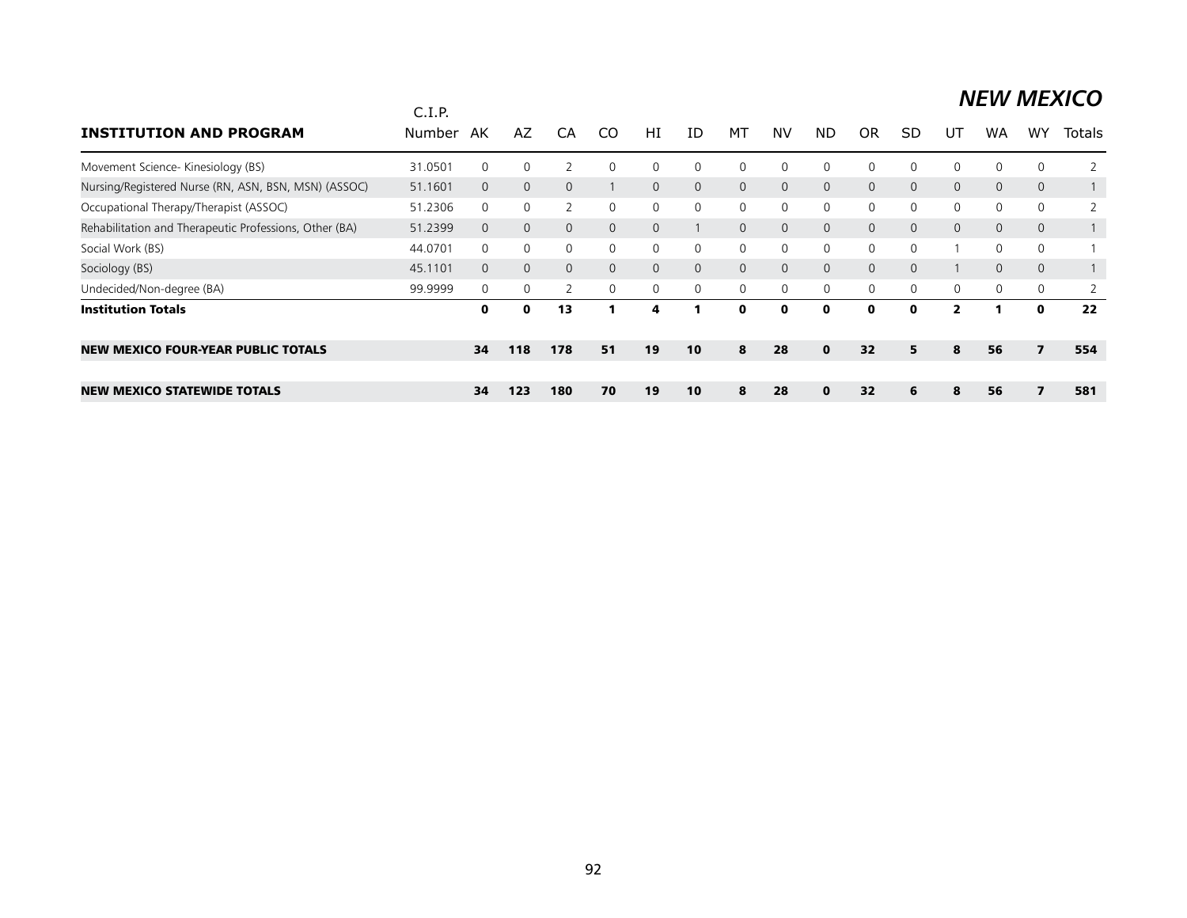## *NEW MEXICO*

| INSTITUTION AND PROGRAM | C.I.P. Number | AK | AZ | CA | CO | HI | ID | MT | NV | ND | OR | SD | UT | WA | WY | Totals |
|---|---|---|---|---|---|---|---|---|---|---|---|---|---|---|---|---|
| Movement Science- Kinesiology (BS) | 31.0501 | 0 | 0 | 2 | 0 | 0 | 0 | 0 | 0 | 0 | 0 | 0 | 0 | 0 | 0 | 2 |
| Nursing/Registered Nurse (RN, ASN, BSN, MSN) (ASSOC) | 51.1601 | 0 | 0 | 0 | 1 | 0 | 0 | 0 | 0 | 0 | 0 | 0 | 0 | 0 | 0 | 1 |
| Occupational Therapy/Therapist (ASSOC) | 51.2306 | 0 | 0 | 2 | 0 | 0 | 0 | 0 | 0 | 0 | 0 | 0 | 0 | 0 | 0 | 2 |
| Rehabilitation and Therapeutic Professions, Other (BA) | 51.2399 | 0 | 0 | 0 | 0 | 0 | 1 | 0 | 0 | 0 | 0 | 0 | 0 | 0 | 0 | 1 |
| Social Work (BS) | 44.0701 | 0 | 0 | 0 | 0 | 0 | 0 | 0 | 0 | 0 | 0 | 0 | 1 | 0 | 0 | 1 |
| Sociology (BS) | 45.1101 | 0 | 0 | 0 | 0 | 0 | 0 | 0 | 0 | 0 | 0 | 0 | 1 | 0 | 0 | 1 |
| Undecided/Non-degree (BA) | 99.9999 | 0 | 0 | 2 | 0 | 0 | 0 | 0 | 0 | 0 | 0 | 0 | 0 | 0 | 0 | 2 |
| **Institution Totals** | | **0** | **0** | **13** | **1** | **4** | **1** | **0** | **0** | **0** | **0** | **0** | **2** | **1** | **0** | **22** |
| **NEW MEXICO FOUR-YEAR PUBLIC TOTALS** | | **34** | **118** | **178** | **51** | **19** | **10** | **8** | **28** | **0** | **32** | **5** | **8** | **56** | **7** | **554** |
| **NEW MEXICO STATEWIDE TOTALS** | | **34** | **123** | **180** | **70** | **19** | **10** | **8** | **28** | **0** | **32** | **6** | **8** | **56** | **7** | **581** |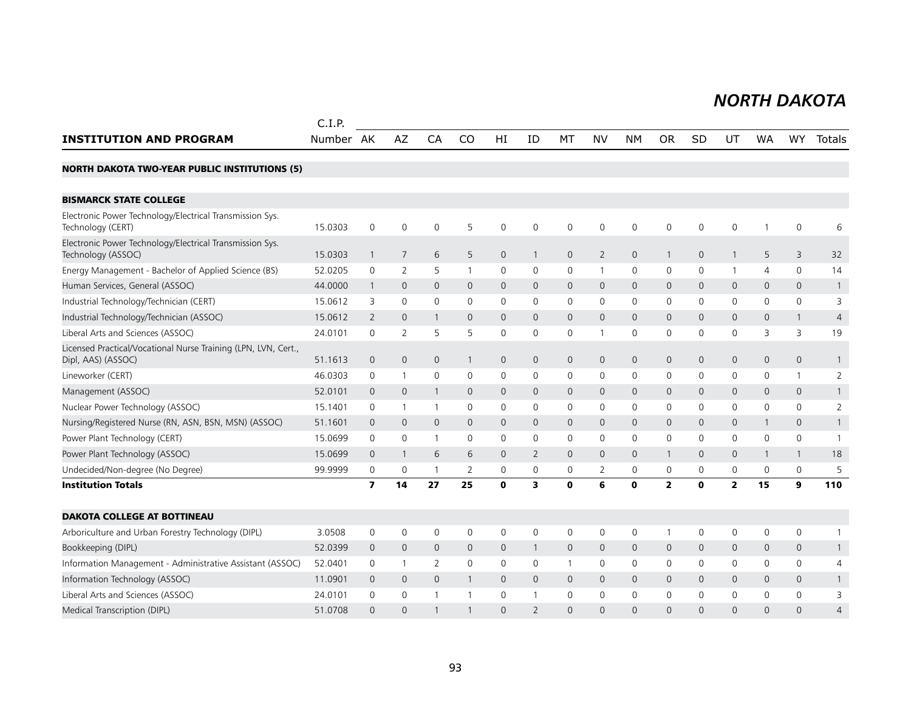# NORTH DAKOTA

| INSTITUTION AND PROGRAM | C.I.P. Number | AK | AZ | CA | CO | HI | ID | MT | NV | NM | OR | SD | UT | WA | WY | Totals |
|---|---|---|---|---|---|---|---|---|---|---|---|---|---|---|---|---|
| **NORTH DAKOTA TWO-YEAR PUBLIC INSTITUTIONS (5)** | | | | | | | | | | | | | | | | |
| **BISMARCK STATE COLLEGE** | | | | | | | | | | | | | | | | |
| Electronic Power Technology/Electrical Transmission Sys. Technology (CERT) | 15.0303 | 0 | 0 | 0 | 5 | 0 | 0 | 0 | 0 | 0 | 0 | 0 | 0 | 1 | 0 | 6 |
| Electronic Power Technology/Electrical Transmission Sys. Technology (ASSOC) | 15.0303 | 1 | 7 | 6 | 5 | 0 | 1 | 0 | 2 | 0 | 1 | 0 | 1 | 5 | 3 | 32 |
| Energy Management - Bachelor of Applied Science (BS) | 52.0205 | 0 | 2 | 5 | 1 | 0 | 0 | 0 | 1 | 0 | 0 | 0 | 1 | 4 | 0 | 14 |
| Human Services, General (ASSOC) | 44.0000 | 1 | 0 | 0 | 0 | 0 | 0 | 0 | 0 | 0 | 0 | 0 | 0 | 0 | 0 | 1 |
| Industrial Technology/Technician (CERT) | 15.0612 | 3 | 0 | 0 | 0 | 0 | 0 | 0 | 0 | 0 | 0 | 0 | 0 | 0 | 0 | 3 |
| Industrial Technology/Technician (ASSOC) | 15.0612 | 2 | 0 | 1 | 0 | 0 | 0 | 0 | 0 | 0 | 0 | 0 | 0 | 0 | 1 | 4 |
| Liberal Arts and Sciences (ASSOC) | 24.0101 | 0 | 2 | 5 | 5 | 0 | 0 | 0 | 1 | 0 | 0 | 0 | 0 | 3 | 3 | 19 |
| Licensed Practical/Vocational Nurse Training (LPN, LVN, Cert., Dipl, AAS) (ASSOC) | 51.1613 | 0 | 0 | 0 | 1 | 0 | 0 | 0 | 0 | 0 | 0 | 0 | 0 | 0 | 0 | 1 |
| Lineworker (CERT) | 46.0303 | 0 | 1 | 0 | 0 | 0 | 0 | 0 | 0 | 0 | 0 | 0 | 0 | 0 | 1 | 2 |
| Management (ASSOC) | 52.0101 | 0 | 0 | 1 | 0 | 0 | 0 | 0 | 0 | 0 | 0 | 0 | 0 | 0 | 0 | 1 |
| Nuclear Power Technology (ASSOC) | 15.1401 | 0 | 1 | 1 | 0 | 0 | 0 | 0 | 0 | 0 | 0 | 0 | 0 | 0 | 0 | 2 |
| Nursing/Registered Nurse (RN, ASN, BSN, MSN) (ASSOC) | 51.1601 | 0 | 0 | 0 | 0 | 0 | 0 | 0 | 0 | 0 | 0 | 0 | 0 | 1 | 0 | 1 |
| Power Plant Technology (CERT) | 15.0699 | 0 | 0 | 1 | 0 | 0 | 0 | 0 | 0 | 0 | 0 | 0 | 0 | 0 | 0 | 1 |
| Power Plant Technology (ASSOC) | 15.0699 | 0 | 1 | 6 | 6 | 0 | 2 | 0 | 0 | 0 | 1 | 0 | 0 | 1 | 1 | 18 |
| Undecided/Non-degree (No Degree) | 99.9999 | 0 | 0 | 1 | 2 | 0 | 0 | 0 | 2 | 0 | 0 | 0 | 0 | 0 | 0 | 5 |
| **Institution Totals** | | **7** | **14** | **27** | **25** | **0** | **3** | **0** | **6** | **0** | **2** | **0** | **2** | **15** | **9** | **110** |
| **DAKOTA COLLEGE AT BOTTINEAU** | | | | | | | | | | | | | | | | |
| Arboriculture and Urban Forestry Technology (DIPL) | 3.0508 | 0 | 0 | 0 | 0 | 0 | 0 | 0 | 0 | 0 | 1 | 0 | 0 | 0 | 0 | 1 |
| Bookkeeping (DIPL) | 52.0399 | 0 | 0 | 0 | 0 | 0 | 1 | 0 | 0 | 0 | 0 | 0 | 0 | 0 | 0 | 1 |
| Information Management - Administrative Assistant (ASSOC) | 52.0401 | 0 | 1 | 2 | 0 | 0 | 0 | 1 | 0 | 0 | 0 | 0 | 0 | 0 | 0 | 4 |
| Information Technology (ASSOC) | 11.0901 | 0 | 0 | 0 | 1 | 0 | 0 | 0 | 0 | 0 | 0 | 0 | 0 | 0 | 0 | 1 |
| Liberal Arts and Sciences (ASSOC) | 24.0101 | 0 | 0 | 1 | 1 | 0 | 1 | 0 | 0 | 0 | 0 | 0 | 0 | 0 | 0 | 3 |
| Medical Transcription (DIPL) | 51.0708 | 0 | 0 | 1 | 1 | 0 | 2 | 0 | 0 | 0 | 0 | 0 | 0 | 0 | 0 | 4 |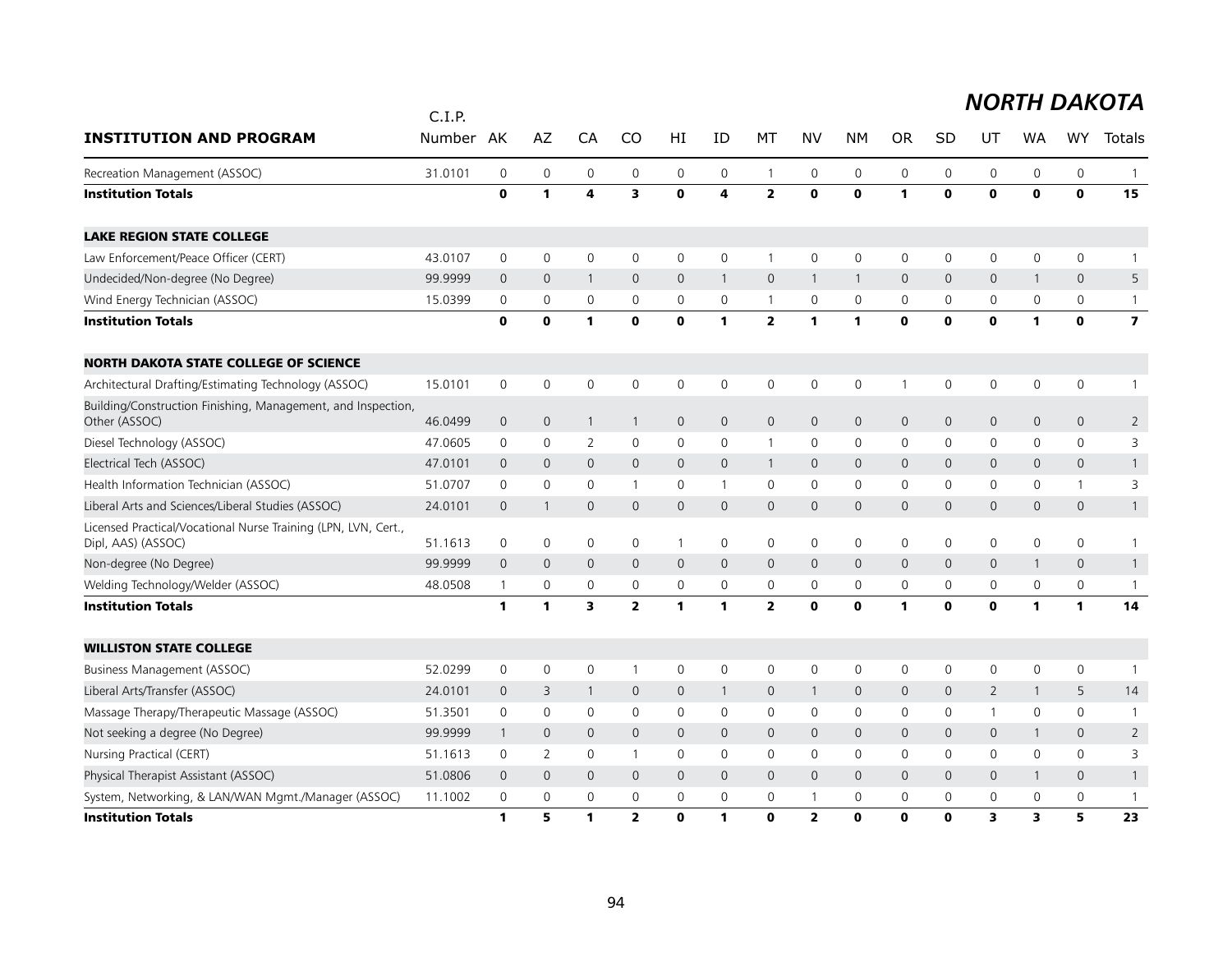# NORTH DAKOTA

| INSTITUTION AND PROGRAM | C.I.P. Number | AK | AZ | CA | CO | HI | ID | MT | NV | NM | OR | SD | UT | WA | WY | Totals |
|---|---|---|---|---|---|---|---|---|---|---|---|---|---|---|---|---|
| Recreation Management (ASSOC) | 31.0101 | 0 | 0 | 0 | 0 | 0 | 0 | 1 | 0 | 0 | 0 | 0 | 0 | 0 | 0 | 1 |
| **Institution Totals** | | **0** | **1** | **4** | **3** | **0** | **4** | **2** | **0** | **0** | **1** | **0** | **0** | **0** | **0** | **15** |
| **LAKE REGION STATE COLLEGE** | | | | | | | | | | | | | | | | |
| Law Enforcement/Peace Officer (CERT) | 43.0107 | 0 | 0 | 0 | 0 | 0 | 0 | 1 | 0 | 0 | 0 | 0 | 0 | 0 | 0 | 1 |
| Undecided/Non-degree (No Degree) | 99.9999 | 0 | 0 | 1 | 0 | 0 | 1 | 0 | 1 | 1 | 0 | 0 | 0 | 1 | 0 | 5 |
| Wind Energy Technician (ASSOC) | 15.0399 | 0 | 0 | 0 | 0 | 0 | 0 | 1 | 0 | 0 | 0 | 0 | 0 | 0 | 0 | 1 |
| **Institution Totals** | | **0** | **0** | **1** | **0** | **0** | **1** | **2** | **1** | **1** | **0** | **0** | **0** | **1** | **0** | **7** |
| **NORTH DAKOTA STATE COLLEGE OF SCIENCE** | | | | | | | | | | | | | | | | |
| Architectural Drafting/Estimating Technology (ASSOC) | 15.0101 | 0 | 0 | 0 | 0 | 0 | 0 | 0 | 0 | 0 | 1 | 0 | 0 | 0 | 0 | 1 |
| Building/Construction Finishing, Management, and Inspection, Other (ASSOC) | 46.0499 | 0 | 0 | 1 | 1 | 0 | 0 | 0 | 0 | 0 | 0 | 0 | 0 | 0 | 0 | 2 |
| Diesel Technology (ASSOC) | 47.0605 | 0 | 0 | 2 | 0 | 0 | 0 | 1 | 0 | 0 | 0 | 0 | 0 | 0 | 0 | 3 |
| Electrical Tech (ASSOC) | 47.0101 | 0 | 0 | 0 | 0 | 0 | 0 | 1 | 0 | 0 | 0 | 0 | 0 | 0 | 0 | 1 |
| Health Information Technician (ASSOC) | 51.0707 | 0 | 0 | 0 | 1 | 0 | 1 | 0 | 0 | 0 | 0 | 0 | 0 | 0 | 1 | 3 |
| Liberal Arts and Sciences/Liberal Studies (ASSOC) | 24.0101 | 0 | 1 | 0 | 0 | 0 | 0 | 0 | 0 | 0 | 0 | 0 | 0 | 0 | 0 | 1 |
| Licensed Practical/Vocational Nurse Training (LPN, LVN, Cert., Dipl, AAS) (ASSOC) | 51.1613 | 0 | 0 | 0 | 0 | 1 | 0 | 0 | 0 | 0 | 0 | 0 | 0 | 0 | 0 | 1 |
| Non-degree (No Degree) | 99.9999 | 0 | 0 | 0 | 0 | 0 | 0 | 0 | 0 | 0 | 0 | 0 | 0 | 1 | 0 | 1 |
| Welding Technology/Welder (ASSOC) | 48.0508 | 1 | 0 | 0 | 0 | 0 | 0 | 0 | 0 | 0 | 0 | 0 | 0 | 0 | 0 | 1 |
| **Institution Totals** | | **1** | **1** | **3** | **2** | **1** | **1** | **2** | **0** | **0** | **1** | **0** | **0** | **1** | **1** | **14** |
| **WILLISTON STATE COLLEGE** | | | | | | | | | | | | | | | | |
| Business Management (ASSOC) | 52.0299 | 0 | 0 | 0 | 1 | 0 | 0 | 0 | 0 | 0 | 0 | 0 | 0 | 0 | 0 | 1 |
| Liberal Arts/Transfer (ASSOC) | 24.0101 | 0 | 3 | 1 | 0 | 0 | 1 | 0 | 1 | 0 | 0 | 0 | 2 | 1 | 5 | 14 |
| Massage Therapy/Therapeutic Massage (ASSOC) | 51.3501 | 0 | 0 | 0 | 0 | 0 | 0 | 0 | 0 | 0 | 0 | 0 | 1 | 0 | 0 | 1 |
| Not seeking a degree (No Degree) | 99.9999 | 1 | 0 | 0 | 0 | 0 | 0 | 0 | 0 | 0 | 0 | 0 | 0 | 1 | 0 | 2 |
| Nursing Practical (CERT) | 51.1613 | 0 | 2 | 0 | 1 | 0 | 0 | 0 | 0 | 0 | 0 | 0 | 0 | 0 | 0 | 3 |
| Physical Therapist Assistant (ASSOC) | 51.0806 | 0 | 0 | 0 | 0 | 0 | 0 | 0 | 0 | 0 | 0 | 0 | 0 | 1 | 0 | 1 |
| System, Networking, & LAN/WAN Mgmt./Manager (ASSOC) | 11.1002 | 0 | 0 | 0 | 0 | 0 | 0 | 0 | 1 | 0 | 0 | 0 | 0 | 0 | 0 | 1 |
| **Institution Totals** | | **1** | **5** | **1** | **2** | **0** | **1** | **0** | **2** | **0** | **0** | **0** | **3** | **3** | **5** | **23** |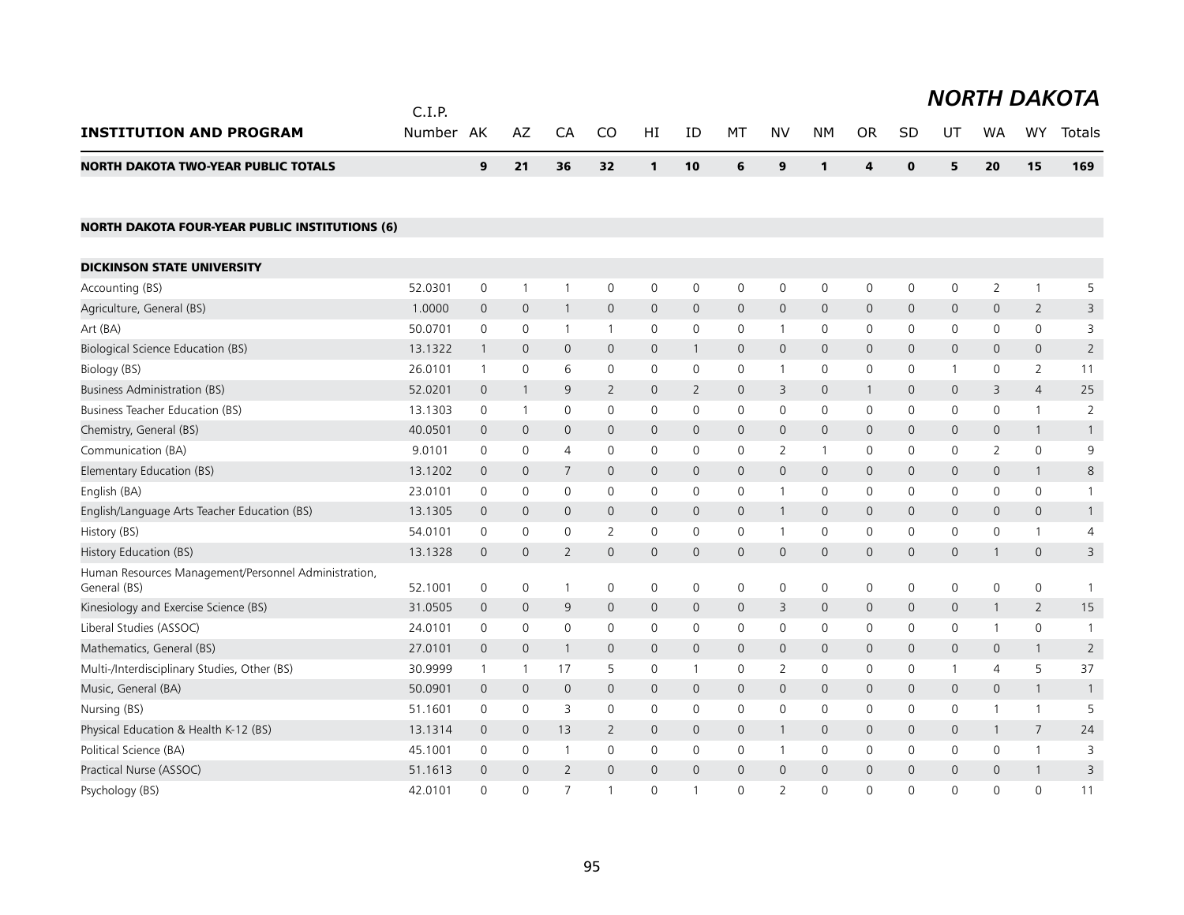# NORTH DAKOTA

| INSTITUTION AND PROGRAM | C.I.P. Number | AK | AZ | CA | CO | HI | ID | MT | NV | NM | OR | SD | UT | WA | WY | Totals |
|---|---|---|---|---|---|---|---|---|---|---|---|---|---|---|---|---|
| **NORTH DAKOTA TWO-YEAR PUBLIC TOTALS** | | **9** | **21** | **36** | **32** | **1** | **10** | **6** | **9** | **1** | **4** | **0** | **5** | **20** | **15** | **169** |
| | | | | | | | | | | | | | | | | |
| **NORTH DAKOTA FOUR-YEAR PUBLIC INSTITUTIONS (6)** | | | | | | | | | | | | | | | | |
| | | | | | | | | | | | | | | | | |
| **DICKINSON STATE UNIVERSITY** | | | | | | | | | | | | | | | | |
| Accounting (BS) | 52.0301 | 0 | 1 | 1 | 0 | 0 | 0 | 0 | 0 | 0 | 0 | 0 | 0 | 2 | 1 | 5 |
| Agriculture, General (BS) | 1.0000 | 0 | 0 | 1 | 0 | 0 | 0 | 0 | 0 | 0 | 0 | 0 | 0 | 0 | 2 | 3 |
| Art (BA) | 50.0701 | 0 | 0 | 1 | 1 | 0 | 0 | 0 | 1 | 0 | 0 | 0 | 0 | 0 | 0 | 3 |
| Biological Science Education (BS) | 13.1322 | 1 | 0 | 0 | 0 | 0 | 1 | 0 | 0 | 0 | 0 | 0 | 0 | 0 | 0 | 2 |
| Biology (BS) | 26.0101 | 1 | 0 | 6 | 0 | 0 | 0 | 0 | 1 | 0 | 0 | 0 | 1 | 0 | 2 | 11 |
| Business Administration (BS) | 52.0201 | 0 | 1 | 9 | 2 | 0 | 2 | 0 | 3 | 0 | 1 | 0 | 0 | 3 | 4 | 25 |
| Business Teacher Education (BS) | 13.1303 | 0 | 1 | 0 | 0 | 0 | 0 | 0 | 0 | 0 | 0 | 0 | 0 | 0 | 1 | 2 |
| Chemistry, General (BS) | 40.0501 | 0 | 0 | 0 | 0 | 0 | 0 | 0 | 0 | 0 | 0 | 0 | 0 | 0 | 1 | 1 |
| Communication (BA) | 9.0101 | 0 | 0 | 4 | 0 | 0 | 0 | 0 | 2 | 1 | 0 | 0 | 0 | 2 | 0 | 9 |
| Elementary Education (BS) | 13.1202 | 0 | 0 | 7 | 0 | 0 | 0 | 0 | 0 | 0 | 0 | 0 | 0 | 0 | 1 | 8 |
| English (BA) | 23.0101 | 0 | 0 | 0 | 0 | 0 | 0 | 0 | 1 | 0 | 0 | 0 | 0 | 0 | 0 | 1 |
| English/Language Arts Teacher Education (BS) | 13.1305 | 0 | 0 | 0 | 0 | 0 | 0 | 0 | 1 | 0 | 0 | 0 | 0 | 0 | 0 | 1 |
| History (BS) | 54.0101 | 0 | 0 | 0 | 2 | 0 | 0 | 0 | 1 | 0 | 0 | 0 | 0 | 0 | 1 | 4 |
| History Education (BS) | 13.1328 | 0 | 0 | 2 | 0 | 0 | 0 | 0 | 0 | 0 | 0 | 0 | 0 | 1 | 0 | 3 |
| Human Resources Management/Personnel Administration, General (BS) | 52.1001 | 0 | 0 | 1 | 0 | 0 | 0 | 0 | 0 | 0 | 0 | 0 | 0 | 0 | 0 | 1 |
| Kinesiology and Exercise Science (BS) | 31.0505 | 0 | 0 | 9 | 0 | 0 | 0 | 0 | 3 | 0 | 0 | 0 | 0 | 1 | 2 | 15 |
| Liberal Studies (ASSOC) | 24.0101 | 0 | 0 | 0 | 0 | 0 | 0 | 0 | 0 | 0 | 0 | 0 | 0 | 1 | 0 | 1 |
| Mathematics, General (BS) | 27.0101 | 0 | 0 | 1 | 0 | 0 | 0 | 0 | 0 | 0 | 0 | 0 | 0 | 0 | 1 | 2 |
| Multi-/Interdisciplinary Studies, Other (BS) | 30.9999 | 1 | 1 | 17 | 5 | 0 | 1 | 0 | 2 | 0 | 0 | 0 | 1 | 4 | 5 | 37 |
| Music, General (BA) | 50.0901 | 0 | 0 | 0 | 0 | 0 | 0 | 0 | 0 | 0 | 0 | 0 | 0 | 0 | 1 | 1 |
| Nursing (BS) | 51.1601 | 0 | 0 | 3 | 0 | 0 | 0 | 0 | 0 | 0 | 0 | 0 | 0 | 1 | 1 | 5 |
| Physical Education & Health K-12 (BS) | 13.1314 | 0 | 0 | 13 | 2 | 0 | 0 | 0 | 1 | 0 | 0 | 0 | 0 | 1 | 7 | 24 |
| Political Science (BA) | 45.1001 | 0 | 0 | 1 | 0 | 0 | 0 | 0 | 1 | 0 | 0 | 0 | 0 | 0 | 1 | 3 |
| Practical Nurse (ASSOC) | 51.1613 | 0 | 0 | 2 | 0 | 0 | 0 | 0 | 0 | 0 | 0 | 0 | 0 | 0 | 1 | 3 |
| Psychology (BS) | 42.0101 | 0 | 0 | 7 | 1 | 0 | 1 | 0 | 2 | 0 | 0 | 0 | 0 | 0 | 0 | 11 |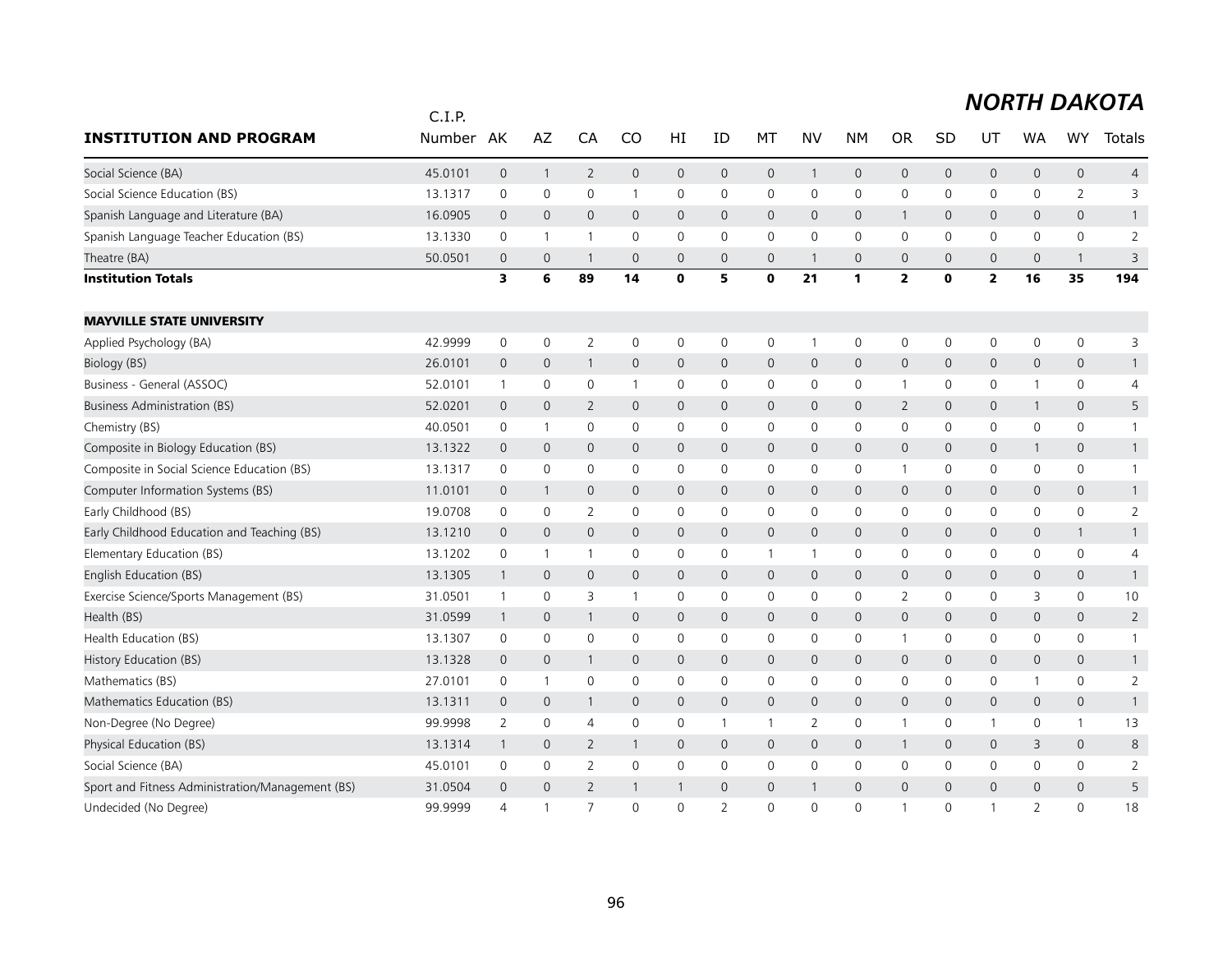## NORTH DAKOTA

| INSTITUTION AND PROGRAM | C.I.P. Number | AK | AZ | CA | CO | HI | ID | MT | NV | NM | OR | SD | UT | WA | WY | Totals |
|---|---|---|---|---|---|---|---|---|---|---|---|---|---|---|---|---|
| Social Science (BA) | 45.0101 | 0 | 1 | 2 | 0 | 0 | 0 | 0 | 1 | 0 | 0 | 0 | 0 | 0 | 0 | 4 |
| Social Science Education (BS) | 13.1317 | 0 | 0 | 0 | 1 | 0 | 0 | 0 | 0 | 0 | 0 | 0 | 0 | 0 | 2 | 3 |
| Spanish Language and Literature (BA) | 16.0905 | 0 | 0 | 0 | 0 | 0 | 0 | 0 | 0 | 0 | 1 | 0 | 0 | 0 | 0 | 1 |
| Spanish Language Teacher Education (BS) | 13.1330 | 0 | 1 | 1 | 0 | 0 | 0 | 0 | 0 | 0 | 0 | 0 | 0 | 0 | 0 | 2 |
| Theatre (BA) | 50.0501 | 0 | 0 | 1 | 0 | 0 | 0 | 0 | 1 | 0 | 0 | 0 | 0 | 0 | 1 | 3 |
| **Institution Totals** | | **3** | **6** | **89** | **14** | **0** | **5** | **0** | **21** | **1** | **2** | **0** | **2** | **16** | **35** | **194** |
| | | | | | | | | | | | | | | | | |
| **MAYVILLE STATE UNIVERSITY** | | | | | | | | | | | | | | | | |
| Applied Psychology (BA) | 42.9999 | 0 | 0 | 2 | 0 | 0 | 0 | 0 | 1 | 0 | 0 | 0 | 0 | 0 | 0 | 3 |
| Biology (BS) | 26.0101 | 0 | 0 | 1 | 0 | 0 | 0 | 0 | 0 | 0 | 0 | 0 | 0 | 0 | 0 | 1 |
| Business - General (ASSOC) | 52.0101 | 1 | 0 | 0 | 1 | 0 | 0 | 0 | 0 | 0 | 1 | 0 | 0 | 1 | 0 | 4 |
| Business Administration (BS) | 52.0201 | 0 | 0 | 2 | 0 | 0 | 0 | 0 | 0 | 0 | 2 | 0 | 0 | 1 | 0 | 5 |
| Chemistry (BS) | 40.0501 | 0 | 1 | 0 | 0 | 0 | 0 | 0 | 0 | 0 | 0 | 0 | 0 | 0 | 0 | 1 |
| Composite in Biology Education (BS) | 13.1322 | 0 | 0 | 0 | 0 | 0 | 0 | 0 | 0 | 0 | 0 | 0 | 0 | 1 | 0 | 1 |
| Composite in Social Science Education (BS) | 13.1317 | 0 | 0 | 0 | 0 | 0 | 0 | 0 | 0 | 0 | 1 | 0 | 0 | 0 | 0 | 1 |
| Computer Information Systems (BS) | 11.0101 | 0 | 1 | 0 | 0 | 0 | 0 | 0 | 0 | 0 | 0 | 0 | 0 | 0 | 0 | 1 |
| Early Childhood (BS) | 19.0708 | 0 | 0 | 2 | 0 | 0 | 0 | 0 | 0 | 0 | 0 | 0 | 0 | 0 | 0 | 2 |
| Early Childhood Education and Teaching (BS) | 13.1210 | 0 | 0 | 0 | 0 | 0 | 0 | 0 | 0 | 0 | 0 | 0 | 0 | 0 | 1 | 1 |
| Elementary Education (BS) | 13.1202 | 0 | 1 | 1 | 0 | 0 | 0 | 1 | 1 | 0 | 0 | 0 | 0 | 0 | 0 | 4 |
| English Education (BS) | 13.1305 | 1 | 0 | 0 | 0 | 0 | 0 | 0 | 0 | 0 | 0 | 0 | 0 | 0 | 0 | 1 |
| Exercise Science/Sports Management (BS) | 31.0501 | 1 | 0 | 3 | 1 | 0 | 0 | 0 | 0 | 0 | 2 | 0 | 0 | 3 | 0 | 10 |
| Health (BS) | 31.0599 | 1 | 0 | 1 | 0 | 0 | 0 | 0 | 0 | 0 | 0 | 0 | 0 | 0 | 0 | 2 |
| Health Education (BS) | 13.1307 | 0 | 0 | 0 | 0 | 0 | 0 | 0 | 0 | 0 | 1 | 0 | 0 | 0 | 0 | 1 |
| History Education (BS) | 13.1328 | 0 | 0 | 1 | 0 | 0 | 0 | 0 | 0 | 0 | 0 | 0 | 0 | 0 | 0 | 1 |
| Mathematics (BS) | 27.0101 | 0 | 1 | 0 | 0 | 0 | 0 | 0 | 0 | 0 | 0 | 0 | 0 | 1 | 0 | 2 |
| Mathematics Education (BS) | 13.1311 | 0 | 0 | 1 | 0 | 0 | 0 | 0 | 0 | 0 | 0 | 0 | 0 | 0 | 0 | 1 |
| Non-Degree (No Degree) | 99.9998 | 2 | 0 | 4 | 0 | 0 | 1 | 1 | 2 | 0 | 1 | 0 | 1 | 0 | 1 | 13 |
| Physical Education (BS) | 13.1314 | 1 | 0 | 2 | 1 | 0 | 0 | 0 | 0 | 0 | 1 | 0 | 0 | 3 | 0 | 8 |
| Social Science (BA) | 45.0101 | 0 | 0 | 2 | 0 | 0 | 0 | 0 | 0 | 0 | 0 | 0 | 0 | 0 | 0 | 2 |
| Sport and Fitness Administration/Management (BS) | 31.0504 | 0 | 0 | 2 | 1 | 1 | 0 | 0 | 1 | 0 | 0 | 0 | 0 | 0 | 0 | 5 |
| Undecided (No Degree) | 99.9999 | 4 | 1 | 7 | 0 | 0 | 2 | 0 | 0 | 0 | 1 | 0 | 1 | 2 | 0 | 18 |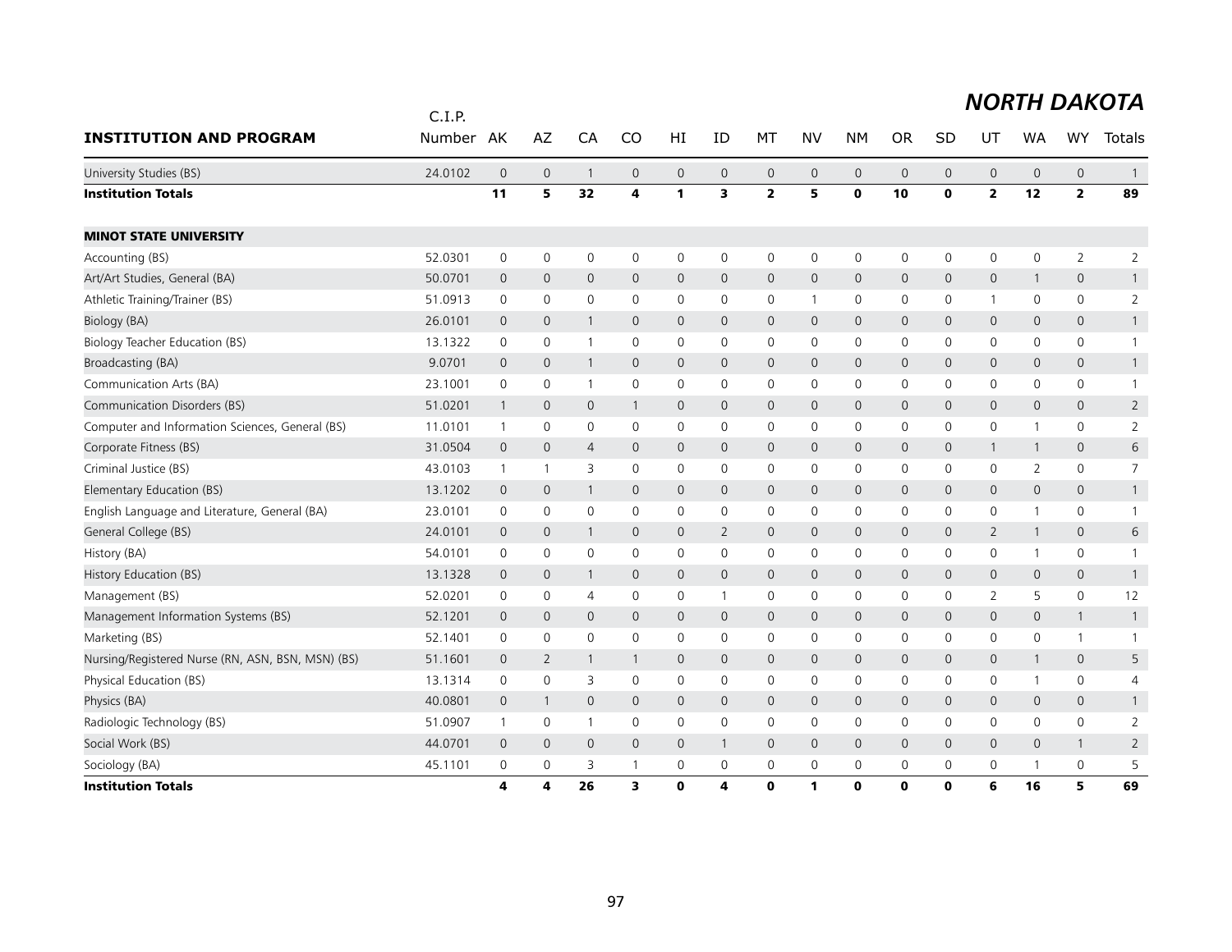# NORTH DAKOTA

| INSTITUTION AND PROGRAM | C.I.P. Number | AK | AZ | CA | CO | HI | ID | MT | NV | NM | OR | SD | UT | WA | WY | Totals |
|---|---|---|---|---|---|---|---|---|---|---|---|---|---|---|---|---|
| University Studies (BS) | 24.0102 | 0 | 0 | 1 | 0 | 0 | 0 | 0 | 0 | 0 | 0 | 0 | 0 | 0 | 0 | 1 |
| **Institution Totals** | | **11** | **5** | **32** | **4** | **1** | **3** | **2** | **5** | **0** | **10** | **0** | **2** | **12** | **2** | **89** |
| | | | | | | | | | | | | | | | | |
| **MINOT STATE UNIVERSITY** | | | | | | | | | | | | | | | | |
| Accounting (BS) | 52.0301 | 0 | 0 | 0 | 0 | 0 | 0 | 0 | 0 | 0 | 0 | 0 | 0 | 0 | 2 | 2 |
| Art/Art Studies, General (BA) | 50.0701 | 0 | 0 | 0 | 0 | 0 | 0 | 0 | 0 | 0 | 0 | 0 | 0 | 1 | 0 | 1 |
| Athletic Training/Trainer (BS) | 51.0913 | 0 | 0 | 0 | 0 | 0 | 0 | 0 | 1 | 0 | 0 | 0 | 1 | 0 | 0 | 2 |
| Biology (BA) | 26.0101 | 0 | 0 | 1 | 0 | 0 | 0 | 0 | 0 | 0 | 0 | 0 | 0 | 0 | 0 | 1 |
| Biology Teacher Education (BS) | 13.1322 | 0 | 0 | 1 | 0 | 0 | 0 | 0 | 0 | 0 | 0 | 0 | 0 | 0 | 0 | 1 |
| Broadcasting (BA) | 9.0701 | 0 | 0 | 1 | 0 | 0 | 0 | 0 | 0 | 0 | 0 | 0 | 0 | 0 | 0 | 1 |
| Communication Arts (BA) | 23.1001 | 0 | 0 | 1 | 0 | 0 | 0 | 0 | 0 | 0 | 0 | 0 | 0 | 0 | 0 | 1 |
| Communication Disorders (BS) | 51.0201 | 1 | 0 | 0 | 1 | 0 | 0 | 0 | 0 | 0 | 0 | 0 | 0 | 0 | 0 | 2 |
| Computer and Information Sciences, General (BS) | 11.0101 | 1 | 0 | 0 | 0 | 0 | 0 | 0 | 0 | 0 | 0 | 0 | 0 | 1 | 0 | 2 |
| Corporate Fitness (BS) | 31.0504 | 0 | 0 | 4 | 0 | 0 | 0 | 0 | 0 | 0 | 0 | 0 | 1 | 1 | 0 | 6 |
| Criminal Justice (BS) | 43.0103 | 1 | 1 | 3 | 0 | 0 | 0 | 0 | 0 | 0 | 0 | 0 | 0 | 2 | 0 | 7 |
| Elementary Education (BS) | 13.1202 | 0 | 0 | 1 | 0 | 0 | 0 | 0 | 0 | 0 | 0 | 0 | 0 | 0 | 0 | 1 |
| English Language and Literature, General (BA) | 23.0101 | 0 | 0 | 0 | 0 | 0 | 0 | 0 | 0 | 0 | 0 | 0 | 0 | 1 | 0 | 1 |
| General College (BS) | 24.0101 | 0 | 0 | 1 | 0 | 0 | 2 | 0 | 0 | 0 | 0 | 0 | 2 | 1 | 0 | 6 |
| History (BA) | 54.0101 | 0 | 0 | 0 | 0 | 0 | 0 | 0 | 0 | 0 | 0 | 0 | 0 | 1 | 0 | 1 |
| History Education (BS) | 13.1328 | 0 | 0 | 1 | 0 | 0 | 0 | 0 | 0 | 0 | 0 | 0 | 0 | 0 | 0 | 1 |
| Management (BS) | 52.0201 | 0 | 0 | 4 | 0 | 0 | 1 | 0 | 0 | 0 | 0 | 0 | 2 | 5 | 0 | 12 |
| Management Information Systems (BS) | 52.1201 | 0 | 0 | 0 | 0 | 0 | 0 | 0 | 0 | 0 | 0 | 0 | 0 | 0 | 1 | 1 |
| Marketing (BS) | 52.1401 | 0 | 0 | 0 | 0 | 0 | 0 | 0 | 0 | 0 | 0 | 0 | 0 | 0 | 1 | 1 |
| Nursing/Registered Nurse (RN, ASN, BSN, MSN) (BS) | 51.1601 | 0 | 2 | 1 | 1 | 0 | 0 | 0 | 0 | 0 | 0 | 0 | 0 | 1 | 0 | 5 |
| Physical Education (BS) | 13.1314 | 0 | 0 | 3 | 0 | 0 | 0 | 0 | 0 | 0 | 0 | 0 | 0 | 1 | 0 | 4 |
| Physics (BA) | 40.0801 | 0 | 1 | 0 | 0 | 0 | 0 | 0 | 0 | 0 | 0 | 0 | 0 | 0 | 0 | 1 |
| Radiologic Technology (BS) | 51.0907 | 1 | 0 | 1 | 0 | 0 | 0 | 0 | 0 | 0 | 0 | 0 | 0 | 0 | 0 | 2 |
| Social Work (BS) | 44.0701 | 0 | 0 | 0 | 0 | 0 | 1 | 0 | 0 | 0 | 0 | 0 | 0 | 0 | 1 | 2 |
| Sociology (BA) | 45.1101 | 0 | 0 | 3 | 1 | 0 | 0 | 0 | 0 | 0 | 0 | 0 | 0 | 1 | 0 | 5 |
| **Institution Totals** | | **4** | **4** | **26** | **3** | **0** | **4** | **0** | **1** | **0** | **0** | **0** | **6** | **16** | **5** | **69** |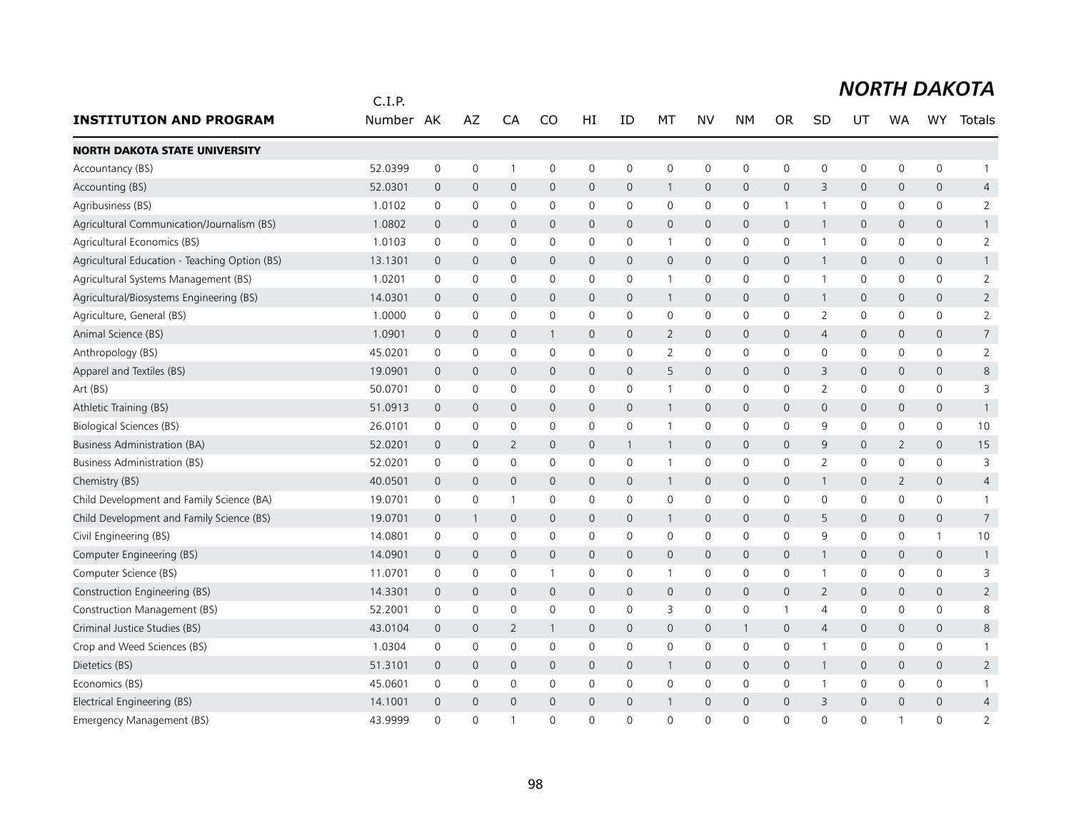# NORTH DAKOTA

| INSTITUTION AND PROGRAM | C.I.P. Number | AK | AZ | CA | CO | HI | ID | MT | NV | NM | OR | SD | UT | WA | WY | Totals |
|---|---|---|---|---|---|---|---|---|---|---|---|---|---|---|---|---|
| **NORTH DAKOTA STATE UNIVERSITY** | | | | | | | | | | | | | | | | |
| Accountancy (BS) | 52.0399 | 0 | 0 | 1 | 0 | 0 | 0 | 0 | 0 | 0 | 0 | 0 | 0 | 0 | 0 | 1 |
| Accounting (BS) | 52.0301 | 0 | 0 | 0 | 0 | 0 | 0 | 1 | 0 | 0 | 0 | 3 | 0 | 0 | 0 | 4 |
| Agribusiness (BS) | 1.0102 | 0 | 0 | 0 | 0 | 0 | 0 | 0 | 0 | 0 | 1 | 1 | 0 | 0 | 0 | 2 |
| Agricultural Communication/Journalism (BS) | 1.0802 | 0 | 0 | 0 | 0 | 0 | 0 | 0 | 0 | 0 | 0 | 1 | 0 | 0 | 0 | 1 |
| Agricultural Economics (BS) | 1.0103 | 0 | 0 | 0 | 0 | 0 | 0 | 1 | 0 | 0 | 0 | 1 | 0 | 0 | 0 | 2 |
| Agricultural Education - Teaching Option (BS) | 13.1301 | 0 | 0 | 0 | 0 | 0 | 0 | 0 | 0 | 0 | 0 | 1 | 0 | 0 | 0 | 1 |
| Agricultural Systems Management (BS) | 1.0201 | 0 | 0 | 0 | 0 | 0 | 0 | 1 | 0 | 0 | 0 | 1 | 0 | 0 | 0 | 2 |
| Agricultural/Biosystems Engineering (BS) | 14.0301 | 0 | 0 | 0 | 0 | 0 | 0 | 1 | 0 | 0 | 0 | 1 | 0 | 0 | 0 | 2 |
| Agriculture, General (BS) | 1.0000 | 0 | 0 | 0 | 0 | 0 | 0 | 0 | 0 | 0 | 0 | 2 | 0 | 0 | 0 | 2 |
| Animal Science (BS) | 1.0901 | 0 | 0 | 0 | 1 | 0 | 0 | 2 | 0 | 0 | 0 | 4 | 0 | 0 | 0 | 7 |
| Anthropology (BS) | 45.0201 | 0 | 0 | 0 | 0 | 0 | 0 | 2 | 0 | 0 | 0 | 0 | 0 | 0 | 0 | 2 |
| Apparel and Textiles (BS) | 19.0901 | 0 | 0 | 0 | 0 | 0 | 0 | 5 | 0 | 0 | 0 | 3 | 0 | 0 | 0 | 8 |
| Art (BS) | 50.0701 | 0 | 0 | 0 | 0 | 0 | 0 | 1 | 0 | 0 | 0 | 2 | 0 | 0 | 0 | 3 |
| Athletic Training (BS) | 51.0913 | 0 | 0 | 0 | 0 | 0 | 0 | 1 | 0 | 0 | 0 | 0 | 0 | 0 | 0 | 1 |
| Biological Sciences (BS) | 26.0101 | 0 | 0 | 0 | 0 | 0 | 0 | 1 | 0 | 0 | 0 | 9 | 0 | 0 | 0 | 10 |
| Business Administration (BA) | 52.0201 | 0 | 0 | 2 | 0 | 0 | 1 | 1 | 0 | 0 | 0 | 9 | 0 | 2 | 0 | 15 |
| Business Administration (BS) | 52.0201 | 0 | 0 | 0 | 0 | 0 | 0 | 1 | 0 | 0 | 0 | 2 | 0 | 0 | 0 | 3 |
| Chemistry (BS) | 40.0501 | 0 | 0 | 0 | 0 | 0 | 0 | 1 | 0 | 0 | 0 | 1 | 0 | 2 | 0 | 4 |
| Child Development and Family Science (BA) | 19.0701 | 0 | 0 | 1 | 0 | 0 | 0 | 0 | 0 | 0 | 0 | 0 | 0 | 0 | 0 | 1 |
| Child Development and Family Science (BS) | 19.0701 | 0 | 1 | 0 | 0 | 0 | 0 | 1 | 0 | 0 | 0 | 5 | 0 | 0 | 0 | 7 |
| Civil Engineering (BS) | 14.0801 | 0 | 0 | 0 | 0 | 0 | 0 | 0 | 0 | 0 | 0 | 9 | 0 | 0 | 1 | 10 |
| Computer Engineering (BS) | 14.0901 | 0 | 0 | 0 | 0 | 0 | 0 | 0 | 0 | 0 | 0 | 1 | 0 | 0 | 0 | 1 |
| Computer Science (BS) | 11.0701 | 0 | 0 | 0 | 1 | 0 | 0 | 1 | 0 | 0 | 0 | 1 | 0 | 0 | 0 | 3 |
| Construction Engineering (BS) | 14.3301 | 0 | 0 | 0 | 0 | 0 | 0 | 0 | 0 | 0 | 0 | 2 | 0 | 0 | 0 | 2 |
| Construction Management (BS) | 52.2001 | 0 | 0 | 0 | 0 | 0 | 0 | 3 | 0 | 0 | 1 | 4 | 0 | 0 | 0 | 8 |
| Criminal Justice Studies (BS) | 43.0104 | 0 | 0 | 2 | 1 | 0 | 0 | 0 | 0 | 1 | 0 | 4 | 0 | 0 | 0 | 8 |
| Crop and Weed Sciences (BS) | 1.0304 | 0 | 0 | 0 | 0 | 0 | 0 | 0 | 0 | 0 | 0 | 1 | 0 | 0 | 0 | 1 |
| Dietetics (BS) | 51.3101 | 0 | 0 | 0 | 0 | 0 | 0 | 1 | 0 | 0 | 0 | 1 | 0 | 0 | 0 | 2 |
| Economics (BS) | 45.0601 | 0 | 0 | 0 | 0 | 0 | 0 | 0 | 0 | 0 | 0 | 1 | 0 | 0 | 0 | 1 |
| Electrical Engineering (BS) | 14.1001 | 0 | 0 | 0 | 0 | 0 | 0 | 1 | 0 | 0 | 0 | 3 | 0 | 0 | 0 | 4 |
| Emergency Management (BS) | 43.9999 | 0 | 0 | 1 | 0 | 0 | 0 | 0 | 0 | 0 | 0 | 0 | 0 | 1 | 0 | 2 |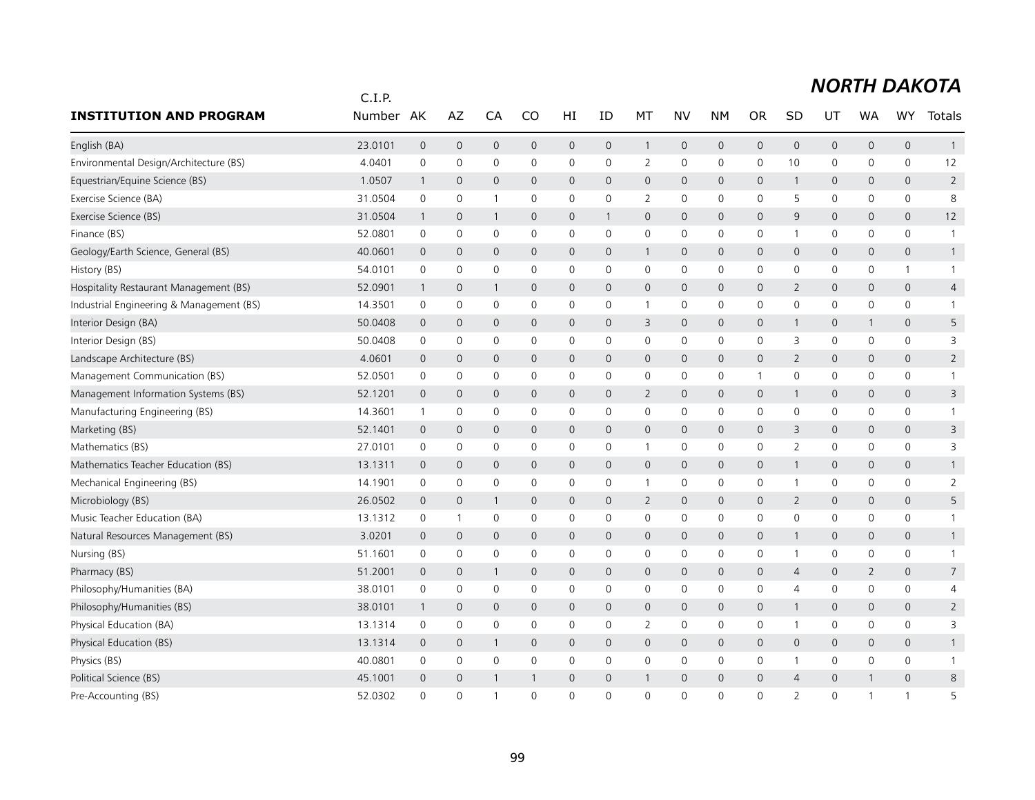## NORTH DAKOTA

| INSTITUTION AND PROGRAM | C.I.P. Number | AK | AZ | CA | CO | HI | ID | MT | NV | NM | OR | SD | UT | WA | WY | Totals |
|---|---|---|---|---|---|---|---|---|---|---|---|---|---|---|---|---|
| English (BA) | 23.0101 | 0 | 0 | 0 | 0 | 0 | 0 | 1 | 0 | 0 | 0 | 0 | 0 | 0 | 0 | 1 |
| Environmental Design/Architecture (BS) | 4.0401 | 0 | 0 | 0 | 0 | 0 | 0 | 2 | 0 | 0 | 0 | 10 | 0 | 0 | 0 | 12 |
| Equestrian/Equine Science (BS) | 1.0507 | 1 | 0 | 0 | 0 | 0 | 0 | 0 | 0 | 0 | 0 | 1 | 0 | 0 | 0 | 2 |
| Exercise Science (BA) | 31.0504 | 0 | 0 | 1 | 0 | 0 | 0 | 2 | 0 | 0 | 0 | 5 | 0 | 0 | 0 | 8 |
| Exercise Science (BS) | 31.0504 | 1 | 0 | 1 | 0 | 0 | 1 | 0 | 0 | 0 | 0 | 9 | 0 | 0 | 0 | 12 |
| Finance (BS) | 52.0801 | 0 | 0 | 0 | 0 | 0 | 0 | 0 | 0 | 0 | 0 | 1 | 0 | 0 | 0 | 1 |
| Geology/Earth Science, General (BS) | 40.0601 | 0 | 0 | 0 | 0 | 0 | 0 | 1 | 0 | 0 | 0 | 0 | 0 | 0 | 0 | 1 |
| History (BS) | 54.0101 | 0 | 0 | 0 | 0 | 0 | 0 | 0 | 0 | 0 | 0 | 0 | 0 | 0 | 1 | 1 |
| Hospitality Restaurant Management (BS) | 52.0901 | 1 | 0 | 1 | 0 | 0 | 0 | 0 | 0 | 0 | 0 | 2 | 0 | 0 | 0 | 4 |
| Industrial Engineering & Management (BS) | 14.3501 | 0 | 0 | 0 | 0 | 0 | 0 | 1 | 0 | 0 | 0 | 0 | 0 | 0 | 0 | 1 |
| Interior Design (BA) | 50.0408 | 0 | 0 | 0 | 0 | 0 | 0 | 3 | 0 | 0 | 0 | 1 | 0 | 1 | 0 | 5 |
| Interior Design (BS) | 50.0408 | 0 | 0 | 0 | 0 | 0 | 0 | 0 | 0 | 0 | 0 | 3 | 0 | 0 | 0 | 3 |
| Landscape Architecture (BS) | 4.0601 | 0 | 0 | 0 | 0 | 0 | 0 | 0 | 0 | 0 | 0 | 2 | 0 | 0 | 0 | 2 |
| Management Communication (BS) | 52.0501 | 0 | 0 | 0 | 0 | 0 | 0 | 0 | 0 | 0 | 1 | 0 | 0 | 0 | 0 | 1 |
| Management Information Systems (BS) | 52.1201 | 0 | 0 | 0 | 0 | 0 | 0 | 2 | 0 | 0 | 0 | 1 | 0 | 0 | 0 | 3 |
| Manufacturing Engineering (BS) | 14.3601 | 1 | 0 | 0 | 0 | 0 | 0 | 0 | 0 | 0 | 0 | 0 | 0 | 0 | 0 | 1 |
| Marketing (BS) | 52.1401 | 0 | 0 | 0 | 0 | 0 | 0 | 0 | 0 | 0 | 0 | 3 | 0 | 0 | 0 | 3 |
| Mathematics (BS) | 27.0101 | 0 | 0 | 0 | 0 | 0 | 0 | 1 | 0 | 0 | 0 | 2 | 0 | 0 | 0 | 3 |
| Mathematics Teacher Education (BS) | 13.1311 | 0 | 0 | 0 | 0 | 0 | 0 | 0 | 0 | 0 | 0 | 1 | 0 | 0 | 0 | 1 |
| Mechanical Engineering (BS) | 14.1901 | 0 | 0 | 0 | 0 | 0 | 0 | 1 | 0 | 0 | 0 | 1 | 0 | 0 | 0 | 2 |
| Microbiology (BS) | 26.0502 | 0 | 0 | 1 | 0 | 0 | 0 | 2 | 0 | 0 | 0 | 2 | 0 | 0 | 0 | 5 |
| Music Teacher Education (BA) | 13.1312 | 0 | 1 | 0 | 0 | 0 | 0 | 0 | 0 | 0 | 0 | 0 | 0 | 0 | 0 | 1 |
| Natural Resources Management (BS) | 3.0201 | 0 | 0 | 0 | 0 | 0 | 0 | 0 | 0 | 0 | 0 | 1 | 0 | 0 | 0 | 1 |
| Nursing (BS) | 51.1601 | 0 | 0 | 0 | 0 | 0 | 0 | 0 | 0 | 0 | 0 | 1 | 0 | 0 | 0 | 1 |
| Pharmacy (BS) | 51.2001 | 0 | 0 | 1 | 0 | 0 | 0 | 0 | 0 | 0 | 0 | 4 | 0 | 2 | 0 | 7 |
| Philosophy/Humanities (BA) | 38.0101 | 0 | 0 | 0 | 0 | 0 | 0 | 0 | 0 | 0 | 0 | 4 | 0 | 0 | 0 | 4 |
| Philosophy/Humanities (BS) | 38.0101 | 1 | 0 | 0 | 0 | 0 | 0 | 0 | 0 | 0 | 0 | 1 | 0 | 0 | 0 | 2 |
| Physical Education (BA) | 13.1314 | 0 | 0 | 0 | 0 | 0 | 0 | 2 | 0 | 0 | 0 | 1 | 0 | 0 | 0 | 3 |
| Physical Education (BS) | 13.1314 | 0 | 0 | 1 | 0 | 0 | 0 | 0 | 0 | 0 | 0 | 0 | 0 | 0 | 0 | 1 |
| Physics (BS) | 40.0801 | 0 | 0 | 0 | 0 | 0 | 0 | 0 | 0 | 0 | 0 | 1 | 0 | 0 | 0 | 1 |
| Political Science (BS) | 45.1001 | 0 | 0 | 1 | 1 | 0 | 0 | 1 | 0 | 0 | 0 | 4 | 0 | 1 | 0 | 8 |
| Pre-Accounting (BS) | 52.0302 | 0 | 0 | 1 | 0 | 0 | 0 | 0 | 0 | 0 | 0 | 2 | 0 | 1 | 1 | 5 |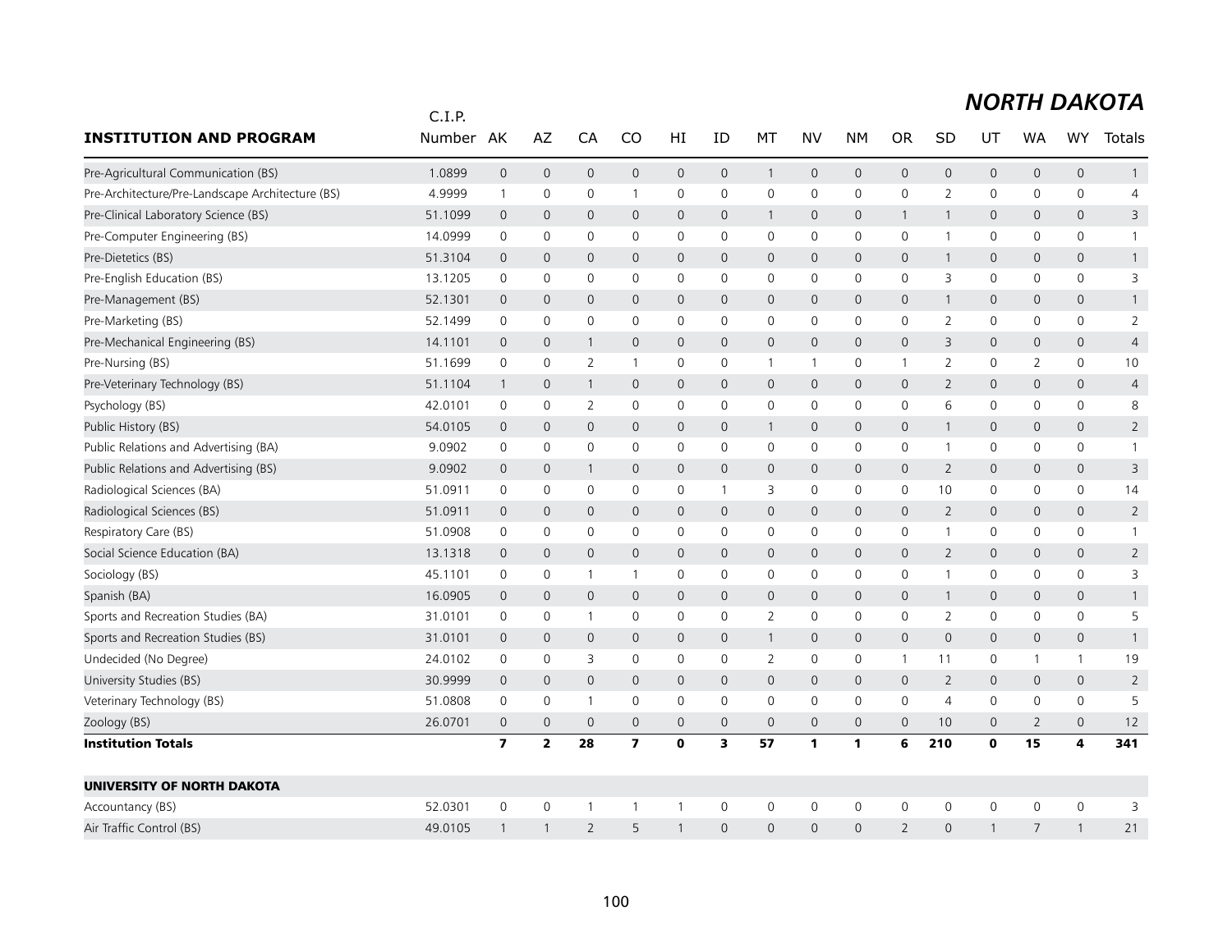## NORTH DAKOTA

| INSTITUTION AND PROGRAM | C.I.P. Number | AK | AZ | CA | CO | HI | ID | MT | NV | NM | OR | SD | UT | WA | WY | Totals |
|---|---|---|---|---|---|---|---|---|---|---|---|---|---|---|---|---|
| Pre-Agricultural Communication (BS) | 1.0899 | 0 | 0 | 0 | 0 | 0 | 0 | 1 | 0 | 0 | 0 | 0 | 0 | 0 | 0 | 1 |
| Pre-Architecture/Pre-Landscape Architecture (BS) | 4.9999 | 1 | 0 | 0 | 1 | 0 | 0 | 0 | 0 | 0 | 0 | 2 | 0 | 0 | 0 | 4 |
| Pre-Clinical Laboratory Science (BS) | 51.1099 | 0 | 0 | 0 | 0 | 0 | 0 | 1 | 0 | 0 | 1 | 1 | 0 | 0 | 0 | 3 |
| Pre-Computer Engineering (BS) | 14.0999 | 0 | 0 | 0 | 0 | 0 | 0 | 0 | 0 | 0 | 0 | 1 | 0 | 0 | 0 | 1 |
| Pre-Dietetics (BS) | 51.3104 | 0 | 0 | 0 | 0 | 0 | 0 | 0 | 0 | 0 | 0 | 1 | 0 | 0 | 0 | 1 |
| Pre-English Education (BS) | 13.1205 | 0 | 0 | 0 | 0 | 0 | 0 | 0 | 0 | 0 | 0 | 3 | 0 | 0 | 0 | 3 |
| Pre-Management (BS) | 52.1301 | 0 | 0 | 0 | 0 | 0 | 0 | 0 | 0 | 0 | 0 | 1 | 0 | 0 | 0 | 1 |
| Pre-Marketing (BS) | 52.1499 | 0 | 0 | 0 | 0 | 0 | 0 | 0 | 0 | 0 | 0 | 2 | 0 | 0 | 0 | 2 |
| Pre-Mechanical Engineering (BS) | 14.1101 | 0 | 0 | 1 | 0 | 0 | 0 | 0 | 0 | 0 | 0 | 3 | 0 | 0 | 0 | 4 |
| Pre-Nursing (BS) | 51.1699 | 0 | 0 | 2 | 1 | 0 | 0 | 1 | 1 | 0 | 1 | 2 | 0 | 2 | 0 | 10 |
| Pre-Veterinary Technology (BS) | 51.1104 | 1 | 0 | 1 | 0 | 0 | 0 | 0 | 0 | 0 | 0 | 2 | 0 | 0 | 0 | 4 |
| Psychology (BS) | 42.0101 | 0 | 0 | 2 | 0 | 0 | 0 | 0 | 0 | 0 | 0 | 6 | 0 | 0 | 0 | 8 |
| Public History (BS) | 54.0105 | 0 | 0 | 0 | 0 | 0 | 0 | 1 | 0 | 0 | 0 | 1 | 0 | 0 | 0 | 2 |
| Public Relations and Advertising (BA) | 9.0902 | 0 | 0 | 0 | 0 | 0 | 0 | 0 | 0 | 0 | 0 | 1 | 0 | 0 | 0 | 1 |
| Public Relations and Advertising (BS) | 9.0902 | 0 | 0 | 1 | 0 | 0 | 0 | 0 | 0 | 0 | 0 | 2 | 0 | 0 | 0 | 3 |
| Radiological Sciences (BA) | 51.0911 | 0 | 0 | 0 | 0 | 0 | 1 | 3 | 0 | 0 | 0 | 10 | 0 | 0 | 0 | 14 |
| Radiological Sciences (BS) | 51.0911 | 0 | 0 | 0 | 0 | 0 | 0 | 0 | 0 | 0 | 0 | 2 | 0 | 0 | 0 | 2 |
| Respiratory Care (BS) | 51.0908 | 0 | 0 | 0 | 0 | 0 | 0 | 0 | 0 | 0 | 0 | 1 | 0 | 0 | 0 | 1 |
| Social Science Education (BA) | 13.1318 | 0 | 0 | 0 | 0 | 0 | 0 | 0 | 0 | 0 | 0 | 2 | 0 | 0 | 0 | 2 |
| Sociology (BS) | 45.1101 | 0 | 0 | 1 | 1 | 0 | 0 | 0 | 0 | 0 | 0 | 1 | 0 | 0 | 0 | 3 |
| Spanish (BA) | 16.0905 | 0 | 0 | 0 | 0 | 0 | 0 | 0 | 0 | 0 | 0 | 1 | 0 | 0 | 0 | 1 |
| Sports and Recreation Studies (BA) | 31.0101 | 0 | 0 | 1 | 0 | 0 | 0 | 2 | 0 | 0 | 0 | 2 | 0 | 0 | 0 | 5 |
| Sports and Recreation Studies (BS) | 31.0101 | 0 | 0 | 0 | 0 | 0 | 0 | 1 | 0 | 0 | 0 | 0 | 0 | 0 | 0 | 1 |
| Undecided (No Degree) | 24.0102 | 0 | 0 | 3 | 0 | 0 | 0 | 2 | 0 | 0 | 1 | 11 | 0 | 1 | 1 | 19 |
| University Studies (BS) | 30.9999 | 0 | 0 | 0 | 0 | 0 | 0 | 0 | 0 | 0 | 0 | 2 | 0 | 0 | 0 | 2 |
| Veterinary Technology (BS) | 51.0808 | 0 | 0 | 1 | 0 | 0 | 0 | 0 | 0 | 0 | 0 | 4 | 0 | 0 | 0 | 5 |
| Zoology (BS) | 26.0701 | 0 | 0 | 0 | 0 | 0 | 0 | 0 | 0 | 0 | 0 | 10 | 0 | 2 | 0 | 12 |
| **Institution Totals** | | **7** | **2** | **28** | **7** | **0** | **3** | **57** | **1** | **1** | **6** | **210** | **0** | **15** | **4** | **341** |
| | | | | | | | | | | | | | | | | |
| **UNIVERSITY OF NORTH DAKOTA** | | | | | | | | | | | | | | | | |
| Accountancy (BS) | 52.0301 | 0 | 0 | 1 | 1 | 1 | 0 | 0 | 0 | 0 | 0 | 0 | 0 | 0 | 0 | 3 |
| Air Traffic Control (BS) | 49.0105 | 1 | 1 | 2 | 5 | 1 | 0 | 0 | 0 | 0 | 2 | 0 | 1 | 7 | 1 | 21 |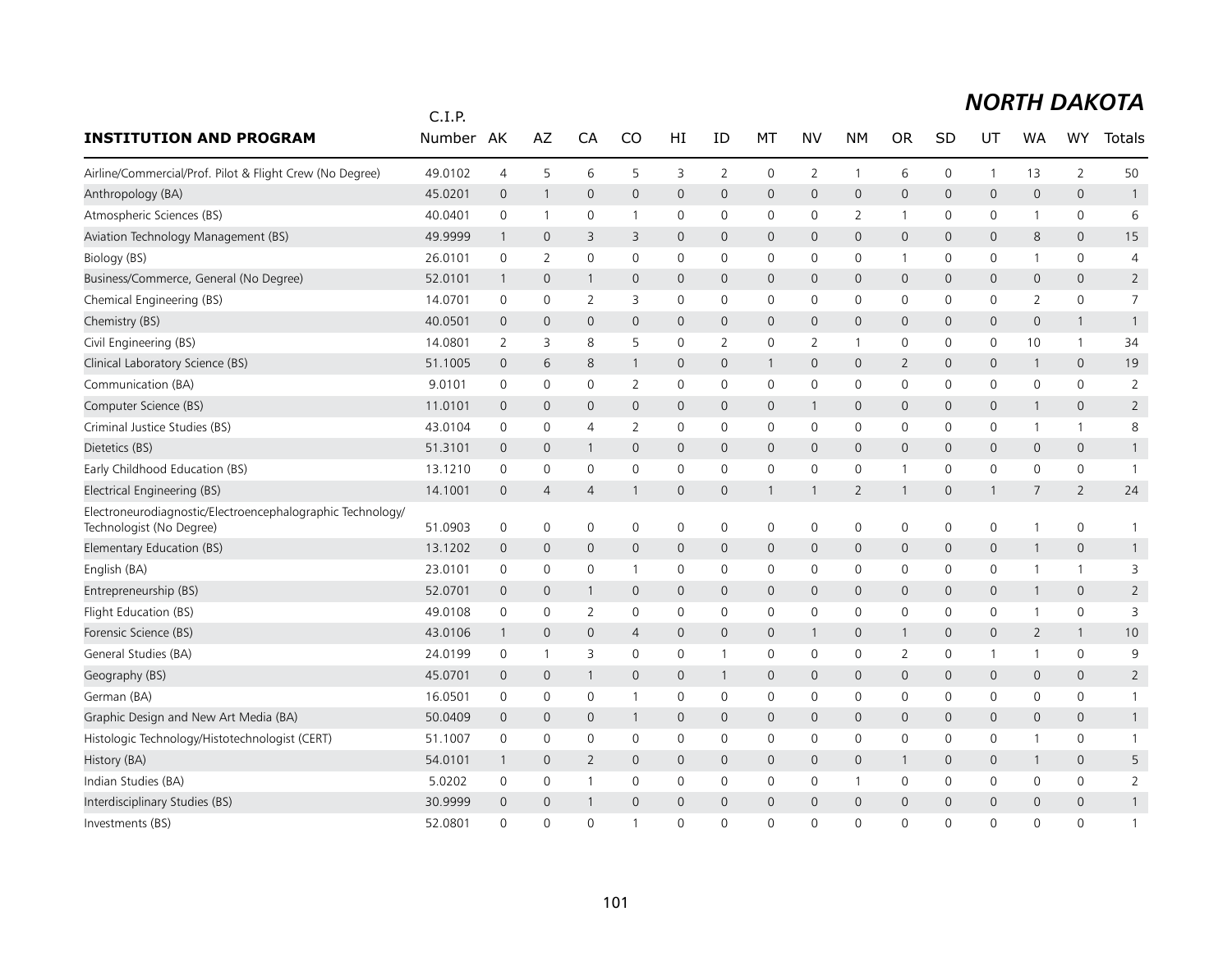## NORTH DAKOTA

| INSTITUTION AND PROGRAM | C.I.P. Number | AK | AZ | CA | CO | HI | ID | MT | NV | NM | OR | SD | UT | WA | WY | Totals |
|---|---|---|---|---|---|---|---|---|---|---|---|---|---|---|---|---|
| Airline/Commercial/Prof. Pilot & Flight Crew (No Degree) | 49.0102 | 4 | 5 | 6 | 5 | 3 | 2 | 0 | 2 | 1 | 6 | 0 | 1 | 13 | 2 | 50 |
| Anthropology (BA) | 45.0201 | 0 | 1 | 0 | 0 | 0 | 0 | 0 | 0 | 0 | 0 | 0 | 0 | 0 | 0 | 1 |
| Atmospheric Sciences (BS) | 40.0401 | 0 | 1 | 0 | 1 | 0 | 0 | 0 | 0 | 2 | 1 | 0 | 0 | 1 | 0 | 6 |
| Aviation Technology Management (BS) | 49.9999 | 1 | 0 | 3 | 3 | 0 | 0 | 0 | 0 | 0 | 0 | 0 | 0 | 8 | 0 | 15 |
| Biology (BS) | 26.0101 | 0 | 2 | 0 | 0 | 0 | 0 | 0 | 0 | 0 | 1 | 0 | 0 | 1 | 0 | 4 |
| Business/Commerce, General (No Degree) | 52.0101 | 1 | 0 | 1 | 0 | 0 | 0 | 0 | 0 | 0 | 0 | 0 | 0 | 0 | 0 | 2 |
| Chemical Engineering (BS) | 14.0701 | 0 | 0 | 2 | 3 | 0 | 0 | 0 | 0 | 0 | 0 | 0 | 0 | 2 | 0 | 7 |
| Chemistry (BS) | 40.0501 | 0 | 0 | 0 | 0 | 0 | 0 | 0 | 0 | 0 | 0 | 0 | 0 | 0 | 1 | 1 |
| Civil Engineering (BS) | 14.0801 | 2 | 3 | 8 | 5 | 0 | 2 | 0 | 2 | 1 | 0 | 0 | 0 | 10 | 1 | 34 |
| Clinical Laboratory Science (BS) | 51.1005 | 0 | 6 | 8 | 1 | 0 | 0 | 1 | 0 | 0 | 2 | 0 | 0 | 1 | 0 | 19 |
| Communication (BA) | 9.0101 | 0 | 0 | 0 | 2 | 0 | 0 | 0 | 0 | 0 | 0 | 0 | 0 | 0 | 0 | 2 |
| Computer Science (BS) | 11.0101 | 0 | 0 | 0 | 0 | 0 | 0 | 0 | 1 | 0 | 0 | 0 | 0 | 1 | 0 | 2 |
| Criminal Justice Studies (BS) | 43.0104 | 0 | 0 | 4 | 2 | 0 | 0 | 0 | 0 | 0 | 0 | 0 | 0 | 1 | 1 | 8 |
| Dietetics (BS) | 51.3101 | 0 | 0 | 1 | 0 | 0 | 0 | 0 | 0 | 0 | 0 | 0 | 0 | 0 | 0 | 1 |
| Early Childhood Education (BS) | 13.1210 | 0 | 0 | 0 | 0 | 0 | 0 | 0 | 0 | 0 | 1 | 0 | 0 | 0 | 0 | 1 |
| Electrical Engineering (BS) | 14.1001 | 0 | 4 | 4 | 1 | 0 | 0 | 1 | 1 | 2 | 1 | 0 | 1 | 7 | 2 | 24 |
| Electroneurodiagnostic/Electroencephalographic Technology/ Technologist (No Degree) | 51.0903 | 0 | 0 | 0 | 0 | 0 | 0 | 0 | 0 | 0 | 0 | 0 | 0 | 1 | 0 | 1 |
| Elementary Education (BS) | 13.1202 | 0 | 0 | 0 | 0 | 0 | 0 | 0 | 0 | 0 | 0 | 0 | 0 | 1 | 0 | 1 |
| English (BA) | 23.0101 | 0 | 0 | 0 | 1 | 0 | 0 | 0 | 0 | 0 | 0 | 0 | 0 | 1 | 1 | 3 |
| Entrepreneurship (BS) | 52.0701 | 0 | 0 | 1 | 0 | 0 | 0 | 0 | 0 | 0 | 0 | 0 | 0 | 1 | 0 | 2 |
| Flight Education (BS) | 49.0108 | 0 | 0 | 2 | 0 | 0 | 0 | 0 | 0 | 0 | 0 | 0 | 0 | 1 | 0 | 3 |
| Forensic Science (BS) | 43.0106 | 1 | 0 | 0 | 4 | 0 | 0 | 0 | 1 | 0 | 1 | 0 | 0 | 2 | 1 | 10 |
| General Studies (BA) | 24.0199 | 0 | 1 | 3 | 0 | 0 | 1 | 0 | 0 | 0 | 2 | 0 | 1 | 1 | 0 | 9 |
| Geography (BS) | 45.0701 | 0 | 0 | 1 | 0 | 0 | 1 | 0 | 0 | 0 | 0 | 0 | 0 | 0 | 0 | 2 |
| German (BA) | 16.0501 | 0 | 0 | 0 | 1 | 0 | 0 | 0 | 0 | 0 | 0 | 0 | 0 | 0 | 0 | 1 |
| Graphic Design and New Art Media (BA) | 50.0409 | 0 | 0 | 0 | 1 | 0 | 0 | 0 | 0 | 0 | 0 | 0 | 0 | 0 | 0 | 1 |
| Histologic Technology/Histotechnologist (CERT) | 51.1007 | 0 | 0 | 0 | 0 | 0 | 0 | 0 | 0 | 0 | 0 | 0 | 0 | 1 | 0 | 1 |
| History (BA) | 54.0101 | 1 | 0 | 2 | 0 | 0 | 0 | 0 | 0 | 0 | 1 | 0 | 0 | 1 | 0 | 5 |
| Indian Studies (BA) | 5.0202 | 0 | 0 | 1 | 0 | 0 | 0 | 0 | 0 | 1 | 0 | 0 | 0 | 0 | 0 | 2 |
| Interdisciplinary Studies (BS) | 30.9999 | 0 | 0 | 1 | 0 | 0 | 0 | 0 | 0 | 0 | 0 | 0 | 0 | 0 | 0 | 1 |
| Investments (BS) | 52.0801 | 0 | 0 | 0 | 1 | 0 | 0 | 0 | 0 | 0 | 0 | 0 | 0 | 0 | 0 | 1 |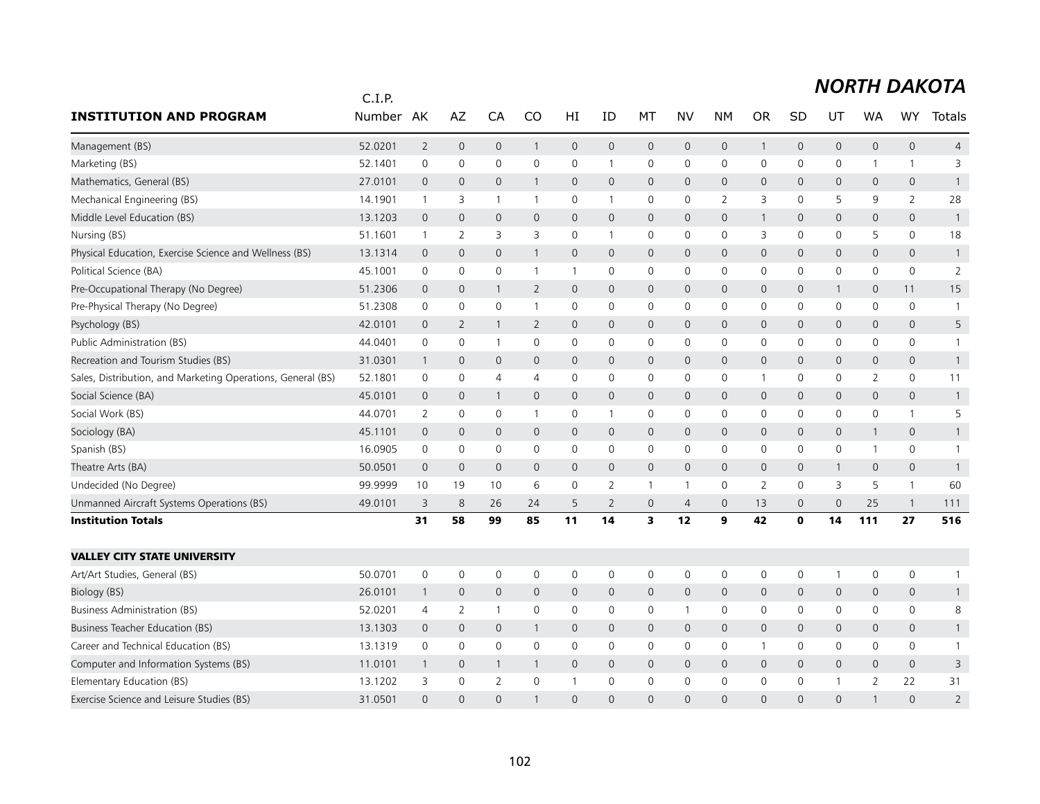## NORTH DAKOTA

| INSTITUTION AND PROGRAM | C.I.P. Number | AK | AZ | CA | CO | HI | ID | MT | NV | NM | OR | SD | UT | WA | WY | Totals |
|---|---|---|---|---|---|---|---|---|---|---|---|---|---|---|---|---|
| Management (BS) | 52.0201 | 2 | 0 | 0 | 1 | 0 | 0 | 0 | 0 | 0 | 1 | 0 | 0 | 0 | 0 | 4 |
| Marketing (BS) | 52.1401 | 0 | 0 | 0 | 0 | 0 | 1 | 0 | 0 | 0 | 0 | 0 | 0 | 1 | 1 | 3 |
| Mathematics, General (BS) | 27.0101 | 0 | 0 | 0 | 1 | 0 | 0 | 0 | 0 | 0 | 0 | 0 | 0 | 0 | 0 | 1 |
| Mechanical Engineering (BS) | 14.1901 | 1 | 3 | 1 | 1 | 0 | 1 | 0 | 0 | 2 | 3 | 0 | 5 | 9 | 2 | 28 |
| Middle Level Education (BS) | 13.1203 | 0 | 0 | 0 | 0 | 0 | 0 | 0 | 0 | 0 | 1 | 0 | 0 | 0 | 0 | 1 |
| Nursing (BS) | 51.1601 | 1 | 2 | 3 | 3 | 0 | 1 | 0 | 0 | 0 | 3 | 0 | 0 | 5 | 0 | 18 |
| Physical Education, Exercise Science and Wellness (BS) | 13.1314 | 0 | 0 | 0 | 1 | 0 | 0 | 0 | 0 | 0 | 0 | 0 | 0 | 0 | 0 | 1 |
| Political Science (BA) | 45.1001 | 0 | 0 | 0 | 1 | 1 | 0 | 0 | 0 | 0 | 0 | 0 | 0 | 0 | 0 | 2 |
| Pre-Occupational Therapy (No Degree) | 51.2306 | 0 | 0 | 1 | 2 | 0 | 0 | 0 | 0 | 0 | 0 | 0 | 1 | 0 | 11 | 15 |
| Pre-Physical Therapy (No Degree) | 51.2308 | 0 | 0 | 0 | 1 | 0 | 0 | 0 | 0 | 0 | 0 | 0 | 0 | 0 | 0 | 1 |
| Psychology (BS) | 42.0101 | 0 | 2 | 1 | 2 | 0 | 0 | 0 | 0 | 0 | 0 | 0 | 0 | 0 | 0 | 5 |
| Public Administration (BS) | 44.0401 | 0 | 0 | 1 | 0 | 0 | 0 | 0 | 0 | 0 | 0 | 0 | 0 | 0 | 0 | 1 |
| Recreation and Tourism Studies (BS) | 31.0301 | 1 | 0 | 0 | 0 | 0 | 0 | 0 | 0 | 0 | 0 | 0 | 0 | 0 | 0 | 1 |
| Sales, Distribution, and Marketing Operations, General (BS) | 52.1801 | 0 | 0 | 4 | 4 | 0 | 0 | 0 | 0 | 0 | 1 | 0 | 0 | 2 | 0 | 11 |
| Social Science (BA) | 45.0101 | 0 | 0 | 1 | 0 | 0 | 0 | 0 | 0 | 0 | 0 | 0 | 0 | 0 | 0 | 1 |
| Social Work (BS) | 44.0701 | 2 | 0 | 0 | 1 | 0 | 1 | 0 | 0 | 0 | 0 | 0 | 0 | 0 | 1 | 5 |
| Sociology (BA) | 45.1101 | 0 | 0 | 0 | 0 | 0 | 0 | 0 | 0 | 0 | 0 | 0 | 0 | 1 | 0 | 1 |
| Spanish (BS) | 16.0905 | 0 | 0 | 0 | 0 | 0 | 0 | 0 | 0 | 0 | 0 | 0 | 0 | 1 | 0 | 1 |
| Theatre Arts (BA) | 50.0501 | 0 | 0 | 0 | 0 | 0 | 0 | 0 | 0 | 0 | 0 | 0 | 1 | 0 | 0 | 1 |
| Undecided (No Degree) | 99.9999 | 10 | 19 | 10 | 6 | 0 | 2 | 1 | 1 | 0 | 2 | 0 | 3 | 5 | 1 | 60 |
| Unmanned Aircraft Systems Operations (BS) | 49.0101 | 3 | 8 | 26 | 24 | 5 | 2 | 0 | 4 | 0 | 13 | 0 | 0 | 25 | 1 | 111 |
| **Institution Totals** | | **31** | **58** | **99** | **85** | **11** | **14** | **3** | **12** | **9** | **42** | **0** | **14** | **111** | **27** | **516** |
| | | | | | | | | | | | | | | | | |
| **VALLEY CITY STATE UNIVERSITY** | | | | | | | | | | | | | | | | |
| Art/Art Studies, General (BS) | 50.0701 | 0 | 0 | 0 | 0 | 0 | 0 | 0 | 0 | 0 | 0 | 0 | 1 | 0 | 0 | 1 |
| Biology (BS) | 26.0101 | 1 | 0 | 0 | 0 | 0 | 0 | 0 | 0 | 0 | 0 | 0 | 0 | 0 | 0 | 1 |
| Business Administration (BS) | 52.0201 | 4 | 2 | 1 | 0 | 0 | 0 | 0 | 1 | 0 | 0 | 0 | 0 | 0 | 0 | 8 |
| Business Teacher Education (BS) | 13.1303 | 0 | 0 | 0 | 1 | 0 | 0 | 0 | 0 | 0 | 0 | 0 | 0 | 0 | 0 | 1 |
| Career and Technical Education (BS) | 13.1319 | 0 | 0 | 0 | 0 | 0 | 0 | 0 | 0 | 0 | 1 | 0 | 0 | 0 | 0 | 1 |
| Computer and Information Systems (BS) | 11.0101 | 1 | 0 | 1 | 1 | 0 | 0 | 0 | 0 | 0 | 0 | 0 | 0 | 0 | 0 | 3 |
| Elementary Education (BS) | 13.1202 | 3 | 0 | 2 | 0 | 1 | 0 | 0 | 0 | 0 | 0 | 0 | 1 | 2 | 22 | 31 |
| Exercise Science and Leisure Studies (BS) | 31.0501 | 0 | 0 | 0 | 1 | 0 | 0 | 0 | 0 | 0 | 0 | 0 | 0 | 1 | 0 | 2 |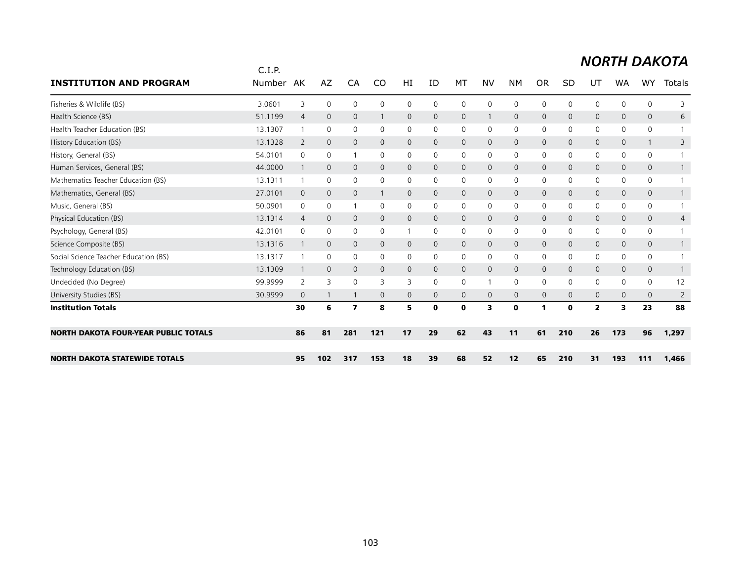# *NORTH DAKOTA*

| INSTITUTION AND PROGRAM | C.I.P. Number | AK | AZ | CA | CO | HI | ID | MT | NV | NM | OR | SD | UT | WA | WY | Totals |
|---|---|---|---|---|---|---|---|---|---|---|---|---|---|---|---|---|
| Fisheries & Wildlife (BS) | 3.0601 | 3 | 0 | 0 | 0 | 0 | 0 | 0 | 0 | 0 | 0 | 0 | 0 | 0 | 0 | 3 |
| Health Science (BS) | 51.1199 | 4 | 0 | 0 | 1 | 0 | 0 | 0 | 1 | 0 | 0 | 0 | 0 | 0 | 0 | 6 |
| Health Teacher Education (BS) | 13.1307 | 1 | 0 | 0 | 0 | 0 | 0 | 0 | 0 | 0 | 0 | 0 | 0 | 0 | 0 | 1 |
| History Education (BS) | 13.1328 | 2 | 0 | 0 | 0 | 0 | 0 | 0 | 0 | 0 | 0 | 0 | 0 | 0 | 1 | 3 |
| History, General (BS) | 54.0101 | 0 | 0 | 1 | 0 | 0 | 0 | 0 | 0 | 0 | 0 | 0 | 0 | 0 | 0 | 1 |
| Human Services, General (BS) | 44.0000 | 1 | 0 | 0 | 0 | 0 | 0 | 0 | 0 | 0 | 0 | 0 | 0 | 0 | 0 | 1 |
| Mathematics Teacher Education (BS) | 13.1311 | 1 | 0 | 0 | 0 | 0 | 0 | 0 | 0 | 0 | 0 | 0 | 0 | 0 | 0 | 1 |
| Mathematics, General (BS) | 27.0101 | 0 | 0 | 0 | 1 | 0 | 0 | 0 | 0 | 0 | 0 | 0 | 0 | 0 | 0 | 1 |
| Music, General (BS) | 50.0901 | 0 | 0 | 1 | 0 | 0 | 0 | 0 | 0 | 0 | 0 | 0 | 0 | 0 | 0 | 1 |
| Physical Education (BS) | 13.1314 | 4 | 0 | 0 | 0 | 0 | 0 | 0 | 0 | 0 | 0 | 0 | 0 | 0 | 0 | 4 |
| Psychology, General (BS) | 42.0101 | 0 | 0 | 0 | 0 | 1 | 0 | 0 | 0 | 0 | 0 | 0 | 0 | 0 | 0 | 1 |
| Science Composite (BS) | 13.1316 | 1 | 0 | 0 | 0 | 0 | 0 | 0 | 0 | 0 | 0 | 0 | 0 | 0 | 0 | 1 |
| Social Science Teacher Education (BS) | 13.1317 | 1 | 0 | 0 | 0 | 0 | 0 | 0 | 0 | 0 | 0 | 0 | 0 | 0 | 0 | 1 |
| Technology Education (BS) | 13.1309 | 1 | 0 | 0 | 0 | 0 | 0 | 0 | 0 | 0 | 0 | 0 | 0 | 0 | 0 | 1 |
| Undecided (No Degree) | 99.9999 | 2 | 3 | 0 | 3 | 3 | 0 | 0 | 1 | 0 | 0 | 0 | 0 | 0 | 0 | 12 |
| University Studies (BS) | 30.9999 | 0 | 1 | 1 | 0 | 0 | 0 | 0 | 0 | 0 | 0 | 0 | 0 | 0 | 0 | 2 |
| **Institution Totals** | | **30** | **6** | **7** | **8** | **5** | **0** | **0** | **3** | **0** | **1** | **0** | **2** | **3** | **23** | **88** |
| **NORTH DAKOTA FOUR-YEAR PUBLIC TOTALS** | | **86** | **81** | **281** | **121** | **17** | **29** | **62** | **43** | **11** | **61** | **210** | **26** | **173** | **96** | **1,297** |
| **NORTH DAKOTA STATEWIDE TOTALS** | | **95** | **102** | **317** | **153** | **18** | **39** | **68** | **52** | **12** | **65** | **210** | **31** | **193** | **111** | **1,466** |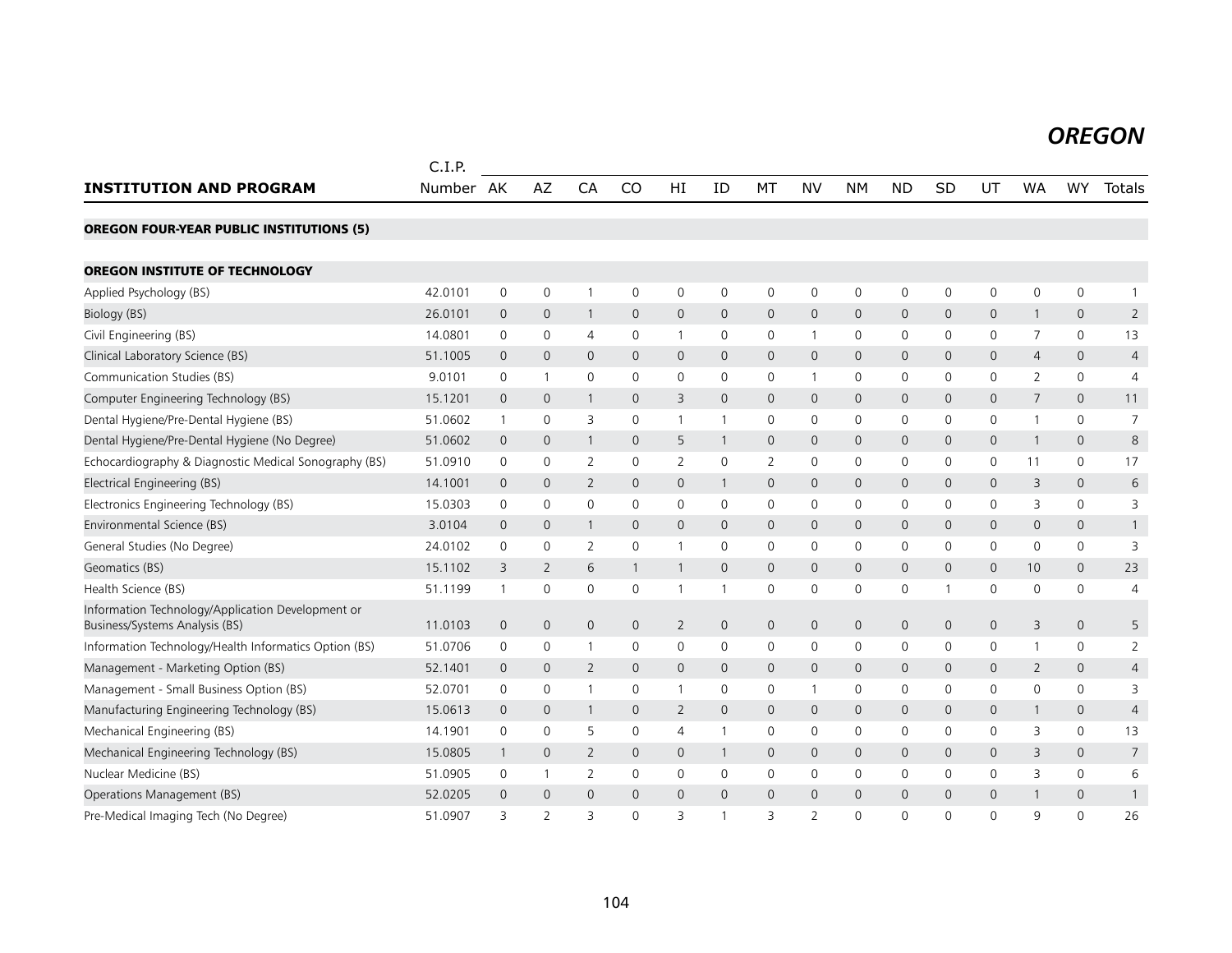## OREGON

| INSTITUTION AND PROGRAM | C.I.P. Number | AK | AZ | CA | CO | HI | ID | MT | NV | NM | ND | SD | UT | WA | WY | Totals |
|---|---|---|---|---|---|---|---|---|---|---|---|---|---|---|---|---|
| **OREGON FOUR-YEAR PUBLIC INSTITUTIONS (5)** | | | | | | | | | | | | | | | | |
| **OREGON INSTITUTE OF TECHNOLOGY** | | | | | | | | | | | | | | | | |
| Applied Psychology (BS) | 42.0101 | 0 | 0 | 1 | 0 | 0 | 0 | 0 | 0 | 0 | 0 | 0 | 0 | 0 | 0 | 1 |
| Biology (BS) | 26.0101 | 0 | 0 | 1 | 0 | 0 | 0 | 0 | 0 | 0 | 0 | 0 | 0 | 1 | 0 | 2 |
| Civil Engineering (BS) | 14.0801 | 0 | 0 | 4 | 0 | 1 | 0 | 0 | 1 | 0 | 0 | 0 | 0 | 7 | 0 | 13 |
| Clinical Laboratory Science (BS) | 51.1005 | 0 | 0 | 0 | 0 | 0 | 0 | 0 | 0 | 0 | 0 | 0 | 0 | 4 | 0 | 4 |
| Communication Studies (BS) | 9.0101 | 0 | 1 | 0 | 0 | 0 | 0 | 0 | 1 | 0 | 0 | 0 | 0 | 2 | 0 | 4 |
| Computer Engineering Technology (BS) | 15.1201 | 0 | 0 | 1 | 0 | 3 | 0 | 0 | 0 | 0 | 0 | 0 | 0 | 7 | 0 | 11 |
| Dental Hygiene/Pre-Dental Hygiene (BS) | 51.0602 | 1 | 0 | 3 | 0 | 1 | 1 | 0 | 0 | 0 | 0 | 0 | 0 | 1 | 0 | 7 |
| Dental Hygiene/Pre-Dental Hygiene (No Degree) | 51.0602 | 0 | 0 | 1 | 0 | 5 | 1 | 0 | 0 | 0 | 0 | 0 | 0 | 1 | 0 | 8 |
| Echocardiography & Diagnostic Medical Sonography (BS) | 51.0910 | 0 | 0 | 2 | 0 | 2 | 0 | 2 | 0 | 0 | 0 | 0 | 0 | 11 | 0 | 17 |
| Electrical Engineering (BS) | 14.1001 | 0 | 0 | 2 | 0 | 0 | 1 | 0 | 0 | 0 | 0 | 0 | 0 | 3 | 0 | 6 |
| Electronics Engineering Technology (BS) | 15.0303 | 0 | 0 | 0 | 0 | 0 | 0 | 0 | 0 | 0 | 0 | 0 | 0 | 3 | 0 | 3 |
| Environmental Science (BS) | 3.0104 | 0 | 0 | 1 | 0 | 0 | 0 | 0 | 0 | 0 | 0 | 0 | 0 | 0 | 0 | 1 |
| General Studies (No Degree) | 24.0102 | 0 | 0 | 2 | 0 | 1 | 0 | 0 | 0 | 0 | 0 | 0 | 0 | 0 | 0 | 3 |
| Geomatics (BS) | 15.1102 | 3 | 2 | 6 | 1 | 1 | 0 | 0 | 0 | 0 | 0 | 0 | 0 | 10 | 0 | 23 |
| Health Science (BS) | 51.1199 | 1 | 0 | 0 | 0 | 1 | 1 | 0 | 0 | 0 | 0 | 1 | 0 | 0 | 0 | 4 |
| Information Technology/Application Development or Business/Systems Analysis (BS) | 11.0103 | 0 | 0 | 0 | 0 | 2 | 0 | 0 | 0 | 0 | 0 | 0 | 0 | 3 | 0 | 5 |
| Information Technology/Health Informatics Option (BS) | 51.0706 | 0 | 0 | 1 | 0 | 0 | 0 | 0 | 0 | 0 | 0 | 0 | 0 | 1 | 0 | 2 |
| Management - Marketing Option (BS) | 52.1401 | 0 | 0 | 2 | 0 | 0 | 0 | 0 | 0 | 0 | 0 | 0 | 0 | 2 | 0 | 4 |
| Management - Small Business Option (BS) | 52.0701 | 0 | 0 | 1 | 0 | 1 | 0 | 0 | 1 | 0 | 0 | 0 | 0 | 0 | 0 | 3 |
| Manufacturing Engineering Technology (BS) | 15.0613 | 0 | 0 | 1 | 0 | 2 | 0 | 0 | 0 | 0 | 0 | 0 | 0 | 1 | 0 | 4 |
| Mechanical Engineering (BS) | 14.1901 | 0 | 0 | 5 | 0 | 4 | 1 | 0 | 0 | 0 | 0 | 0 | 0 | 3 | 0 | 13 |
| Mechanical Engineering Technology (BS) | 15.0805 | 1 | 0 | 2 | 0 | 0 | 1 | 0 | 0 | 0 | 0 | 0 | 0 | 3 | 0 | 7 |
| Nuclear Medicine (BS) | 51.0905 | 0 | 1 | 2 | 0 | 0 | 0 | 0 | 0 | 0 | 0 | 0 | 0 | 3 | 0 | 6 |
| Operations Management (BS) | 52.0205 | 0 | 0 | 0 | 0 | 0 | 0 | 0 | 0 | 0 | 0 | 0 | 0 | 1 | 0 | 1 |
| Pre-Medical Imaging Tech (No Degree) | 51.0907 | 3 | 2 | 3 | 0 | 3 | 1 | 3 | 2 | 0 | 0 | 0 | 0 | 9 | 0 | 26 |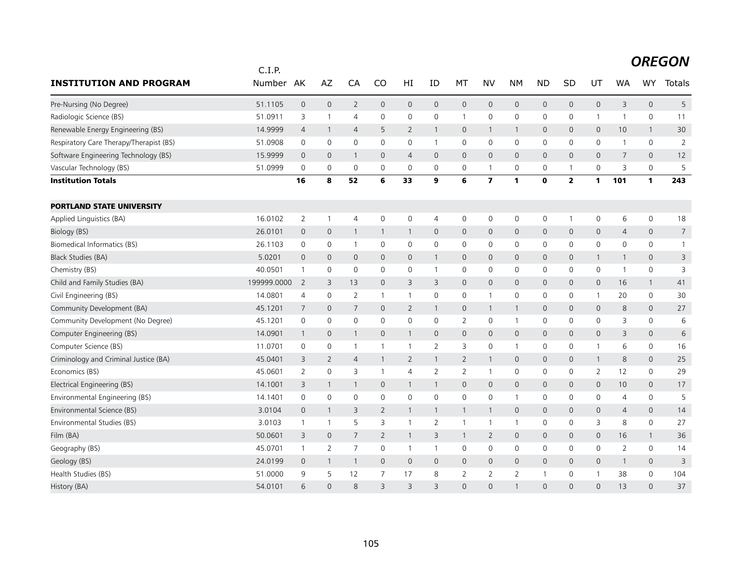## OREGON

| INSTITUTION AND PROGRAM | C.I.P. Number | AK | AZ | CA | CO | HI | ID | MT | NV | NM | ND | SD | UT | WA | WY | Totals |
|---|---|---|---|---|---|---|---|---|---|---|---|---|---|---|---|---|
| Pre-Nursing (No Degree) | 51.1105 | 0 | 0 | 2 | 0 | 0 | 0 | 0 | 0 | 0 | 0 | 0 | 0 | 3 | 0 | 5 |
| Radiologic Science (BS) | 51.0911 | 3 | 1 | 4 | 0 | 0 | 0 | 1 | 0 | 0 | 0 | 0 | 1 | 1 | 0 | 11 |
| Renewable Energy Engineering (BS) | 14.9999 | 4 | 1 | 4 | 5 | 2 | 1 | 0 | 1 | 1 | 0 | 0 | 0 | 10 | 1 | 30 |
| Respiratory Care Therapy/Therapist (BS) | 51.0908 | 0 | 0 | 0 | 0 | 0 | 1 | 0 | 0 | 0 | 0 | 0 | 0 | 1 | 0 | 2 |
| Software Engineering Technology (BS) | 15.9999 | 0 | 0 | 1 | 0 | 4 | 0 | 0 | 0 | 0 | 0 | 0 | 0 | 7 | 0 | 12 |
| Vascular Technology (BS) | 51.0999 | 0 | 0 | 0 | 0 | 0 | 0 | 0 | 1 | 0 | 0 | 1 | 0 | 3 | 0 | 5 |
| **Institution Totals** | | **16** | **8** | **52** | **6** | **33** | **9** | **6** | **7** | **1** | **0** | **2** | **1** | **101** | **1** | **243** |
| **PORTLAND STATE UNIVERSITY** | | | | | | | | | | | | | | | | |
| Applied Linguistics (BA) | 16.0102 | 2 | 1 | 4 | 0 | 0 | 4 | 0 | 0 | 0 | 0 | 1 | 0 | 6 | 0 | 18 |
| Biology (BS) | 26.0101 | 0 | 0 | 1 | 1 | 1 | 0 | 0 | 0 | 0 | 0 | 0 | 0 | 4 | 0 | 7 |
| Biomedical Informatics (BS) | 26.1103 | 0 | 0 | 1 | 0 | 0 | 0 | 0 | 0 | 0 | 0 | 0 | 0 | 0 | 0 | 1 |
| Black Studies (BA) | 5.0201 | 0 | 0 | 0 | 0 | 0 | 1 | 0 | 0 | 0 | 0 | 0 | 1 | 1 | 0 | 3 |
| Chemistry (BS) | 40.0501 | 1 | 0 | 0 | 0 | 0 | 1 | 0 | 0 | 0 | 0 | 0 | 0 | 1 | 0 | 3 |
| Child and Family Studies (BA) | 199999.0000 | 2 | 3 | 13 | 0 | 3 | 3 | 0 | 0 | 0 | 0 | 0 | 0 | 16 | 1 | 41 |
| Civil Engineering (BS) | 14.0801 | 4 | 0 | 2 | 1 | 1 | 0 | 0 | 1 | 0 | 0 | 0 | 1 | 20 | 0 | 30 |
| Community Development (BA) | 45.1201 | 7 | 0 | 7 | 0 | 2 | 1 | 0 | 1 | 1 | 0 | 0 | 0 | 8 | 0 | 27 |
| Community Development (No Degree) | 45.1201 | 0 | 0 | 0 | 0 | 0 | 0 | 2 | 0 | 1 | 0 | 0 | 0 | 3 | 0 | 6 |
| Computer Engineering (BS) | 14.0901 | 1 | 0 | 1 | 0 | 1 | 0 | 0 | 0 | 0 | 0 | 0 | 0 | 3 | 0 | 6 |
| Computer Science (BS) | 11.0701 | 0 | 0 | 1 | 1 | 1 | 2 | 3 | 0 | 1 | 0 | 0 | 1 | 6 | 0 | 16 |
| Criminology and Criminal Justice (BA) | 45.0401 | 3 | 2 | 4 | 1 | 2 | 1 | 2 | 1 | 0 | 0 | 0 | 1 | 8 | 0 | 25 |
| Economics (BS) | 45.0601 | 2 | 0 | 3 | 1 | 4 | 2 | 2 | 1 | 0 | 0 | 0 | 2 | 12 | 0 | 29 |
| Electrical Engineering (BS) | 14.1001 | 3 | 1 | 1 | 0 | 1 | 1 | 0 | 0 | 0 | 0 | 0 | 0 | 10 | 0 | 17 |
| Environmental Engineering (BS) | 14.1401 | 0 | 0 | 0 | 0 | 0 | 0 | 0 | 0 | 1 | 0 | 0 | 0 | 4 | 0 | 5 |
| Environmental Science (BS) | 3.0104 | 0 | 1 | 3 | 2 | 1 | 1 | 1 | 1 | 0 | 0 | 0 | 0 | 4 | 0 | 14 |
| Environmental Studies (BS) | 3.0103 | 1 | 1 | 5 | 3 | 1 | 2 | 1 | 1 | 1 | 0 | 0 | 3 | 8 | 0 | 27 |
| Film (BA) | 50.0601 | 3 | 0 | 7 | 2 | 1 | 3 | 1 | 2 | 0 | 0 | 0 | 0 | 16 | 1 | 36 |
| Geography (BS) | 45.0701 | 1 | 2 | 7 | 0 | 1 | 1 | 0 | 0 | 0 | 0 | 0 | 0 | 2 | 0 | 14 |
| Geology (BS) | 24.0199 | 0 | 1 | 1 | 0 | 0 | 0 | 0 | 0 | 0 | 0 | 0 | 0 | 1 | 0 | 3 |
| Health Studies (BS) | 51.0000 | 9 | 5 | 12 | 7 | 17 | 8 | 2 | 2 | 2 | 1 | 0 | 1 | 38 | 0 | 104 |
| History (BA) | 54.0101 | 6 | 0 | 8 | 3 | 3 | 3 | 0 | 0 | 1 | 0 | 0 | 0 | 13 | 0 | 37 |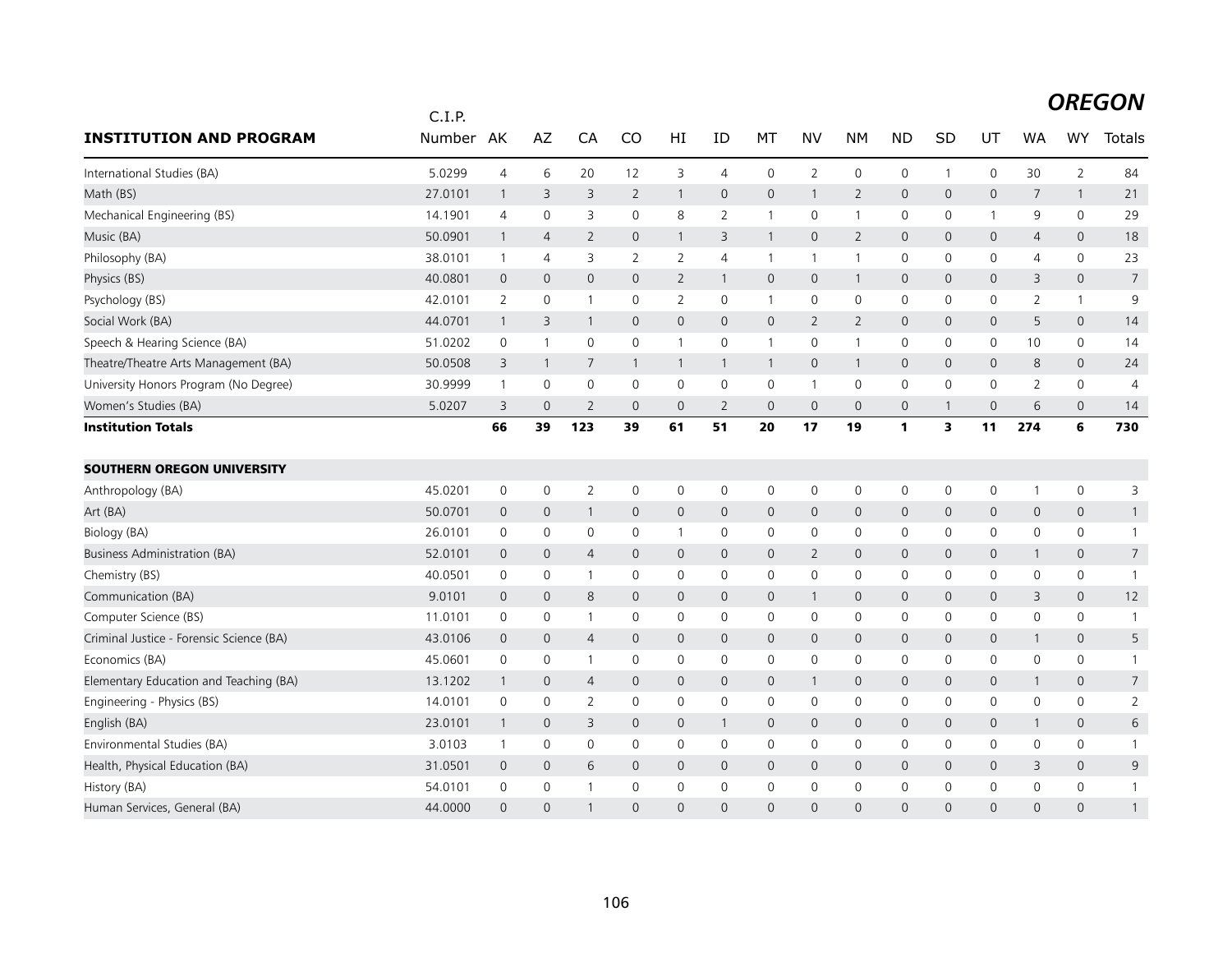# OREGON

| INSTITUTION AND PROGRAM | C.I.P. Number | AK | AZ | CA | CO | HI | ID | MT | NV | NM | ND | SD | UT | WA | WY | Totals |
|---|---|---|---|---|---|---|---|---|---|---|---|---|---|---|---|---|
| International Studies (BA) | 5.0299 | 4 | 6 | 20 | 12 | 3 | 4 | 0 | 2 | 0 | 0 | 1 | 0 | 30 | 2 | 84 |
| Math (BS) | 27.0101 | 1 | 3 | 3 | 2 | 1 | 0 | 0 | 1 | 2 | 0 | 0 | 0 | 7 | 1 | 21 |
| Mechanical Engineering (BS) | 14.1901 | 4 | 0 | 3 | 0 | 8 | 2 | 1 | 0 | 1 | 0 | 0 | 1 | 9 | 0 | 29 |
| Music (BA) | 50.0901 | 1 | 4 | 2 | 0 | 1 | 3 | 1 | 0 | 2 | 0 | 0 | 0 | 4 | 0 | 18 |
| Philosophy (BA) | 38.0101 | 1 | 4 | 3 | 2 | 2 | 4 | 1 | 1 | 1 | 0 | 0 | 0 | 4 | 0 | 23 |
| Physics (BS) | 40.0801 | 0 | 0 | 0 | 0 | 2 | 1 | 0 | 0 | 1 | 0 | 0 | 0 | 3 | 0 | 7 |
| Psychology (BS) | 42.0101 | 2 | 0 | 1 | 0 | 2 | 0 | 1 | 0 | 0 | 0 | 0 | 0 | 2 | 1 | 9 |
| Social Work (BA) | 44.0701 | 1 | 3 | 1 | 0 | 0 | 0 | 0 | 2 | 2 | 0 | 0 | 0 | 5 | 0 | 14 |
| Speech & Hearing Science (BA) | 51.0202 | 0 | 1 | 0 | 0 | 1 | 0 | 1 | 0 | 1 | 0 | 0 | 0 | 10 | 0 | 14 |
| Theatre/Theatre Arts Management (BA) | 50.0508 | 3 | 1 | 7 | 1 | 1 | 1 | 1 | 0 | 1 | 0 | 0 | 0 | 8 | 0 | 24 |
| University Honors Program (No Degree) | 30.9999 | 1 | 0 | 0 | 0 | 0 | 0 | 0 | 1 | 0 | 0 | 0 | 0 | 2 | 0 | 4 |
| Women's Studies (BA) | 5.0207 | 3 | 0 | 2 | 0 | 0 | 2 | 0 | 0 | 0 | 0 | 1 | 0 | 6 | 0 | 14 |
| **Institution Totals** | | **66** | **39** | **123** | **39** | **61** | **51** | **20** | **17** | **19** | **1** | **3** | **11** | **274** | **6** | **730** |
| | | | | | | | | | | | | | | | | |
| **SOUTHERN OREGON UNIVERSITY** | | | | | | | | | | | | | | | | |
| Anthropology (BA) | 45.0201 | 0 | 0 | 2 | 0 | 0 | 0 | 0 | 0 | 0 | 0 | 0 | 0 | 1 | 0 | 3 |
| Art (BA) | 50.0701 | 0 | 0 | 1 | 0 | 0 | 0 | 0 | 0 | 0 | 0 | 0 | 0 | 0 | 0 | 1 |
| Biology (BA) | 26.0101 | 0 | 0 | 0 | 0 | 1 | 0 | 0 | 0 | 0 | 0 | 0 | 0 | 0 | 0 | 1 |
| Business Administration (BA) | 52.0101 | 0 | 0 | 4 | 0 | 0 | 0 | 0 | 2 | 0 | 0 | 0 | 0 | 1 | 0 | 7 |
| Chemistry (BS) | 40.0501 | 0 | 0 | 1 | 0 | 0 | 0 | 0 | 0 | 0 | 0 | 0 | 0 | 0 | 0 | 1 |
| Communication (BA) | 9.0101 | 0 | 0 | 8 | 0 | 0 | 0 | 0 | 1 | 0 | 0 | 0 | 0 | 3 | 0 | 12 |
| Computer Science (BS) | 11.0101 | 0 | 0 | 1 | 0 | 0 | 0 | 0 | 0 | 0 | 0 | 0 | 0 | 0 | 0 | 1 |
| Criminal Justice - Forensic Science (BA) | 43.0106 | 0 | 0 | 4 | 0 | 0 | 0 | 0 | 0 | 0 | 0 | 0 | 0 | 1 | 0 | 5 |
| Economics (BA) | 45.0601 | 0 | 0 | 1 | 0 | 0 | 0 | 0 | 0 | 0 | 0 | 0 | 0 | 0 | 0 | 1 |
| Elementary Education and Teaching (BA) | 13.1202 | 1 | 0 | 4 | 0 | 0 | 0 | 0 | 1 | 0 | 0 | 0 | 0 | 1 | 0 | 7 |
| Engineering - Physics (BS) | 14.0101 | 0 | 0 | 2 | 0 | 0 | 0 | 0 | 0 | 0 | 0 | 0 | 0 | 0 | 0 | 2 |
| English (BA) | 23.0101 | 1 | 0 | 3 | 0 | 0 | 1 | 0 | 0 | 0 | 0 | 0 | 0 | 1 | 0 | 6 |
| Environmental Studies (BA) | 3.0103 | 1 | 0 | 0 | 0 | 0 | 0 | 0 | 0 | 0 | 0 | 0 | 0 | 0 | 0 | 1 |
| Health, Physical Education (BA) | 31.0501 | 0 | 0 | 6 | 0 | 0 | 0 | 0 | 0 | 0 | 0 | 0 | 0 | 3 | 0 | 9 |
| History (BA) | 54.0101 | 0 | 0 | 1 | 0 | 0 | 0 | 0 | 0 | 0 | 0 | 0 | 0 | 0 | 0 | 1 |
| Human Services, General (BA) | 44.0000 | 0 | 0 | 1 | 0 | 0 | 0 | 0 | 0 | 0 | 0 | 0 | 0 | 0 | 0 | 1 |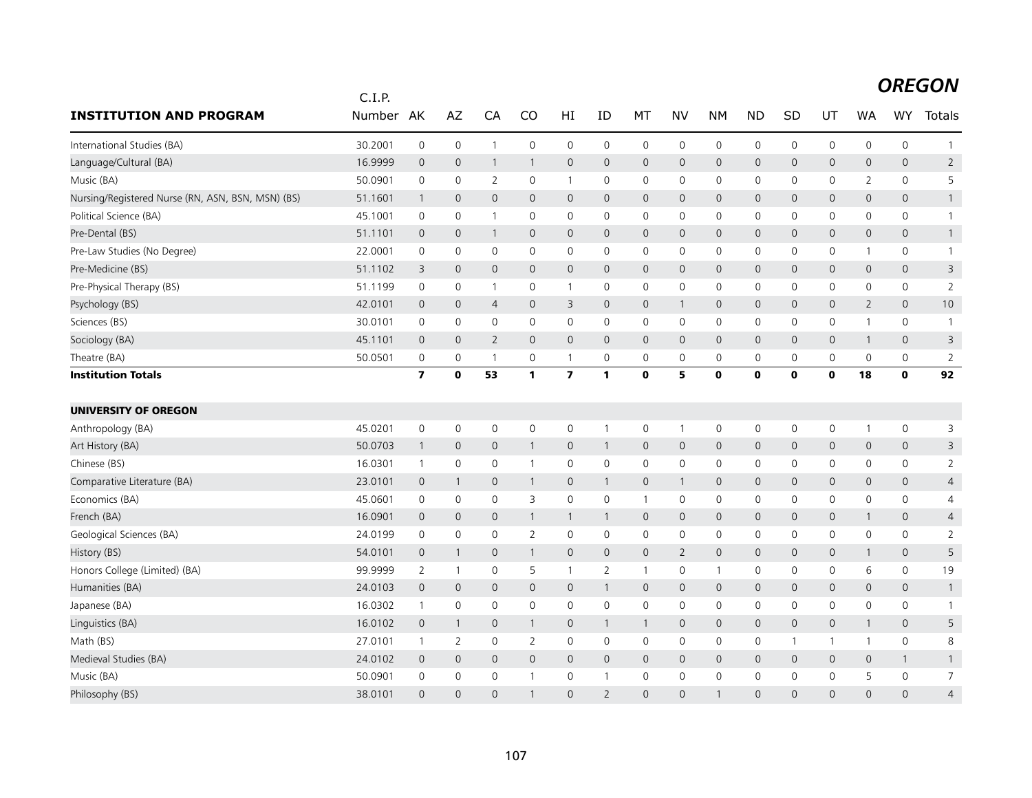## OREGON

| INSTITUTION AND PROGRAM | C.I.P. Number | AK | AZ | CA | CO | HI | ID | MT | NV | NM | ND | SD | UT | WA | WY | Totals |
|---|---|---|---|---|---|---|---|---|---|---|---|---|---|---|---|---|
| International Studies (BA) | 30.2001 | 0 | 0 | 1 | 0 | 0 | 0 | 0 | 0 | 0 | 0 | 0 | 0 | 0 | 0 | 1 |
| Language/Cultural (BA) | 16.9999 | 0 | 0 | 1 | 1 | 0 | 0 | 0 | 0 | 0 | 0 | 0 | 0 | 0 | 0 | 2 |
| Music (BA) | 50.0901 | 0 | 0 | 2 | 0 | 1 | 0 | 0 | 0 | 0 | 0 | 0 | 0 | 2 | 0 | 5 |
| Nursing/Registered Nurse (RN, ASN, BSN, MSN) (BS) | 51.1601 | 1 | 0 | 0 | 0 | 0 | 0 | 0 | 0 | 0 | 0 | 0 | 0 | 0 | 0 | 1 |
| Political Science (BA) | 45.1001 | 0 | 0 | 1 | 0 | 0 | 0 | 0 | 0 | 0 | 0 | 0 | 0 | 0 | 0 | 1 |
| Pre-Dental (BS) | 51.1101 | 0 | 0 | 1 | 0 | 0 | 0 | 0 | 0 | 0 | 0 | 0 | 0 | 0 | 0 | 1 |
| Pre-Law Studies (No Degree) | 22.0001 | 0 | 0 | 0 | 0 | 0 | 0 | 0 | 0 | 0 | 0 | 0 | 0 | 1 | 0 | 1 |
| Pre-Medicine (BS) | 51.1102 | 3 | 0 | 0 | 0 | 0 | 0 | 0 | 0 | 0 | 0 | 0 | 0 | 0 | 0 | 3 |
| Pre-Physical Therapy (BS) | 51.1199 | 0 | 0 | 1 | 0 | 1 | 0 | 0 | 0 | 0 | 0 | 0 | 0 | 0 | 0 | 2 |
| Psychology (BS) | 42.0101 | 0 | 0 | 4 | 0 | 3 | 0 | 0 | 1 | 0 | 0 | 0 | 0 | 2 | 0 | 10 |
| Sciences (BS) | 30.0101 | 0 | 0 | 0 | 0 | 0 | 0 | 0 | 0 | 0 | 0 | 0 | 0 | 1 | 0 | 1 |
| Sociology (BA) | 45.1101 | 0 | 0 | 2 | 0 | 0 | 0 | 0 | 0 | 0 | 0 | 0 | 0 | 1 | 0 | 3 |
| Theatre (BA) | 50.0501 | 0 | 0 | 1 | 0 | 1 | 0 | 0 | 0 | 0 | 0 | 0 | 0 | 0 | 0 | 2 |
| **Institution Totals** | | **7** | **0** | **53** | **1** | **7** | **1** | **0** | **5** | **0** | **0** | **0** | **0** | **18** | **0** | **92** |
| | | | | | | | | | | | | | | | | |
| **UNIVERSITY OF OREGON** | | | | | | | | | | | | | | | | |
| Anthropology (BA) | 45.0201 | 0 | 0 | 0 | 0 | 0 | 1 | 0 | 1 | 0 | 0 | 0 | 0 | 1 | 0 | 3 |
| Art History (BA) | 50.0703 | 1 | 0 | 0 | 1 | 0 | 1 | 0 | 0 | 0 | 0 | 0 | 0 | 0 | 0 | 3 |
| Chinese (BS) | 16.0301 | 1 | 0 | 0 | 1 | 0 | 0 | 0 | 0 | 0 | 0 | 0 | 0 | 0 | 0 | 2 |
| Comparative Literature (BA) | 23.0101 | 0 | 1 | 0 | 1 | 0 | 1 | 0 | 1 | 0 | 0 | 0 | 0 | 0 | 0 | 4 |
| Economics (BA) | 45.0601 | 0 | 0 | 0 | 3 | 0 | 0 | 1 | 0 | 0 | 0 | 0 | 0 | 0 | 0 | 4 |
| French (BA) | 16.0901 | 0 | 0 | 0 | 1 | 1 | 1 | 0 | 0 | 0 | 0 | 0 | 0 | 1 | 0 | 4 |
| Geological Sciences (BA) | 24.0199 | 0 | 0 | 0 | 2 | 0 | 0 | 0 | 0 | 0 | 0 | 0 | 0 | 0 | 0 | 2 |
| History (BS) | 54.0101 | 0 | 1 | 0 | 1 | 0 | 0 | 0 | 2 | 0 | 0 | 0 | 0 | 1 | 0 | 5 |
| Honors College (Limited) (BA) | 99.9999 | 2 | 1 | 0 | 5 | 1 | 2 | 1 | 0 | 1 | 0 | 0 | 0 | 6 | 0 | 19 |
| Humanities (BA) | 24.0103 | 0 | 0 | 0 | 0 | 0 | 1 | 0 | 0 | 0 | 0 | 0 | 0 | 0 | 0 | 1 |
| Japanese (BA) | 16.0302 | 1 | 0 | 0 | 0 | 0 | 0 | 0 | 0 | 0 | 0 | 0 | 0 | 0 | 0 | 1 |
| Linguistics (BA) | 16.0102 | 0 | 1 | 0 | 1 | 0 | 1 | 1 | 0 | 0 | 0 | 0 | 0 | 1 | 0 | 5 |
| Math (BS) | 27.0101 | 1 | 2 | 0 | 2 | 0 | 0 | 0 | 0 | 0 | 0 | 1 | 1 | 1 | 0 | 8 |
| Medieval Studies (BA) | 24.0102 | 0 | 0 | 0 | 0 | 0 | 0 | 0 | 0 | 0 | 0 | 0 | 0 | 0 | 1 | 1 |
| Music (BA) | 50.0901 | 0 | 0 | 0 | 1 | 0 | 1 | 0 | 0 | 0 | 0 | 0 | 0 | 5 | 0 | 7 |
| Philosophy (BS) | 38.0101 | 0 | 0 | 0 | 1 | 0 | 2 | 0 | 0 | 1 | 0 | 0 | 0 | 0 | 0 | 4 |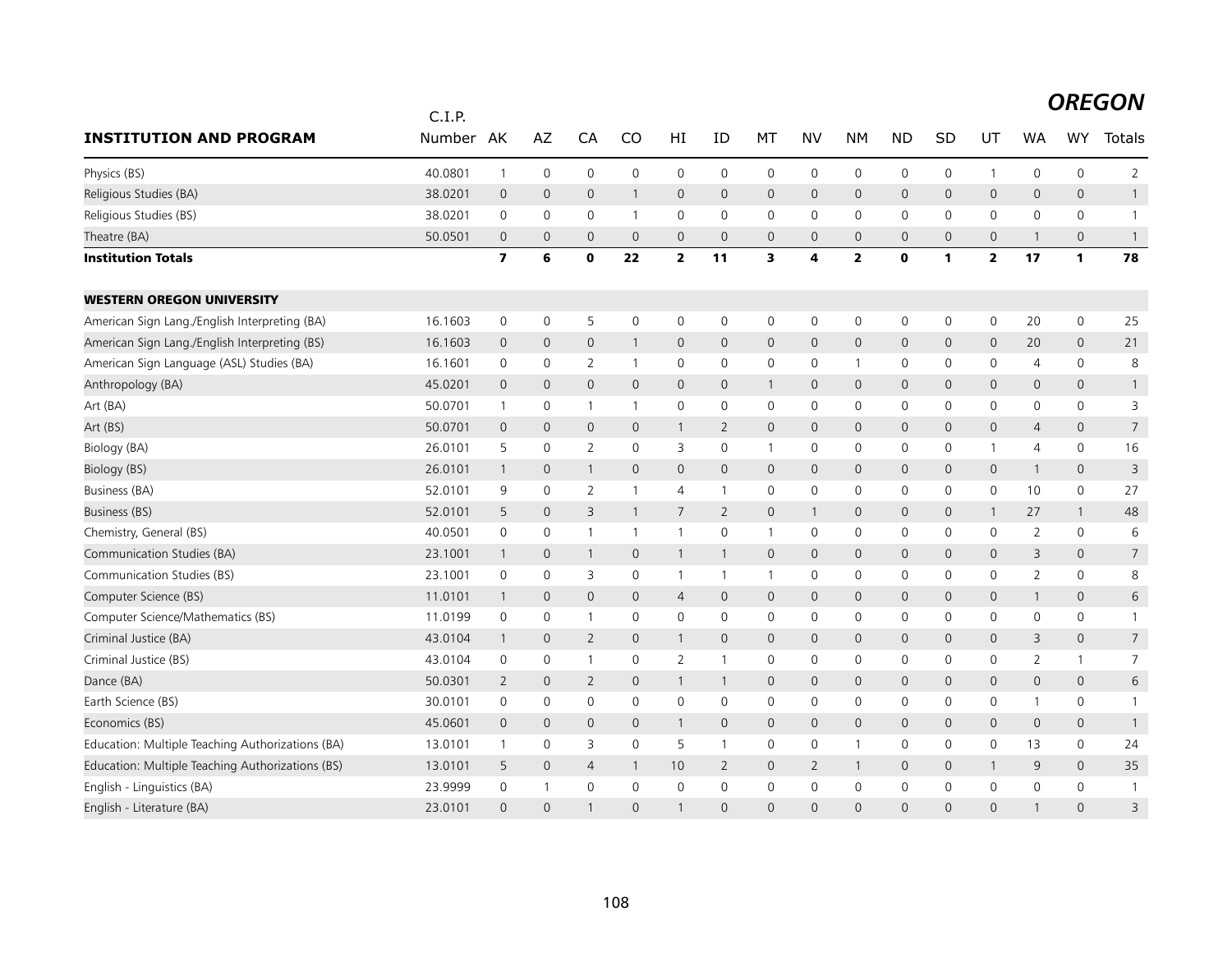# OREGON

| INSTITUTION AND PROGRAM | C.I.P. Number | AK | AZ | CA | CO | HI | ID | MT | NV | NM | ND | SD | UT | WA | WY | Totals |
|---|---|---|---|---|---|---|---|---|---|---|---|---|---|---|---|---|
| Physics (BS) | 40.0801 | 1 | 0 | 0 | 0 | 0 | 0 | 0 | 0 | 0 | 0 | 0 | 1 | 0 | 0 | 2 |
| Religious Studies (BA) | 38.0201 | 0 | 0 | 0 | 1 | 0 | 0 | 0 | 0 | 0 | 0 | 0 | 0 | 0 | 0 | 1 |
| Religious Studies (BS) | 38.0201 | 0 | 0 | 0 | 1 | 0 | 0 | 0 | 0 | 0 | 0 | 0 | 0 | 0 | 0 | 1 |
| Theatre (BA) | 50.0501 | 0 | 0 | 0 | 0 | 0 | 0 | 0 | 0 | 0 | 0 | 0 | 0 | 1 | 0 | 1 |
| **Institution Totals** | | **7** | **6** | **0** | **22** | **2** | **11** | **3** | **4** | **2** | **0** | **1** | **2** | **17** | **1** | **78** |
| **WESTERN OREGON UNIVERSITY** | | | | | | | | | | | | | | | | |
| American Sign Lang./English Interpreting (BA) | 16.1603 | 0 | 0 | 5 | 0 | 0 | 0 | 0 | 0 | 0 | 0 | 0 | 0 | 20 | 0 | 25 |
| American Sign Lang./English Interpreting (BS) | 16.1603 | 0 | 0 | 0 | 1 | 0 | 0 | 0 | 0 | 0 | 0 | 0 | 0 | 20 | 0 | 21 |
| American Sign Language (ASL) Studies (BA) | 16.1601 | 0 | 0 | 2 | 1 | 0 | 0 | 0 | 0 | 1 | 0 | 0 | 0 | 4 | 0 | 8 |
| Anthropology (BA) | 45.0201 | 0 | 0 | 0 | 0 | 0 | 0 | 1 | 0 | 0 | 0 | 0 | 0 | 0 | 0 | 1 |
| Art (BA) | 50.0701 | 1 | 0 | 1 | 1 | 0 | 0 | 0 | 0 | 0 | 0 | 0 | 0 | 0 | 0 | 3 |
| Art (BS) | 50.0701 | 0 | 0 | 0 | 0 | 1 | 2 | 0 | 0 | 0 | 0 | 0 | 0 | 4 | 0 | 7 |
| Biology (BA) | 26.0101 | 5 | 0 | 2 | 0 | 3 | 0 | 1 | 0 | 0 | 0 | 0 | 1 | 4 | 0 | 16 |
| Biology (BS) | 26.0101 | 1 | 0 | 1 | 0 | 0 | 0 | 0 | 0 | 0 | 0 | 0 | 0 | 1 | 0 | 3 |
| Business (BA) | 52.0101 | 9 | 0 | 2 | 1 | 4 | 1 | 0 | 0 | 0 | 0 | 0 | 0 | 10 | 0 | 27 |
| Business (BS) | 52.0101 | 5 | 0 | 3 | 1 | 7 | 2 | 0 | 1 | 0 | 0 | 0 | 1 | 27 | 1 | 48 |
| Chemistry, General (BS) | 40.0501 | 0 | 0 | 1 | 1 | 1 | 0 | 1 | 0 | 0 | 0 | 0 | 0 | 2 | 0 | 6 |
| Communication Studies (BA) | 23.1001 | 1 | 0 | 1 | 0 | 1 | 1 | 0 | 0 | 0 | 0 | 0 | 0 | 3 | 0 | 7 |
| Communication Studies (BS) | 23.1001 | 0 | 0 | 3 | 0 | 1 | 1 | 1 | 0 | 0 | 0 | 0 | 0 | 2 | 0 | 8 |
| Computer Science (BS) | 11.0101 | 1 | 0 | 0 | 0 | 4 | 0 | 0 | 0 | 0 | 0 | 0 | 0 | 1 | 0 | 6 |
| Computer Science/Mathematics (BS) | 11.0199 | 0 | 0 | 1 | 0 | 0 | 0 | 0 | 0 | 0 | 0 | 0 | 0 | 0 | 0 | 1 |
| Criminal Justice (BA) | 43.0104 | 1 | 0 | 2 | 0 | 1 | 0 | 0 | 0 | 0 | 0 | 0 | 0 | 3 | 0 | 7 |
| Criminal Justice (BS) | 43.0104 | 0 | 0 | 1 | 0 | 2 | 1 | 0 | 0 | 0 | 0 | 0 | 0 | 2 | 1 | 7 |
| Dance (BA) | 50.0301 | 2 | 0 | 2 | 0 | 1 | 1 | 0 | 0 | 0 | 0 | 0 | 0 | 0 | 0 | 6 |
| Earth Science (BS) | 30.0101 | 0 | 0 | 0 | 0 | 0 | 0 | 0 | 0 | 0 | 0 | 0 | 0 | 1 | 0 | 1 |
| Economics (BS) | 45.0601 | 0 | 0 | 0 | 0 | 1 | 0 | 0 | 0 | 0 | 0 | 0 | 0 | 0 | 0 | 1 |
| Education: Multiple Teaching Authorizations (BA) | 13.0101 | 1 | 0 | 3 | 0 | 5 | 1 | 0 | 0 | 1 | 0 | 0 | 0 | 13 | 0 | 24 |
| Education: Multiple Teaching Authorizations (BS) | 13.0101 | 5 | 0 | 4 | 1 | 10 | 2 | 0 | 2 | 1 | 0 | 0 | 1 | 9 | 0 | 35 |
| English - Linguistics (BA) | 23.9999 | 0 | 1 | 0 | 0 | 0 | 0 | 0 | 0 | 0 | 0 | 0 | 0 | 0 | 0 | 1 |
| English - Literature (BA) | 23.0101 | 0 | 0 | 1 | 0 | 1 | 0 | 0 | 0 | 0 | 0 | 0 | 0 | 1 | 0 | 3 |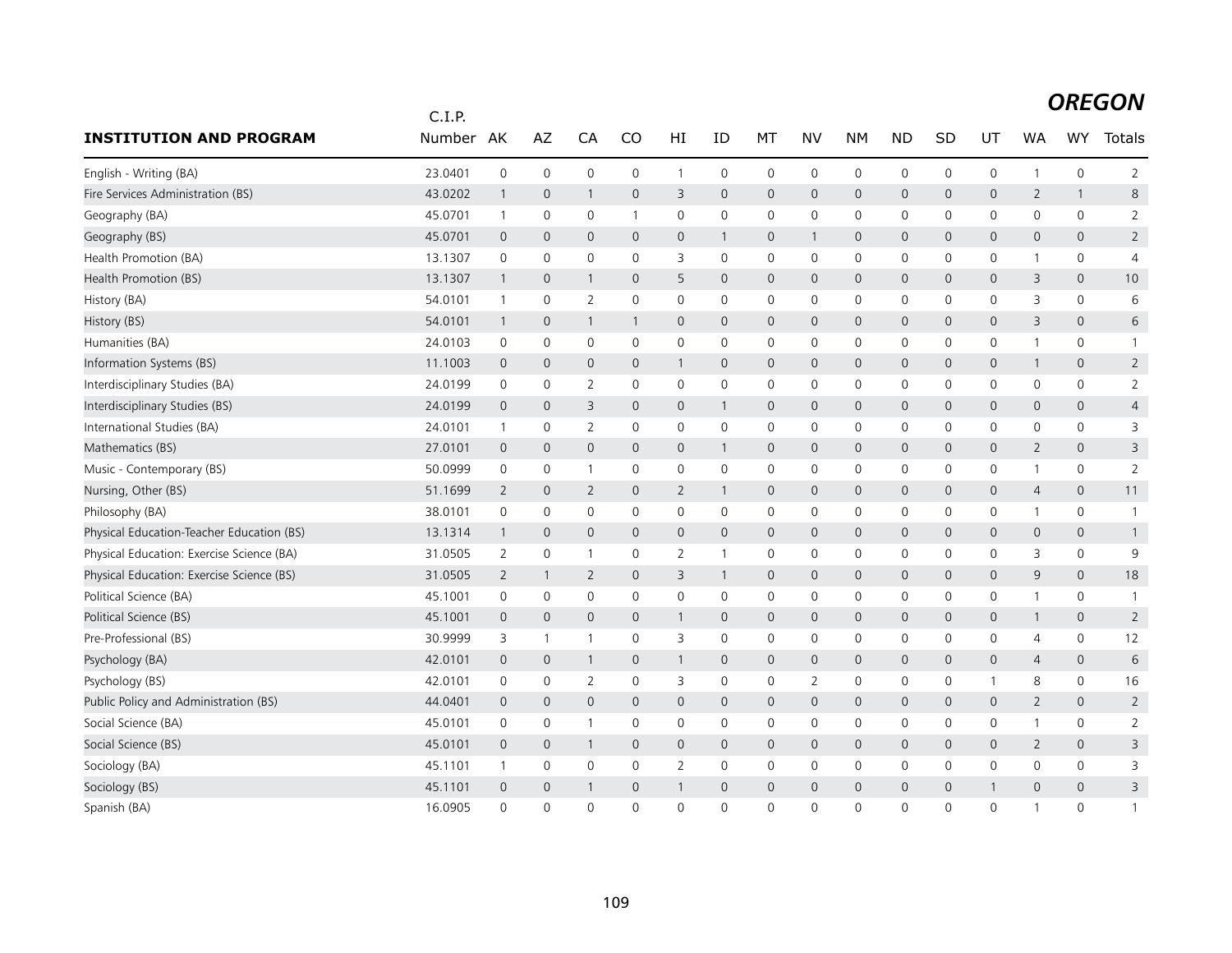## OREGON

| INSTITUTION AND PROGRAM | C.I.P. Number | AK | AZ | CA | CO | HI | ID | MT | NV | NM | ND | SD | UT | WA | WY | Totals |
|---|---|---|---|---|---|---|---|---|---|---|---|---|---|---|---|---|
| English - Writing (BA) | 23.0401 | 0 | 0 | 0 | 0 | 1 | 0 | 0 | 0 | 0 | 0 | 0 | 0 | 1 | 0 | 2 |
| Fire Services Administration (BS) | 43.0202 | 1 | 0 | 1 | 0 | 3 | 0 | 0 | 0 | 0 | 0 | 0 | 0 | 2 | 1 | 8 |
| Geography (BA) | 45.0701 | 1 | 0 | 0 | 1 | 0 | 0 | 0 | 0 | 0 | 0 | 0 | 0 | 0 | 0 | 2 |
| Geography (BS) | 45.0701 | 0 | 0 | 0 | 0 | 0 | 1 | 0 | 1 | 0 | 0 | 0 | 0 | 0 | 0 | 2 |
| Health Promotion (BA) | 13.1307 | 0 | 0 | 0 | 0 | 3 | 0 | 0 | 0 | 0 | 0 | 0 | 0 | 1 | 0 | 4 |
| Health Promotion (BS) | 13.1307 | 1 | 0 | 1 | 0 | 5 | 0 | 0 | 0 | 0 | 0 | 0 | 0 | 3 | 0 | 10 |
| History (BA) | 54.0101 | 1 | 0 | 2 | 0 | 0 | 0 | 0 | 0 | 0 | 0 | 0 | 0 | 3 | 0 | 6 |
| History (BS) | 54.0101 | 1 | 0 | 1 | 1 | 0 | 0 | 0 | 0 | 0 | 0 | 0 | 0 | 3 | 0 | 6 |
| Humanities (BA) | 24.0103 | 0 | 0 | 0 | 0 | 0 | 0 | 0 | 0 | 0 | 0 | 0 | 0 | 1 | 0 | 1 |
| Information Systems (BS) | 11.1003 | 0 | 0 | 0 | 0 | 1 | 0 | 0 | 0 | 0 | 0 | 0 | 0 | 1 | 0 | 2 |
| Interdisciplinary Studies (BA) | 24.0199 | 0 | 0 | 2 | 0 | 0 | 0 | 0 | 0 | 0 | 0 | 0 | 0 | 0 | 0 | 2 |
| Interdisciplinary Studies (BS) | 24.0199 | 0 | 0 | 3 | 0 | 0 | 1 | 0 | 0 | 0 | 0 | 0 | 0 | 0 | 0 | 4 |
| International Studies (BA) | 24.0101 | 1 | 0 | 2 | 0 | 0 | 0 | 0 | 0 | 0 | 0 | 0 | 0 | 0 | 0 | 3 |
| Mathematics (BS) | 27.0101 | 0 | 0 | 0 | 0 | 0 | 1 | 0 | 0 | 0 | 0 | 0 | 0 | 2 | 0 | 3 |
| Music - Contemporary (BS) | 50.0999 | 0 | 0 | 1 | 0 | 0 | 0 | 0 | 0 | 0 | 0 | 0 | 0 | 1 | 0 | 2 |
| Nursing, Other (BS) | 51.1699 | 2 | 0 | 2 | 0 | 2 | 1 | 0 | 0 | 0 | 0 | 0 | 0 | 4 | 0 | 11 |
| Philosophy (BA) | 38.0101 | 0 | 0 | 0 | 0 | 0 | 0 | 0 | 0 | 0 | 0 | 0 | 0 | 1 | 0 | 1 |
| Physical Education-Teacher Education (BS) | 13.1314 | 1 | 0 | 0 | 0 | 0 | 0 | 0 | 0 | 0 | 0 | 0 | 0 | 0 | 0 | 1 |
| Physical Education: Exercise Science (BA) | 31.0505 | 2 | 0 | 1 | 0 | 2 | 1 | 0 | 0 | 0 | 0 | 0 | 0 | 3 | 0 | 9 |
| Physical Education: Exercise Science (BS) | 31.0505 | 2 | 1 | 2 | 0 | 3 | 1 | 0 | 0 | 0 | 0 | 0 | 0 | 9 | 0 | 18 |
| Political Science (BA) | 45.1001 | 0 | 0 | 0 | 0 | 0 | 0 | 0 | 0 | 0 | 0 | 0 | 0 | 1 | 0 | 1 |
| Political Science (BS) | 45.1001 | 0 | 0 | 0 | 0 | 1 | 0 | 0 | 0 | 0 | 0 | 0 | 0 | 1 | 0 | 2 |
| Pre-Professional (BS) | 30.9999 | 3 | 1 | 1 | 0 | 3 | 0 | 0 | 0 | 0 | 0 | 0 | 0 | 4 | 0 | 12 |
| Psychology (BA) | 42.0101 | 0 | 0 | 1 | 0 | 1 | 0 | 0 | 0 | 0 | 0 | 0 | 0 | 4 | 0 | 6 |
| Psychology (BS) | 42.0101 | 0 | 0 | 2 | 0 | 3 | 0 | 0 | 2 | 0 | 0 | 0 | 1 | 8 | 0 | 16 |
| Public Policy and Administration (BS) | 44.0401 | 0 | 0 | 0 | 0 | 0 | 0 | 0 | 0 | 0 | 0 | 0 | 0 | 2 | 0 | 2 |
| Social Science (BA) | 45.0101 | 0 | 0 | 1 | 0 | 0 | 0 | 0 | 0 | 0 | 0 | 0 | 0 | 1 | 0 | 2 |
| Social Science (BS) | 45.0101 | 0 | 0 | 1 | 0 | 0 | 0 | 0 | 0 | 0 | 0 | 0 | 0 | 2 | 0 | 3 |
| Sociology (BA) | 45.1101 | 1 | 0 | 0 | 0 | 2 | 0 | 0 | 0 | 0 | 0 | 0 | 0 | 0 | 0 | 3 |
| Sociology (BS) | 45.1101 | 0 | 0 | 1 | 0 | 1 | 0 | 0 | 0 | 0 | 0 | 0 | 1 | 0 | 0 | 3 |
| Spanish (BA) | 16.0905 | 0 | 0 | 0 | 0 | 0 | 0 | 0 | 0 | 0 | 0 | 0 | 0 | 1 | 0 | 1 |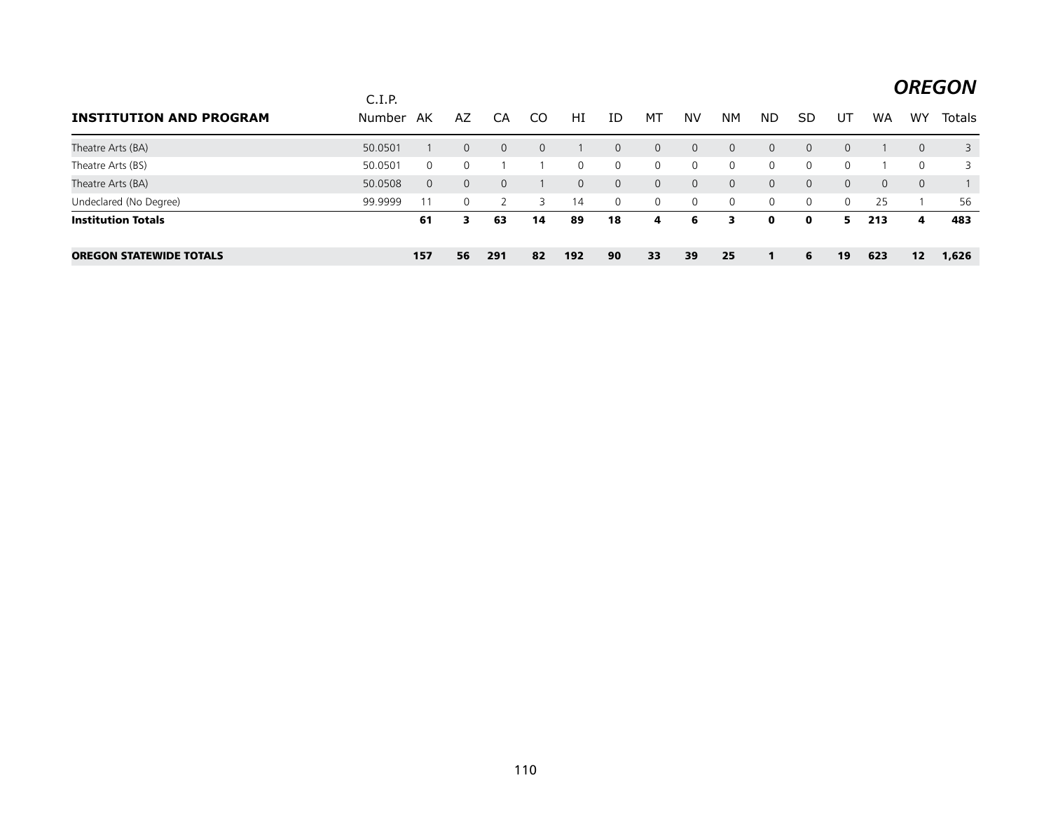## *OREGON*

| INSTITUTION AND PROGRAM | C.I.P. Number | AK | AZ | CA | CO | HI | ID | MT | NV | NM | ND | SD | UT | WA | WY | Totals |
|---|---|---|---|---|---|---|---|---|---|---|---|---|---|---|---|---|
| Theatre Arts (BA) | 50.0501 | 1 | 0 | 0 | 0 | 1 | 0 | 0 | 0 | 0 | 0 | 0 | 0 | 1 | 0 | 3 |
| Theatre Arts (BS) | 50.0501 | 0 | 0 | 1 | 1 | 0 | 0 | 0 | 0 | 0 | 0 | 0 | 0 | 1 | 0 | 3 |
| Theatre Arts (BA) | 50.0508 | 0 | 0 | 0 | 1 | 0 | 0 | 0 | 0 | 0 | 0 | 0 | 0 | 0 | 0 | 1 |
| Undeclared (No Degree) | 99.9999 | 11 | 0 | 2 | 3 | 14 | 0 | 0 | 0 | 0 | 0 | 0 | 0 | 25 | 1 | 56 |
| **Institution Totals** | | **61** | **3** | **63** | **14** | **89** | **18** | **4** | **6** | **3** | **0** | **0** | **5** | **213** | **4** | **483** |
| | | | | | | | | | | | | | | | | |
| **OREGON STATEWIDE TOTALS** | | **157** | **56** | **291** | **82** | **192** | **90** | **33** | **39** | **25** | **1** | **6** | **19** | **623** | **12** | **1,626** |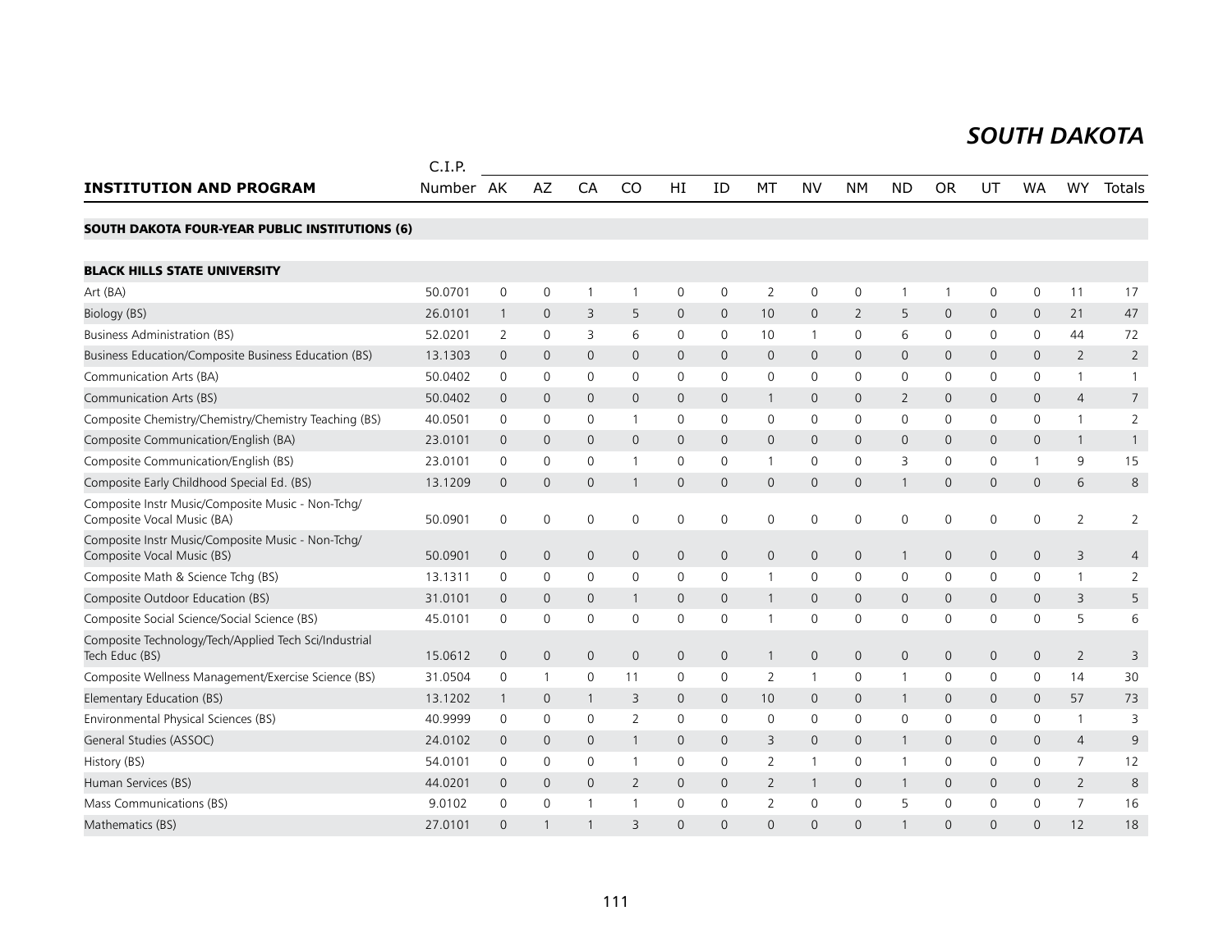# *SOUTH DAKOTA*

| INSTITUTION AND PROGRAM | C.I.P. Number | AK | AZ | CA | CO | HI | ID | MT | NV | NM | ND | OR | UT | WA | WY | Totals |
|---|---|---|---|---|---|---|---|---|---|---|---|---|---|---|---|---|
| **SOUTH DAKOTA FOUR-YEAR PUBLIC INSTITUTIONS (6)** | | | | | | | | | | | | | | | | |
| **BLACK HILLS STATE UNIVERSITY** | | | | | | | | | | | | | | | | |
| Art (BA) | 50.0701 | 0 | 0 | 1 | 1 | 0 | 0 | 2 | 0 | 0 | 1 | 1 | 0 | 0 | 11 | 17 |
| Biology (BS) | 26.0101 | 1 | 0 | 3 | 5 | 0 | 0 | 10 | 0 | 2 | 5 | 0 | 0 | 0 | 21 | 47 |
| Business Administration (BS) | 52.0201 | 2 | 0 | 3 | 6 | 0 | 0 | 10 | 1 | 0 | 6 | 0 | 0 | 0 | 44 | 72 |
| Business Education/Composite Business Education (BS) | 13.1303 | 0 | 0 | 0 | 0 | 0 | 0 | 0 | 0 | 0 | 0 | 0 | 0 | 0 | 2 | 2 |
| Communication Arts (BA) | 50.0402 | 0 | 0 | 0 | 0 | 0 | 0 | 0 | 0 | 0 | 0 | 0 | 0 | 0 | 1 | 1 |
| Communication Arts (BS) | 50.0402 | 0 | 0 | 0 | 0 | 0 | 0 | 1 | 0 | 0 | 2 | 0 | 0 | 0 | 4 | 7 |
| Composite Chemistry/Chemistry/Chemistry Teaching (BS) | 40.0501 | 0 | 0 | 0 | 1 | 0 | 0 | 0 | 0 | 0 | 0 | 0 | 0 | 0 | 1 | 2 |
| Composite Communication/English (BA) | 23.0101 | 0 | 0 | 0 | 0 | 0 | 0 | 0 | 0 | 0 | 0 | 0 | 0 | 0 | 1 | 1 |
| Composite Communication/English (BS) | 23.0101 | 0 | 0 | 0 | 1 | 0 | 0 | 1 | 0 | 0 | 3 | 0 | 0 | 1 | 9 | 15 |
| Composite Early Childhood Special Ed. (BS) | 13.1209 | 0 | 0 | 0 | 1 | 0 | 0 | 0 | 0 | 0 | 1 | 0 | 0 | 0 | 6 | 8 |
| Composite Instr Music/Composite Music - Non-Tchg/ Composite Vocal Music (BA) | 50.0901 | 0 | 0 | 0 | 0 | 0 | 0 | 0 | 0 | 0 | 0 | 0 | 0 | 0 | 2 | 2 |
| Composite Instr Music/Composite Music - Non-Tchg/ Composite Vocal Music (BS) | 50.0901 | 0 | 0 | 0 | 0 | 0 | 0 | 0 | 0 | 0 | 1 | 0 | 0 | 0 | 3 | 4 |
| Composite Math & Science Tchg (BS) | 13.1311 | 0 | 0 | 0 | 0 | 0 | 0 | 1 | 0 | 0 | 0 | 0 | 0 | 0 | 1 | 2 |
| Composite Outdoor Education (BS) | 31.0101 | 0 | 0 | 0 | 1 | 0 | 0 | 1 | 0 | 0 | 0 | 0 | 0 | 0 | 3 | 5 |
| Composite Social Science/Social Science (BS) | 45.0101 | 0 | 0 | 0 | 0 | 0 | 0 | 1 | 0 | 0 | 0 | 0 | 0 | 0 | 5 | 6 |
| Composite Technology/Tech/Applied Tech Sci/Industrial Tech Educ (BS) | 15.0612 | 0 | 0 | 0 | 0 | 0 | 0 | 1 | 0 | 0 | 0 | 0 | 0 | 0 | 2 | 3 |
| Composite Wellness Management/Exercise Science (BS) | 31.0504 | 0 | 1 | 0 | 11 | 0 | 0 | 2 | 1 | 0 | 1 | 0 | 0 | 0 | 14 | 30 |
| Elementary Education (BS) | 13.1202 | 1 | 0 | 1 | 3 | 0 | 0 | 10 | 0 | 0 | 1 | 0 | 0 | 0 | 57 | 73 |
| Environmental Physical Sciences (BS) | 40.9999 | 0 | 0 | 0 | 2 | 0 | 0 | 0 | 0 | 0 | 0 | 0 | 0 | 0 | 1 | 3 |
| General Studies (ASSOC) | 24.0102 | 0 | 0 | 0 | 1 | 0 | 0 | 3 | 0 | 0 | 1 | 0 | 0 | 0 | 4 | 9 |
| History (BS) | 54.0101 | 0 | 0 | 0 | 1 | 0 | 0 | 2 | 1 | 0 | 1 | 0 | 0 | 0 | 7 | 12 |
| Human Services (BS) | 44.0201 | 0 | 0 | 0 | 2 | 0 | 0 | 2 | 1 | 0 | 1 | 0 | 0 | 0 | 2 | 8 |
| Mass Communications (BS) | 9.0102 | 0 | 0 | 1 | 1 | 0 | 0 | 2 | 0 | 0 | 5 | 0 | 0 | 0 | 7 | 16 |
| Mathematics (BS) | 27.0101 | 0 | 1 | 1 | 3 | 0 | 0 | 0 | 0 | 0 | 1 | 0 | 0 | 0 | 12 | 18 |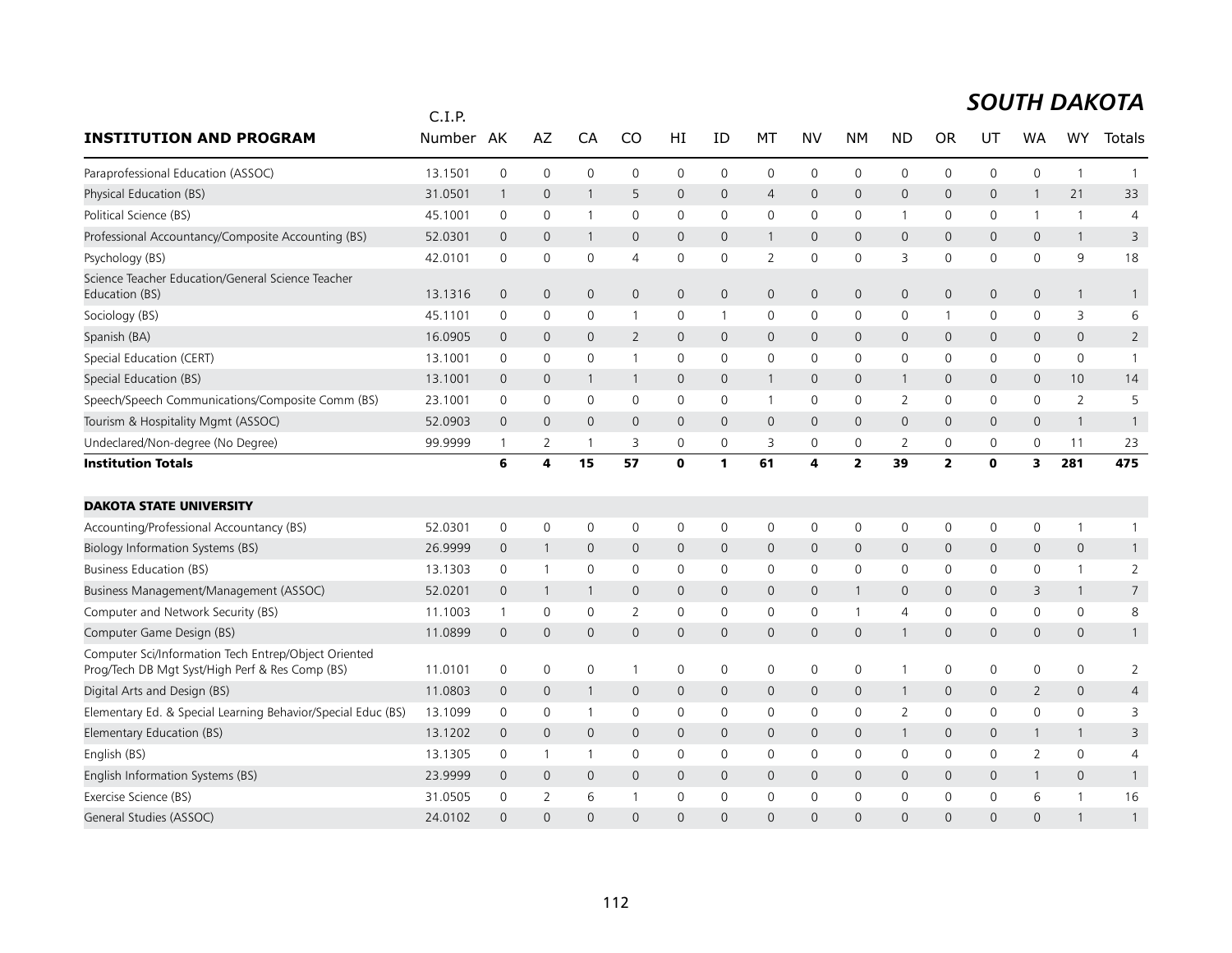## SOUTH DAKOTA

| INSTITUTION AND PROGRAM | C.I.P. Number | AK | AZ | CA | CO | HI | ID | MT | NV | NM | ND | OR | UT | WA | WY | Totals |
|---|---|---|---|---|---|---|---|---|---|---|---|---|---|---|---|---|
| Paraprofessional Education (ASSOC) | 13.1501 | 0 | 0 | 0 | 0 | 0 | 0 | 0 | 0 | 0 | 0 | 0 | 0 | 0 | 1 | 1 |
| Physical Education (BS) | 31.0501 | 1 | 0 | 1 | 5 | 0 | 0 | 4 | 0 | 0 | 0 | 0 | 0 | 1 | 21 | 33 |
| Political Science (BS) | 45.1001 | 0 | 0 | 1 | 0 | 0 | 0 | 0 | 0 | 0 | 1 | 0 | 0 | 1 | 1 | 4 |
| Professional Accountancy/Composite Accounting (BS) | 52.0301 | 0 | 0 | 1 | 0 | 0 | 0 | 1 | 0 | 0 | 0 | 0 | 0 | 0 | 1 | 3 |
| Psychology (BS) | 42.0101 | 0 | 0 | 0 | 4 | 0 | 0 | 2 | 0 | 0 | 3 | 0 | 0 | 0 | 9 | 18 |
| Science Teacher Education/General Science Teacher Education (BS) | 13.1316 | 0 | 0 | 0 | 0 | 0 | 0 | 0 | 0 | 0 | 0 | 0 | 0 | 0 | 1 | 1 |
| Sociology (BS) | 45.1101 | 0 | 0 | 0 | 1 | 0 | 1 | 0 | 0 | 0 | 0 | 1 | 0 | 0 | 3 | 6 |
| Spanish (BA) | 16.0905 | 0 | 0 | 0 | 2 | 0 | 0 | 0 | 0 | 0 | 0 | 0 | 0 | 0 | 0 | 2 |
| Special Education (CERT) | 13.1001 | 0 | 0 | 0 | 1 | 0 | 0 | 0 | 0 | 0 | 0 | 0 | 0 | 0 | 0 | 1 |
| Special Education (BS) | 13.1001 | 0 | 0 | 1 | 1 | 0 | 0 | 1 | 0 | 0 | 1 | 0 | 0 | 0 | 10 | 14 |
| Speech/Speech Communications/Composite Comm (BS) | 23.1001 | 0 | 0 | 0 | 0 | 0 | 0 | 1 | 0 | 0 | 2 | 0 | 0 | 0 | 2 | 5 |
| Tourism & Hospitality Mgmt (ASSOC) | 52.0903 | 0 | 0 | 0 | 0 | 0 | 0 | 0 | 0 | 0 | 0 | 0 | 0 | 0 | 1 | 1 |
| Undeclared/Non-degree (No Degree) | 99.9999 | 1 | 2 | 1 | 3 | 0 | 0 | 3 | 0 | 0 | 2 | 0 | 0 | 0 | 11 | 23 |
| **Institution Totals** | | **6** | **4** | **15** | **57** | **0** | **1** | **61** | **4** | **2** | **39** | **2** | **0** | **3** | **281** | **475** |
| | | | | | | | | | | | | | | | | |
| **DAKOTA STATE UNIVERSITY** | | | | | | | | | | | | | | | | |
| Accounting/Professional Accountancy (BS) | 52.0301 | 0 | 0 | 0 | 0 | 0 | 0 | 0 | 0 | 0 | 0 | 0 | 0 | 0 | 1 | 1 |
| Biology Information Systems (BS) | 26.9999 | 0 | 1 | 0 | 0 | 0 | 0 | 0 | 0 | 0 | 0 | 0 | 0 | 0 | 0 | 1 |
| Business Education (BS) | 13.1303 | 0 | 1 | 0 | 0 | 0 | 0 | 0 | 0 | 0 | 0 | 0 | 0 | 0 | 1 | 2 |
| Business Management/Management (ASSOC) | 52.0201 | 0 | 1 | 1 | 0 | 0 | 0 | 0 | 0 | 1 | 0 | 0 | 0 | 3 | 1 | 7 |
| Computer and Network Security (BS) | 11.1003 | 1 | 0 | 0 | 2 | 0 | 0 | 0 | 0 | 1 | 4 | 0 | 0 | 0 | 0 | 8 |
| Computer Game Design (BS) | 11.0899 | 0 | 0 | 0 | 0 | 0 | 0 | 0 | 0 | 0 | 1 | 0 | 0 | 0 | 0 | 1 |
| Computer Sci/Information Tech Entrep/Object Oriented Prog/Tech DB Mgt Syst/High Perf & Res Comp (BS) | 11.0101 | 0 | 0 | 0 | 1 | 0 | 0 | 0 | 0 | 0 | 1 | 0 | 0 | 0 | 0 | 2 |
| Digital Arts and Design (BS) | 11.0803 | 0 | 0 | 1 | 0 | 0 | 0 | 0 | 0 | 0 | 1 | 0 | 0 | 2 | 0 | 4 |
| Elementary Ed. & Special Learning Behavior/Special Educ (BS) | 13.1099 | 0 | 0 | 1 | 0 | 0 | 0 | 0 | 0 | 0 | 2 | 0 | 0 | 0 | 0 | 3 |
| Elementary Education (BS) | 13.1202 | 0 | 0 | 0 | 0 | 0 | 0 | 0 | 0 | 0 | 1 | 0 | 0 | 1 | 1 | 3 |
| English (BS) | 13.1305 | 0 | 1 | 1 | 0 | 0 | 0 | 0 | 0 | 0 | 0 | 0 | 0 | 2 | 0 | 4 |
| English Information Systems (BS) | 23.9999 | 0 | 0 | 0 | 0 | 0 | 0 | 0 | 0 | 0 | 0 | 0 | 0 | 1 | 0 | 1 |
| Exercise Science (BS) | 31.0505 | 0 | 2 | 6 | 1 | 0 | 0 | 0 | 0 | 0 | 0 | 0 | 0 | 6 | 1 | 16 |
| General Studies (ASSOC) | 24.0102 | 0 | 0 | 0 | 0 | 0 | 0 | 0 | 0 | 0 | 0 | 0 | 0 | 0 | 1 | 1 |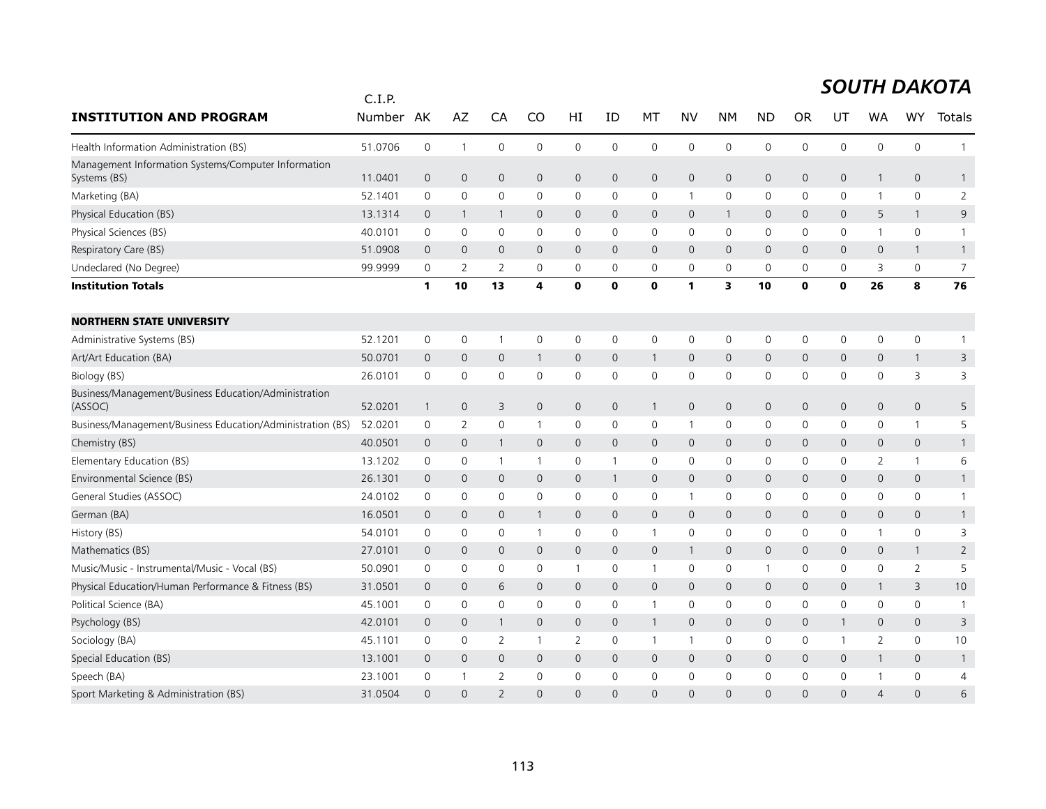## SOUTH DAKOTA

| INSTITUTION AND PROGRAM | C.I.P. Number | AK | AZ | CA | CO | HI | ID | MT | NV | NM | ND | OR | UT | WA | WY | Totals |
|---|---|---|---|---|---|---|---|---|---|---|---|---|---|---|---|---|
| Health Information Administration (BS) | 51.0706 | 0 | 1 | 0 | 0 | 0 | 0 | 0 | 0 | 0 | 0 | 0 | 0 | 0 | 0 | 1 |
| Management Information Systems/Computer Information Systems (BS) | 11.0401 | 0 | 0 | 0 | 0 | 0 | 0 | 0 | 0 | 0 | 0 | 0 | 0 | 1 | 0 | 1 |
| Marketing (BA) | 52.1401 | 0 | 0 | 0 | 0 | 0 | 0 | 0 | 1 | 0 | 0 | 0 | 0 | 1 | 0 | 2 |
| Physical Education (BS) | 13.1314 | 0 | 1 | 1 | 0 | 0 | 0 | 0 | 0 | 1 | 0 | 0 | 0 | 5 | 1 | 9 |
| Physical Sciences (BS) | 40.0101 | 0 | 0 | 0 | 0 | 0 | 0 | 0 | 0 | 0 | 0 | 0 | 0 | 1 | 0 | 1 |
| Respiratory Care (BS) | 51.0908 | 0 | 0 | 0 | 0 | 0 | 0 | 0 | 0 | 0 | 0 | 0 | 0 | 0 | 1 | 1 |
| Undeclared (No Degree) | 99.9999 | 0 | 2 | 2 | 0 | 0 | 0 | 0 | 0 | 0 | 0 | 0 | 0 | 3 | 0 | 7 |
| **Institution Totals** | | **1** | **10** | **13** | **4** | **0** | **0** | **0** | **1** | **3** | **10** | **0** | **0** | **26** | **8** | **76** |
| | | | | | | | | | | | | | | | | |
| **NORTHERN STATE UNIVERSITY** | | | | | | | | | | | | | | | | |
| Administrative Systems (BS) | 52.1201 | 0 | 0 | 1 | 0 | 0 | 0 | 0 | 0 | 0 | 0 | 0 | 0 | 0 | 0 | 1 |
| Art/Art Education (BA) | 50.0701 | 0 | 0 | 0 | 1 | 0 | 0 | 1 | 0 | 0 | 0 | 0 | 0 | 0 | 1 | 3 |
| Biology (BS) | 26.0101 | 0 | 0 | 0 | 0 | 0 | 0 | 0 | 0 | 0 | 0 | 0 | 0 | 0 | 3 | 3 |
| Business/Management/Business Education/Administration (ASSOC) | 52.0201 | 1 | 0 | 3 | 0 | 0 | 0 | 1 | 0 | 0 | 0 | 0 | 0 | 0 | 0 | 5 |
| Business/Management/Business Education/Administration (BS) | 52.0201 | 0 | 2 | 0 | 1 | 0 | 0 | 0 | 1 | 0 | 0 | 0 | 0 | 0 | 1 | 5 |
| Chemistry (BS) | 40.0501 | 0 | 0 | 1 | 0 | 0 | 0 | 0 | 0 | 0 | 0 | 0 | 0 | 0 | 0 | 1 |
| Elementary Education (BS) | 13.1202 | 0 | 0 | 1 | 1 | 0 | 1 | 0 | 0 | 0 | 0 | 0 | 0 | 2 | 1 | 6 |
| Environmental Science (BS) | 26.1301 | 0 | 0 | 0 | 0 | 0 | 1 | 0 | 0 | 0 | 0 | 0 | 0 | 0 | 0 | 1 |
| General Studies (ASSOC) | 24.0102 | 0 | 0 | 0 | 0 | 0 | 0 | 0 | 1 | 0 | 0 | 0 | 0 | 0 | 0 | 1 |
| German (BA) | 16.0501 | 0 | 0 | 0 | 1 | 0 | 0 | 0 | 0 | 0 | 0 | 0 | 0 | 0 | 0 | 1 |
| History (BS) | 54.0101 | 0 | 0 | 0 | 1 | 0 | 0 | 1 | 0 | 0 | 0 | 0 | 0 | 1 | 0 | 3 |
| Mathematics (BS) | 27.0101 | 0 | 0 | 0 | 0 | 0 | 0 | 0 | 1 | 0 | 0 | 0 | 0 | 0 | 1 | 2 |
| Music/Music - Instrumental/Music - Vocal (BS) | 50.0901 | 0 | 0 | 0 | 0 | 1 | 0 | 1 | 0 | 0 | 1 | 0 | 0 | 0 | 2 | 5 |
| Physical Education/Human Performance & Fitness (BS) | 31.0501 | 0 | 0 | 6 | 0 | 0 | 0 | 0 | 0 | 0 | 0 | 0 | 0 | 1 | 3 | 10 |
| Political Science (BA) | 45.1001 | 0 | 0 | 0 | 0 | 0 | 0 | 1 | 0 | 0 | 0 | 0 | 0 | 0 | 0 | 1 |
| Psychology (BS) | 42.0101 | 0 | 0 | 1 | 0 | 0 | 0 | 1 | 0 | 0 | 0 | 0 | 1 | 0 | 0 | 3 |
| Sociology (BA) | 45.1101 | 0 | 0 | 2 | 1 | 2 | 0 | 1 | 1 | 0 | 0 | 0 | 1 | 2 | 0 | 10 |
| Special Education (BS) | 13.1001 | 0 | 0 | 0 | 0 | 0 | 0 | 0 | 0 | 0 | 0 | 0 | 0 | 1 | 0 | 1 |
| Speech (BA) | 23.1001 | 0 | 1 | 2 | 0 | 0 | 0 | 0 | 0 | 0 | 0 | 0 | 0 | 1 | 0 | 4 |
| Sport Marketing & Administration (BS) | 31.0504 | 0 | 0 | 2 | 0 | 0 | 0 | 0 | 0 | 0 | 0 | 0 | 0 | 4 | 0 | 6 |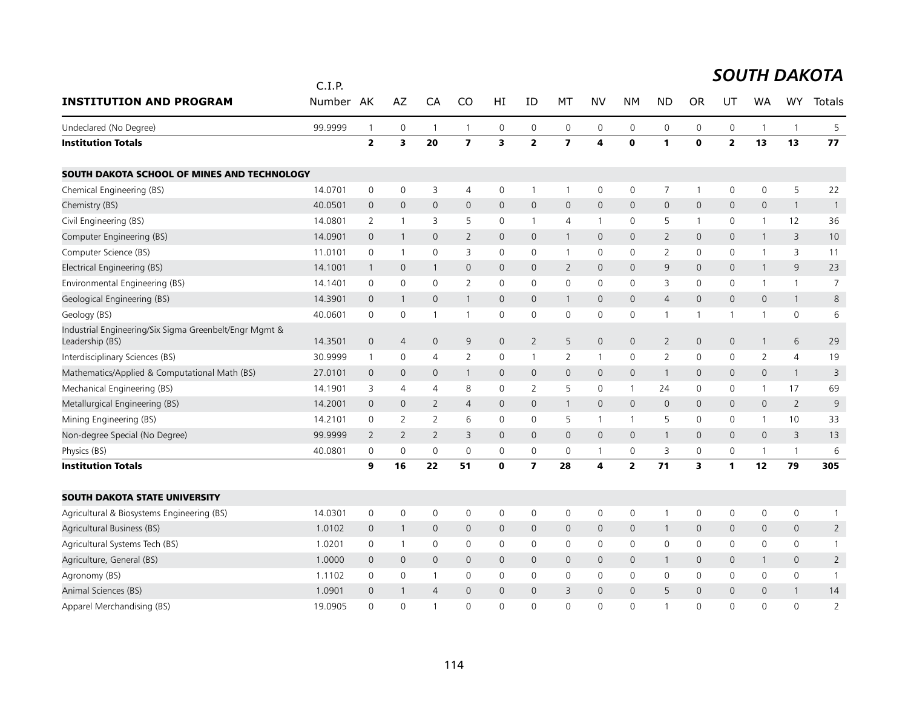# SOUTH DAKOTA

| INSTITUTION AND PROGRAM | C.I.P. Number | AK | AZ | CA | CO | HI | ID | MT | NV | NM | ND | OR | UT | WA | WY | Totals |
|---|---|---|---|---|---|---|---|---|---|---|---|---|---|---|---|---|
| Undeclared (No Degree) | 99.9999 | 1 | 0 | 1 | 1 | 0 | 0 | 0 | 0 | 0 | 0 | 0 | 0 | 1 | 1 | 5 |
| **Institution Totals** | | **2** | **3** | **20** | **7** | **3** | **2** | **7** | **4** | **0** | **1** | **0** | **2** | **13** | **13** | **77** |
| **SOUTH DAKOTA SCHOOL OF MINES AND TECHNOLOGY** | | | | | | | | | | | | | | | | |
| Chemical Engineering (BS) | 14.0701 | 0 | 0 | 3 | 4 | 0 | 1 | 1 | 0 | 0 | 7 | 1 | 0 | 0 | 5 | 22 |
| Chemistry (BS) | 40.0501 | 0 | 0 | 0 | 0 | 0 | 0 | 0 | 0 | 0 | 0 | 0 | 0 | 0 | 1 | 1 |
| Civil Engineering (BS) | 14.0801 | 2 | 1 | 3 | 5 | 0 | 1 | 4 | 1 | 0 | 5 | 1 | 0 | 1 | 12 | 36 |
| Computer Engineering (BS) | 14.0901 | 0 | 1 | 0 | 2 | 0 | 0 | 1 | 0 | 0 | 2 | 0 | 0 | 1 | 3 | 10 |
| Computer Science (BS) | 11.0101 | 0 | 1 | 0 | 3 | 0 | 0 | 1 | 0 | 0 | 2 | 0 | 0 | 1 | 3 | 11 |
| Electrical Engineering (BS) | 14.1001 | 1 | 0 | 1 | 0 | 0 | 0 | 2 | 0 | 0 | 9 | 0 | 0 | 1 | 9 | 23 |
| Environmental Engineering (BS) | 14.1401 | 0 | 0 | 0 | 2 | 0 | 0 | 0 | 0 | 0 | 3 | 0 | 0 | 1 | 1 | 7 |
| Geological Engineering (BS) | 14.3901 | 0 | 1 | 0 | 1 | 0 | 0 | 1 | 0 | 0 | 4 | 0 | 0 | 0 | 1 | 8 |
| Geology (BS) | 40.0601 | 0 | 0 | 1 | 1 | 0 | 0 | 0 | 0 | 0 | 1 | 1 | 1 | 1 | 0 | 6 |
| Industrial Engineering/Six Sigma Greenbelt/Engr Mgmt & Leadership (BS) | 14.3501 | 0 | 4 | 0 | 9 | 0 | 2 | 5 | 0 | 0 | 2 | 0 | 0 | 1 | 6 | 29 |
| Interdisciplinary Sciences (BS) | 30.9999 | 1 | 0 | 4 | 2 | 0 | 1 | 2 | 1 | 0 | 2 | 0 | 0 | 2 | 4 | 19 |
| Mathematics/Applied & Computational Math (BS) | 27.0101 | 0 | 0 | 0 | 1 | 0 | 0 | 0 | 0 | 0 | 1 | 0 | 0 | 0 | 1 | 3 |
| Mechanical Engineering (BS) | 14.1901 | 3 | 4 | 4 | 8 | 0 | 2 | 5 | 0 | 1 | 24 | 0 | 0 | 1 | 17 | 69 |
| Metallurgical Engineering (BS) | 14.2001 | 0 | 0 | 2 | 4 | 0 | 0 | 1 | 0 | 0 | 0 | 0 | 0 | 0 | 2 | 9 |
| Mining Engineering (BS) | 14.2101 | 0 | 2 | 2 | 6 | 0 | 0 | 5 | 1 | 1 | 5 | 0 | 0 | 1 | 10 | 33 |
| Non-degree Special (No Degree) | 99.9999 | 2 | 2 | 2 | 3 | 0 | 0 | 0 | 0 | 0 | 1 | 0 | 0 | 0 | 3 | 13 |
| Physics (BS) | 40.0801 | 0 | 0 | 0 | 0 | 0 | 0 | 0 | 1 | 0 | 3 | 0 | 0 | 1 | 1 | 6 |
| **Institution Totals** | | **9** | **16** | **22** | **51** | **0** | **7** | **28** | **4** | **2** | **71** | **3** | **1** | **12** | **79** | **305** |
| **SOUTH DAKOTA STATE UNIVERSITY** | | | | | | | | | | | | | | | | |
| Agricultural & Biosystems Engineering (BS) | 14.0301 | 0 | 0 | 0 | 0 | 0 | 0 | 0 | 0 | 0 | 1 | 0 | 0 | 0 | 0 | 1 |
| Agricultural Business (BS) | 1.0102 | 0 | 1 | 0 | 0 | 0 | 0 | 0 | 0 | 0 | 1 | 0 | 0 | 0 | 0 | 2 |
| Agricultural Systems Tech (BS) | 1.0201 | 0 | 1 | 0 | 0 | 0 | 0 | 0 | 0 | 0 | 0 | 0 | 0 | 0 | 0 | 1 |
| Agriculture, General (BS) | 1.0000 | 0 | 0 | 0 | 0 | 0 | 0 | 0 | 0 | 0 | 1 | 0 | 0 | 1 | 0 | 2 |
| Agronomy (BS) | 1.1102 | 0 | 0 | 1 | 0 | 0 | 0 | 0 | 0 | 0 | 0 | 0 | 0 | 0 | 0 | 1 |
| Animal Sciences (BS) | 1.0901 | 0 | 1 | 4 | 0 | 0 | 0 | 3 | 0 | 0 | 5 | 0 | 0 | 0 | 1 | 14 |
| Apparel Merchandising (BS) | 19.0905 | 0 | 0 | 1 | 0 | 0 | 0 | 0 | 0 | 0 | 1 | 0 | 0 | 0 | 0 | 2 |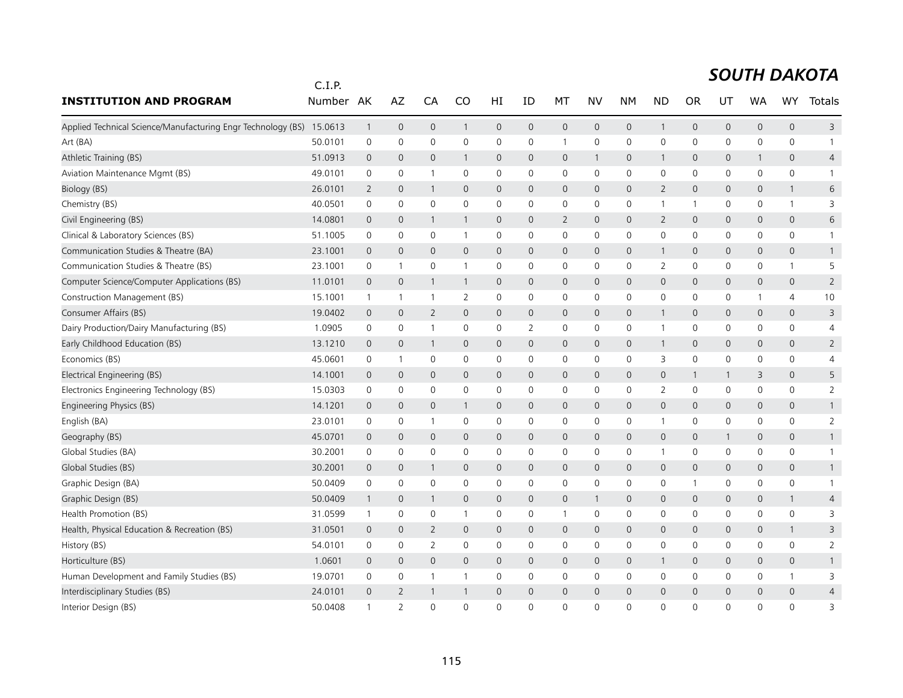## *SOUTH DAKOTA*

| INSTITUTION AND PROGRAM | C.I.P. Number | AK | AZ | CA | CO | HI | ID | MT | NV | NM | ND | OR | UT | WA | WY | Totals |
|---|---|---|---|---|---|---|---|---|---|---|---|---|---|---|---|---|
| Applied Technical Science/Manufacturing Engr Technology (BS) | 15.0613 | 1 | 0 | 0 | 1 | 0 | 0 | 0 | 0 | 0 | 1 | 0 | 0 | 0 | 0 | 3 |
| Art (BA) | 50.0101 | 0 | 0 | 0 | 0 | 0 | 0 | 1 | 0 | 0 | 0 | 0 | 0 | 0 | 0 | 1 |
| Athletic Training (BS) | 51.0913 | 0 | 0 | 0 | 1 | 0 | 0 | 0 | 1 | 0 | 1 | 0 | 0 | 1 | 0 | 4 |
| Aviation Maintenance Mgmt (BS) | 49.0101 | 0 | 0 | 1 | 0 | 0 | 0 | 0 | 0 | 0 | 0 | 0 | 0 | 0 | 0 | 1 |
| Biology (BS) | 26.0101 | 2 | 0 | 1 | 0 | 0 | 0 | 0 | 0 | 0 | 2 | 0 | 0 | 0 | 1 | 6 |
| Chemistry (BS) | 40.0501 | 0 | 0 | 0 | 0 | 0 | 0 | 0 | 0 | 0 | 1 | 1 | 0 | 0 | 1 | 3 |
| Civil Engineering (BS) | 14.0801 | 0 | 0 | 1 | 1 | 0 | 0 | 2 | 0 | 0 | 2 | 0 | 0 | 0 | 0 | 6 |
| Clinical & Laboratory Sciences (BS) | 51.1005 | 0 | 0 | 0 | 1 | 0 | 0 | 0 | 0 | 0 | 0 | 0 | 0 | 0 | 0 | 1 |
| Communication Studies & Theatre (BA) | 23.1001 | 0 | 0 | 0 | 0 | 0 | 0 | 0 | 0 | 0 | 1 | 0 | 0 | 0 | 0 | 1 |
| Communication Studies & Theatre (BS) | 23.1001 | 0 | 1 | 0 | 1 | 0 | 0 | 0 | 0 | 0 | 2 | 0 | 0 | 0 | 1 | 5 |
| Computer Science/Computer Applications (BS) | 11.0101 | 0 | 0 | 1 | 1 | 0 | 0 | 0 | 0 | 0 | 0 | 0 | 0 | 0 | 0 | 2 |
| Construction Management (BS) | 15.1001 | 1 | 1 | 1 | 2 | 0 | 0 | 0 | 0 | 0 | 0 | 0 | 0 | 1 | 4 | 10 |
| Consumer Affairs (BS) | 19.0402 | 0 | 0 | 2 | 0 | 0 | 0 | 0 | 0 | 0 | 1 | 0 | 0 | 0 | 0 | 3 |
| Dairy Production/Dairy Manufacturing (BS) | 1.0905 | 0 | 0 | 1 | 0 | 0 | 2 | 0 | 0 | 0 | 1 | 0 | 0 | 0 | 0 | 4 |
| Early Childhood Education (BS) | 13.1210 | 0 | 0 | 1 | 0 | 0 | 0 | 0 | 0 | 0 | 1 | 0 | 0 | 0 | 0 | 2 |
| Economics (BS) | 45.0601 | 0 | 1 | 0 | 0 | 0 | 0 | 0 | 0 | 0 | 3 | 0 | 0 | 0 | 0 | 4 |
| Electrical Engineering (BS) | 14.1001 | 0 | 0 | 0 | 0 | 0 | 0 | 0 | 0 | 0 | 0 | 1 | 1 | 3 | 0 | 5 |
| Electronics Engineering Technology (BS) | 15.0303 | 0 | 0 | 0 | 0 | 0 | 0 | 0 | 0 | 0 | 2 | 0 | 0 | 0 | 0 | 2 |
| Engineering Physics (BS) | 14.1201 | 0 | 0 | 0 | 1 | 0 | 0 | 0 | 0 | 0 | 0 | 0 | 0 | 0 | 0 | 1 |
| English (BA) | 23.0101 | 0 | 0 | 1 | 0 | 0 | 0 | 0 | 0 | 0 | 1 | 0 | 0 | 0 | 0 | 2 |
| Geography (BS) | 45.0701 | 0 | 0 | 0 | 0 | 0 | 0 | 0 | 0 | 0 | 0 | 0 | 1 | 0 | 0 | 1 |
| Global Studies (BA) | 30.2001 | 0 | 0 | 0 | 0 | 0 | 0 | 0 | 0 | 0 | 1 | 0 | 0 | 0 | 0 | 1 |
| Global Studies (BS) | 30.2001 | 0 | 0 | 1 | 0 | 0 | 0 | 0 | 0 | 0 | 0 | 0 | 0 | 0 | 0 | 1 |
| Graphic Design (BA) | 50.0409 | 0 | 0 | 0 | 0 | 0 | 0 | 0 | 0 | 0 | 0 | 1 | 0 | 0 | 0 | 1 |
| Graphic Design (BS) | 50.0409 | 1 | 0 | 1 | 0 | 0 | 0 | 0 | 1 | 0 | 0 | 0 | 0 | 0 | 1 | 4 |
| Health Promotion (BS) | 31.0599 | 1 | 0 | 0 | 1 | 0 | 0 | 1 | 0 | 0 | 0 | 0 | 0 | 0 | 0 | 3 |
| Health, Physical Education & Recreation (BS) | 31.0501 | 0 | 0 | 2 | 0 | 0 | 0 | 0 | 0 | 0 | 0 | 0 | 0 | 0 | 1 | 3 |
| History (BS) | 54.0101 | 0 | 0 | 2 | 0 | 0 | 0 | 0 | 0 | 0 | 0 | 0 | 0 | 0 | 0 | 2 |
| Horticulture (BS) | 1.0601 | 0 | 0 | 0 | 0 | 0 | 0 | 0 | 0 | 0 | 1 | 0 | 0 | 0 | 0 | 1 |
| Human Development and Family Studies (BS) | 19.0701 | 0 | 0 | 1 | 1 | 0 | 0 | 0 | 0 | 0 | 0 | 0 | 0 | 0 | 1 | 3 |
| Interdisciplinary Studies (BS) | 24.0101 | 0 | 2 | 1 | 1 | 0 | 0 | 0 | 0 | 0 | 0 | 0 | 0 | 0 | 0 | 4 |
| Interior Design (BS) | 50.0408 | 1 | 2 | 0 | 0 | 0 | 0 | 0 | 0 | 0 | 0 | 0 | 0 | 0 | 0 | 3 |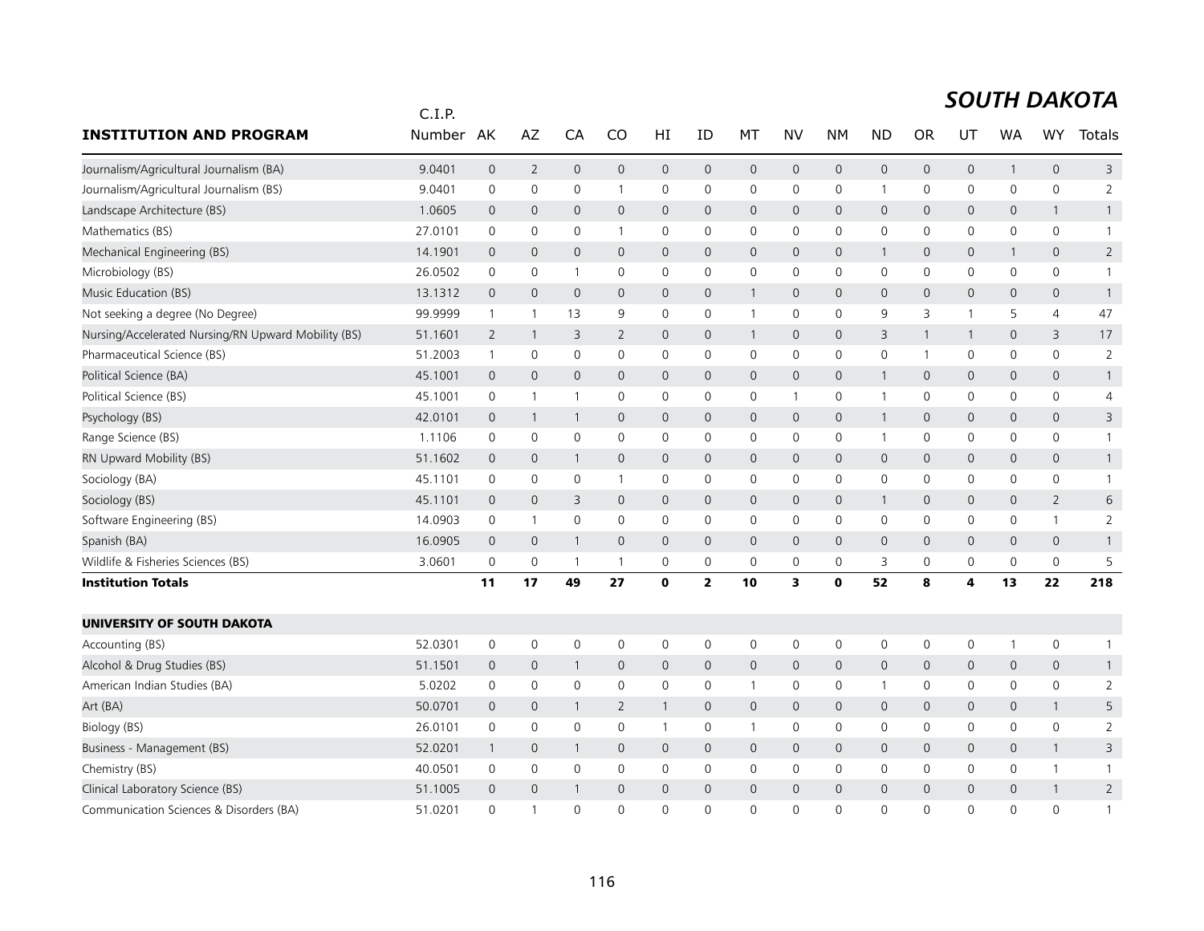# SOUTH DAKOTA

| INSTITUTION AND PROGRAM | C.I.P. Number | AK | AZ | CA | CO | HI | ID | MT | NV | NM | ND | OR | UT | WA | WY | Totals |
|---|---|---|---|---|---|---|---|---|---|---|---|---|---|---|---|---|
| Journalism/Agricultural Journalism (BA) | 9.0401 | 0 | 2 | 0 | 0 | 0 | 0 | 0 | 0 | 0 | 0 | 0 | 0 | 1 | 0 | 3 |
| Journalism/Agricultural Journalism (BS) | 9.0401 | 0 | 0 | 0 | 1 | 0 | 0 | 0 | 0 | 0 | 1 | 0 | 0 | 0 | 0 | 2 |
| Landscape Architecture (BS) | 1.0605 | 0 | 0 | 0 | 0 | 0 | 0 | 0 | 0 | 0 | 0 | 0 | 0 | 0 | 1 | 1 |
| Mathematics (BS) | 27.0101 | 0 | 0 | 0 | 1 | 0 | 0 | 0 | 0 | 0 | 0 | 0 | 0 | 0 | 0 | 1 |
| Mechanical Engineering (BS) | 14.1901 | 0 | 0 | 0 | 0 | 0 | 0 | 0 | 0 | 0 | 1 | 0 | 0 | 1 | 0 | 2 |
| Microbiology (BS) | 26.0502 | 0 | 0 | 1 | 0 | 0 | 0 | 0 | 0 | 0 | 0 | 0 | 0 | 0 | 0 | 1 |
| Music Education (BS) | 13.1312 | 0 | 0 | 0 | 0 | 0 | 0 | 1 | 0 | 0 | 0 | 0 | 0 | 0 | 0 | 1 |
| Not seeking a degree (No Degree) | 99.9999 | 1 | 1 | 13 | 9 | 0 | 0 | 1 | 0 | 0 | 9 | 3 | 1 | 5 | 4 | 47 |
| Nursing/Accelerated Nursing/RN Upward Mobility (BS) | 51.1601 | 2 | 1 | 3 | 2 | 0 | 0 | 1 | 0 | 0 | 3 | 1 | 1 | 0 | 3 | 17 |
| Pharmaceutical Science (BS) | 51.2003 | 1 | 0 | 0 | 0 | 0 | 0 | 0 | 0 | 0 | 0 | 1 | 0 | 0 | 0 | 2 |
| Political Science (BA) | 45.1001 | 0 | 0 | 0 | 0 | 0 | 0 | 0 | 0 | 0 | 1 | 0 | 0 | 0 | 0 | 1 |
| Political Science (BS) | 45.1001 | 0 | 1 | 1 | 0 | 0 | 0 | 0 | 1 | 0 | 1 | 0 | 0 | 0 | 0 | 4 |
| Psychology (BS) | 42.0101 | 0 | 1 | 1 | 0 | 0 | 0 | 0 | 0 | 0 | 1 | 0 | 0 | 0 | 0 | 3 |
| Range Science (BS) | 1.1106 | 0 | 0 | 0 | 0 | 0 | 0 | 0 | 0 | 0 | 1 | 0 | 0 | 0 | 0 | 1 |
| RN Upward Mobility (BS) | 51.1602 | 0 | 0 | 1 | 0 | 0 | 0 | 0 | 0 | 0 | 0 | 0 | 0 | 0 | 0 | 1 |
| Sociology (BA) | 45.1101 | 0 | 0 | 0 | 1 | 0 | 0 | 0 | 0 | 0 | 0 | 0 | 0 | 0 | 0 | 1 |
| Sociology (BS) | 45.1101 | 0 | 0 | 3 | 0 | 0 | 0 | 0 | 0 | 0 | 1 | 0 | 0 | 0 | 2 | 6 |
| Software Engineering (BS) | 14.0903 | 0 | 1 | 0 | 0 | 0 | 0 | 0 | 0 | 0 | 0 | 0 | 0 | 0 | 1 | 2 |
| Spanish (BA) | 16.0905 | 0 | 0 | 1 | 0 | 0 | 0 | 0 | 0 | 0 | 0 | 0 | 0 | 0 | 0 | 1 |
| Wildlife & Fisheries Sciences (BS) | 3.0601 | 0 | 0 | 1 | 1 | 0 | 0 | 0 | 0 | 0 | 3 | 0 | 0 | 0 | 0 | 5 |
| **Institution Totals** | | **11** | **17** | **49** | **27** | **0** | **2** | **10** | **3** | **0** | **52** | **8** | **4** | **13** | **22** | **218** |
| | | | | | | | | | | | | | | | | |
| **UNIVERSITY OF SOUTH DAKOTA** | | | | | | | | | | | | | | | | |
| Accounting (BS) | 52.0301 | 0 | 0 | 0 | 0 | 0 | 0 | 0 | 0 | 0 | 0 | 0 | 0 | 1 | 0 | 1 |
| Alcohol & Drug Studies (BS) | 51.1501 | 0 | 0 | 1 | 0 | 0 | 0 | 0 | 0 | 0 | 0 | 0 | 0 | 0 | 0 | 1 |
| American Indian Studies (BA) | 5.0202 | 0 | 0 | 0 | 0 | 0 | 0 | 1 | 0 | 0 | 1 | 0 | 0 | 0 | 0 | 2 |
| Art (BA) | 50.0701 | 0 | 0 | 1 | 2 | 1 | 0 | 0 | 0 | 0 | 0 | 0 | 0 | 0 | 1 | 5 |
| Biology (BS) | 26.0101 | 0 | 0 | 0 | 0 | 1 | 0 | 1 | 0 | 0 | 0 | 0 | 0 | 0 | 0 | 2 |
| Business - Management (BS) | 52.0201 | 1 | 0 | 1 | 0 | 0 | 0 | 0 | 0 | 0 | 0 | 0 | 0 | 0 | 1 | 3 |
| Chemistry (BS) | 40.0501 | 0 | 0 | 0 | 0 | 0 | 0 | 0 | 0 | 0 | 0 | 0 | 0 | 0 | 1 | 1 |
| Clinical Laboratory Science (BS) | 51.1005 | 0 | 0 | 1 | 0 | 0 | 0 | 0 | 0 | 0 | 0 | 0 | 0 | 0 | 1 | 2 |
| Communication Sciences & Disorders (BA) | 51.0201 | 0 | 1 | 0 | 0 | 0 | 0 | 0 | 0 | 0 | 0 | 0 | 0 | 0 | 0 | 1 |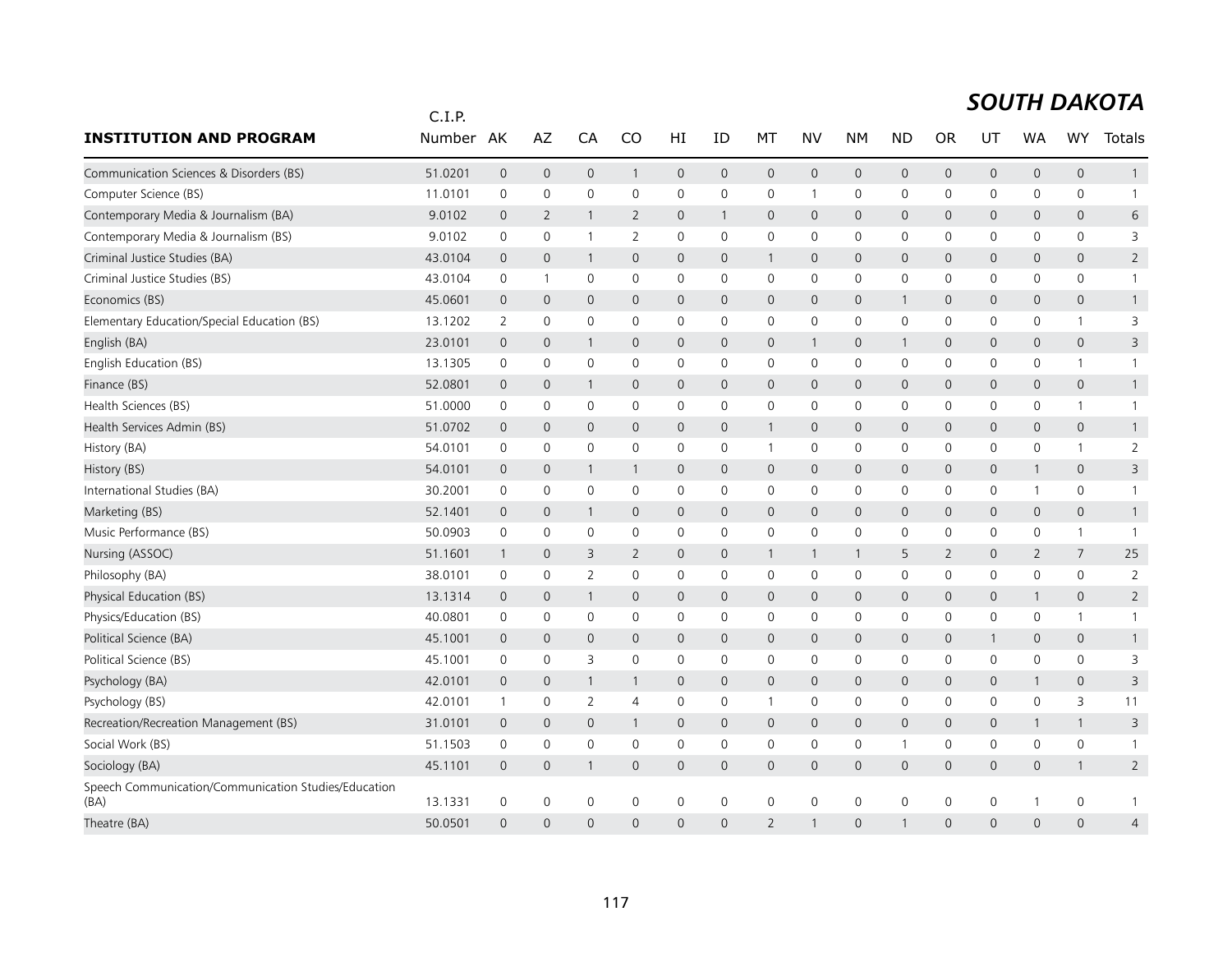# SOUTH DAKOTA

| INSTITUTION AND PROGRAM | C.I.P. Number | AK | AZ | CA | CO | HI | ID | MT | NV | NM | ND | OR | UT | WA | WY | Totals |
|---|---|---|---|---|---|---|---|---|---|---|---|---|---|---|---|---|
| Communication Sciences & Disorders (BS) | 51.0201 | 0 | 0 | 0 | 1 | 0 | 0 | 0 | 0 | 0 | 0 | 0 | 0 | 0 | 0 | 1 |
| Computer Science (BS) | 11.0101 | 0 | 0 | 0 | 0 | 0 | 0 | 0 | 1 | 0 | 0 | 0 | 0 | 0 | 0 | 1 |
| Contemporary Media & Journalism (BA) | 9.0102 | 0 | 2 | 1 | 2 | 0 | 1 | 0 | 0 | 0 | 0 | 0 | 0 | 0 | 0 | 6 |
| Contemporary Media & Journalism (BS) | 9.0102 | 0 | 0 | 1 | 2 | 0 | 0 | 0 | 0 | 0 | 0 | 0 | 0 | 0 | 0 | 3 |
| Criminal Justice Studies (BA) | 43.0104 | 0 | 0 | 1 | 0 | 0 | 0 | 1 | 0 | 0 | 0 | 0 | 0 | 0 | 0 | 2 |
| Criminal Justice Studies (BS) | 43.0104 | 0 | 1 | 0 | 0 | 0 | 0 | 0 | 0 | 0 | 0 | 0 | 0 | 0 | 0 | 1 |
| Economics (BS) | 45.0601 | 0 | 0 | 0 | 0 | 0 | 0 | 0 | 0 | 0 | 1 | 0 | 0 | 0 | 0 | 1 |
| Elementary Education/Special Education (BS) | 13.1202 | 2 | 0 | 0 | 0 | 0 | 0 | 0 | 0 | 0 | 0 | 0 | 0 | 0 | 1 | 3 |
| English (BA) | 23.0101 | 0 | 0 | 1 | 0 | 0 | 0 | 0 | 1 | 0 | 1 | 0 | 0 | 0 | 0 | 3 |
| English Education (BS) | 13.1305 | 0 | 0 | 0 | 0 | 0 | 0 | 0 | 0 | 0 | 0 | 0 | 0 | 0 | 1 | 1 |
| Finance (BS) | 52.0801 | 0 | 0 | 1 | 0 | 0 | 0 | 0 | 0 | 0 | 0 | 0 | 0 | 0 | 0 | 1 |
| Health Sciences (BS) | 51.0000 | 0 | 0 | 0 | 0 | 0 | 0 | 0 | 0 | 0 | 0 | 0 | 0 | 0 | 1 | 1 |
| Health Services Admin (BS) | 51.0702 | 0 | 0 | 0 | 0 | 0 | 0 | 1 | 0 | 0 | 0 | 0 | 0 | 0 | 0 | 1 |
| History (BA) | 54.0101 | 0 | 0 | 0 | 0 | 0 | 0 | 1 | 0 | 0 | 0 | 0 | 0 | 0 | 1 | 2 |
| History (BS) | 54.0101 | 0 | 0 | 1 | 1 | 0 | 0 | 0 | 0 | 0 | 0 | 0 | 0 | 1 | 0 | 3 |
| International Studies (BA) | 30.2001 | 0 | 0 | 0 | 0 | 0 | 0 | 0 | 0 | 0 | 0 | 0 | 0 | 1 | 0 | 1 |
| Marketing (BS) | 52.1401 | 0 | 0 | 1 | 0 | 0 | 0 | 0 | 0 | 0 | 0 | 0 | 0 | 0 | 0 | 1 |
| Music Performance (BS) | 50.0903 | 0 | 0 | 0 | 0 | 0 | 0 | 0 | 0 | 0 | 0 | 0 | 0 | 0 | 1 | 1 |
| Nursing (ASSOC) | 51.1601 | 1 | 0 | 3 | 2 | 0 | 0 | 1 | 1 | 1 | 5 | 2 | 0 | 2 | 7 | 25 |
| Philosophy (BA) | 38.0101 | 0 | 0 | 2 | 0 | 0 | 0 | 0 | 0 | 0 | 0 | 0 | 0 | 0 | 0 | 2 |
| Physical Education (BS) | 13.1314 | 0 | 0 | 1 | 0 | 0 | 0 | 0 | 0 | 0 | 0 | 0 | 0 | 1 | 0 | 2 |
| Physics/Education (BS) | 40.0801 | 0 | 0 | 0 | 0 | 0 | 0 | 0 | 0 | 0 | 0 | 0 | 0 | 0 | 1 | 1 |
| Political Science (BA) | 45.1001 | 0 | 0 | 0 | 0 | 0 | 0 | 0 | 0 | 0 | 0 | 0 | 1 | 0 | 0 | 1 |
| Political Science (BS) | 45.1001 | 0 | 0 | 3 | 0 | 0 | 0 | 0 | 0 | 0 | 0 | 0 | 0 | 0 | 0 | 3 |
| Psychology (BA) | 42.0101 | 0 | 0 | 1 | 1 | 0 | 0 | 0 | 0 | 0 | 0 | 0 | 0 | 1 | 0 | 3 |
| Psychology (BS) | 42.0101 | 1 | 0 | 2 | 4 | 0 | 0 | 1 | 0 | 0 | 0 | 0 | 0 | 0 | 3 | 11 |
| Recreation/Recreation Management (BS) | 31.0101 | 0 | 0 | 0 | 1 | 0 | 0 | 0 | 0 | 0 | 0 | 0 | 0 | 1 | 1 | 3 |
| Social Work (BS) | 51.1503 | 0 | 0 | 0 | 0 | 0 | 0 | 0 | 0 | 0 | 1 | 0 | 0 | 0 | 0 | 1 |
| Sociology (BA) | 45.1101 | 0 | 0 | 1 | 0 | 0 | 0 | 0 | 0 | 0 | 0 | 0 | 0 | 0 | 1 | 2 |
| Speech Communication/Communication Studies/Education (BA) | 13.1331 | 0 | 0 | 0 | 0 | 0 | 0 | 0 | 0 | 0 | 0 | 0 | 0 | 1 | 0 | 1 |
| Theatre (BA) | 50.0501 | 0 | 0 | 0 | 0 | 0 | 0 | 2 | 1 | 0 | 1 | 0 | 0 | 0 | 0 | 4 |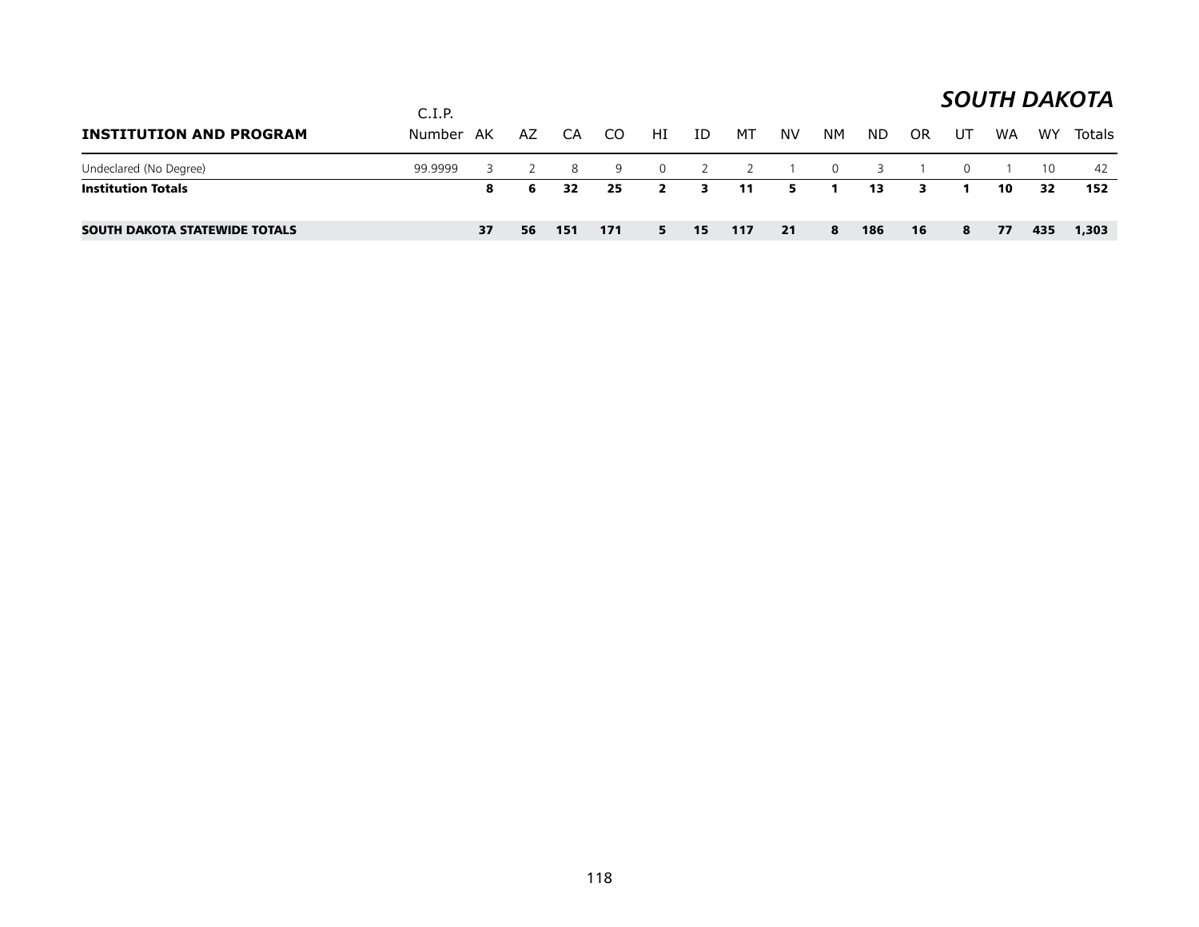## SOUTH DAKOTA

| INSTITUTION AND PROGRAM | C.I.P. Number | AK | AZ | CA | CO | HI | ID | MT | NV | NM | ND | OR | UT | WA | WY | Totals |
|---|---|---|---|---|---|---|---|---|---|---|---|---|---|---|---|---|
| Undeclared (No Degree) | 99.9999 | 3 | 2 | 8 | 9 | 0 | 2 | 2 | 1 | 0 | 3 | 1 | 0 | 1 | 10 | 42 |
| **Institution Totals** | | **8** | **6** | **32** | **25** | **2** | **3** | **11** | **5** | **1** | **13** | **3** | **1** | **10** | **32** | **152** |
| **SOUTH DAKOTA STATEWIDE TOTALS** | | **37** | **56** | **151** | **171** | **5** | **15** | **117** | **21** | **8** | **186** | **16** | **8** | **77** | **435** | **1,303** |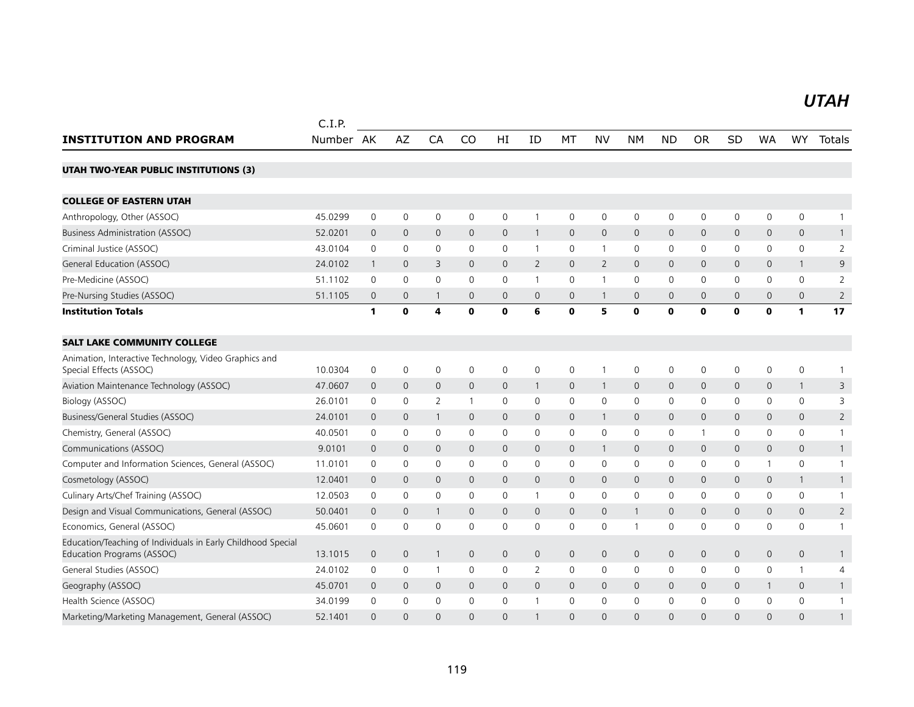# UTAH

| INSTITUTION AND PROGRAM | C.I.P. Number | AK | AZ | CA | CO | HI | ID | MT | NV | NM | ND | OR | SD | WA | WY | Totals |
|---|---|---|---|---|---|---|---|---|---|---|---|---|---|---|---|---|
| **UTAH TWO-YEAR PUBLIC INSTITUTIONS (3)** | | | | | | | | | | | | | | | | |
| **COLLEGE OF EASTERN UTAH** | | | | | | | | | | | | | | | | |
| Anthropology, Other (ASSOC) | 45.0299 | 0 | 0 | 0 | 0 | 0 | 1 | 0 | 0 | 0 | 0 | 0 | 0 | 0 | 0 | 1 |
| Business Administration (ASSOC) | 52.0201 | 0 | 0 | 0 | 0 | 0 | 1 | 0 | 0 | 0 | 0 | 0 | 0 | 0 | 0 | 1 |
| Criminal Justice (ASSOC) | 43.0104 | 0 | 0 | 0 | 0 | 0 | 1 | 0 | 1 | 0 | 0 | 0 | 0 | 0 | 0 | 2 |
| General Education (ASSOC) | 24.0102 | 1 | 0 | 3 | 0 | 0 | 2 | 0 | 2 | 0 | 0 | 0 | 0 | 0 | 1 | 9 |
| Pre-Medicine (ASSOC) | 51.1102 | 0 | 0 | 0 | 0 | 0 | 1 | 0 | 1 | 0 | 0 | 0 | 0 | 0 | 0 | 2 |
| Pre-Nursing Studies (ASSOC) | 51.1105 | 0 | 0 | 1 | 0 | 0 | 0 | 0 | 1 | 0 | 0 | 0 | 0 | 0 | 0 | 2 |
| **Institution Totals** | | **1** | **0** | **4** | **0** | **0** | **6** | **0** | **5** | **0** | **0** | **0** | **0** | **0** | **1** | **17** |
| **SALT LAKE COMMUNITY COLLEGE** | | | | | | | | | | | | | | | | |
| Animation, Interactive Technology, Video Graphics and Special Effects (ASSOC) | 10.0304 | 0 | 0 | 0 | 0 | 0 | 0 | 0 | 1 | 0 | 0 | 0 | 0 | 0 | 0 | 1 |
| Aviation Maintenance Technology (ASSOC) | 47.0607 | 0 | 0 | 0 | 0 | 0 | 1 | 0 | 1 | 0 | 0 | 0 | 0 | 0 | 1 | 3 |
| Biology (ASSOC) | 26.0101 | 0 | 0 | 2 | 1 | 0 | 0 | 0 | 0 | 0 | 0 | 0 | 0 | 0 | 0 | 3 |
| Business/General Studies (ASSOC) | 24.0101 | 0 | 0 | 1 | 0 | 0 | 0 | 0 | 1 | 0 | 0 | 0 | 0 | 0 | 0 | 2 |
| Chemistry, General (ASSOC) | 40.0501 | 0 | 0 | 0 | 0 | 0 | 0 | 0 | 0 | 0 | 0 | 1 | 0 | 0 | 0 | 1 |
| Communications (ASSOC) | 9.0101 | 0 | 0 | 0 | 0 | 0 | 0 | 0 | 1 | 0 | 0 | 0 | 0 | 0 | 0 | 1 |
| Computer and Information Sciences, General (ASSOC) | 11.0101 | 0 | 0 | 0 | 0 | 0 | 0 | 0 | 0 | 0 | 0 | 0 | 0 | 1 | 0 | 1 |
| Cosmetology (ASSOC) | 12.0401 | 0 | 0 | 0 | 0 | 0 | 0 | 0 | 0 | 0 | 0 | 0 | 0 | 0 | 1 | 1 |
| Culinary Arts/Chef Training (ASSOC) | 12.0503 | 0 | 0 | 0 | 0 | 0 | 1 | 0 | 0 | 0 | 0 | 0 | 0 | 0 | 0 | 1 |
| Design and Visual Communications, General (ASSOC) | 50.0401 | 0 | 0 | 1 | 0 | 0 | 0 | 0 | 0 | 1 | 0 | 0 | 0 | 0 | 0 | 2 |
| Economics, General (ASSOC) | 45.0601 | 0 | 0 | 0 | 0 | 0 | 0 | 0 | 0 | 1 | 0 | 0 | 0 | 0 | 0 | 1 |
| Education/Teaching of Individuals in Early Childhood Special Education Programs (ASSOC) | 13.1015 | 0 | 0 | 1 | 0 | 0 | 0 | 0 | 0 | 0 | 0 | 0 | 0 | 0 | 0 | 1 |
| General Studies (ASSOC) | 24.0102 | 0 | 0 | 1 | 0 | 0 | 2 | 0 | 0 | 0 | 0 | 0 | 0 | 0 | 1 | 4 |
| Geography (ASSOC) | 45.0701 | 0 | 0 | 0 | 0 | 0 | 0 | 0 | 0 | 0 | 0 | 0 | 0 | 1 | 0 | 1 |
| Health Science (ASSOC) | 34.0199 | 0 | 0 | 0 | 0 | 0 | 1 | 0 | 0 | 0 | 0 | 0 | 0 | 0 | 0 | 1 |
| Marketing/Marketing Management, General (ASSOC) | 52.1401 | 0 | 0 | 0 | 0 | 0 | 1 | 0 | 0 | 0 | 0 | 0 | 0 | 0 | 0 | 1 |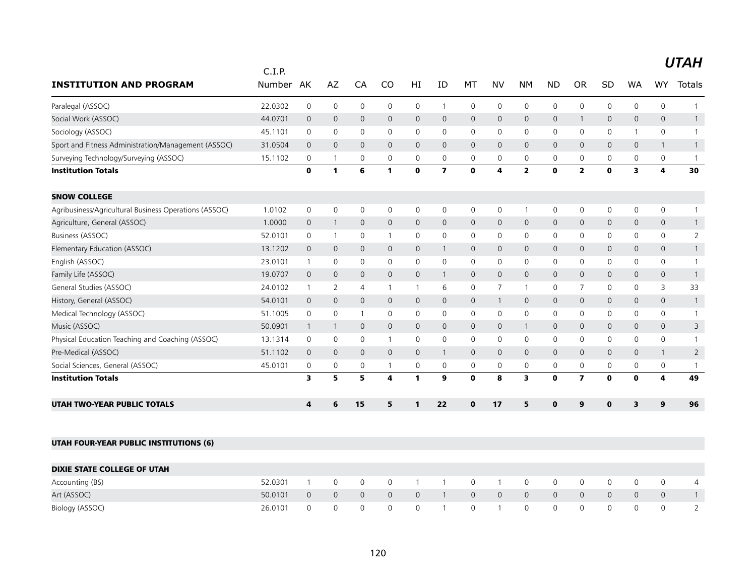# UTAH

| INSTITUTION AND PROGRAM | C.I.P. Number | AK | AZ | CA | CO | HI | ID | MT | NV | NM | ND | OR | SD | WA | WY | Totals |
|---|---|---|---|---|---|---|---|---|---|---|---|---|---|---|---|---|
| Paralegal (ASSOC) | 22.0302 | 0 | 0 | 0 | 0 | 0 | 1 | 0 | 0 | 0 | 0 | 0 | 0 | 0 | 0 | 1 |
| Social Work (ASSOC) | 44.0701 | 0 | 0 | 0 | 0 | 0 | 0 | 0 | 0 | 0 | 0 | 1 | 0 | 0 | 0 | 1 |
| Sociology (ASSOC) | 45.1101 | 0 | 0 | 0 | 0 | 0 | 0 | 0 | 0 | 0 | 0 | 0 | 0 | 1 | 0 | 1 |
| Sport and Fitness Administration/Management (ASSOC) | 31.0504 | 0 | 0 | 0 | 0 | 0 | 0 | 0 | 0 | 0 | 0 | 0 | 0 | 0 | 1 | 1 |
| Surveying Technology/Surveying (ASSOC) | 15.1102 | 0 | 1 | 0 | 0 | 0 | 0 | 0 | 0 | 0 | 0 | 0 | 0 | 0 | 0 | 1 |
| **Institution Totals** | | **0** | **1** | **6** | **1** | **0** | **7** | **0** | **4** | **2** | **0** | **2** | **0** | **3** | **4** | **30** |
| | | | | | | | | | | | | | | | | |
| **SNOW COLLEGE** | | | | | | | | | | | | | | | | |
| Agribusiness/Agricultural Business Operations (ASSOC) | 1.0102 | 0 | 0 | 0 | 0 | 0 | 0 | 0 | 0 | 1 | 0 | 0 | 0 | 0 | 0 | 1 |
| Agriculture, General (ASSOC) | 1.0000 | 0 | 1 | 0 | 0 | 0 | 0 | 0 | 0 | 0 | 0 | 0 | 0 | 0 | 0 | 1 |
| Business (ASSOC) | 52.0101 | 0 | 1 | 0 | 1 | 0 | 0 | 0 | 0 | 0 | 0 | 0 | 0 | 0 | 0 | 2 |
| Elementary Education (ASSOC) | 13.1202 | 0 | 0 | 0 | 0 | 0 | 1 | 0 | 0 | 0 | 0 | 0 | 0 | 0 | 0 | 1 |
| English (ASSOC) | 23.0101 | 1 | 0 | 0 | 0 | 0 | 0 | 0 | 0 | 0 | 0 | 0 | 0 | 0 | 0 | 1 |
| Family Life (ASSOC) | 19.0707 | 0 | 0 | 0 | 0 | 0 | 1 | 0 | 0 | 0 | 0 | 0 | 0 | 0 | 0 | 1 |
| General Studies (ASSOC) | 24.0102 | 1 | 2 | 4 | 1 | 1 | 6 | 0 | 7 | 1 | 0 | 7 | 0 | 0 | 3 | 33 |
| History, General (ASSOC) | 54.0101 | 0 | 0 | 0 | 0 | 0 | 0 | 0 | 1 | 0 | 0 | 0 | 0 | 0 | 0 | 1 |
| Medical Technology (ASSOC) | 51.1005 | 0 | 0 | 1 | 0 | 0 | 0 | 0 | 0 | 0 | 0 | 0 | 0 | 0 | 0 | 1 |
| Music (ASSOC) | 50.0901 | 1 | 1 | 0 | 0 | 0 | 0 | 0 | 0 | 1 | 0 | 0 | 0 | 0 | 0 | 3 |
| Physical Education Teaching and Coaching (ASSOC) | 13.1314 | 0 | 0 | 0 | 1 | 0 | 0 | 0 | 0 | 0 | 0 | 0 | 0 | 0 | 0 | 1 |
| Pre-Medical (ASSOC) | 51.1102 | 0 | 0 | 0 | 0 | 0 | 1 | 0 | 0 | 0 | 0 | 0 | 0 | 0 | 1 | 2 |
| Social Sciences, General (ASSOC) | 45.0101 | 0 | 0 | 0 | 1 | 0 | 0 | 0 | 0 | 0 | 0 | 0 | 0 | 0 | 0 | 1 |
| **Institution Totals** | | **3** | **5** | **5** | **4** | **1** | **9** | **0** | **8** | **3** | **0** | **7** | **0** | **0** | **4** | **49** |
| | | | | | | | | | | | | | | | | |
| **UTAH TWO-YEAR PUBLIC TOTALS** | | **4** | **6** | **15** | **5** | **1** | **22** | **0** | **17** | **5** | **0** | **9** | **0** | **3** | **9** | **96** |
| | | | | | | | | | | | | | | | | |
| **UTAH FOUR-YEAR PUBLIC INSTITUTIONS (6)** | | | | | | | | | | | | | | | | |
| | | | | | | | | | | | | | | | | |
| **DIXIE STATE COLLEGE OF UTAH** | | | | | | | | | | | | | | | | |
| Accounting (BS) | 52.0301 | 1 | 0 | 0 | 0 | 1 | 1 | 0 | 1 | 0 | 0 | 0 | 0 | 0 | 0 | 4 |
| Art (ASSOC) | 50.0101 | 0 | 0 | 0 | 0 | 0 | 1 | 0 | 0 | 0 | 0 | 0 | 0 | 0 | 0 | 1 |
| Biology (ASSOC) | 26.0101 | 0 | 0 | 0 | 0 | 0 | 1 | 0 | 1 | 0 | 0 | 0 | 0 | 0 | 0 | 2 |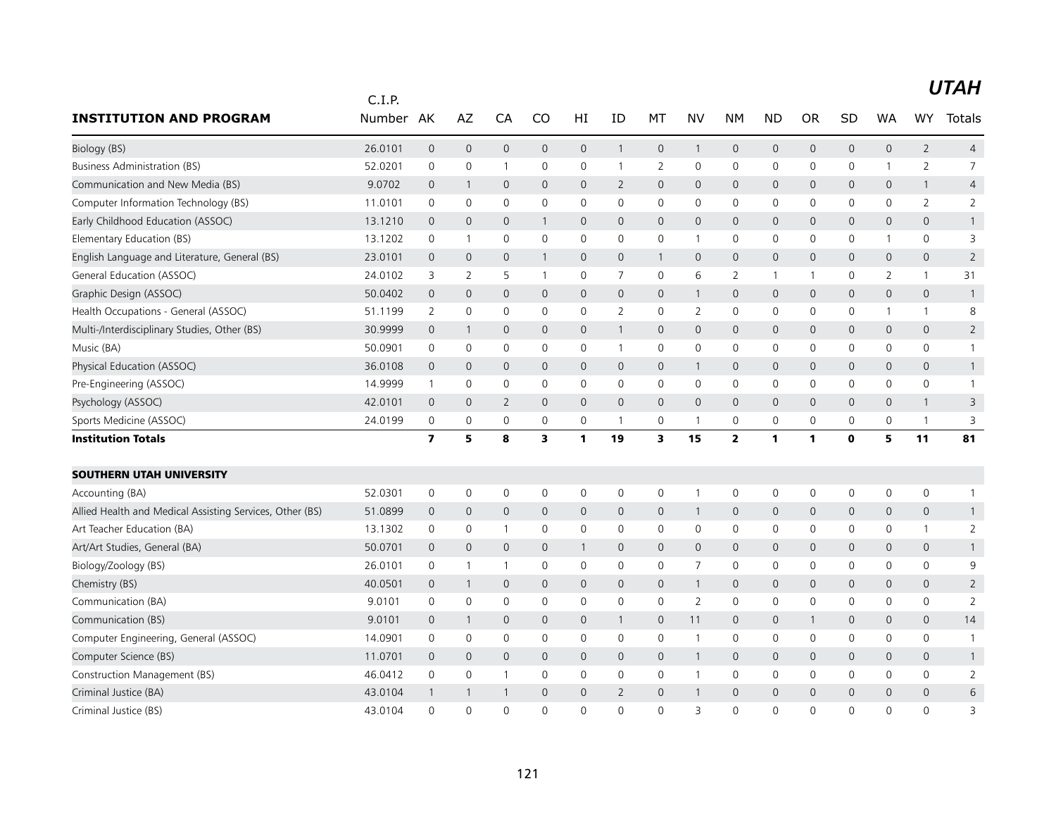# UTAH

| INSTITUTION AND PROGRAM | C.I.P. Number | AK | AZ | CA | CO | HI | ID | MT | NV | NM | ND | OR | SD | WA | WY | Totals |
|---|---|---|---|---|---|---|---|---|---|---|---|---|---|---|---|---|
| Biology (BS) | 26.0101 | 0 | 0 | 0 | 0 | 0 | 1 | 0 | 1 | 0 | 0 | 0 | 0 | 0 | 2 | 4 |
| Business Administration (BS) | 52.0201 | 0 | 0 | 1 | 0 | 0 | 1 | 2 | 0 | 0 | 0 | 0 | 0 | 1 | 2 | 7 |
| Communication and New Media (BS) | 9.0702 | 0 | 1 | 0 | 0 | 0 | 2 | 0 | 0 | 0 | 0 | 0 | 0 | 0 | 1 | 4 |
| Computer Information Technology (BS) | 11.0101 | 0 | 0 | 0 | 0 | 0 | 0 | 0 | 0 | 0 | 0 | 0 | 0 | 0 | 2 | 2 |
| Early Childhood Education (ASSOC) | 13.1210 | 0 | 0 | 0 | 1 | 0 | 0 | 0 | 0 | 0 | 0 | 0 | 0 | 0 | 0 | 1 |
| Elementary Education (BS) | 13.1202 | 0 | 1 | 0 | 0 | 0 | 0 | 0 | 1 | 0 | 0 | 0 | 0 | 1 | 0 | 3 |
| English Language and Literature, General (BS) | 23.0101 | 0 | 0 | 0 | 1 | 0 | 0 | 1 | 0 | 0 | 0 | 0 | 0 | 0 | 0 | 2 |
| General Education (ASSOC) | 24.0102 | 3 | 2 | 5 | 1 | 0 | 7 | 0 | 6 | 2 | 1 | 1 | 0 | 2 | 1 | 31 |
| Graphic Design (ASSOC) | 50.0402 | 0 | 0 | 0 | 0 | 0 | 0 | 0 | 1 | 0 | 0 | 0 | 0 | 0 | 0 | 1 |
| Health Occupations - General (ASSOC) | 51.1199 | 2 | 0 | 0 | 0 | 0 | 2 | 0 | 2 | 0 | 0 | 0 | 0 | 1 | 1 | 8 |
| Multi-/Interdisciplinary Studies, Other (BS) | 30.9999 | 0 | 1 | 0 | 0 | 0 | 1 | 0 | 0 | 0 | 0 | 0 | 0 | 0 | 0 | 2 |
| Music (BA) | 50.0901 | 0 | 0 | 0 | 0 | 0 | 1 | 0 | 0 | 0 | 0 | 0 | 0 | 0 | 0 | 1 |
| Physical Education (ASSOC) | 36.0108 | 0 | 0 | 0 | 0 | 0 | 0 | 0 | 1 | 0 | 0 | 0 | 0 | 0 | 0 | 1 |
| Pre-Engineering (ASSOC) | 14.9999 | 1 | 0 | 0 | 0 | 0 | 0 | 0 | 0 | 0 | 0 | 0 | 0 | 0 | 0 | 1 |
| Psychology (ASSOC) | 42.0101 | 0 | 0 | 2 | 0 | 0 | 0 | 0 | 0 | 0 | 0 | 0 | 0 | 0 | 1 | 3 |
| Sports Medicine (ASSOC) | 24.0199 | 0 | 0 | 0 | 0 | 0 | 1 | 0 | 1 | 0 | 0 | 0 | 0 | 0 | 1 | 3 |
| **Institution Totals** | | **7** | **5** | **8** | **3** | **1** | **19** | **3** | **15** | **2** | **1** | **1** | **0** | **5** | **11** | **81** |
| | | | | | | | | | | | | | | | | |
| **SOUTHERN UTAH UNIVERSITY** | | | | | | | | | | | | | | | | |
| Accounting (BA) | 52.0301 | 0 | 0 | 0 | 0 | 0 | 0 | 0 | 1 | 0 | 0 | 0 | 0 | 0 | 0 | 1 |
| Allied Health and Medical Assisting Services, Other (BS) | 51.0899 | 0 | 0 | 0 | 0 | 0 | 0 | 0 | 1 | 0 | 0 | 0 | 0 | 0 | 0 | 1 |
| Art Teacher Education (BA) | 13.1302 | 0 | 0 | 1 | 0 | 0 | 0 | 0 | 0 | 0 | 0 | 0 | 0 | 0 | 1 | 2 |
| Art/Art Studies, General (BA) | 50.0701 | 0 | 0 | 0 | 0 | 1 | 0 | 0 | 0 | 0 | 0 | 0 | 0 | 0 | 0 | 1 |
| Biology/Zoology (BS) | 26.0101 | 0 | 1 | 1 | 0 | 0 | 0 | 0 | 7 | 0 | 0 | 0 | 0 | 0 | 0 | 9 |
| Chemistry (BS) | 40.0501 | 0 | 1 | 0 | 0 | 0 | 0 | 0 | 1 | 0 | 0 | 0 | 0 | 0 | 0 | 2 |
| Communication (BA) | 9.0101 | 0 | 0 | 0 | 0 | 0 | 0 | 0 | 2 | 0 | 0 | 0 | 0 | 0 | 0 | 2 |
| Communication (BS) | 9.0101 | 0 | 1 | 0 | 0 | 0 | 1 | 0 | 11 | 0 | 0 | 1 | 0 | 0 | 0 | 14 |
| Computer Engineering, General (ASSOC) | 14.0901 | 0 | 0 | 0 | 0 | 0 | 0 | 0 | 1 | 0 | 0 | 0 | 0 | 0 | 0 | 1 |
| Computer Science (BS) | 11.0701 | 0 | 0 | 0 | 0 | 0 | 0 | 0 | 1 | 0 | 0 | 0 | 0 | 0 | 0 | 1 |
| Construction Management (BS) | 46.0412 | 0 | 0 | 1 | 0 | 0 | 0 | 0 | 1 | 0 | 0 | 0 | 0 | 0 | 0 | 2 |
| Criminal Justice (BA) | 43.0104 | 1 | 1 | 1 | 0 | 0 | 2 | 0 | 1 | 0 | 0 | 0 | 0 | 0 | 0 | 6 |
| Criminal Justice (BS) | 43.0104 | 0 | 0 | 0 | 0 | 0 | 0 | 0 | 3 | 0 | 0 | 0 | 0 | 0 | 0 | 3 |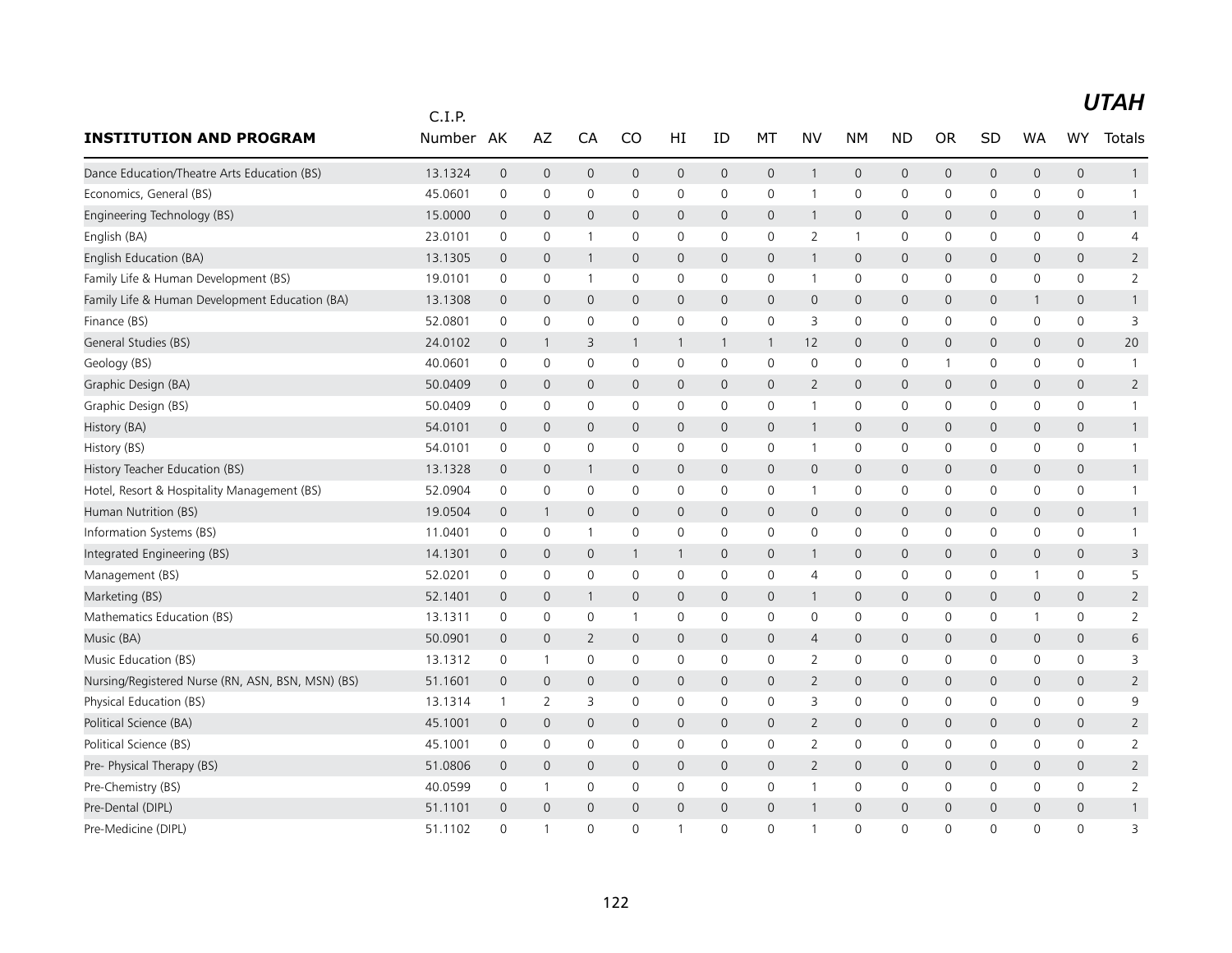# UTAH

| INSTITUTION AND PROGRAM | C.I.P. Number | AK | AZ | CA | CO | HI | ID | MT | NV | NM | ND | OR | SD | WA | WY | Totals |
|---|---|---|---|---|---|---|---|---|---|---|---|---|---|---|---|---|
| Dance Education/Theatre Arts Education (BS) | 13.1324 | 0 | 0 | 0 | 0 | 0 | 0 | 0 | 1 | 0 | 0 | 0 | 0 | 0 | 0 | 1 |
| Economics, General (BS) | 45.0601 | 0 | 0 | 0 | 0 | 0 | 0 | 0 | 1 | 0 | 0 | 0 | 0 | 0 | 0 | 1 |
| Engineering Technology (BS) | 15.0000 | 0 | 0 | 0 | 0 | 0 | 0 | 0 | 1 | 0 | 0 | 0 | 0 | 0 | 0 | 1 |
| English (BA) | 23.0101 | 0 | 0 | 1 | 0 | 0 | 0 | 0 | 2 | 1 | 0 | 0 | 0 | 0 | 0 | 4 |
| English Education (BA) | 13.1305 | 0 | 0 | 1 | 0 | 0 | 0 | 0 | 1 | 0 | 0 | 0 | 0 | 0 | 0 | 2 |
| Family Life & Human Development (BS) | 19.0101 | 0 | 0 | 1 | 0 | 0 | 0 | 0 | 1 | 0 | 0 | 0 | 0 | 0 | 0 | 2 |
| Family Life & Human Development Education (BA) | 13.1308 | 0 | 0 | 0 | 0 | 0 | 0 | 0 | 0 | 0 | 0 | 0 | 0 | 1 | 0 | 1 |
| Finance (BS) | 52.0801 | 0 | 0 | 0 | 0 | 0 | 0 | 0 | 3 | 0 | 0 | 0 | 0 | 0 | 0 | 3 |
| General Studies (BS) | 24.0102 | 0 | 1 | 3 | 1 | 1 | 1 | 1 | 12 | 0 | 0 | 0 | 0 | 0 | 0 | 20 |
| Geology (BS) | 40.0601 | 0 | 0 | 0 | 0 | 0 | 0 | 0 | 0 | 0 | 0 | 1 | 0 | 0 | 0 | 1 |
| Graphic Design (BA) | 50.0409 | 0 | 0 | 0 | 0 | 0 | 0 | 0 | 2 | 0 | 0 | 0 | 0 | 0 | 0 | 2 |
| Graphic Design (BS) | 50.0409 | 0 | 0 | 0 | 0 | 0 | 0 | 0 | 1 | 0 | 0 | 0 | 0 | 0 | 0 | 1 |
| History (BA) | 54.0101 | 0 | 0 | 0 | 0 | 0 | 0 | 0 | 1 | 0 | 0 | 0 | 0 | 0 | 0 | 1 |
| History (BS) | 54.0101 | 0 | 0 | 0 | 0 | 0 | 0 | 0 | 1 | 0 | 0 | 0 | 0 | 0 | 0 | 1 |
| History Teacher Education (BS) | 13.1328 | 0 | 0 | 1 | 0 | 0 | 0 | 0 | 0 | 0 | 0 | 0 | 0 | 0 | 0 | 1 |
| Hotel, Resort & Hospitality Management (BS) | 52.0904 | 0 | 0 | 0 | 0 | 0 | 0 | 0 | 1 | 0 | 0 | 0 | 0 | 0 | 0 | 1 |
| Human Nutrition (BS) | 19.0504 | 0 | 1 | 0 | 0 | 0 | 0 | 0 | 0 | 0 | 0 | 0 | 0 | 0 | 0 | 1 |
| Information Systems (BS) | 11.0401 | 0 | 0 | 1 | 0 | 0 | 0 | 0 | 0 | 0 | 0 | 0 | 0 | 0 | 0 | 1 |
| Integrated Engineering (BS) | 14.1301 | 0 | 0 | 0 | 1 | 1 | 0 | 0 | 1 | 0 | 0 | 0 | 0 | 0 | 0 | 3 |
| Management (BS) | 52.0201 | 0 | 0 | 0 | 0 | 0 | 0 | 0 | 4 | 0 | 0 | 0 | 0 | 1 | 0 | 5 |
| Marketing (BS) | 52.1401 | 0 | 0 | 1 | 0 | 0 | 0 | 0 | 1 | 0 | 0 | 0 | 0 | 0 | 0 | 2 |
| Mathematics Education (BS) | 13.1311 | 0 | 0 | 0 | 1 | 0 | 0 | 0 | 0 | 0 | 0 | 0 | 0 | 1 | 0 | 2 |
| Music (BA) | 50.0901 | 0 | 0 | 2 | 0 | 0 | 0 | 0 | 4 | 0 | 0 | 0 | 0 | 0 | 0 | 6 |
| Music Education (BS) | 13.1312 | 0 | 1 | 0 | 0 | 0 | 0 | 0 | 2 | 0 | 0 | 0 | 0 | 0 | 0 | 3 |
| Nursing/Registered Nurse (RN, ASN, BSN, MSN) (BS) | 51.1601 | 0 | 0 | 0 | 0 | 0 | 0 | 0 | 2 | 0 | 0 | 0 | 0 | 0 | 0 | 2 |
| Physical Education (BS) | 13.1314 | 1 | 2 | 3 | 0 | 0 | 0 | 0 | 3 | 0 | 0 | 0 | 0 | 0 | 0 | 9 |
| Political Science (BA) | 45.1001 | 0 | 0 | 0 | 0 | 0 | 0 | 0 | 2 | 0 | 0 | 0 | 0 | 0 | 0 | 2 |
| Political Science (BS) | 45.1001 | 0 | 0 | 0 | 0 | 0 | 0 | 0 | 2 | 0 | 0 | 0 | 0 | 0 | 0 | 2 |
| Pre- Physical Therapy (BS) | 51.0806 | 0 | 0 | 0 | 0 | 0 | 0 | 0 | 2 | 0 | 0 | 0 | 0 | 0 | 0 | 2 |
| Pre-Chemistry (BS) | 40.0599 | 0 | 1 | 0 | 0 | 0 | 0 | 0 | 1 | 0 | 0 | 0 | 0 | 0 | 0 | 2 |
| Pre-Dental (DIPL) | 51.1101 | 0 | 0 | 0 | 0 | 0 | 0 | 0 | 1 | 0 | 0 | 0 | 0 | 0 | 0 | 1 |
| Pre-Medicine (DIPL) | 51.1102 | 0 | 1 | 0 | 0 | 1 | 0 | 0 | 1 | 0 | 0 | 0 | 0 | 0 | 0 | 3 |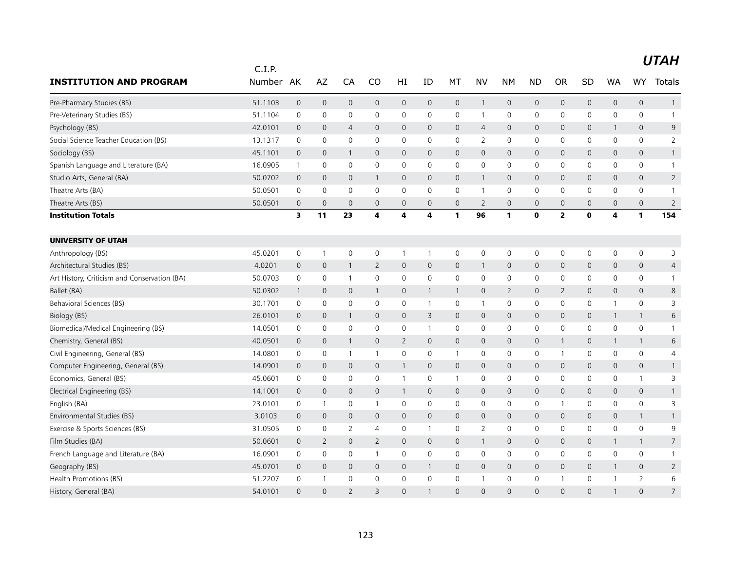# UTAH

| INSTITUTION AND PROGRAM | C.I.P. Number | AK | AZ | CA | CO | HI | ID | MT | NV | NM | ND | OR | SD | WA | WY | Totals |
|---|---|---|---|---|---|---|---|---|---|---|---|---|---|---|---|---|
| Pre-Pharmacy Studies (BS) | 51.1103 | 0 | 0 | 0 | 0 | 0 | 0 | 0 | 1 | 0 | 0 | 0 | 0 | 0 | 0 | 1 |
| Pre-Veterinary Studies (BS) | 51.1104 | 0 | 0 | 0 | 0 | 0 | 0 | 0 | 1 | 0 | 0 | 0 | 0 | 0 | 0 | 1 |
| Psychology (BS) | 42.0101 | 0 | 0 | 4 | 0 | 0 | 0 | 0 | 4 | 0 | 0 | 0 | 0 | 1 | 0 | 9 |
| Social Science Teacher Education (BS) | 13.1317 | 0 | 0 | 0 | 0 | 0 | 0 | 0 | 2 | 0 | 0 | 0 | 0 | 0 | 0 | 2 |
| Sociology (BS) | 45.1101 | 0 | 0 | 1 | 0 | 0 | 0 | 0 | 0 | 0 | 0 | 0 | 0 | 0 | 0 | 1 |
| Spanish Language and Literature (BA) | 16.0905 | 1 | 0 | 0 | 0 | 0 | 0 | 0 | 0 | 0 | 0 | 0 | 0 | 0 | 0 | 1 |
| Studio Arts, General (BA) | 50.0702 | 0 | 0 | 0 | 1 | 0 | 0 | 0 | 1 | 0 | 0 | 0 | 0 | 0 | 0 | 2 |
| Theatre Arts (BA) | 50.0501 | 0 | 0 | 0 | 0 | 0 | 0 | 0 | 1 | 0 | 0 | 0 | 0 | 0 | 0 | 1 |
| Theatre Arts (BS) | 50.0501 | 0 | 0 | 0 | 0 | 0 | 0 | 0 | 2 | 0 | 0 | 0 | 0 | 0 | 0 | 2 |
| **Institution Totals** | | **3** | **11** | **23** | **4** | **4** | **4** | **1** | **96** | **1** | **0** | **2** | **0** | **4** | **1** | **154** |
| **UNIVERSITY OF UTAH** | | | | | | | | | | | | | | | | |
| Anthropology (BS) | 45.0201 | 0 | 1 | 0 | 0 | 1 | 1 | 0 | 0 | 0 | 0 | 0 | 0 | 0 | 0 | 3 |
| Architectural Studies (BS) | 4.0201 | 0 | 0 | 1 | 2 | 0 | 0 | 0 | 1 | 0 | 0 | 0 | 0 | 0 | 0 | 4 |
| Art History, Criticism and Conservation (BA) | 50.0703 | 0 | 0 | 1 | 0 | 0 | 0 | 0 | 0 | 0 | 0 | 0 | 0 | 0 | 0 | 1 |
| Ballet (BA) | 50.0302 | 1 | 0 | 0 | 1 | 0 | 1 | 1 | 0 | 2 | 0 | 2 | 0 | 0 | 0 | 8 |
| Behavioral Sciences (BS) | 30.1701 | 0 | 0 | 0 | 0 | 0 | 1 | 0 | 1 | 0 | 0 | 0 | 0 | 1 | 0 | 3 |
| Biology (BS) | 26.0101 | 0 | 0 | 1 | 0 | 0 | 3 | 0 | 0 | 0 | 0 | 0 | 0 | 1 | 1 | 6 |
| Biomedical/Medical Engineering (BS) | 14.0501 | 0 | 0 | 0 | 0 | 0 | 1 | 0 | 0 | 0 | 0 | 0 | 0 | 0 | 0 | 1 |
| Chemistry, General (BS) | 40.0501 | 0 | 0 | 1 | 0 | 2 | 0 | 0 | 0 | 0 | 0 | 1 | 0 | 1 | 1 | 6 |
| Civil Engineering, General (BS) | 14.0801 | 0 | 0 | 1 | 1 | 0 | 0 | 1 | 0 | 0 | 0 | 1 | 0 | 0 | 0 | 4 |
| Computer Engineering, General (BS) | 14.0901 | 0 | 0 | 0 | 0 | 1 | 0 | 0 | 0 | 0 | 0 | 0 | 0 | 0 | 0 | 1 |
| Economics, General (BS) | 45.0601 | 0 | 0 | 0 | 0 | 1 | 0 | 1 | 0 | 0 | 0 | 0 | 0 | 0 | 1 | 3 |
| Electrical Engineering (BS) | 14.1001 | 0 | 0 | 0 | 0 | 1 | 0 | 0 | 0 | 0 | 0 | 0 | 0 | 0 | 0 | 1 |
| English (BA) | 23.0101 | 0 | 1 | 0 | 1 | 0 | 0 | 0 | 0 | 0 | 0 | 1 | 0 | 0 | 0 | 3 |
| Environmental Studies (BS) | 3.0103 | 0 | 0 | 0 | 0 | 0 | 0 | 0 | 0 | 0 | 0 | 0 | 0 | 0 | 1 | 1 |
| Exercise & Sports Sciences (BS) | 31.0505 | 0 | 0 | 2 | 4 | 0 | 1 | 0 | 2 | 0 | 0 | 0 | 0 | 0 | 0 | 9 |
| Film Studies (BA) | 50.0601 | 0 | 2 | 0 | 2 | 0 | 0 | 0 | 1 | 0 | 0 | 0 | 0 | 1 | 1 | 7 |
| French Language and Literature (BA) | 16.0901 | 0 | 0 | 0 | 1 | 0 | 0 | 0 | 0 | 0 | 0 | 0 | 0 | 0 | 0 | 1 |
| Geography (BS) | 45.0701 | 0 | 0 | 0 | 0 | 0 | 1 | 0 | 0 | 0 | 0 | 0 | 0 | 1 | 0 | 2 |
| Health Promotions (BS) | 51.2207 | 0 | 1 | 0 | 0 | 0 | 0 | 0 | 1 | 0 | 0 | 1 | 0 | 1 | 2 | 6 |
| History, General (BA) | 54.0101 | 0 | 0 | 2 | 3 | 0 | 1 | 0 | 0 | 0 | 0 | 0 | 0 | 1 | 0 | 7 |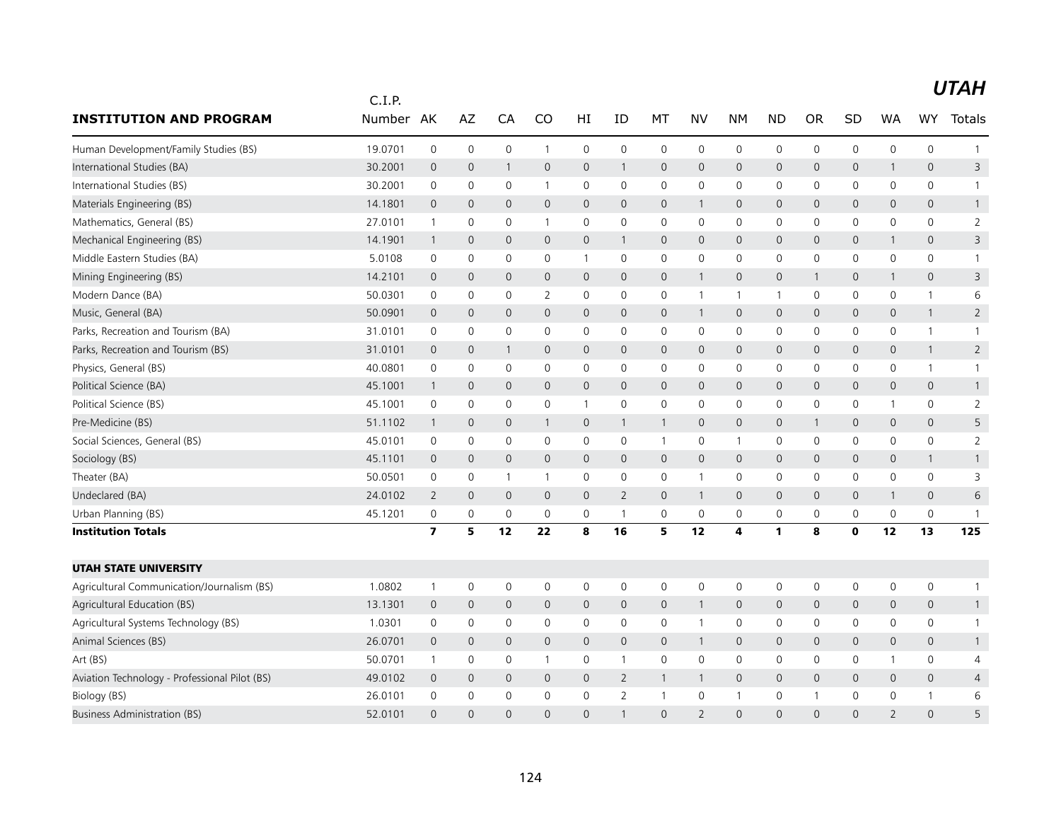# UTAH

| INSTITUTION AND PROGRAM | C.I.P. Number | AK | AZ | CA | CO | HI | ID | MT | NV | NM | ND | OR | SD | WA | WY | Totals |
|---|---|---|---|---|---|---|---|---|---|---|---|---|---|---|---|---|
| Human Development/Family Studies (BS) | 19.0701 | 0 | 0 | 0 | 1 | 0 | 0 | 0 | 0 | 0 | 0 | 0 | 0 | 0 | 0 | 1 |
| International Studies (BA) | 30.2001 | 0 | 0 | 1 | 0 | 0 | 1 | 0 | 0 | 0 | 0 | 0 | 0 | 1 | 0 | 3 |
| International Studies (BS) | 30.2001 | 0 | 0 | 0 | 1 | 0 | 0 | 0 | 0 | 0 | 0 | 0 | 0 | 0 | 0 | 1 |
| Materials Engineering (BS) | 14.1801 | 0 | 0 | 0 | 0 | 0 | 0 | 0 | 1 | 0 | 0 | 0 | 0 | 0 | 0 | 1 |
| Mathematics, General (BS) | 27.0101 | 1 | 0 | 0 | 1 | 0 | 0 | 0 | 0 | 0 | 0 | 0 | 0 | 0 | 0 | 2 |
| Mechanical Engineering (BS) | 14.1901 | 1 | 0 | 0 | 0 | 0 | 1 | 0 | 0 | 0 | 0 | 0 | 0 | 1 | 0 | 3 |
| Middle Eastern Studies (BA) | 5.0108 | 0 | 0 | 0 | 0 | 1 | 0 | 0 | 0 | 0 | 0 | 0 | 0 | 0 | 0 | 1 |
| Mining Engineering (BS) | 14.2101 | 0 | 0 | 0 | 0 | 0 | 0 | 0 | 1 | 0 | 0 | 1 | 0 | 1 | 0 | 3 |
| Modern Dance (BA) | 50.0301 | 0 | 0 | 0 | 2 | 0 | 0 | 0 | 1 | 1 | 1 | 0 | 0 | 0 | 1 | 6 |
| Music, General (BA) | 50.0901 | 0 | 0 | 0 | 0 | 0 | 0 | 0 | 1 | 0 | 0 | 0 | 0 | 0 | 1 | 2 |
| Parks, Recreation and Tourism (BA) | 31.0101 | 0 | 0 | 0 | 0 | 0 | 0 | 0 | 0 | 0 | 0 | 0 | 0 | 0 | 1 | 1 |
| Parks, Recreation and Tourism (BS) | 31.0101 | 0 | 0 | 1 | 0 | 0 | 0 | 0 | 0 | 0 | 0 | 0 | 0 | 0 | 1 | 2 |
| Physics, General (BS) | 40.0801 | 0 | 0 | 0 | 0 | 0 | 0 | 0 | 0 | 0 | 0 | 0 | 0 | 0 | 1 | 1 |
| Political Science (BA) | 45.1001 | 1 | 0 | 0 | 0 | 0 | 0 | 0 | 0 | 0 | 0 | 0 | 0 | 0 | 0 | 1 |
| Political Science (BS) | 45.1001 | 0 | 0 | 0 | 0 | 1 | 0 | 0 | 0 | 0 | 0 | 0 | 0 | 1 | 0 | 2 |
| Pre-Medicine (BS) | 51.1102 | 1 | 0 | 0 | 1 | 0 | 1 | 1 | 0 | 0 | 0 | 1 | 0 | 0 | 0 | 5 |
| Social Sciences, General (BS) | 45.0101 | 0 | 0 | 0 | 0 | 0 | 0 | 1 | 0 | 1 | 0 | 0 | 0 | 0 | 0 | 2 |
| Sociology (BS) | 45.1101 | 0 | 0 | 0 | 0 | 0 | 0 | 0 | 0 | 0 | 0 | 0 | 0 | 0 | 1 | 1 |
| Theater (BA) | 50.0501 | 0 | 0 | 1 | 1 | 0 | 0 | 0 | 1 | 0 | 0 | 0 | 0 | 0 | 0 | 3 |
| Undeclared (BA) | 24.0102 | 2 | 0 | 0 | 0 | 0 | 2 | 0 | 1 | 0 | 0 | 0 | 0 | 1 | 0 | 6 |
| Urban Planning (BS) | 45.1201 | 0 | 0 | 0 | 0 | 0 | 1 | 0 | 0 | 0 | 0 | 0 | 0 | 0 | 0 | 1 |
| **Institution Totals** | | **7** | **5** | **12** | **22** | **8** | **16** | **5** | **12** | **4** | **1** | **8** | **0** | **12** | **13** | **125** |
| | | | | | | | | | | | | | | | | |
| **UTAH STATE UNIVERSITY** | | | | | | | | | | | | | | | | |
| Agricultural Communication/Journalism (BS) | 1.0802 | 1 | 0 | 0 | 0 | 0 | 0 | 0 | 0 | 0 | 0 | 0 | 0 | 0 | 0 | 1 |
| Agricultural Education (BS) | 13.1301 | 0 | 0 | 0 | 0 | 0 | 0 | 0 | 1 | 0 | 0 | 0 | 0 | 0 | 0 | 1 |
| Agricultural Systems Technology (BS) | 1.0301 | 0 | 0 | 0 | 0 | 0 | 0 | 0 | 1 | 0 | 0 | 0 | 0 | 0 | 0 | 1 |
| Animal Sciences (BS) | 26.0701 | 0 | 0 | 0 | 0 | 0 | 0 | 0 | 1 | 0 | 0 | 0 | 0 | 0 | 0 | 1 |
| Art (BS) | 50.0701 | 1 | 0 | 0 | 1 | 0 | 1 | 0 | 0 | 0 | 0 | 0 | 0 | 1 | 0 | 4 |
| Aviation Technology - Professional Pilot (BS) | 49.0102 | 0 | 0 | 0 | 0 | 0 | 2 | 1 | 1 | 0 | 0 | 0 | 0 | 0 | 0 | 4 |
| Biology (BS) | 26.0101 | 0 | 0 | 0 | 0 | 0 | 2 | 1 | 0 | 1 | 0 | 1 | 0 | 0 | 1 | 6 |
| Business Administration (BS) | 52.0101 | 0 | 0 | 0 | 0 | 0 | 1 | 0 | 2 | 0 | 0 | 0 | 0 | 2 | 0 | 5 |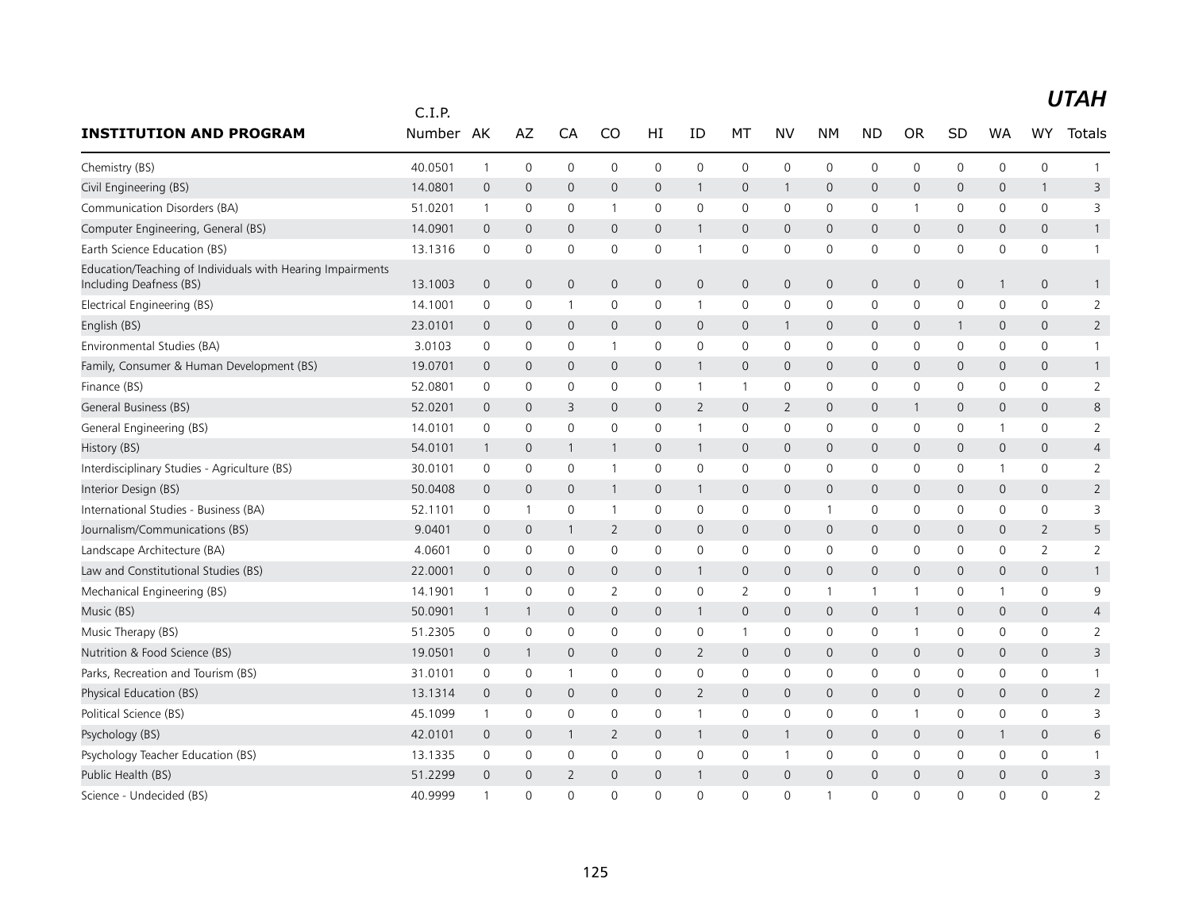# *UTAH*

| INSTITUTION AND PROGRAM | C.I.P. Number | AK | AZ | CA | CO | HI | ID | MT | NV | NM | ND | OR | SD | WA | WY | Totals |
|---|---|---|---|---|---|---|---|---|---|---|---|---|---|---|---|---|
| Chemistry (BS) | 40.0501 | 1 | 0 | 0 | 0 | 0 | 0 | 0 | 0 | 0 | 0 | 0 | 0 | 0 | 0 | 1 |
| Civil Engineering (BS) | 14.0801 | 0 | 0 | 0 | 0 | 0 | 1 | 0 | 1 | 0 | 0 | 0 | 0 | 0 | 1 | 3 |
| Communication Disorders (BA) | 51.0201 | 1 | 0 | 0 | 1 | 0 | 0 | 0 | 0 | 0 | 0 | 1 | 0 | 0 | 0 | 3 |
| Computer Engineering, General (BS) | 14.0901 | 0 | 0 | 0 | 0 | 0 | 1 | 0 | 0 | 0 | 0 | 0 | 0 | 0 | 0 | 1 |
| Earth Science Education (BS) | 13.1316 | 0 | 0 | 0 | 0 | 0 | 1 | 0 | 0 | 0 | 0 | 0 | 0 | 0 | 0 | 1 |
| Education/Teaching of Individuals with Hearing Impairments Including Deafness (BS) | 13.1003 | 0 | 0 | 0 | 0 | 0 | 0 | 0 | 0 | 0 | 0 | 0 | 0 | 1 | 0 | 1 |
| Electrical Engineering (BS) | 14.1001 | 0 | 0 | 1 | 0 | 0 | 1 | 0 | 0 | 0 | 0 | 0 | 0 | 0 | 0 | 2 |
| English (BS) | 23.0101 | 0 | 0 | 0 | 0 | 0 | 0 | 0 | 1 | 0 | 0 | 0 | 1 | 0 | 0 | 2 |
| Environmental Studies (BA) | 3.0103 | 0 | 0 | 0 | 1 | 0 | 0 | 0 | 0 | 0 | 0 | 0 | 0 | 0 | 0 | 1 |
| Family, Consumer & Human Development (BS) | 19.0701 | 0 | 0 | 0 | 0 | 0 | 1 | 0 | 0 | 0 | 0 | 0 | 0 | 0 | 0 | 1 |
| Finance (BS) | 52.0801 | 0 | 0 | 0 | 0 | 0 | 1 | 1 | 0 | 0 | 0 | 0 | 0 | 0 | 0 | 2 |
| General Business (BS) | 52.0201 | 0 | 0 | 3 | 0 | 0 | 2 | 0 | 2 | 0 | 0 | 1 | 0 | 0 | 0 | 8 |
| General Engineering (BS) | 14.0101 | 0 | 0 | 0 | 0 | 0 | 1 | 0 | 0 | 0 | 0 | 0 | 0 | 1 | 0 | 2 |
| History (BS) | 54.0101 | 1 | 0 | 1 | 1 | 0 | 1 | 0 | 0 | 0 | 0 | 0 | 0 | 0 | 0 | 4 |
| Interdisciplinary Studies - Agriculture (BS) | 30.0101 | 0 | 0 | 0 | 1 | 0 | 0 | 0 | 0 | 0 | 0 | 0 | 0 | 1 | 0 | 2 |
| Interior Design (BS) | 50.0408 | 0 | 0 | 0 | 1 | 0 | 1 | 0 | 0 | 0 | 0 | 0 | 0 | 0 | 0 | 2 |
| International Studies - Business (BA) | 52.1101 | 0 | 1 | 0 | 1 | 0 | 0 | 0 | 0 | 1 | 0 | 0 | 0 | 0 | 0 | 3 |
| Journalism/Communications (BS) | 9.0401 | 0 | 0 | 1 | 2 | 0 | 0 | 0 | 0 | 0 | 0 | 0 | 0 | 0 | 2 | 5 |
| Landscape Architecture (BA) | 4.0601 | 0 | 0 | 0 | 0 | 0 | 0 | 0 | 0 | 0 | 0 | 0 | 0 | 0 | 2 | 2 |
| Law and Constitutional Studies (BS) | 22.0001 | 0 | 0 | 0 | 0 | 0 | 1 | 0 | 0 | 0 | 0 | 0 | 0 | 0 | 0 | 1 |
| Mechanical Engineering (BS) | 14.1901 | 1 | 0 | 0 | 2 | 0 | 0 | 2 | 0 | 1 | 1 | 1 | 0 | 1 | 0 | 9 |
| Music (BS) | 50.0901 | 1 | 1 | 0 | 0 | 0 | 1 | 0 | 0 | 0 | 0 | 1 | 0 | 0 | 0 | 4 |
| Music Therapy (BS) | 51.2305 | 0 | 0 | 0 | 0 | 0 | 0 | 1 | 0 | 0 | 0 | 1 | 0 | 0 | 0 | 2 |
| Nutrition & Food Science (BS) | 19.0501 | 0 | 1 | 0 | 0 | 0 | 2 | 0 | 0 | 0 | 0 | 0 | 0 | 0 | 0 | 3 |
| Parks, Recreation and Tourism (BS) | 31.0101 | 0 | 0 | 1 | 0 | 0 | 0 | 0 | 0 | 0 | 0 | 0 | 0 | 0 | 0 | 1 |
| Physical Education (BS) | 13.1314 | 0 | 0 | 0 | 0 | 0 | 2 | 0 | 0 | 0 | 0 | 0 | 0 | 0 | 0 | 2 |
| Political Science (BS) | 45.1099 | 1 | 0 | 0 | 0 | 0 | 1 | 0 | 0 | 0 | 0 | 1 | 0 | 0 | 0 | 3 |
| Psychology (BS) | 42.0101 | 0 | 0 | 1 | 2 | 0 | 1 | 0 | 1 | 0 | 0 | 0 | 0 | 1 | 0 | 6 |
| Psychology Teacher Education (BS) | 13.1335 | 0 | 0 | 0 | 0 | 0 | 0 | 0 | 1 | 0 | 0 | 0 | 0 | 0 | 0 | 1 |
| Public Health (BS) | 51.2299 | 0 | 0 | 2 | 0 | 0 | 1 | 0 | 0 | 0 | 0 | 0 | 0 | 0 | 0 | 3 |
| Science - Undecided (BS) | 40.9999 | 1 | 0 | 0 | 0 | 0 | 0 | 0 | 0 | 1 | 0 | 0 | 0 | 0 | 0 | 2 |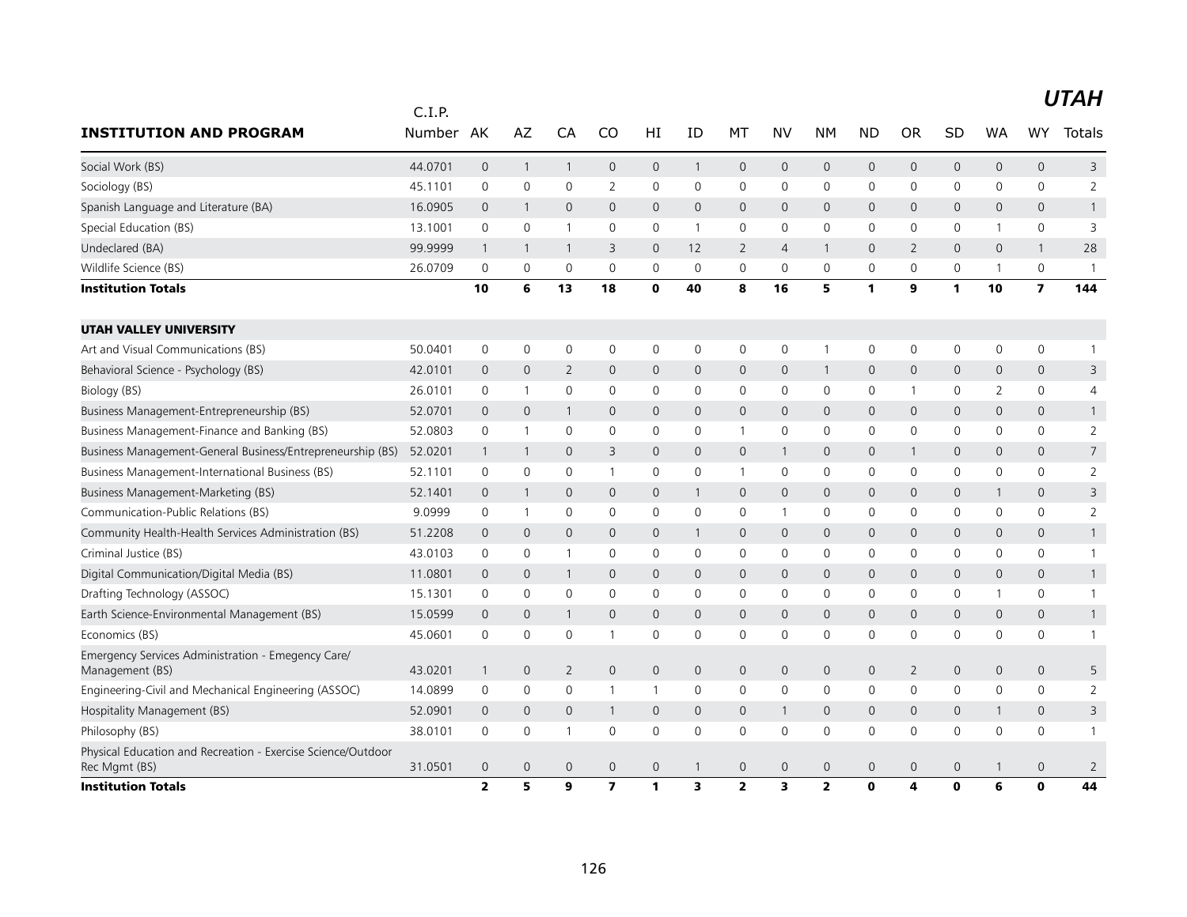# UTAH

| INSTITUTION AND PROGRAM | C.I.P. Number | AK | AZ | CA | CO | HI | ID | MT | NV | NM | ND | OR | SD | WA | WY | Totals |
|---|---|---|---|---|---|---|---|---|---|---|---|---|---|---|---|---|
| Social Work (BS) | 44.0701 | 0 | 1 | 1 | 0 | 0 | 1 | 0 | 0 | 0 | 0 | 0 | 0 | 0 | 0 | 3 |
| Sociology (BS) | 45.1101 | 0 | 0 | 0 | 2 | 0 | 0 | 0 | 0 | 0 | 0 | 0 | 0 | 0 | 0 | 2 |
| Spanish Language and Literature (BA) | 16.0905 | 0 | 1 | 0 | 0 | 0 | 0 | 0 | 0 | 0 | 0 | 0 | 0 | 0 | 0 | 1 |
| Special Education (BS) | 13.1001 | 0 | 0 | 1 | 0 | 0 | 1 | 0 | 0 | 0 | 0 | 0 | 0 | 1 | 0 | 3 |
| Undeclared (BA) | 99.9999 | 1 | 1 | 1 | 3 | 0 | 12 | 2 | 4 | 1 | 0 | 2 | 0 | 0 | 1 | 28 |
| Wildlife Science (BS) | 26.0709 | 0 | 0 | 0 | 0 | 0 | 0 | 0 | 0 | 0 | 0 | 0 | 0 | 1 | 0 | 1 |
| **Institution Totals** | | **10** | **6** | **13** | **18** | **0** | **40** | **8** | **16** | **5** | **1** | **9** | **1** | **10** | **7** | **144** |
| | | | | | | | | | | | | | | | | |
| **UTAH VALLEY UNIVERSITY** | | | | | | | | | | | | | | | | |
| Art and Visual Communications (BS) | 50.0401 | 0 | 0 | 0 | 0 | 0 | 0 | 0 | 0 | 1 | 0 | 0 | 0 | 0 | 0 | 1 |
| Behavioral Science - Psychology (BS) | 42.0101 | 0 | 0 | 2 | 0 | 0 | 0 | 0 | 0 | 1 | 0 | 0 | 0 | 0 | 0 | 3 |
| Biology (BS) | 26.0101 | 0 | 1 | 0 | 0 | 0 | 0 | 0 | 0 | 0 | 0 | 1 | 0 | 2 | 0 | 4 |
| Business Management-Entrepreneurship (BS) | 52.0701 | 0 | 0 | 1 | 0 | 0 | 0 | 0 | 0 | 0 | 0 | 0 | 0 | 0 | 0 | 1 |
| Business Management-Finance and Banking (BS) | 52.0803 | 0 | 1 | 0 | 0 | 0 | 0 | 1 | 0 | 0 | 0 | 0 | 0 | 0 | 0 | 2 |
| Business Management-General Business/Entrepreneurship (BS) | 52.0201 | 1 | 1 | 0 | 3 | 0 | 0 | 0 | 1 | 0 | 0 | 1 | 0 | 0 | 0 | 7 |
| Business Management-International Business (BS) | 52.1101 | 0 | 0 | 0 | 1 | 0 | 0 | 1 | 0 | 0 | 0 | 0 | 0 | 0 | 0 | 2 |
| Business Management-Marketing (BS) | 52.1401 | 0 | 1 | 0 | 0 | 0 | 1 | 0 | 0 | 0 | 0 | 0 | 0 | 1 | 0 | 3 |
| Communication-Public Relations (BS) | 9.0999 | 0 | 1 | 0 | 0 | 0 | 0 | 0 | 1 | 0 | 0 | 0 | 0 | 0 | 0 | 2 |
| Community Health-Health Services Administration (BS) | 51.2208 | 0 | 0 | 0 | 0 | 0 | 1 | 0 | 0 | 0 | 0 | 0 | 0 | 0 | 0 | 1 |
| Criminal Justice (BS) | 43.0103 | 0 | 0 | 1 | 0 | 0 | 0 | 0 | 0 | 0 | 0 | 0 | 0 | 0 | 0 | 1 |
| Digital Communication/Digital Media (BS) | 11.0801 | 0 | 0 | 1 | 0 | 0 | 0 | 0 | 0 | 0 | 0 | 0 | 0 | 0 | 0 | 1 |
| Drafting Technology (ASSOC) | 15.1301 | 0 | 0 | 0 | 0 | 0 | 0 | 0 | 0 | 0 | 0 | 0 | 0 | 1 | 0 | 1 |
| Earth Science-Environmental Management (BS) | 15.0599 | 0 | 0 | 1 | 0 | 0 | 0 | 0 | 0 | 0 | 0 | 0 | 0 | 0 | 0 | 1 |
| Economics (BS) | 45.0601 | 0 | 0 | 0 | 1 | 0 | 0 | 0 | 0 | 0 | 0 | 0 | 0 | 0 | 0 | 1 |
| Emergency Services Administration - Emegency Care/ Management (BS) | 43.0201 | 1 | 0 | 2 | 0 | 0 | 0 | 0 | 0 | 0 | 0 | 2 | 0 | 0 | 0 | 5 |
| Engineering-Civil and Mechanical Engineering (ASSOC) | 14.0899 | 0 | 0 | 0 | 1 | 1 | 0 | 0 | 0 | 0 | 0 | 0 | 0 | 0 | 0 | 2 |
| Hospitality Management (BS) | 52.0901 | 0 | 0 | 0 | 1 | 0 | 0 | 0 | 1 | 0 | 0 | 0 | 0 | 1 | 0 | 3 |
| Philosophy (BS) | 38.0101 | 0 | 0 | 1 | 0 | 0 | 0 | 0 | 0 | 0 | 0 | 0 | 0 | 0 | 0 | 1 |
| Physical Education and Recreation - Exercise Science/Outdoor Rec Mgmt (BS) | 31.0501 | 0 | 0 | 0 | 0 | 0 | 1 | 0 | 0 | 0 | 0 | 0 | 0 | 1 | 0 | 2 |
| **Institution Totals** | | **2** | **5** | **9** | **7** | **1** | **3** | **2** | **3** | **2** | **0** | **4** | **0** | **6** | **0** | **44** |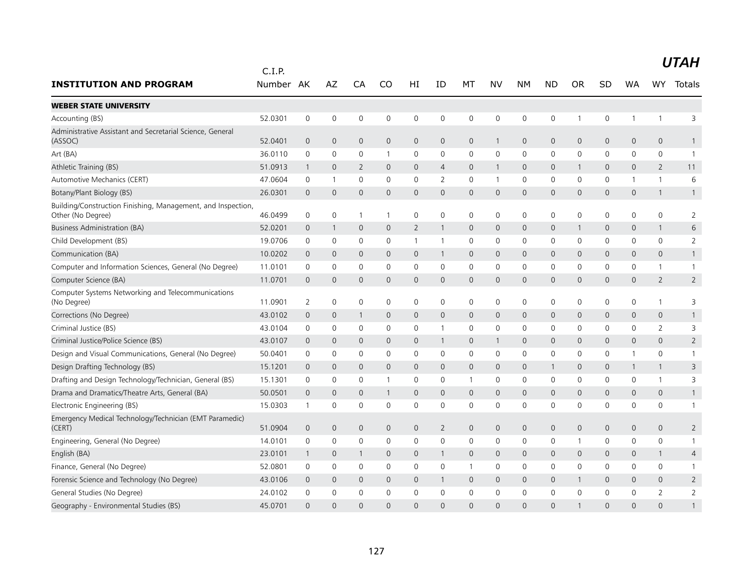# UTAH

| INSTITUTION AND PROGRAM | C.I.P. Number | AK | AZ | CA | CO | HI | ID | MT | NV | NM | ND | OR | SD | WA | WY | Totals |
|---|---|---|---|---|---|---|---|---|---|---|---|---|---|---|---|---|
| **WEBER STATE UNIVERSITY** | | | | | | | | | | | | | | | | |
| Accounting (BS) | 52.0301 | 0 | 0 | 0 | 0 | 0 | 0 | 0 | 0 | 0 | 0 | 1 | 0 | 1 | 1 | 3 |
| Administrative Assistant and Secretarial Science, General (ASSOC) | 52.0401 | 0 | 0 | 0 | 0 | 0 | 0 | 0 | 1 | 0 | 0 | 0 | 0 | 0 | 0 | 1 |
| Art (BA) | 36.0110 | 0 | 0 | 0 | 1 | 0 | 0 | 0 | 0 | 0 | 0 | 0 | 0 | 0 | 0 | 1 |
| Athletic Training (BS) | 51.0913 | 1 | 0 | 2 | 0 | 0 | 4 | 0 | 1 | 0 | 0 | 1 | 0 | 0 | 2 | 11 |
| Automotive Mechanics (CERT) | 47.0604 | 0 | 1 | 0 | 0 | 0 | 2 | 0 | 1 | 0 | 0 | 0 | 0 | 1 | 1 | 6 |
| Botany/Plant Biology (BS) | 26.0301 | 0 | 0 | 0 | 0 | 0 | 0 | 0 | 0 | 0 | 0 | 0 | 0 | 0 | 1 | 1 |
| Building/Construction Finishing, Management, and Inspection, Other (No Degree) | 46.0499 | 0 | 0 | 1 | 1 | 0 | 0 | 0 | 0 | 0 | 0 | 0 | 0 | 0 | 0 | 2 |
| Business Administration (BA) | 52.0201 | 0 | 1 | 0 | 0 | 2 | 1 | 0 | 0 | 0 | 0 | 1 | 0 | 0 | 1 | 6 |
| Child Development (BS) | 19.0706 | 0 | 0 | 0 | 0 | 1 | 1 | 0 | 0 | 0 | 0 | 0 | 0 | 0 | 0 | 2 |
| Communication (BA) | 10.0202 | 0 | 0 | 0 | 0 | 0 | 1 | 0 | 0 | 0 | 0 | 0 | 0 | 0 | 0 | 1 |
| Computer and Information Sciences, General (No Degree) | 11.0101 | 0 | 0 | 0 | 0 | 0 | 0 | 0 | 0 | 0 | 0 | 0 | 0 | 0 | 1 | 1 |
| Computer Science (BA) | 11.0701 | 0 | 0 | 0 | 0 | 0 | 0 | 0 | 0 | 0 | 0 | 0 | 0 | 0 | 2 | 2 |
| Computer Systems Networking and Telecommunications (No Degree) | 11.0901 | 2 | 0 | 0 | 0 | 0 | 0 | 0 | 0 | 0 | 0 | 0 | 0 | 0 | 1 | 3 |
| Corrections (No Degree) | 43.0102 | 0 | 0 | 1 | 0 | 0 | 0 | 0 | 0 | 0 | 0 | 0 | 0 | 0 | 0 | 1 |
| Criminal Justice (BS) | 43.0104 | 0 | 0 | 0 | 0 | 0 | 1 | 0 | 0 | 0 | 0 | 0 | 0 | 0 | 2 | 3 |
| Criminal Justice/Police Science (BS) | 43.0107 | 0 | 0 | 0 | 0 | 0 | 1 | 0 | 1 | 0 | 0 | 0 | 0 | 0 | 0 | 2 |
| Design and Visual Communications, General (No Degree) | 50.0401 | 0 | 0 | 0 | 0 | 0 | 0 | 0 | 0 | 0 | 0 | 0 | 0 | 1 | 0 | 1 |
| Design Drafting Technology (BS) | 15.1201 | 0 | 0 | 0 | 0 | 0 | 0 | 0 | 0 | 0 | 1 | 0 | 0 | 1 | 1 | 3 |
| Drafting and Design Technology/Technician, General (BS) | 15.1301 | 0 | 0 | 0 | 1 | 0 | 0 | 1 | 0 | 0 | 0 | 0 | 0 | 0 | 1 | 3 |
| Drama and Dramatics/Theatre Arts, General (BA) | 50.0501 | 0 | 0 | 0 | 1 | 0 | 0 | 0 | 0 | 0 | 0 | 0 | 0 | 0 | 0 | 1 |
| Electronic Engineering (BS) | 15.0303 | 1 | 0 | 0 | 0 | 0 | 0 | 0 | 0 | 0 | 0 | 0 | 0 | 0 | 0 | 1 |
| Emergency Medical Technology/Technician (EMT Paramedic) (CERT) | 51.0904 | 0 | 0 | 0 | 0 | 0 | 2 | 0 | 0 | 0 | 0 | 0 | 0 | 0 | 0 | 2 |
| Engineering, General (No Degree) | 14.0101 | 0 | 0 | 0 | 0 | 0 | 0 | 0 | 0 | 0 | 0 | 1 | 0 | 0 | 0 | 1 |
| English (BA) | 23.0101 | 1 | 0 | 1 | 0 | 0 | 1 | 0 | 0 | 0 | 0 | 0 | 0 | 0 | 1 | 4 |
| Finance, General (No Degree) | 52.0801 | 0 | 0 | 0 | 0 | 0 | 0 | 1 | 0 | 0 | 0 | 0 | 0 | 0 | 0 | 1 |
| Forensic Science and Technology (No Degree) | 43.0106 | 0 | 0 | 0 | 0 | 0 | 1 | 0 | 0 | 0 | 0 | 1 | 0 | 0 | 0 | 2 |
| General Studies (No Degree) | 24.0102 | 0 | 0 | 0 | 0 | 0 | 0 | 0 | 0 | 0 | 0 | 0 | 0 | 0 | 2 | 2 |
| Geography - Environmental Studies (BS) | 45.0701 | 0 | 0 | 0 | 0 | 0 | 0 | 0 | 0 | 0 | 0 | 1 | 0 | 0 | 0 | 1 |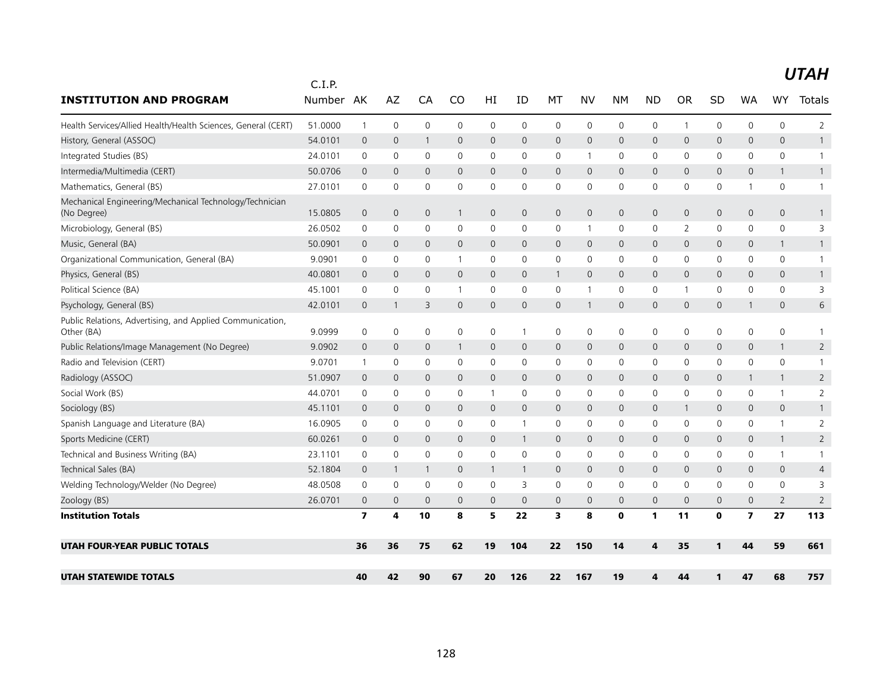# UTAH

| INSTITUTION AND PROGRAM | C.I.P. Number | AK | AZ | CA | CO | HI | ID | MT | NV | NM | ND | OR | SD | WA | WY | Totals |
|---|---|---|---|---|---|---|---|---|---|---|---|---|---|---|---|---|
| Health Services/Allied Health/Health Sciences, General (CERT) | 51.0000 | 1 | 0 | 0 | 0 | 0 | 0 | 0 | 0 | 0 | 0 | 1 | 0 | 0 | 0 | 2 |
| History, General (ASSOC) | 54.0101 | 0 | 0 | 1 | 0 | 0 | 0 | 0 | 0 | 0 | 0 | 0 | 0 | 0 | 0 | 1 |
| Integrated Studies (BS) | 24.0101 | 0 | 0 | 0 | 0 | 0 | 0 | 0 | 1 | 0 | 0 | 0 | 0 | 0 | 0 | 1 |
| Intermedia/Multimedia (CERT) | 50.0706 | 0 | 0 | 0 | 0 | 0 | 0 | 0 | 0 | 0 | 0 | 0 | 0 | 0 | 1 | 1 |
| Mathematics, General (BS) | 27.0101 | 0 | 0 | 0 | 0 | 0 | 0 | 0 | 0 | 0 | 0 | 0 | 0 | 1 | 0 | 1 |
| Mechanical Engineering/Mechanical Technology/Technician (No Degree) | 15.0805 | 0 | 0 | 0 | 1 | 0 | 0 | 0 | 0 | 0 | 0 | 0 | 0 | 0 | 0 | 1 |
| Microbiology, General (BS) | 26.0502 | 0 | 0 | 0 | 0 | 0 | 0 | 0 | 1 | 0 | 0 | 2 | 0 | 0 | 0 | 3 |
| Music, General (BA) | 50.0901 | 0 | 0 | 0 | 0 | 0 | 0 | 0 | 0 | 0 | 0 | 0 | 0 | 0 | 1 | 1 |
| Organizational Communication, General (BA) | 9.0901 | 0 | 0 | 0 | 1 | 0 | 0 | 0 | 0 | 0 | 0 | 0 | 0 | 0 | 0 | 1 |
| Physics, General (BS) | 40.0801 | 0 | 0 | 0 | 0 | 0 | 0 | 1 | 0 | 0 | 0 | 0 | 0 | 0 | 0 | 1 |
| Political Science (BA) | 45.1001 | 0 | 0 | 0 | 1 | 0 | 0 | 0 | 1 | 0 | 0 | 1 | 0 | 0 | 0 | 3 |
| Psychology, General (BS) | 42.0101 | 0 | 1 | 3 | 0 | 0 | 0 | 0 | 1 | 0 | 0 | 0 | 0 | 1 | 0 | 6 |
| Public Relations, Advertising, and Applied Communication, Other (BA) | 9.0999 | 0 | 0 | 0 | 0 | 0 | 1 | 0 | 0 | 0 | 0 | 0 | 0 | 0 | 0 | 1 |
| Public Relations/Image Management (No Degree) | 9.0902 | 0 | 0 | 0 | 1 | 0 | 0 | 0 | 0 | 0 | 0 | 0 | 0 | 0 | 1 | 2 |
| Radio and Television (CERT) | 9.0701 | 1 | 0 | 0 | 0 | 0 | 0 | 0 | 0 | 0 | 0 | 0 | 0 | 0 | 0 | 1 |
| Radiology (ASSOC) | 51.0907 | 0 | 0 | 0 | 0 | 0 | 0 | 0 | 0 | 0 | 0 | 0 | 0 | 1 | 1 | 2 |
| Social Work (BS) | 44.0701 | 0 | 0 | 0 | 0 | 1 | 0 | 0 | 0 | 0 | 0 | 0 | 0 | 0 | 1 | 2 |
| Sociology (BS) | 45.1101 | 0 | 0 | 0 | 0 | 0 | 0 | 0 | 0 | 0 | 0 | 1 | 0 | 0 | 0 | 1 |
| Spanish Language and Literature (BA) | 16.0905 | 0 | 0 | 0 | 0 | 0 | 1 | 0 | 0 | 0 | 0 | 0 | 0 | 0 | 1 | 2 |
| Sports Medicine (CERT) | 60.0261 | 0 | 0 | 0 | 0 | 0 | 1 | 0 | 0 | 0 | 0 | 0 | 0 | 0 | 1 | 2 |
| Technical and Business Writing (BA) | 23.1101 | 0 | 0 | 0 | 0 | 0 | 0 | 0 | 0 | 0 | 0 | 0 | 0 | 0 | 1 | 1 |
| Technical Sales (BA) | 52.1804 | 0 | 1 | 1 | 0 | 1 | 1 | 0 | 0 | 0 | 0 | 0 | 0 | 0 | 0 | 4 |
| Welding Technology/Welder (No Degree) | 48.0508 | 0 | 0 | 0 | 0 | 0 | 3 | 0 | 0 | 0 | 0 | 0 | 0 | 0 | 0 | 3 |
| Zoology (BS) | 26.0701 | 0 | 0 | 0 | 0 | 0 | 0 | 0 | 0 | 0 | 0 | 0 | 0 | 0 | 2 | 2 |
| **Institution Totals** | | **7** | **4** | **10** | **8** | **5** | **22** | **3** | **8** | **0** | **1** | **11** | **0** | **7** | **27** | **113** |
| **UTAH FOUR-YEAR PUBLIC TOTALS** | | **36** | **36** | **75** | **62** | **19** | **104** | **22** | **150** | **14** | **4** | **35** | **1** | **44** | **59** | **661** |
| **UTAH STATEWIDE TOTALS** | | **40** | **42** | **90** | **67** | **20** | **126** | **22** | **167** | **19** | **4** | **44** | **1** | **47** | **68** | **757** |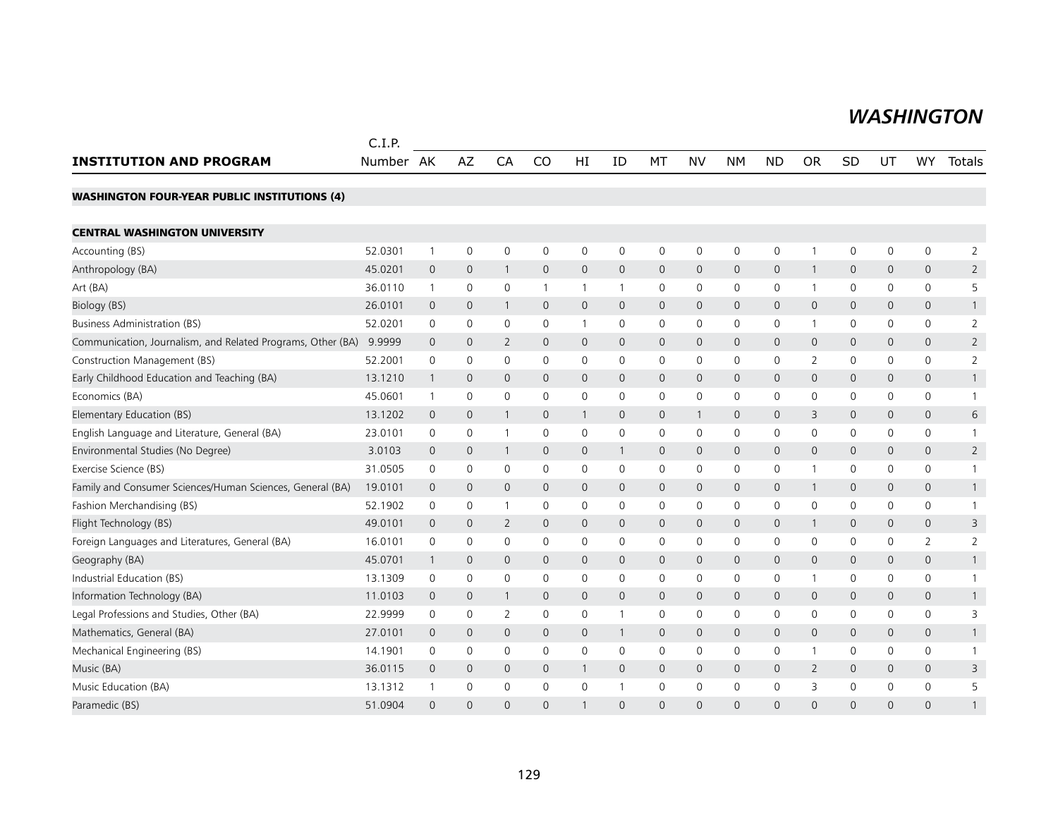## WASHINGTON

| INSTITUTION AND PROGRAM | C.I.P. Number | AK | AZ | CA | CO | HI | ID | MT | NV | NM | ND | OR | SD | UT | WY | Totals |
|---|---|---|---|---|---|---|---|---|---|---|---|---|---|---|---|---|
| **WASHINGTON FOUR-YEAR PUBLIC INSTITUTIONS (4)** | | | | | | | | | | | | | | | | |
| **CENTRAL WASHINGTON UNIVERSITY** | | | | | | | | | | | | | | | | |
| Accounting (BS) | 52.0301 | 1 | 0 | 0 | 0 | 0 | 0 | 0 | 0 | 0 | 0 | 1 | 0 | 0 | 0 | 2 |
| Anthropology (BA) | 45.0201 | 0 | 0 | 1 | 0 | 0 | 0 | 0 | 0 | 0 | 0 | 1 | 0 | 0 | 0 | 2 |
| Art (BA) | 36.0110 | 1 | 0 | 0 | 1 | 1 | 1 | 0 | 0 | 0 | 0 | 1 | 0 | 0 | 0 | 5 |
| Biology (BS) | 26.0101 | 0 | 0 | 1 | 0 | 0 | 0 | 0 | 0 | 0 | 0 | 0 | 0 | 0 | 0 | 1 |
| Business Administration (BS) | 52.0201 | 0 | 0 | 0 | 0 | 1 | 0 | 0 | 0 | 0 | 0 | 1 | 0 | 0 | 0 | 2 |
| Communication, Journalism, and Related Programs, Other (BA) | 9.9999 | 0 | 0 | 2 | 0 | 0 | 0 | 0 | 0 | 0 | 0 | 0 | 0 | 0 | 0 | 2 |
| Construction Management (BS) | 52.2001 | 0 | 0 | 0 | 0 | 0 | 0 | 0 | 0 | 0 | 0 | 2 | 0 | 0 | 0 | 2 |
| Early Childhood Education and Teaching (BA) | 13.1210 | 1 | 0 | 0 | 0 | 0 | 0 | 0 | 0 | 0 | 0 | 0 | 0 | 0 | 0 | 1 |
| Economics (BA) | 45.0601 | 1 | 0 | 0 | 0 | 0 | 0 | 0 | 0 | 0 | 0 | 0 | 0 | 0 | 0 | 1 |
| Elementary Education (BS) | 13.1202 | 0 | 0 | 1 | 0 | 1 | 0 | 0 | 1 | 0 | 0 | 3 | 0 | 0 | 0 | 6 |
| English Language and Literature, General (BA) | 23.0101 | 0 | 0 | 1 | 0 | 0 | 0 | 0 | 0 | 0 | 0 | 0 | 0 | 0 | 0 | 1 |
| Environmental Studies (No Degree) | 3.0103 | 0 | 0 | 1 | 0 | 0 | 1 | 0 | 0 | 0 | 0 | 0 | 0 | 0 | 0 | 2 |
| Exercise Science (BS) | 31.0505 | 0 | 0 | 0 | 0 | 0 | 0 | 0 | 0 | 0 | 0 | 1 | 0 | 0 | 0 | 1 |
| Family and Consumer Sciences/Human Sciences, General (BA) | 19.0101 | 0 | 0 | 0 | 0 | 0 | 0 | 0 | 0 | 0 | 0 | 1 | 0 | 0 | 0 | 1 |
| Fashion Merchandising (BS) | 52.1902 | 0 | 0 | 1 | 0 | 0 | 0 | 0 | 0 | 0 | 0 | 0 | 0 | 0 | 0 | 1 |
| Flight Technology (BS) | 49.0101 | 0 | 0 | 2 | 0 | 0 | 0 | 0 | 0 | 0 | 0 | 1 | 0 | 0 | 0 | 3 |
| Foreign Languages and Literatures, General (BA) | 16.0101 | 0 | 0 | 0 | 0 | 0 | 0 | 0 | 0 | 0 | 0 | 0 | 0 | 0 | 2 | 2 |
| Geography (BA) | 45.0701 | 1 | 0 | 0 | 0 | 0 | 0 | 0 | 0 | 0 | 0 | 0 | 0 | 0 | 0 | 1 |
| Industrial Education (BS) | 13.1309 | 0 | 0 | 0 | 0 | 0 | 0 | 0 | 0 | 0 | 0 | 1 | 0 | 0 | 0 | 1 |
| Information Technology (BA) | 11.0103 | 0 | 0 | 1 | 0 | 0 | 0 | 0 | 0 | 0 | 0 | 0 | 0 | 0 | 0 | 1 |
| Legal Professions and Studies, Other (BA) | 22.9999 | 0 | 0 | 2 | 0 | 0 | 1 | 0 | 0 | 0 | 0 | 0 | 0 | 0 | 0 | 3 |
| Mathematics, General (BA) | 27.0101 | 0 | 0 | 0 | 0 | 0 | 1 | 0 | 0 | 0 | 0 | 0 | 0 | 0 | 0 | 1 |
| Mechanical Engineering (BS) | 14.1901 | 0 | 0 | 0 | 0 | 0 | 0 | 0 | 0 | 0 | 0 | 1 | 0 | 0 | 0 | 1 |
| Music (BA) | 36.0115 | 0 | 0 | 0 | 0 | 1 | 0 | 0 | 0 | 0 | 0 | 2 | 0 | 0 | 0 | 3 |
| Music Education (BA) | 13.1312 | 1 | 0 | 0 | 0 | 0 | 1 | 0 | 0 | 0 | 0 | 3 | 0 | 0 | 0 | 5 |
| Paramedic (BS) | 51.0904 | 0 | 0 | 0 | 0 | 1 | 0 | 0 | 0 | 0 | 0 | 0 | 0 | 0 | 0 | 1 |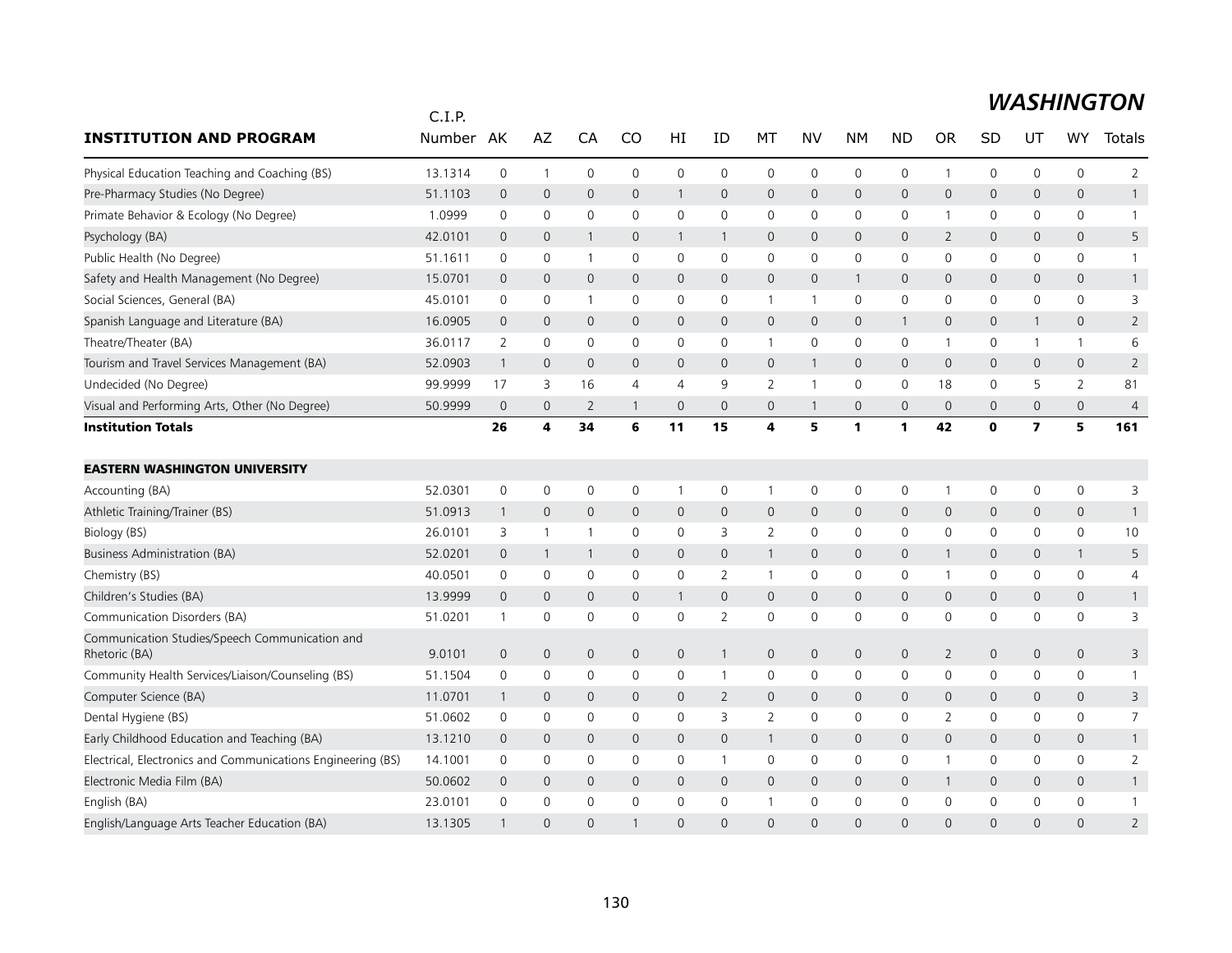# WASHINGTON

| INSTITUTION AND PROGRAM | C.I.P. Number | AK | AZ | CA | CO | HI | ID | MT | NV | NM | ND | OR | SD | UT | WY | Totals |
|---|---|---|---|---|---|---|---|---|---|---|---|---|---|---|---|---|
| Physical Education Teaching and Coaching (BS) | 13.1314 | 0 | 1 | 0 | 0 | 0 | 0 | 0 | 0 | 0 | 0 | 1 | 0 | 0 | 0 | 2 |
| Pre-Pharmacy Studies (No Degree) | 51.1103 | 0 | 0 | 0 | 0 | 1 | 0 | 0 | 0 | 0 | 0 | 0 | 0 | 0 | 0 | 1 |
| Primate Behavior & Ecology (No Degree) | 1.0999 | 0 | 0 | 0 | 0 | 0 | 0 | 0 | 0 | 0 | 0 | 1 | 0 | 0 | 0 | 1 |
| Psychology (BA) | 42.0101 | 0 | 0 | 1 | 0 | 1 | 1 | 0 | 0 | 0 | 0 | 2 | 0 | 0 | 0 | 5 |
| Public Health (No Degree) | 51.1611 | 0 | 0 | 1 | 0 | 0 | 0 | 0 | 0 | 0 | 0 | 0 | 0 | 0 | 0 | 1 |
| Safety and Health Management (No Degree) | 15.0701 | 0 | 0 | 0 | 0 | 0 | 0 | 0 | 0 | 1 | 0 | 0 | 0 | 0 | 0 | 1 |
| Social Sciences, General (BA) | 45.0101 | 0 | 0 | 1 | 0 | 0 | 0 | 1 | 1 | 0 | 0 | 0 | 0 | 0 | 0 | 3 |
| Spanish Language and Literature (BA) | 16.0905 | 0 | 0 | 0 | 0 | 0 | 0 | 0 | 0 | 0 | 1 | 0 | 0 | 1 | 0 | 2 |
| Theatre/Theater (BA) | 36.0117 | 2 | 0 | 0 | 0 | 0 | 0 | 1 | 0 | 0 | 0 | 1 | 0 | 1 | 1 | 6 |
| Tourism and Travel Services Management (BA) | 52.0903 | 1 | 0 | 0 | 0 | 0 | 0 | 0 | 1 | 0 | 0 | 0 | 0 | 0 | 0 | 2 |
| Undecided (No Degree) | 99.9999 | 17 | 3 | 16 | 4 | 4 | 9 | 2 | 1 | 0 | 0 | 18 | 0 | 5 | 2 | 81 |
| Visual and Performing Arts, Other (No Degree) | 50.9999 | 0 | 0 | 2 | 1 | 0 | 0 | 0 | 1 | 0 | 0 | 0 | 0 | 0 | 0 | 4 |
| **Institution Totals** | | **26** | **4** | **34** | **6** | **11** | **15** | **4** | **5** | **1** | **1** | **42** | **0** | **7** | **5** | **161** |
| **EASTERN WASHINGTON UNIVERSITY** | | | | | | | | | | | | | | | | |
| Accounting (BA) | 52.0301 | 0 | 0 | 0 | 0 | 1 | 0 | 1 | 0 | 0 | 0 | 1 | 0 | 0 | 0 | 3 |
| Athletic Training/Trainer (BS) | 51.0913 | 1 | 0 | 0 | 0 | 0 | 0 | 0 | 0 | 0 | 0 | 0 | 0 | 0 | 0 | 1 |
| Biology (BS) | 26.0101 | 3 | 1 | 1 | 0 | 0 | 3 | 2 | 0 | 0 | 0 | 0 | 0 | 0 | 0 | 10 |
| Business Administration (BA) | 52.0201 | 0 | 1 | 1 | 0 | 0 | 0 | 1 | 0 | 0 | 0 | 1 | 0 | 0 | 1 | 5 |
| Chemistry (BS) | 40.0501 | 0 | 0 | 0 | 0 | 0 | 2 | 1 | 0 | 0 | 0 | 1 | 0 | 0 | 0 | 4 |
| Children's Studies (BA) | 13.9999 | 0 | 0 | 0 | 0 | 1 | 0 | 0 | 0 | 0 | 0 | 0 | 0 | 0 | 0 | 1 |
| Communication Disorders (BA) | 51.0201 | 1 | 0 | 0 | 0 | 0 | 2 | 0 | 0 | 0 | 0 | 0 | 0 | 0 | 0 | 3 |
| Communication Studies/Speech Communication and Rhetoric (BA) | 9.0101 | 0 | 0 | 0 | 0 | 0 | 1 | 0 | 0 | 0 | 0 | 2 | 0 | 0 | 0 | 3 |
| Community Health Services/Liaison/Counseling (BS) | 51.1504 | 0 | 0 | 0 | 0 | 0 | 1 | 0 | 0 | 0 | 0 | 0 | 0 | 0 | 0 | 1 |
| Computer Science (BA) | 11.0701 | 1 | 0 | 0 | 0 | 0 | 2 | 0 | 0 | 0 | 0 | 0 | 0 | 0 | 0 | 3 |
| Dental Hygiene (BS) | 51.0602 | 0 | 0 | 0 | 0 | 0 | 3 | 2 | 0 | 0 | 0 | 2 | 0 | 0 | 0 | 7 |
| Early Childhood Education and Teaching (BA) | 13.1210 | 0 | 0 | 0 | 0 | 0 | 0 | 1 | 0 | 0 | 0 | 0 | 0 | 0 | 0 | 1 |
| Electrical, Electronics and Communications Engineering (BS) | 14.1001 | 0 | 0 | 0 | 0 | 0 | 1 | 0 | 0 | 0 | 0 | 1 | 0 | 0 | 0 | 2 |
| Electronic Media Film (BA) | 50.0602 | 0 | 0 | 0 | 0 | 0 | 0 | 0 | 0 | 0 | 0 | 1 | 0 | 0 | 0 | 1 |
| English (BA) | 23.0101 | 0 | 0 | 0 | 0 | 0 | 0 | 1 | 0 | 0 | 0 | 0 | 0 | 0 | 0 | 1 |
| English/Language Arts Teacher Education (BA) | 13.1305 | 1 | 0 | 0 | 1 | 0 | 0 | 0 | 0 | 0 | 0 | 0 | 0 | 0 | 0 | 2 |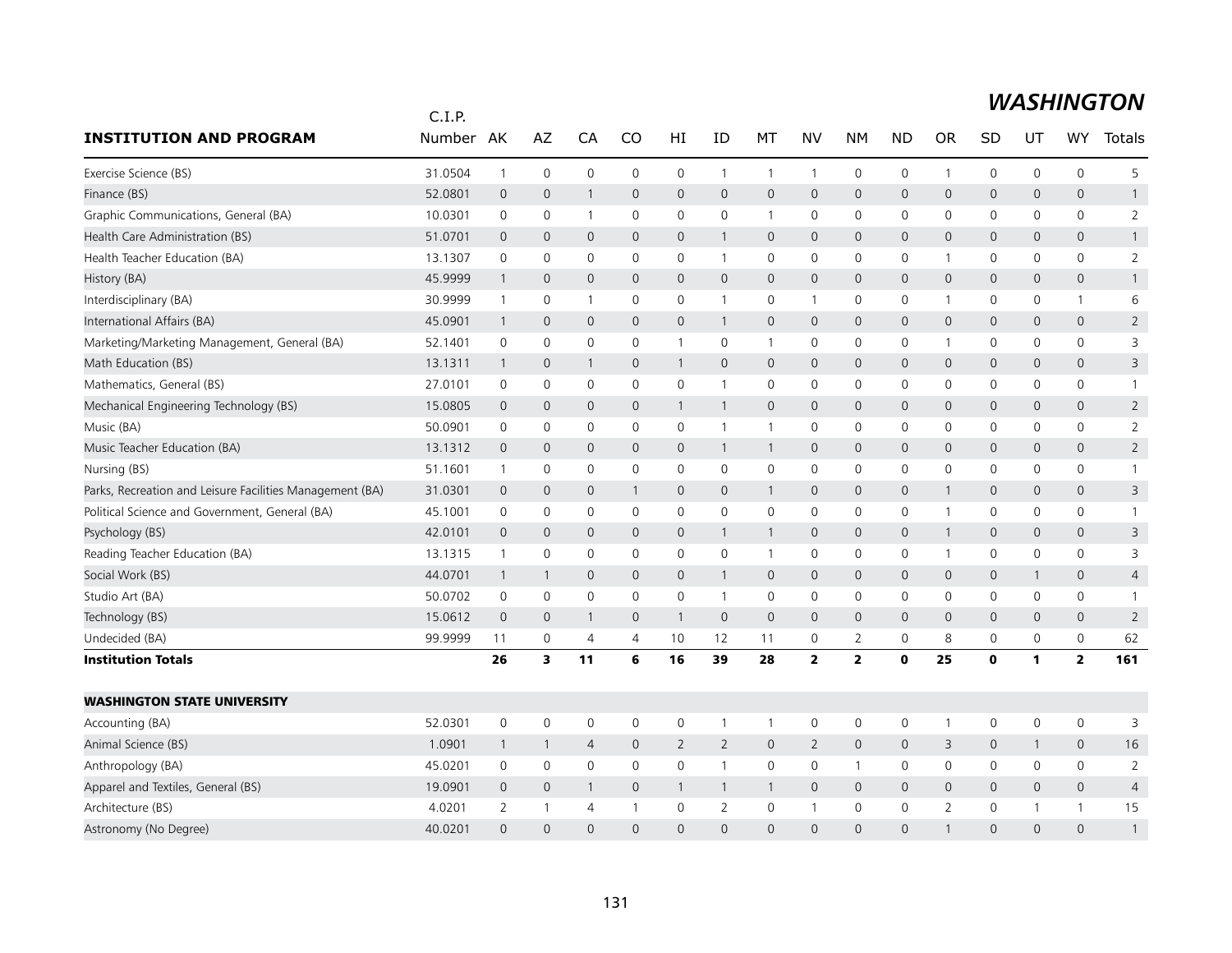## WASHINGTON

| INSTITUTION AND PROGRAM | C.I.P. Number | AK | AZ | CA | CO | HI | ID | MT | NV | NM | ND | OR | SD | UT | WY | Totals |
|---|---|---|---|---|---|---|---|---|---|---|---|---|---|---|---|---|
| Exercise Science (BS) | 31.0504 | 1 | 0 | 0 | 0 | 0 | 1 | 1 | 1 | 0 | 0 | 1 | 0 | 0 | 0 | 5 |
| Finance (BS) | 52.0801 | 0 | 0 | 1 | 0 | 0 | 0 | 0 | 0 | 0 | 0 | 0 | 0 | 0 | 0 | 1 |
| Graphic Communications, General (BA) | 10.0301 | 0 | 0 | 1 | 0 | 0 | 0 | 1 | 0 | 0 | 0 | 0 | 0 | 0 | 0 | 2 |
| Health Care Administration (BS) | 51.0701 | 0 | 0 | 0 | 0 | 0 | 1 | 0 | 0 | 0 | 0 | 0 | 0 | 0 | 0 | 1 |
| Health Teacher Education (BA) | 13.1307 | 0 | 0 | 0 | 0 | 0 | 1 | 0 | 0 | 0 | 0 | 1 | 0 | 0 | 0 | 2 |
| History (BA) | 45.9999 | 1 | 0 | 0 | 0 | 0 | 0 | 0 | 0 | 0 | 0 | 0 | 0 | 0 | 0 | 1 |
| Interdisciplinary (BA) | 30.9999 | 1 | 0 | 1 | 0 | 0 | 1 | 0 | 1 | 0 | 0 | 1 | 0 | 0 | 1 | 6 |
| International Affairs (BA) | 45.0901 | 1 | 0 | 0 | 0 | 0 | 1 | 0 | 0 | 0 | 0 | 0 | 0 | 0 | 0 | 2 |
| Marketing/Marketing Management, General (BA) | 52.1401 | 0 | 0 | 0 | 0 | 1 | 0 | 1 | 0 | 0 | 0 | 1 | 0 | 0 | 0 | 3 |
| Math Education (BS) | 13.1311 | 1 | 0 | 1 | 0 | 1 | 0 | 0 | 0 | 0 | 0 | 0 | 0 | 0 | 0 | 3 |
| Mathematics, General (BS) | 27.0101 | 0 | 0 | 0 | 0 | 0 | 1 | 0 | 0 | 0 | 0 | 0 | 0 | 0 | 0 | 1 |
| Mechanical Engineering Technology (BS) | 15.0805 | 0 | 0 | 0 | 0 | 1 | 1 | 0 | 0 | 0 | 0 | 0 | 0 | 0 | 0 | 2 |
| Music (BA) | 50.0901 | 0 | 0 | 0 | 0 | 0 | 1 | 1 | 0 | 0 | 0 | 0 | 0 | 0 | 0 | 2 |
| Music Teacher Education (BA) | 13.1312 | 0 | 0 | 0 | 0 | 0 | 1 | 1 | 0 | 0 | 0 | 0 | 0 | 0 | 0 | 2 |
| Nursing (BS) | 51.1601 | 1 | 0 | 0 | 0 | 0 | 0 | 0 | 0 | 0 | 0 | 0 | 0 | 0 | 0 | 1 |
| Parks, Recreation and Leisure Facilities Management (BA) | 31.0301 | 0 | 0 | 0 | 1 | 0 | 0 | 1 | 0 | 0 | 0 | 1 | 0 | 0 | 0 | 3 |
| Political Science and Government, General (BA) | 45.1001 | 0 | 0 | 0 | 0 | 0 | 0 | 0 | 0 | 0 | 0 | 1 | 0 | 0 | 0 | 1 |
| Psychology (BS) | 42.0101 | 0 | 0 | 0 | 0 | 0 | 1 | 1 | 0 | 0 | 0 | 1 | 0 | 0 | 0 | 3 |
| Reading Teacher Education (BA) | 13.1315 | 1 | 0 | 0 | 0 | 0 | 0 | 1 | 0 | 0 | 0 | 1 | 0 | 0 | 0 | 3 |
| Social Work (BS) | 44.0701 | 1 | 1 | 0 | 0 | 0 | 1 | 0 | 0 | 0 | 0 | 0 | 0 | 1 | 0 | 4 |
| Studio Art (BA) | 50.0702 | 0 | 0 | 0 | 0 | 0 | 1 | 0 | 0 | 0 | 0 | 0 | 0 | 0 | 0 | 1 |
| Technology (BS) | 15.0612 | 0 | 0 | 1 | 0 | 1 | 0 | 0 | 0 | 0 | 0 | 0 | 0 | 0 | 0 | 2 |
| Undecided (BA) | 99.9999 | 11 | 0 | 4 | 4 | 10 | 12 | 11 | 0 | 2 | 0 | 8 | 0 | 0 | 0 | 62 |
| **Institution Totals** | | **26** | **3** | **11** | **6** | **16** | **39** | **28** | **2** | **2** | **0** | **25** | **0** | **1** | **2** | **161** |
| | | | | | | | | | | | | | | | | |
| **WASHINGTON STATE UNIVERSITY** | | | | | | | | | | | | | | | | |
| Accounting (BA) | 52.0301 | 0 | 0 | 0 | 0 | 0 | 1 | 1 | 0 | 0 | 0 | 1 | 0 | 0 | 0 | 3 |
| Animal Science (BS) | 1.0901 | 1 | 1 | 4 | 0 | 2 | 2 | 0 | 2 | 0 | 0 | 3 | 0 | 1 | 0 | 16 |
| Anthropology (BA) | 45.0201 | 0 | 0 | 0 | 0 | 0 | 1 | 0 | 0 | 1 | 0 | 0 | 0 | 0 | 0 | 2 |
| Apparel and Textiles, General (BS) | 19.0901 | 0 | 0 | 1 | 0 | 1 | 1 | 1 | 0 | 0 | 0 | 0 | 0 | 0 | 0 | 4 |
| Architecture (BS) | 4.0201 | 2 | 1 | 4 | 1 | 0 | 2 | 0 | 1 | 0 | 0 | 2 | 0 | 1 | 1 | 15 |
| Astronomy (No Degree) | 40.0201 | 0 | 0 | 0 | 0 | 0 | 0 | 0 | 0 | 0 | 0 | 1 | 0 | 0 | 0 | 1 |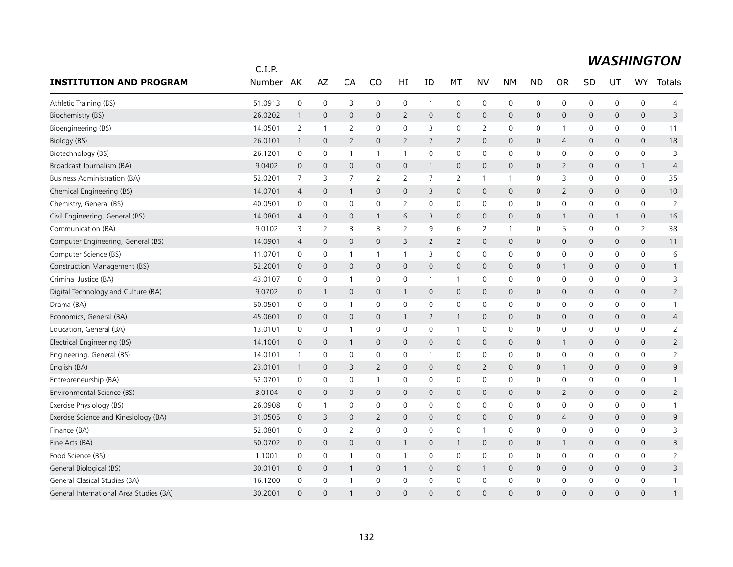## *WASHINGTON*

| INSTITUTION AND PROGRAM | C.I.P. Number | AK | AZ | CA | CO | HI | ID | MT | NV | NM | ND | OR | SD | UT | WY | Totals |
|---|---|---|---|---|---|---|---|---|---|---|---|---|---|---|---|---|
| Athletic Training (BS) | 51.0913 | 0 | 0 | 3 | 0 | 0 | 1 | 0 | 0 | 0 | 0 | 0 | 0 | 0 | 0 | 4 |
| Biochemistry (BS) | 26.0202 | 1 | 0 | 0 | 0 | 2 | 0 | 0 | 0 | 0 | 0 | 0 | 0 | 0 | 0 | 3 |
| Bioengineering (BS) | 14.0501 | 2 | 1 | 2 | 0 | 0 | 3 | 0 | 2 | 0 | 0 | 1 | 0 | 0 | 0 | 11 |
| Biology (BS) | 26.0101 | 1 | 0 | 2 | 0 | 2 | 7 | 2 | 0 | 0 | 0 | 4 | 0 | 0 | 0 | 18 |
| Biotechnology (BS) | 26.1201 | 0 | 0 | 1 | 1 | 1 | 0 | 0 | 0 | 0 | 0 | 0 | 0 | 0 | 0 | 3 |
| Broadcast Journalism (BA) | 9.0402 | 0 | 0 | 0 | 0 | 0 | 1 | 0 | 0 | 0 | 0 | 2 | 0 | 0 | 1 | 4 |
| Business Administration (BA) | 52.0201 | 7 | 3 | 7 | 2 | 2 | 7 | 2 | 1 | 1 | 0 | 3 | 0 | 0 | 0 | 35 |
| Chemical Engineering (BS) | 14.0701 | 4 | 0 | 1 | 0 | 0 | 3 | 0 | 0 | 0 | 0 | 2 | 0 | 0 | 0 | 10 |
| Chemistry, General (BS) | 40.0501 | 0 | 0 | 0 | 0 | 2 | 0 | 0 | 0 | 0 | 0 | 0 | 0 | 0 | 0 | 2 |
| Civil Engineering, General (BS) | 14.0801 | 4 | 0 | 0 | 1 | 6 | 3 | 0 | 0 | 0 | 0 | 1 | 0 | 1 | 0 | 16 |
| Communication (BA) | 9.0102 | 3 | 2 | 3 | 3 | 2 | 9 | 6 | 2 | 1 | 0 | 5 | 0 | 0 | 2 | 38 |
| Computer Engineering, General (BS) | 14.0901 | 4 | 0 | 0 | 0 | 3 | 2 | 2 | 0 | 0 | 0 | 0 | 0 | 0 | 0 | 11 |
| Computer Science (BS) | 11.0701 | 0 | 0 | 1 | 1 | 1 | 3 | 0 | 0 | 0 | 0 | 0 | 0 | 0 | 0 | 6 |
| Construction Management (BS) | 52.2001 | 0 | 0 | 0 | 0 | 0 | 0 | 0 | 0 | 0 | 0 | 1 | 0 | 0 | 0 | 1 |
| Criminal Justice (BA) | 43.0107 | 0 | 0 | 1 | 0 | 0 | 1 | 1 | 0 | 0 | 0 | 0 | 0 | 0 | 0 | 3 |
| Digital Technology and Culture (BA) | 9.0702 | 0 | 1 | 0 | 0 | 1 | 0 | 0 | 0 | 0 | 0 | 0 | 0 | 0 | 0 | 2 |
| Drama (BA) | 50.0501 | 0 | 0 | 1 | 0 | 0 | 0 | 0 | 0 | 0 | 0 | 0 | 0 | 0 | 0 | 1 |
| Economics, General (BA) | 45.0601 | 0 | 0 | 0 | 0 | 1 | 2 | 1 | 0 | 0 | 0 | 0 | 0 | 0 | 0 | 4 |
| Education, General (BA) | 13.0101 | 0 | 0 | 1 | 0 | 0 | 0 | 1 | 0 | 0 | 0 | 0 | 0 | 0 | 0 | 2 |
| Electrical Engineering (BS) | 14.1001 | 0 | 0 | 1 | 0 | 0 | 0 | 0 | 0 | 0 | 0 | 1 | 0 | 0 | 0 | 2 |
| Engineering, General (BS) | 14.0101 | 1 | 0 | 0 | 0 | 0 | 1 | 0 | 0 | 0 | 0 | 0 | 0 | 0 | 0 | 2 |
| English (BA) | 23.0101 | 1 | 0 | 3 | 2 | 0 | 0 | 0 | 2 | 0 | 0 | 1 | 0 | 0 | 0 | 9 |
| Entrepreneurship (BA) | 52.0701 | 0 | 0 | 0 | 1 | 0 | 0 | 0 | 0 | 0 | 0 | 0 | 0 | 0 | 0 | 1 |
| Environmental Science (BS) | 3.0104 | 0 | 0 | 0 | 0 | 0 | 0 | 0 | 0 | 0 | 0 | 2 | 0 | 0 | 0 | 2 |
| Exercise Physiology (BS) | 26.0908 | 0 | 1 | 0 | 0 | 0 | 0 | 0 | 0 | 0 | 0 | 0 | 0 | 0 | 0 | 1 |
| Exercise Science and Kinesiology (BA) | 31.0505 | 0 | 3 | 0 | 2 | 0 | 0 | 0 | 0 | 0 | 0 | 4 | 0 | 0 | 0 | 9 |
| Finance (BA) | 52.0801 | 0 | 0 | 2 | 0 | 0 | 0 | 0 | 1 | 0 | 0 | 0 | 0 | 0 | 0 | 3 |
| Fine Arts (BA) | 50.0702 | 0 | 0 | 0 | 0 | 1 | 0 | 1 | 0 | 0 | 0 | 1 | 0 | 0 | 0 | 3 |
| Food Science (BS) | 1.1001 | 0 | 0 | 1 | 0 | 1 | 0 | 0 | 0 | 0 | 0 | 0 | 0 | 0 | 0 | 2 |
| General Biological (BS) | 30.0101 | 0 | 0 | 1 | 0 | 1 | 0 | 0 | 1 | 0 | 0 | 0 | 0 | 0 | 0 | 3 |
| General Clasical Studies (BA) | 16.1200 | 0 | 0 | 1 | 0 | 0 | 0 | 0 | 0 | 0 | 0 | 0 | 0 | 0 | 0 | 1 |
| General International Area Studies (BA) | 30.2001 | 0 | 0 | 1 | 0 | 0 | 0 | 0 | 0 | 0 | 0 | 0 | 0 | 0 | 0 | 1 |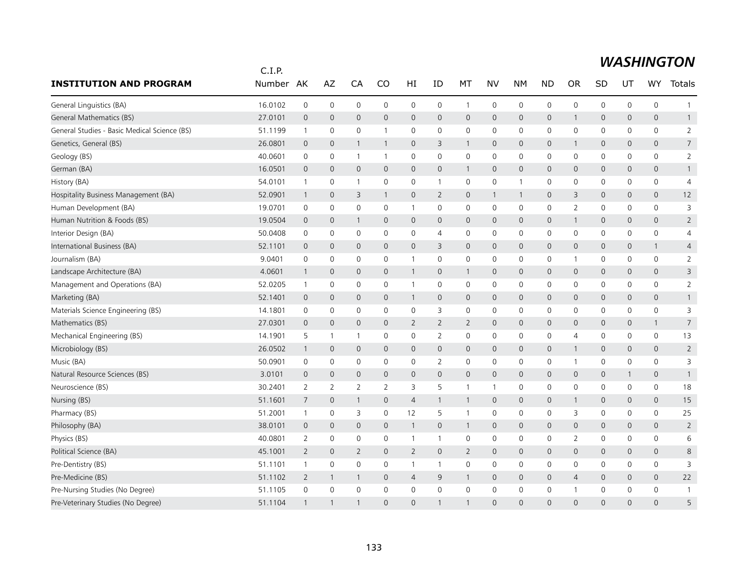## *WASHINGTON*

| INSTITUTION AND PROGRAM | C.I.P. Number | AK | AZ | CA | CO | HI | ID | MT | NV | NM | ND | OR | SD | UT | WY | Totals |
|---|---|---|---|---|---|---|---|---|---|---|---|---|---|---|---|---|
| General Linguistics (BA) | 16.0102 | 0 | 0 | 0 | 0 | 0 | 0 | 1 | 0 | 0 | 0 | 0 | 0 | 0 | 0 | 1 |
| General Mathematics (BS) | 27.0101 | 0 | 0 | 0 | 0 | 0 | 0 | 0 | 0 | 0 | 0 | 1 | 0 | 0 | 0 | 1 |
| General Studies - Basic Medical Science (BS) | 51.1199 | 1 | 0 | 0 | 1 | 0 | 0 | 0 | 0 | 0 | 0 | 0 | 0 | 0 | 0 | 2 |
| Genetics, General (BS) | 26.0801 | 0 | 0 | 1 | 1 | 0 | 3 | 1 | 0 | 0 | 0 | 1 | 0 | 0 | 0 | 7 |
| Geology (BS) | 40.0601 | 0 | 0 | 1 | 1 | 0 | 0 | 0 | 0 | 0 | 0 | 0 | 0 | 0 | 0 | 2 |
| German (BA) | 16.0501 | 0 | 0 | 0 | 0 | 0 | 0 | 1 | 0 | 0 | 0 | 0 | 0 | 0 | 0 | 1 |
| History (BA) | 54.0101 | 1 | 0 | 1 | 0 | 0 | 1 | 0 | 0 | 1 | 0 | 0 | 0 | 0 | 0 | 4 |
| Hospitality Business Management (BA) | 52.0901 | 1 | 0 | 3 | 1 | 0 | 2 | 0 | 1 | 1 | 0 | 3 | 0 | 0 | 0 | 12 |
| Human Development (BA) | 19.0701 | 0 | 0 | 0 | 0 | 1 | 0 | 0 | 0 | 0 | 0 | 2 | 0 | 0 | 0 | 3 |
| Human Nutrition & Foods (BS) | 19.0504 | 0 | 0 | 1 | 0 | 0 | 0 | 0 | 0 | 0 | 0 | 1 | 0 | 0 | 0 | 2 |
| Interior Design (BA) | 50.0408 | 0 | 0 | 0 | 0 | 0 | 4 | 0 | 0 | 0 | 0 | 0 | 0 | 0 | 0 | 4 |
| International Business (BA) | 52.1101 | 0 | 0 | 0 | 0 | 0 | 3 | 0 | 0 | 0 | 0 | 0 | 0 | 0 | 1 | 4 |
| Journalism (BA) | 9.0401 | 0 | 0 | 0 | 0 | 1 | 0 | 0 | 0 | 0 | 0 | 1 | 0 | 0 | 0 | 2 |
| Landscape Architecture (BA) | 4.0601 | 1 | 0 | 0 | 0 | 1 | 0 | 1 | 0 | 0 | 0 | 0 | 0 | 0 | 0 | 3 |
| Management and Operations (BA) | 52.0205 | 1 | 0 | 0 | 0 | 1 | 0 | 0 | 0 | 0 | 0 | 0 | 0 | 0 | 0 | 2 |
| Marketing (BA) | 52.1401 | 0 | 0 | 0 | 0 | 1 | 0 | 0 | 0 | 0 | 0 | 0 | 0 | 0 | 0 | 1 |
| Materials Science Engineering (BS) | 14.1801 | 0 | 0 | 0 | 0 | 0 | 3 | 0 | 0 | 0 | 0 | 0 | 0 | 0 | 0 | 3 |
| Mathematics (BS) | 27.0301 | 0 | 0 | 0 | 0 | 2 | 2 | 2 | 0 | 0 | 0 | 0 | 0 | 0 | 1 | 7 |
| Mechanical Engineering (BS) | 14.1901 | 5 | 1 | 1 | 0 | 0 | 2 | 0 | 0 | 0 | 0 | 4 | 0 | 0 | 0 | 13 |
| Microbiology (BS) | 26.0502 | 1 | 0 | 0 | 0 | 0 | 0 | 0 | 0 | 0 | 0 | 1 | 0 | 0 | 0 | 2 |
| Music (BA) | 50.0901 | 0 | 0 | 0 | 0 | 0 | 2 | 0 | 0 | 0 | 0 | 1 | 0 | 0 | 0 | 3 |
| Natural Resource Sciences (BS) | 3.0101 | 0 | 0 | 0 | 0 | 0 | 0 | 0 | 0 | 0 | 0 | 0 | 0 | 1 | 0 | 1 |
| Neuroscience (BS) | 30.2401 | 2 | 2 | 2 | 2 | 3 | 5 | 1 | 1 | 0 | 0 | 0 | 0 | 0 | 0 | 18 |
| Nursing (BS) | 51.1601 | 7 | 0 | 1 | 0 | 4 | 1 | 1 | 0 | 0 | 0 | 1 | 0 | 0 | 0 | 15 |
| Pharmacy (BS) | 51.2001 | 1 | 0 | 3 | 0 | 12 | 5 | 1 | 0 | 0 | 0 | 3 | 0 | 0 | 0 | 25 |
| Philosophy (BA) | 38.0101 | 0 | 0 | 0 | 0 | 1 | 0 | 1 | 0 | 0 | 0 | 0 | 0 | 0 | 0 | 2 |
| Physics (BS) | 40.0801 | 2 | 0 | 0 | 0 | 1 | 1 | 0 | 0 | 0 | 0 | 2 | 0 | 0 | 0 | 6 |
| Political Science (BA) | 45.1001 | 2 | 0 | 2 | 0 | 2 | 0 | 2 | 0 | 0 | 0 | 0 | 0 | 0 | 0 | 8 |
| Pre-Dentistry (BS) | 51.1101 | 1 | 0 | 0 | 0 | 1 | 1 | 0 | 0 | 0 | 0 | 0 | 0 | 0 | 0 | 3 |
| Pre-Medicine (BS) | 51.1102 | 2 | 1 | 1 | 0 | 4 | 9 | 1 | 0 | 0 | 0 | 4 | 0 | 0 | 0 | 22 |
| Pre-Nursing Studies (No Degree) | 51.1105 | 0 | 0 | 0 | 0 | 0 | 0 | 0 | 0 | 0 | 0 | 1 | 0 | 0 | 0 | 1 |
| Pre-Veterinary Studies (No Degree) | 51.1104 | 1 | 1 | 1 | 0 | 0 | 1 | 1 | 0 | 0 | 0 | 0 | 0 | 0 | 0 | 5 |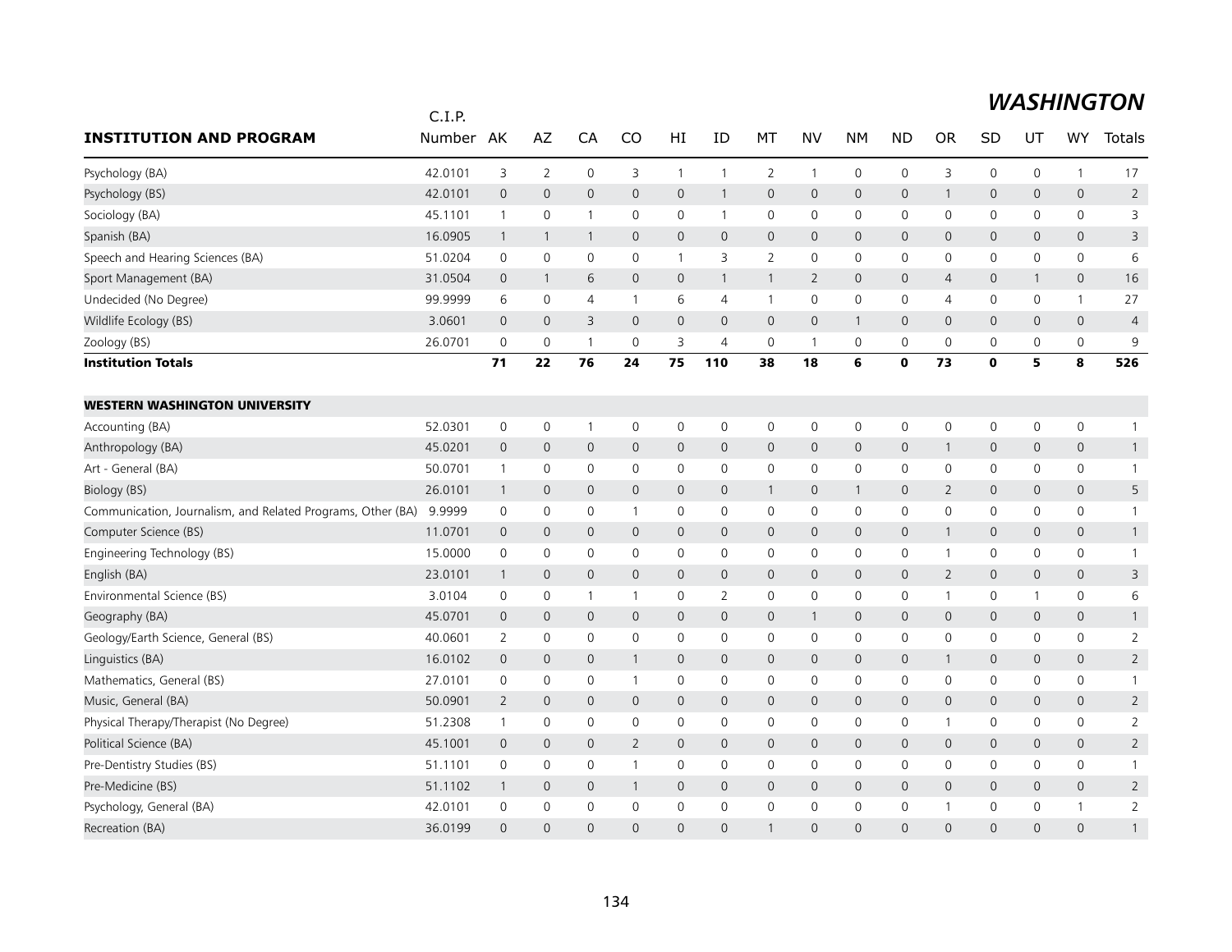## WASHINGTON

| INSTITUTION AND PROGRAM | C.I.P. Number | AK | AZ | CA | CO | HI | ID | MT | NV | NM | ND | OR | SD | UT | WY | Totals |
|---|---|---|---|---|---|---|---|---|---|---|---|---|---|---|---|---|
| Psychology (BA) | 42.0101 | 3 | 2 | 0 | 3 | 1 | 1 | 2 | 1 | 0 | 0 | 3 | 0 | 0 | 1 | 17 |
| Psychology (BS) | 42.0101 | 0 | 0 | 0 | 0 | 0 | 1 | 0 | 0 | 0 | 0 | 1 | 0 | 0 | 0 | 2 |
| Sociology (BA) | 45.1101 | 1 | 0 | 1 | 0 | 0 | 1 | 0 | 0 | 0 | 0 | 0 | 0 | 0 | 0 | 3 |
| Spanish (BA) | 16.0905 | 1 | 1 | 1 | 0 | 0 | 0 | 0 | 0 | 0 | 0 | 0 | 0 | 0 | 0 | 3 |
| Speech and Hearing Sciences (BA) | 51.0204 | 0 | 0 | 0 | 0 | 1 | 3 | 2 | 0 | 0 | 0 | 0 | 0 | 0 | 0 | 6 |
| Sport Management (BA) | 31.0504 | 0 | 1 | 6 | 0 | 0 | 1 | 1 | 2 | 0 | 0 | 4 | 0 | 1 | 0 | 16 |
| Undecided (No Degree) | 99.9999 | 6 | 0 | 4 | 1 | 6 | 4 | 1 | 0 | 0 | 0 | 4 | 0 | 0 | 1 | 27 |
| Wildlife Ecology (BS) | 3.0601 | 0 | 0 | 3 | 0 | 0 | 0 | 0 | 0 | 1 | 0 | 0 | 0 | 0 | 0 | 4 |
| Zoology (BS) | 26.0701 | 0 | 0 | 1 | 0 | 3 | 4 | 0 | 1 | 0 | 0 | 0 | 0 | 0 | 0 | 9 |
| **Institution Totals** | | **71** | **22** | **76** | **24** | **75** | **110** | **38** | **18** | **6** | **0** | **73** | **0** | **5** | **8** | **526** |
| | | | | | | | | | | | | | | | | |
| **WESTERN WASHINGTON UNIVERSITY** | | | | | | | | | | | | | | | | |
| Accounting (BA) | 52.0301 | 0 | 0 | 1 | 0 | 0 | 0 | 0 | 0 | 0 | 0 | 0 | 0 | 0 | 0 | 1 |
| Anthropology (BA) | 45.0201 | 0 | 0 | 0 | 0 | 0 | 0 | 0 | 0 | 0 | 0 | 1 | 0 | 0 | 0 | 1 |
| Art - General (BA) | 50.0701 | 1 | 0 | 0 | 0 | 0 | 0 | 0 | 0 | 0 | 0 | 0 | 0 | 0 | 0 | 1 |
| Biology (BS) | 26.0101 | 1 | 0 | 0 | 0 | 0 | 0 | 1 | 0 | 1 | 0 | 2 | 0 | 0 | 0 | 5 |
| Communication, Journalism, and Related Programs, Other (BA) | 9.9999 | 0 | 0 | 0 | 1 | 0 | 0 | 0 | 0 | 0 | 0 | 0 | 0 | 0 | 0 | 1 |
| Computer Science (BS) | 11.0701 | 0 | 0 | 0 | 0 | 0 | 0 | 0 | 0 | 0 | 0 | 1 | 0 | 0 | 0 | 1 |
| Engineering Technology (BS) | 15.0000 | 0 | 0 | 0 | 0 | 0 | 0 | 0 | 0 | 0 | 0 | 1 | 0 | 0 | 0 | 1 |
| English (BA) | 23.0101 | 1 | 0 | 0 | 0 | 0 | 0 | 0 | 0 | 0 | 0 | 2 | 0 | 0 | 0 | 3 |
| Environmental Science (BS) | 3.0104 | 0 | 0 | 1 | 1 | 0 | 2 | 0 | 0 | 0 | 0 | 1 | 0 | 1 | 0 | 6 |
| Geography (BA) | 45.0701 | 0 | 0 | 0 | 0 | 0 | 0 | 0 | 1 | 0 | 0 | 0 | 0 | 0 | 0 | 1 |
| Geology/Earth Science, General (BS) | 40.0601 | 2 | 0 | 0 | 0 | 0 | 0 | 0 | 0 | 0 | 0 | 0 | 0 | 0 | 0 | 2 |
| Linguistics (BA) | 16.0102 | 0 | 0 | 0 | 1 | 0 | 0 | 0 | 0 | 0 | 0 | 1 | 0 | 0 | 0 | 2 |
| Mathematics, General (BS) | 27.0101 | 0 | 0 | 0 | 1 | 0 | 0 | 0 | 0 | 0 | 0 | 0 | 0 | 0 | 0 | 1 |
| Music, General (BA) | 50.0901 | 2 | 0 | 0 | 0 | 0 | 0 | 0 | 0 | 0 | 0 | 0 | 0 | 0 | 0 | 2 |
| Physical Therapy/Therapist (No Degree) | 51.2308 | 1 | 0 | 0 | 0 | 0 | 0 | 0 | 0 | 0 | 0 | 1 | 0 | 0 | 0 | 2 |
| Political Science (BA) | 45.1001 | 0 | 0 | 0 | 2 | 0 | 0 | 0 | 0 | 0 | 0 | 0 | 0 | 0 | 0 | 2 |
| Pre-Dentistry Studies (BS) | 51.1101 | 0 | 0 | 0 | 1 | 0 | 0 | 0 | 0 | 0 | 0 | 0 | 0 | 0 | 0 | 1 |
| Pre-Medicine (BS) | 51.1102 | 1 | 0 | 0 | 1 | 0 | 0 | 0 | 0 | 0 | 0 | 0 | 0 | 0 | 0 | 2 |
| Psychology, General (BA) | 42.0101 | 0 | 0 | 0 | 0 | 0 | 0 | 0 | 0 | 0 | 0 | 1 | 0 | 0 | 1 | 2 |
| Recreation (BA) | 36.0199 | 0 | 0 | 0 | 0 | 0 | 0 | 1 | 0 | 0 | 0 | 0 | 0 | 0 | 0 | 1 |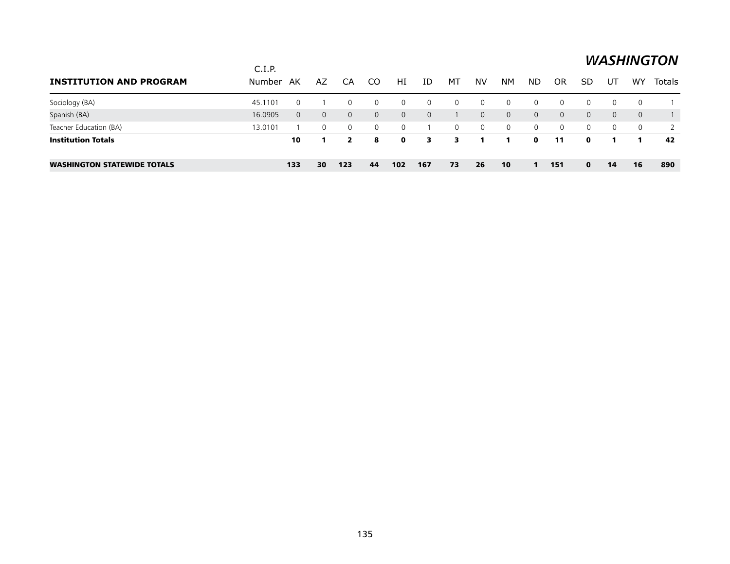## WASHINGTON

| INSTITUTION AND PROGRAM | C.I.P. Number | AK | AZ | CA | CO | HI | ID | MT | NV | NM | ND | OR | SD | UT | WY | Totals |
|---|---|---|---|---|---|---|---|---|---|---|---|---|---|---|---|---|
| Sociology (BA) | 45.1101 | 0 | 1 | 0 | 0 | 0 | 0 | 0 | 0 | 0 | 0 | 0 | 0 | 0 | 0 | 1 |
| Spanish (BA) | 16.0905 | 0 | 0 | 0 | 0 | 0 | 0 | 1 | 0 | 0 | 0 | 0 | 0 | 0 | 0 | 1 |
| Teacher Education (BA) | 13.0101 | 1 | 0 | 0 | 0 | 0 | 1 | 0 | 0 | 0 | 0 | 0 | 0 | 0 | 0 | 2 |
| **Institution Totals** | | **10** | **1** | **2** | **8** | **0** | **3** | **3** | **1** | **1** | **0** | **11** | **0** | **1** | **1** | **42** |
| **WASHINGTON STATEWIDE TOTALS** | | **133** | **30** | **123** | **44** | **102** | **167** | **73** | **26** | **10** | **1** | **151** | **0** | **14** | **16** | **890** |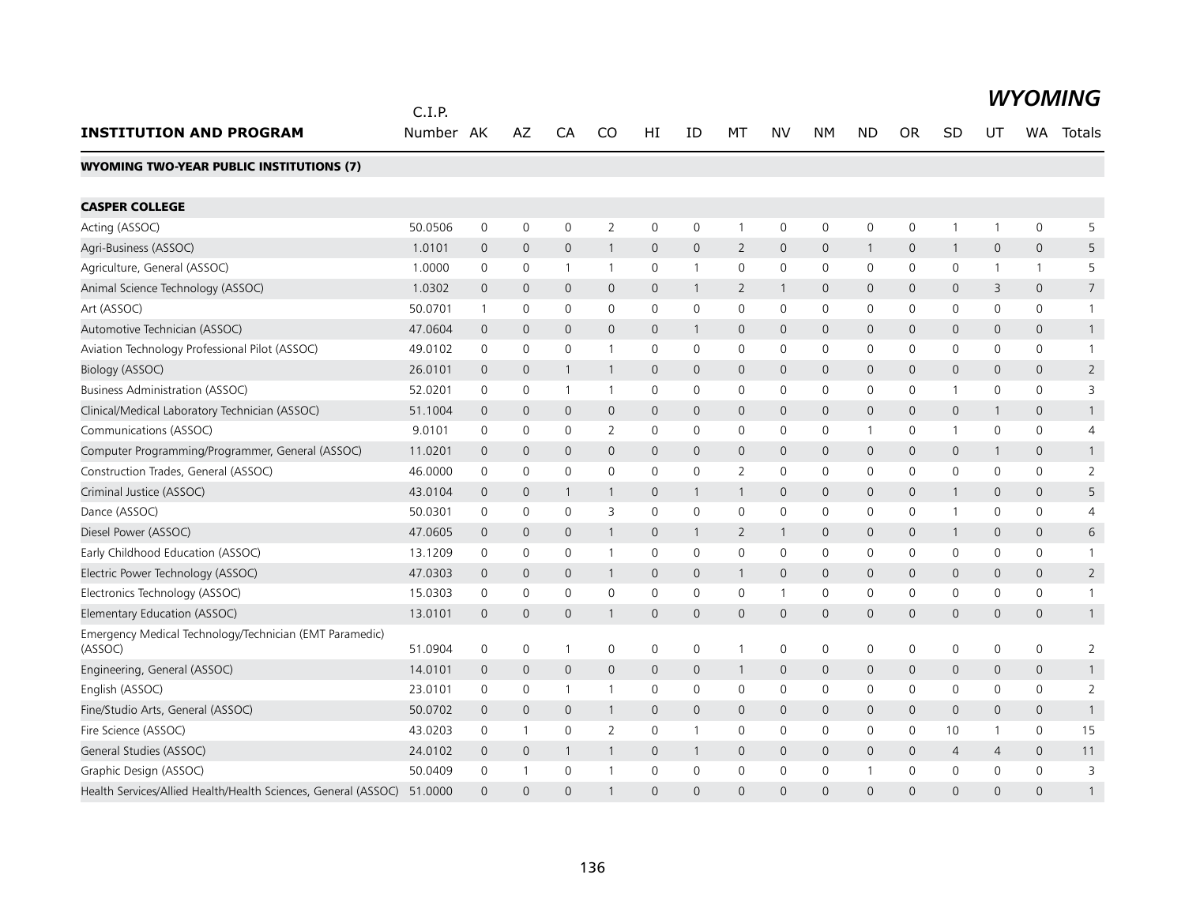# WYOMING

| INSTITUTION AND PROGRAM | C.I.P. Number | AK | AZ | CA | CO | HI | ID | MT | NV | NM | ND | OR | SD | UT | WA | Totals |
|---|---|---|---|---|---|---|---|---|---|---|---|---|---|---|---|---|
| **WYOMING TWO-YEAR PUBLIC INSTITUTIONS (7)** | | | | | | | | | | | | | | | | |
| **CASPER COLLEGE** | | | | | | | | | | | | | | | | |
| Acting (ASSOC) | 50.0506 | 0 | 0 | 0 | 2 | 0 | 0 | 1 | 0 | 0 | 0 | 0 | 1 | 1 | 0 | 5 |
| Agri-Business (ASSOC) | 1.0101 | 0 | 0 | 0 | 1 | 0 | 0 | 2 | 0 | 0 | 1 | 0 | 1 | 0 | 0 | 5 |
| Agriculture, General (ASSOC) | 1.0000 | 0 | 0 | 1 | 1 | 0 | 1 | 0 | 0 | 0 | 0 | 0 | 0 | 1 | 1 | 5 |
| Animal Science Technology (ASSOC) | 1.0302 | 0 | 0 | 0 | 0 | 0 | 1 | 2 | 1 | 0 | 0 | 0 | 0 | 3 | 0 | 7 |
| Art (ASSOC) | 50.0701 | 1 | 0 | 0 | 0 | 0 | 0 | 0 | 0 | 0 | 0 | 0 | 0 | 0 | 0 | 1 |
| Automotive Technician (ASSOC) | 47.0604 | 0 | 0 | 0 | 0 | 0 | 1 | 0 | 0 | 0 | 0 | 0 | 0 | 0 | 0 | 1 |
| Aviation Technology Professional Pilot (ASSOC) | 49.0102 | 0 | 0 | 0 | 1 | 0 | 0 | 0 | 0 | 0 | 0 | 0 | 0 | 0 | 0 | 1 |
| Biology (ASSOC) | 26.0101 | 0 | 0 | 1 | 1 | 0 | 0 | 0 | 0 | 0 | 0 | 0 | 0 | 0 | 0 | 2 |
| Business Administration (ASSOC) | 52.0201 | 0 | 0 | 1 | 1 | 0 | 0 | 0 | 0 | 0 | 0 | 0 | 1 | 0 | 0 | 3 |
| Clinical/Medical Laboratory Technician (ASSOC) | 51.1004 | 0 | 0 | 0 | 0 | 0 | 0 | 0 | 0 | 0 | 0 | 0 | 0 | 1 | 0 | 1 |
| Communications (ASSOC) | 9.0101 | 0 | 0 | 0 | 2 | 0 | 0 | 0 | 0 | 0 | 1 | 0 | 1 | 0 | 0 | 4 |
| Computer Programming/Programmer, General (ASSOC) | 11.0201 | 0 | 0 | 0 | 0 | 0 | 0 | 0 | 0 | 0 | 0 | 0 | 0 | 1 | 0 | 1 |
| Construction Trades, General (ASSOC) | 46.0000 | 0 | 0 | 0 | 0 | 0 | 0 | 2 | 0 | 0 | 0 | 0 | 0 | 0 | 0 | 2 |
| Criminal Justice (ASSOC) | 43.0104 | 0 | 0 | 1 | 1 | 0 | 1 | 1 | 0 | 0 | 0 | 0 | 1 | 0 | 0 | 5 |
| Dance (ASSOC) | 50.0301 | 0 | 0 | 0 | 3 | 0 | 0 | 0 | 0 | 0 | 0 | 0 | 1 | 0 | 0 | 4 |
| Diesel Power (ASSOC) | 47.0605 | 0 | 0 | 0 | 1 | 0 | 1 | 2 | 1 | 0 | 0 | 0 | 1 | 0 | 0 | 6 |
| Early Childhood Education (ASSOC) | 13.1209 | 0 | 0 | 0 | 1 | 0 | 0 | 0 | 0 | 0 | 0 | 0 | 0 | 0 | 0 | 1 |
| Electric Power Technology (ASSOC) | 47.0303 | 0 | 0 | 0 | 1 | 0 | 0 | 1 | 0 | 0 | 0 | 0 | 0 | 0 | 0 | 2 |
| Electronics Technology (ASSOC) | 15.0303 | 0 | 0 | 0 | 0 | 0 | 0 | 0 | 1 | 0 | 0 | 0 | 0 | 0 | 0 | 1 |
| Elementary Education (ASSOC) | 13.0101 | 0 | 0 | 0 | 1 | 0 | 0 | 0 | 0 | 0 | 0 | 0 | 0 | 0 | 0 | 1 |
| Emergency Medical Technology/Technician (EMT Paramedic) (ASSOC) | 51.0904 | 0 | 0 | 1 | 0 | 0 | 0 | 1 | 0 | 0 | 0 | 0 | 0 | 0 | 0 | 2 |
| Engineering, General (ASSOC) | 14.0101 | 0 | 0 | 0 | 0 | 0 | 0 | 1 | 0 | 0 | 0 | 0 | 0 | 0 | 0 | 1 |
| English (ASSOC) | 23.0101 | 0 | 0 | 1 | 1 | 0 | 0 | 0 | 0 | 0 | 0 | 0 | 0 | 0 | 0 | 2 |
| Fine/Studio Arts, General (ASSOC) | 50.0702 | 0 | 0 | 0 | 1 | 0 | 0 | 0 | 0 | 0 | 0 | 0 | 0 | 0 | 0 | 1 |
| Fire Science (ASSOC) | 43.0203 | 0 | 1 | 0 | 2 | 0 | 1 | 0 | 0 | 0 | 0 | 0 | 10 | 1 | 0 | 15 |
| General Studies (ASSOC) | 24.0102 | 0 | 0 | 1 | 1 | 0 | 1 | 0 | 0 | 0 | 0 | 0 | 4 | 4 | 0 | 11 |
| Graphic Design (ASSOC) | 50.0409 | 0 | 1 | 0 | 1 | 0 | 0 | 0 | 0 | 0 | 1 | 0 | 0 | 0 | 0 | 3 |
| Health Services/Allied Health/Health Sciences, General (ASSOC) | 51.0000 | 0 | 0 | 0 | 1 | 0 | 0 | 0 | 0 | 0 | 0 | 0 | 0 | 0 | 0 | 1 |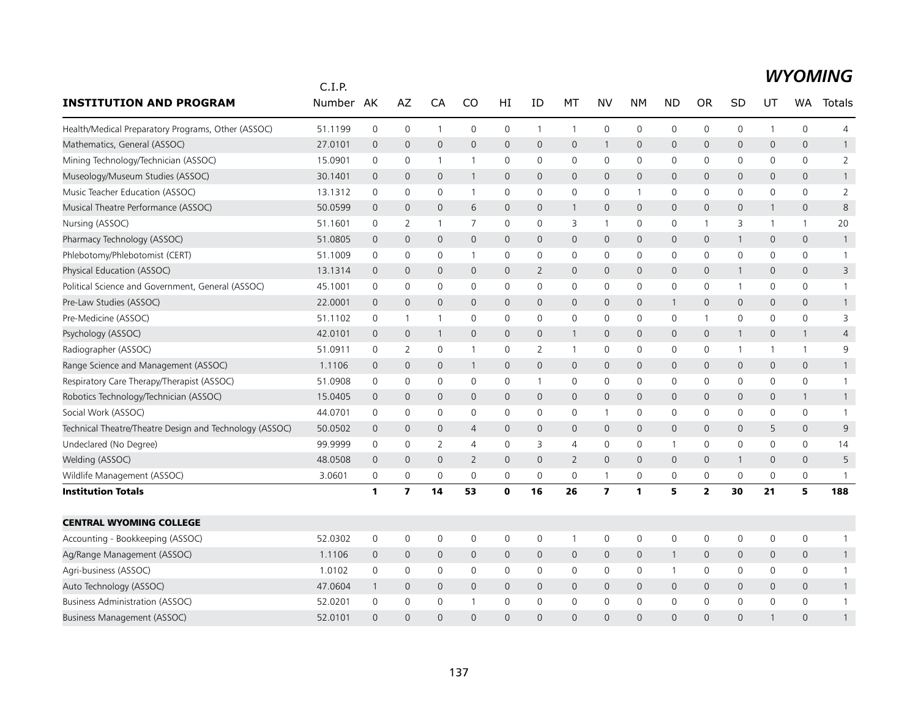## WYOMING

| INSTITUTION AND PROGRAM | C.I.P. Number | AK | AZ | CA | CO | HI | ID | MT | NV | NM | ND | OR | SD | UT | WA | Totals |
|---|---|---|---|---|---|---|---|---|---|---|---|---|---|---|---|---|
| Health/Medical Preparatory Programs, Other (ASSOC) | 51.1199 | 0 | 0 | 1 | 0 | 0 | 1 | 1 | 0 | 0 | 0 | 0 | 0 | 1 | 0 | 4 |
| Mathematics, General (ASSOC) | 27.0101 | 0 | 0 | 0 | 0 | 0 | 0 | 0 | 1 | 0 | 0 | 0 | 0 | 0 | 0 | 1 |
| Mining Technology/Technician (ASSOC) | 15.0901 | 0 | 0 | 1 | 1 | 0 | 0 | 0 | 0 | 0 | 0 | 0 | 0 | 0 | 0 | 2 |
| Museology/Museum Studies (ASSOC) | 30.1401 | 0 | 0 | 0 | 1 | 0 | 0 | 0 | 0 | 0 | 0 | 0 | 0 | 0 | 0 | 1 |
| Music Teacher Education (ASSOC) | 13.1312 | 0 | 0 | 0 | 1 | 0 | 0 | 0 | 0 | 1 | 0 | 0 | 0 | 0 | 0 | 2 |
| Musical Theatre Performance (ASSOC) | 50.0599 | 0 | 0 | 0 | 6 | 0 | 0 | 1 | 0 | 0 | 0 | 0 | 0 | 1 | 0 | 8 |
| Nursing (ASSOC) | 51.1601 | 0 | 2 | 1 | 7 | 0 | 0 | 3 | 1 | 0 | 0 | 1 | 3 | 1 | 1 | 20 |
| Pharmacy Technology (ASSOC) | 51.0805 | 0 | 0 | 0 | 0 | 0 | 0 | 0 | 0 | 0 | 0 | 0 | 1 | 0 | 0 | 1 |
| Phlebotomy/Phlebotomist (CERT) | 51.1009 | 0 | 0 | 0 | 1 | 0 | 0 | 0 | 0 | 0 | 0 | 0 | 0 | 0 | 0 | 1 |
| Physical Education (ASSOC) | 13.1314 | 0 | 0 | 0 | 0 | 0 | 2 | 0 | 0 | 0 | 0 | 0 | 1 | 0 | 0 | 3 |
| Political Science and Government, General (ASSOC) | 45.1001 | 0 | 0 | 0 | 0 | 0 | 0 | 0 | 0 | 0 | 0 | 0 | 1 | 0 | 0 | 1 |
| Pre-Law Studies (ASSOC) | 22.0001 | 0 | 0 | 0 | 0 | 0 | 0 | 0 | 0 | 0 | 1 | 0 | 0 | 0 | 0 | 1 |
| Pre-Medicine (ASSOC) | 51.1102 | 0 | 1 | 1 | 0 | 0 | 0 | 0 | 0 | 0 | 0 | 1 | 0 | 0 | 0 | 3 |
| Psychology (ASSOC) | 42.0101 | 0 | 0 | 1 | 0 | 0 | 0 | 1 | 0 | 0 | 0 | 0 | 1 | 0 | 1 | 4 |
| Radiographer (ASSOC) | 51.0911 | 0 | 2 | 0 | 1 | 0 | 2 | 1 | 0 | 0 | 0 | 0 | 1 | 1 | 1 | 9 |
| Range Science and Management (ASSOC) | 1.1106 | 0 | 0 | 0 | 1 | 0 | 0 | 0 | 0 | 0 | 0 | 0 | 0 | 0 | 0 | 1 |
| Respiratory Care Therapy/Therapist (ASSOC) | 51.0908 | 0 | 0 | 0 | 0 | 0 | 1 | 0 | 0 | 0 | 0 | 0 | 0 | 0 | 0 | 1 |
| Robotics Technology/Technician (ASSOC) | 15.0405 | 0 | 0 | 0 | 0 | 0 | 0 | 0 | 0 | 0 | 0 | 0 | 0 | 0 | 1 | 1 |
| Social Work (ASSOC) | 44.0701 | 0 | 0 | 0 | 0 | 0 | 0 | 0 | 1 | 0 | 0 | 0 | 0 | 0 | 0 | 1 |
| Technical Theatre/Theatre Design and Technology (ASSOC) | 50.0502 | 0 | 0 | 0 | 4 | 0 | 0 | 0 | 0 | 0 | 0 | 0 | 0 | 5 | 0 | 9 |
| Undeclared (No Degree) | 99.9999 | 0 | 0 | 2 | 4 | 0 | 3 | 4 | 0 | 0 | 1 | 0 | 0 | 0 | 0 | 14 |
| Welding (ASSOC) | 48.0508 | 0 | 0 | 0 | 2 | 0 | 0 | 2 | 0 | 0 | 0 | 0 | 1 | 0 | 0 | 5 |
| Wildlife Management (ASSOC) | 3.0601 | 0 | 0 | 0 | 0 | 0 | 0 | 0 | 1 | 0 | 0 | 0 | 0 | 0 | 0 | 1 |
| **Institution Totals** | | **1** | **7** | **14** | **53** | **0** | **16** | **26** | **7** | **1** | **5** | **2** | **30** | **21** | **5** | **188** |
| **CENTRAL WYOMING COLLEGE** | | | | | | | | | | | | | | | | |
| Accounting - Bookkeeping (ASSOC) | 52.0302 | 0 | 0 | 0 | 0 | 0 | 0 | 1 | 0 | 0 | 0 | 0 | 0 | 0 | 0 | 1 |
| Ag/Range Management (ASSOC) | 1.1106 | 0 | 0 | 0 | 0 | 0 | 0 | 0 | 0 | 0 | 1 | 0 | 0 | 0 | 0 | 1 |
| Agri-business (ASSOC) | 1.0102 | 0 | 0 | 0 | 0 | 0 | 0 | 0 | 0 | 0 | 1 | 0 | 0 | 0 | 0 | 1 |
| Auto Technology (ASSOC) | 47.0604 | 1 | 0 | 0 | 0 | 0 | 0 | 0 | 0 | 0 | 0 | 0 | 0 | 0 | 0 | 1 |
| Business Administration (ASSOC) | 52.0201 | 0 | 0 | 0 | 1 | 0 | 0 | 0 | 0 | 0 | 0 | 0 | 0 | 0 | 0 | 1 |
| Business Management (ASSOC) | 52.0101 | 0 | 0 | 0 | 0 | 0 | 0 | 0 | 0 | 0 | 0 | 0 | 0 | 1 | 0 | 1 |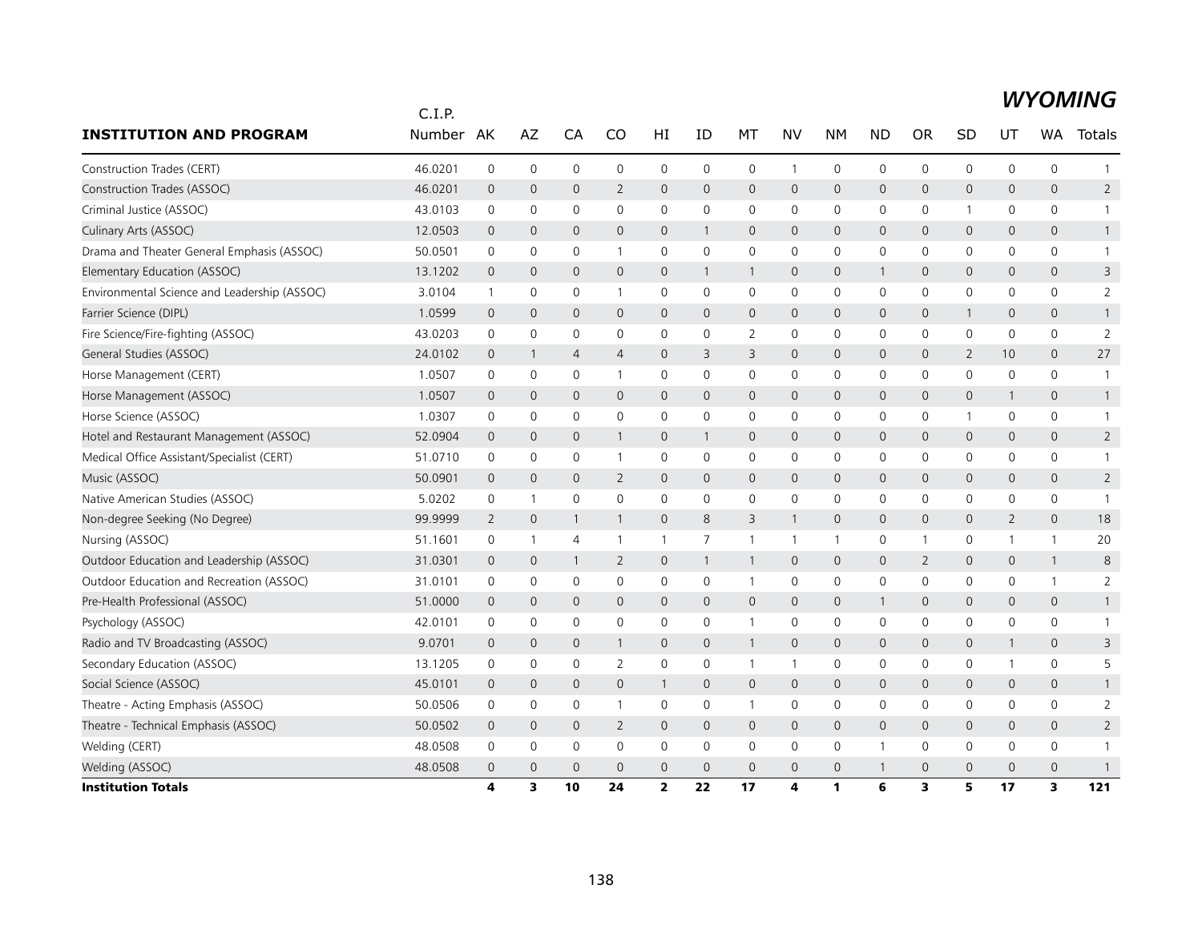# *WYOMING*

| INSTITUTION AND PROGRAM | C.I.P. Number | AK | AZ | CA | CO | HI | ID | MT | NV | NM | ND | OR | SD | UT | WA | Totals |
|---|---|---|---|---|---|---|---|---|---|---|---|---|---|---|---|---|
| Construction Trades (CERT) | 46.0201 | 0 | 0 | 0 | 0 | 0 | 0 | 0 | 1 | 0 | 0 | 0 | 0 | 0 | 0 | 1 |
| Construction Trades (ASSOC) | 46.0201 | 0 | 0 | 0 | 2 | 0 | 0 | 0 | 0 | 0 | 0 | 0 | 0 | 0 | 0 | 2 |
| Criminal Justice (ASSOC) | 43.0103 | 0 | 0 | 0 | 0 | 0 | 0 | 0 | 0 | 0 | 0 | 0 | 1 | 0 | 0 | 1 |
| Culinary Arts (ASSOC) | 12.0503 | 0 | 0 | 0 | 0 | 0 | 1 | 0 | 0 | 0 | 0 | 0 | 0 | 0 | 0 | 1 |
| Drama and Theater General Emphasis (ASSOC) | 50.0501 | 0 | 0 | 0 | 1 | 0 | 0 | 0 | 0 | 0 | 0 | 0 | 0 | 0 | 0 | 1 |
| Elementary Education (ASSOC) | 13.1202 | 0 | 0 | 0 | 0 | 0 | 1 | 1 | 0 | 0 | 1 | 0 | 0 | 0 | 0 | 3 |
| Environmental Science and Leadership (ASSOC) | 3.0104 | 1 | 0 | 0 | 1 | 0 | 0 | 0 | 0 | 0 | 0 | 0 | 0 | 0 | 0 | 2 |
| Farrier Science (DIPL) | 1.0599 | 0 | 0 | 0 | 0 | 0 | 0 | 0 | 0 | 0 | 0 | 0 | 1 | 0 | 0 | 1 |
| Fire Science/Fire-fighting (ASSOC) | 43.0203 | 0 | 0 | 0 | 0 | 0 | 0 | 2 | 0 | 0 | 0 | 0 | 0 | 0 | 0 | 2 |
| General Studies (ASSOC) | 24.0102 | 0 | 1 | 4 | 4 | 0 | 3 | 3 | 0 | 0 | 0 | 0 | 2 | 10 | 0 | 27 |
| Horse Management (CERT) | 1.0507 | 0 | 0 | 0 | 1 | 0 | 0 | 0 | 0 | 0 | 0 | 0 | 0 | 0 | 0 | 1 |
| Horse Management (ASSOC) | 1.0507 | 0 | 0 | 0 | 0 | 0 | 0 | 0 | 0 | 0 | 0 | 0 | 0 | 1 | 0 | 1 |
| Horse Science (ASSOC) | 1.0307 | 0 | 0 | 0 | 0 | 0 | 0 | 0 | 0 | 0 | 0 | 0 | 1 | 0 | 0 | 1 |
| Hotel and Restaurant Management (ASSOC) | 52.0904 | 0 | 0 | 0 | 1 | 0 | 1 | 0 | 0 | 0 | 0 | 0 | 0 | 0 | 0 | 2 |
| Medical Office Assistant/Specialist (CERT) | 51.0710 | 0 | 0 | 0 | 1 | 0 | 0 | 0 | 0 | 0 | 0 | 0 | 0 | 0 | 0 | 1 |
| Music (ASSOC) | 50.0901 | 0 | 0 | 0 | 2 | 0 | 0 | 0 | 0 | 0 | 0 | 0 | 0 | 0 | 0 | 2 |
| Native American Studies (ASSOC) | 5.0202 | 0 | 1 | 0 | 0 | 0 | 0 | 0 | 0 | 0 | 0 | 0 | 0 | 0 | 0 | 1 |
| Non-degree Seeking (No Degree) | 99.9999 | 2 | 0 | 1 | 1 | 0 | 8 | 3 | 1 | 0 | 0 | 0 | 0 | 2 | 0 | 18 |
| Nursing (ASSOC) | 51.1601 | 0 | 1 | 4 | 1 | 1 | 7 | 1 | 1 | 1 | 0 | 1 | 0 | 1 | 1 | 20 |
| Outdoor Education and Leadership (ASSOC) | 31.0301 | 0 | 0 | 1 | 2 | 0 | 1 | 1 | 0 | 0 | 0 | 2 | 0 | 0 | 1 | 8 |
| Outdoor Education and Recreation (ASSOC) | 31.0101 | 0 | 0 | 0 | 0 | 0 | 0 | 1 | 0 | 0 | 0 | 0 | 0 | 0 | 1 | 2 |
| Pre-Health Professional (ASSOC) | 51.0000 | 0 | 0 | 0 | 0 | 0 | 0 | 0 | 0 | 0 | 1 | 0 | 0 | 0 | 0 | 1 |
| Psychology (ASSOC) | 42.0101 | 0 | 0 | 0 | 0 | 0 | 0 | 1 | 0 | 0 | 0 | 0 | 0 | 0 | 0 | 1 |
| Radio and TV Broadcasting (ASSOC) | 9.0701 | 0 | 0 | 0 | 1 | 0 | 0 | 1 | 0 | 0 | 0 | 0 | 0 | 1 | 0 | 3 |
| Secondary Education (ASSOC) | 13.1205 | 0 | 0 | 0 | 2 | 0 | 0 | 1 | 1 | 0 | 0 | 0 | 0 | 1 | 0 | 5 |
| Social Science (ASSOC) | 45.0101 | 0 | 0 | 0 | 0 | 1 | 0 | 0 | 0 | 0 | 0 | 0 | 0 | 0 | 0 | 1 |
| Theatre - Acting Emphasis (ASSOC) | 50.0506 | 0 | 0 | 0 | 1 | 0 | 0 | 1 | 0 | 0 | 0 | 0 | 0 | 0 | 0 | 2 |
| Theatre - Technical Emphasis (ASSOC) | 50.0502 | 0 | 0 | 0 | 2 | 0 | 0 | 0 | 0 | 0 | 0 | 0 | 0 | 0 | 0 | 2 |
| Welding (CERT) | 48.0508 | 0 | 0 | 0 | 0 | 0 | 0 | 0 | 0 | 0 | 1 | 0 | 0 | 0 | 0 | 1 |
| Welding (ASSOC) | 48.0508 | 0 | 0 | 0 | 0 | 0 | 0 | 0 | 0 | 0 | 1 | 0 | 0 | 0 | 0 | 1 |
| **Institution Totals** | | **4** | **3** | **10** | **24** | **2** | **22** | **17** | **4** | **1** | **6** | **3** | **5** | **17** | **3** | **121** |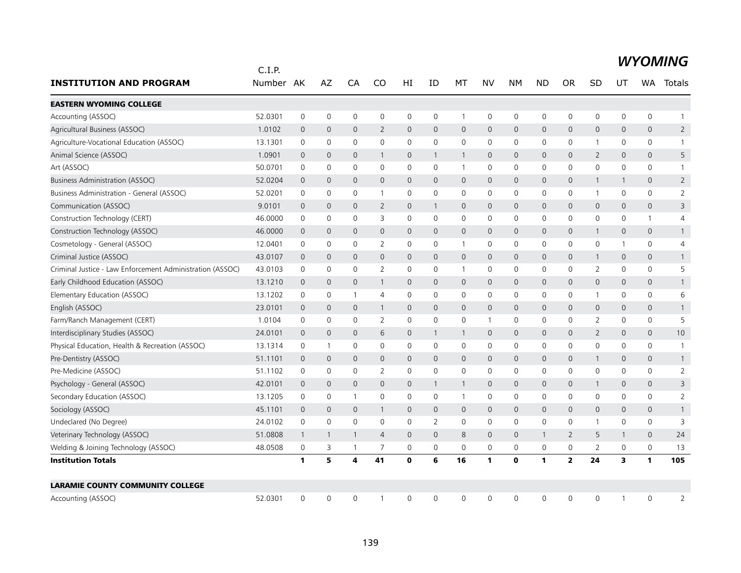# WYOMING

| INSTITUTION AND PROGRAM | C.I.P. Number | AK | AZ | CA | CO | HI | ID | MT | NV | NM | ND | OR | SD | UT | WA | Totals |
|---|---|---|---|---|---|---|---|---|---|---|---|---|---|---|---|---|
| **EASTERN WYOMING COLLEGE** | | | | | | | | | | | | | | | | |
| Accounting (ASSOC) | 52.0301 | 0 | 0 | 0 | 0 | 0 | 0 | 1 | 0 | 0 | 0 | 0 | 0 | 0 | 0 | 1 |
| Agricultural Business (ASSOC) | 1.0102 | 0 | 0 | 0 | 2 | 0 | 0 | 0 | 0 | 0 | 0 | 0 | 0 | 0 | 0 | 2 |
| Agriculture-Vocational Education (ASSOC) | 13.1301 | 0 | 0 | 0 | 0 | 0 | 0 | 0 | 0 | 0 | 0 | 0 | 1 | 0 | 0 | 1 |
| Animal Science (ASSOC) | 1.0901 | 0 | 0 | 0 | 1 | 0 | 1 | 1 | 0 | 0 | 0 | 0 | 2 | 0 | 0 | 5 |
| Art (ASSOC) | 50.0701 | 0 | 0 | 0 | 0 | 0 | 0 | 1 | 0 | 0 | 0 | 0 | 0 | 0 | 0 | 1 |
| Business Administration (ASSOC) | 52.0204 | 0 | 0 | 0 | 0 | 0 | 0 | 0 | 0 | 0 | 0 | 0 | 1 | 1 | 0 | 2 |
| Business Administration - General (ASSOC) | 52.0201 | 0 | 0 | 0 | 1 | 0 | 0 | 0 | 0 | 0 | 0 | 0 | 1 | 0 | 0 | 2 |
| Communication (ASSOC) | 9.0101 | 0 | 0 | 0 | 2 | 0 | 1 | 0 | 0 | 0 | 0 | 0 | 0 | 0 | 0 | 3 |
| Construction Technology (CERT) | 46.0000 | 0 | 0 | 0 | 3 | 0 | 0 | 0 | 0 | 0 | 0 | 0 | 0 | 0 | 1 | 4 |
| Construction Technology (ASSOC) | 46.0000 | 0 | 0 | 0 | 0 | 0 | 0 | 0 | 0 | 0 | 0 | 0 | 1 | 0 | 0 | 1 |
| Cosmetology - General (ASSOC) | 12.0401 | 0 | 0 | 0 | 2 | 0 | 0 | 1 | 0 | 0 | 0 | 0 | 0 | 1 | 0 | 4 |
| Criminal Justice (ASSOC) | 43.0107 | 0 | 0 | 0 | 0 | 0 | 0 | 0 | 0 | 0 | 0 | 0 | 1 | 0 | 0 | 1 |
| Criminal Justice - Law Enforcement Administration (ASSOC) | 43.0103 | 0 | 0 | 0 | 2 | 0 | 0 | 1 | 0 | 0 | 0 | 0 | 2 | 0 | 0 | 5 |
| Early Childhood Education (ASSOC) | 13.1210 | 0 | 0 | 0 | 1 | 0 | 0 | 0 | 0 | 0 | 0 | 0 | 0 | 0 | 0 | 1 |
| Elementary Education (ASSOC) | 13.1202 | 0 | 0 | 1 | 4 | 0 | 0 | 0 | 0 | 0 | 0 | 0 | 1 | 0 | 0 | 6 |
| English (ASSOC) | 23.0101 | 0 | 0 | 0 | 1 | 0 | 0 | 0 | 0 | 0 | 0 | 0 | 0 | 0 | 0 | 1 |
| Farm/Ranch Management (CERT) | 1.0104 | 0 | 0 | 0 | 2 | 0 | 0 | 0 | 1 | 0 | 0 | 0 | 2 | 0 | 0 | 5 |
| Interdisciplinary Studies (ASSOC) | 24.0101 | 0 | 0 | 0 | 6 | 0 | 1 | 1 | 0 | 0 | 0 | 0 | 2 | 0 | 0 | 10 |
| Physical Education, Health & Recreation (ASSOC) | 13.1314 | 0 | 1 | 0 | 0 | 0 | 0 | 0 | 0 | 0 | 0 | 0 | 0 | 0 | 0 | 1 |
| Pre-Dentistry (ASSOC) | 51.1101 | 0 | 0 | 0 | 0 | 0 | 0 | 0 | 0 | 0 | 0 | 0 | 1 | 0 | 0 | 1 |
| Pre-Medicine (ASSOC) | 51.1102 | 0 | 0 | 0 | 2 | 0 | 0 | 0 | 0 | 0 | 0 | 0 | 0 | 0 | 0 | 2 |
| Psychology - General (ASSOC) | 42.0101 | 0 | 0 | 0 | 0 | 0 | 1 | 1 | 0 | 0 | 0 | 0 | 1 | 0 | 0 | 3 |
| Secondary Education (ASSOC) | 13.1205 | 0 | 0 | 1 | 0 | 0 | 0 | 1 | 0 | 0 | 0 | 0 | 0 | 0 | 0 | 2 |
| Sociology (ASSOC) | 45.1101 | 0 | 0 | 0 | 1 | 0 | 0 | 0 | 0 | 0 | 0 | 0 | 0 | 0 | 0 | 1 |
| Undeclared (No Degree) | 24.0102 | 0 | 0 | 0 | 0 | 0 | 2 | 0 | 0 | 0 | 0 | 0 | 1 | 0 | 0 | 3 |
| Veterinary Technology (ASSOC) | 51.0808 | 1 | 1 | 1 | 4 | 0 | 0 | 8 | 0 | 0 | 1 | 2 | 5 | 1 | 0 | 24 |
| Welding & Joining Technology (ASSOC) | 48.0508 | 0 | 3 | 1 | 7 | 0 | 0 | 0 | 0 | 0 | 0 | 0 | 2 | 0 | 0 | 13 |
| **Institution Totals** | | **1** | **5** | **4** | **41** | **0** | **6** | **16** | **1** | **0** | **1** | **2** | **24** | **3** | **1** | **105** |
| **LARAMIE COUNTY COMMUNITY COLLEGE** | | | | | | | | | | | | | | | | |
| Accounting (ASSOC) | 52.0301 | 0 | 0 | 0 | 1 | 0 | 0 | 0 | 0 | 0 | 0 | 0 | 0 | 1 | 0 | 2 |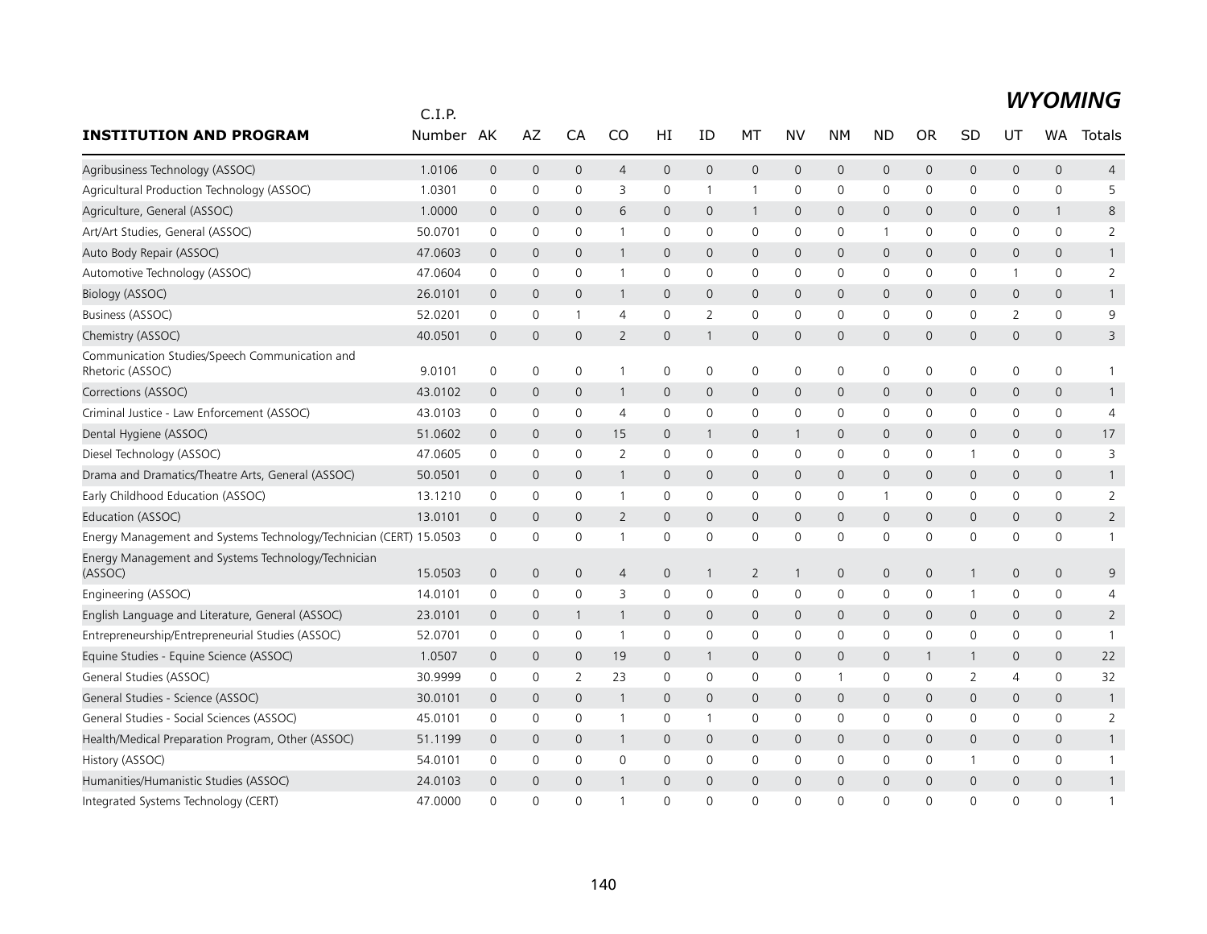# WYOMING

| INSTITUTION AND PROGRAM | C.I.P. Number | AK | AZ | CA | CO | HI | ID | MT | NV | NM | ND | OR | SD | UT | WA | Totals |
|---|---|---|---|---|---|---|---|---|---|---|---|---|---|---|---|---|
| Agribusiness Technology (ASSOC) | 1.0106 | 0 | 0 | 0 | 4 | 0 | 0 | 0 | 0 | 0 | 0 | 0 | 0 | 0 | 0 | 4 |
| Agricultural Production Technology (ASSOC) | 1.0301 | 0 | 0 | 0 | 3 | 0 | 1 | 1 | 0 | 0 | 0 | 0 | 0 | 0 | 0 | 5 |
| Agriculture, General (ASSOC) | 1.0000 | 0 | 0 | 0 | 6 | 0 | 0 | 1 | 0 | 0 | 0 | 0 | 0 | 0 | 1 | 8 |
| Art/Art Studies, General (ASSOC) | 50.0701 | 0 | 0 | 0 | 1 | 0 | 0 | 0 | 0 | 0 | 1 | 0 | 0 | 0 | 0 | 2 |
| Auto Body Repair (ASSOC) | 47.0603 | 0 | 0 | 0 | 1 | 0 | 0 | 0 | 0 | 0 | 0 | 0 | 0 | 0 | 0 | 1 |
| Automotive Technology (ASSOC) | 47.0604 | 0 | 0 | 0 | 1 | 0 | 0 | 0 | 0 | 0 | 0 | 0 | 0 | 1 | 0 | 2 |
| Biology (ASSOC) | 26.0101 | 0 | 0 | 0 | 1 | 0 | 0 | 0 | 0 | 0 | 0 | 0 | 0 | 0 | 0 | 1 |
| Business (ASSOC) | 52.0201 | 0 | 0 | 1 | 4 | 0 | 2 | 0 | 0 | 0 | 0 | 0 | 0 | 2 | 0 | 9 |
| Chemistry (ASSOC) | 40.0501 | 0 | 0 | 0 | 2 | 0 | 1 | 0 | 0 | 0 | 0 | 0 | 0 | 0 | 0 | 3 |
| Communication Studies/Speech Communication and Rhetoric (ASSOC) | 9.0101 | 0 | 0 | 0 | 1 | 0 | 0 | 0 | 0 | 0 | 0 | 0 | 0 | 0 | 0 | 1 |
| Corrections (ASSOC) | 43.0102 | 0 | 0 | 0 | 1 | 0 | 0 | 0 | 0 | 0 | 0 | 0 | 0 | 0 | 0 | 1 |
| Criminal Justice - Law Enforcement (ASSOC) | 43.0103 | 0 | 0 | 0 | 4 | 0 | 0 | 0 | 0 | 0 | 0 | 0 | 0 | 0 | 0 | 4 |
| Dental Hygiene (ASSOC) | 51.0602 | 0 | 0 | 0 | 15 | 0 | 1 | 0 | 1 | 0 | 0 | 0 | 0 | 0 | 0 | 17 |
| Diesel Technology (ASSOC) | 47.0605 | 0 | 0 | 0 | 2 | 0 | 0 | 0 | 0 | 0 | 0 | 0 | 1 | 0 | 0 | 3 |
| Drama and Dramatics/Theatre Arts, General (ASSOC) | 50.0501 | 0 | 0 | 0 | 1 | 0 | 0 | 0 | 0 | 0 | 0 | 0 | 0 | 0 | 0 | 1 |
| Early Childhood Education (ASSOC) | 13.1210 | 0 | 0 | 0 | 1 | 0 | 0 | 0 | 0 | 0 | 1 | 0 | 0 | 0 | 0 | 2 |
| Education (ASSOC) | 13.0101 | 0 | 0 | 0 | 2 | 0 | 0 | 0 | 0 | 0 | 0 | 0 | 0 | 0 | 0 | 2 |
| Energy Management and Systems Technology/Technician (CERT) | 15.0503 | 0 | 0 | 0 | 1 | 0 | 0 | 0 | 0 | 0 | 0 | 0 | 0 | 0 | 0 | 1 |
| Energy Management and Systems Technology/Technician (ASSOC) | 15.0503 | 0 | 0 | 0 | 4 | 0 | 1 | 2 | 1 | 0 | 0 | 0 | 1 | 0 | 0 | 9 |
| Engineering (ASSOC) | 14.0101 | 0 | 0 | 0 | 3 | 0 | 0 | 0 | 0 | 0 | 0 | 0 | 1 | 0 | 0 | 4 |
| English Language and Literature, General (ASSOC) | 23.0101 | 0 | 0 | 1 | 1 | 0 | 0 | 0 | 0 | 0 | 0 | 0 | 0 | 0 | 0 | 2 |
| Entrepreneurship/Entrepreneurial Studies (ASSOC) | 52.0701 | 0 | 0 | 0 | 1 | 0 | 0 | 0 | 0 | 0 | 0 | 0 | 0 | 0 | 0 | 1 |
| Equine Studies - Equine Science (ASSOC) | 1.0507 | 0 | 0 | 0 | 19 | 0 | 1 | 0 | 0 | 0 | 0 | 1 | 1 | 0 | 0 | 22 |
| General Studies (ASSOC) | 30.9999 | 0 | 0 | 2 | 23 | 0 | 0 | 0 | 0 | 1 | 0 | 0 | 2 | 4 | 0 | 32 |
| General Studies - Science (ASSOC) | 30.0101 | 0 | 0 | 0 | 1 | 0 | 0 | 0 | 0 | 0 | 0 | 0 | 0 | 0 | 0 | 1 |
| General Studies - Social Sciences (ASSOC) | 45.0101 | 0 | 0 | 0 | 1 | 0 | 1 | 0 | 0 | 0 | 0 | 0 | 0 | 0 | 0 | 2 |
| Health/Medical Preparation Program, Other (ASSOC) | 51.1199 | 0 | 0 | 0 | 1 | 0 | 0 | 0 | 0 | 0 | 0 | 0 | 0 | 0 | 0 | 1 |
| History (ASSOC) | 54.0101 | 0 | 0 | 0 | 0 | 0 | 0 | 0 | 0 | 0 | 0 | 0 | 1 | 0 | 0 | 1 |
| Humanities/Humanistic Studies (ASSOC) | 24.0103 | 0 | 0 | 0 | 1 | 0 | 0 | 0 | 0 | 0 | 0 | 0 | 0 | 0 | 0 | 1 |
| Integrated Systems Technology (CERT) | 47.0000 | 0 | 0 | 0 | 1 | 0 | 0 | 0 | 0 | 0 | 0 | 0 | 0 | 0 | 0 | 1 |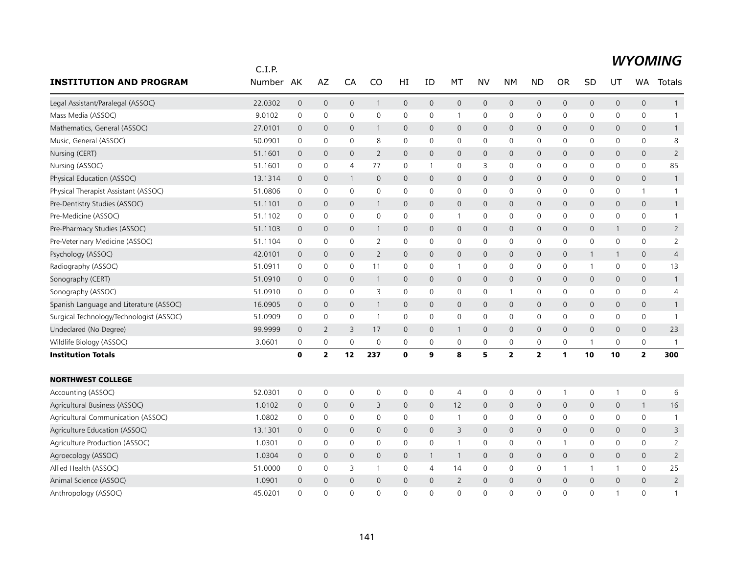# WYOMING

| INSTITUTION AND PROGRAM | C.I.P. Number | AK | AZ | CA | CO | HI | ID | MT | NV | NM | ND | OR | SD | UT | WA | Totals |
|---|---|---|---|---|---|---|---|---|---|---|---|---|---|---|---|---|
| Legal Assistant/Paralegal (ASSOC) | 22.0302 | 0 | 0 | 0 | 1 | 0 | 0 | 0 | 0 | 0 | 0 | 0 | 0 | 0 | 0 | 1 |
| Mass Media (ASSOC) | 9.0102 | 0 | 0 | 0 | 0 | 0 | 0 | 1 | 0 | 0 | 0 | 0 | 0 | 0 | 0 | 1 |
| Mathematics, General (ASSOC) | 27.0101 | 0 | 0 | 0 | 1 | 0 | 0 | 0 | 0 | 0 | 0 | 0 | 0 | 0 | 0 | 1 |
| Music, General (ASSOC) | 50.0901 | 0 | 0 | 0 | 8 | 0 | 0 | 0 | 0 | 0 | 0 | 0 | 0 | 0 | 0 | 8 |
| Nursing (CERT) | 51.1601 | 0 | 0 | 0 | 2 | 0 | 0 | 0 | 0 | 0 | 0 | 0 | 0 | 0 | 0 | 2 |
| Nursing (ASSOC) | 51.1601 | 0 | 0 | 4 | 77 | 0 | 1 | 0 | 3 | 0 | 0 | 0 | 0 | 0 | 0 | 85 |
| Physical Education (ASSOC) | 13.1314 | 0 | 0 | 1 | 0 | 0 | 0 | 0 | 0 | 0 | 0 | 0 | 0 | 0 | 0 | 1 |
| Physical Therapist Assistant (ASSOC) | 51.0806 | 0 | 0 | 0 | 0 | 0 | 0 | 0 | 0 | 0 | 0 | 0 | 0 | 0 | 1 | 1 |
| Pre-Dentistry Studies (ASSOC) | 51.1101 | 0 | 0 | 0 | 1 | 0 | 0 | 0 | 0 | 0 | 0 | 0 | 0 | 0 | 0 | 1 |
| Pre-Medicine (ASSOC) | 51.1102 | 0 | 0 | 0 | 0 | 0 | 0 | 1 | 0 | 0 | 0 | 0 | 0 | 0 | 0 | 1 |
| Pre-Pharmacy Studies (ASSOC) | 51.1103 | 0 | 0 | 0 | 1 | 0 | 0 | 0 | 0 | 0 | 0 | 0 | 0 | 1 | 0 | 2 |
| Pre-Veterinary Medicine (ASSOC) | 51.1104 | 0 | 0 | 0 | 2 | 0 | 0 | 0 | 0 | 0 | 0 | 0 | 0 | 0 | 0 | 2 |
| Psychology (ASSOC) | 42.0101 | 0 | 0 | 0 | 2 | 0 | 0 | 0 | 0 | 0 | 0 | 0 | 1 | 1 | 0 | 4 |
| Radiography (ASSOC) | 51.0911 | 0 | 0 | 0 | 11 | 0 | 0 | 1 | 0 | 0 | 0 | 0 | 1 | 0 | 0 | 13 |
| Sonography (CERT) | 51.0910 | 0 | 0 | 0 | 1 | 0 | 0 | 0 | 0 | 0 | 0 | 0 | 0 | 0 | 0 | 1 |
| Sonography (ASSOC) | 51.0910 | 0 | 0 | 0 | 3 | 0 | 0 | 0 | 0 | 1 | 0 | 0 | 0 | 0 | 0 | 4 |
| Spanish Language and Literature (ASSOC) | 16.0905 | 0 | 0 | 0 | 1 | 0 | 0 | 0 | 0 | 0 | 0 | 0 | 0 | 0 | 0 | 1 |
| Surgical Technology/Technologist (ASSOC) | 51.0909 | 0 | 0 | 0 | 1 | 0 | 0 | 0 | 0 | 0 | 0 | 0 | 0 | 0 | 0 | 1 |
| Undeclared (No Degree) | 99.9999 | 0 | 2 | 3 | 17 | 0 | 0 | 1 | 0 | 0 | 0 | 0 | 0 | 0 | 0 | 23 |
| Wildlife Biology (ASSOC) | 3.0601 | 0 | 0 | 0 | 0 | 0 | 0 | 0 | 0 | 0 | 0 | 0 | 1 | 0 | 0 | 1 |
| **Institution Totals** | | **0** | **2** | **12** | **237** | **0** | **9** | **8** | **5** | **2** | **2** | **1** | **10** | **10** | **2** | **300** |
| | | | | | | | | | | | | | | | | |
| **NORTHWEST COLLEGE** | | | | | | | | | | | | | | | | |
| Accounting (ASSOC) | 52.0301 | 0 | 0 | 0 | 0 | 0 | 0 | 4 | 0 | 0 | 0 | 1 | 0 | 1 | 0 | 6 |
| Agricultural Business (ASSOC) | 1.0102 | 0 | 0 | 0 | 3 | 0 | 0 | 12 | 0 | 0 | 0 | 0 | 0 | 0 | 1 | 16 |
| Agricultural Communication (ASSOC) | 1.0802 | 0 | 0 | 0 | 0 | 0 | 0 | 1 | 0 | 0 | 0 | 0 | 0 | 0 | 0 | 1 |
| Agriculture Education (ASSOC) | 13.1301 | 0 | 0 | 0 | 0 | 0 | 0 | 3 | 0 | 0 | 0 | 0 | 0 | 0 | 0 | 3 |
| Agriculture Production (ASSOC) | 1.0301 | 0 | 0 | 0 | 0 | 0 | 0 | 1 | 0 | 0 | 0 | 1 | 0 | 0 | 0 | 2 |
| Agroecology (ASSOC) | 1.0304 | 0 | 0 | 0 | 0 | 0 | 1 | 1 | 0 | 0 | 0 | 0 | 0 | 0 | 0 | 2 |
| Allied Health (ASSOC) | 51.0000 | 0 | 0 | 3 | 1 | 0 | 4 | 14 | 0 | 0 | 0 | 1 | 1 | 1 | 0 | 25 |
| Animal Science (ASSOC) | 1.0901 | 0 | 0 | 0 | 0 | 0 | 0 | 2 | 0 | 0 | 0 | 0 | 0 | 0 | 0 | 2 |
| Anthropology (ASSOC) | 45.0201 | 0 | 0 | 0 | 0 | 0 | 0 | 0 | 0 | 0 | 0 | 0 | 0 | 1 | 0 | 1 |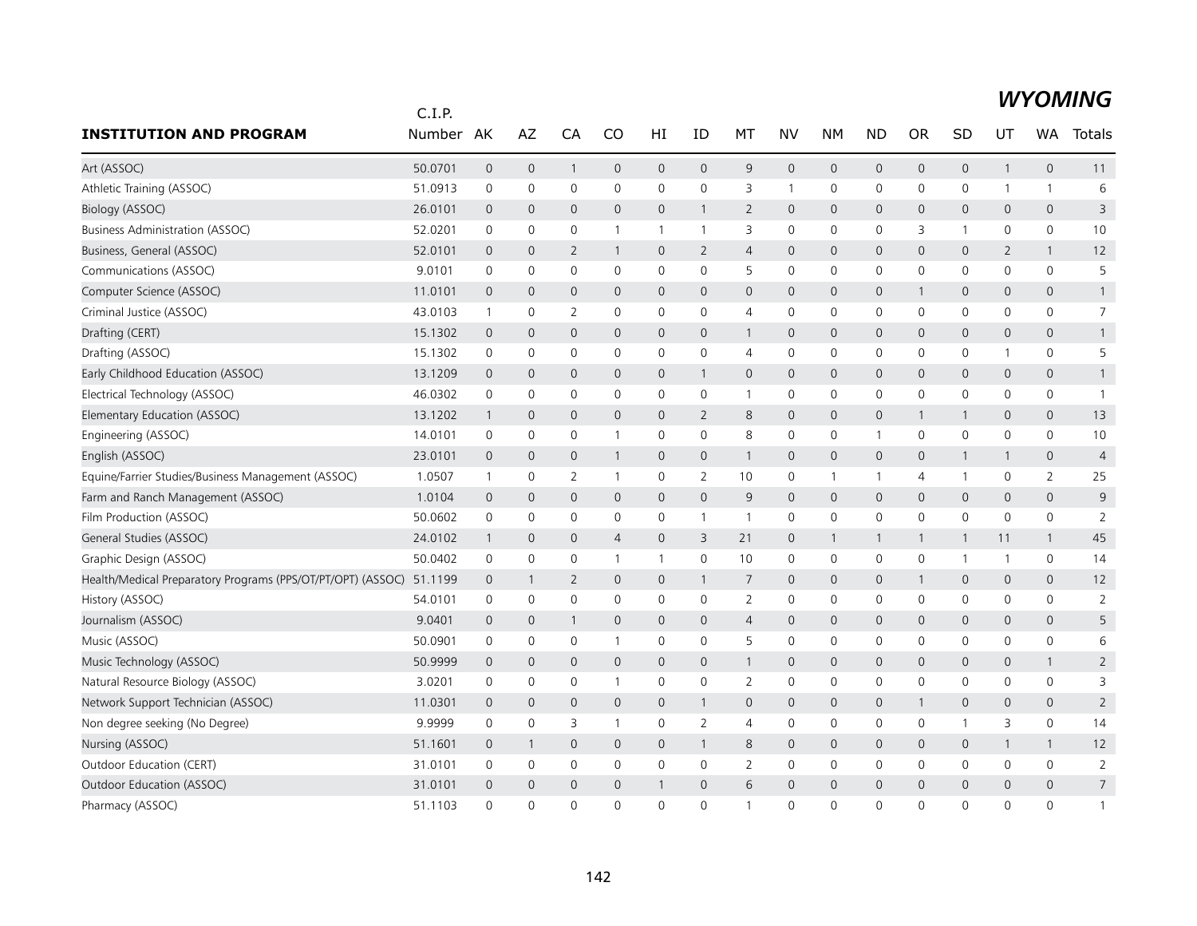# WYOMING

| INSTITUTION AND PROGRAM | C.I.P. Number | AK | AZ | CA | CO | HI | ID | MT | NV | NM | ND | OR | SD | UT | WA | Totals |
|---|---|---|---|---|---|---|---|---|---|---|---|---|---|---|---|---|
| Art (ASSOC) | 50.0701 | 0 | 0 | 1 | 0 | 0 | 0 | 9 | 0 | 0 | 0 | 0 | 0 | 1 | 0 | 11 |
| Athletic Training (ASSOC) | 51.0913 | 0 | 0 | 0 | 0 | 0 | 0 | 3 | 1 | 0 | 0 | 0 | 0 | 1 | 1 | 6 |
| Biology (ASSOC) | 26.0101 | 0 | 0 | 0 | 0 | 0 | 1 | 2 | 0 | 0 | 0 | 0 | 0 | 0 | 0 | 3 |
| Business Administration (ASSOC) | 52.0201 | 0 | 0 | 0 | 1 | 1 | 1 | 3 | 0 | 0 | 0 | 3 | 1 | 0 | 0 | 10 |
| Business, General (ASSOC) | 52.0101 | 0 | 0 | 2 | 1 | 0 | 2 | 4 | 0 | 0 | 0 | 0 | 0 | 2 | 1 | 12 |
| Communications (ASSOC) | 9.0101 | 0 | 0 | 0 | 0 | 0 | 0 | 5 | 0 | 0 | 0 | 0 | 0 | 0 | 0 | 5 |
| Computer Science (ASSOC) | 11.0101 | 0 | 0 | 0 | 0 | 0 | 0 | 0 | 0 | 0 | 0 | 1 | 0 | 0 | 0 | 1 |
| Criminal Justice (ASSOC) | 43.0103 | 1 | 0 | 2 | 0 | 0 | 0 | 4 | 0 | 0 | 0 | 0 | 0 | 0 | 0 | 7 |
| Drafting (CERT) | 15.1302 | 0 | 0 | 0 | 0 | 0 | 0 | 1 | 0 | 0 | 0 | 0 | 0 | 0 | 0 | 1 |
| Drafting (ASSOC) | 15.1302 | 0 | 0 | 0 | 0 | 0 | 0 | 4 | 0 | 0 | 0 | 0 | 0 | 1 | 0 | 5 |
| Early Childhood Education (ASSOC) | 13.1209 | 0 | 0 | 0 | 0 | 0 | 1 | 0 | 0 | 0 | 0 | 0 | 0 | 0 | 0 | 1 |
| Electrical Technology (ASSOC) | 46.0302 | 0 | 0 | 0 | 0 | 0 | 0 | 1 | 0 | 0 | 0 | 0 | 0 | 0 | 0 | 1 |
| Elementary Education (ASSOC) | 13.1202 | 1 | 0 | 0 | 0 | 0 | 2 | 8 | 0 | 0 | 0 | 1 | 1 | 0 | 0 | 13 |
| Engineering (ASSOC) | 14.0101 | 0 | 0 | 0 | 1 | 0 | 0 | 8 | 0 | 0 | 1 | 0 | 0 | 0 | 0 | 10 |
| English (ASSOC) | 23.0101 | 0 | 0 | 0 | 1 | 0 | 0 | 1 | 0 | 0 | 0 | 0 | 1 | 1 | 0 | 4 |
| Equine/Farrier Studies/Business Management (ASSOC) | 1.0507 | 1 | 0 | 2 | 1 | 0 | 2 | 10 | 0 | 1 | 1 | 4 | 1 | 0 | 2 | 25 |
| Farm and Ranch Management (ASSOC) | 1.0104 | 0 | 0 | 0 | 0 | 0 | 0 | 9 | 0 | 0 | 0 | 0 | 0 | 0 | 0 | 9 |
| Film Production (ASSOC) | 50.0602 | 0 | 0 | 0 | 0 | 0 | 1 | 1 | 0 | 0 | 0 | 0 | 0 | 0 | 0 | 2 |
| General Studies (ASSOC) | 24.0102 | 1 | 0 | 0 | 4 | 0 | 3 | 21 | 0 | 1 | 1 | 1 | 1 | 11 | 1 | 45 |
| Graphic Design (ASSOC) | 50.0402 | 0 | 0 | 0 | 1 | 1 | 0 | 10 | 0 | 0 | 0 | 0 | 1 | 1 | 0 | 14 |
| Health/Medical Preparatory Programs (PPS/OT/PT/OPT) (ASSOC) | 51.1199 | 0 | 1 | 2 | 0 | 0 | 1 | 7 | 0 | 0 | 0 | 1 | 0 | 0 | 0 | 12 |
| History (ASSOC) | 54.0101 | 0 | 0 | 0 | 0 | 0 | 0 | 2 | 0 | 0 | 0 | 0 | 0 | 0 | 0 | 2 |
| Journalism (ASSOC) | 9.0401 | 0 | 0 | 1 | 0 | 0 | 0 | 4 | 0 | 0 | 0 | 0 | 0 | 0 | 0 | 5 |
| Music (ASSOC) | 50.0901 | 0 | 0 | 0 | 1 | 0 | 0 | 5 | 0 | 0 | 0 | 0 | 0 | 0 | 0 | 6 |
| Music Technology (ASSOC) | 50.9999 | 0 | 0 | 0 | 0 | 0 | 0 | 1 | 0 | 0 | 0 | 0 | 0 | 0 | 1 | 2 |
| Natural Resource Biology (ASSOC) | 3.0201 | 0 | 0 | 0 | 1 | 0 | 0 | 2 | 0 | 0 | 0 | 0 | 0 | 0 | 0 | 3 |
| Network Support Technician (ASSOC) | 11.0301 | 0 | 0 | 0 | 0 | 0 | 1 | 0 | 0 | 0 | 0 | 1 | 0 | 0 | 0 | 2 |
| Non degree seeking (No Degree) | 9.9999 | 0 | 0 | 3 | 1 | 0 | 2 | 4 | 0 | 0 | 0 | 0 | 1 | 3 | 0 | 14 |
| Nursing (ASSOC) | 51.1601 | 0 | 1 | 0 | 0 | 0 | 1 | 8 | 0 | 0 | 0 | 0 | 0 | 1 | 1 | 12 |
| Outdoor Education (CERT) | 31.0101 | 0 | 0 | 0 | 0 | 0 | 0 | 2 | 0 | 0 | 0 | 0 | 0 | 0 | 0 | 2 |
| Outdoor Education (ASSOC) | 31.0101 | 0 | 0 | 0 | 0 | 1 | 0 | 6 | 0 | 0 | 0 | 0 | 0 | 0 | 0 | 7 |
| Pharmacy (ASSOC) | 51.1103 | 0 | 0 | 0 | 0 | 0 | 0 | 1 | 0 | 0 | 0 | 0 | 0 | 0 | 0 | 1 |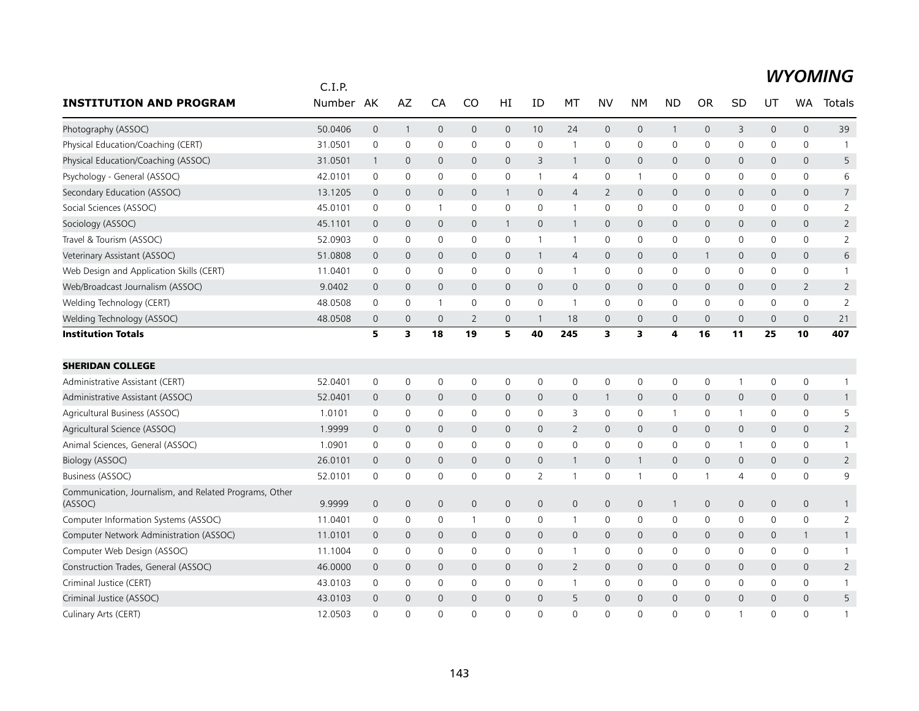## WYOMING

| INSTITUTION AND PROGRAM | C.I.P. Number | AK | AZ | CA | CO | HI | ID | MT | NV | NM | ND | OR | SD | UT | WA | Totals |
|---|---|---|---|---|---|---|---|---|---|---|---|---|---|---|---|---|
| Photography (ASSOC) | 50.0406 | 0 | 1 | 0 | 0 | 0 | 10 | 24 | 0 | 0 | 1 | 0 | 3 | 0 | 0 | 39 |
| Physical Education/Coaching (CERT) | 31.0501 | 0 | 0 | 0 | 0 | 0 | 0 | 1 | 0 | 0 | 0 | 0 | 0 | 0 | 0 | 1 |
| Physical Education/Coaching (ASSOC) | 31.0501 | 1 | 0 | 0 | 0 | 0 | 3 | 1 | 0 | 0 | 0 | 0 | 0 | 0 | 0 | 5 |
| Psychology - General (ASSOC) | 42.0101 | 0 | 0 | 0 | 0 | 0 | 1 | 4 | 0 | 1 | 0 | 0 | 0 | 0 | 0 | 6 |
| Secondary Education (ASSOC) | 13.1205 | 0 | 0 | 0 | 0 | 1 | 0 | 4 | 2 | 0 | 0 | 0 | 0 | 0 | 0 | 7 |
| Social Sciences (ASSOC) | 45.0101 | 0 | 0 | 1 | 0 | 0 | 0 | 1 | 0 | 0 | 0 | 0 | 0 | 0 | 0 | 2 |
| Sociology (ASSOC) | 45.1101 | 0 | 0 | 0 | 0 | 1 | 0 | 1 | 0 | 0 | 0 | 0 | 0 | 0 | 0 | 2 |
| Travel & Tourism (ASSOC) | 52.0903 | 0 | 0 | 0 | 0 | 0 | 1 | 1 | 0 | 0 | 0 | 0 | 0 | 0 | 0 | 2 |
| Veterinary Assistant (ASSOC) | 51.0808 | 0 | 0 | 0 | 0 | 0 | 1 | 4 | 0 | 0 | 0 | 1 | 0 | 0 | 0 | 6 |
| Web Design and Application Skills (CERT) | 11.0401 | 0 | 0 | 0 | 0 | 0 | 0 | 1 | 0 | 0 | 0 | 0 | 0 | 0 | 0 | 1 |
| Web/Broadcast Journalism (ASSOC) | 9.0402 | 0 | 0 | 0 | 0 | 0 | 0 | 0 | 0 | 0 | 0 | 0 | 0 | 0 | 2 | 2 |
| Welding Technology (CERT) | 48.0508 | 0 | 0 | 1 | 0 | 0 | 0 | 1 | 0 | 0 | 0 | 0 | 0 | 0 | 0 | 2 |
| Welding Technology (ASSOC) | 48.0508 | 0 | 0 | 0 | 2 | 0 | 1 | 18 | 0 | 0 | 0 | 0 | 0 | 0 | 0 | 21 |
| **Institution Totals** | | **5** | **3** | **18** | **19** | **5** | **40** | **245** | **3** | **3** | **4** | **16** | **11** | **25** | **10** | **407** |
| **SHERIDAN COLLEGE** | | | | | | | | | | | | | | | | |
| Administrative Assistant (CERT) | 52.0401 | 0 | 0 | 0 | 0 | 0 | 0 | 0 | 0 | 0 | 0 | 0 | 1 | 0 | 0 | 1 |
| Administrative Assistant (ASSOC) | 52.0401 | 0 | 0 | 0 | 0 | 0 | 0 | 0 | 1 | 0 | 0 | 0 | 0 | 0 | 0 | 1 |
| Agricultural Business (ASSOC) | 1.0101 | 0 | 0 | 0 | 0 | 0 | 0 | 3 | 0 | 0 | 1 | 0 | 1 | 0 | 0 | 5 |
| Agricultural Science (ASSOC) | 1.9999 | 0 | 0 | 0 | 0 | 0 | 0 | 2 | 0 | 0 | 0 | 0 | 0 | 0 | 0 | 2 |
| Animal Sciences, General (ASSOC) | 1.0901 | 0 | 0 | 0 | 0 | 0 | 0 | 0 | 0 | 0 | 0 | 0 | 1 | 0 | 0 | 1 |
| Biology (ASSOC) | 26.0101 | 0 | 0 | 0 | 0 | 0 | 0 | 1 | 0 | 1 | 0 | 0 | 0 | 0 | 0 | 2 |
| Business (ASSOC) | 52.0101 | 0 | 0 | 0 | 0 | 0 | 2 | 1 | 0 | 1 | 0 | 1 | 4 | 0 | 0 | 9 |
| Communication, Journalism, and Related Programs, Other (ASSOC) | 9.9999 | 0 | 0 | 0 | 0 | 0 | 0 | 0 | 0 | 0 | 1 | 0 | 0 | 0 | 0 | 1 |
| Computer Information Systems (ASSOC) | 11.0401 | 0 | 0 | 0 | 1 | 0 | 0 | 1 | 0 | 0 | 0 | 0 | 0 | 0 | 0 | 2 |
| Computer Network Administration (ASSOC) | 11.0101 | 0 | 0 | 0 | 0 | 0 | 0 | 0 | 0 | 0 | 0 | 0 | 0 | 0 | 1 | 1 |
| Computer Web Design (ASSOC) | 11.1004 | 0 | 0 | 0 | 0 | 0 | 0 | 1 | 0 | 0 | 0 | 0 | 0 | 0 | 0 | 1 |
| Construction Trades, General (ASSOC) | 46.0000 | 0 | 0 | 0 | 0 | 0 | 0 | 2 | 0 | 0 | 0 | 0 | 0 | 0 | 0 | 2 |
| Criminal Justice (CERT) | 43.0103 | 0 | 0 | 0 | 0 | 0 | 0 | 1 | 0 | 0 | 0 | 0 | 0 | 0 | 0 | 1 |
| Criminal Justice (ASSOC) | 43.0103 | 0 | 0 | 0 | 0 | 0 | 0 | 5 | 0 | 0 | 0 | 0 | 0 | 0 | 0 | 5 |
| Culinary Arts (CERT) | 12.0503 | 0 | 0 | 0 | 0 | 0 | 0 | 0 | 0 | 0 | 0 | 0 | 1 | 0 | 0 | 1 |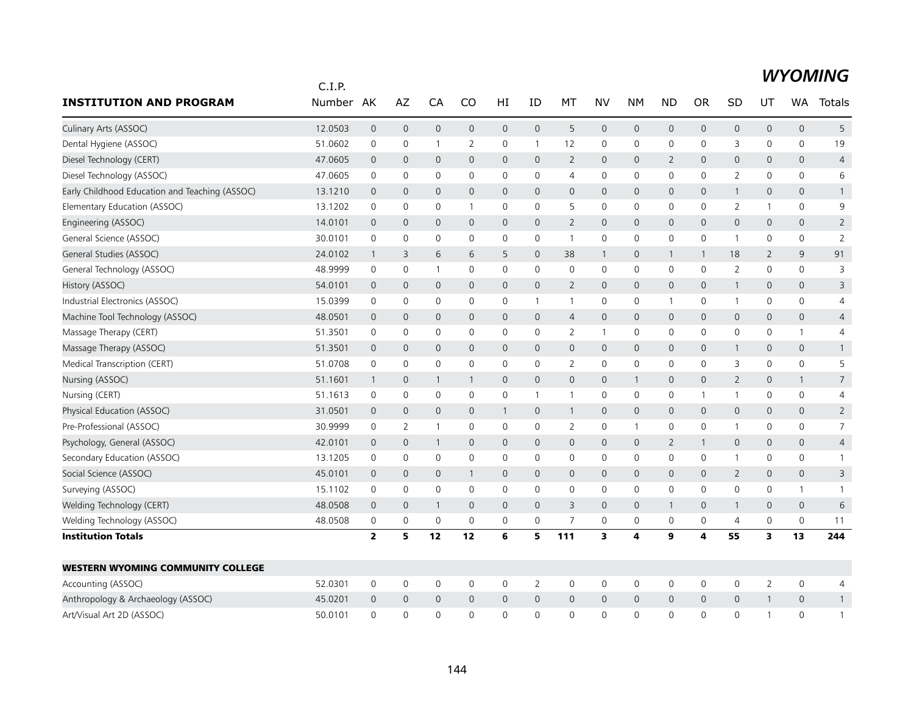# WYOMING

| INSTITUTION AND PROGRAM | C.I.P. Number | AK | AZ | CA | CO | HI | ID | MT | NV | NM | ND | OR | SD | UT | WA | Totals |
|---|---|---|---|---|---|---|---|---|---|---|---|---|---|---|---|---|
| Culinary Arts (ASSOC) | 12.0503 | 0 | 0 | 0 | 0 | 0 | 0 | 5 | 0 | 0 | 0 | 0 | 0 | 0 | 0 | 5 |
| Dental Hygiene (ASSOC) | 51.0602 | 0 | 0 | 1 | 2 | 0 | 1 | 12 | 0 | 0 | 0 | 0 | 3 | 0 | 0 | 19 |
| Diesel Technology (CERT) | 47.0605 | 0 | 0 | 0 | 0 | 0 | 0 | 2 | 0 | 0 | 2 | 0 | 0 | 0 | 0 | 4 |
| Diesel Technology (ASSOC) | 47.0605 | 0 | 0 | 0 | 0 | 0 | 0 | 4 | 0 | 0 | 0 | 0 | 2 | 0 | 0 | 6 |
| Early Childhood Education and Teaching (ASSOC) | 13.1210 | 0 | 0 | 0 | 0 | 0 | 0 | 0 | 0 | 0 | 0 | 0 | 1 | 0 | 0 | 1 |
| Elementary Education (ASSOC) | 13.1202 | 0 | 0 | 0 | 1 | 0 | 0 | 5 | 0 | 0 | 0 | 0 | 2 | 1 | 0 | 9 |
| Engineering (ASSOC) | 14.0101 | 0 | 0 | 0 | 0 | 0 | 0 | 2 | 0 | 0 | 0 | 0 | 0 | 0 | 0 | 2 |
| General Science (ASSOC) | 30.0101 | 0 | 0 | 0 | 0 | 0 | 0 | 1 | 0 | 0 | 0 | 0 | 1 | 0 | 0 | 2 |
| General Studies (ASSOC) | 24.0102 | 1 | 3 | 6 | 6 | 5 | 0 | 38 | 1 | 0 | 1 | 1 | 18 | 2 | 9 | 91 |
| General Technology (ASSOC) | 48.9999 | 0 | 0 | 1 | 0 | 0 | 0 | 0 | 0 | 0 | 0 | 0 | 2 | 0 | 0 | 3 |
| History (ASSOC) | 54.0101 | 0 | 0 | 0 | 0 | 0 | 0 | 2 | 0 | 0 | 0 | 0 | 1 | 0 | 0 | 3 |
| Industrial Electronics (ASSOC) | 15.0399 | 0 | 0 | 0 | 0 | 0 | 1 | 1 | 0 | 0 | 1 | 0 | 1 | 0 | 0 | 4 |
| Machine Tool Technology (ASSOC) | 48.0501 | 0 | 0 | 0 | 0 | 0 | 0 | 4 | 0 | 0 | 0 | 0 | 0 | 0 | 0 | 4 |
| Massage Therapy (CERT) | 51.3501 | 0 | 0 | 0 | 0 | 0 | 0 | 2 | 1 | 0 | 0 | 0 | 0 | 0 | 1 | 4 |
| Massage Therapy (ASSOC) | 51.3501 | 0 | 0 | 0 | 0 | 0 | 0 | 0 | 0 | 0 | 0 | 0 | 1 | 0 | 0 | 1 |
| Medical Transcription (CERT) | 51.0708 | 0 | 0 | 0 | 0 | 0 | 0 | 2 | 0 | 0 | 0 | 0 | 3 | 0 | 0 | 5 |
| Nursing (ASSOC) | 51.1601 | 1 | 0 | 1 | 1 | 0 | 0 | 0 | 0 | 1 | 0 | 0 | 2 | 0 | 1 | 7 |
| Nursing (CERT) | 51.1613 | 0 | 0 | 0 | 0 | 0 | 1 | 1 | 0 | 0 | 0 | 1 | 1 | 0 | 0 | 4 |
| Physical Education (ASSOC) | 31.0501 | 0 | 0 | 0 | 0 | 1 | 0 | 1 | 0 | 0 | 0 | 0 | 0 | 0 | 0 | 2 |
| Pre-Professional (ASSOC) | 30.9999 | 0 | 2 | 1 | 0 | 0 | 0 | 2 | 0 | 1 | 0 | 0 | 1 | 0 | 0 | 7 |
| Psychology, General (ASSOC) | 42.0101 | 0 | 0 | 1 | 0 | 0 | 0 | 0 | 0 | 0 | 2 | 1 | 0 | 0 | 0 | 4 |
| Secondary Education (ASSOC) | 13.1205 | 0 | 0 | 0 | 0 | 0 | 0 | 0 | 0 | 0 | 0 | 0 | 1 | 0 | 0 | 1 |
| Social Science (ASSOC) | 45.0101 | 0 | 0 | 0 | 1 | 0 | 0 | 0 | 0 | 0 | 0 | 0 | 2 | 0 | 0 | 3 |
| Surveying (ASSOC) | 15.1102 | 0 | 0 | 0 | 0 | 0 | 0 | 0 | 0 | 0 | 0 | 0 | 0 | 0 | 1 | 1 |
| Welding Technology (CERT) | 48.0508 | 0 | 0 | 1 | 0 | 0 | 0 | 3 | 0 | 0 | 1 | 0 | 1 | 0 | 0 | 6 |
| Welding Technology (ASSOC) | 48.0508 | 0 | 0 | 0 | 0 | 0 | 0 | 7 | 0 | 0 | 0 | 0 | 4 | 0 | 0 | 11 |
| **Institution Totals** | | **2** | **5** | **12** | **12** | **6** | **5** | **111** | **3** | **4** | **9** | **4** | **55** | **3** | **13** | **244** |
| | | | | | | | | | | | | | | | | |
| **WESTERN WYOMING COMMUNITY COLLEGE** | | | | | | | | | | | | | | | | |
| Accounting (ASSOC) | 52.0301 | 0 | 0 | 0 | 0 | 0 | 2 | 0 | 0 | 0 | 0 | 0 | 0 | 2 | 0 | 4 |
| Anthropology & Archaeology (ASSOC) | 45.0201 | 0 | 0 | 0 | 0 | 0 | 0 | 0 | 0 | 0 | 0 | 0 | 0 | 1 | 0 | 1 |
| Art/Visual Art 2D (ASSOC) | 50.0101 | 0 | 0 | 0 | 0 | 0 | 0 | 0 | 0 | 0 | 0 | 0 | 0 | 1 | 0 | 1 |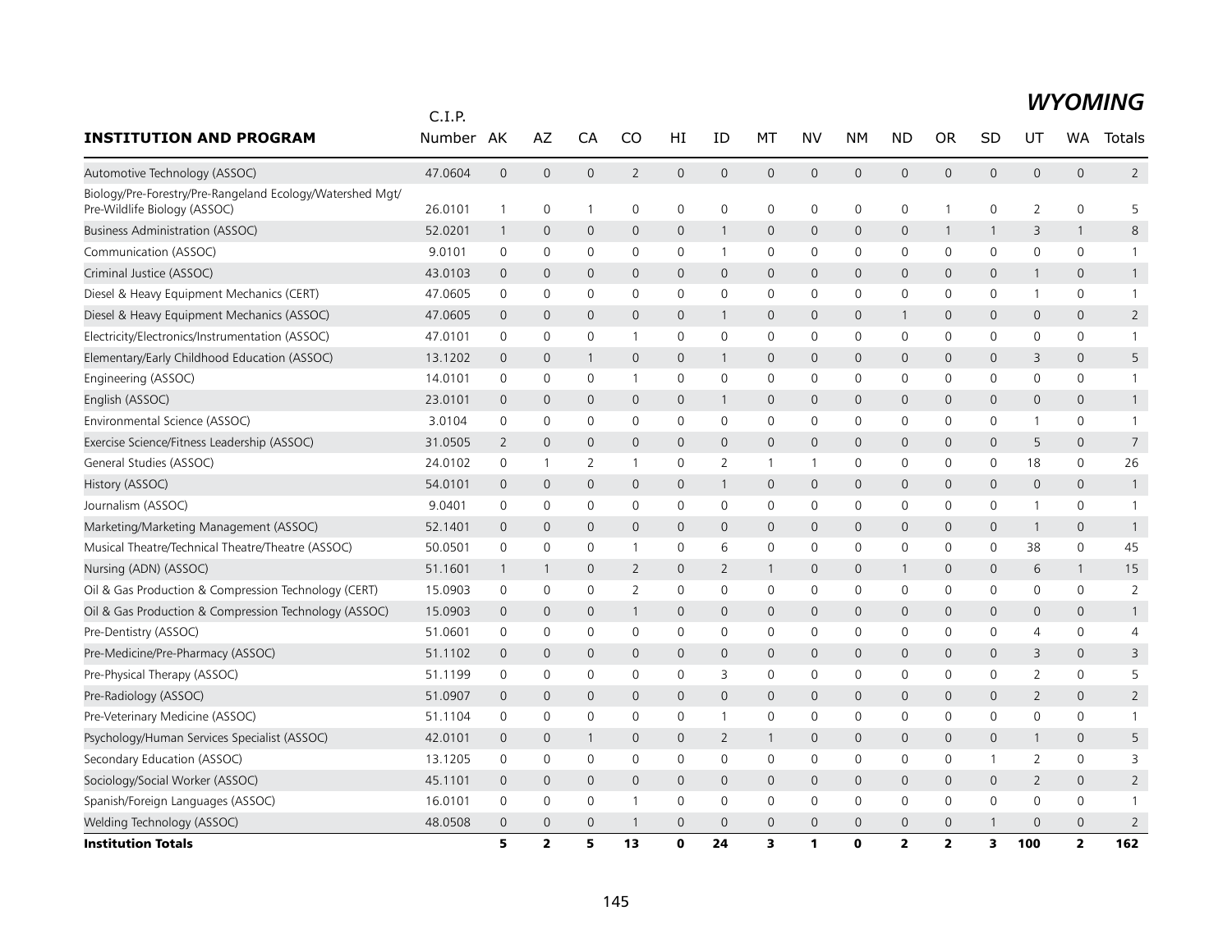# WYOMING

| INSTITUTION AND PROGRAM | C.I.P. Number | AK | AZ | CA | CO | HI | ID | MT | NV | NM | ND | OR | SD | UT | WA | Totals |
|---|---|---|---|---|---|---|---|---|---|---|---|---|---|---|---|---|
| Automotive Technology (ASSOC) | 47.0604 | 0 | 0 | 0 | 2 | 0 | 0 | 0 | 0 | 0 | 0 | 0 | 0 | 0 | 0 | 2 |
| Biology/Pre-Forestry/Pre-Rangeland Ecology/Watershed Mgt/ Pre-Wildlife Biology (ASSOC) | 26.0101 | 1 | 0 | 1 | 0 | 0 | 0 | 0 | 0 | 0 | 0 | 1 | 0 | 2 | 0 | 5 |
| Business Administration (ASSOC) | 52.0201 | 1 | 0 | 0 | 0 | 0 | 1 | 0 | 0 | 0 | 0 | 1 | 1 | 3 | 1 | 8 |
| Communication (ASSOC) | 9.0101 | 0 | 0 | 0 | 0 | 0 | 1 | 0 | 0 | 0 | 0 | 0 | 0 | 0 | 0 | 1 |
| Criminal Justice (ASSOC) | 43.0103 | 0 | 0 | 0 | 0 | 0 | 0 | 0 | 0 | 0 | 0 | 0 | 0 | 1 | 0 | 1 |
| Diesel & Heavy Equipment Mechanics (CERT) | 47.0605 | 0 | 0 | 0 | 0 | 0 | 0 | 0 | 0 | 0 | 0 | 0 | 0 | 1 | 0 | 1 |
| Diesel & Heavy Equipment Mechanics (ASSOC) | 47.0605 | 0 | 0 | 0 | 0 | 0 | 1 | 0 | 0 | 0 | 1 | 0 | 0 | 0 | 0 | 2 |
| Electricity/Electronics/Instrumentation (ASSOC) | 47.0101 | 0 | 0 | 0 | 1 | 0 | 0 | 0 | 0 | 0 | 0 | 0 | 0 | 0 | 0 | 1 |
| Elementary/Early Childhood Education (ASSOC) | 13.1202 | 0 | 0 | 1 | 0 | 0 | 1 | 0 | 0 | 0 | 0 | 0 | 0 | 3 | 0 | 5 |
| Engineering (ASSOC) | 14.0101 | 0 | 0 | 0 | 1 | 0 | 0 | 0 | 0 | 0 | 0 | 0 | 0 | 0 | 0 | 1 |
| English (ASSOC) | 23.0101 | 0 | 0 | 0 | 0 | 0 | 1 | 0 | 0 | 0 | 0 | 0 | 0 | 0 | 0 | 1 |
| Environmental Science (ASSOC) | 3.0104 | 0 | 0 | 0 | 0 | 0 | 0 | 0 | 0 | 0 | 0 | 0 | 0 | 1 | 0 | 1 |
| Exercise Science/Fitness Leadership (ASSOC) | 31.0505 | 2 | 0 | 0 | 0 | 0 | 0 | 0 | 0 | 0 | 0 | 0 | 0 | 5 | 0 | 7 |
| General Studies (ASSOC) | 24.0102 | 0 | 1 | 2 | 1 | 0 | 2 | 1 | 1 | 0 | 0 | 0 | 0 | 18 | 0 | 26 |
| History (ASSOC) | 54.0101 | 0 | 0 | 0 | 0 | 0 | 1 | 0 | 0 | 0 | 0 | 0 | 0 | 0 | 0 | 1 |
| Journalism (ASSOC) | 9.0401 | 0 | 0 | 0 | 0 | 0 | 0 | 0 | 0 | 0 | 0 | 0 | 0 | 1 | 0 | 1 |
| Marketing/Marketing Management (ASSOC) | 52.1401 | 0 | 0 | 0 | 0 | 0 | 0 | 0 | 0 | 0 | 0 | 0 | 0 | 1 | 0 | 1 |
| Musical Theatre/Technical Theatre/Theatre (ASSOC) | 50.0501 | 0 | 0 | 0 | 1 | 0 | 6 | 0 | 0 | 0 | 0 | 0 | 0 | 38 | 0 | 45 |
| Nursing (ADN) (ASSOC) | 51.1601 | 1 | 1 | 0 | 2 | 0 | 2 | 1 | 0 | 0 | 1 | 0 | 0 | 6 | 1 | 15 |
| Oil & Gas Production & Compression Technology (CERT) | 15.0903 | 0 | 0 | 0 | 2 | 0 | 0 | 0 | 0 | 0 | 0 | 0 | 0 | 0 | 0 | 2 |
| Oil & Gas Production & Compression Technology (ASSOC) | 15.0903 | 0 | 0 | 0 | 1 | 0 | 0 | 0 | 0 | 0 | 0 | 0 | 0 | 0 | 0 | 1 |
| Pre-Dentistry (ASSOC) | 51.0601 | 0 | 0 | 0 | 0 | 0 | 0 | 0 | 0 | 0 | 0 | 0 | 0 | 4 | 0 | 4 |
| Pre-Medicine/Pre-Pharmacy (ASSOC) | 51.1102 | 0 | 0 | 0 | 0 | 0 | 0 | 0 | 0 | 0 | 0 | 0 | 0 | 3 | 0 | 3 |
| Pre-Physical Therapy (ASSOC) | 51.1199 | 0 | 0 | 0 | 0 | 0 | 3 | 0 | 0 | 0 | 0 | 0 | 0 | 2 | 0 | 5 |
| Pre-Radiology (ASSOC) | 51.0907 | 0 | 0 | 0 | 0 | 0 | 0 | 0 | 0 | 0 | 0 | 0 | 0 | 2 | 0 | 2 |
| Pre-Veterinary Medicine (ASSOC) | 51.1104 | 0 | 0 | 0 | 0 | 0 | 1 | 0 | 0 | 0 | 0 | 0 | 0 | 0 | 0 | 1 |
| Psychology/Human Services Specialist (ASSOC) | 42.0101 | 0 | 0 | 1 | 0 | 0 | 2 | 1 | 0 | 0 | 0 | 0 | 0 | 1 | 0 | 5 |
| Secondary Education (ASSOC) | 13.1205 | 0 | 0 | 0 | 0 | 0 | 0 | 0 | 0 | 0 | 0 | 0 | 1 | 2 | 0 | 3 |
| Sociology/Social Worker (ASSOC) | 45.1101 | 0 | 0 | 0 | 0 | 0 | 0 | 0 | 0 | 0 | 0 | 0 | 0 | 2 | 0 | 2 |
| Spanish/Foreign Languages (ASSOC) | 16.0101 | 0 | 0 | 0 | 1 | 0 | 0 | 0 | 0 | 0 | 0 | 0 | 0 | 0 | 0 | 1 |
| Welding Technology (ASSOC) | 48.0508 | 0 | 0 | 0 | 1 | 0 | 0 | 0 | 0 | 0 | 0 | 0 | 1 | 0 | 0 | 2 |
| **Institution Totals** | | **5** | **2** | **5** | **13** | **0** | **24** | **3** | **1** | **0** | **2** | **2** | **3** | **100** | **2** | **162** |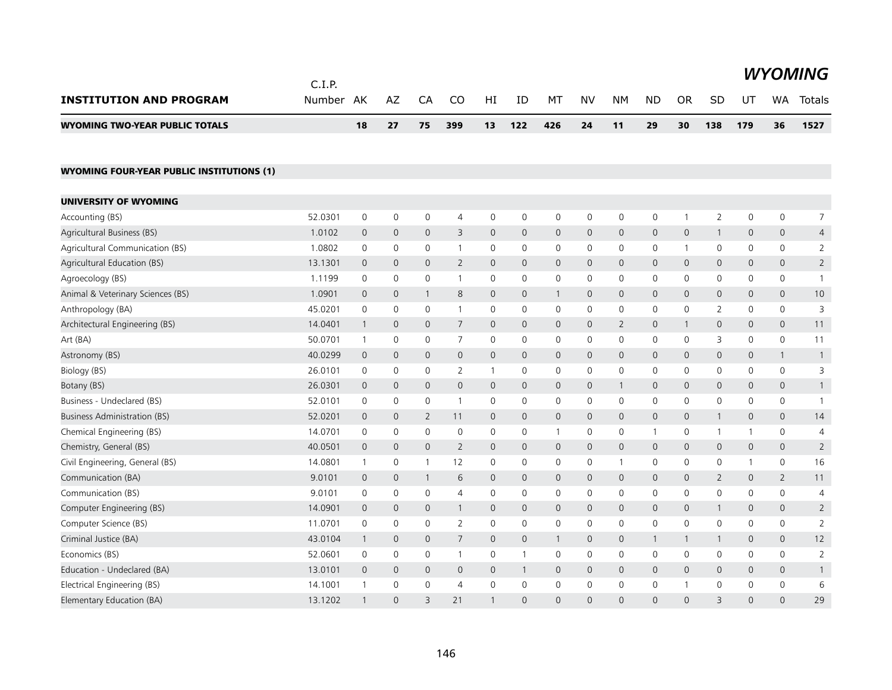# WYOMING

| INSTITUTION AND PROGRAM | C.I.P. Number | AK | AZ | CA | CO | HI | ID | MT | NV | NM | ND | OR | SD | UT | WA | Totals |
|---|---|---|---|---|---|---|---|---|---|---|---|---|---|---|---|---|
| **WYOMING TWO-YEAR PUBLIC TOTALS** | | **18** | **27** | **75** | **399** | **13** | **122** | **426** | **24** | **11** | **29** | **30** | **138** | **179** | **36** | **1527** |
| | | | | | | | | | | | | | | | | |
| **WYOMING FOUR-YEAR PUBLIC INSTITUTIONS (1)** | | | | | | | | | | | | | | | | |
| | | | | | | | | | | | | | | | | |
| **UNIVERSITY OF WYOMING** | | | | | | | | | | | | | | | | |
| Accounting (BS) | 52.0301 | 0 | 0 | 0 | 4 | 0 | 0 | 0 | 0 | 0 | 0 | 1 | 2 | 0 | 0 | 7 |
| Agricultural Business (BS) | 1.0102 | 0 | 0 | 0 | 3 | 0 | 0 | 0 | 0 | 0 | 0 | 0 | 1 | 0 | 0 | 4 |
| Agricultural Communication (BS) | 1.0802 | 0 | 0 | 0 | 1 | 0 | 0 | 0 | 0 | 0 | 0 | 1 | 0 | 0 | 0 | 2 |
| Agricultural Education (BS) | 13.1301 | 0 | 0 | 0 | 2 | 0 | 0 | 0 | 0 | 0 | 0 | 0 | 0 | 0 | 0 | 2 |
| Agroecology (BS) | 1.1199 | 0 | 0 | 0 | 1 | 0 | 0 | 0 | 0 | 0 | 0 | 0 | 0 | 0 | 0 | 1 |
| Animal & Veterinary Sciences (BS) | 1.0901 | 0 | 0 | 1 | 8 | 0 | 0 | 1 | 0 | 0 | 0 | 0 | 0 | 0 | 0 | 10 |
| Anthropology (BA) | 45.0201 | 0 | 0 | 0 | 1 | 0 | 0 | 0 | 0 | 0 | 0 | 0 | 2 | 0 | 0 | 3 |
| Architectural Engineering (BS) | 14.0401 | 1 | 0 | 0 | 7 | 0 | 0 | 0 | 0 | 2 | 0 | 1 | 0 | 0 | 0 | 11 |
| Art (BA) | 50.0701 | 1 | 0 | 0 | 7 | 0 | 0 | 0 | 0 | 0 | 0 | 0 | 3 | 0 | 0 | 11 |
| Astronomy (BS) | 40.0299 | 0 | 0 | 0 | 0 | 0 | 0 | 0 | 0 | 0 | 0 | 0 | 0 | 0 | 1 | 1 |
| Biology (BS) | 26.0101 | 0 | 0 | 0 | 2 | 1 | 0 | 0 | 0 | 0 | 0 | 0 | 0 | 0 | 0 | 3 |
| Botany (BS) | 26.0301 | 0 | 0 | 0 | 0 | 0 | 0 | 0 | 0 | 1 | 0 | 0 | 0 | 0 | 0 | 1 |
| Business - Undeclared (BS) | 52.0101 | 0 | 0 | 0 | 1 | 0 | 0 | 0 | 0 | 0 | 0 | 0 | 0 | 0 | 0 | 1 |
| Business Administration (BS) | 52.0201 | 0 | 0 | 2 | 11 | 0 | 0 | 0 | 0 | 0 | 0 | 0 | 1 | 0 | 0 | 14 |
| Chemical Engineering (BS) | 14.0701 | 0 | 0 | 0 | 0 | 0 | 0 | 1 | 0 | 0 | 1 | 0 | 1 | 1 | 0 | 4 |
| Chemistry, General (BS) | 40.0501 | 0 | 0 | 0 | 2 | 0 | 0 | 0 | 0 | 0 | 0 | 0 | 0 | 0 | 0 | 2 |
| Civil Engineering, General (BS) | 14.0801 | 1 | 0 | 1 | 12 | 0 | 0 | 0 | 0 | 1 | 0 | 0 | 0 | 1 | 0 | 16 |
| Communication (BA) | 9.0101 | 0 | 0 | 1 | 6 | 0 | 0 | 0 | 0 | 0 | 0 | 0 | 2 | 0 | 2 | 11 |
| Communication (BS) | 9.0101 | 0 | 0 | 0 | 4 | 0 | 0 | 0 | 0 | 0 | 0 | 0 | 0 | 0 | 0 | 4 |
| Computer Engineering (BS) | 14.0901 | 0 | 0 | 0 | 1 | 0 | 0 | 0 | 0 | 0 | 0 | 0 | 1 | 0 | 0 | 2 |
| Computer Science (BS) | 11.0701 | 0 | 0 | 0 | 2 | 0 | 0 | 0 | 0 | 0 | 0 | 0 | 0 | 0 | 0 | 2 |
| Criminal Justice (BA) | 43.0104 | 1 | 0 | 0 | 7 | 0 | 0 | 1 | 0 | 0 | 1 | 1 | 1 | 0 | 0 | 12 |
| Economics (BS) | 52.0601 | 0 | 0 | 0 | 1 | 0 | 1 | 0 | 0 | 0 | 0 | 0 | 0 | 0 | 0 | 2 |
| Education - Undeclared (BA) | 13.0101 | 0 | 0 | 0 | 0 | 0 | 1 | 0 | 0 | 0 | 0 | 0 | 0 | 0 | 0 | 1 |
| Electrical Engineering (BS) | 14.1001 | 1 | 0 | 0 | 4 | 0 | 0 | 0 | 0 | 0 | 0 | 1 | 0 | 0 | 0 | 6 |
| Elementary Education (BA) | 13.1202 | 1 | 0 | 3 | 21 | 1 | 0 | 0 | 0 | 0 | 0 | 0 | 3 | 0 | 0 | 29 |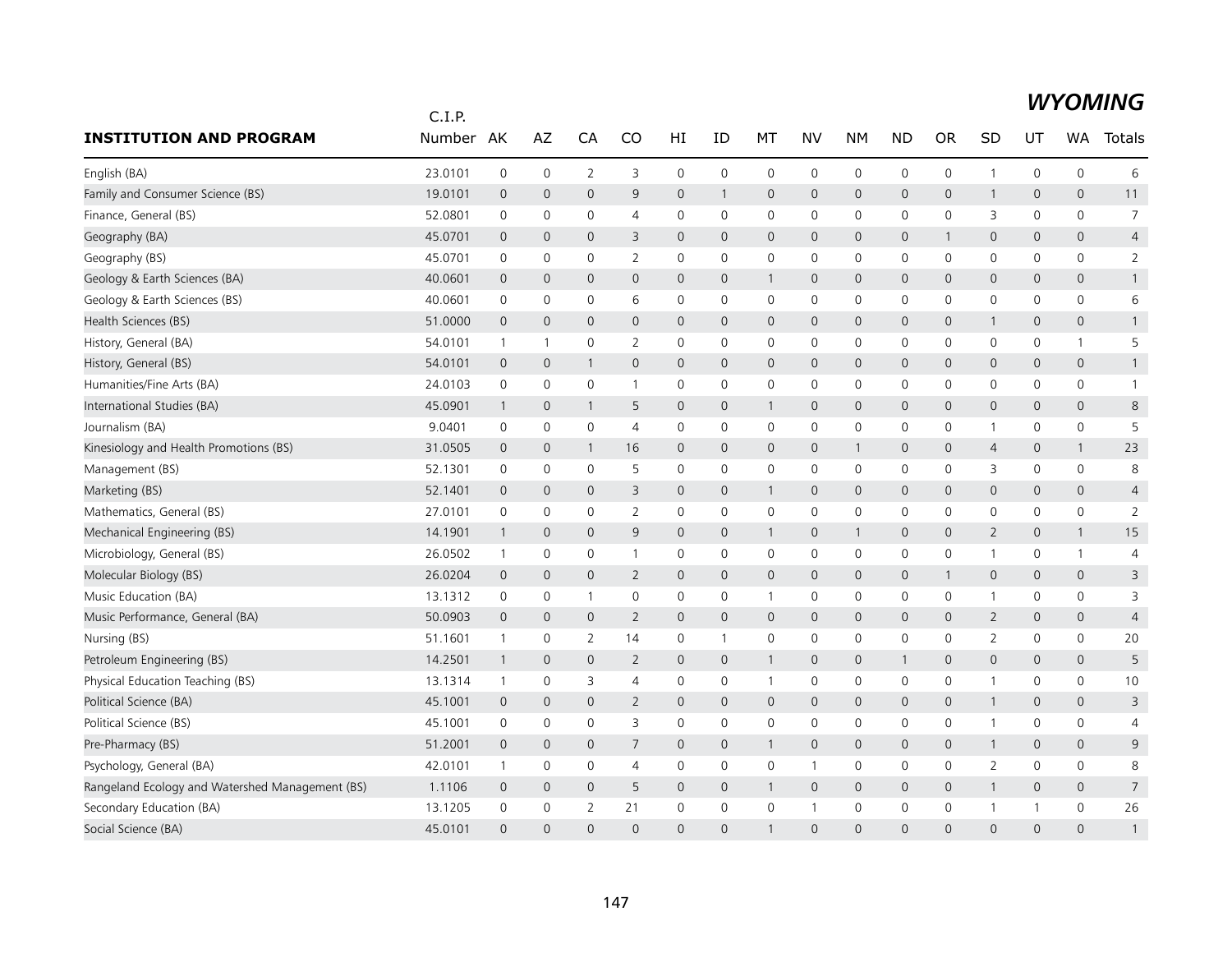# WYOMING

| INSTITUTION AND PROGRAM | C.I.P. Number | AK | AZ | CA | CO | HI | ID | MT | NV | NM | ND | OR | SD | UT | WA | Totals |
|---|---|---|---|---|---|---|---|---|---|---|---|---|---|---|---|---|
| English (BA) | 23.0101 | 0 | 0 | 2 | 3 | 0 | 0 | 0 | 0 | 0 | 0 | 0 | 1 | 0 | 0 | 6 |
| Family and Consumer Science (BS) | 19.0101 | 0 | 0 | 0 | 9 | 0 | 1 | 0 | 0 | 0 | 0 | 0 | 1 | 0 | 0 | 11 |
| Finance, General (BS) | 52.0801 | 0 | 0 | 0 | 4 | 0 | 0 | 0 | 0 | 0 | 0 | 0 | 3 | 0 | 0 | 7 |
| Geography (BA) | 45.0701 | 0 | 0 | 0 | 3 | 0 | 0 | 0 | 0 | 0 | 0 | 1 | 0 | 0 | 0 | 4 |
| Geography (BS) | 45.0701 | 0 | 0 | 0 | 2 | 0 | 0 | 0 | 0 | 0 | 0 | 0 | 0 | 0 | 0 | 2 |
| Geology & Earth Sciences (BA) | 40.0601 | 0 | 0 | 0 | 0 | 0 | 0 | 1 | 0 | 0 | 0 | 0 | 0 | 0 | 0 | 1 |
| Geology & Earth Sciences (BS) | 40.0601 | 0 | 0 | 0 | 6 | 0 | 0 | 0 | 0 | 0 | 0 | 0 | 0 | 0 | 0 | 6 |
| Health Sciences (BS) | 51.0000 | 0 | 0 | 0 | 0 | 0 | 0 | 0 | 0 | 0 | 0 | 0 | 1 | 0 | 0 | 1 |
| History, General (BA) | 54.0101 | 1 | 1 | 0 | 2 | 0 | 0 | 0 | 0 | 0 | 0 | 0 | 0 | 0 | 1 | 5 |
| History, General (BS) | 54.0101 | 0 | 0 | 1 | 0 | 0 | 0 | 0 | 0 | 0 | 0 | 0 | 0 | 0 | 0 | 1 |
| Humanities/Fine Arts (BA) | 24.0103 | 0 | 0 | 0 | 1 | 0 | 0 | 0 | 0 | 0 | 0 | 0 | 0 | 0 | 0 | 1 |
| International Studies (BA) | 45.0901 | 1 | 0 | 1 | 5 | 0 | 0 | 1 | 0 | 0 | 0 | 0 | 0 | 0 | 0 | 8 |
| Journalism (BA) | 9.0401 | 0 | 0 | 0 | 4 | 0 | 0 | 0 | 0 | 0 | 0 | 0 | 1 | 0 | 0 | 5 |
| Kinesiology and Health Promotions (BS) | 31.0505 | 0 | 0 | 1 | 16 | 0 | 0 | 0 | 0 | 1 | 0 | 0 | 4 | 0 | 1 | 23 |
| Management (BS) | 52.1301 | 0 | 0 | 0 | 5 | 0 | 0 | 0 | 0 | 0 | 0 | 0 | 3 | 0 | 0 | 8 |
| Marketing (BS) | 52.1401 | 0 | 0 | 0 | 3 | 0 | 0 | 1 | 0 | 0 | 0 | 0 | 0 | 0 | 0 | 4 |
| Mathematics, General (BS) | 27.0101 | 0 | 0 | 0 | 2 | 0 | 0 | 0 | 0 | 0 | 0 | 0 | 0 | 0 | 0 | 2 |
| Mechanical Engineering (BS) | 14.1901 | 1 | 0 | 0 | 9 | 0 | 0 | 1 | 0 | 1 | 0 | 0 | 2 | 0 | 1 | 15 |
| Microbiology, General (BS) | 26.0502 | 1 | 0 | 0 | 1 | 0 | 0 | 0 | 0 | 0 | 0 | 0 | 1 | 0 | 1 | 4 |
| Molecular Biology (BS) | 26.0204 | 0 | 0 | 0 | 2 | 0 | 0 | 0 | 0 | 0 | 0 | 1 | 0 | 0 | 0 | 3 |
| Music Education (BA) | 13.1312 | 0 | 0 | 1 | 0 | 0 | 0 | 1 | 0 | 0 | 0 | 0 | 1 | 0 | 0 | 3 |
| Music Performance, General (BA) | 50.0903 | 0 | 0 | 0 | 2 | 0 | 0 | 0 | 0 | 0 | 0 | 0 | 2 | 0 | 0 | 4 |
| Nursing (BS) | 51.1601 | 1 | 0 | 2 | 14 | 0 | 1 | 0 | 0 | 0 | 0 | 0 | 2 | 0 | 0 | 20 |
| Petroleum Engineering (BS) | 14.2501 | 1 | 0 | 0 | 2 | 0 | 0 | 1 | 0 | 0 | 1 | 0 | 0 | 0 | 0 | 5 |
| Physical Education Teaching (BS) | 13.1314 | 1 | 0 | 3 | 4 | 0 | 0 | 1 | 0 | 0 | 0 | 0 | 1 | 0 | 0 | 10 |
| Political Science (BA) | 45.1001 | 0 | 0 | 0 | 2 | 0 | 0 | 0 | 0 | 0 | 0 | 0 | 1 | 0 | 0 | 3 |
| Political Science (BS) | 45.1001 | 0 | 0 | 0 | 3 | 0 | 0 | 0 | 0 | 0 | 0 | 0 | 1 | 0 | 0 | 4 |
| Pre-Pharmacy (BS) | 51.2001 | 0 | 0 | 0 | 7 | 0 | 0 | 1 | 0 | 0 | 0 | 0 | 1 | 0 | 0 | 9 |
| Psychology, General (BA) | 42.0101 | 1 | 0 | 0 | 4 | 0 | 0 | 0 | 1 | 0 | 0 | 0 | 2 | 0 | 0 | 8 |
| Rangeland Ecology and Watershed Management (BS) | 1.1106 | 0 | 0 | 0 | 5 | 0 | 0 | 1 | 0 | 0 | 0 | 0 | 1 | 0 | 0 | 7 |
| Secondary Education (BA) | 13.1205 | 0 | 0 | 2 | 21 | 0 | 0 | 0 | 1 | 0 | 0 | 0 | 1 | 1 | 0 | 26 |
| Social Science (BA) | 45.0101 | 0 | 0 | 0 | 0 | 0 | 0 | 1 | 0 | 0 | 0 | 0 | 0 | 0 | 0 | 1 |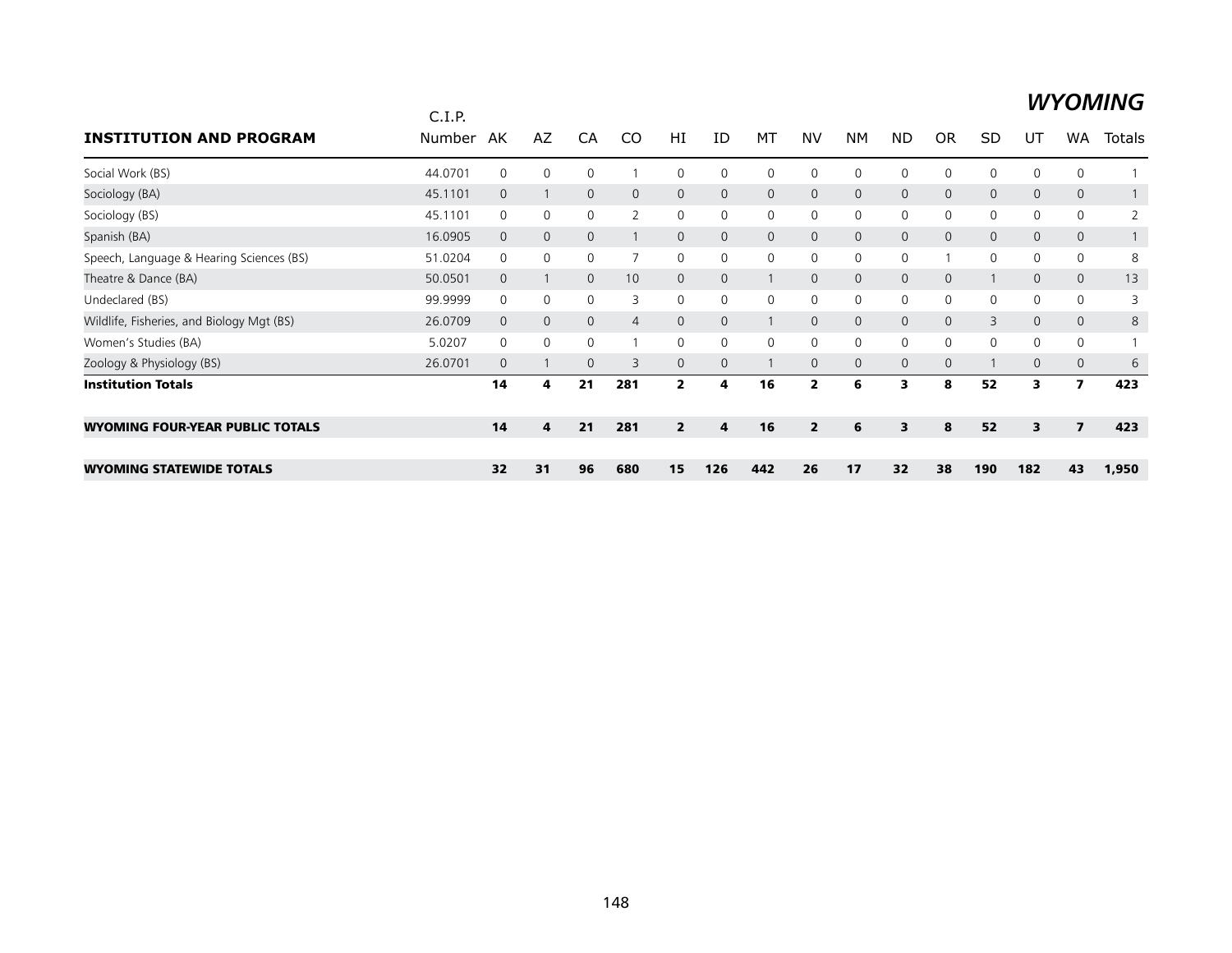## WYOMING

| INSTITUTION AND PROGRAM | C.I.P. Number | AK | AZ | CA | CO | HI | ID | MT | NV | NM | ND | OR | SD | UT | WA | Totals |
|---|---|---|---|---|---|---|---|---|---|---|---|---|---|---|---|---|
| Social Work (BS) | 44.0701 | 0 | 0 | 0 | 1 | 0 | 0 | 0 | 0 | 0 | 0 | 0 | 0 | 0 | 0 | 1 |
| Sociology (BA) | 45.1101 | 0 | 1 | 0 | 0 | 0 | 0 | 0 | 0 | 0 | 0 | 0 | 0 | 0 | 0 | 1 |
| Sociology (BS) | 45.1101 | 0 | 0 | 0 | 2 | 0 | 0 | 0 | 0 | 0 | 0 | 0 | 0 | 0 | 0 | 2 |
| Spanish (BA) | 16.0905 | 0 | 0 | 0 | 1 | 0 | 0 | 0 | 0 | 0 | 0 | 0 | 0 | 0 | 0 | 1 |
| Speech, Language & Hearing Sciences (BS) | 51.0204 | 0 | 0 | 0 | 7 | 0 | 0 | 0 | 0 | 0 | 0 | 1 | 0 | 0 | 0 | 8 |
| Theatre & Dance (BA) | 50.0501 | 0 | 1 | 0 | 10 | 0 | 0 | 1 | 0 | 0 | 0 | 0 | 1 | 0 | 0 | 13 |
| Undeclared (BS) | 99.9999 | 0 | 0 | 0 | 3 | 0 | 0 | 0 | 0 | 0 | 0 | 0 | 0 | 0 | 0 | 3 |
| Wildlife, Fisheries, and Biology Mgt (BS) | 26.0709 | 0 | 0 | 0 | 4 | 0 | 0 | 1 | 0 | 0 | 0 | 0 | 3 | 0 | 0 | 8 |
| Women's Studies (BA) | 5.0207 | 0 | 0 | 0 | 1 | 0 | 0 | 0 | 0 | 0 | 0 | 0 | 0 | 0 | 0 | 1 |
| Zoology & Physiology (BS) | 26.0701 | 0 | 1 | 0 | 3 | 0 | 0 | 1 | 0 | 0 | 0 | 0 | 1 | 0 | 0 | 6 |
| **Institution Totals** | | **14** | **4** | **21** | **281** | **2** | **4** | **16** | **2** | **6** | **3** | **8** | **52** | **3** | **7** | **423** |
| **WYOMING FOUR-YEAR PUBLIC TOTALS** | | **14** | **4** | **21** | **281** | **2** | **4** | **16** | **2** | **6** | **3** | **8** | **52** | **3** | **7** | **423** |
| **WYOMING STATEWIDE TOTALS** | | **32** | **31** | **96** | **680** | **15** | **126** | **442** | **26** | **17** | **32** | **38** | **190** | **182** | **43** | **1,950** |